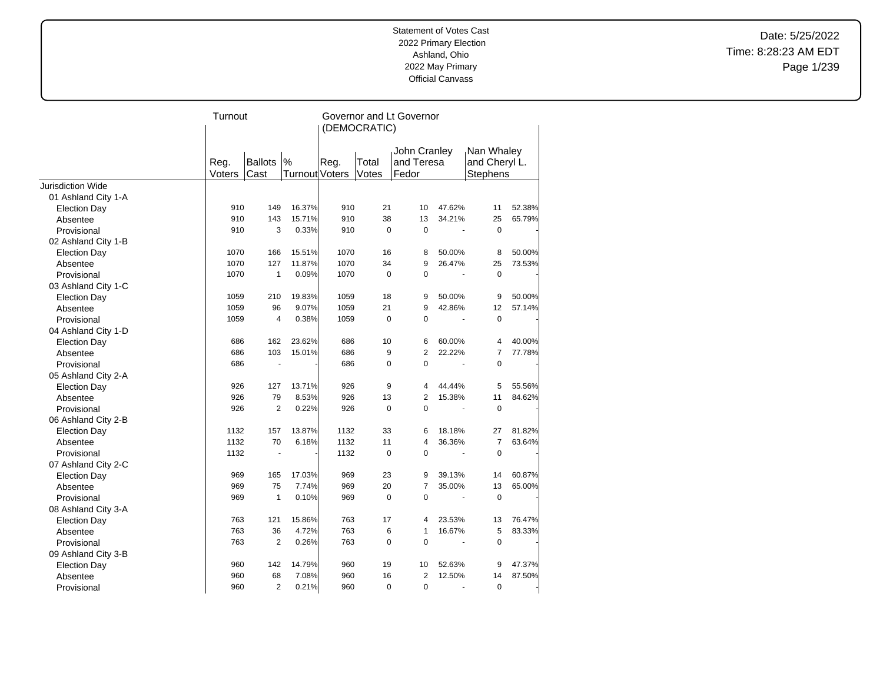Statement of Votes Cast
2022 Primary Election
Ashland, Ohio
2022 May Primary
Official Canvass

Date: 5/25/2022
Time: 8:28:23 AM EDT

| | Turnout | | | Governor and Lt Governor (DEMOCRATIC) | | | | | |
|---|---|---|---|---|---|---|---|---|---|
| | Reg. Voters | Ballots Cast | % Turnout | Reg. Voters | Total Votes | John Cranley and Teresa Fedor | | Nan Whaley and Cheryl L. Stephens | |
| Jurisdiction Wide | | | | | | | | | |
| 01 Ashland City 1-A | | | | | | | | | |
| Election Day | 910 | 149 | 16.37% | 910 | 21 | 10 | 47.62% | 11 | 52.38% |
| Absentee | 910 | 143 | 15.71% | 910 | 38 | 13 | 34.21% | 25 | 65.79% |
| Provisional | 910 | 3 | 0.33% | 910 | 0 | 0 | - | 0 | - |
| 02 Ashland City 1-B | | | | | | | | | |
| Election Day | 1070 | 166 | 15.51% | 1070 | 16 | 8 | 50.00% | 8 | 50.00% |
| Absentee | 1070 | 127 | 11.87% | 1070 | 34 | 9 | 26.47% | 25 | 73.53% |
| Provisional | 1070 | 1 | 0.09% | 1070 | 0 | 0 | - | 0 | - |
| 03 Ashland City 1-C | | | | | | | | | |
| Election Day | 1059 | 210 | 19.83% | 1059 | 18 | 9 | 50.00% | 9 | 50.00% |
| Absentee | 1059 | 96 | 9.07% | 1059 | 21 | 9 | 42.86% | 12 | 57.14% |
| Provisional | 1059 | 4 | 0.38% | 1059 | 0 | 0 | - | 0 | - |
| 04 Ashland City 1-D | | | | | | | | | |
| Election Day | 686 | 162 | 23.62% | 686 | 10 | 6 | 60.00% | 4 | 40.00% |
| Absentee | 686 | 103 | 15.01% | 686 | 9 | 2 | 22.22% | 7 | 77.78% |
| Provisional | 686 | - | - | 686 | 0 | 0 | - | 0 | - |
| 05 Ashland City 2-A | | | | | | | | | |
| Election Day | 926 | 127 | 13.71% | 926 | 9 | 4 | 44.44% | 5 | 55.56% |
| Absentee | 926 | 79 | 8.53% | 926 | 13 | 2 | 15.38% | 11 | 84.62% |
| Provisional | 926 | 2 | 0.22% | 926 | 0 | 0 | - | 0 | - |
| 06 Ashland City 2-B | | | | | | | | | |
| Election Day | 1132 | 157 | 13.87% | 1132 | 33 | 6 | 18.18% | 27 | 81.82% |
| Absentee | 1132 | 70 | 6.18% | 1132 | 11 | 4 | 36.36% | 7 | 63.64% |
| Provisional | 1132 | - | - | 1132 | 0 | 0 | - | 0 | - |
| 07 Ashland City 2-C | | | | | | | | | |
| Election Day | 969 | 165 | 17.03% | 969 | 23 | 9 | 39.13% | 14 | 60.87% |
| Absentee | 969 | 75 | 7.74% | 969 | 20 | 7 | 35.00% | 13 | 65.00% |
| Provisional | 969 | 1 | 0.10% | 969 | 0 | 0 | - | 0 | - |
| 08 Ashland City 3-A | | | | | | | | | |
| Election Day | 763 | 121 | 15.86% | 763 | 17 | 4 | 23.53% | 13 | 76.47% |
| Absentee | 763 | 36 | 4.72% | 763 | 6 | 1 | 16.67% | 5 | 83.33% |
| Provisional | 763 | 2 | 0.26% | 763 | 0 | 0 | - | 0 | - |
| 09 Ashland City 3-B | | | | | | | | | |
| Election Day | 960 | 142 | 14.79% | 960 | 19 | 10 | 52.63% | 9 | 47.37% |
| Absentee | 960 | 68 | 7.08% | 960 | 16 | 2 | 12.50% | 14 | 87.50% |
| Provisional | 960 | 2 | 0.21% | 960 | 0 | 0 | - | 0 | - |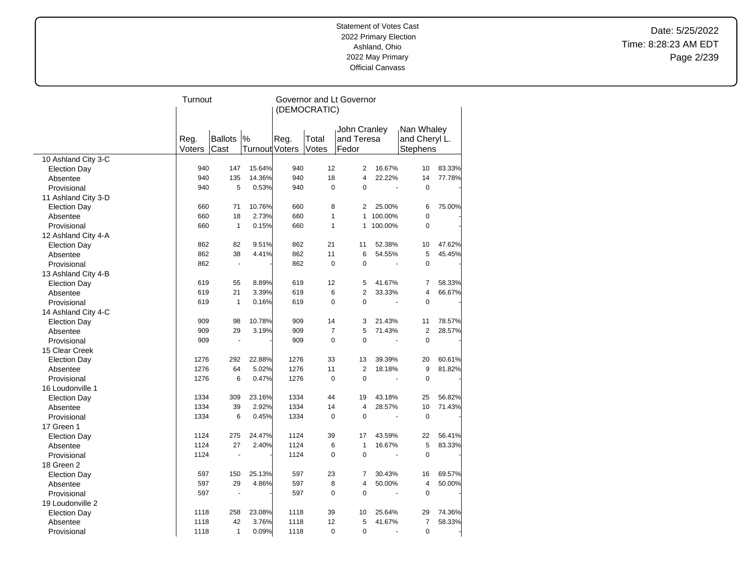Statement of Votes Cast
2022 Primary Election
Ashland, Ohio
2022 May Primary
Official Canvass

Date: 5/25/2022
Time: 8:28:23 AM EDT

| | Turnout | | | Governor and Lt Governor (DEMOCRATIC) | | | | | |
|---|---|---|---|---|---|---|---|---|---|
| | Reg. Voters | Ballots Cast | % Turnout | Reg. Voters | Total Votes | John Cranley and Teresa Fedor | | Nan Whaley and Cheryl L. Stephens | |
| 10 Ashland City 3-C | | | | | | | | | |
| Election Day | 940 | 147 | 15.64% | 940 | 12 | 2 | 16.67% | 10 | 83.33% |
| Absentee | 940 | 135 | 14.36% | 940 | 18 | 4 | 22.22% | 14 | 77.78% |
| Provisional | 940 | 5 | 0.53% | 940 | 0 | 0 | - | 0 | - |
| 11 Ashland City 3-D | | | | | | | | | |
| Election Day | 660 | 71 | 10.76% | 660 | 8 | 2 | 25.00% | 6 | 75.00% |
| Absentee | 660 | 18 | 2.73% | 660 | 1 | 1 | 100.00% | 0 | - |
| Provisional | 660 | 1 | 0.15% | 660 | 1 | 1 | 100.00% | 0 | - |
| 12 Ashland City 4-A | | | | | | | | | |
| Election Day | 862 | 82 | 9.51% | 862 | 21 | 11 | 52.38% | 10 | 47.62% |
| Absentee | 862 | 38 | 4.41% | 862 | 11 | 6 | 54.55% | 5 | 45.45% |
| Provisional | 862 | - | - | 862 | 0 | 0 | - | 0 | - |
| 13 Ashland City 4-B | | | | | | | | | |
| Election Day | 619 | 55 | 8.89% | 619 | 12 | 5 | 41.67% | 7 | 58.33% |
| Absentee | 619 | 21 | 3.39% | 619 | 6 | 2 | 33.33% | 4 | 66.67% |
| Provisional | 619 | 1 | 0.16% | 619 | 0 | 0 | - | 0 | - |
| 14 Ashland City 4-C | | | | | | | | | |
| Election Day | 909 | 98 | 10.78% | 909 | 14 | 3 | 21.43% | 11 | 78.57% |
| Absentee | 909 | 29 | 3.19% | 909 | 7 | 5 | 71.43% | 2 | 28.57% |
| Provisional | 909 | - | - | 909 | 0 | 0 | - | 0 | - |
| 15 Clear Creek | | | | | | | | | |
| Election Day | 1276 | 292 | 22.88% | 1276 | 33 | 13 | 39.39% | 20 | 60.61% |
| Absentee | 1276 | 64 | 5.02% | 1276 | 11 | 2 | 18.18% | 9 | 81.82% |
| Provisional | 1276 | 6 | 0.47% | 1276 | 0 | 0 | - | 0 | - |
| 16 Loudonville 1 | | | | | | | | | |
| Election Day | 1334 | 309 | 23.16% | 1334 | 44 | 19 | 43.18% | 25 | 56.82% |
| Absentee | 1334 | 39 | 2.92% | 1334 | 14 | 4 | 28.57% | 10 | 71.43% |
| Provisional | 1334 | 6 | 0.45% | 1334 | 0 | 0 | - | 0 | - |
| 17 Green 1 | | | | | | | | | |
| Election Day | 1124 | 275 | 24.47% | 1124 | 39 | 17 | 43.59% | 22 | 56.41% |
| Absentee | 1124 | 27 | 2.40% | 1124 | 6 | 1 | 16.67% | 5 | 83.33% |
| Provisional | 1124 | - | - | 1124 | 0 | 0 | - | 0 | - |
| 18 Green 2 | | | | | | | | | |
| Election Day | 597 | 150 | 25.13% | 597 | 23 | 7 | 30.43% | 16 | 69.57% |
| Absentee | 597 | 29 | 4.86% | 597 | 8 | 4 | 50.00% | 4 | 50.00% |
| Provisional | 597 | - | - | 597 | 0 | 0 | - | 0 | - |
| 19 Loudonville 2 | | | | | | | | | |
| Election Day | 1118 | 258 | 23.08% | 1118 | 39 | 10 | 25.64% | 29 | 74.36% |
| Absentee | 1118 | 42 | 3.76% | 1118 | 12 | 5 | 41.67% | 7 | 58.33% |
| Provisional | 1118 | 1 | 0.09% | 1118 | 0 | 0 | - | 0 | - |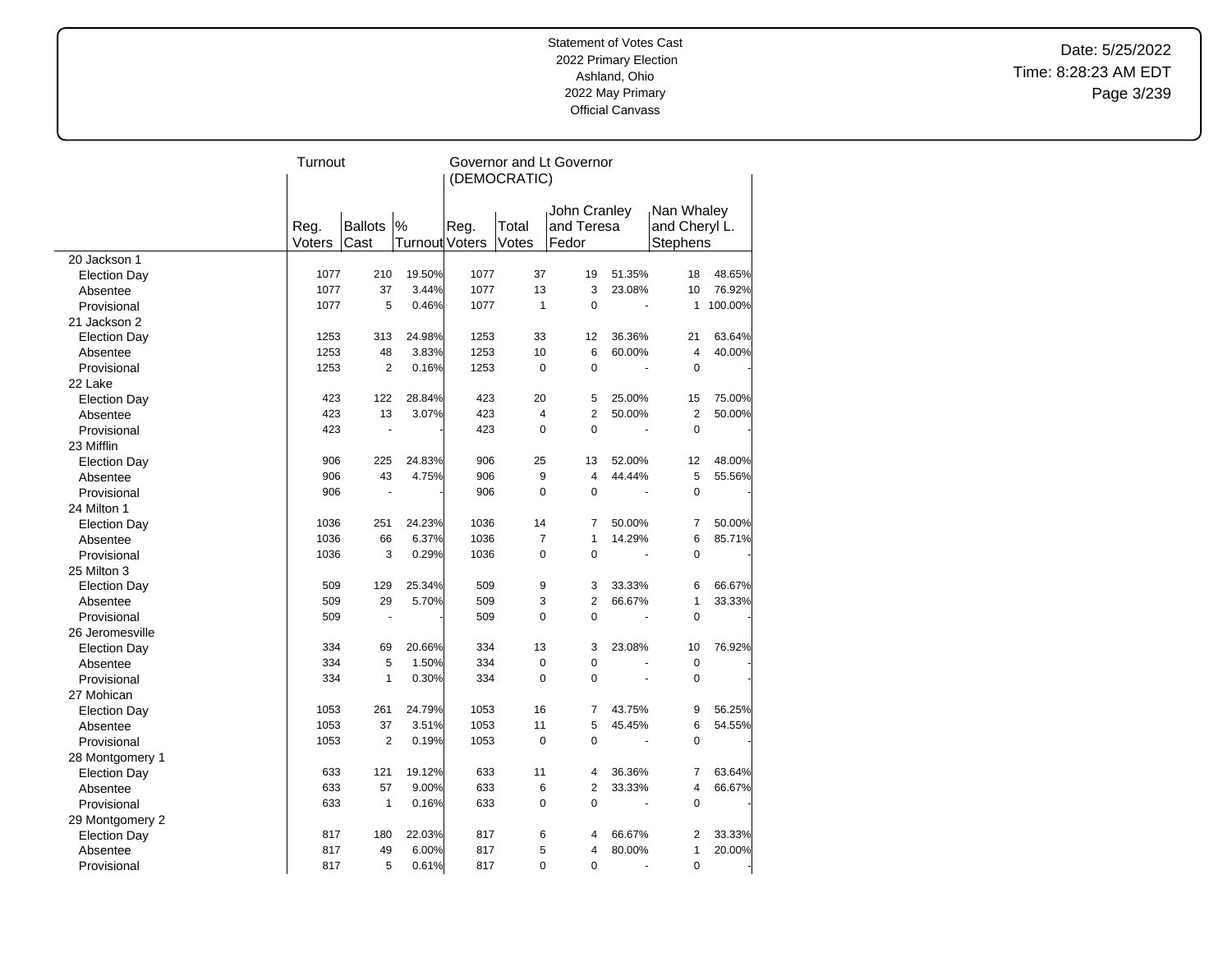Statement of Votes Cast
2022 Primary Election
Ashland, Ohio
2022 May Primary
Official Canvass

| | Turnout | | | Governor and Lt Governor (DEMOCRATIC) | | | | | |
|---|---|---|---|---|---|---|---|---|---|
| | Reg. Voters | Ballots Cast | % Turnout | Reg. Voters | Total Votes | John Cranley and Teresa Fedor | | Nan Whaley and Cheryl L. Stephens | |
| 20 Jackson 1 | | | | | | | | | |
| Election Day | 1077 | 210 | 19.50% | 1077 | 37 | 19 | 51.35% | 18 | 48.65% |
| Absentee | 1077 | 37 | 3.44% | 1077 | 13 | 3 | 23.08% | 10 | 76.92% |
| Provisional | 1077 | 5 | 0.46% | 1077 | 1 | 0 | - | 1 | 100.00% |
| 21 Jackson 2 | | | | | | | | | |
| Election Day | 1253 | 313 | 24.98% | 1253 | 33 | 12 | 36.36% | 21 | 63.64% |
| Absentee | 1253 | 48 | 3.83% | 1253 | 10 | 6 | 60.00% | 4 | 40.00% |
| Provisional | 1253 | 2 | 0.16% | 1253 | 0 | 0 | - | 0 | - |
| 22 Lake | | | | | | | | | |
| Election Day | 423 | 122 | 28.84% | 423 | 20 | 5 | 25.00% | 15 | 75.00% |
| Absentee | 423 | 13 | 3.07% | 423 | 4 | 2 | 50.00% | 2 | 50.00% |
| Provisional | 423 | - | - | 423 | 0 | 0 | - | 0 | - |
| 23 Mifflin | | | | | | | | | |
| Election Day | 906 | 225 | 24.83% | 906 | 25 | 13 | 52.00% | 12 | 48.00% |
| Absentee | 906 | 43 | 4.75% | 906 | 9 | 4 | 44.44% | 5 | 55.56% |
| Provisional | 906 | - | - | 906 | 0 | 0 | - | 0 | - |
| 24 Milton 1 | | | | | | | | | |
| Election Day | 1036 | 251 | 24.23% | 1036 | 14 | 7 | 50.00% | 7 | 50.00% |
| Absentee | 1036 | 66 | 6.37% | 1036 | 7 | 1 | 14.29% | 6 | 85.71% |
| Provisional | 1036 | 3 | 0.29% | 1036 | 0 | 0 | - | 0 | - |
| 25 Milton 3 | | | | | | | | | |
| Election Day | 509 | 129 | 25.34% | 509 | 9 | 3 | 33.33% | 6 | 66.67% |
| Absentee | 509 | 29 | 5.70% | 509 | 3 | 2 | 66.67% | 1 | 33.33% |
| Provisional | 509 | - | - | 509 | 0 | 0 | - | 0 | - |
| 26 Jeromesville | | | | | | | | | |
| Election Day | 334 | 69 | 20.66% | 334 | 13 | 3 | 23.08% | 10 | 76.92% |
| Absentee | 334 | 5 | 1.50% | 334 | 0 | 0 | - | 0 | - |
| Provisional | 334 | 1 | 0.30% | 334 | 0 | 0 | - | 0 | - |
| 27 Mohican | | | | | | | | | |
| Election Day | 1053 | 261 | 24.79% | 1053 | 16 | 7 | 43.75% | 9 | 56.25% |
| Absentee | 1053 | 37 | 3.51% | 1053 | 11 | 5 | 45.45% | 6 | 54.55% |
| Provisional | 1053 | 2 | 0.19% | 1053 | 0 | 0 | - | 0 | - |
| 28 Montgomery 1 | | | | | | | | | |
| Election Day | 633 | 121 | 19.12% | 633 | 11 | 4 | 36.36% | 7 | 63.64% |
| Absentee | 633 | 57 | 9.00% | 633 | 6 | 2 | 33.33% | 4 | 66.67% |
| Provisional | 633 | 1 | 0.16% | 633 | 0 | 0 | - | 0 | - |
| 29 Montgomery 2 | | | | | | | | | |
| Election Day | 817 | 180 | 22.03% | 817 | 6 | 4 | 66.67% | 2 | 33.33% |
| Absentee | 817 | 49 | 6.00% | 817 | 5 | 4 | 80.00% | 1 | 20.00% |
| Provisional | 817 | 5 | 0.61% | 817 | 0 | 0 | - | 0 | - |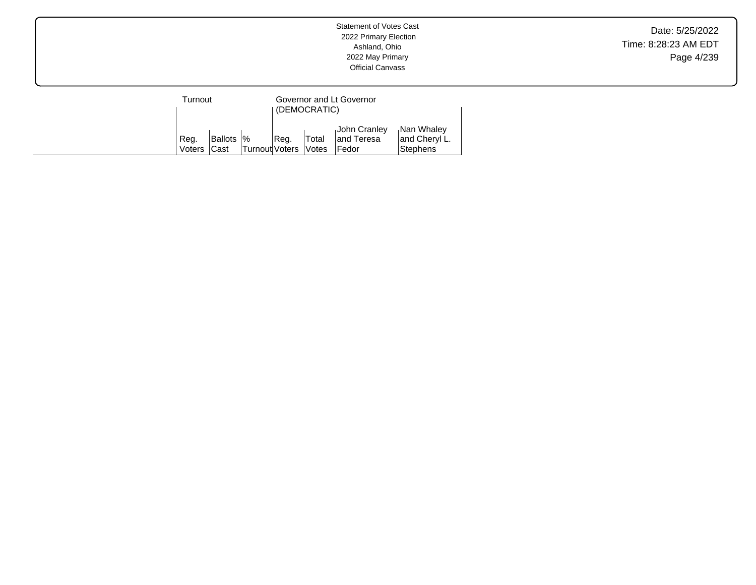Statement of Votes Cast
2022 Primary Election
Ashland, Ohio
2022 May Primary
Official Canvass

Date: 5/25/2022
Time: 8:28:23 AM EDT

| | Turnout | | | Governor and Lt Governor (DEMOCRATIC) | | | |
|---|---|---|---|---|---|---|---|
| | Reg. Voters | Ballots Cast | % Turnout | Reg. Voters | Total Votes | John Cranley and Teresa Fedor | Nan Whaley and Cheryl L. Stephens |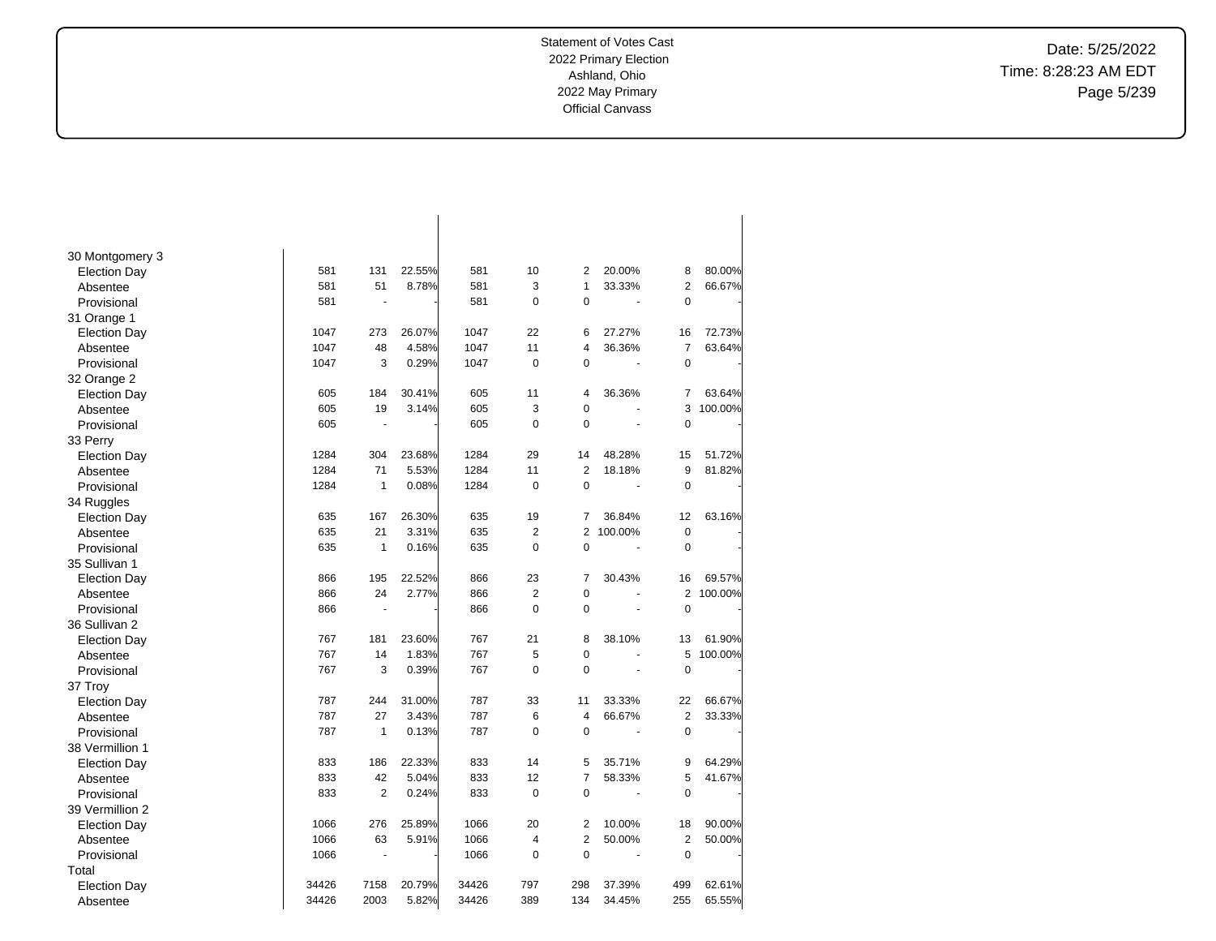| | | | | | | | | | |
|---|---|---|---|---|---|---|---|---|---|
| **30 Montgomery 3** | | | | | | | | | |
| Election Day | 581 | 131 | 22.55% | 581 | 10 | 2 | 20.00% | 8 | 80.00% |
| Absentee | 581 | 51 | 8.78% | 581 | 3 | 1 | 33.33% | 2 | 66.67% |
| Provisional | 581 | - | - | 581 | 0 | 0 | - | 0 | - |
| **31 Orange 1** | | | | | | | | | |
| Election Day | 1047 | 273 | 26.07% | 1047 | 22 | 6 | 27.27% | 16 | 72.73% |
| Absentee | 1047 | 48 | 4.58% | 1047 | 11 | 4 | 36.36% | 7 | 63.64% |
| Provisional | 1047 | 3 | 0.29% | 1047 | 0 | 0 | - | 0 | - |
| **32 Orange 2** | | | | | | | | | |
| Election Day | 605 | 184 | 30.41% | 605 | 11 | 4 | 36.36% | 7 | 63.64% |
| Absentee | 605 | 19 | 3.14% | 605 | 3 | 0 | - | 3 | 100.00% |
| Provisional | 605 | - | - | 605 | 0 | 0 | - | 0 | - |
| **33 Perry** | | | | | | | | | |
| Election Day | 1284 | 304 | 23.68% | 1284 | 29 | 14 | 48.28% | 15 | 51.72% |
| Absentee | 1284 | 71 | 5.53% | 1284 | 11 | 2 | 18.18% | 9 | 81.82% |
| Provisional | 1284 | 1 | 0.08% | 1284 | 0 | 0 | - | 0 | - |
| **34 Ruggles** | | | | | | | | | |
| Election Day | 635 | 167 | 26.30% | 635 | 19 | 7 | 36.84% | 12 | 63.16% |
| Absentee | 635 | 21 | 3.31% | 635 | 2 | 2 | 100.00% | 0 | - |
| Provisional | 635 | 1 | 0.16% | 635 | 0 | 0 | - | 0 | - |
| **35 Sullivan 1** | | | | | | | | | |
| Election Day | 866 | 195 | 22.52% | 866 | 23 | 7 | 30.43% | 16 | 69.57% |
| Absentee | 866 | 24 | 2.77% | 866 | 2 | 0 | - | 2 | 100.00% |
| Provisional | 866 | - | - | 866 | 0 | 0 | - | 0 | - |
| **36 Sullivan 2** | | | | | | | | | |
| Election Day | 767 | 181 | 23.60% | 767 | 21 | 8 | 38.10% | 13 | 61.90% |
| Absentee | 767 | 14 | 1.83% | 767 | 5 | 0 | - | 5 | 100.00% |
| Provisional | 767 | 3 | 0.39% | 767 | 0 | 0 | - | 0 | - |
| **37 Troy** | | | | | | | | | |
| Election Day | 787 | 244 | 31.00% | 787 | 33 | 11 | 33.33% | 22 | 66.67% |
| Absentee | 787 | 27 | 3.43% | 787 | 6 | 4 | 66.67% | 2 | 33.33% |
| Provisional | 787 | 1 | 0.13% | 787 | 0 | 0 | - | 0 | - |
| **38 Vermillion 1** | | | | | | | | | |
| Election Day | 833 | 186 | 22.33% | 833 | 14 | 5 | 35.71% | 9 | 64.29% |
| Absentee | 833 | 42 | 5.04% | 833 | 12 | 7 | 58.33% | 5 | 41.67% |
| Provisional | 833 | 2 | 0.24% | 833 | 0 | 0 | - | 0 | - |
| **39 Vermillion 2** | | | | | | | | | |
| Election Day | 1066 | 276 | 25.89% | 1066 | 20 | 2 | 10.00% | 18 | 90.00% |
| Absentee | 1066 | 63 | 5.91% | 1066 | 4 | 2 | 50.00% | 2 | 50.00% |
| Provisional | 1066 | - | - | 1066 | 0 | 0 | - | 0 | - |
| **Total** | | | | | | | | | |
| Election Day | 34426 | 7158 | 20.79% | 34426 | 797 | 298 | 37.39% | 499 | 62.61% |
| Absentee | 34426 | 2003 | 5.82% | 34426 | 389 | 134 | 34.45% | 255 | 65.55% |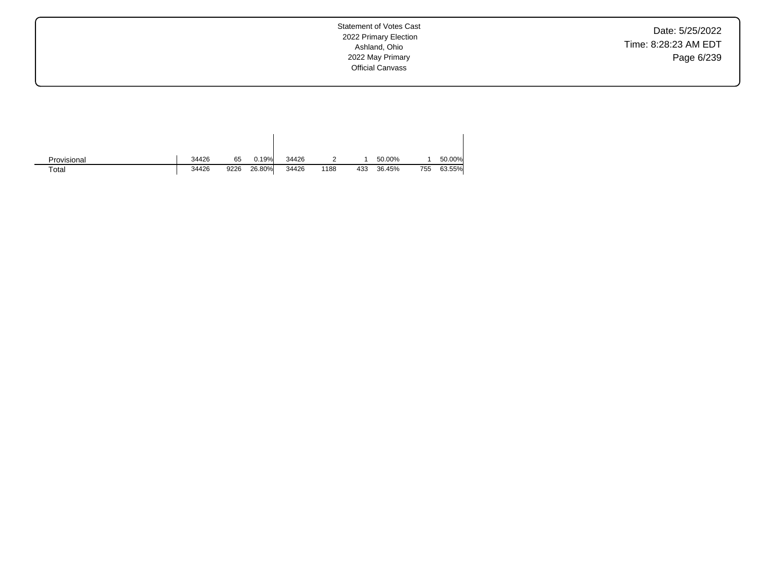|  |  |  |  |  |  |  |  |  |  |
|---|---|---|---|---|---|---|---|---|---|
| Provisional | 34426 | 65 | 0.19% | 34426 | 2 | 1 | 50.00% | 1 | 50.00% |
| Total | 34426 | 9226 | 26.80% | 34426 | 1188 | 433 | 36.45% | 755 | 63.55% |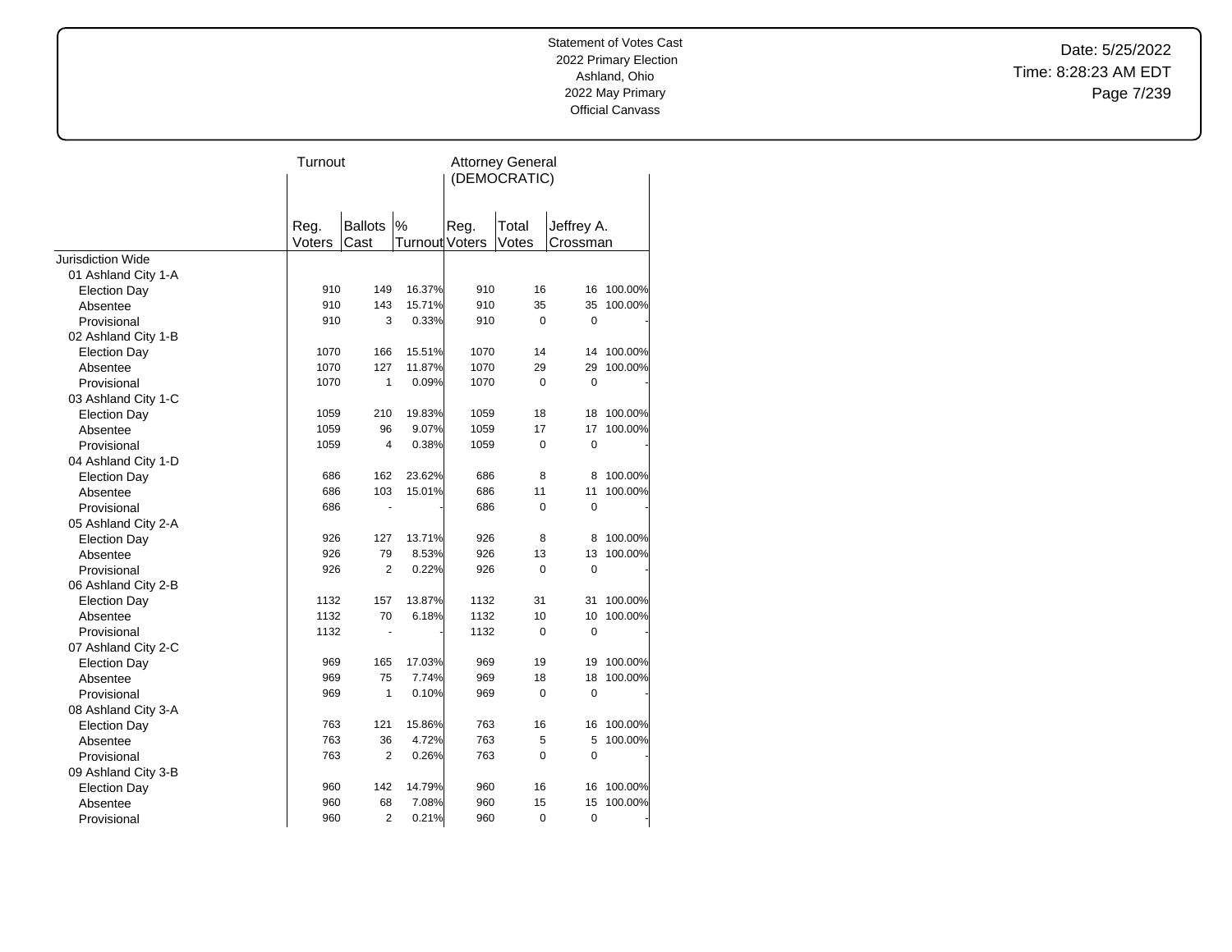Statement of Votes Cast
2022 Primary Election
Ashland, Ohio
2022 May Primary
Official Canvass

Date: 5/25/2022
Time: 8:28:23 AM EDT

| | Turnout | | | Attorney General (DEMOCRATIC) | | | |
|---|---|---|---|---|---|---|---|
| | Reg. Voters | Ballots Cast | % Turnout | Reg. Voters | Total Votes | Jeffrey A. Crossman | |
| Jurisdiction Wide | | | | | | | |
| 01 Ashland City 1-A | | | | | | | |
| Election Day | 910 | 149 | 16.37% | 910 | 16 | 16 | 100.00% |
| Absentee | 910 | 143 | 15.71% | 910 | 35 | 35 | 100.00% |
| Provisional | 910 | 3 | 0.33% | 910 | 0 | 0 | - |
| 02 Ashland City 1-B | | | | | | | |
| Election Day | 1070 | 166 | 15.51% | 1070 | 14 | 14 | 100.00% |
| Absentee | 1070 | 127 | 11.87% | 1070 | 29 | 29 | 100.00% |
| Provisional | 1070 | 1 | 0.09% | 1070 | 0 | 0 | - |
| 03 Ashland City 1-C | | | | | | | |
| Election Day | 1059 | 210 | 19.83% | 1059 | 18 | 18 | 100.00% |
| Absentee | 1059 | 96 | 9.07% | 1059 | 17 | 17 | 100.00% |
| Provisional | 1059 | 4 | 0.38% | 1059 | 0 | 0 | - |
| 04 Ashland City 1-D | | | | | | | |
| Election Day | 686 | 162 | 23.62% | 686 | 8 | 8 | 100.00% |
| Absentee | 686 | 103 | 15.01% | 686 | 11 | 11 | 100.00% |
| Provisional | 686 | - | - | 686 | 0 | 0 | - |
| 05 Ashland City 2-A | | | | | | | |
| Election Day | 926 | 127 | 13.71% | 926 | 8 | 8 | 100.00% |
| Absentee | 926 | 79 | 8.53% | 926 | 13 | 13 | 100.00% |
| Provisional | 926 | 2 | 0.22% | 926 | 0 | 0 | - |
| 06 Ashland City 2-B | | | | | | | |
| Election Day | 1132 | 157 | 13.87% | 1132 | 31 | 31 | 100.00% |
| Absentee | 1132 | 70 | 6.18% | 1132 | 10 | 10 | 100.00% |
| Provisional | 1132 | - | - | 1132 | 0 | 0 | - |
| 07 Ashland City 2-C | | | | | | | |
| Election Day | 969 | 165 | 17.03% | 969 | 19 | 19 | 100.00% |
| Absentee | 969 | 75 | 7.74% | 969 | 18 | 18 | 100.00% |
| Provisional | 969 | 1 | 0.10% | 969 | 0 | 0 | - |
| 08 Ashland City 3-A | | | | | | | |
| Election Day | 763 | 121 | 15.86% | 763 | 16 | 16 | 100.00% |
| Absentee | 763 | 36 | 4.72% | 763 | 5 | 5 | 100.00% |
| Provisional | 763 | 2 | 0.26% | 763 | 0 | 0 | - |
| 09 Ashland City 3-B | | | | | | | |
| Election Day | 960 | 142 | 14.79% | 960 | 16 | 16 | 100.00% |
| Absentee | 960 | 68 | 7.08% | 960 | 15 | 15 | 100.00% |
| Provisional | 960 | 2 | 0.21% | 960 | 0 | 0 | - |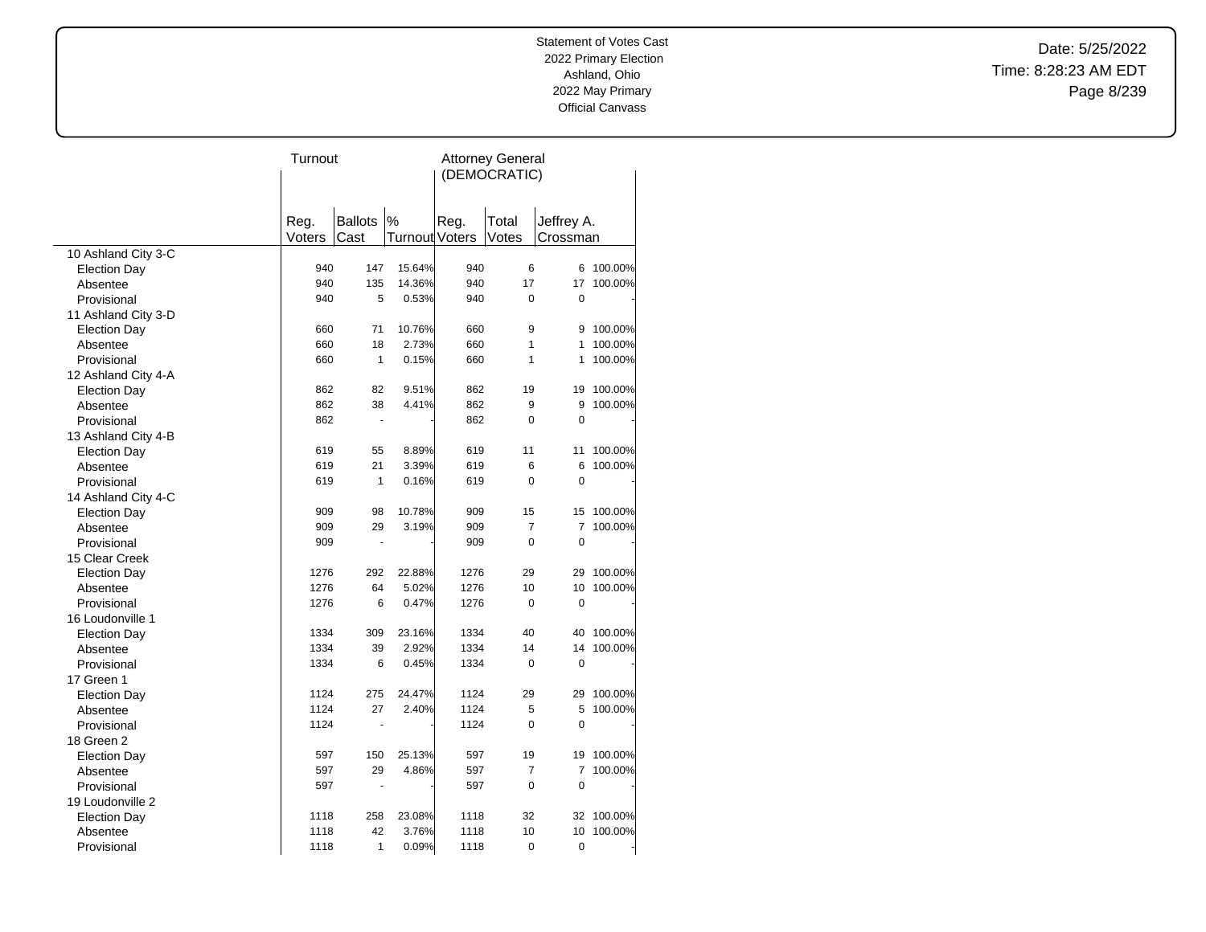Statement of Votes Cast
2022 Primary Election
Ashland, Ohio
2022 May Primary
Official Canvass

Date: 5/25/2022
Time: 8:28:23 AM EDT

| | Turnout | | | Attorney General (DEMOCRATIC) | | | |
|---|---|---|---|---|---|---|---|
| | Reg. Voters | Ballots Cast | % Turnout | Reg. Voters | Total Votes | Jeffrey A. Crossman | |
| 10 Ashland City 3-C | | | | | | | |
| Election Day | 940 | 147 | 15.64% | 940 | 6 | 6 | 100.00% |
| Absentee | 940 | 135 | 14.36% | 940 | 17 | 17 | 100.00% |
| Provisional | 940 | 5 | 0.53% | 940 | 0 | 0 | - |
| 11 Ashland City 3-D | | | | | | | |
| Election Day | 660 | 71 | 10.76% | 660 | 9 | 9 | 100.00% |
| Absentee | 660 | 18 | 2.73% | 660 | 1 | 1 | 100.00% |
| Provisional | 660 | 1 | 0.15% | 660 | 1 | 1 | 100.00% |
| 12 Ashland City 4-A | | | | | | | |
| Election Day | 862 | 82 | 9.51% | 862 | 19 | 19 | 100.00% |
| Absentee | 862 | 38 | 4.41% | 862 | 9 | 9 | 100.00% |
| Provisional | 862 | - | - | 862 | 0 | 0 | - |
| 13 Ashland City 4-B | | | | | | | |
| Election Day | 619 | 55 | 8.89% | 619 | 11 | 11 | 100.00% |
| Absentee | 619 | 21 | 3.39% | 619 | 6 | 6 | 100.00% |
| Provisional | 619 | 1 | 0.16% | 619 | 0 | 0 | - |
| 14 Ashland City 4-C | | | | | | | |
| Election Day | 909 | 98 | 10.78% | 909 | 15 | 15 | 100.00% |
| Absentee | 909 | 29 | 3.19% | 909 | 7 | 7 | 100.00% |
| Provisional | 909 | - | - | 909 | 0 | 0 | - |
| 15 Clear Creek | | | | | | | |
| Election Day | 1276 | 292 | 22.88% | 1276 | 29 | 29 | 100.00% |
| Absentee | 1276 | 64 | 5.02% | 1276 | 10 | 10 | 100.00% |
| Provisional | 1276 | 6 | 0.47% | 1276 | 0 | 0 | - |
| 16 Loudonville 1 | | | | | | | |
| Election Day | 1334 | 309 | 23.16% | 1334 | 40 | 40 | 100.00% |
| Absentee | 1334 | 39 | 2.92% | 1334 | 14 | 14 | 100.00% |
| Provisional | 1334 | 6 | 0.45% | 1334 | 0 | 0 | - |
| 17 Green 1 | | | | | | | |
| Election Day | 1124 | 275 | 24.47% | 1124 | 29 | 29 | 100.00% |
| Absentee | 1124 | 27 | 2.40% | 1124 | 5 | 5 | 100.00% |
| Provisional | 1124 | - | - | 1124 | 0 | 0 | - |
| 18 Green 2 | | | | | | | |
| Election Day | 597 | 150 | 25.13% | 597 | 19 | 19 | 100.00% |
| Absentee | 597 | 29 | 4.86% | 597 | 7 | 7 | 100.00% |
| Provisional | 597 | - | - | 597 | 0 | 0 | - |
| 19 Loudonville 2 | | | | | | | |
| Election Day | 1118 | 258 | 23.08% | 1118 | 32 | 32 | 100.00% |
| Absentee | 1118 | 42 | 3.76% | 1118 | 10 | 10 | 100.00% |
| Provisional | 1118 | 1 | 0.09% | 1118 | 0 | 0 | - |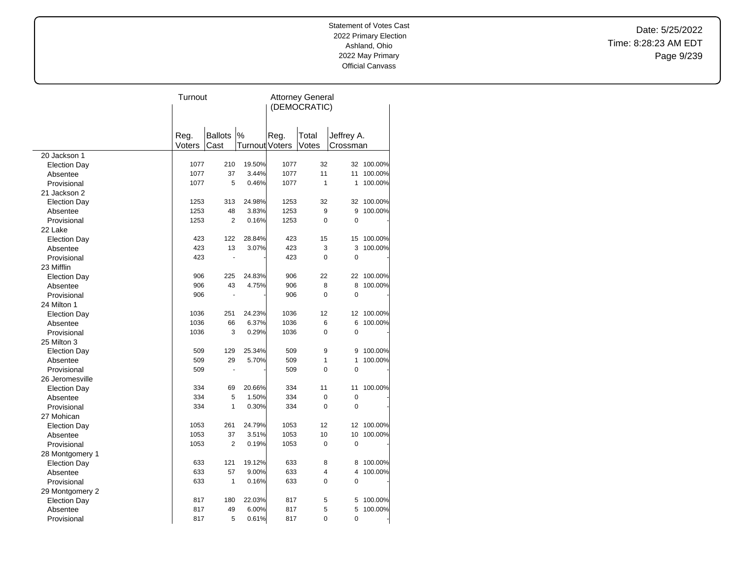Statement of Votes Cast
2022 Primary Election
Ashland, Ohio
2022 May Primary
Official Canvass

Date: 5/25/2022
Time: 8:28:23 AM EDT

| | Turnout | | | Attorney General (DEMOCRATIC) | | | |
|---|---|---|---|---|---|---|---|
| | Reg. Voters | Ballots Cast | % Turnout | Reg. Voters | Total Votes | Jeffrey A. Crossman | |
| 20 Jackson 1 | | | | | | | |
| Election Day | 1077 | 210 | 19.50% | 1077 | 32 | 32 | 100.00% |
| Absentee | 1077 | 37 | 3.44% | 1077 | 11 | 11 | 100.00% |
| Provisional | 1077 | 5 | 0.46% | 1077 | 1 | 1 | 100.00% |
| 21 Jackson 2 | | | | | | | |
| Election Day | 1253 | 313 | 24.98% | 1253 | 32 | 32 | 100.00% |
| Absentee | 1253 | 48 | 3.83% | 1253 | 9 | 9 | 100.00% |
| Provisional | 1253 | 2 | 0.16% | 1253 | 0 | 0 | - |
| 22 Lake | | | | | | | |
| Election Day | 423 | 122 | 28.84% | 423 | 15 | 15 | 100.00% |
| Absentee | 423 | 13 | 3.07% | 423 | 3 | 3 | 100.00% |
| Provisional | 423 | - | - | 423 | 0 | 0 | - |
| 23 Mifflin | | | | | | | |
| Election Day | 906 | 225 | 24.83% | 906 | 22 | 22 | 100.00% |
| Absentee | 906 | 43 | 4.75% | 906 | 8 | 8 | 100.00% |
| Provisional | 906 | - | - | 906 | 0 | 0 | - |
| 24 Milton 1 | | | | | | | |
| Election Day | 1036 | 251 | 24.23% | 1036 | 12 | 12 | 100.00% |
| Absentee | 1036 | 66 | 6.37% | 1036 | 6 | 6 | 100.00% |
| Provisional | 1036 | 3 | 0.29% | 1036 | 0 | 0 | - |
| 25 Milton 3 | | | | | | | |
| Election Day | 509 | 129 | 25.34% | 509 | 9 | 9 | 100.00% |
| Absentee | 509 | 29 | 5.70% | 509 | 1 | 1 | 100.00% |
| Provisional | 509 | - | - | 509 | 0 | 0 | - |
| 26 Jeromesville | | | | | | | |
| Election Day | 334 | 69 | 20.66% | 334 | 11 | 11 | 100.00% |
| Absentee | 334 | 5 | 1.50% | 334 | 0 | 0 | - |
| Provisional | 334 | 1 | 0.30% | 334 | 0 | 0 | - |
| 27 Mohican | | | | | | | |
| Election Day | 1053 | 261 | 24.79% | 1053 | 12 | 12 | 100.00% |
| Absentee | 1053 | 37 | 3.51% | 1053 | 10 | 10 | 100.00% |
| Provisional | 1053 | 2 | 0.19% | 1053 | 0 | 0 | - |
| 28 Montgomery 1 | | | | | | | |
| Election Day | 633 | 121 | 19.12% | 633 | 8 | 8 | 100.00% |
| Absentee | 633 | 57 | 9.00% | 633 | 4 | 4 | 100.00% |
| Provisional | 633 | 1 | 0.16% | 633 | 0 | 0 | - |
| 29 Montgomery 2 | | | | | | | |
| Election Day | 817 | 180 | 22.03% | 817 | 5 | 5 | 100.00% |
| Absentee | 817 | 49 | 6.00% | 817 | 5 | 5 | 100.00% |
| Provisional | 817 | 5 | 0.61% | 817 | 0 | 0 | - |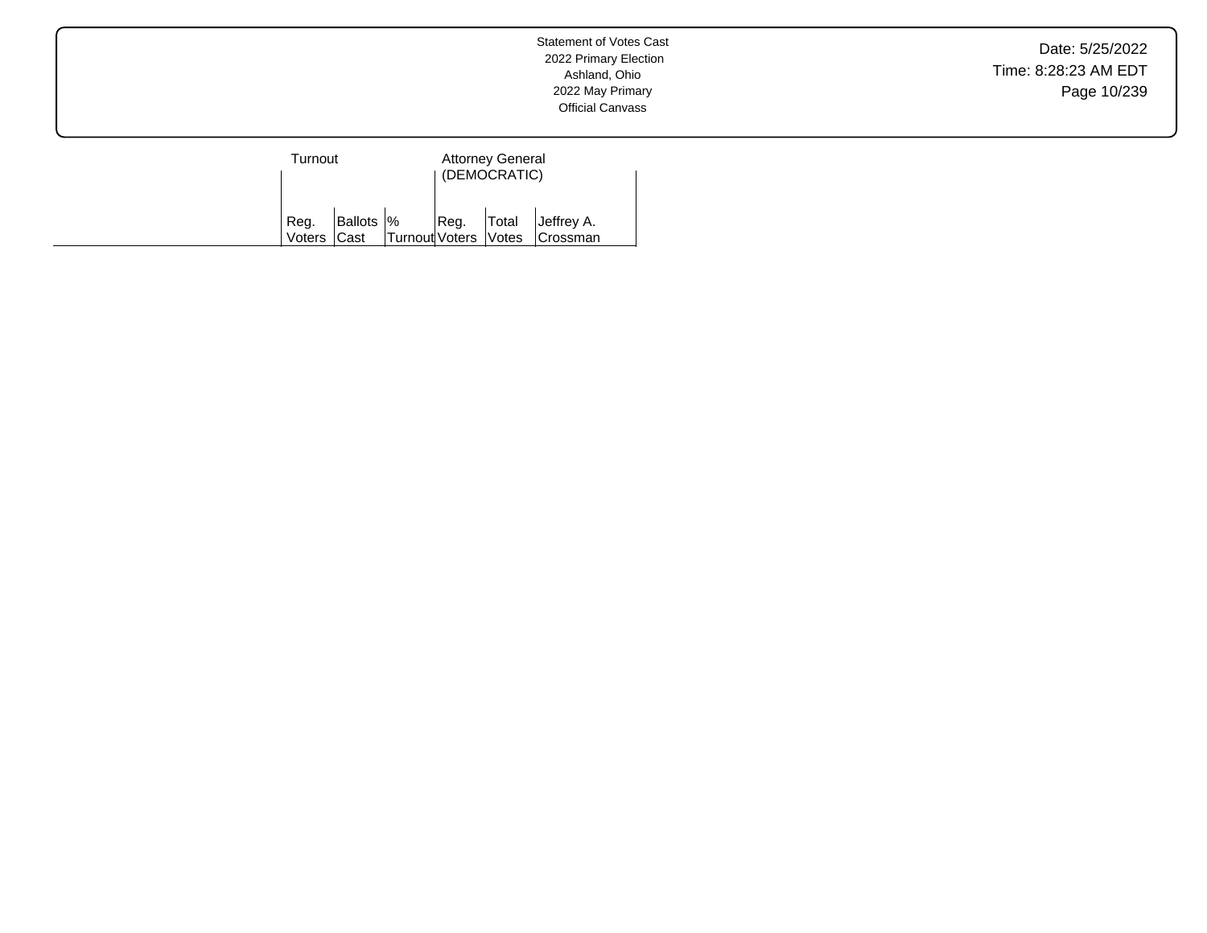Statement of Votes Cast
2022 Primary Election
Ashland, Ohio
2022 May Primary
Official Canvass

Date: 5/25/2022
Time: 8:28:23 AM EDT

| | Turnout | | | Attorney General (DEMOCRATIC) | | |
|---|---|---|---|---|---|---|
| | Reg. Voters | Ballots Cast | % Turnout | Reg. Voters | Total Votes | Jeffrey A. Crossman |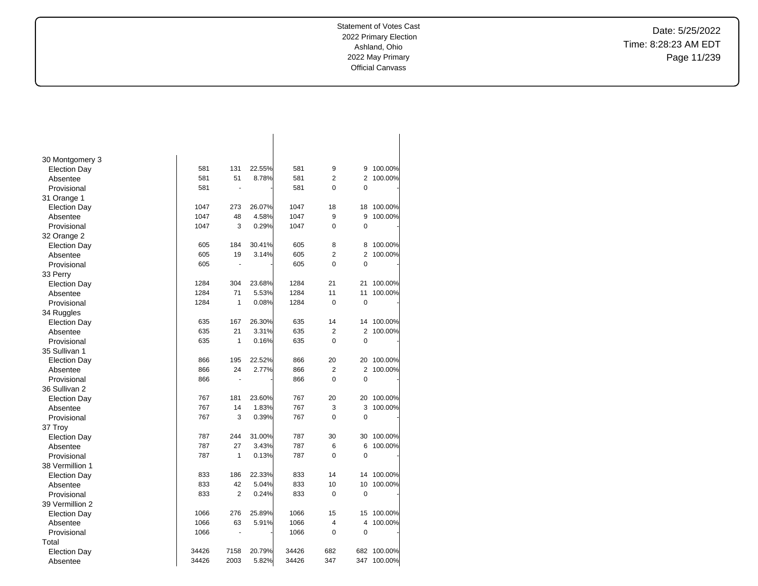Statement of Votes Cast
2022 Primary Election
Ashland, Ohio
2022 May Primary
Official Canvass

Date: 5/25/2022
Time: 8:28:23 AM EDT

| | | | | | | | |
|---|---|---|---|---|---|---|---|
| 30 Montgomery 3 | | | | | | | |
| Election Day | 581 | 131 | 22.55% | 581 | 9 | 9 | 100.00% |
| Absentee | 581 | 51 | 8.78% | 581 | 2 | 2 | 100.00% |
| Provisional | 581 | - | - | 581 | 0 | 0 | - |
| 31 Orange 1 | | | | | | | |
| Election Day | 1047 | 273 | 26.07% | 1047 | 18 | 18 | 100.00% |
| Absentee | 1047 | 48 | 4.58% | 1047 | 9 | 9 | 100.00% |
| Provisional | 1047 | 3 | 0.29% | 1047 | 0 | 0 | - |
| 32 Orange 2 | | | | | | | |
| Election Day | 605 | 184 | 30.41% | 605 | 8 | 8 | 100.00% |
| Absentee | 605 | 19 | 3.14% | 605 | 2 | 2 | 100.00% |
| Provisional | 605 | - | - | 605 | 0 | 0 | - |
| 33 Perry | | | | | | | |
| Election Day | 1284 | 304 | 23.68% | 1284 | 21 | 21 | 100.00% |
| Absentee | 1284 | 71 | 5.53% | 1284 | 11 | 11 | 100.00% |
| Provisional | 1284 | 1 | 0.08% | 1284 | 0 | 0 | - |
| 34 Ruggles | | | | | | | |
| Election Day | 635 | 167 | 26.30% | 635 | 14 | 14 | 100.00% |
| Absentee | 635 | 21 | 3.31% | 635 | 2 | 2 | 100.00% |
| Provisional | 635 | 1 | 0.16% | 635 | 0 | 0 | - |
| 35 Sullivan 1 | | | | | | | |
| Election Day | 866 | 195 | 22.52% | 866 | 20 | 20 | 100.00% |
| Absentee | 866 | 24 | 2.77% | 866 | 2 | 2 | 100.00% |
| Provisional | 866 | - | - | 866 | 0 | 0 | - |
| 36 Sullivan 2 | | | | | | | |
| Election Day | 767 | 181 | 23.60% | 767 | 20 | 20 | 100.00% |
| Absentee | 767 | 14 | 1.83% | 767 | 3 | 3 | 100.00% |
| Provisional | 767 | 3 | 0.39% | 767 | 0 | 0 | - |
| 37 Troy | | | | | | | |
| Election Day | 787 | 244 | 31.00% | 787 | 30 | 30 | 100.00% |
| Absentee | 787 | 27 | 3.43% | 787 | 6 | 6 | 100.00% |
| Provisional | 787 | 1 | 0.13% | 787 | 0 | 0 | - |
| 38 Vermillion 1 | | | | | | | |
| Election Day | 833 | 186 | 22.33% | 833 | 14 | 14 | 100.00% |
| Absentee | 833 | 42 | 5.04% | 833 | 10 | 10 | 100.00% |
| Provisional | 833 | 2 | 0.24% | 833 | 0 | 0 | - |
| 39 Vermillion 2 | | | | | | | |
| Election Day | 1066 | 276 | 25.89% | 1066 | 15 | 15 | 100.00% |
| Absentee | 1066 | 63 | 5.91% | 1066 | 4 | 4 | 100.00% |
| Provisional | 1066 | - | - | 1066 | 0 | 0 | - |
| Total | | | | | | | |
| Election Day | 34426 | 7158 | 20.79% | 34426 | 682 | 682 | 100.00% |
| Absentee | 34426 | 2003 | 5.82% | 34426 | 347 | 347 | 100.00% |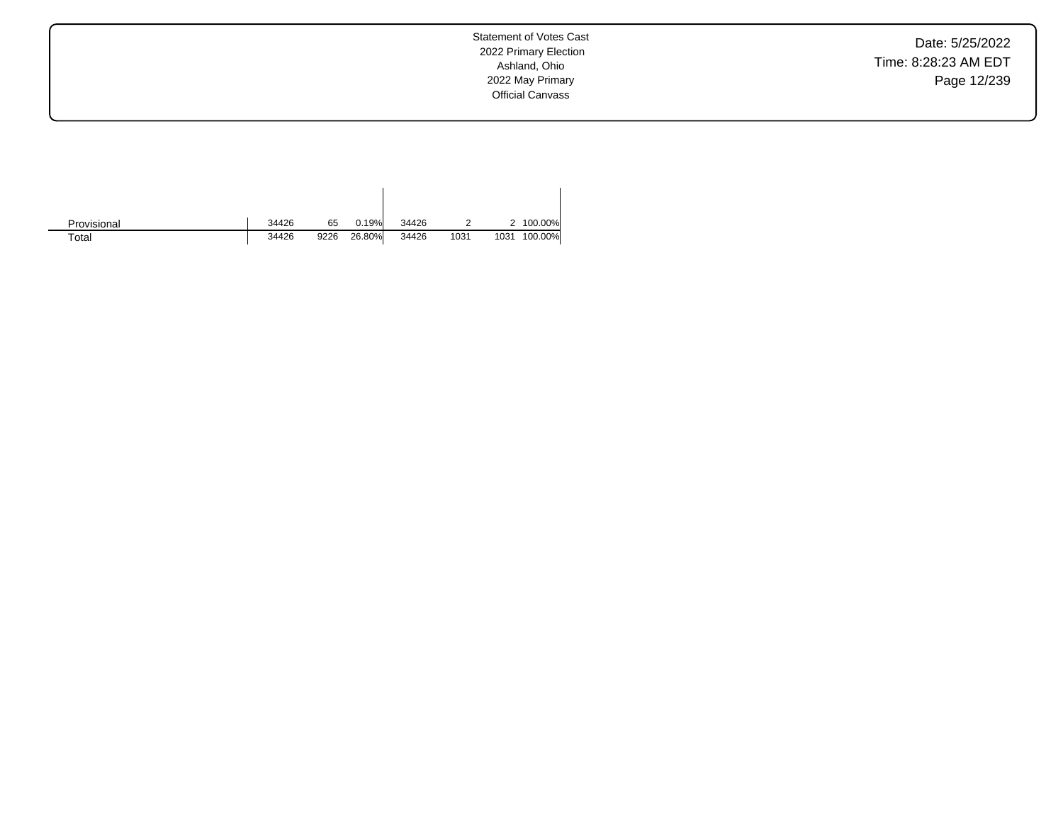| | | | | | | | |
|---|---|---|---|---|---|---|---|
| Provisional | 34426 | 65 | 0.19% | 34426 | 2 | 2 | 100.00% |
| Total | 34426 | 9226 | 26.80% | 34426 | 1031 | 1031 | 100.00% |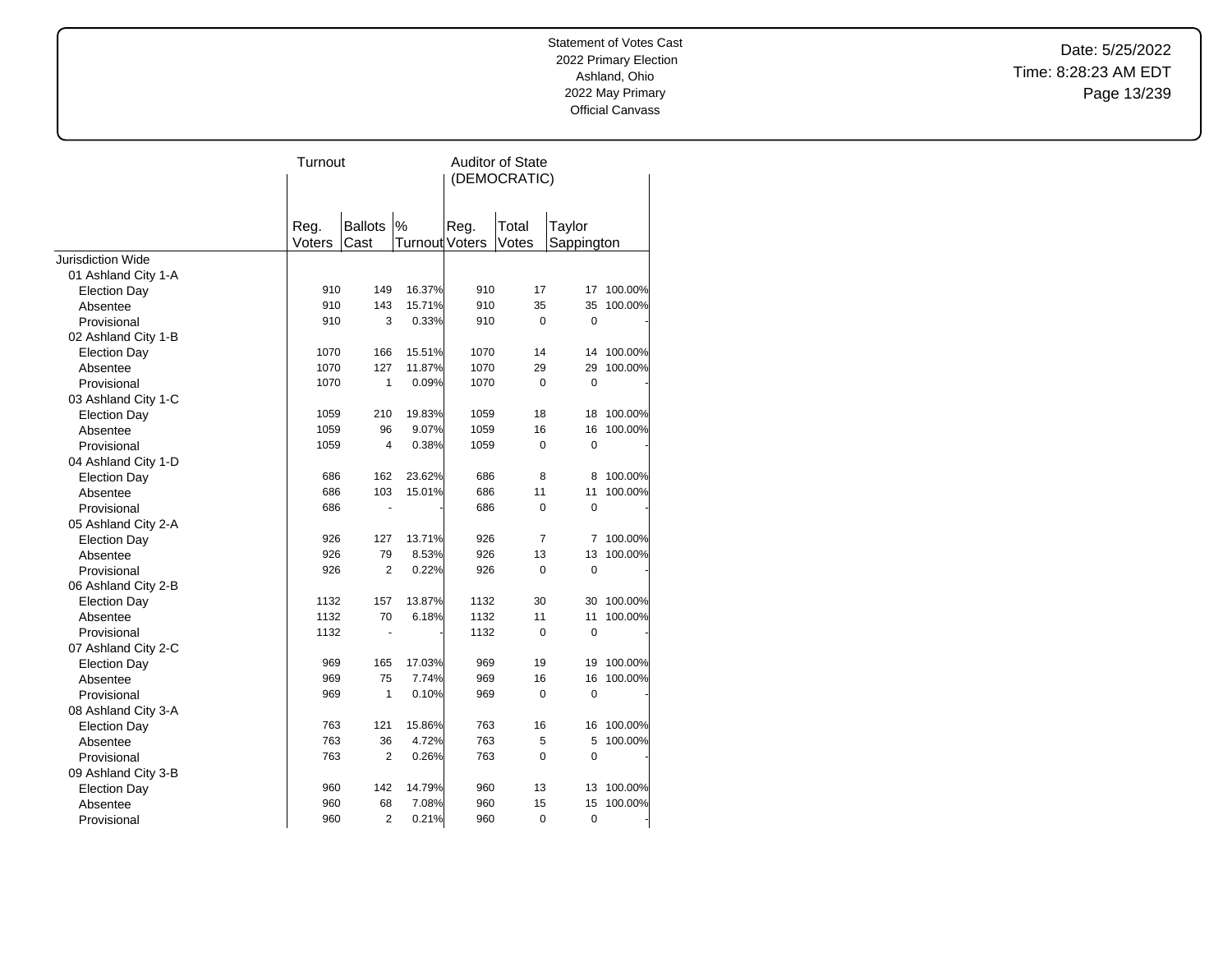Statement of Votes Cast
2022 Primary Election
Ashland, Ohio
2022 May Primary
Official Canvass

Date: 5/25/2022
Time: 8:28:23 AM EDT

| | Turnout | | | Auditor of State (DEMOCRATIC) | | | |
|---|---|---|---|---|---|---|---|
| | Reg. Voters | Ballots Cast | % Turnout | Reg. Voters | Total Votes | Taylor Sappington | |
| Jurisdiction Wide | | | | | | | |
| 01 Ashland City 1-A | | | | | | | |
| Election Day | 910 | 149 | 16.37% | 910 | 17 | 17 | 100.00% |
| Absentee | 910 | 143 | 15.71% | 910 | 35 | 35 | 100.00% |
| Provisional | 910 | 3 | 0.33% | 910 | 0 | 0 | - |
| 02 Ashland City 1-B | | | | | | | |
| Election Day | 1070 | 166 | 15.51% | 1070 | 14 | 14 | 100.00% |
| Absentee | 1070 | 127 | 11.87% | 1070 | 29 | 29 | 100.00% |
| Provisional | 1070 | 1 | 0.09% | 1070 | 0 | 0 | - |
| 03 Ashland City 1-C | | | | | | | |
| Election Day | 1059 | 210 | 19.83% | 1059 | 18 | 18 | 100.00% |
| Absentee | 1059 | 96 | 9.07% | 1059 | 16 | 16 | 100.00% |
| Provisional | 1059 | 4 | 0.38% | 1059 | 0 | 0 | - |
| 04 Ashland City 1-D | | | | | | | |
| Election Day | 686 | 162 | 23.62% | 686 | 8 | 8 | 100.00% |
| Absentee | 686 | 103 | 15.01% | 686 | 11 | 11 | 100.00% |
| Provisional | 686 | - | - | 686 | 0 | 0 | - |
| 05 Ashland City 2-A | | | | | | | |
| Election Day | 926 | 127 | 13.71% | 926 | 7 | 7 | 100.00% |
| Absentee | 926 | 79 | 8.53% | 926 | 13 | 13 | 100.00% |
| Provisional | 926 | 2 | 0.22% | 926 | 0 | 0 | - |
| 06 Ashland City 2-B | | | | | | | |
| Election Day | 1132 | 157 | 13.87% | 1132 | 30 | 30 | 100.00% |
| Absentee | 1132 | 70 | 6.18% | 1132 | 11 | 11 | 100.00% |
| Provisional | 1132 | - | - | 1132 | 0 | 0 | - |
| 07 Ashland City 2-C | | | | | | | |
| Election Day | 969 | 165 | 17.03% | 969 | 19 | 19 | 100.00% |
| Absentee | 969 | 75 | 7.74% | 969 | 16 | 16 | 100.00% |
| Provisional | 969 | 1 | 0.10% | 969 | 0 | 0 | - |
| 08 Ashland City 3-A | | | | | | | |
| Election Day | 763 | 121 | 15.86% | 763 | 16 | 16 | 100.00% |
| Absentee | 763 | 36 | 4.72% | 763 | 5 | 5 | 100.00% |
| Provisional | 763 | 2 | 0.26% | 763 | 0 | 0 | - |
| 09 Ashland City 3-B | | | | | | | |
| Election Day | 960 | 142 | 14.79% | 960 | 13 | 13 | 100.00% |
| Absentee | 960 | 68 | 7.08% | 960 | 15 | 15 | 100.00% |
| Provisional | 960 | 2 | 0.21% | 960 | 0 | 0 | - |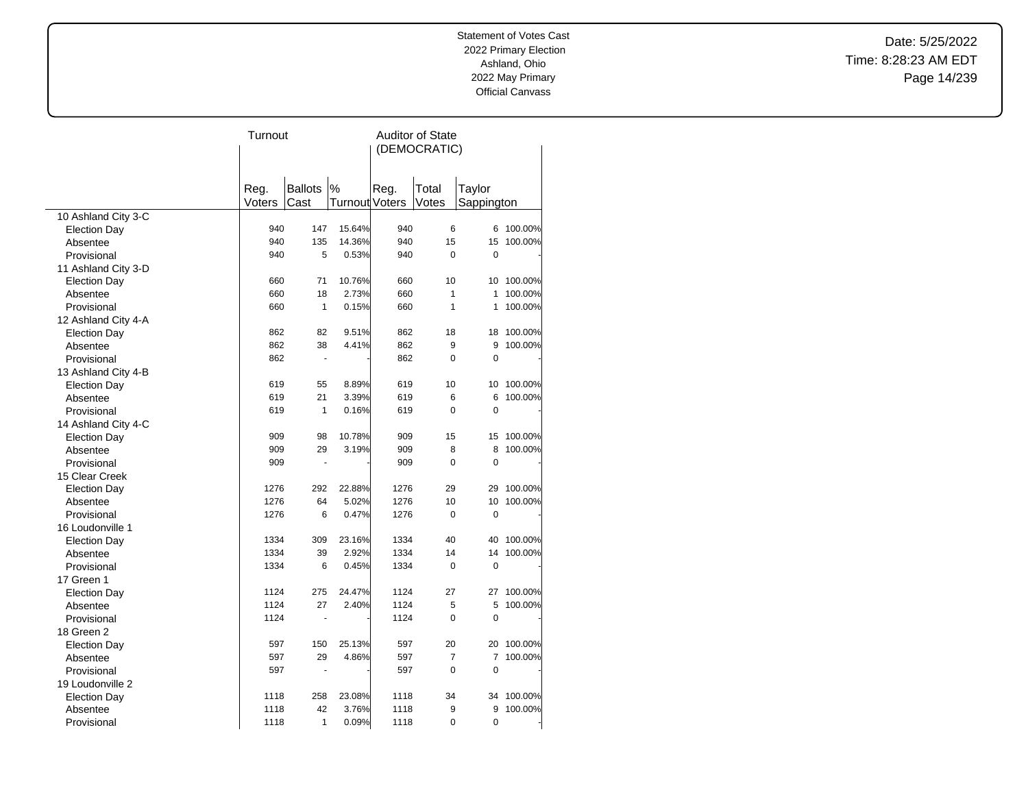Statement of Votes Cast
2022 Primary Election
Ashland, Ohio
2022 May Primary
Official Canvass

Date: 5/25/2022
Time: 8:28:23 AM EDT

| | Turnout | | | Auditor of State (DEMOCRATIC) | | | |
|---|---|---|---|---|---|---|---|
| | Reg. Voters | Ballots Cast | % Turnout | Reg. Voters | Total Votes | Taylor Sappington | |
| 10 Ashland City 3-C | | | | | | | |
| Election Day | 940 | 147 | 15.64% | 940 | 6 | 6 | 100.00% |
| Absentee | 940 | 135 | 14.36% | 940 | 15 | 15 | 100.00% |
| Provisional | 940 | 5 | 0.53% | 940 | 0 | 0 | - |
| 11 Ashland City 3-D | | | | | | | |
| Election Day | 660 | 71 | 10.76% | 660 | 10 | 10 | 100.00% |
| Absentee | 660 | 18 | 2.73% | 660 | 1 | 1 | 100.00% |
| Provisional | 660 | 1 | 0.15% | 660 | 1 | 1 | 100.00% |
| 12 Ashland City 4-A | | | | | | | |
| Election Day | 862 | 82 | 9.51% | 862 | 18 | 18 | 100.00% |
| Absentee | 862 | 38 | 4.41% | 862 | 9 | 9 | 100.00% |
| Provisional | 862 | - | - | 862 | 0 | 0 | - |
| 13 Ashland City 4-B | | | | | | | |
| Election Day | 619 | 55 | 8.89% | 619 | 10 | 10 | 100.00% |
| Absentee | 619 | 21 | 3.39% | 619 | 6 | 6 | 100.00% |
| Provisional | 619 | 1 | 0.16% | 619 | 0 | 0 | - |
| 14 Ashland City 4-C | | | | | | | |
| Election Day | 909 | 98 | 10.78% | 909 | 15 | 15 | 100.00% |
| Absentee | 909 | 29 | 3.19% | 909 | 8 | 8 | 100.00% |
| Provisional | 909 | - | - | 909 | 0 | 0 | - |
| 15 Clear Creek | | | | | | | |
| Election Day | 1276 | 292 | 22.88% | 1276 | 29 | 29 | 100.00% |
| Absentee | 1276 | 64 | 5.02% | 1276 | 10 | 10 | 100.00% |
| Provisional | 1276 | 6 | 0.47% | 1276 | 0 | 0 | - |
| 16 Loudonville 1 | | | | | | | |
| Election Day | 1334 | 309 | 23.16% | 1334 | 40 | 40 | 100.00% |
| Absentee | 1334 | 39 | 2.92% | 1334 | 14 | 14 | 100.00% |
| Provisional | 1334 | 6 | 0.45% | 1334 | 0 | 0 | - |
| 17 Green 1 | | | | | | | |
| Election Day | 1124 | 275 | 24.47% | 1124 | 27 | 27 | 100.00% |
| Absentee | 1124 | 27 | 2.40% | 1124 | 5 | 5 | 100.00% |
| Provisional | 1124 | - | - | 1124 | 0 | 0 | - |
| 18 Green 2 | | | | | | | |
| Election Day | 597 | 150 | 25.13% | 597 | 20 | 20 | 100.00% |
| Absentee | 597 | 29 | 4.86% | 597 | 7 | 7 | 100.00% |
| Provisional | 597 | - | - | 597 | 0 | 0 | - |
| 19 Loudonville 2 | | | | | | | |
| Election Day | 1118 | 258 | 23.08% | 1118 | 34 | 34 | 100.00% |
| Absentee | 1118 | 42 | 3.76% | 1118 | 9 | 9 | 100.00% |
| Provisional | 1118 | 1 | 0.09% | 1118 | 0 | 0 | - |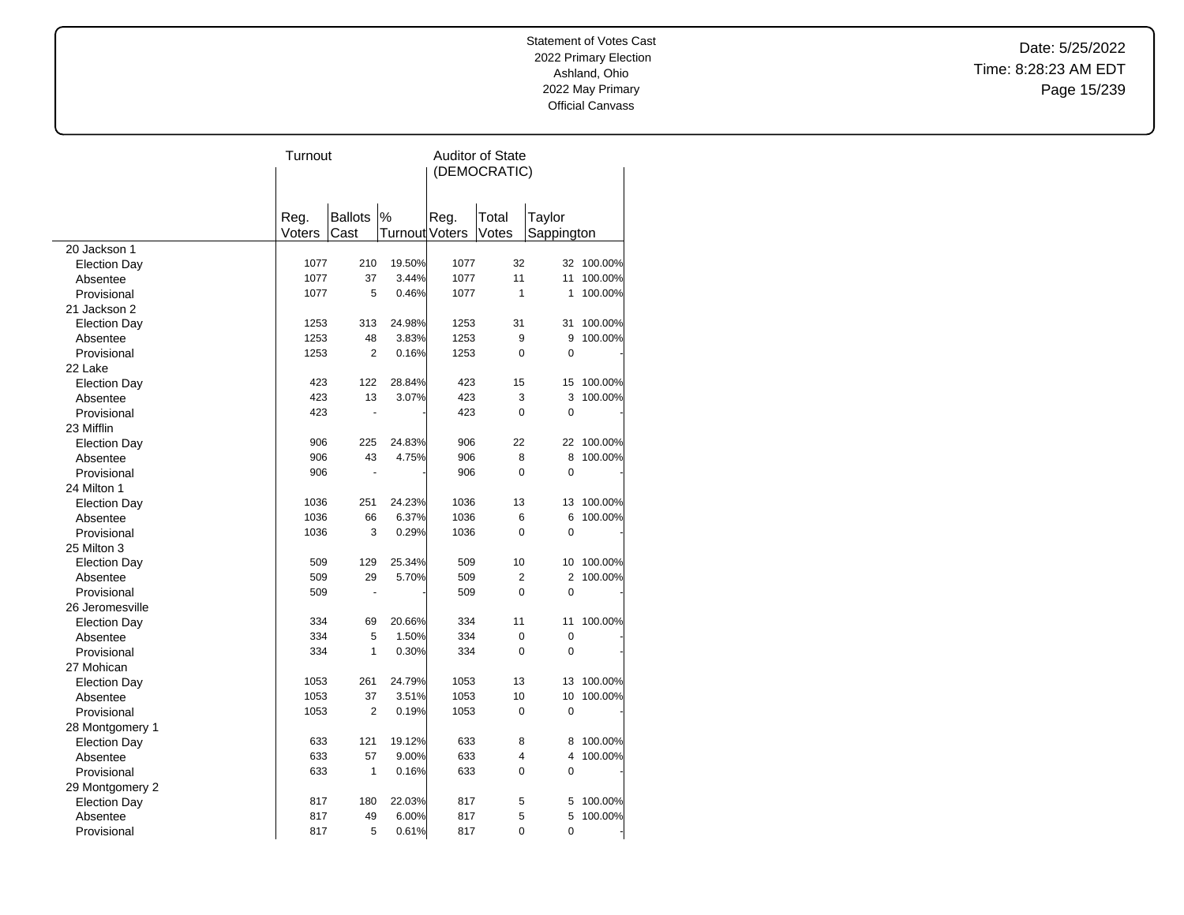Statement of Votes Cast
2022 Primary Election
Ashland, Ohio
2022 May Primary
Official Canvass

Date: 5/25/2022
Time: 8:28:23 AM EDT

| | Turnout | | | Auditor of State (DEMOCRATIC) | | | |
|---|---|---|---|---|---|---|---|
| | Reg. Voters | Ballots Cast | % Turnout | Reg. Voters | Total Votes | Taylor Sappington | |
| **20 Jackson 1** | | | | | | | |
| Election Day | 1077 | 210 | 19.50% | 1077 | 32 | 32 | 100.00% |
| Absentee | 1077 | 37 | 3.44% | 1077 | 11 | 11 | 100.00% |
| Provisional | 1077 | 5 | 0.46% | 1077 | 1 | 1 | 100.00% |
| **21 Jackson 2** | | | | | | | |
| Election Day | 1253 | 313 | 24.98% | 1253 | 31 | 31 | 100.00% |
| Absentee | 1253 | 48 | 3.83% | 1253 | 9 | 9 | 100.00% |
| Provisional | 1253 | 2 | 0.16% | 1253 | 0 | 0 | - |
| **22 Lake** | | | | | | | |
| Election Day | 423 | 122 | 28.84% | 423 | 15 | 15 | 100.00% |
| Absentee | 423 | 13 | 3.07% | 423 | 3 | 3 | 100.00% |
| Provisional | 423 | - | - | 423 | 0 | 0 | - |
| **23 Mifflin** | | | | | | | |
| Election Day | 906 | 225 | 24.83% | 906 | 22 | 22 | 100.00% |
| Absentee | 906 | 43 | 4.75% | 906 | 8 | 8 | 100.00% |
| Provisional | 906 | - | - | 906 | 0 | 0 | - |
| **24 Milton 1** | | | | | | | |
| Election Day | 1036 | 251 | 24.23% | 1036 | 13 | 13 | 100.00% |
| Absentee | 1036 | 66 | 6.37% | 1036 | 6 | 6 | 100.00% |
| Provisional | 1036 | 3 | 0.29% | 1036 | 0 | 0 | - |
| **25 Milton 3** | | | | | | | |
| Election Day | 509 | 129 | 25.34% | 509 | 10 | 10 | 100.00% |
| Absentee | 509 | 29 | 5.70% | 509 | 2 | 2 | 100.00% |
| Provisional | 509 | - | - | 509 | 0 | 0 | - |
| **26 Jeromesville** | | | | | | | |
| Election Day | 334 | 69 | 20.66% | 334 | 11 | 11 | 100.00% |
| Absentee | 334 | 5 | 1.50% | 334 | 0 | 0 | - |
| Provisional | 334 | 1 | 0.30% | 334 | 0 | 0 | - |
| **27 Mohican** | | | | | | | |
| Election Day | 1053 | 261 | 24.79% | 1053 | 13 | 13 | 100.00% |
| Absentee | 1053 | 37 | 3.51% | 1053 | 10 | 10 | 100.00% |
| Provisional | 1053 | 2 | 0.19% | 1053 | 0 | 0 | - |
| **28 Montgomery 1** | | | | | | | |
| Election Day | 633 | 121 | 19.12% | 633 | 8 | 8 | 100.00% |
| Absentee | 633 | 57 | 9.00% | 633 | 4 | 4 | 100.00% |
| Provisional | 633 | 1 | 0.16% | 633 | 0 | 0 | - |
| **29 Montgomery 2** | | | | | | | |
| Election Day | 817 | 180 | 22.03% | 817 | 5 | 5 | 100.00% |
| Absentee | 817 | 49 | 6.00% | 817 | 5 | 5 | 100.00% |
| Provisional | 817 | 5 | 0.61% | 817 | 0 | 0 | - |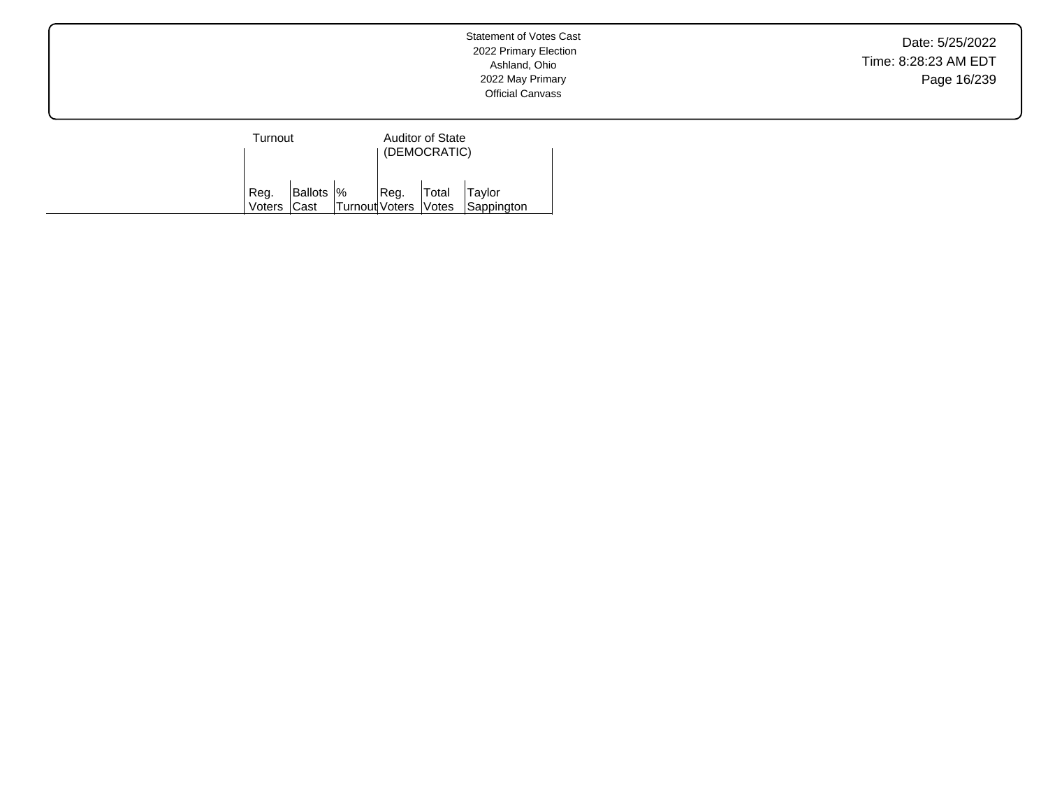Statement of Votes Cast
2022 Primary Election
Ashland, Ohio
2022 May Primary
Official Canvass

Date: 5/25/2022
Time: 8:28:23 AM EDT

| | Turnout | | | Auditor of State (DEMOCRATIC) | | |
|---|---|---|---|---|---|---|
| | Reg. Voters | Ballots Cast | % Turnout | Reg. Voters | Total Votes | Taylor Sappington |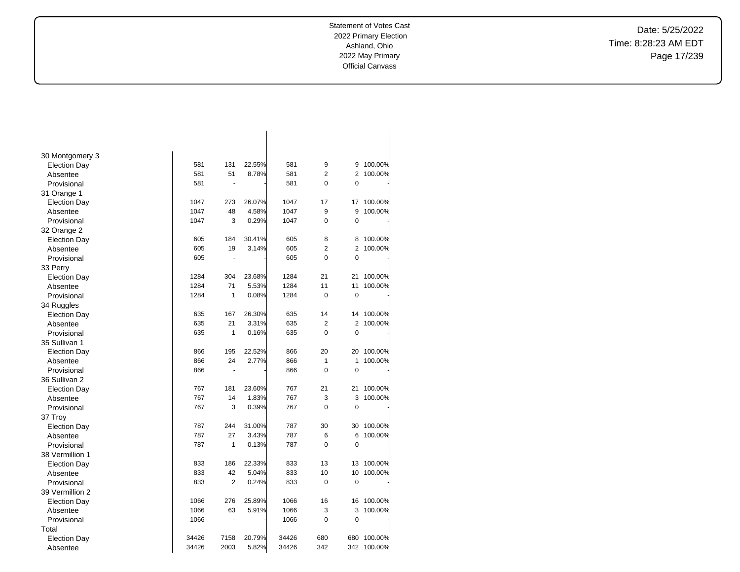| | | | | | | | |
|---|---|---|---|---|---|---|---|
| 30 Montgomery 3 | | | | | | | |
| Election Day | 581 | 131 | 22.55% | 581 | 9 | 9 | 100.00% |
| Absentee | 581 | 51 | 8.78% | 581 | 2 | 2 | 100.00% |
| Provisional | 581 | - | - | 581 | 0 | 0 | - |
| 31 Orange 1 | | | | | | | |
| Election Day | 1047 | 273 | 26.07% | 1047 | 17 | 17 | 100.00% |
| Absentee | 1047 | 48 | 4.58% | 1047 | 9 | 9 | 100.00% |
| Provisional | 1047 | 3 | 0.29% | 1047 | 0 | 0 | - |
| 32 Orange 2 | | | | | | | |
| Election Day | 605 | 184 | 30.41% | 605 | 8 | 8 | 100.00% |
| Absentee | 605 | 19 | 3.14% | 605 | 2 | 2 | 100.00% |
| Provisional | 605 | - | - | 605 | 0 | 0 | - |
| 33 Perry | | | | | | | |
| Election Day | 1284 | 304 | 23.68% | 1284 | 21 | 21 | 100.00% |
| Absentee | 1284 | 71 | 5.53% | 1284 | 11 | 11 | 100.00% |
| Provisional | 1284 | 1 | 0.08% | 1284 | 0 | 0 | - |
| 34 Ruggles | | | | | | | |
| Election Day | 635 | 167 | 26.30% | 635 | 14 | 14 | 100.00% |
| Absentee | 635 | 21 | 3.31% | 635 | 2 | 2 | 100.00% |
| Provisional | 635 | 1 | 0.16% | 635 | 0 | 0 | - |
| 35 Sullivan 1 | | | | | | | |
| Election Day | 866 | 195 | 22.52% | 866 | 20 | 20 | 100.00% |
| Absentee | 866 | 24 | 2.77% | 866 | 1 | 1 | 100.00% |
| Provisional | 866 | - | - | 866 | 0 | 0 | - |
| 36 Sullivan 2 | | | | | | | |
| Election Day | 767 | 181 | 23.60% | 767 | 21 | 21 | 100.00% |
| Absentee | 767 | 14 | 1.83% | 767 | 3 | 3 | 100.00% |
| Provisional | 767 | 3 | 0.39% | 767 | 0 | 0 | - |
| 37 Troy | | | | | | | |
| Election Day | 787 | 244 | 31.00% | 787 | 30 | 30 | 100.00% |
| Absentee | 787 | 27 | 3.43% | 787 | 6 | 6 | 100.00% |
| Provisional | 787 | 1 | 0.13% | 787 | 0 | 0 | - |
| 38 Vermillion 1 | | | | | | | |
| Election Day | 833 | 186 | 22.33% | 833 | 13 | 13 | 100.00% |
| Absentee | 833 | 42 | 5.04% | 833 | 10 | 10 | 100.00% |
| Provisional | 833 | 2 | 0.24% | 833 | 0 | 0 | - |
| 39 Vermillion 2 | | | | | | | |
| Election Day | 1066 | 276 | 25.89% | 1066 | 16 | 16 | 100.00% |
| Absentee | 1066 | 63 | 5.91% | 1066 | 3 | 3 | 100.00% |
| Provisional | 1066 | - | - | 1066 | 0 | 0 | - |
| Total | | | | | | | |
| Election Day | 34426 | 7158 | 20.79% | 34426 | 680 | 680 | 100.00% |
| Absentee | 34426 | 2003 | 5.82% | 34426 | 342 | 342 | 100.00% |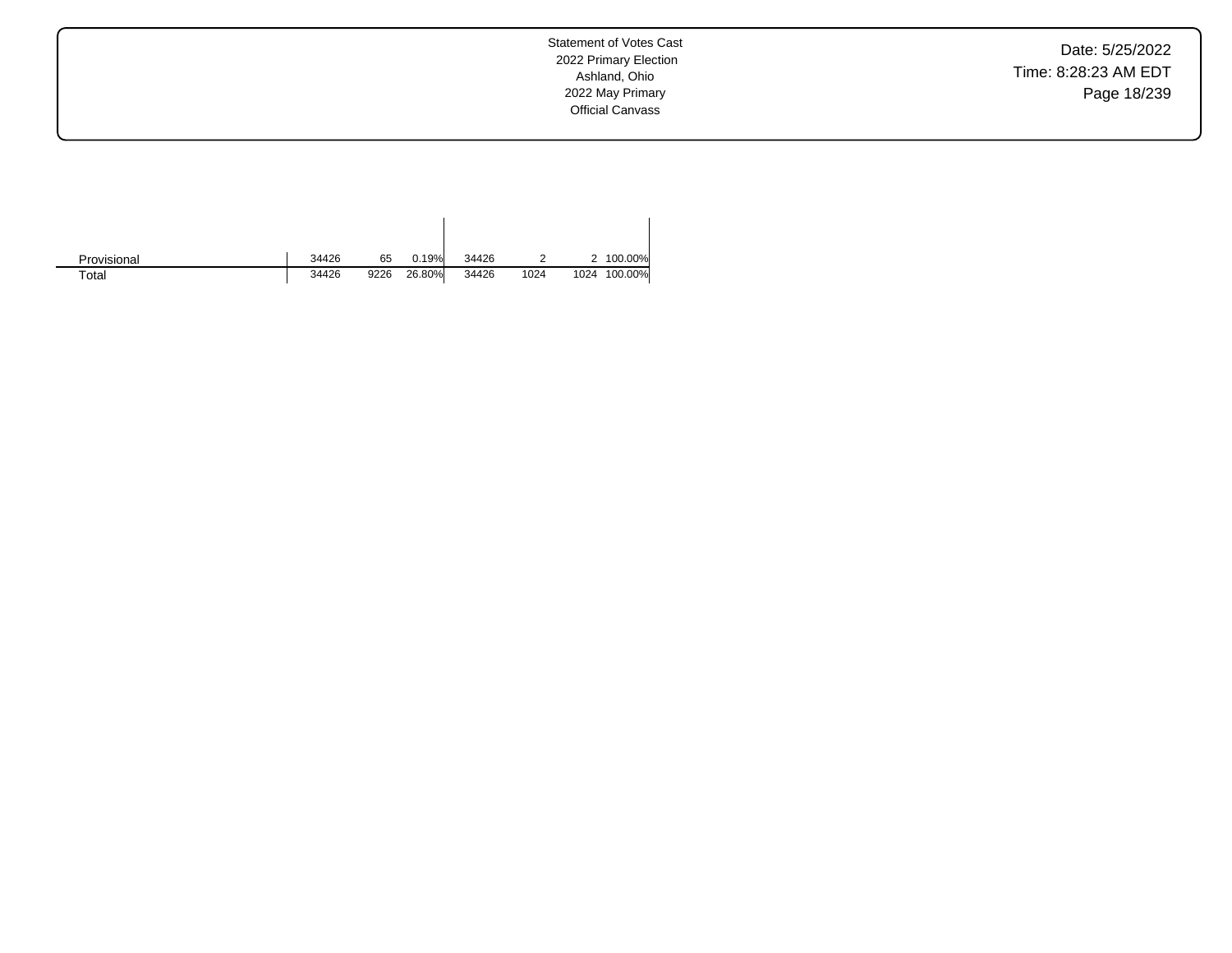| | | | | | | | |
|---|---|---|---|---|---|---|---|
| Provisional | 34426 | 65 | 0.19% | 34426 | 2 | 2 | 100.00% |
| Total | 34426 | 9226 | 26.80% | 34426 | 1024 | 1024 | 100.00% |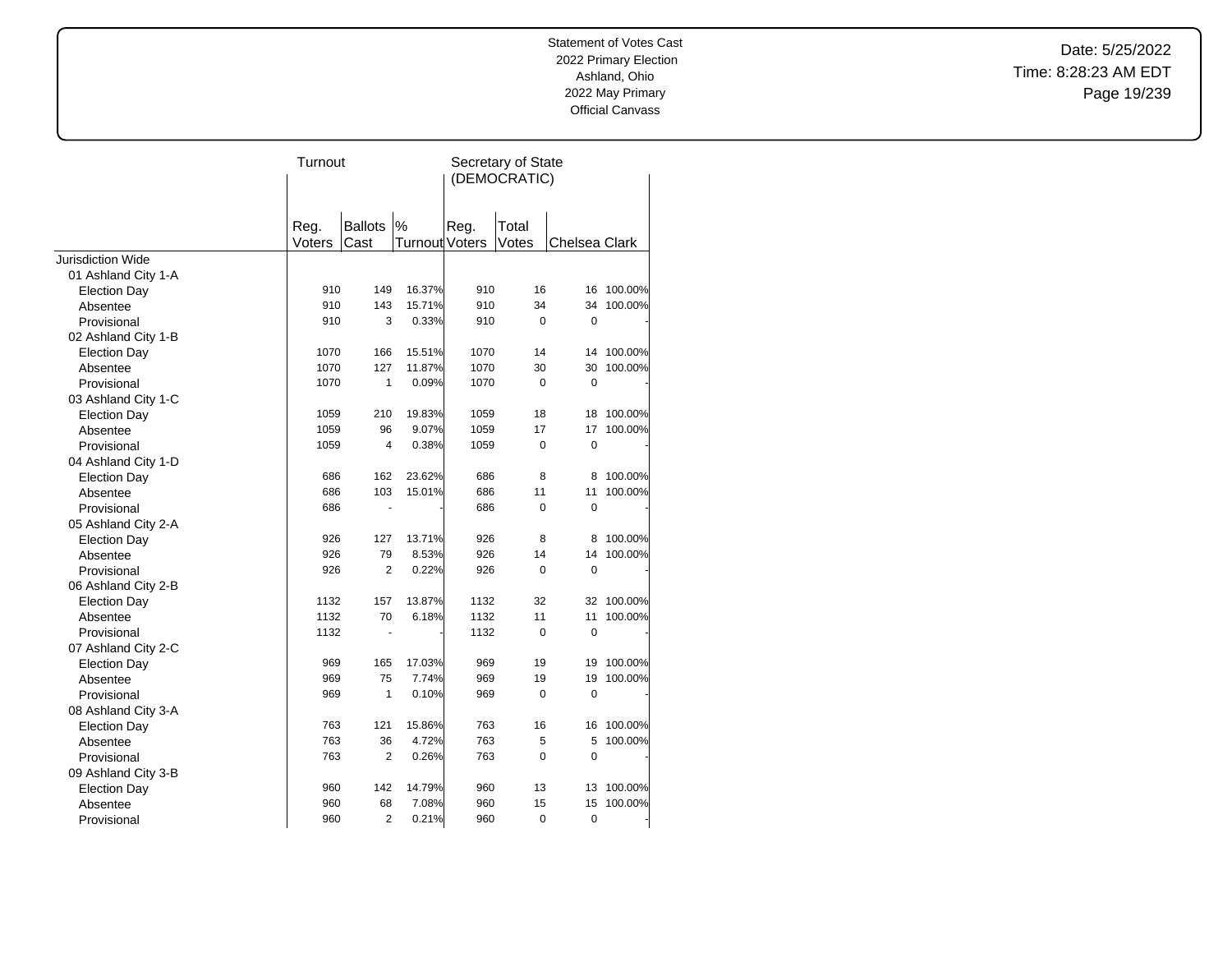Statement of Votes Cast
2022 Primary Election
Ashland, Ohio
2022 May Primary
Official Canvass

Date: 5/25/2022
Time: 8:28:23 AM EDT

| | Turnout | | | Secretary of State (DEMOCRATIC) | | | |
|---|---|---|---|---|---|---|---|
| | Reg. Voters | Ballots Cast | % Turnout | Reg. Voters | Total Votes | Chelsea Clark | |
| Jurisdiction Wide | | | | | | | |
| 01 Ashland City 1-A | | | | | | | |
| Election Day | 910 | 149 | 16.37% | 910 | 16 | 16 | 100.00% |
| Absentee | 910 | 143 | 15.71% | 910 | 34 | 34 | 100.00% |
| Provisional | 910 | 3 | 0.33% | 910 | 0 | 0 | - |
| 02 Ashland City 1-B | | | | | | | |
| Election Day | 1070 | 166 | 15.51% | 1070 | 14 | 14 | 100.00% |
| Absentee | 1070 | 127 | 11.87% | 1070 | 30 | 30 | 100.00% |
| Provisional | 1070 | 1 | 0.09% | 1070 | 0 | 0 | - |
| 03 Ashland City 1-C | | | | | | | |
| Election Day | 1059 | 210 | 19.83% | 1059 | 18 | 18 | 100.00% |
| Absentee | 1059 | 96 | 9.07% | 1059 | 17 | 17 | 100.00% |
| Provisional | 1059 | 4 | 0.38% | 1059 | 0 | 0 | - |
| 04 Ashland City 1-D | | | | | | | |
| Election Day | 686 | 162 | 23.62% | 686 | 8 | 8 | 100.00% |
| Absentee | 686 | 103 | 15.01% | 686 | 11 | 11 | 100.00% |
| Provisional | 686 | - | - | 686 | 0 | 0 | - |
| 05 Ashland City 2-A | | | | | | | |
| Election Day | 926 | 127 | 13.71% | 926 | 8 | 8 | 100.00% |
| Absentee | 926 | 79 | 8.53% | 926 | 14 | 14 | 100.00% |
| Provisional | 926 | 2 | 0.22% | 926 | 0 | 0 | - |
| 06 Ashland City 2-B | | | | | | | |
| Election Day | 1132 | 157 | 13.87% | 1132 | 32 | 32 | 100.00% |
| Absentee | 1132 | 70 | 6.18% | 1132 | 11 | 11 | 100.00% |
| Provisional | 1132 | - | - | 1132 | 0 | 0 | - |
| 07 Ashland City 2-C | | | | | | | |
| Election Day | 969 | 165 | 17.03% | 969 | 19 | 19 | 100.00% |
| Absentee | 969 | 75 | 7.74% | 969 | 19 | 19 | 100.00% |
| Provisional | 969 | 1 | 0.10% | 969 | 0 | 0 | - |
| 08 Ashland City 3-A | | | | | | | |
| Election Day | 763 | 121 | 15.86% | 763 | 16 | 16 | 100.00% |
| Absentee | 763 | 36 | 4.72% | 763 | 5 | 5 | 100.00% |
| Provisional | 763 | 2 | 0.26% | 763 | 0 | 0 | - |
| 09 Ashland City 3-B | | | | | | | |
| Election Day | 960 | 142 | 14.79% | 960 | 13 | 13 | 100.00% |
| Absentee | 960 | 68 | 7.08% | 960 | 15 | 15 | 100.00% |
| Provisional | 960 | 2 | 0.21% | 960 | 0 | 0 | - |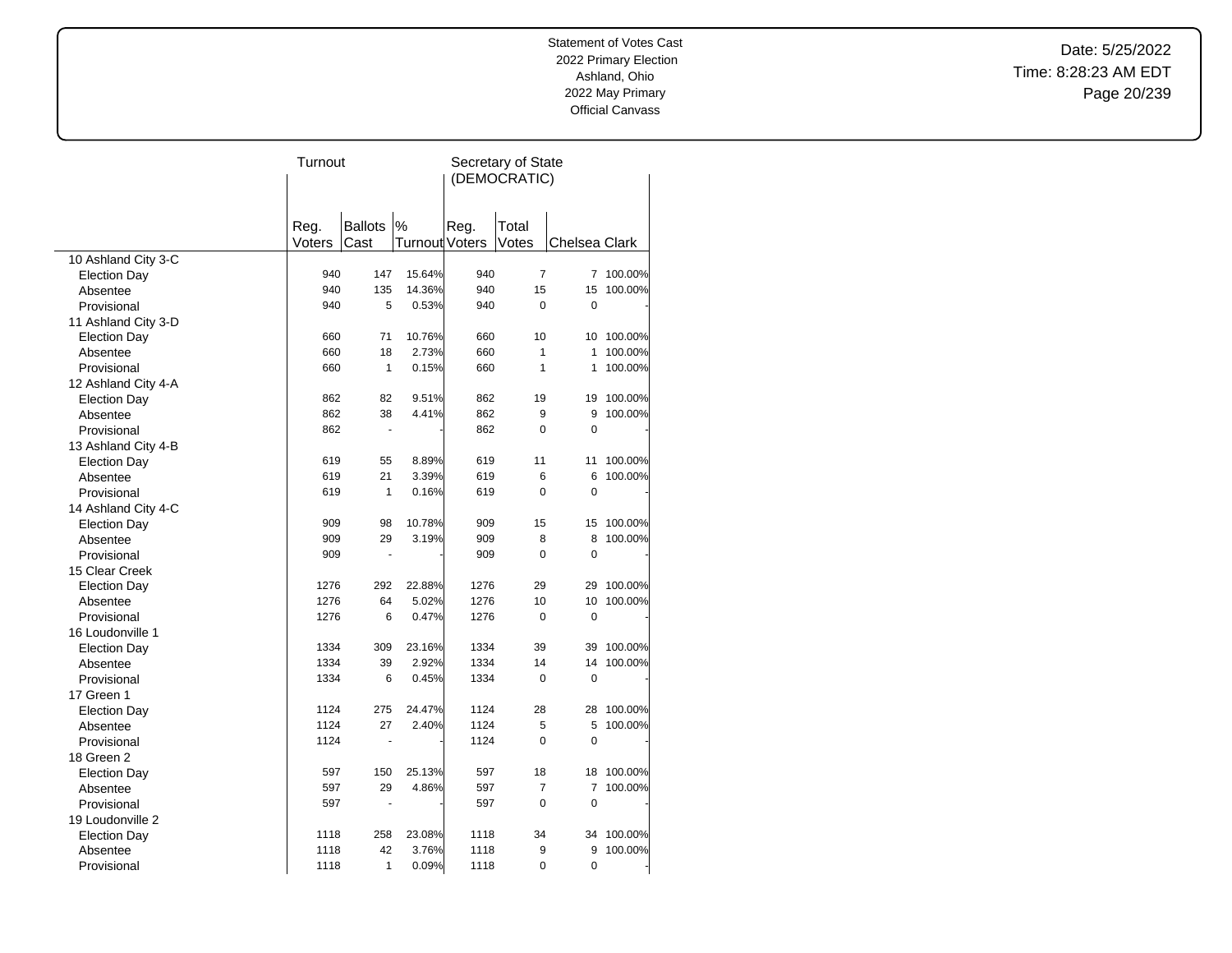Statement of Votes Cast
2022 Primary Election
Ashland, Ohio
2022 May Primary
Official Canvass

Date: 5/25/2022
Time: 8:28:23 AM EDT

| | Turnout | | | Secretary of State (DEMOCRATIC) | | | |
|---|---|---|---|---|---|---|---|
| | Reg. Voters | Ballots Cast | % Turnout | Reg. Voters | Total Votes | Chelsea Clark | |
| 10 Ashland City 3-C | | | | | | | |
| Election Day | 940 | 147 | 15.64% | 940 | 7 | 7 | 100.00% |
| Absentee | 940 | 135 | 14.36% | 940 | 15 | 15 | 100.00% |
| Provisional | 940 | 5 | 0.53% | 940 | 0 | 0 | - |
| 11 Ashland City 3-D | | | | | | | |
| Election Day | 660 | 71 | 10.76% | 660 | 10 | 10 | 100.00% |
| Absentee | 660 | 18 | 2.73% | 660 | 1 | 1 | 100.00% |
| Provisional | 660 | 1 | 0.15% | 660 | 1 | 1 | 100.00% |
| 12 Ashland City 4-A | | | | | | | |
| Election Day | 862 | 82 | 9.51% | 862 | 19 | 19 | 100.00% |
| Absentee | 862 | 38 | 4.41% | 862 | 9 | 9 | 100.00% |
| Provisional | 862 | - | - | 862 | 0 | 0 | - |
| 13 Ashland City 4-B | | | | | | | |
| Election Day | 619 | 55 | 8.89% | 619 | 11 | 11 | 100.00% |
| Absentee | 619 | 21 | 3.39% | 619 | 6 | 6 | 100.00% |
| Provisional | 619 | 1 | 0.16% | 619 | 0 | 0 | - |
| 14 Ashland City 4-C | | | | | | | |
| Election Day | 909 | 98 | 10.78% | 909 | 15 | 15 | 100.00% |
| Absentee | 909 | 29 | 3.19% | 909 | 8 | 8 | 100.00% |
| Provisional | 909 | - | - | 909 | 0 | 0 | - |
| 15 Clear Creek | | | | | | | |
| Election Day | 1276 | 292 | 22.88% | 1276 | 29 | 29 | 100.00% |
| Absentee | 1276 | 64 | 5.02% | 1276 | 10 | 10 | 100.00% |
| Provisional | 1276 | 6 | 0.47% | 1276 | 0 | 0 | - |
| 16 Loudonville 1 | | | | | | | |
| Election Day | 1334 | 309 | 23.16% | 1334 | 39 | 39 | 100.00% |
| Absentee | 1334 | 39 | 2.92% | 1334 | 14 | 14 | 100.00% |
| Provisional | 1334 | 6 | 0.45% | 1334 | 0 | 0 | - |
| 17 Green 1 | | | | | | | |
| Election Day | 1124 | 275 | 24.47% | 1124 | 28 | 28 | 100.00% |
| Absentee | 1124 | 27 | 2.40% | 1124 | 5 | 5 | 100.00% |
| Provisional | 1124 | - | - | 1124 | 0 | 0 | - |
| 18 Green 2 | | | | | | | |
| Election Day | 597 | 150 | 25.13% | 597 | 18 | 18 | 100.00% |
| Absentee | 597 | 29 | 4.86% | 597 | 7 | 7 | 100.00% |
| Provisional | 597 | - | - | 597 | 0 | 0 | - |
| 19 Loudonville 2 | | | | | | | |
| Election Day | 1118 | 258 | 23.08% | 1118 | 34 | 34 | 100.00% |
| Absentee | 1118 | 42 | 3.76% | 1118 | 9 | 9 | 100.00% |
| Provisional | 1118 | 1 | 0.09% | 1118 | 0 | 0 | - |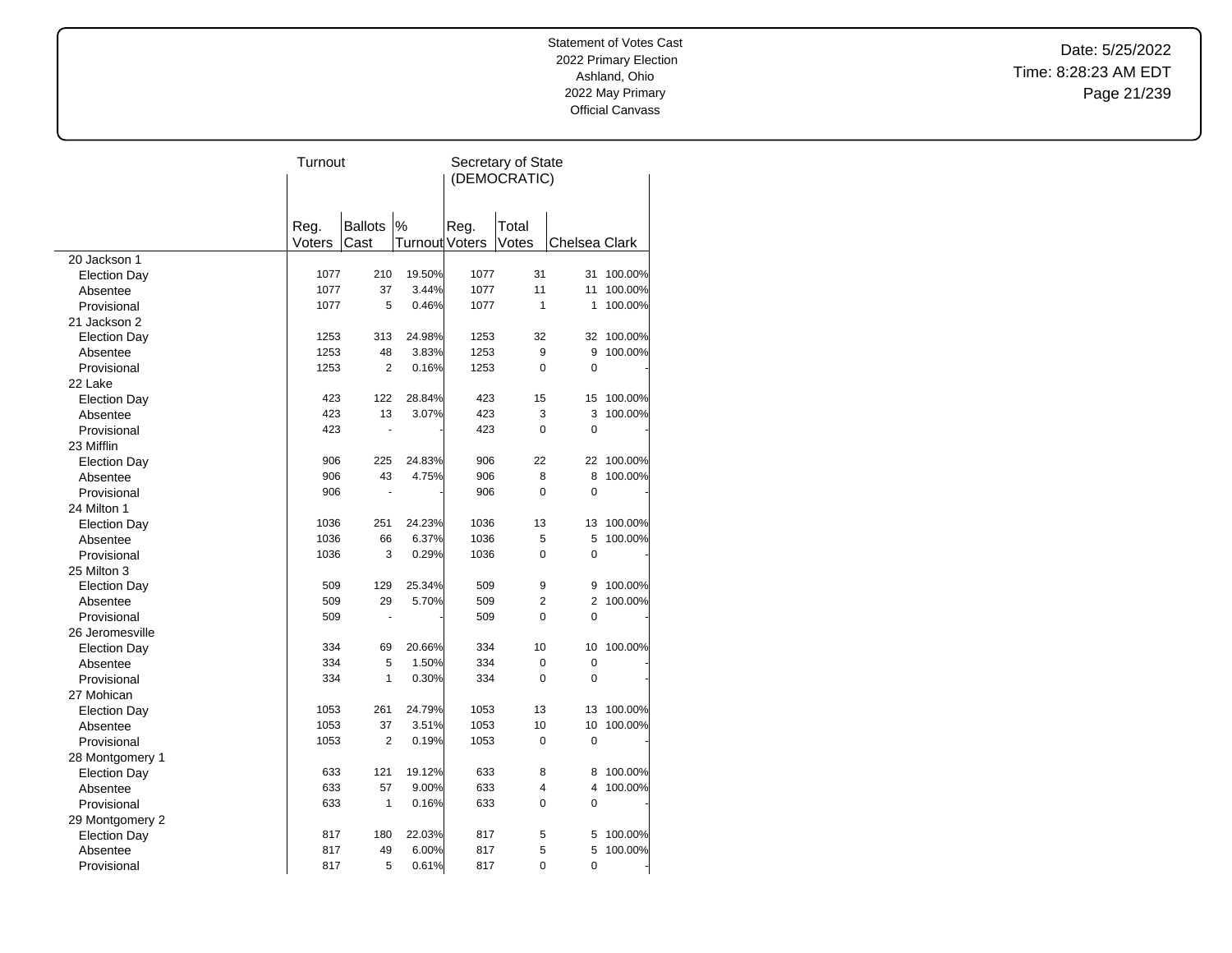Statement of Votes Cast
2022 Primary Election
Ashland, Ohio
2022 May Primary
Official Canvass

Date: 5/25/2022
Time: 8:28:23 AM EDT

| | Turnout | | | Secretary of State (DEMOCRATIC) | | | |
|---|---|---|---|---|---|---|---|
| | Reg. Voters | Ballots Cast | % Turnout | Reg. Voters | Total Votes | Chelsea Clark | |
| **20 Jackson 1** | | | | | | | |
| Election Day | 1077 | 210 | 19.50% | 1077 | 31 | 31 | 100.00% |
| Absentee | 1077 | 37 | 3.44% | 1077 | 11 | 11 | 100.00% |
| Provisional | 1077 | 5 | 0.46% | 1077 | 1 | 1 | 100.00% |
| **21 Jackson 2** | | | | | | | |
| Election Day | 1253 | 313 | 24.98% | 1253 | 32 | 32 | 100.00% |
| Absentee | 1253 | 48 | 3.83% | 1253 | 9 | 9 | 100.00% |
| Provisional | 1253 | 2 | 0.16% | 1253 | 0 | 0 | - |
| **22 Lake** | | | | | | | |
| Election Day | 423 | 122 | 28.84% | 423 | 15 | 15 | 100.00% |
| Absentee | 423 | 13 | 3.07% | 423 | 3 | 3 | 100.00% |
| Provisional | 423 | - | - | 423 | 0 | 0 | - |
| **23 Mifflin** | | | | | | | |
| Election Day | 906 | 225 | 24.83% | 906 | 22 | 22 | 100.00% |
| Absentee | 906 | 43 | 4.75% | 906 | 8 | 8 | 100.00% |
| Provisional | 906 | - | - | 906 | 0 | 0 | - |
| **24 Milton 1** | | | | | | | |
| Election Day | 1036 | 251 | 24.23% | 1036 | 13 | 13 | 100.00% |
| Absentee | 1036 | 66 | 6.37% | 1036 | 5 | 5 | 100.00% |
| Provisional | 1036 | 3 | 0.29% | 1036 | 0 | 0 | - |
| **25 Milton 3** | | | | | | | |
| Election Day | 509 | 129 | 25.34% | 509 | 9 | 9 | 100.00% |
| Absentee | 509 | 29 | 5.70% | 509 | 2 | 2 | 100.00% |
| Provisional | 509 | - | - | 509 | 0 | 0 | - |
| **26 Jeromesville** | | | | | | | |
| Election Day | 334 | 69 | 20.66% | 334 | 10 | 10 | 100.00% |
| Absentee | 334 | 5 | 1.50% | 334 | 0 | 0 | - |
| Provisional | 334 | 1 | 0.30% | 334 | 0 | 0 | - |
| **27 Mohican** | | | | | | | |
| Election Day | 1053 | 261 | 24.79% | 1053 | 13 | 13 | 100.00% |
| Absentee | 1053 | 37 | 3.51% | 1053 | 10 | 10 | 100.00% |
| Provisional | 1053 | 2 | 0.19% | 1053 | 0 | 0 | - |
| **28 Montgomery 1** | | | | | | | |
| Election Day | 633 | 121 | 19.12% | 633 | 8 | 8 | 100.00% |
| Absentee | 633 | 57 | 9.00% | 633 | 4 | 4 | 100.00% |
| Provisional | 633 | 1 | 0.16% | 633 | 0 | 0 | - |
| **29 Montgomery 2** | | | | | | | |
| Election Day | 817 | 180 | 22.03% | 817 | 5 | 5 | 100.00% |
| Absentee | 817 | 49 | 6.00% | 817 | 5 | 5 | 100.00% |
| Provisional | 817 | 5 | 0.61% | 817 | 0 | 0 | - |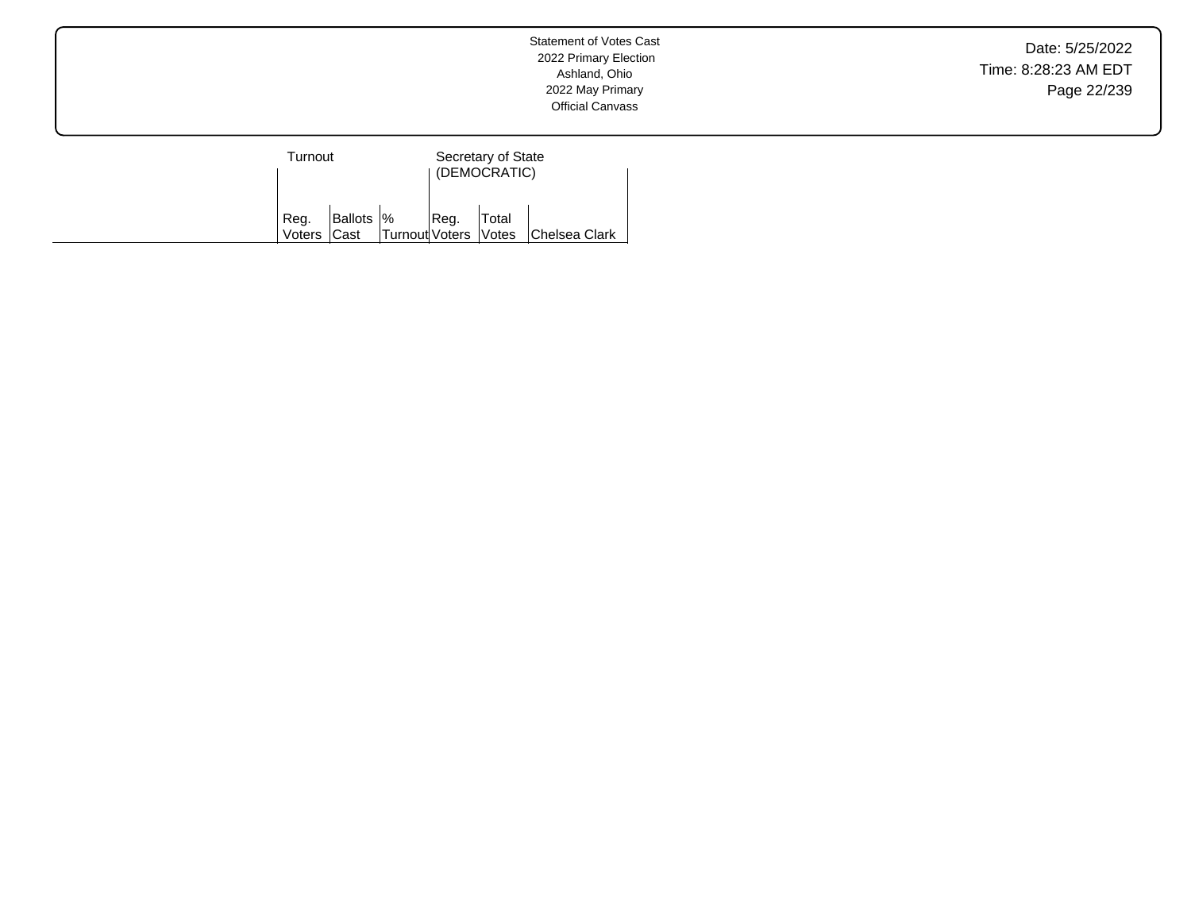| | Turnout | | | Secretary of State (DEMOCRATIC) | | |
|---|---|---|---|---|---|---|
| | Reg. Voters | Ballots Cast | % Turnout | Reg. Voters | Total Votes | Chelsea Clark |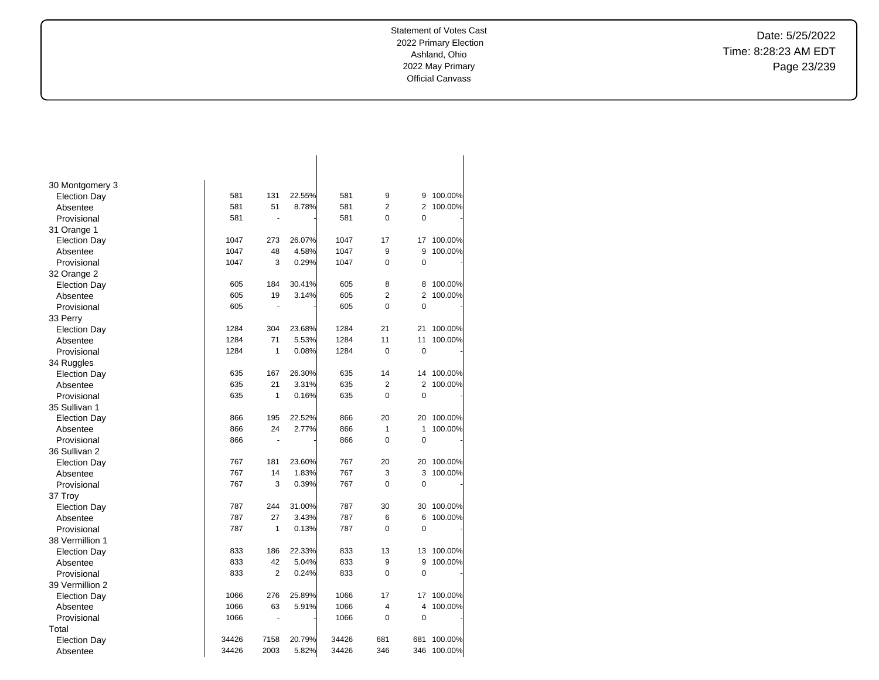| | | | | | | | |
|---|---|---|---|---|---|---|---|
| **30 Montgomery 3** | | | | | | | |
| Election Day | 581 | 131 | 22.55% | 581 | 9 | 9 | 100.00% |
| Absentee | 581 | 51 | 8.78% | 581 | 2 | 2 | 100.00% |
| Provisional | 581 | - | - | 581 | 0 | 0 | - |
| **31 Orange 1** | | | | | | | |
| Election Day | 1047 | 273 | 26.07% | 1047 | 17 | 17 | 100.00% |
| Absentee | 1047 | 48 | 4.58% | 1047 | 9 | 9 | 100.00% |
| Provisional | 1047 | 3 | 0.29% | 1047 | 0 | 0 | - |
| **32 Orange 2** | | | | | | | |
| Election Day | 605 | 184 | 30.41% | 605 | 8 | 8 | 100.00% |
| Absentee | 605 | 19 | 3.14% | 605 | 2 | 2 | 100.00% |
| Provisional | 605 | - | - | 605 | 0 | 0 | - |
| **33 Perry** | | | | | | | |
| Election Day | 1284 | 304 | 23.68% | 1284 | 21 | 21 | 100.00% |
| Absentee | 1284 | 71 | 5.53% | 1284 | 11 | 11 | 100.00% |
| Provisional | 1284 | 1 | 0.08% | 1284 | 0 | 0 | - |
| **34 Ruggles** | | | | | | | |
| Election Day | 635 | 167 | 26.30% | 635 | 14 | 14 | 100.00% |
| Absentee | 635 | 21 | 3.31% | 635 | 2 | 2 | 100.00% |
| Provisional | 635 | 1 | 0.16% | 635 | 0 | 0 | - |
| **35 Sullivan 1** | | | | | | | |
| Election Day | 866 | 195 | 22.52% | 866 | 20 | 20 | 100.00% |
| Absentee | 866 | 24 | 2.77% | 866 | 1 | 1 | 100.00% |
| Provisional | 866 | - | - | 866 | 0 | 0 | - |
| **36 Sullivan 2** | | | | | | | |
| Election Day | 767 | 181 | 23.60% | 767 | 20 | 20 | 100.00% |
| Absentee | 767 | 14 | 1.83% | 767 | 3 | 3 | 100.00% |
| Provisional | 767 | 3 | 0.39% | 767 | 0 | 0 | - |
| **37 Troy** | | | | | | | |
| Election Day | 787 | 244 | 31.00% | 787 | 30 | 30 | 100.00% |
| Absentee | 787 | 27 | 3.43% | 787 | 6 | 6 | 100.00% |
| Provisional | 787 | 1 | 0.13% | 787 | 0 | 0 | - |
| **38 Vermillion 1** | | | | | | | |
| Election Day | 833 | 186 | 22.33% | 833 | 13 | 13 | 100.00% |
| Absentee | 833 | 42 | 5.04% | 833 | 9 | 9 | 100.00% |
| Provisional | 833 | 2 | 0.24% | 833 | 0 | 0 | - |
| **39 Vermillion 2** | | | | | | | |
| Election Day | 1066 | 276 | 25.89% | 1066 | 17 | 17 | 100.00% |
| Absentee | 1066 | 63 | 5.91% | 1066 | 4 | 4 | 100.00% |
| Provisional | 1066 | - | - | 1066 | 0 | 0 | - |
| **Total** | | | | | | | |
| Election Day | 34426 | 7158 | 20.79% | 34426 | 681 | 681 | 100.00% |
| Absentee | 34426 | 2003 | 5.82% | 34426 | 346 | 346 | 100.00% |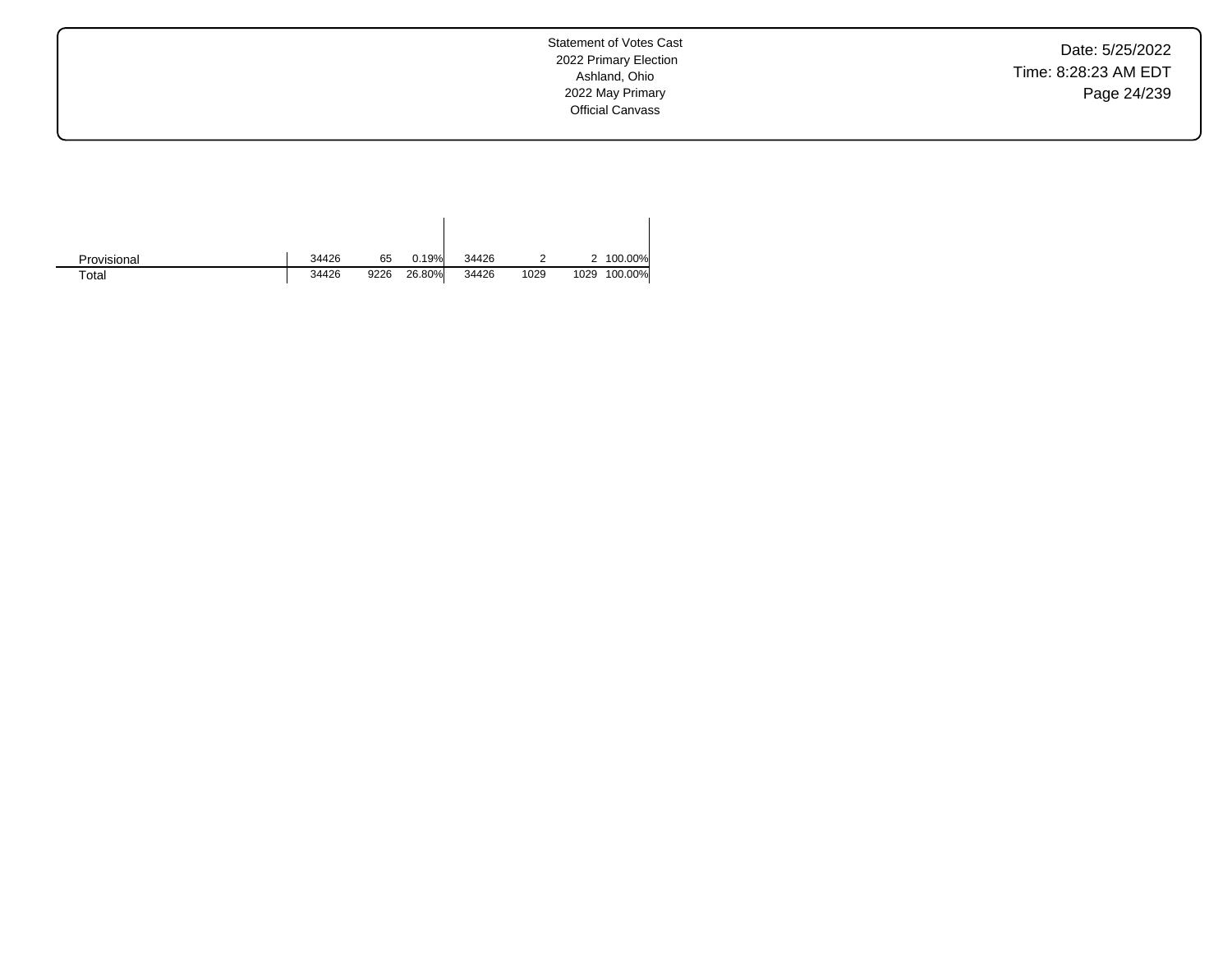|  |  |  |  |  |  |  |  |
|---|---|---|---|---|---|---|---|
| Provisional | 34426 | 65 | 0.19% | 34426 | 2 | 2 | 100.00% |
| Total | 34426 | 9226 | 26.80% | 34426 | 1029 | 1029 | 100.00% |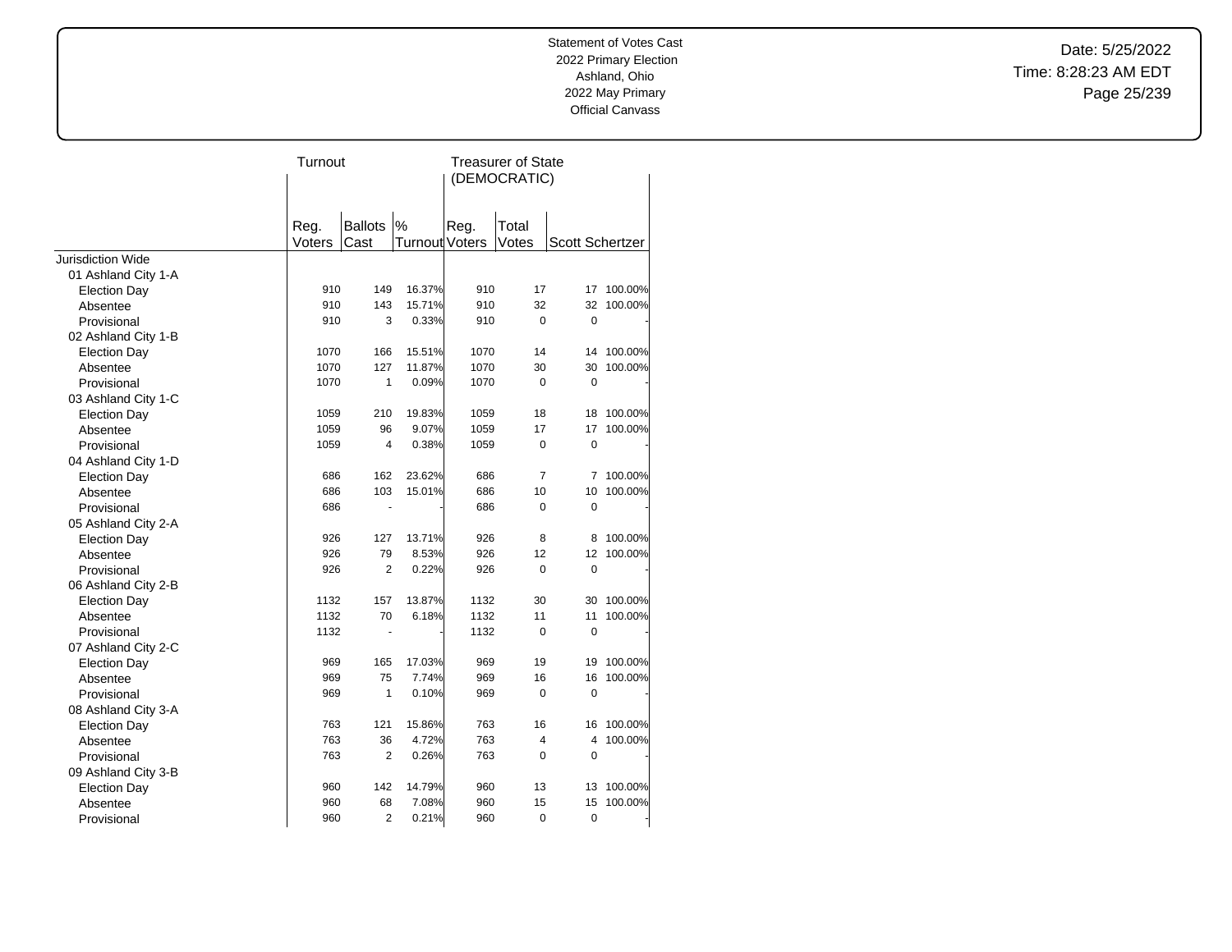Statement of Votes Cast
2022 Primary Election
Ashland, Ohio
2022 May Primary
Official Canvass

| | Turnout | | | Treasurer of State (DEMOCRATIC) | | | |
|---|---|---|---|---|---|---|---|
| | Reg. Voters | Ballots Cast | % Turnout | Reg. Voters | Total Votes | Scott Schertzer | |
| Jurisdiction Wide | | | | | | | |
| 01 Ashland City 1-A | | | | | | | |
| Election Day | 910 | 149 | 16.37% | 910 | 17 | 17 | 100.00% |
| Absentee | 910 | 143 | 15.71% | 910 | 32 | 32 | 100.00% |
| Provisional | 910 | 3 | 0.33% | 910 | 0 | 0 | - |
| 02 Ashland City 1-B | | | | | | | |
| Election Day | 1070 | 166 | 15.51% | 1070 | 14 | 14 | 100.00% |
| Absentee | 1070 | 127 | 11.87% | 1070 | 30 | 30 | 100.00% |
| Provisional | 1070 | 1 | 0.09% | 1070 | 0 | 0 | - |
| 03 Ashland City 1-C | | | | | | | |
| Election Day | 1059 | 210 | 19.83% | 1059 | 18 | 18 | 100.00% |
| Absentee | 1059 | 96 | 9.07% | 1059 | 17 | 17 | 100.00% |
| Provisional | 1059 | 4 | 0.38% | 1059 | 0 | 0 | - |
| 04 Ashland City 1-D | | | | | | | |
| Election Day | 686 | 162 | 23.62% | 686 | 7 | 7 | 100.00% |
| Absentee | 686 | 103 | 15.01% | 686 | 10 | 10 | 100.00% |
| Provisional | 686 | - | - | 686 | 0 | 0 | - |
| 05 Ashland City 2-A | | | | | | | |
| Election Day | 926 | 127 | 13.71% | 926 | 8 | 8 | 100.00% |
| Absentee | 926 | 79 | 8.53% | 926 | 12 | 12 | 100.00% |
| Provisional | 926 | 2 | 0.22% | 926 | 0 | 0 | - |
| 06 Ashland City 2-B | | | | | | | |
| Election Day | 1132 | 157 | 13.87% | 1132 | 30 | 30 | 100.00% |
| Absentee | 1132 | 70 | 6.18% | 1132 | 11 | 11 | 100.00% |
| Provisional | 1132 | - | - | 1132 | 0 | 0 | - |
| 07 Ashland City 2-C | | | | | | | |
| Election Day | 969 | 165 | 17.03% | 969 | 19 | 19 | 100.00% |
| Absentee | 969 | 75 | 7.74% | 969 | 16 | 16 | 100.00% |
| Provisional | 969 | 1 | 0.10% | 969 | 0 | 0 | - |
| 08 Ashland City 3-A | | | | | | | |
| Election Day | 763 | 121 | 15.86% | 763 | 16 | 16 | 100.00% |
| Absentee | 763 | 36 | 4.72% | 763 | 4 | 4 | 100.00% |
| Provisional | 763 | 2 | 0.26% | 763 | 0 | 0 | - |
| 09 Ashland City 3-B | | | | | | | |
| Election Day | 960 | 142 | 14.79% | 960 | 13 | 13 | 100.00% |
| Absentee | 960 | 68 | 7.08% | 960 | 15 | 15 | 100.00% |
| Provisional | 960 | 2 | 0.21% | 960 | 0 | 0 | - |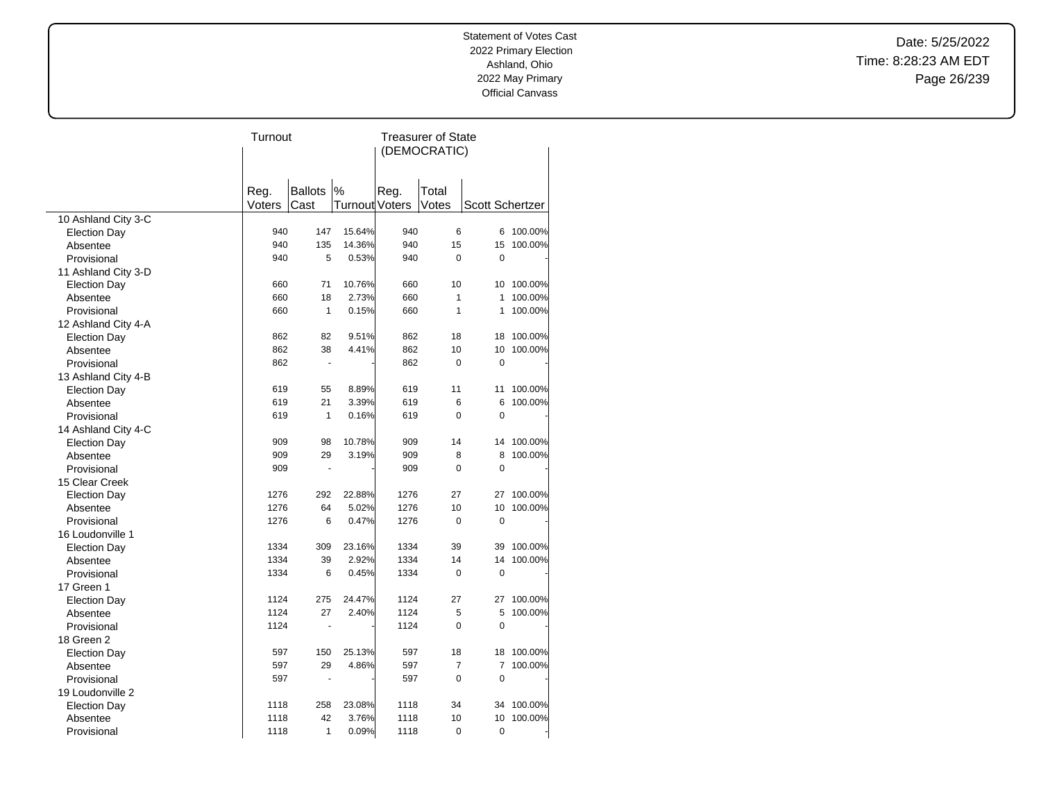Statement of Votes Cast
2022 Primary Election
Ashland, Ohio
2022 May Primary
Official Canvass

Date: 5/25/2022
Time: 8:28:23 AM EDT

| | Turnout | | | Treasurer of State (DEMOCRATIC) | | | |
|---|---|---|---|---|---|---|---|
| | Reg. Voters | Ballots Cast | % Turnout | Reg. Voters | Total Votes | Scott Schertzer | |
| 10 Ashland City 3-C | | | | | | | |
| Election Day | 940 | 147 | 15.64% | 940 | 6 | 6 | 100.00% |
| Absentee | 940 | 135 | 14.36% | 940 | 15 | 15 | 100.00% |
| Provisional | 940 | 5 | 0.53% | 940 | 0 | 0 | - |
| 11 Ashland City 3-D | | | | | | | |
| Election Day | 660 | 71 | 10.76% | 660 | 10 | 10 | 100.00% |
| Absentee | 660 | 18 | 2.73% | 660 | 1 | 1 | 100.00% |
| Provisional | 660 | 1 | 0.15% | 660 | 1 | 1 | 100.00% |
| 12 Ashland City 4-A | | | | | | | |
| Election Day | 862 | 82 | 9.51% | 862 | 18 | 18 | 100.00% |
| Absentee | 862 | 38 | 4.41% | 862 | 10 | 10 | 100.00% |
| Provisional | 862 | - | - | 862 | 0 | 0 | - |
| 13 Ashland City 4-B | | | | | | | |
| Election Day | 619 | 55 | 8.89% | 619 | 11 | 11 | 100.00% |
| Absentee | 619 | 21 | 3.39% | 619 | 6 | 6 | 100.00% |
| Provisional | 619 | 1 | 0.16% | 619 | 0 | 0 | - |
| 14 Ashland City 4-C | | | | | | | |
| Election Day | 909 | 98 | 10.78% | 909 | 14 | 14 | 100.00% |
| Absentee | 909 | 29 | 3.19% | 909 | 8 | 8 | 100.00% |
| Provisional | 909 | - | - | 909 | 0 | 0 | - |
| 15 Clear Creek | | | | | | | |
| Election Day | 1276 | 292 | 22.88% | 1276 | 27 | 27 | 100.00% |
| Absentee | 1276 | 64 | 5.02% | 1276 | 10 | 10 | 100.00% |
| Provisional | 1276 | 6 | 0.47% | 1276 | 0 | 0 | - |
| 16 Loudonville 1 | | | | | | | |
| Election Day | 1334 | 309 | 23.16% | 1334 | 39 | 39 | 100.00% |
| Absentee | 1334 | 39 | 2.92% | 1334 | 14 | 14 | 100.00% |
| Provisional | 1334 | 6 | 0.45% | 1334 | 0 | 0 | - |
| 17 Green 1 | | | | | | | |
| Election Day | 1124 | 275 | 24.47% | 1124 | 27 | 27 | 100.00% |
| Absentee | 1124 | 27 | 2.40% | 1124 | 5 | 5 | 100.00% |
| Provisional | 1124 | - | - | 1124 | 0 | 0 | - |
| 18 Green 2 | | | | | | | |
| Election Day | 597 | 150 | 25.13% | 597 | 18 | 18 | 100.00% |
| Absentee | 597 | 29 | 4.86% | 597 | 7 | 7 | 100.00% |
| Provisional | 597 | - | - | 597 | 0 | 0 | - |
| 19 Loudonville 2 | | | | | | | |
| Election Day | 1118 | 258 | 23.08% | 1118 | 34 | 34 | 100.00% |
| Absentee | 1118 | 42 | 3.76% | 1118 | 10 | 10 | 100.00% |
| Provisional | 1118 | 1 | 0.09% | 1118 | 0 | 0 | - |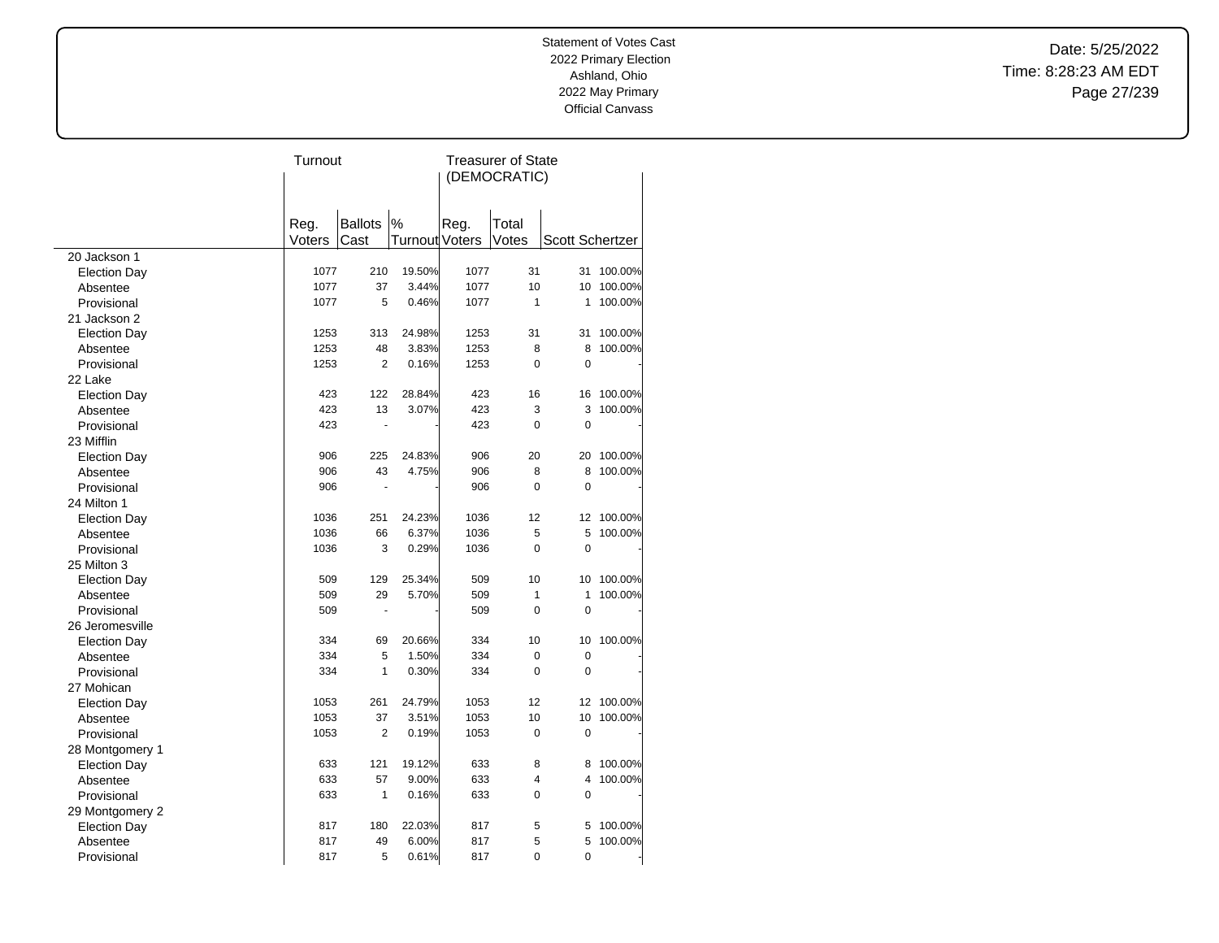Statement of Votes Cast
2022 Primary Election
Ashland, Ohio
2022 May Primary
Official Canvass

| | Turnout | | | Treasurer of State (DEMOCRATIC) | | | |
|---|---|---|---|---|---|---|---|
| | Reg. Voters | Ballots Cast | % Turnout | Reg. Voters | Total Votes | Scott Schertzer | |
| 20 Jackson 1 | | | | | | | |
| Election Day | 1077 | 210 | 19.50% | 1077 | 31 | 31 | 100.00% |
| Absentee | 1077 | 37 | 3.44% | 1077 | 10 | 10 | 100.00% |
| Provisional | 1077 | 5 | 0.46% | 1077 | 1 | 1 | 100.00% |
| 21 Jackson 2 | | | | | | | |
| Election Day | 1253 | 313 | 24.98% | 1253 | 31 | 31 | 100.00% |
| Absentee | 1253 | 48 | 3.83% | 1253 | 8 | 8 | 100.00% |
| Provisional | 1253 | 2 | 0.16% | 1253 | 0 | 0 | - |
| 22 Lake | | | | | | | |
| Election Day | 423 | 122 | 28.84% | 423 | 16 | 16 | 100.00% |
| Absentee | 423 | 13 | 3.07% | 423 | 3 | 3 | 100.00% |
| Provisional | 423 | - | - | 423 | 0 | 0 | - |
| 23 Mifflin | | | | | | | |
| Election Day | 906 | 225 | 24.83% | 906 | 20 | 20 | 100.00% |
| Absentee | 906 | 43 | 4.75% | 906 | 8 | 8 | 100.00% |
| Provisional | 906 | - | - | 906 | 0 | 0 | - |
| 24 Milton 1 | | | | | | | |
| Election Day | 1036 | 251 | 24.23% | 1036 | 12 | 12 | 100.00% |
| Absentee | 1036 | 66 | 6.37% | 1036 | 5 | 5 | 100.00% |
| Provisional | 1036 | 3 | 0.29% | 1036 | 0 | 0 | - |
| 25 Milton 3 | | | | | | | |
| Election Day | 509 | 129 | 25.34% | 509 | 10 | 10 | 100.00% |
| Absentee | 509 | 29 | 5.70% | 509 | 1 | 1 | 100.00% |
| Provisional | 509 | - | - | 509 | 0 | 0 | - |
| 26 Jeromesville | | | | | | | |
| Election Day | 334 | 69 | 20.66% | 334 | 10 | 10 | 100.00% |
| Absentee | 334 | 5 | 1.50% | 334 | 0 | 0 | - |
| Provisional | 334 | 1 | 0.30% | 334 | 0 | 0 | - |
| 27 Mohican | | | | | | | |
| Election Day | 1053 | 261 | 24.79% | 1053 | 12 | 12 | 100.00% |
| Absentee | 1053 | 37 | 3.51% | 1053 | 10 | 10 | 100.00% |
| Provisional | 1053 | 2 | 0.19% | 1053 | 0 | 0 | - |
| 28 Montgomery 1 | | | | | | | |
| Election Day | 633 | 121 | 19.12% | 633 | 8 | 8 | 100.00% |
| Absentee | 633 | 57 | 9.00% | 633 | 4 | 4 | 100.00% |
| Provisional | 633 | 1 | 0.16% | 633 | 0 | 0 | - |
| 29 Montgomery 2 | | | | | | | |
| Election Day | 817 | 180 | 22.03% | 817 | 5 | 5 | 100.00% |
| Absentee | 817 | 49 | 6.00% | 817 | 5 | 5 | 100.00% |
| Provisional | 817 | 5 | 0.61% | 817 | 0 | 0 | - |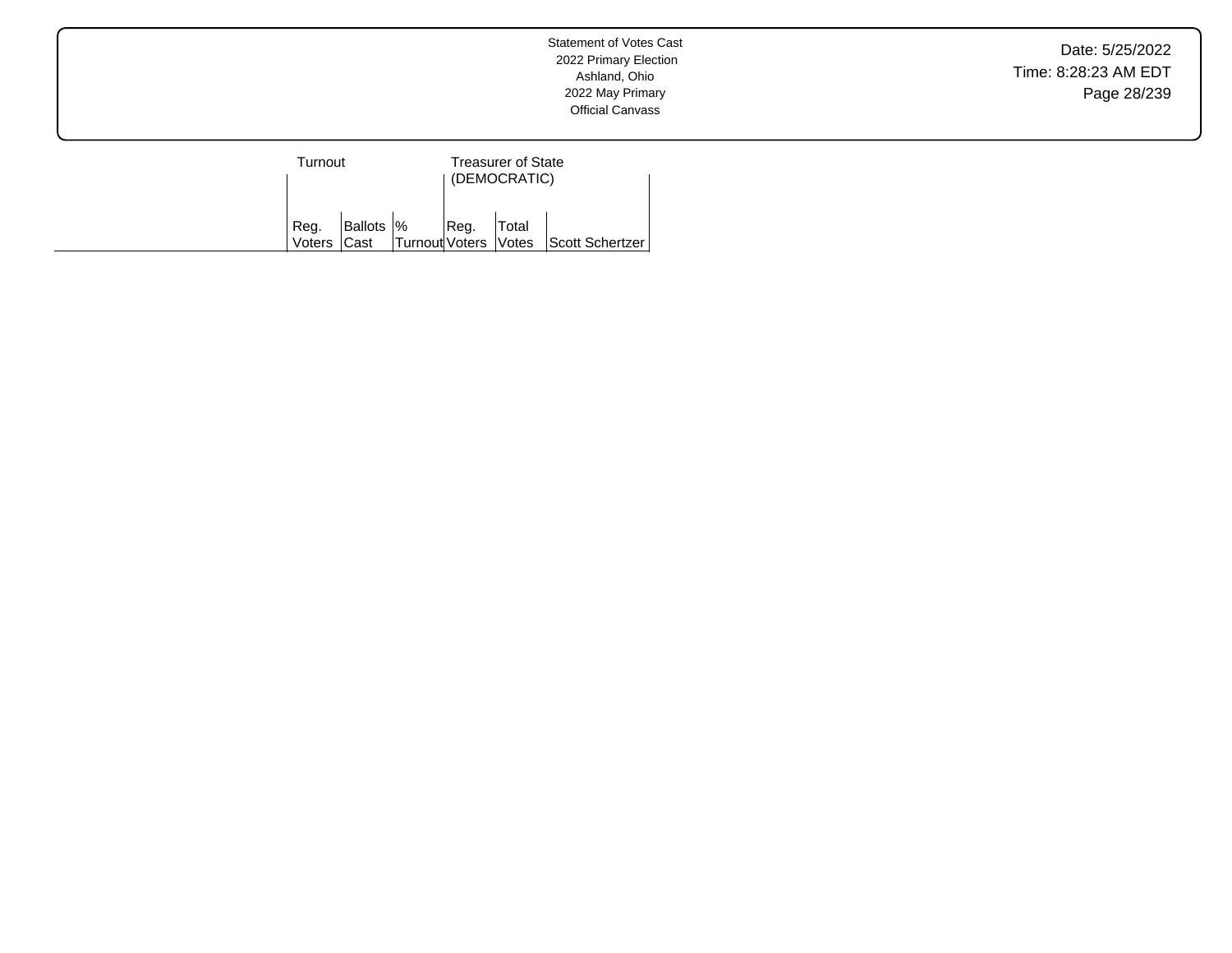Statement of Votes Cast
2022 Primary Election
Ashland, Ohio
2022 May Primary
Official Canvass

Date: 5/25/2022
Time: 8:28:23 AM EDT

| | Turnout | | | Treasurer of State (DEMOCRATIC) | | |
|---|---|---|---|---|---|---|
| | Reg. Voters | Ballots Cast | % Turnout | Reg. Voters | Total Votes | Scott Schertzer |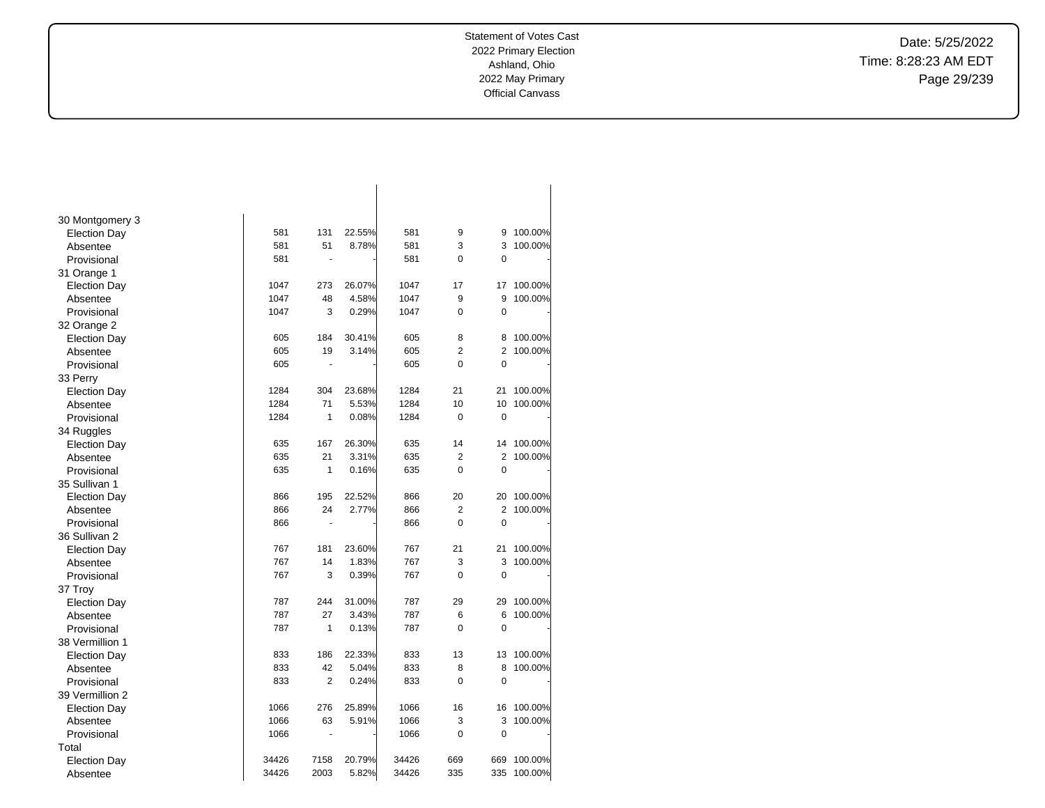| | | | | | | | |
|---|---|---|---|---|---|---|---|
| 30 Montgomery 3 | | | | | | | |
| Election Day | 581 | 131 | 22.55% | 581 | 9 | 9 | 100.00% |
| Absentee | 581 | 51 | 8.78% | 581 | 3 | 3 | 100.00% |
| Provisional | 581 | - | - | 581 | 0 | 0 | - |
| 31 Orange 1 | | | | | | | |
| Election Day | 1047 | 273 | 26.07% | 1047 | 17 | 17 | 100.00% |
| Absentee | 1047 | 48 | 4.58% | 1047 | 9 | 9 | 100.00% |
| Provisional | 1047 | 3 | 0.29% | 1047 | 0 | 0 | - |
| 32 Orange 2 | | | | | | | |
| Election Day | 605 | 184 | 30.41% | 605 | 8 | 8 | 100.00% |
| Absentee | 605 | 19 | 3.14% | 605 | 2 | 2 | 100.00% |
| Provisional | 605 | - | - | 605 | 0 | 0 | - |
| 33 Perry | | | | | | | |
| Election Day | 1284 | 304 | 23.68% | 1284 | 21 | 21 | 100.00% |
| Absentee | 1284 | 71 | 5.53% | 1284 | 10 | 10 | 100.00% |
| Provisional | 1284 | 1 | 0.08% | 1284 | 0 | 0 | - |
| 34 Ruggles | | | | | | | |
| Election Day | 635 | 167 | 26.30% | 635 | 14 | 14 | 100.00% |
| Absentee | 635 | 21 | 3.31% | 635 | 2 | 2 | 100.00% |
| Provisional | 635 | 1 | 0.16% | 635 | 0 | 0 | - |
| 35 Sullivan 1 | | | | | | | |
| Election Day | 866 | 195 | 22.52% | 866 | 20 | 20 | 100.00% |
| Absentee | 866 | 24 | 2.77% | 866 | 2 | 2 | 100.00% |
| Provisional | 866 | - | - | 866 | 0 | 0 | - |
| 36 Sullivan 2 | | | | | | | |
| Election Day | 767 | 181 | 23.60% | 767 | 21 | 21 | 100.00% |
| Absentee | 767 | 14 | 1.83% | 767 | 3 | 3 | 100.00% |
| Provisional | 767 | 3 | 0.39% | 767 | 0 | 0 | - |
| 37 Troy | | | | | | | |
| Election Day | 787 | 244 | 31.00% | 787 | 29 | 29 | 100.00% |
| Absentee | 787 | 27 | 3.43% | 787 | 6 | 6 | 100.00% |
| Provisional | 787 | 1 | 0.13% | 787 | 0 | 0 | - |
| 38 Vermillion 1 | | | | | | | |
| Election Day | 833 | 186 | 22.33% | 833 | 13 | 13 | 100.00% |
| Absentee | 833 | 42 | 5.04% | 833 | 8 | 8 | 100.00% |
| Provisional | 833 | 2 | 0.24% | 833 | 0 | 0 | - |
| 39 Vermillion 2 | | | | | | | |
| Election Day | 1066 | 276 | 25.89% | 1066 | 16 | 16 | 100.00% |
| Absentee | 1066 | 63 | 5.91% | 1066 | 3 | 3 | 100.00% |
| Provisional | 1066 | - | - | 1066 | 0 | 0 | - |
| Total | | | | | | | |
| Election Day | 34426 | 7158 | 20.79% | 34426 | 669 | 669 | 100.00% |
| Absentee | 34426 | 2003 | 5.82% | 34426 | 335 | 335 | 100.00% |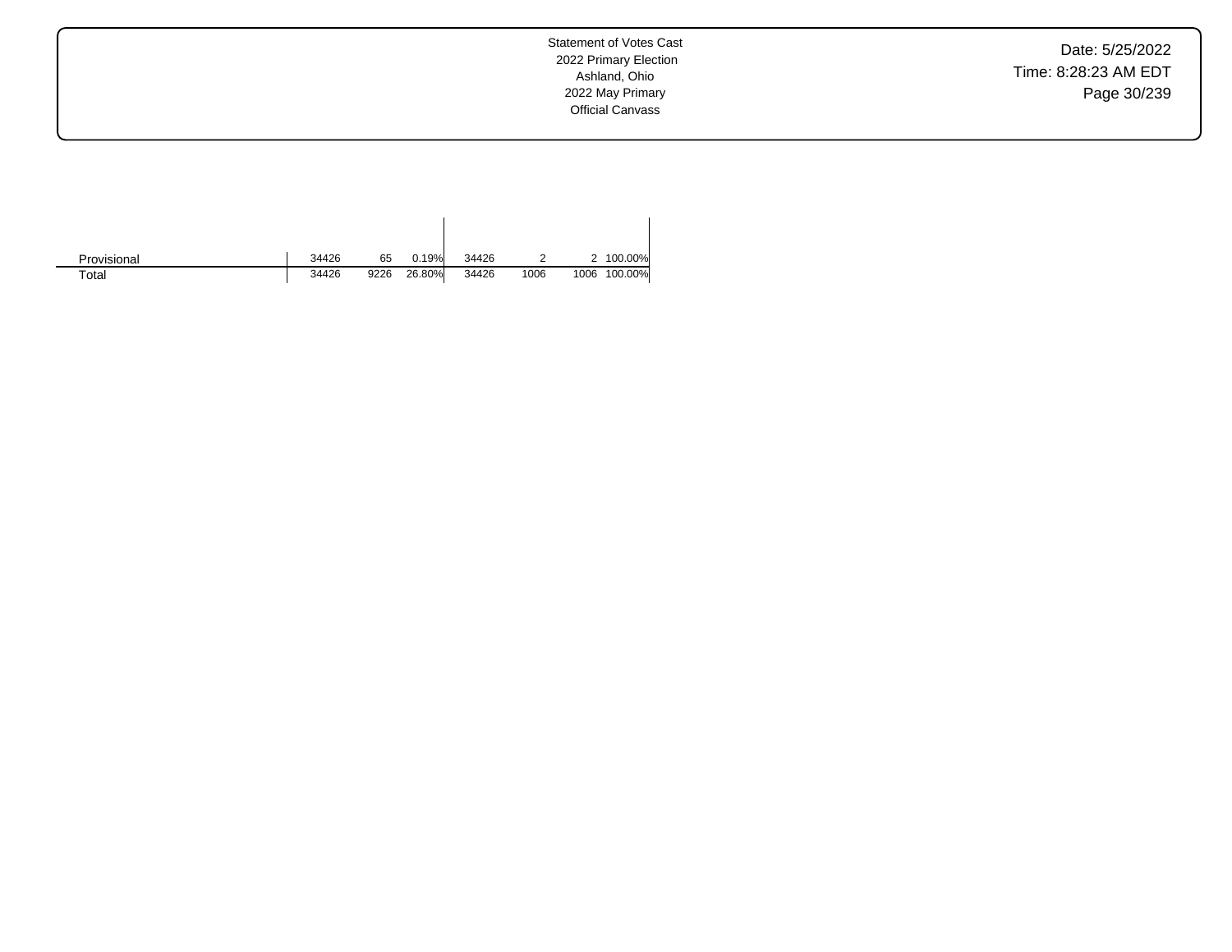| | | | | | | | |
|---|---|---|---|---|---|---|---|
| Provisional | 34426 | 65 | 0.19% | 34426 | 2 | 2 | 100.00% |
| Total | 34426 | 9226 | 26.80% | 34426 | 1006 | 1006 | 100.00% |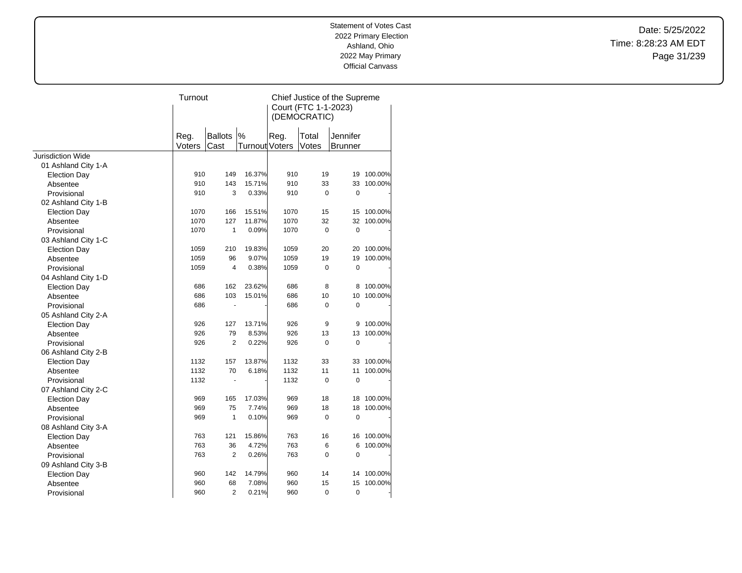Statement of Votes Cast
2022 Primary Election
Ashland, Ohio
2022 May Primary
Official Canvass

Date: 5/25/2022
Time: 8:28:23 AM EDT

| | Turnout | | | Chief Justice of the Supreme Court (FTC 1-1-2023) (DEMOCRATIC) | | | |
|---|---|---|---|---|---|---|---|
| | Reg. Voters | Ballots Cast | % Turnout | Reg. Voters | Total Votes | Jennifer Brunner | |
| Jurisdiction Wide | | | | | | | |
| 01 Ashland City 1-A | | | | | | | |
| Election Day | 910 | 149 | 16.37% | 910 | 19 | 19 | 100.00% |
| Absentee | 910 | 143 | 15.71% | 910 | 33 | 33 | 100.00% |
| Provisional | 910 | 3 | 0.33% | 910 | 0 | 0 | - |
| 02 Ashland City 1-B | | | | | | | |
| Election Day | 1070 | 166 | 15.51% | 1070 | 15 | 15 | 100.00% |
| Absentee | 1070 | 127 | 11.87% | 1070 | 32 | 32 | 100.00% |
| Provisional | 1070 | 1 | 0.09% | 1070 | 0 | 0 | - |
| 03 Ashland City 1-C | | | | | | | |
| Election Day | 1059 | 210 | 19.83% | 1059 | 20 | 20 | 100.00% |
| Absentee | 1059 | 96 | 9.07% | 1059 | 19 | 19 | 100.00% |
| Provisional | 1059 | 4 | 0.38% | 1059 | 0 | 0 | - |
| 04 Ashland City 1-D | | | | | | | |
| Election Day | 686 | 162 | 23.62% | 686 | 8 | 8 | 100.00% |
| Absentee | 686 | 103 | 15.01% | 686 | 10 | 10 | 100.00% |
| Provisional | 686 | - | - | 686 | 0 | 0 | - |
| 05 Ashland City 2-A | | | | | | | |
| Election Day | 926 | 127 | 13.71% | 926 | 9 | 9 | 100.00% |
| Absentee | 926 | 79 | 8.53% | 926 | 13 | 13 | 100.00% |
| Provisional | 926 | 2 | 0.22% | 926 | 0 | 0 | - |
| 06 Ashland City 2-B | | | | | | | |
| Election Day | 1132 | 157 | 13.87% | 1132 | 33 | 33 | 100.00% |
| Absentee | 1132 | 70 | 6.18% | 1132 | 11 | 11 | 100.00% |
| Provisional | 1132 | - | - | 1132 | 0 | 0 | - |
| 07 Ashland City 2-C | | | | | | | |
| Election Day | 969 | 165 | 17.03% | 969 | 18 | 18 | 100.00% |
| Absentee | 969 | 75 | 7.74% | 969 | 18 | 18 | 100.00% |
| Provisional | 969 | 1 | 0.10% | 969 | 0 | 0 | - |
| 08 Ashland City 3-A | | | | | | | |
| Election Day | 763 | 121 | 15.86% | 763 | 16 | 16 | 100.00% |
| Absentee | 763 | 36 | 4.72% | 763 | 6 | 6 | 100.00% |
| Provisional | 763 | 2 | 0.26% | 763 | 0 | 0 | - |
| 09 Ashland City 3-B | | | | | | | |
| Election Day | 960 | 142 | 14.79% | 960 | 14 | 14 | 100.00% |
| Absentee | 960 | 68 | 7.08% | 960 | 15 | 15 | 100.00% |
| Provisional | 960 | 2 | 0.21% | 960 | 0 | 0 | - |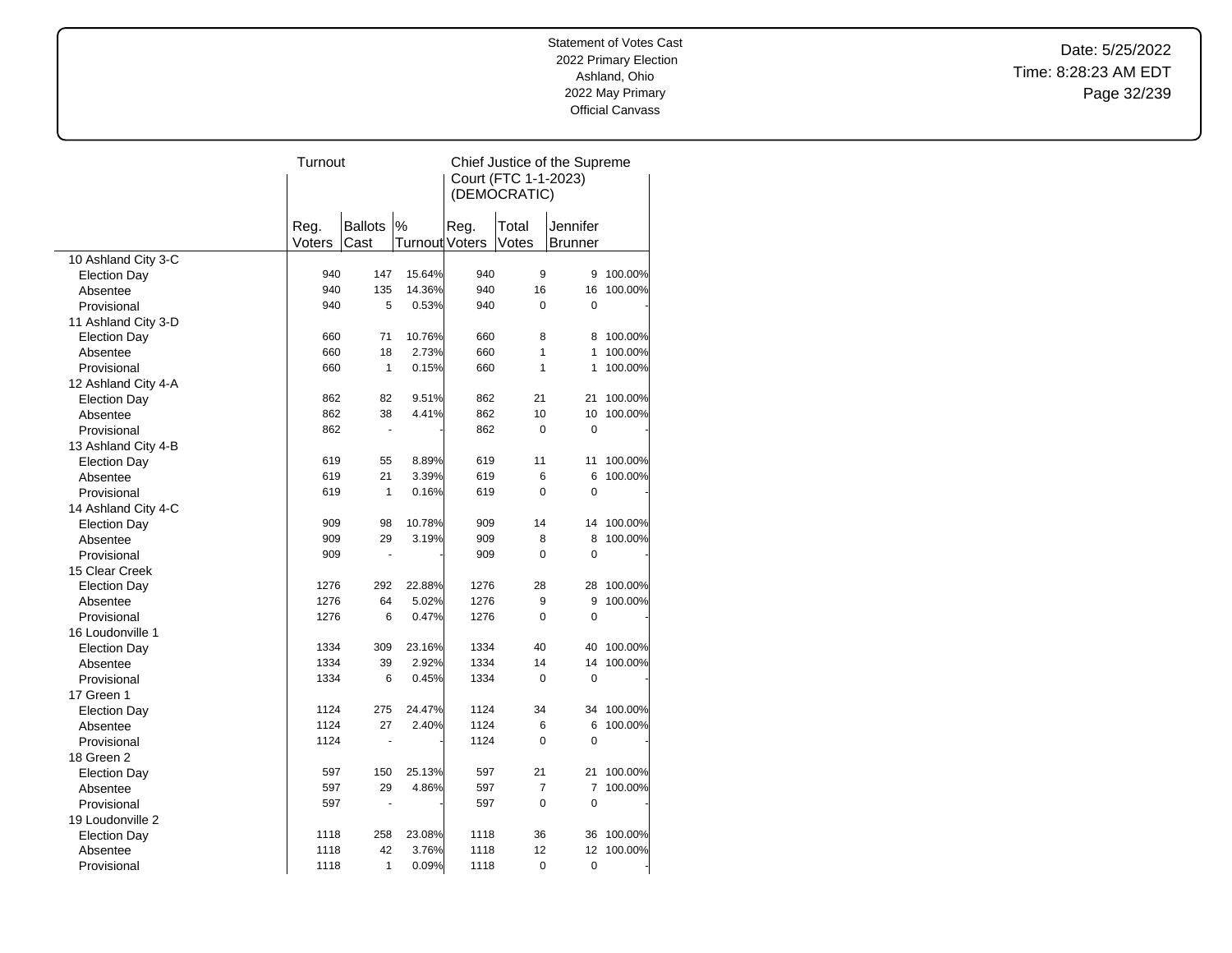Statement of Votes Cast
2022 Primary Election
Ashland, Ohio
2022 May Primary
Official Canvass

Date: 5/25/2022
Time: 8:28:23 AM EDT

| | Turnout | | | Chief Justice of the Supreme Court (FTC 1-1-2023) (DEMOCRATIC) | | | |
|---|---|---|---|---|---|---|---|
| | Reg. Voters | Ballots Cast | % Turnout | Reg. Voters | Total Votes | Jennifer Brunner | |
| 10 Ashland City 3-C | | | | | | | |
| Election Day | 940 | 147 | 15.64% | 940 | 9 | 9 | 100.00% |
| Absentee | 940 | 135 | 14.36% | 940 | 16 | 16 | 100.00% |
| Provisional | 940 | 5 | 0.53% | 940 | 0 | 0 | - |
| 11 Ashland City 3-D | | | | | | | |
| Election Day | 660 | 71 | 10.76% | 660 | 8 | 8 | 100.00% |
| Absentee | 660 | 18 | 2.73% | 660 | 1 | 1 | 100.00% |
| Provisional | 660 | 1 | 0.15% | 660 | 1 | 1 | 100.00% |
| 12 Ashland City 4-A | | | | | | | |
| Election Day | 862 | 82 | 9.51% | 862 | 21 | 21 | 100.00% |
| Absentee | 862 | 38 | 4.41% | 862 | 10 | 10 | 100.00% |
| Provisional | 862 | - | - | 862 | 0 | 0 | - |
| 13 Ashland City 4-B | | | | | | | |
| Election Day | 619 | 55 | 8.89% | 619 | 11 | 11 | 100.00% |
| Absentee | 619 | 21 | 3.39% | 619 | 6 | 6 | 100.00% |
| Provisional | 619 | 1 | 0.16% | 619 | 0 | 0 | - |
| 14 Ashland City 4-C | | | | | | | |
| Election Day | 909 | 98 | 10.78% | 909 | 14 | 14 | 100.00% |
| Absentee | 909 | 29 | 3.19% | 909 | 8 | 8 | 100.00% |
| Provisional | 909 | - | - | 909 | 0 | 0 | - |
| 15 Clear Creek | | | | | | | |
| Election Day | 1276 | 292 | 22.88% | 1276 | 28 | 28 | 100.00% |
| Absentee | 1276 | 64 | 5.02% | 1276 | 9 | 9 | 100.00% |
| Provisional | 1276 | 6 | 0.47% | 1276 | 0 | 0 | - |
| 16 Loudonville 1 | | | | | | | |
| Election Day | 1334 | 309 | 23.16% | 1334 | 40 | 40 | 100.00% |
| Absentee | 1334 | 39 | 2.92% | 1334 | 14 | 14 | 100.00% |
| Provisional | 1334 | 6 | 0.45% | 1334 | 0 | 0 | - |
| 17 Green 1 | | | | | | | |
| Election Day | 1124 | 275 | 24.47% | 1124 | 34 | 34 | 100.00% |
| Absentee | 1124 | 27 | 2.40% | 1124 | 6 | 6 | 100.00% |
| Provisional | 1124 | - | - | 1124 | 0 | 0 | - |
| 18 Green 2 | | | | | | | |
| Election Day | 597 | 150 | 25.13% | 597 | 21 | 21 | 100.00% |
| Absentee | 597 | 29 | 4.86% | 597 | 7 | 7 | 100.00% |
| Provisional | 597 | - | - | 597 | 0 | 0 | - |
| 19 Loudonville 2 | | | | | | | |
| Election Day | 1118 | 258 | 23.08% | 1118 | 36 | 36 | 100.00% |
| Absentee | 1118 | 42 | 3.76% | 1118 | 12 | 12 | 100.00% |
| Provisional | 1118 | 1 | 0.09% | 1118 | 0 | 0 | - |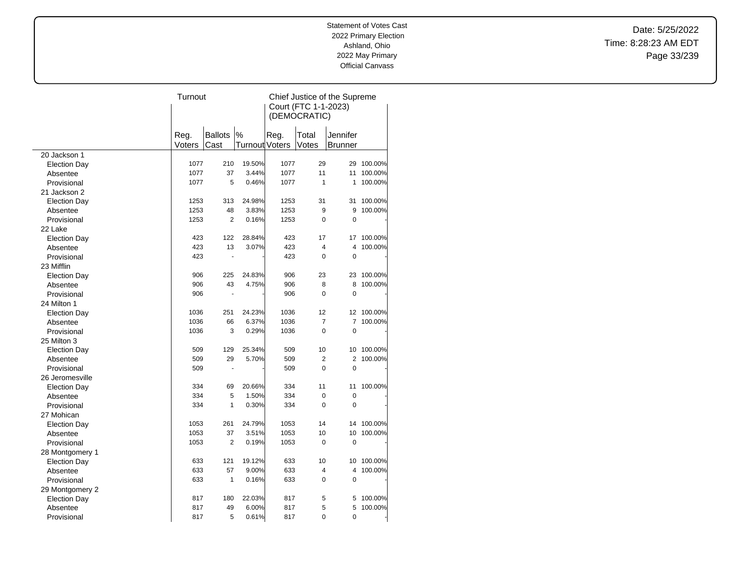Statement of Votes Cast
2022 Primary Election
Ashland, Ohio
2022 May Primary
Official Canvass

| | Turnout | | | Chief Justice of the Supreme Court (FTC 1-1-2023) (DEMOCRATIC) | | | |
|---|---|---|---|---|---|---|---|
| | Reg. Voters | Ballots Cast | % Turnout | Reg. Voters | Total Votes | Jennifer Brunner | |
| 20 Jackson 1 | | | | | | | |
| Election Day | 1077 | 210 | 19.50% | 1077 | 29 | 29 | 100.00% |
| Absentee | 1077 | 37 | 3.44% | 1077 | 11 | 11 | 100.00% |
| Provisional | 1077 | 5 | 0.46% | 1077 | 1 | 1 | 100.00% |
| 21 Jackson 2 | | | | | | | |
| Election Day | 1253 | 313 | 24.98% | 1253 | 31 | 31 | 100.00% |
| Absentee | 1253 | 48 | 3.83% | 1253 | 9 | 9 | 100.00% |
| Provisional | 1253 | 2 | 0.16% | 1253 | 0 | 0 | - |
| 22 Lake | | | | | | | |
| Election Day | 423 | 122 | 28.84% | 423 | 17 | 17 | 100.00% |
| Absentee | 423 | 13 | 3.07% | 423 | 4 | 4 | 100.00% |
| Provisional | 423 | - | - | 423 | 0 | 0 | - |
| 23 Mifflin | | | | | | | |
| Election Day | 906 | 225 | 24.83% | 906 | 23 | 23 | 100.00% |
| Absentee | 906 | 43 | 4.75% | 906 | 8 | 8 | 100.00% |
| Provisional | 906 | - | - | 906 | 0 | 0 | - |
| 24 Milton 1 | | | | | | | |
| Election Day | 1036 | 251 | 24.23% | 1036 | 12 | 12 | 100.00% |
| Absentee | 1036 | 66 | 6.37% | 1036 | 7 | 7 | 100.00% |
| Provisional | 1036 | 3 | 0.29% | 1036 | 0 | 0 | - |
| 25 Milton 3 | | | | | | | |
| Election Day | 509 | 129 | 25.34% | 509 | 10 | 10 | 100.00% |
| Absentee | 509 | 29 | 5.70% | 509 | 2 | 2 | 100.00% |
| Provisional | 509 | - | - | 509 | 0 | 0 | - |
| 26 Jeromesville | | | | | | | |
| Election Day | 334 | 69 | 20.66% | 334 | 11 | 11 | 100.00% |
| Absentee | 334 | 5 | 1.50% | 334 | 0 | 0 | - |
| Provisional | 334 | 1 | 0.30% | 334 | 0 | 0 | - |
| 27 Mohican | | | | | | | |
| Election Day | 1053 | 261 | 24.79% | 1053 | 14 | 14 | 100.00% |
| Absentee | 1053 | 37 | 3.51% | 1053 | 10 | 10 | 100.00% |
| Provisional | 1053 | 2 | 0.19% | 1053 | 0 | 0 | - |
| 28 Montgomery 1 | | | | | | | |
| Election Day | 633 | 121 | 19.12% | 633 | 10 | 10 | 100.00% |
| Absentee | 633 | 57 | 9.00% | 633 | 4 | 4 | 100.00% |
| Provisional | 633 | 1 | 0.16% | 633 | 0 | 0 | - |
| 29 Montgomery 2 | | | | | | | |
| Election Day | 817 | 180 | 22.03% | 817 | 5 | 5 | 100.00% |
| Absentee | 817 | 49 | 6.00% | 817 | 5 | 5 | 100.00% |
| Provisional | 817 | 5 | 0.61% | 817 | 0 | 0 | - |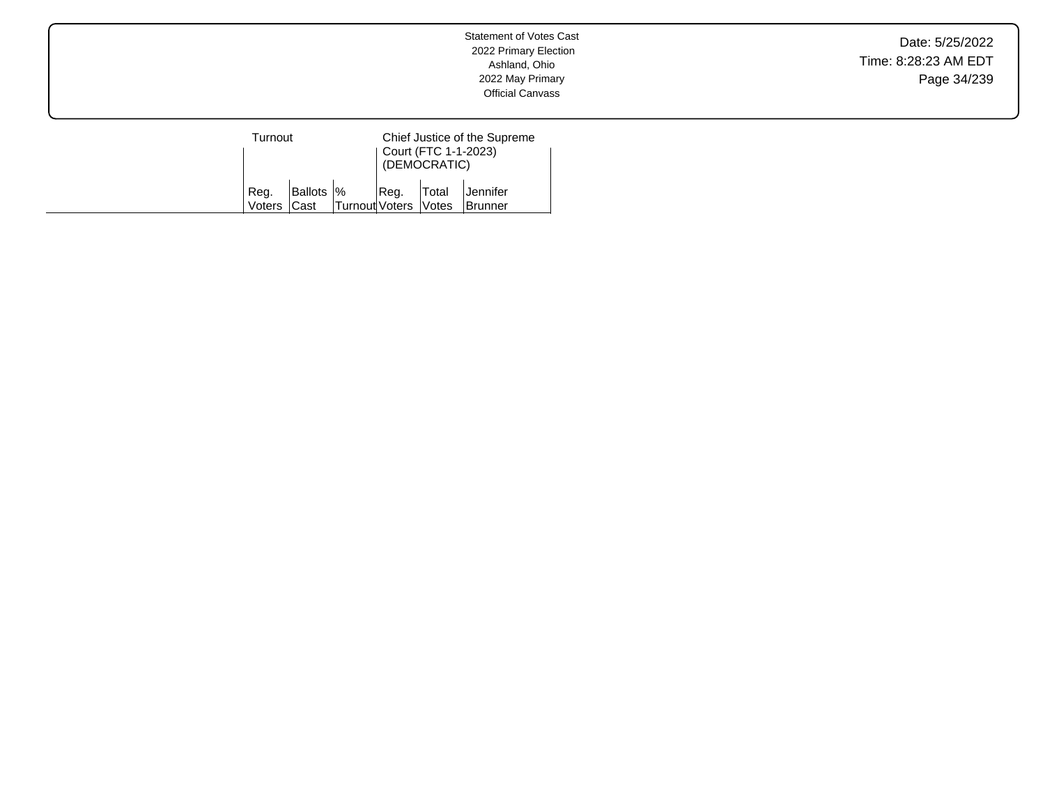| | Turnout | | | Chief Justice of the Supreme Court (FTC 1-1-2023) (DEMOCRATIC) | | |
|---|---|---|---|---|---|---|
| | Reg. Voters | Ballots Cast | % Turnout | Reg. Voters | Total Votes | Jennifer Brunner |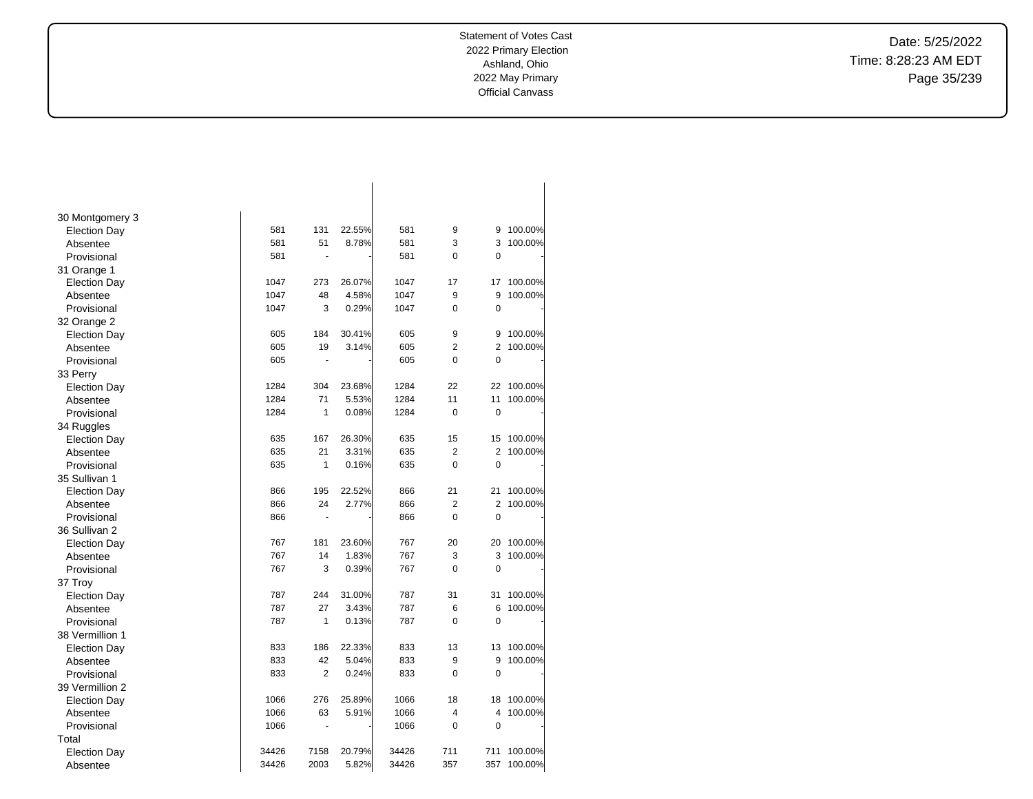| | | | | | | | |
|---|---|---|---|---|---|---|---|
| **30 Montgomery 3** | | | | | | | |
| Election Day | 581 | 131 | 22.55% | 581 | 9 | 9 | 100.00% |
| Absentee | 581 | 51 | 8.78% | 581 | 3 | 3 | 100.00% |
| Provisional | 581 | - | - | 581 | 0 | 0 | - |
| **31 Orange 1** | | | | | | | |
| Election Day | 1047 | 273 | 26.07% | 1047 | 17 | 17 | 100.00% |
| Absentee | 1047 | 48 | 4.58% | 1047 | 9 | 9 | 100.00% |
| Provisional | 1047 | 3 | 0.29% | 1047 | 0 | 0 | - |
| **32 Orange 2** | | | | | | | |
| Election Day | 605 | 184 | 30.41% | 605 | 9 | 9 | 100.00% |
| Absentee | 605 | 19 | 3.14% | 605 | 2 | 2 | 100.00% |
| Provisional | 605 | - | - | 605 | 0 | 0 | - |
| **33 Perry** | | | | | | | |
| Election Day | 1284 | 304 | 23.68% | 1284 | 22 | 22 | 100.00% |
| Absentee | 1284 | 71 | 5.53% | 1284 | 11 | 11 | 100.00% |
| Provisional | 1284 | 1 | 0.08% | 1284 | 0 | 0 | - |
| **34 Ruggles** | | | | | | | |
| Election Day | 635 | 167 | 26.30% | 635 | 15 | 15 | 100.00% |
| Absentee | 635 | 21 | 3.31% | 635 | 2 | 2 | 100.00% |
| Provisional | 635 | 1 | 0.16% | 635 | 0 | 0 | - |
| **35 Sullivan 1** | | | | | | | |
| Election Day | 866 | 195 | 22.52% | 866 | 21 | 21 | 100.00% |
| Absentee | 866 | 24 | 2.77% | 866 | 2 | 2 | 100.00% |
| Provisional | 866 | - | - | 866 | 0 | 0 | - |
| **36 Sullivan 2** | | | | | | | |
| Election Day | 767 | 181 | 23.60% | 767 | 20 | 20 | 100.00% |
| Absentee | 767 | 14 | 1.83% | 767 | 3 | 3 | 100.00% |
| Provisional | 767 | 3 | 0.39% | 767 | 0 | 0 | - |
| **37 Troy** | | | | | | | |
| Election Day | 787 | 244 | 31.00% | 787 | 31 | 31 | 100.00% |
| Absentee | 787 | 27 | 3.43% | 787 | 6 | 6 | 100.00% |
| Provisional | 787 | 1 | 0.13% | 787 | 0 | 0 | - |
| **38 Vermillion 1** | | | | | | | |
| Election Day | 833 | 186 | 22.33% | 833 | 13 | 13 | 100.00% |
| Absentee | 833 | 42 | 5.04% | 833 | 9 | 9 | 100.00% |
| Provisional | 833 | 2 | 0.24% | 833 | 0 | 0 | - |
| **39 Vermillion 2** | | | | | | | |
| Election Day | 1066 | 276 | 25.89% | 1066 | 18 | 18 | 100.00% |
| Absentee | 1066 | 63 | 5.91% | 1066 | 4 | 4 | 100.00% |
| Provisional | 1066 | - | - | 1066 | 0 | 0 | - |
| **Total** | | | | | | | |
| Election Day | 34426 | 7158 | 20.79% | 34426 | 711 | 711 | 100.00% |
| Absentee | 34426 | 2003 | 5.82% | 34426 | 357 | 357 | 100.00% |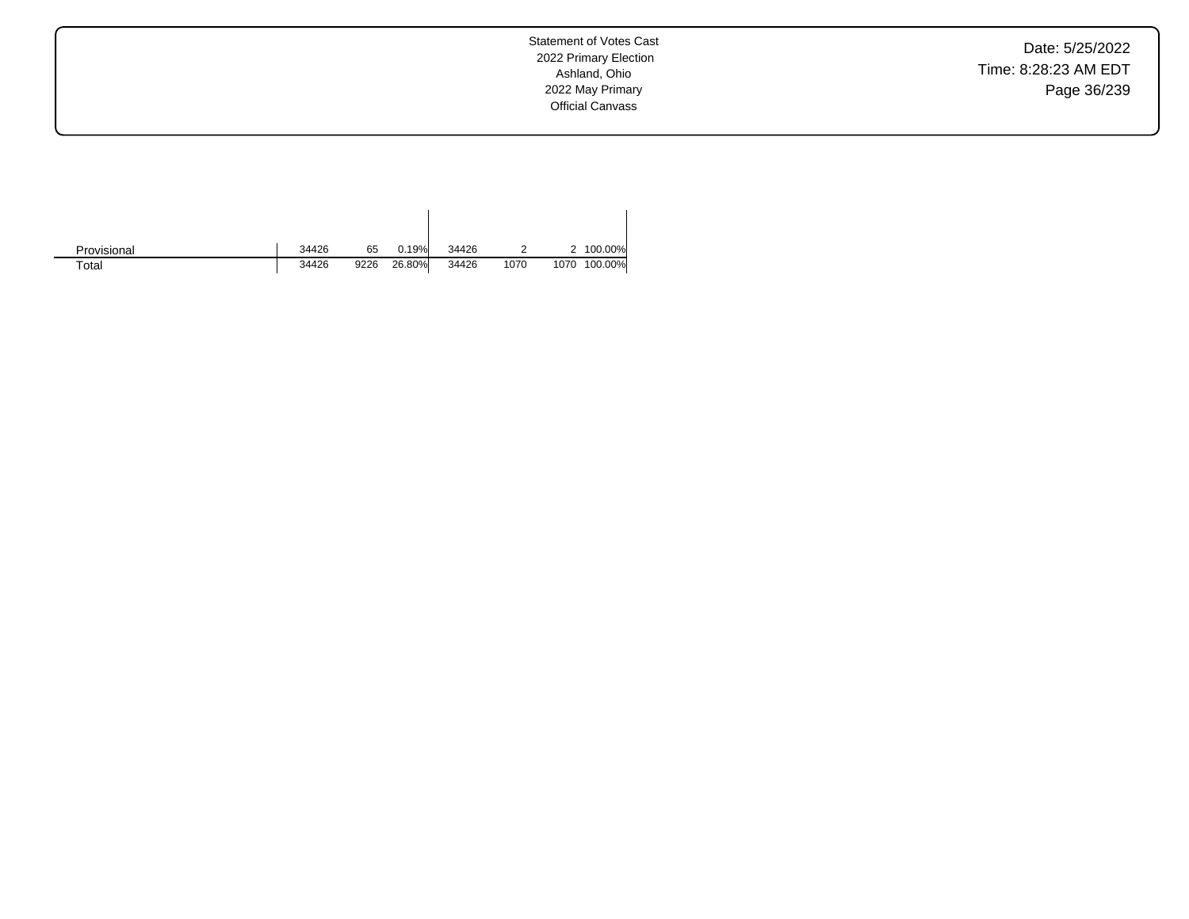| | | | | | | | |
|---|---|---|---|---|---|---|---|
| Provisional | 34426 | 65 | 0.19% | 34426 | 2 | 2 | 100.00% |
| Total | 34426 | 9226 | 26.80% | 34426 | 1070 | 1070 | 100.00% |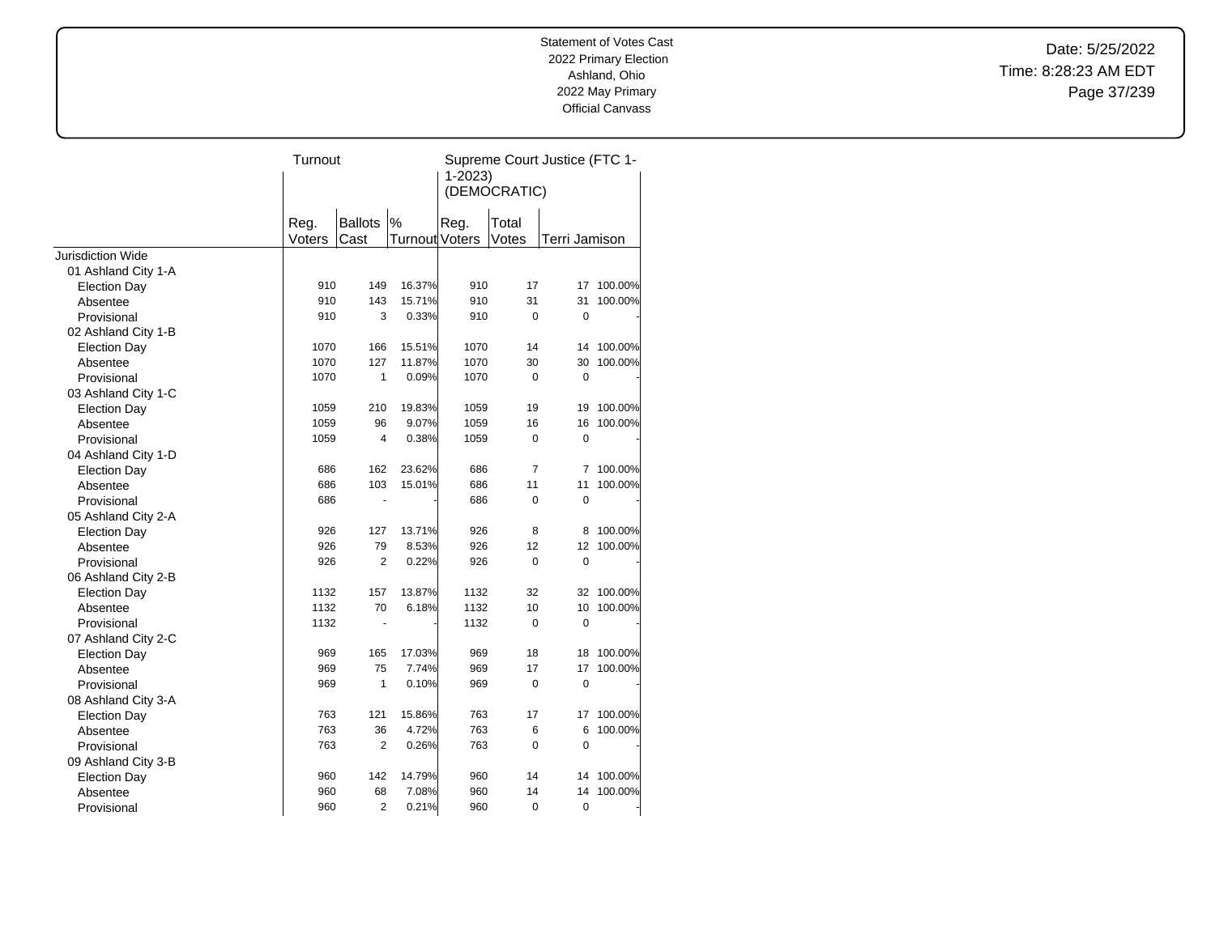Statement of Votes Cast
2022 Primary Election
Ashland, Ohio
2022 May Primary
Official Canvass

Date: 5/25/2022
Time: 8:28:23 AM EDT

| | Turnout | | | Supreme Court Justice (FTC 1-1-2023) (DEMOCRATIC) | | | |
|---|---|---|---|---|---|---|---|
| | Reg. Voters | Ballots Cast | % Turnout | Reg. Voters | Total Votes | Terri Jamison | |
| Jurisdiction Wide | | | | | | | |
| 01 Ashland City 1-A | | | | | | | |
| Election Day | 910 | 149 | 16.37% | 910 | 17 | 17 | 100.00% |
| Absentee | 910 | 143 | 15.71% | 910 | 31 | 31 | 100.00% |
| Provisional | 910 | 3 | 0.33% | 910 | 0 | 0 | - |
| 02 Ashland City 1-B | | | | | | | |
| Election Day | 1070 | 166 | 15.51% | 1070 | 14 | 14 | 100.00% |
| Absentee | 1070 | 127 | 11.87% | 1070 | 30 | 30 | 100.00% |
| Provisional | 1070 | 1 | 0.09% | 1070 | 0 | 0 | - |
| 03 Ashland City 1-C | | | | | | | |
| Election Day | 1059 | 210 | 19.83% | 1059 | 19 | 19 | 100.00% |
| Absentee | 1059 | 96 | 9.07% | 1059 | 16 | 16 | 100.00% |
| Provisional | 1059 | 4 | 0.38% | 1059 | 0 | 0 | - |
| 04 Ashland City 1-D | | | | | | | |
| Election Day | 686 | 162 | 23.62% | 686 | 7 | 7 | 100.00% |
| Absentee | 686 | 103 | 15.01% | 686 | 11 | 11 | 100.00% |
| Provisional | 686 | - | - | 686 | 0 | 0 | - |
| 05 Ashland City 2-A | | | | | | | |
| Election Day | 926 | 127 | 13.71% | 926 | 8 | 8 | 100.00% |
| Absentee | 926 | 79 | 8.53% | 926 | 12 | 12 | 100.00% |
| Provisional | 926 | 2 | 0.22% | 926 | 0 | 0 | - |
| 06 Ashland City 2-B | | | | | | | |
| Election Day | 1132 | 157 | 13.87% | 1132 | 32 | 32 | 100.00% |
| Absentee | 1132 | 70 | 6.18% | 1132 | 10 | 10 | 100.00% |
| Provisional | 1132 | - | - | 1132 | 0 | 0 | - |
| 07 Ashland City 2-C | | | | | | | |
| Election Day | 969 | 165 | 17.03% | 969 | 18 | 18 | 100.00% |
| Absentee | 969 | 75 | 7.74% | 969 | 17 | 17 | 100.00% |
| Provisional | 969 | 1 | 0.10% | 969 | 0 | 0 | - |
| 08 Ashland City 3-A | | | | | | | |
| Election Day | 763 | 121 | 15.86% | 763 | 17 | 17 | 100.00% |
| Absentee | 763 | 36 | 4.72% | 763 | 6 | 6 | 100.00% |
| Provisional | 763 | 2 | 0.26% | 763 | 0 | 0 | - |
| 09 Ashland City 3-B | | | | | | | |
| Election Day | 960 | 142 | 14.79% | 960 | 14 | 14 | 100.00% |
| Absentee | 960 | 68 | 7.08% | 960 | 14 | 14 | 100.00% |
| Provisional | 960 | 2 | 0.21% | 960 | 0 | 0 | - |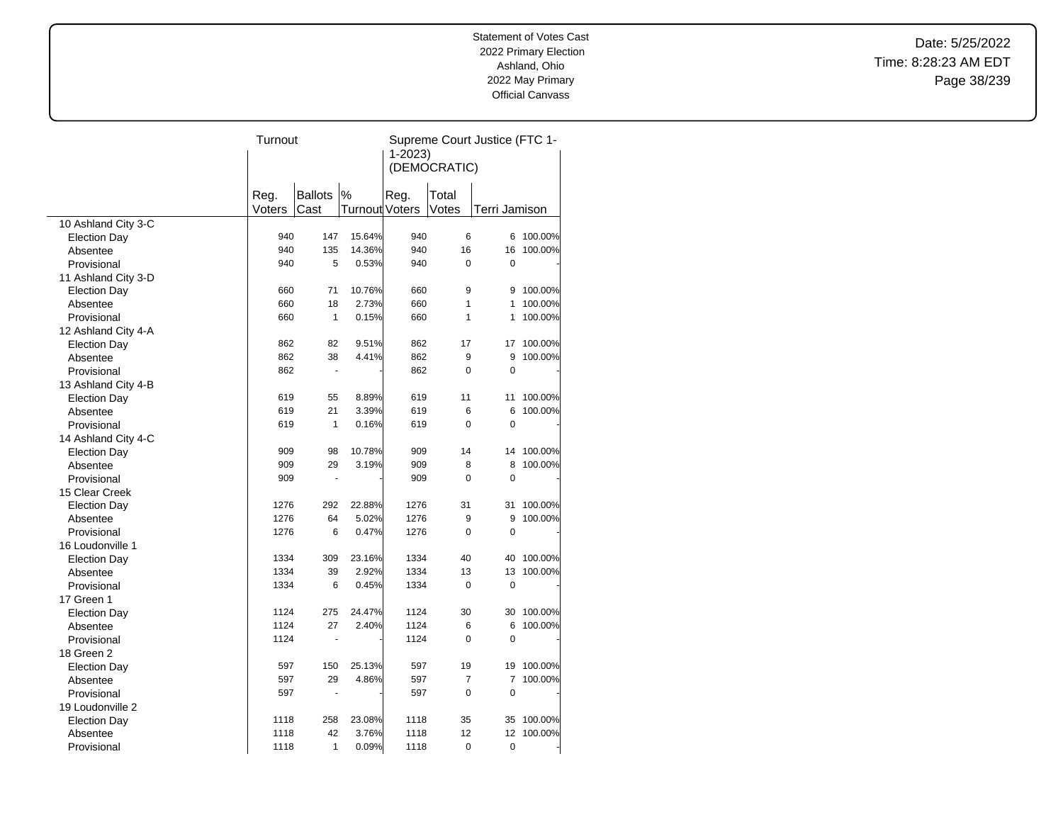Statement of Votes Cast
2022 Primary Election
Ashland, Ohio
2022 May Primary
Official Canvass

Date: 5/25/2022
Time: 8:28:23 AM EDT

| | Turnout | | | Supreme Court Justice (FTC 1-1-2023) (DEMOCRATIC) | | | |
|---|---|---|---|---|---|---|---|
| | Reg. Voters | Ballots Cast | % Turnout | Reg. Voters | Total Votes | Terri Jamison | |
| 10 Ashland City 3-C | | | | | | | |
| Election Day | 940 | 147 | 15.64% | 940 | 6 | 6 | 100.00% |
| Absentee | 940 | 135 | 14.36% | 940 | 16 | 16 | 100.00% |
| Provisional | 940 | 5 | 0.53% | 940 | 0 | 0 | - |
| 11 Ashland City 3-D | | | | | | | |
| Election Day | 660 | 71 | 10.76% | 660 | 9 | 9 | 100.00% |
| Absentee | 660 | 18 | 2.73% | 660 | 1 | 1 | 100.00% |
| Provisional | 660 | 1 | 0.15% | 660 | 1 | 1 | 100.00% |
| 12 Ashland City 4-A | | | | | | | |
| Election Day | 862 | 82 | 9.51% | 862 | 17 | 17 | 100.00% |
| Absentee | 862 | 38 | 4.41% | 862 | 9 | 9 | 100.00% |
| Provisional | 862 | - | - | 862 | 0 | 0 | - |
| 13 Ashland City 4-B | | | | | | | |
| Election Day | 619 | 55 | 8.89% | 619 | 11 | 11 | 100.00% |
| Absentee | 619 | 21 | 3.39% | 619 | 6 | 6 | 100.00% |
| Provisional | 619 | 1 | 0.16% | 619 | 0 | 0 | - |
| 14 Ashland City 4-C | | | | | | | |
| Election Day | 909 | 98 | 10.78% | 909 | 14 | 14 | 100.00% |
| Absentee | 909 | 29 | 3.19% | 909 | 8 | 8 | 100.00% |
| Provisional | 909 | - | - | 909 | 0 | 0 | - |
| 15 Clear Creek | | | | | | | |
| Election Day | 1276 | 292 | 22.88% | 1276 | 31 | 31 | 100.00% |
| Absentee | 1276 | 64 | 5.02% | 1276 | 9 | 9 | 100.00% |
| Provisional | 1276 | 6 | 0.47% | 1276 | 0 | 0 | - |
| 16 Loudonville 1 | | | | | | | |
| Election Day | 1334 | 309 | 23.16% | 1334 | 40 | 40 | 100.00% |
| Absentee | 1334 | 39 | 2.92% | 1334 | 13 | 13 | 100.00% |
| Provisional | 1334 | 6 | 0.45% | 1334 | 0 | 0 | - |
| 17 Green 1 | | | | | | | |
| Election Day | 1124 | 275 | 24.47% | 1124 | 30 | 30 | 100.00% |
| Absentee | 1124 | 27 | 2.40% | 1124 | 6 | 6 | 100.00% |
| Provisional | 1124 | - | - | 1124 | 0 | 0 | - |
| 18 Green 2 | | | | | | | |
| Election Day | 597 | 150 | 25.13% | 597 | 19 | 19 | 100.00% |
| Absentee | 597 | 29 | 4.86% | 597 | 7 | 7 | 100.00% |
| Provisional | 597 | - | - | 597 | 0 | 0 | - |
| 19 Loudonville 2 | | | | | | | |
| Election Day | 1118 | 258 | 23.08% | 1118 | 35 | 35 | 100.00% |
| Absentee | 1118 | 42 | 3.76% | 1118 | 12 | 12 | 100.00% |
| Provisional | 1118 | 1 | 0.09% | 1118 | 0 | 0 | - |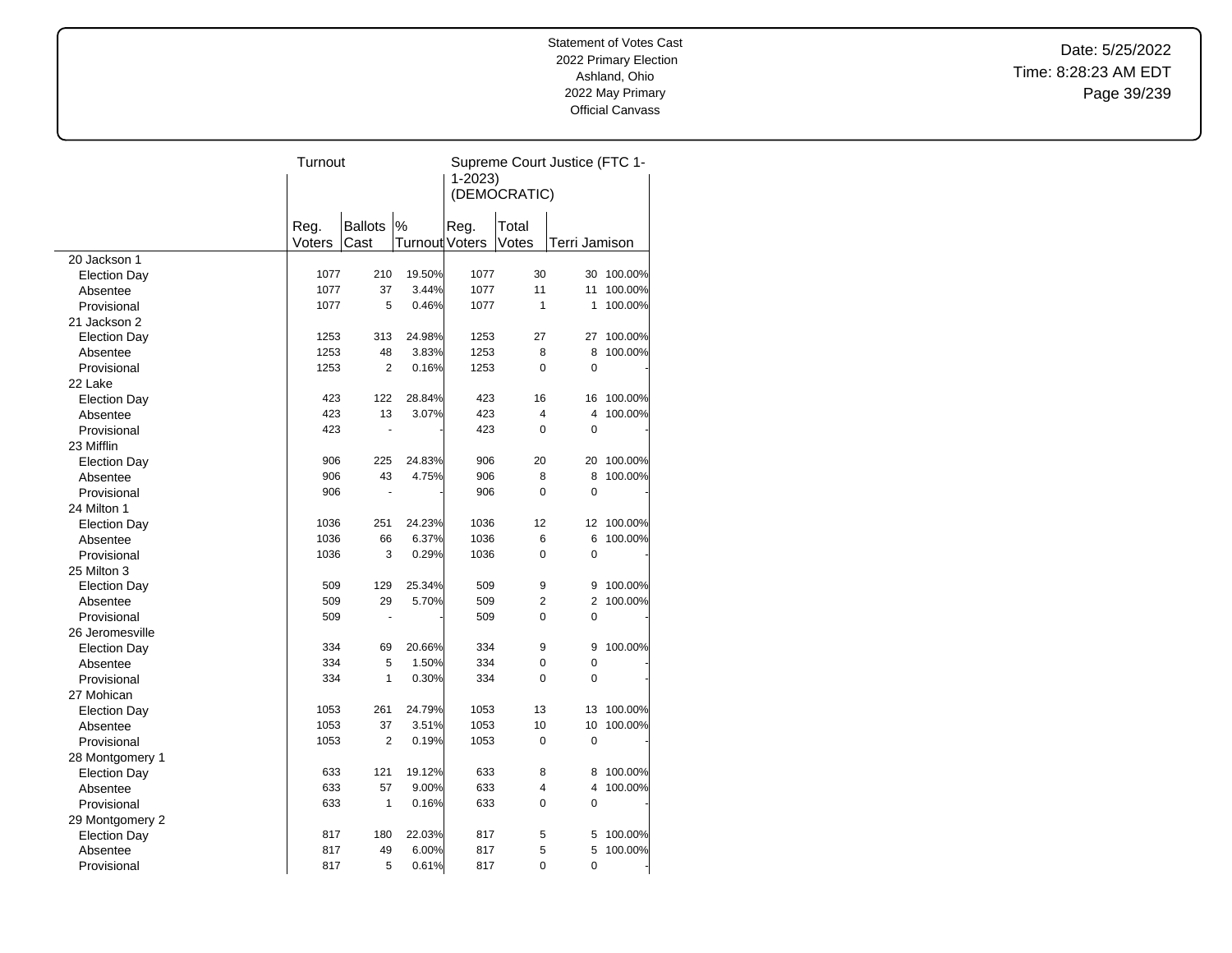Statement of Votes Cast
2022 Primary Election
Ashland, Ohio
2022 May Primary
Official Canvass

Date: 5/25/2022
Time: 8:28:23 AM EDT

| | Turnout | | | Supreme Court Justice (FTC 1-1-2023) (DEMOCRATIC) | | | |
|---|---|---|---|---|---|---|---|
| | Reg. Voters | Ballots Cast | % Turnout | Reg. Voters | Total Votes | Terri Jamison | |
| 20 Jackson 1 | | | | | | | |
| Election Day | 1077 | 210 | 19.50% | 1077 | 30 | 30 | 100.00% |
| Absentee | 1077 | 37 | 3.44% | 1077 | 11 | 11 | 100.00% |
| Provisional | 1077 | 5 | 0.46% | 1077 | 1 | 1 | 100.00% |
| 21 Jackson 2 | | | | | | | |
| Election Day | 1253 | 313 | 24.98% | 1253 | 27 | 27 | 100.00% |
| Absentee | 1253 | 48 | 3.83% | 1253 | 8 | 8 | 100.00% |
| Provisional | 1253 | 2 | 0.16% | 1253 | 0 | 0 | - |
| 22 Lake | | | | | | | |
| Election Day | 423 | 122 | 28.84% | 423 | 16 | 16 | 100.00% |
| Absentee | 423 | 13 | 3.07% | 423 | 4 | 4 | 100.00% |
| Provisional | 423 | - | - | 423 | 0 | 0 | - |
| 23 Mifflin | | | | | | | |
| Election Day | 906 | 225 | 24.83% | 906 | 20 | 20 | 100.00% |
| Absentee | 906 | 43 | 4.75% | 906 | 8 | 8 | 100.00% |
| Provisional | 906 | - | - | 906 | 0 | 0 | - |
| 24 Milton 1 | | | | | | | |
| Election Day | 1036 | 251 | 24.23% | 1036 | 12 | 12 | 100.00% |
| Absentee | 1036 | 66 | 6.37% | 1036 | 6 | 6 | 100.00% |
| Provisional | 1036 | 3 | 0.29% | 1036 | 0 | 0 | - |
| 25 Milton 3 | | | | | | | |
| Election Day | 509 | 129 | 25.34% | 509 | 9 | 9 | 100.00% |
| Absentee | 509 | 29 | 5.70% | 509 | 2 | 2 | 100.00% |
| Provisional | 509 | - | - | 509 | 0 | 0 | - |
| 26 Jeromesville | | | | | | | |
| Election Day | 334 | 69 | 20.66% | 334 | 9 | 9 | 100.00% |
| Absentee | 334 | 5 | 1.50% | 334 | 0 | 0 | - |
| Provisional | 334 | 1 | 0.30% | 334 | 0 | 0 | - |
| 27 Mohican | | | | | | | |
| Election Day | 1053 | 261 | 24.79% | 1053 | 13 | 13 | 100.00% |
| Absentee | 1053 | 37 | 3.51% | 1053 | 10 | 10 | 100.00% |
| Provisional | 1053 | 2 | 0.19% | 1053 | 0 | 0 | - |
| 28 Montgomery 1 | | | | | | | |
| Election Day | 633 | 121 | 19.12% | 633 | 8 | 8 | 100.00% |
| Absentee | 633 | 57 | 9.00% | 633 | 4 | 4 | 100.00% |
| Provisional | 633 | 1 | 0.16% | 633 | 0 | 0 | - |
| 29 Montgomery 2 | | | | | | | |
| Election Day | 817 | 180 | 22.03% | 817 | 5 | 5 | 100.00% |
| Absentee | 817 | 49 | 6.00% | 817 | 5 | 5 | 100.00% |
| Provisional | 817 | 5 | 0.61% | 817 | 0 | 0 | - |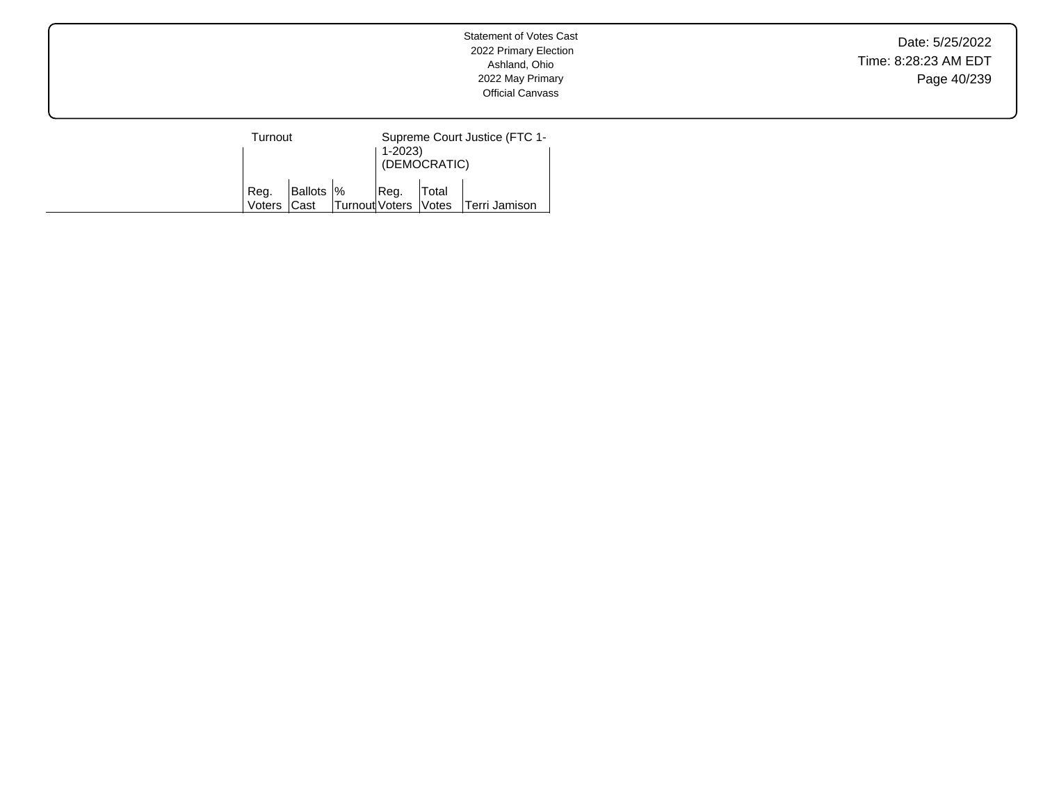Statement of Votes Cast
2022 Primary Election
Ashland, Ohio
2022 May Primary
Official Canvass

| | Turnout | | | Supreme Court Justice (FTC 1-1-2023) (DEMOCRATIC) | | |
|---|---|---|---|---|---|---|
| | Reg. Voters | Ballots Cast | % Turnout | Reg. Voters | Total Votes | Terri Jamison |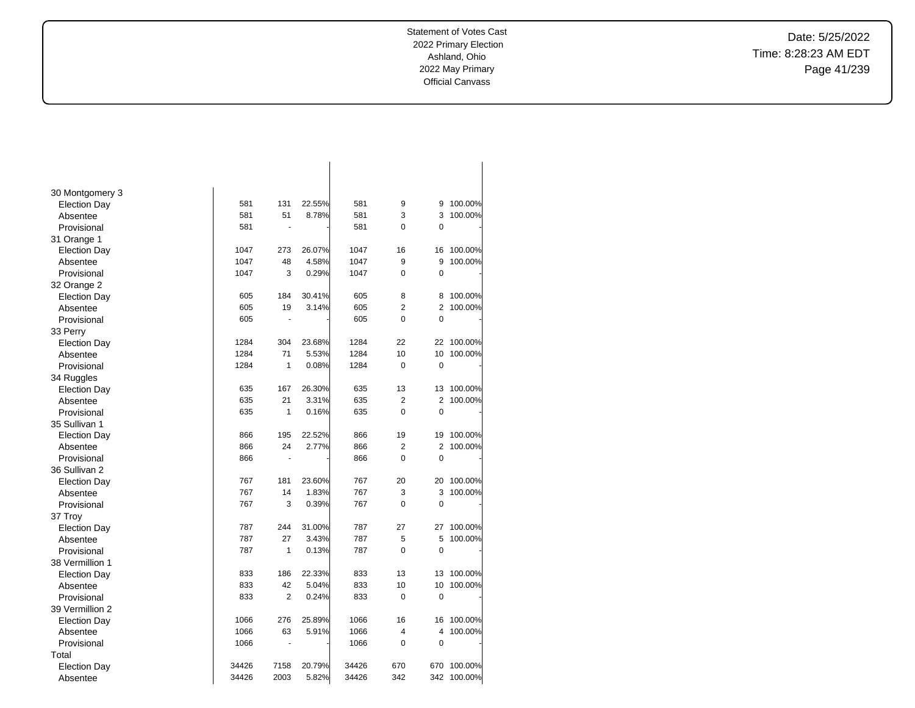| | | | | | | | |
|---|---|---|---|---|---|---|---|
| 30 Montgomery 3 | | | | | | | |
| Election Day | 581 | 131 | 22.55% | 581 | 9 | 9 | 100.00% |
| Absentee | 581 | 51 | 8.78% | 581 | 3 | 3 | 100.00% |
| Provisional | 581 | - | - | 581 | 0 | 0 | - |
| 31 Orange 1 | | | | | | | |
| Election Day | 1047 | 273 | 26.07% | 1047 | 16 | 16 | 100.00% |
| Absentee | 1047 | 48 | 4.58% | 1047 | 9 | 9 | 100.00% |
| Provisional | 1047 | 3 | 0.29% | 1047 | 0 | 0 | - |
| 32 Orange 2 | | | | | | | |
| Election Day | 605 | 184 | 30.41% | 605 | 8 | 8 | 100.00% |
| Absentee | 605 | 19 | 3.14% | 605 | 2 | 2 | 100.00% |
| Provisional | 605 | - | - | 605 | 0 | 0 | - |
| 33 Perry | | | | | | | |
| Election Day | 1284 | 304 | 23.68% | 1284 | 22 | 22 | 100.00% |
| Absentee | 1284 | 71 | 5.53% | 1284 | 10 | 10 | 100.00% |
| Provisional | 1284 | 1 | 0.08% | 1284 | 0 | 0 | - |
| 34 Ruggles | | | | | | | |
| Election Day | 635 | 167 | 26.30% | 635 | 13 | 13 | 100.00% |
| Absentee | 635 | 21 | 3.31% | 635 | 2 | 2 | 100.00% |
| Provisional | 635 | 1 | 0.16% | 635 | 0 | 0 | - |
| 35 Sullivan 1 | | | | | | | |
| Election Day | 866 | 195 | 22.52% | 866 | 19 | 19 | 100.00% |
| Absentee | 866 | 24 | 2.77% | 866 | 2 | 2 | 100.00% |
| Provisional | 866 | - | - | 866 | 0 | 0 | - |
| 36 Sullivan 2 | | | | | | | |
| Election Day | 767 | 181 | 23.60% | 767 | 20 | 20 | 100.00% |
| Absentee | 767 | 14 | 1.83% | 767 | 3 | 3 | 100.00% |
| Provisional | 767 | 3 | 0.39% | 767 | 0 | 0 | - |
| 37 Troy | | | | | | | |
| Election Day | 787 | 244 | 31.00% | 787 | 27 | 27 | 100.00% |
| Absentee | 787 | 27 | 3.43% | 787 | 5 | 5 | 100.00% |
| Provisional | 787 | 1 | 0.13% | 787 | 0 | 0 | - |
| 38 Vermillion 1 | | | | | | | |
| Election Day | 833 | 186 | 22.33% | 833 | 13 | 13 | 100.00% |
| Absentee | 833 | 42 | 5.04% | 833 | 10 | 10 | 100.00% |
| Provisional | 833 | 2 | 0.24% | 833 | 0 | 0 | - |
| 39 Vermillion 2 | | | | | | | |
| Election Day | 1066 | 276 | 25.89% | 1066 | 16 | 16 | 100.00% |
| Absentee | 1066 | 63 | 5.91% | 1066 | 4 | 4 | 100.00% |
| Provisional | 1066 | - | - | 1066 | 0 | 0 | - |
| Total | | | | | | | |
| Election Day | 34426 | 7158 | 20.79% | 34426 | 670 | 670 | 100.00% |
| Absentee | 34426 | 2003 | 5.82% | 34426 | 342 | 342 | 100.00% |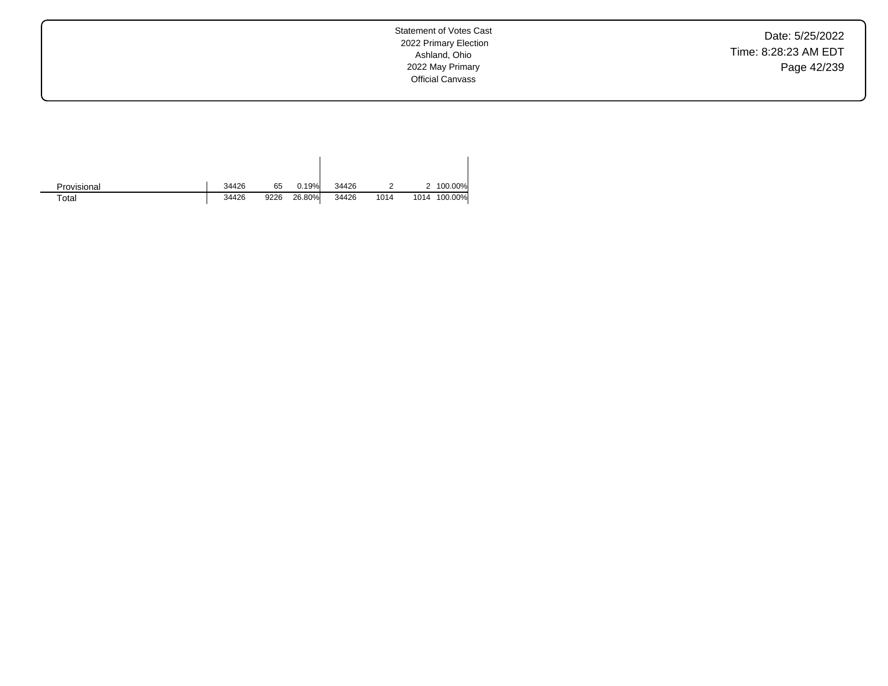| | | | | | | | |
|---|---|---|---|---|---|---|---|
| Provisional | 34426 | 65 | 0.19% | 34426 | 2 | 2 | 100.00% |
| Total | 34426 | 9226 | 26.80% | 34426 | 1014 | 1014 | 100.00% |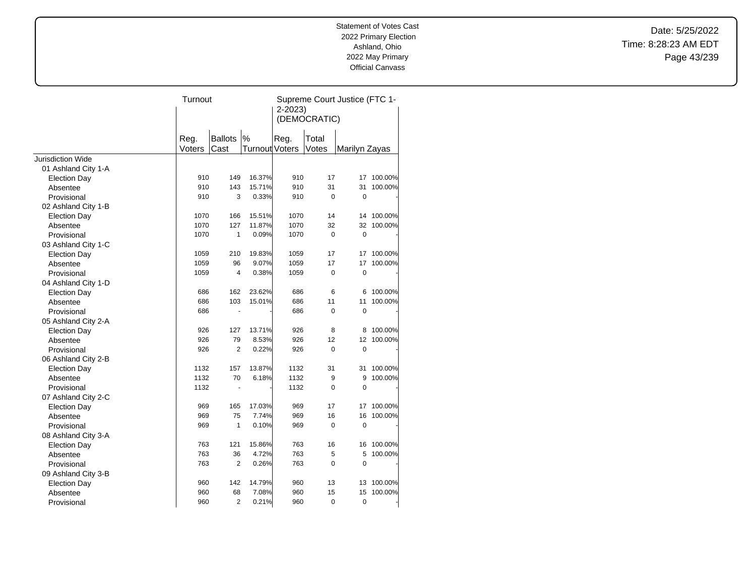Statement of Votes Cast
2022 Primary Election
Ashland, Ohio
2022 May Primary
Official Canvass

Date: 5/25/2022
Time: 8:28:23 AM EDT

| | Turnout | | | Supreme Court Justice (FTC 1-2-2023) (DEMOCRATIC) | | | |
|---|---|---|---|---|---|---|---|
| | Reg. Voters | Ballots Cast | % Turnout | Reg. Voters | Total Votes | Marilyn Zayas | |
| Jurisdiction Wide | | | | | | | |
| 01 Ashland City 1-A | | | | | | | |
| Election Day | 910 | 149 | 16.37% | 910 | 17 | 17 | 100.00% |
| Absentee | 910 | 143 | 15.71% | 910 | 31 | 31 | 100.00% |
| Provisional | 910 | 3 | 0.33% | 910 | 0 | 0 | - |
| 02 Ashland City 1-B | | | | | | | |
| Election Day | 1070 | 166 | 15.51% | 1070 | 14 | 14 | 100.00% |
| Absentee | 1070 | 127 | 11.87% | 1070 | 32 | 32 | 100.00% |
| Provisional | 1070 | 1 | 0.09% | 1070 | 0 | 0 | - |
| 03 Ashland City 1-C | | | | | | | |
| Election Day | 1059 | 210 | 19.83% | 1059 | 17 | 17 | 100.00% |
| Absentee | 1059 | 96 | 9.07% | 1059 | 17 | 17 | 100.00% |
| Provisional | 1059 | 4 | 0.38% | 1059 | 0 | 0 | - |
| 04 Ashland City 1-D | | | | | | | |
| Election Day | 686 | 162 | 23.62% | 686 | 6 | 6 | 100.00% |
| Absentee | 686 | 103 | 15.01% | 686 | 11 | 11 | 100.00% |
| Provisional | 686 | - | - | 686 | 0 | 0 | - |
| 05 Ashland City 2-A | | | | | | | |
| Election Day | 926 | 127 | 13.71% | 926 | 8 | 8 | 100.00% |
| Absentee | 926 | 79 | 8.53% | 926 | 12 | 12 | 100.00% |
| Provisional | 926 | 2 | 0.22% | 926 | 0 | 0 | - |
| 06 Ashland City 2-B | | | | | | | |
| Election Day | 1132 | 157 | 13.87% | 1132 | 31 | 31 | 100.00% |
| Absentee | 1132 | 70 | 6.18% | 1132 | 9 | 9 | 100.00% |
| Provisional | 1132 | - | - | 1132 | 0 | 0 | - |
| 07 Ashland City 2-C | | | | | | | |
| Election Day | 969 | 165 | 17.03% | 969 | 17 | 17 | 100.00% |
| Absentee | 969 | 75 | 7.74% | 969 | 16 | 16 | 100.00% |
| Provisional | 969 | 1 | 0.10% | 969 | 0 | 0 | - |
| 08 Ashland City 3-A | | | | | | | |
| Election Day | 763 | 121 | 15.86% | 763 | 16 | 16 | 100.00% |
| Absentee | 763 | 36 | 4.72% | 763 | 5 | 5 | 100.00% |
| Provisional | 763 | 2 | 0.26% | 763 | 0 | 0 | - |
| 09 Ashland City 3-B | | | | | | | |
| Election Day | 960 | 142 | 14.79% | 960 | 13 | 13 | 100.00% |
| Absentee | 960 | 68 | 7.08% | 960 | 15 | 15 | 100.00% |
| Provisional | 960 | 2 | 0.21% | 960 | 0 | 0 | - |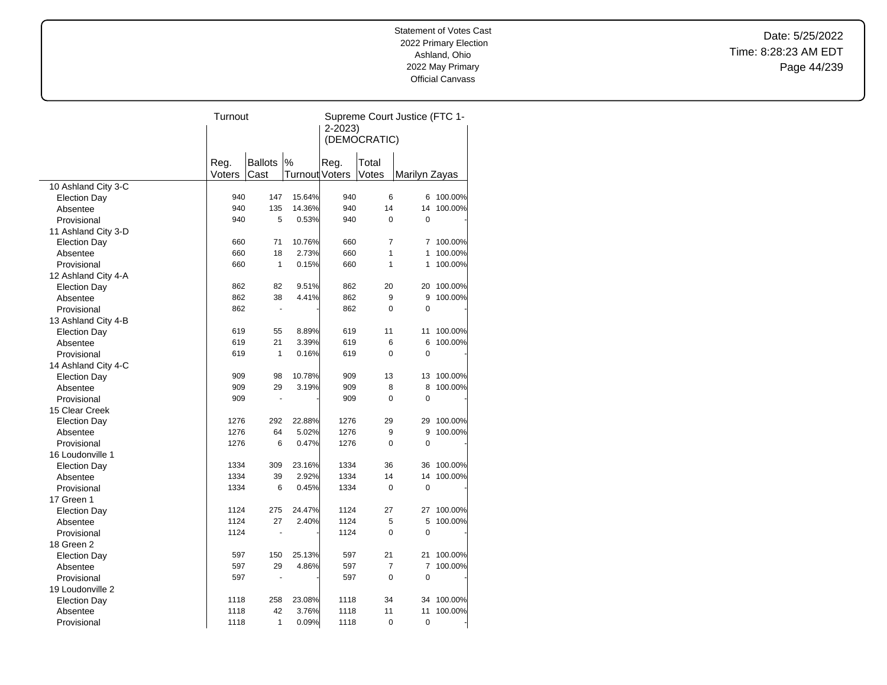Statement of Votes Cast
2022 Primary Election
Ashland, Ohio
2022 May Primary
Official Canvass

Date: 5/25/2022
Time: 8:28:23 AM EDT

| | Turnout | | | Supreme Court Justice (FTC 1-2-2023) (DEMOCRATIC) | | | |
|---|---|---|---|---|---|---|---|
| | Reg. Voters | Ballots Cast | % Turnout | Reg. Voters | Total Votes | Marilyn Zayas | |
| **10 Ashland City 3-C** | | | | | | | |
| Election Day | 940 | 147 | 15.64% | 940 | 6 | 6 | 100.00% |
| Absentee | 940 | 135 | 14.36% | 940 | 14 | 14 | 100.00% |
| Provisional | 940 | 5 | 0.53% | 940 | 0 | 0 | - |
| **11 Ashland City 3-D** | | | | | | | |
| Election Day | 660 | 71 | 10.76% | 660 | 7 | 7 | 100.00% |
| Absentee | 660 | 18 | 2.73% | 660 | 1 | 1 | 100.00% |
| Provisional | 660 | 1 | 0.15% | 660 | 1 | 1 | 100.00% |
| **12 Ashland City 4-A** | | | | | | | |
| Election Day | 862 | 82 | 9.51% | 862 | 20 | 20 | 100.00% |
| Absentee | 862 | 38 | 4.41% | 862 | 9 | 9 | 100.00% |
| Provisional | 862 | - | - | 862 | 0 | 0 | - |
| **13 Ashland City 4-B** | | | | | | | |
| Election Day | 619 | 55 | 8.89% | 619 | 11 | 11 | 100.00% |
| Absentee | 619 | 21 | 3.39% | 619 | 6 | 6 | 100.00% |
| Provisional | 619 | 1 | 0.16% | 619 | 0 | 0 | - |
| **14 Ashland City 4-C** | | | | | | | |
| Election Day | 909 | 98 | 10.78% | 909 | 13 | 13 | 100.00% |
| Absentee | 909 | 29 | 3.19% | 909 | 8 | 8 | 100.00% |
| Provisional | 909 | - | - | 909 | 0 | 0 | - |
| **15 Clear Creek** | | | | | | | |
| Election Day | 1276 | 292 | 22.88% | 1276 | 29 | 29 | 100.00% |
| Absentee | 1276 | 64 | 5.02% | 1276 | 9 | 9 | 100.00% |
| Provisional | 1276 | 6 | 0.47% | 1276 | 0 | 0 | - |
| **16 Loudonville 1** | | | | | | | |
| Election Day | 1334 | 309 | 23.16% | 1334 | 36 | 36 | 100.00% |
| Absentee | 1334 | 39 | 2.92% | 1334 | 14 | 14 | 100.00% |
| Provisional | 1334 | 6 | 0.45% | 1334 | 0 | 0 | - |
| **17 Green 1** | | | | | | | |
| Election Day | 1124 | 275 | 24.47% | 1124 | 27 | 27 | 100.00% |
| Absentee | 1124 | 27 | 2.40% | 1124 | 5 | 5 | 100.00% |
| Provisional | 1124 | - | - | 1124 | 0 | 0 | - |
| **18 Green 2** | | | | | | | |
| Election Day | 597 | 150 | 25.13% | 597 | 21 | 21 | 100.00% |
| Absentee | 597 | 29 | 4.86% | 597 | 7 | 7 | 100.00% |
| Provisional | 597 | - | - | 597 | 0 | 0 | - |
| **19 Loudonville 2** | | | | | | | |
| Election Day | 1118 | 258 | 23.08% | 1118 | 34 | 34 | 100.00% |
| Absentee | 1118 | 42 | 3.76% | 1118 | 11 | 11 | 100.00% |
| Provisional | 1118 | 1 | 0.09% | 1118 | 0 | 0 | - |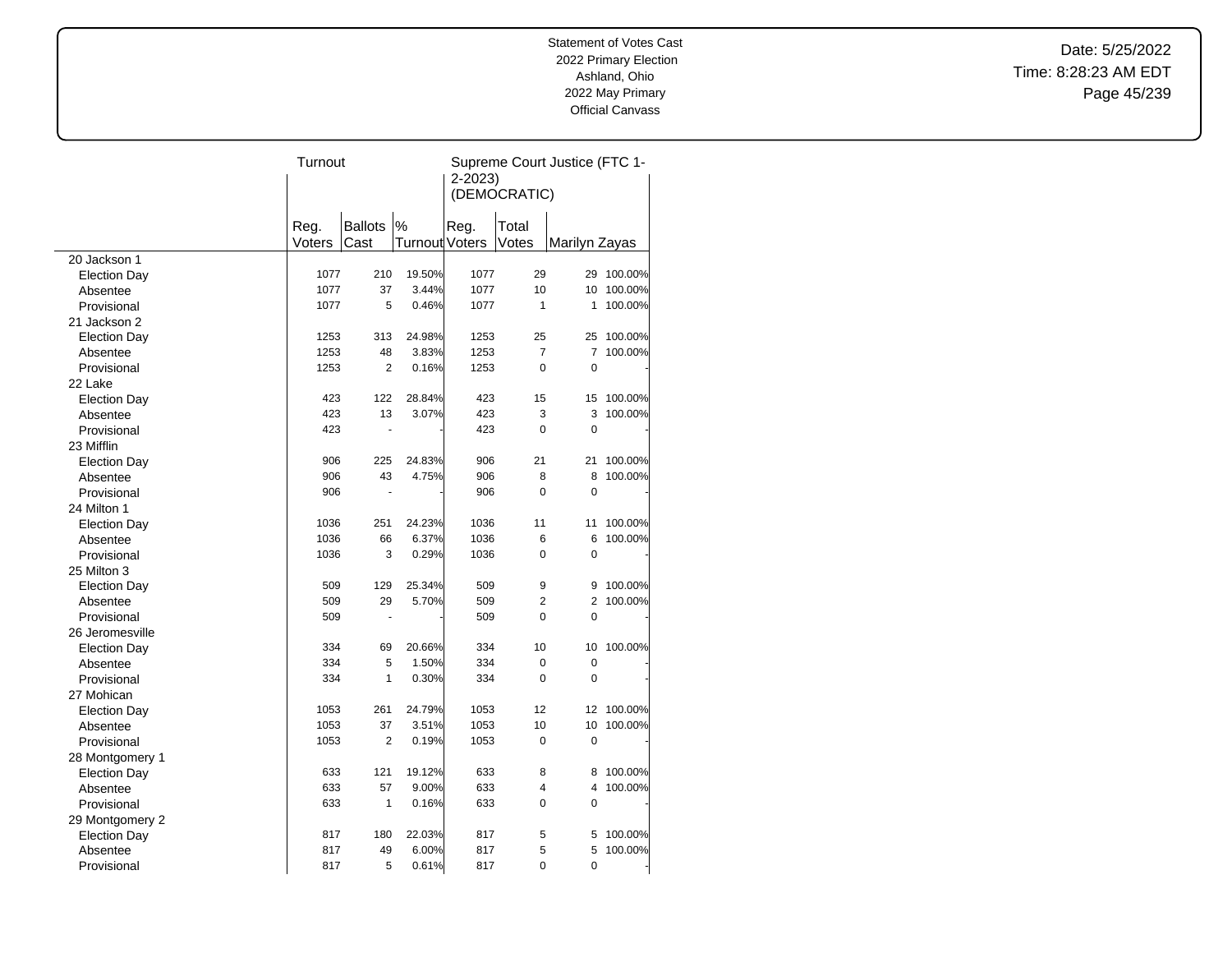Statement of Votes Cast
2022 Primary Election
Ashland, Ohio
2022 May Primary
Official Canvass

Date: 5/25/2022
Time: 8:28:23 AM EDT

| | Turnout | | | Supreme Court Justice (FTC 1-2-2023) (DEMOCRATIC) | | | |
|---|---|---|---|---|---|---|---|
| | Reg. Voters | Ballots Cast | % Turnout | Reg. Voters | Total Votes | Marilyn Zayas | |
| 20 Jackson 1 | | | | | | | |
| Election Day | 1077 | 210 | 19.50% | 1077 | 29 | 29 | 100.00% |
| Absentee | 1077 | 37 | 3.44% | 1077 | 10 | 10 | 100.00% |
| Provisional | 1077 | 5 | 0.46% | 1077 | 1 | 1 | 100.00% |
| 21 Jackson 2 | | | | | | | |
| Election Day | 1253 | 313 | 24.98% | 1253 | 25 | 25 | 100.00% |
| Absentee | 1253 | 48 | 3.83% | 1253 | 7 | 7 | 100.00% |
| Provisional | 1253 | 2 | 0.16% | 1253 | 0 | 0 | - |
| 22 Lake | | | | | | | |
| Election Day | 423 | 122 | 28.84% | 423 | 15 | 15 | 100.00% |
| Absentee | 423 | 13 | 3.07% | 423 | 3 | 3 | 100.00% |
| Provisional | 423 | - | - | 423 | 0 | 0 | - |
| 23 Mifflin | | | | | | | |
| Election Day | 906 | 225 | 24.83% | 906 | 21 | 21 | 100.00% |
| Absentee | 906 | 43 | 4.75% | 906 | 8 | 8 | 100.00% |
| Provisional | 906 | - | - | 906 | 0 | 0 | - |
| 24 Milton 1 | | | | | | | |
| Election Day | 1036 | 251 | 24.23% | 1036 | 11 | 11 | 100.00% |
| Absentee | 1036 | 66 | 6.37% | 1036 | 6 | 6 | 100.00% |
| Provisional | 1036 | 3 | 0.29% | 1036 | 0 | 0 | - |
| 25 Milton 3 | | | | | | | |
| Election Day | 509 | 129 | 25.34% | 509 | 9 | 9 | 100.00% |
| Absentee | 509 | 29 | 5.70% | 509 | 2 | 2 | 100.00% |
| Provisional | 509 | - | - | 509 | 0 | 0 | - |
| 26 Jeromesville | | | | | | | |
| Election Day | 334 | 69 | 20.66% | 334 | 10 | 10 | 100.00% |
| Absentee | 334 | 5 | 1.50% | 334 | 0 | 0 | - |
| Provisional | 334 | 1 | 0.30% | 334 | 0 | 0 | - |
| 27 Mohican | | | | | | | |
| Election Day | 1053 | 261 | 24.79% | 1053 | 12 | 12 | 100.00% |
| Absentee | 1053 | 37 | 3.51% | 1053 | 10 | 10 | 100.00% |
| Provisional | 1053 | 2 | 0.19% | 1053 | 0 | 0 | - |
| 28 Montgomery 1 | | | | | | | |
| Election Day | 633 | 121 | 19.12% | 633 | 8 | 8 | 100.00% |
| Absentee | 633 | 57 | 9.00% | 633 | 4 | 4 | 100.00% |
| Provisional | 633 | 1 | 0.16% | 633 | 0 | 0 | - |
| 29 Montgomery 2 | | | | | | | |
| Election Day | 817 | 180 | 22.03% | 817 | 5 | 5 | 100.00% |
| Absentee | 817 | 49 | 6.00% | 817 | 5 | 5 | 100.00% |
| Provisional | 817 | 5 | 0.61% | 817 | 0 | 0 | - |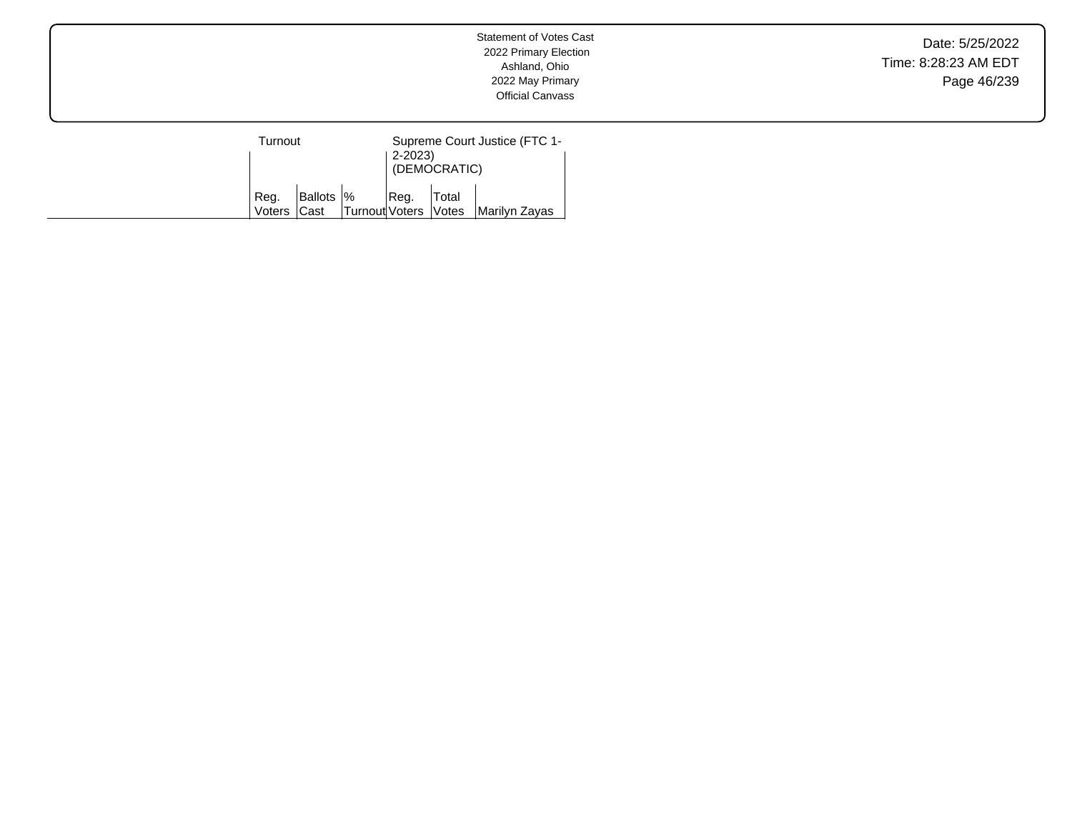Statement of Votes Cast
2022 Primary Election
Ashland, Ohio
2022 May Primary
Official Canvass

Date: 5/25/2022
Time: 8:28:23 AM EDT

| | Turnout | | | Supreme Court Justice (FTC 1-2-2023) (DEMOCRATIC) | | |
|---|---|---|---|---|---|---|
| | Reg. Voters | Ballots Cast | % Turnout | Reg. Voters | Total Votes | Marilyn Zayas |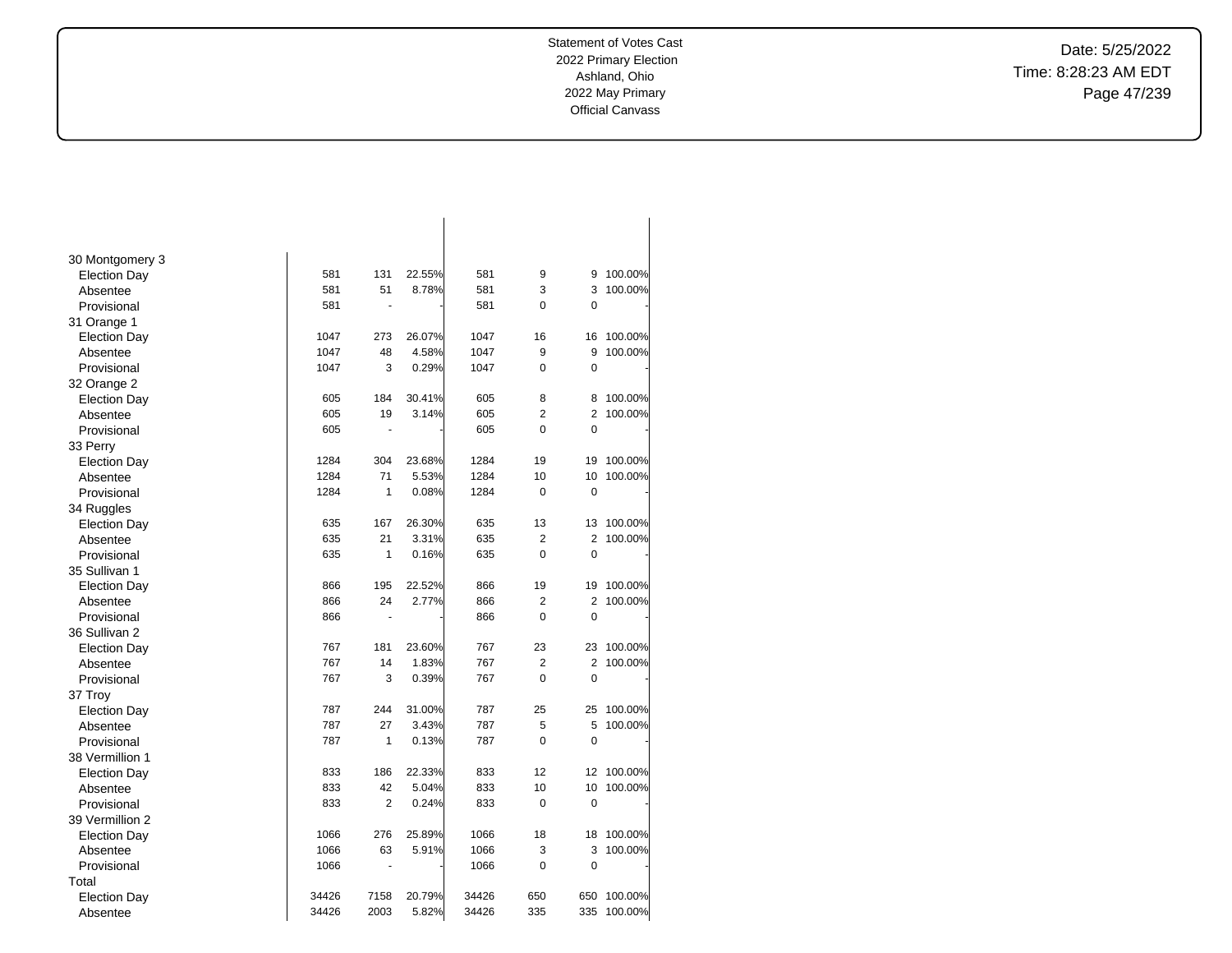Statement of Votes Cast
2022 Primary Election
Ashland, Ohio
2022 May Primary
Official Canvass

| | | | | | | | |
|---|---|---|---|---|---|---|---|
| 30 Montgomery 3 | | | | | | | |
| Election Day | 581 | 131 | 22.55% | 581 | 9 | 9 | 100.00% |
| Absentee | 581 | 51 | 8.78% | 581 | 3 | 3 | 100.00% |
| Provisional | 581 | - | - | 581 | 0 | 0 | - |
| 31 Orange 1 | | | | | | | |
| Election Day | 1047 | 273 | 26.07% | 1047 | 16 | 16 | 100.00% |
| Absentee | 1047 | 48 | 4.58% | 1047 | 9 | 9 | 100.00% |
| Provisional | 1047 | 3 | 0.29% | 1047 | 0 | 0 | - |
| 32 Orange 2 | | | | | | | |
| Election Day | 605 | 184 | 30.41% | 605 | 8 | 8 | 100.00% |
| Absentee | 605 | 19 | 3.14% | 605 | 2 | 2 | 100.00% |
| Provisional | 605 | - | - | 605 | 0 | 0 | - |
| 33 Perry | | | | | | | |
| Election Day | 1284 | 304 | 23.68% | 1284 | 19 | 19 | 100.00% |
| Absentee | 1284 | 71 | 5.53% | 1284 | 10 | 10 | 100.00% |
| Provisional | 1284 | 1 | 0.08% | 1284 | 0 | 0 | - |
| 34 Ruggles | | | | | | | |
| Election Day | 635 | 167 | 26.30% | 635 | 13 | 13 | 100.00% |
| Absentee | 635 | 21 | 3.31% | 635 | 2 | 2 | 100.00% |
| Provisional | 635 | 1 | 0.16% | 635 | 0 | 0 | - |
| 35 Sullivan 1 | | | | | | | |
| Election Day | 866 | 195 | 22.52% | 866 | 19 | 19 | 100.00% |
| Absentee | 866 | 24 | 2.77% | 866 | 2 | 2 | 100.00% |
| Provisional | 866 | - | - | 866 | 0 | 0 | - |
| 36 Sullivan 2 | | | | | | | |
| Election Day | 767 | 181 | 23.60% | 767 | 23 | 23 | 100.00% |
| Absentee | 767 | 14 | 1.83% | 767 | 2 | 2 | 100.00% |
| Provisional | 767 | 3 | 0.39% | 767 | 0 | 0 | - |
| 37 Troy | | | | | | | |
| Election Day | 787 | 244 | 31.00% | 787 | 25 | 25 | 100.00% |
| Absentee | 787 | 27 | 3.43% | 787 | 5 | 5 | 100.00% |
| Provisional | 787 | 1 | 0.13% | 787 | 0 | 0 | - |
| 38 Vermillion 1 | | | | | | | |
| Election Day | 833 | 186 | 22.33% | 833 | 12 | 12 | 100.00% |
| Absentee | 833 | 42 | 5.04% | 833 | 10 | 10 | 100.00% |
| Provisional | 833 | 2 | 0.24% | 833 | 0 | 0 | - |
| 39 Vermillion 2 | | | | | | | |
| Election Day | 1066 | 276 | 25.89% | 1066 | 18 | 18 | 100.00% |
| Absentee | 1066 | 63 | 5.91% | 1066 | 3 | 3 | 100.00% |
| Provisional | 1066 | - | - | 1066 | 0 | 0 | - |
| Total | | | | | | | |
| Election Day | 34426 | 7158 | 20.79% | 34426 | 650 | 650 | 100.00% |
| Absentee | 34426 | 2003 | 5.82% | 34426 | 335 | 335 | 100.00% |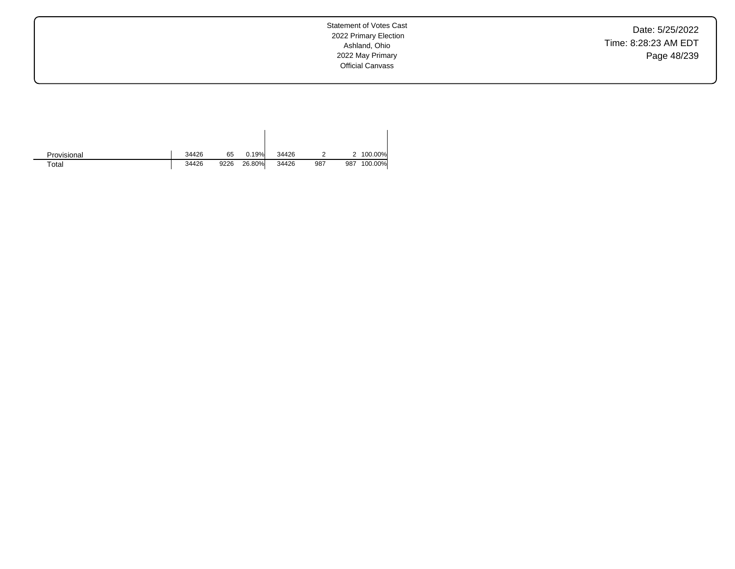| | | | | | | | |
|---|---|---|---|---|---|---|---|
| Provisional | 34426 | 65 | 0.19% | 34426 | 2 | 2 | 100.00% |
| Total | 34426 | 9226 | 26.80% | 34426 | 987 | 987 | 100.00% |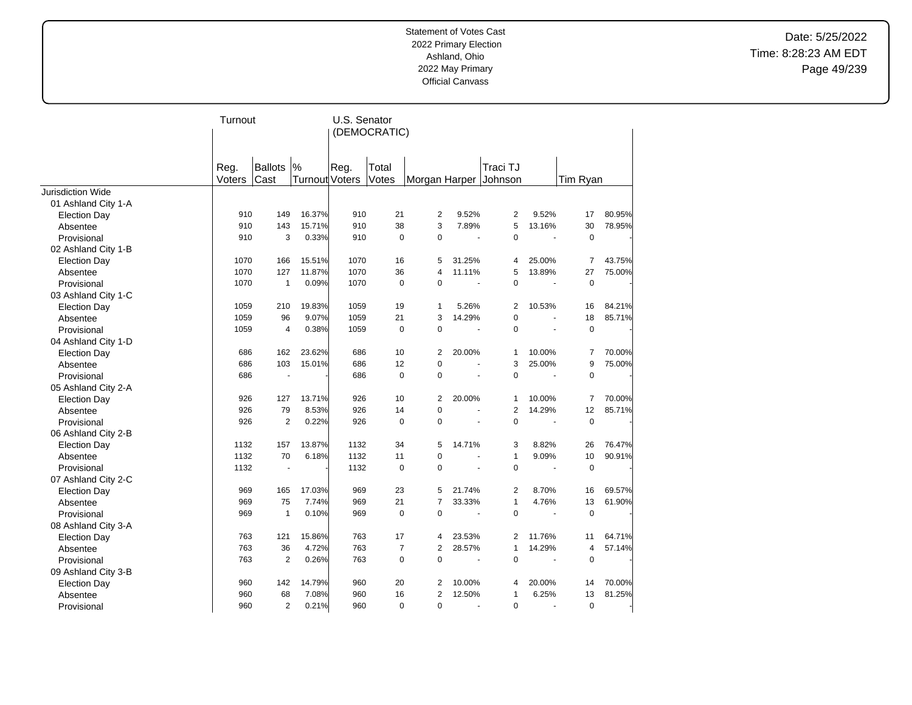Statement of Votes Cast
2022 Primary Election
Ashland, Ohio
2022 May Primary
Official Canvass

Date: 5/25/2022
Time: 8:28:23 AM EDT

| | Turnout | | | U.S. Senator (DEMOCRATIC) | | | | | | | |
|---|---|---|---|---|---|---|---|---|---|---|---|
| | Reg. Voters | Ballots Cast | % Turnout | Reg. Voters | Total Votes | Morgan Harper | | Traci TJ Johnson | | Tim Ryan | |
| Jurisdiction Wide | | | | | | | | | | | |
| 01 Ashland City 1-A | | | | | | | | | | | |
| Election Day | 910 | 149 | 16.37% | 910 | 21 | 2 | 9.52% | 2 | 9.52% | 17 | 80.95% |
| Absentee | 910 | 143 | 15.71% | 910 | 38 | 3 | 7.89% | 5 | 13.16% | 30 | 78.95% |
| Provisional | 910 | 3 | 0.33% | 910 | 0 | 0 | - | 0 | - | 0 | - |
| 02 Ashland City 1-B | | | | | | | | | | | |
| Election Day | 1070 | 166 | 15.51% | 1070 | 16 | 5 | 31.25% | 4 | 25.00% | 7 | 43.75% |
| Absentee | 1070 | 127 | 11.87% | 1070 | 36 | 4 | 11.11% | 5 | 13.89% | 27 | 75.00% |
| Provisional | 1070 | 1 | 0.09% | 1070 | 0 | 0 | - | 0 | - | 0 | - |
| 03 Ashland City 1-C | | | | | | | | | | | |
| Election Day | 1059 | 210 | 19.83% | 1059 | 19 | 1 | 5.26% | 2 | 10.53% | 16 | 84.21% |
| Absentee | 1059 | 96 | 9.07% | 1059 | 21 | 3 | 14.29% | 0 | - | 18 | 85.71% |
| Provisional | 1059 | 4 | 0.38% | 1059 | 0 | 0 | - | 0 | - | 0 | - |
| 04 Ashland City 1-D | | | | | | | | | | | |
| Election Day | 686 | 162 | 23.62% | 686 | 10 | 2 | 20.00% | 1 | 10.00% | 7 | 70.00% |
| Absentee | 686 | 103 | 15.01% | 686 | 12 | 0 | - | 3 | 25.00% | 9 | 75.00% |
| Provisional | 686 | - | - | 686 | 0 | 0 | - | 0 | - | 0 | - |
| 05 Ashland City 2-A | | | | | | | | | | | |
| Election Day | 926 | 127 | 13.71% | 926 | 10 | 2 | 20.00% | 1 | 10.00% | 7 | 70.00% |
| Absentee | 926 | 79 | 8.53% | 926 | 14 | 0 | - | 2 | 14.29% | 12 | 85.71% |
| Provisional | 926 | 2 | 0.22% | 926 | 0 | 0 | - | 0 | - | 0 | - |
| 06 Ashland City 2-B | | | | | | | | | | | |
| Election Day | 1132 | 157 | 13.87% | 1132 | 34 | 5 | 14.71% | 3 | 8.82% | 26 | 76.47% |
| Absentee | 1132 | 70 | 6.18% | 1132 | 11 | 0 | - | 1 | 9.09% | 10 | 90.91% |
| Provisional | 1132 | - | - | 1132 | 0 | 0 | - | 0 | - | 0 | - |
| 07 Ashland City 2-C | | | | | | | | | | | |
| Election Day | 969 | 165 | 17.03% | 969 | 23 | 5 | 21.74% | 2 | 8.70% | 16 | 69.57% |
| Absentee | 969 | 75 | 7.74% | 969 | 21 | 7 | 33.33% | 1 | 4.76% | 13 | 61.90% |
| Provisional | 969 | 1 | 0.10% | 969 | 0 | 0 | - | 0 | - | 0 | - |
| 08 Ashland City 3-A | | | | | | | | | | | |
| Election Day | 763 | 121 | 15.86% | 763 | 17 | 4 | 23.53% | 2 | 11.76% | 11 | 64.71% |
| Absentee | 763 | 36 | 4.72% | 763 | 7 | 2 | 28.57% | 1 | 14.29% | 4 | 57.14% |
| Provisional | 763 | 2 | 0.26% | 763 | 0 | 0 | - | 0 | - | 0 | - |
| 09 Ashland City 3-B | | | | | | | | | | | |
| Election Day | 960 | 142 | 14.79% | 960 | 20 | 2 | 10.00% | 4 | 20.00% | 14 | 70.00% |
| Absentee | 960 | 68 | 7.08% | 960 | 16 | 2 | 12.50% | 1 | 6.25% | 13 | 81.25% |
| Provisional | 960 | 2 | 0.21% | 960 | 0 | 0 | - | 0 | - | 0 | - |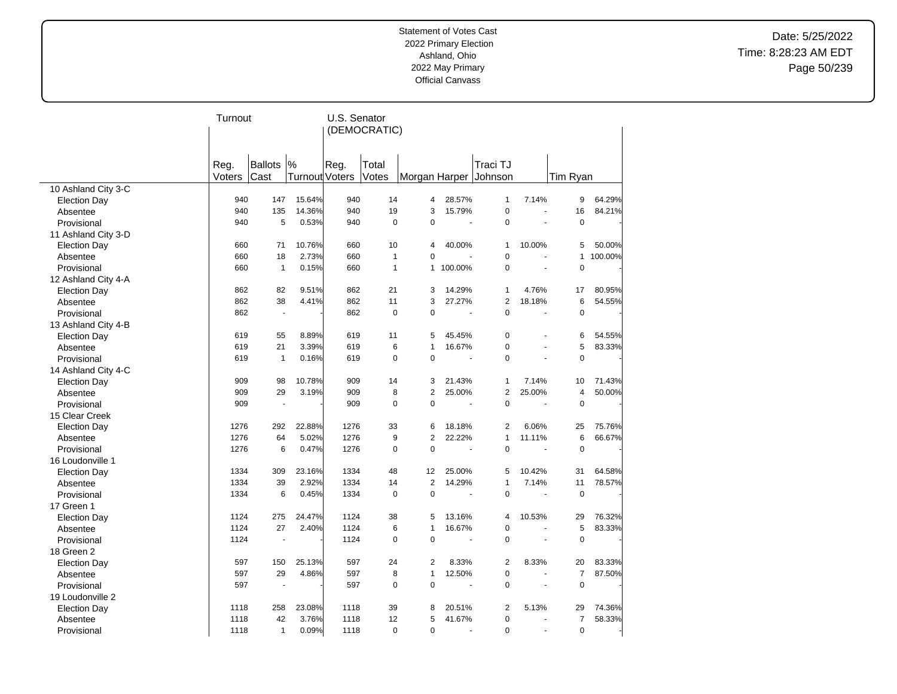Statement of Votes Cast
2022 Primary Election
Ashland, Ohio
2022 May Primary
Official Canvass

Date: 5/25/2022
Time: 8:28:23 AM EDT

| | Turnout | | | U.S. Senator (DEMOCRATIC) | | | | | | | |
|---|---|---|---|---|---|---|---|---|---|---|---|
| | Reg. Voters | Ballots Cast | % Turnout | Reg. Voters | Total Votes | Morgan Harper | | Traci TJ Johnson | | Tim Ryan | |
| **10 Ashland City 3-C** | | | | | | | | | | | |
| Election Day | 940 | 147 | 15.64% | 940 | 14 | 4 | 28.57% | 1 | 7.14% | 9 | 64.29% |
| Absentee | 940 | 135 | 14.36% | 940 | 19 | 3 | 15.79% | 0 | - | 16 | 84.21% |
| Provisional | 940 | 5 | 0.53% | 940 | 0 | 0 | - | 0 | - | 0 | - |
| **11 Ashland City 3-D** | | | | | | | | | | | |
| Election Day | 660 | 71 | 10.76% | 660 | 10 | 4 | 40.00% | 1 | 10.00% | 5 | 50.00% |
| Absentee | 660 | 18 | 2.73% | 660 | 1 | 0 | - | 0 | - | 1 | 100.00% |
| Provisional | 660 | 1 | 0.15% | 660 | 1 | 1 | 100.00% | 0 | - | 0 | - |
| **12 Ashland City 4-A** | | | | | | | | | | | |
| Election Day | 862 | 82 | 9.51% | 862 | 21 | 3 | 14.29% | 1 | 4.76% | 17 | 80.95% |
| Absentee | 862 | 38 | 4.41% | 862 | 11 | 3 | 27.27% | 2 | 18.18% | 6 | 54.55% |
| Provisional | 862 | - | - | 862 | 0 | 0 | - | 0 | - | 0 | - |
| **13 Ashland City 4-B** | | | | | | | | | | | |
| Election Day | 619 | 55 | 8.89% | 619 | 11 | 5 | 45.45% | 0 | - | 6 | 54.55% |
| Absentee | 619 | 21 | 3.39% | 619 | 6 | 1 | 16.67% | 0 | - | 5 | 83.33% |
| Provisional | 619 | 1 | 0.16% | 619 | 0 | 0 | - | 0 | - | 0 | - |
| **14 Ashland City 4-C** | | | | | | | | | | | |
| Election Day | 909 | 98 | 10.78% | 909 | 14 | 3 | 21.43% | 1 | 7.14% | 10 | 71.43% |
| Absentee | 909 | 29 | 3.19% | 909 | 8 | 2 | 25.00% | 2 | 25.00% | 4 | 50.00% |
| Provisional | 909 | - | - | 909 | 0 | 0 | - | 0 | - | 0 | - |
| **15 Clear Creek** | | | | | | | | | | | |
| Election Day | 1276 | 292 | 22.88% | 1276 | 33 | 6 | 18.18% | 2 | 6.06% | 25 | 75.76% |
| Absentee | 1276 | 64 | 5.02% | 1276 | 9 | 2 | 22.22% | 1 | 11.11% | 6 | 66.67% |
| Provisional | 1276 | 6 | 0.47% | 1276 | 0 | 0 | - | 0 | - | 0 | - |
| **16 Loudonville 1** | | | | | | | | | | | |
| Election Day | 1334 | 309 | 23.16% | 1334 | 48 | 12 | 25.00% | 5 | 10.42% | 31 | 64.58% |
| Absentee | 1334 | 39 | 2.92% | 1334 | 14 | 2 | 14.29% | 1 | 7.14% | 11 | 78.57% |
| Provisional | 1334 | 6 | 0.45% | 1334 | 0 | 0 | - | 0 | - | 0 | - |
| **17 Green 1** | | | | | | | | | | | |
| Election Day | 1124 | 275 | 24.47% | 1124 | 38 | 5 | 13.16% | 4 | 10.53% | 29 | 76.32% |
| Absentee | 1124 | 27 | 2.40% | 1124 | 6 | 1 | 16.67% | 0 | - | 5 | 83.33% |
| Provisional | 1124 | - | - | 1124 | 0 | 0 | - | 0 | - | 0 | - |
| **18 Green 2** | | | | | | | | | | | |
| Election Day | 597 | 150 | 25.13% | 597 | 24 | 2 | 8.33% | 2 | 8.33% | 20 | 83.33% |
| Absentee | 597 | 29 | 4.86% | 597 | 8 | 1 | 12.50% | 0 | - | 7 | 87.50% |
| Provisional | 597 | - | - | 597 | 0 | 0 | - | 0 | - | 0 | - |
| **19 Loudonville 2** | | | | | | | | | | | |
| Election Day | 1118 | 258 | 23.08% | 1118 | 39 | 8 | 20.51% | 2 | 5.13% | 29 | 74.36% |
| Absentee | 1118 | 42 | 3.76% | 1118 | 12 | 5 | 41.67% | 0 | - | 7 | 58.33% |
| Provisional | 1118 | 1 | 0.09% | 1118 | 0 | 0 | - | 0 | - | 0 | - |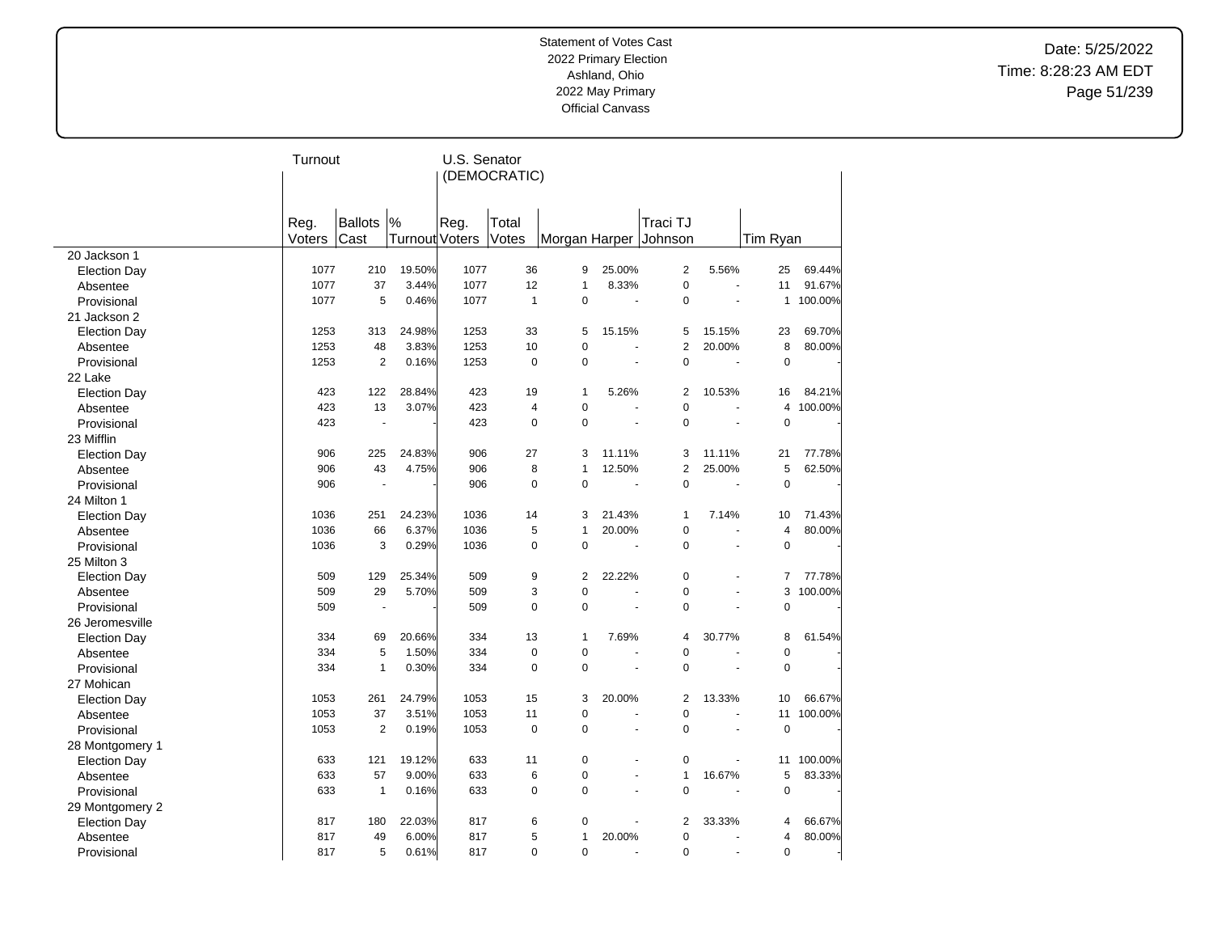Statement of Votes Cast
2022 Primary Election
Ashland, Ohio
2022 May Primary
Official Canvass

| | Turnout | | | U.S. Senator (DEMOCRATIC) | | | | | | | |
|---|---|---|---|---|---|---|---|---|---|---|---|
| | Reg. Voters | Ballots Cast | % Turnout | Reg. Voters | Total Votes | Morgan Harper | | Traci TJ Johnson | | Tim Ryan | |
| 20 Jackson 1 | | | | | | | | | | | |
| Election Day | 1077 | 210 | 19.50% | 1077 | 36 | 9 | 25.00% | 2 | 5.56% | 25 | 69.44% |
| Absentee | 1077 | 37 | 3.44% | 1077 | 12 | 1 | 8.33% | 0 | - | 11 | 91.67% |
| Provisional | 1077 | 5 | 0.46% | 1077 | 1 | 0 | - | 0 | - | 1 | 100.00% |
| 21 Jackson 2 | | | | | | | | | | | |
| Election Day | 1253 | 313 | 24.98% | 1253 | 33 | 5 | 15.15% | 5 | 15.15% | 23 | 69.70% |
| Absentee | 1253 | 48 | 3.83% | 1253 | 10 | 0 | - | 2 | 20.00% | 8 | 80.00% |
| Provisional | 1253 | 2 | 0.16% | 1253 | 0 | 0 | - | 0 | - | 0 | - |
| 22 Lake | | | | | | | | | | | |
| Election Day | 423 | 122 | 28.84% | 423 | 19 | 1 | 5.26% | 2 | 10.53% | 16 | 84.21% |
| Absentee | 423 | 13 | 3.07% | 423 | 4 | 0 | - | 0 | - | 4 | 100.00% |
| Provisional | 423 | - | - | 423 | 0 | 0 | - | 0 | - | 0 | - |
| 23 Mifflin | | | | | | | | | | | |
| Election Day | 906 | 225 | 24.83% | 906 | 27 | 3 | 11.11% | 3 | 11.11% | 21 | 77.78% |
| Absentee | 906 | 43 | 4.75% | 906 | 8 | 1 | 12.50% | 2 | 25.00% | 5 | 62.50% |
| Provisional | 906 | - | - | 906 | 0 | 0 | - | 0 | - | 0 | - |
| 24 Milton 1 | | | | | | | | | | | |
| Election Day | 1036 | 251 | 24.23% | 1036 | 14 | 3 | 21.43% | 1 | 7.14% | 10 | 71.43% |
| Absentee | 1036 | 66 | 6.37% | 1036 | 5 | 1 | 20.00% | 0 | - | 4 | 80.00% |
| Provisional | 1036 | 3 | 0.29% | 1036 | 0 | 0 | - | 0 | - | 0 | - |
| 25 Milton 3 | | | | | | | | | | | |
| Election Day | 509 | 129 | 25.34% | 509 | 9 | 2 | 22.22% | 0 | - | 7 | 77.78% |
| Absentee | 509 | 29 | 5.70% | 509 | 3 | 0 | - | 0 | - | 3 | 100.00% |
| Provisional | 509 | - | - | 509 | 0 | 0 | - | 0 | - | 0 | - |
| 26 Jeromesville | | | | | | | | | | | |
| Election Day | 334 | 69 | 20.66% | 334 | 13 | 1 | 7.69% | 4 | 30.77% | 8 | 61.54% |
| Absentee | 334 | 5 | 1.50% | 334 | 0 | 0 | - | 0 | - | 0 | - |
| Provisional | 334 | 1 | 0.30% | 334 | 0 | 0 | - | 0 | - | 0 | - |
| 27 Mohican | | | | | | | | | | | |
| Election Day | 1053 | 261 | 24.79% | 1053 | 15 | 3 | 20.00% | 2 | 13.33% | 10 | 66.67% |
| Absentee | 1053 | 37 | 3.51% | 1053 | 11 | 0 | - | 0 | - | 11 | 100.00% |
| Provisional | 1053 | 2 | 0.19% | 1053 | 0 | 0 | - | 0 | - | 0 | - |
| 28 Montgomery 1 | | | | | | | | | | | |
| Election Day | 633 | 121 | 19.12% | 633 | 11 | 0 | - | 0 | - | 11 | 100.00% |
| Absentee | 633 | 57 | 9.00% | 633 | 6 | 0 | - | 1 | 16.67% | 5 | 83.33% |
| Provisional | 633 | 1 | 0.16% | 633 | 0 | 0 | - | 0 | - | 0 | - |
| 29 Montgomery 2 | | | | | | | | | | | |
| Election Day | 817 | 180 | 22.03% | 817 | 6 | 0 | - | 2 | 33.33% | 4 | 66.67% |
| Absentee | 817 | 49 | 6.00% | 817 | 5 | 1 | 20.00% | 0 | - | 4 | 80.00% |
| Provisional | 817 | 5 | 0.61% | 817 | 0 | 0 | - | 0 | - | 0 | - |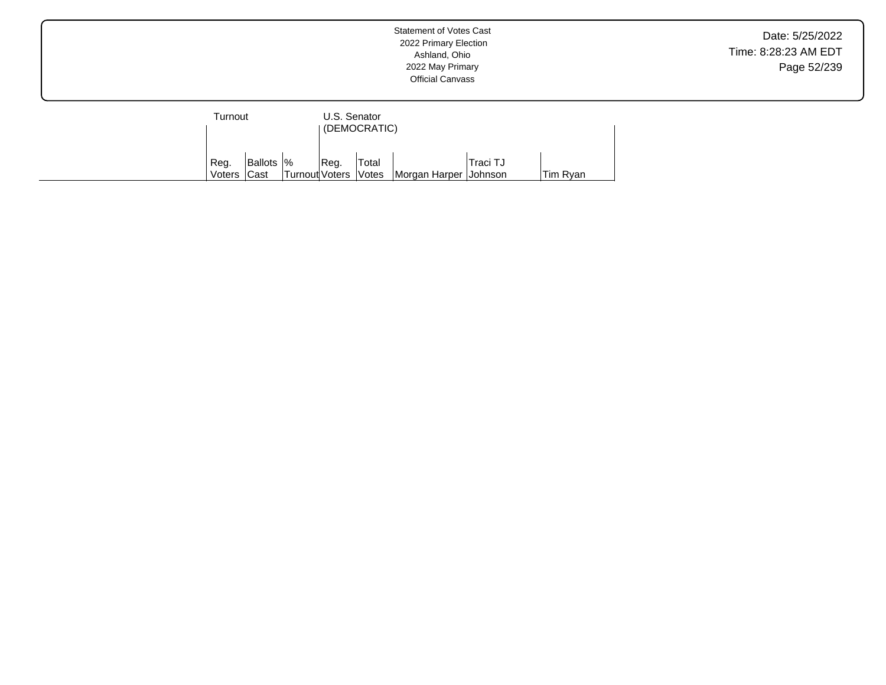| | Turnout | | | U.S. Senator (DEMOCRATIC) | | | | |
|---|---|---|---|---|---|---|---|---|
| | Reg. Voters | Ballots Cast | % Turnout | Reg. Voters | Total Votes | Morgan Harper | Traci TJ Johnson | Tim Ryan |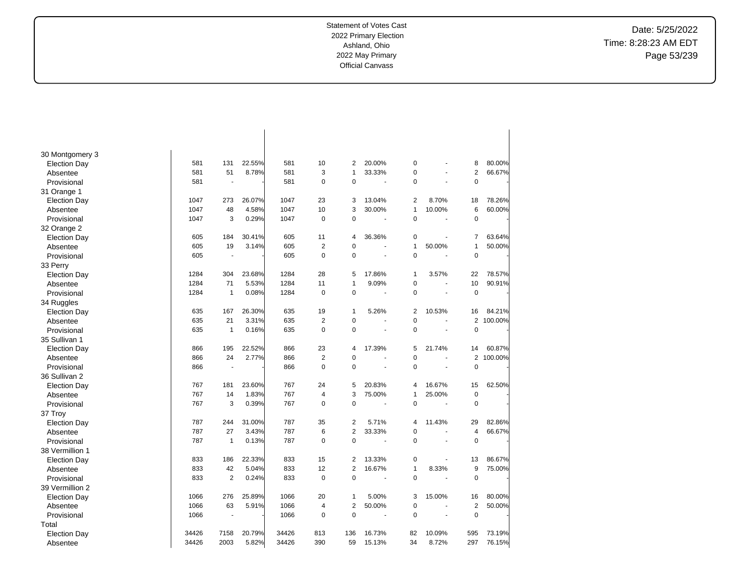| | | | | | | | | | | | | |
|---|---|---|---|---|---|---|---|---|---|---|---|---|
| 30 Montgomery 3 | | | | | | | | | | | | |
| Election Day | 581 | 131 | 22.55% | 581 | 10 | 2 | 20.00% | 0 | - | 8 | 80.00% |
| Absentee | 581 | 51 | 8.78% | 581 | 3 | 1 | 33.33% | 0 | - | 2 | 66.67% |
| Provisional | 581 | - | - | 581 | 0 | 0 | - | 0 | - | 0 | - |
| 31 Orange 1 | | | | | | | | | | | |
| Election Day | 1047 | 273 | 26.07% | 1047 | 23 | 3 | 13.04% | 2 | 8.70% | 18 | 78.26% |
| Absentee | 1047 | 48 | 4.58% | 1047 | 10 | 3 | 30.00% | 1 | 10.00% | 6 | 60.00% |
| Provisional | 1047 | 3 | 0.29% | 1047 | 0 | 0 | - | 0 | - | 0 | - |
| 32 Orange 2 | | | | | | | | | | | |
| Election Day | 605 | 184 | 30.41% | 605 | 11 | 4 | 36.36% | 0 | - | 7 | 63.64% |
| Absentee | 605 | 19 | 3.14% | 605 | 2 | 0 | - | 1 | 50.00% | 1 | 50.00% |
| Provisional | 605 | - | - | 605 | 0 | 0 | - | 0 | - | 0 | - |
| 33 Perry | | | | | | | | | | | |
| Election Day | 1284 | 304 | 23.68% | 1284 | 28 | 5 | 17.86% | 1 | 3.57% | 22 | 78.57% |
| Absentee | 1284 | 71 | 5.53% | 1284 | 11 | 1 | 9.09% | 0 | - | 10 | 90.91% |
| Provisional | 1284 | 1 | 0.08% | 1284 | 0 | 0 | - | 0 | - | 0 | - |
| 34 Ruggles | | | | | | | | | | | |
| Election Day | 635 | 167 | 26.30% | 635 | 19 | 1 | 5.26% | 2 | 10.53% | 16 | 84.21% |
| Absentee | 635 | 21 | 3.31% | 635 | 2 | 0 | - | 0 | - | 2 | 100.00% |
| Provisional | 635 | 1 | 0.16% | 635 | 0 | 0 | - | 0 | - | 0 | - |
| 35 Sullivan 1 | | | | | | | | | | | |
| Election Day | 866 | 195 | 22.52% | 866 | 23 | 4 | 17.39% | 5 | 21.74% | 14 | 60.87% |
| Absentee | 866 | 24 | 2.77% | 866 | 2 | 0 | - | 0 | - | 2 | 100.00% |
| Provisional | 866 | - | - | 866 | 0 | 0 | - | 0 | - | 0 | - |
| 36 Sullivan 2 | | | | | | | | | | | |
| Election Day | 767 | 181 | 23.60% | 767 | 24 | 5 | 20.83% | 4 | 16.67% | 15 | 62.50% |
| Absentee | 767 | 14 | 1.83% | 767 | 4 | 3 | 75.00% | 1 | 25.00% | 0 | - |
| Provisional | 767 | 3 | 0.39% | 767 | 0 | 0 | - | 0 | - | 0 | - |
| 37 Troy | | | | | | | | | | | |
| Election Day | 787 | 244 | 31.00% | 787 | 35 | 2 | 5.71% | 4 | 11.43% | 29 | 82.86% |
| Absentee | 787 | 27 | 3.43% | 787 | 6 | 2 | 33.33% | 0 | - | 4 | 66.67% |
| Provisional | 787 | 1 | 0.13% | 787 | 0 | 0 | - | 0 | - | 0 | - |
| 38 Vermillion 1 | | | | | | | | | | | |
| Election Day | 833 | 186 | 22.33% | 833 | 15 | 2 | 13.33% | 0 | - | 13 | 86.67% |
| Absentee | 833 | 42 | 5.04% | 833 | 12 | 2 | 16.67% | 1 | 8.33% | 9 | 75.00% |
| Provisional | 833 | 2 | 0.24% | 833 | 0 | 0 | - | 0 | - | 0 | - |
| 39 Vermillion 2 | | | | | | | | | | | |
| Election Day | 1066 | 276 | 25.89% | 1066 | 20 | 1 | 5.00% | 3 | 15.00% | 16 | 80.00% |
| Absentee | 1066 | 63 | 5.91% | 1066 | 4 | 2 | 50.00% | 0 | - | 2 | 50.00% |
| Provisional | 1066 | - | - | 1066 | 0 | 0 | - | 0 | - | 0 | - |
| Total | | | | | | | | | | | |
| Election Day | 34426 | 7158 | 20.79% | 34426 | 813 | 136 | 16.73% | 82 | 10.09% | 595 | 73.19% |
| Absentee | 34426 | 2003 | 5.82% | 34426 | 390 | 59 | 15.13% | 34 | 8.72% | 297 | 76.15% |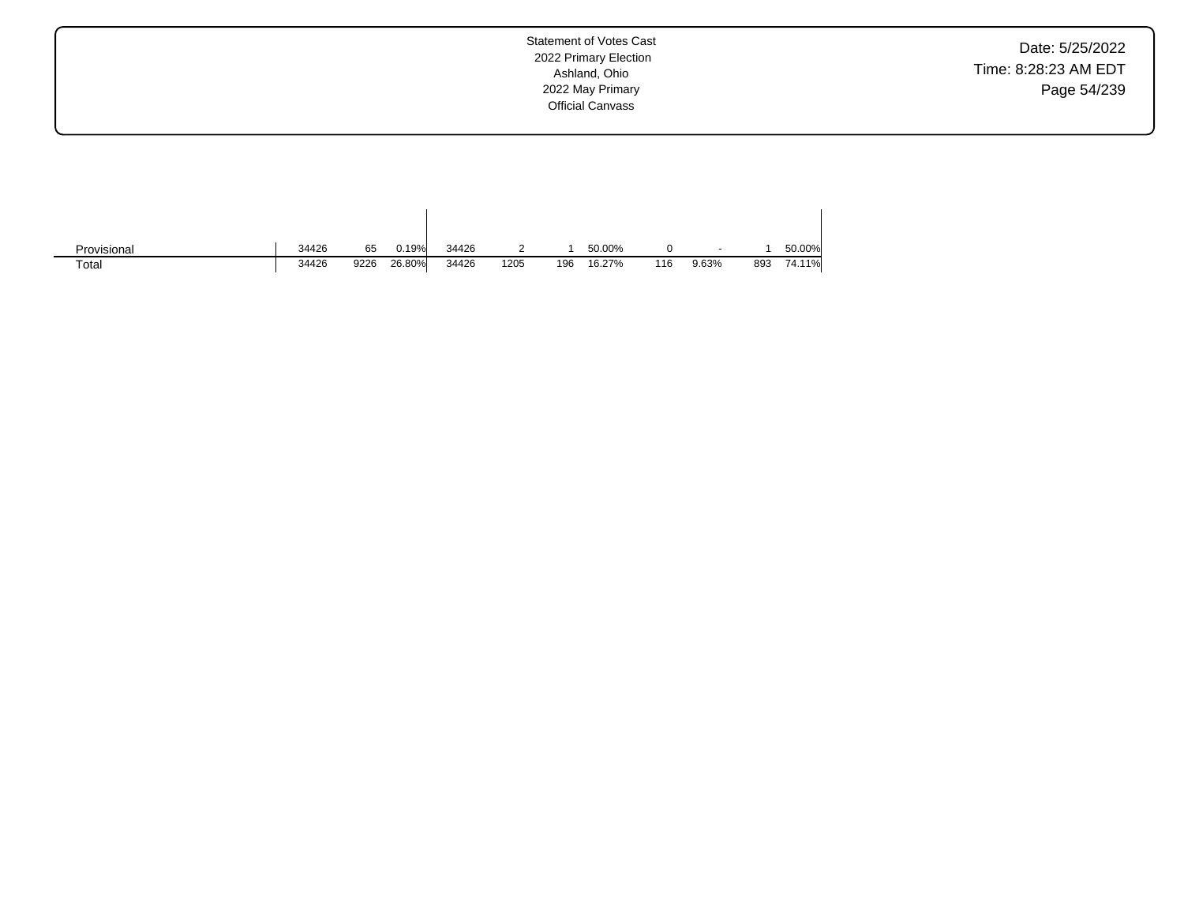| | | | | | | | | | | | | |
|---|---|---|---|---|---|---|---|---|---|---|---|---|
| Provisional | 34426 | 65 | 0.19% | 34426 | 2 | 1 | 50.00% | 0 | - | 1 | 50.00% |
| Total | 34426 | 9226 | 26.80% | 34426 | 1205 | 196 | 16.27% | 116 | 9.63% | 893 | 74.11% |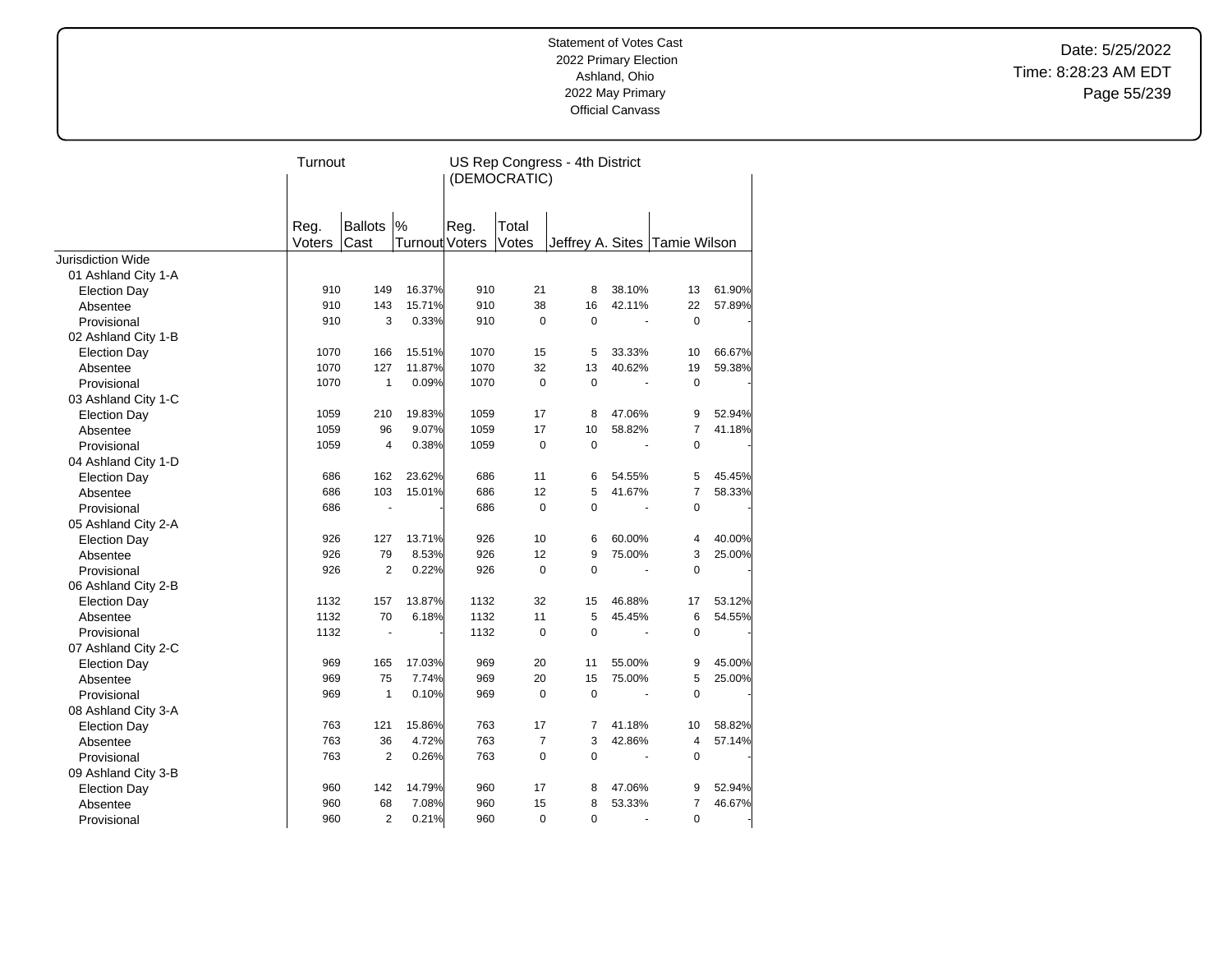Statement of Votes Cast
2022 Primary Election
Ashland, Ohio
2022 May Primary
Official Canvass

Date: 5/25/2022
Time: 8:28:23 AM EDT

| | Turnout | | | US Rep Congress - 4th District (DEMOCRATIC) | | | | | |
|---|---|---|---|---|---|---|---|---|---|
| | Reg. Voters | Ballots Cast | % Turnout | Reg. Voters | Total Votes | Jeffrey A. Sites | | Tamie Wilson | |
| Jurisdiction Wide | | | | | | | | | |
| 01 Ashland City 1-A | | | | | | | | | |
| Election Day | 910 | 149 | 16.37% | 910 | 21 | 8 | 38.10% | 13 | 61.90% |
| Absentee | 910 | 143 | 15.71% | 910 | 38 | 16 | 42.11% | 22 | 57.89% |
| Provisional | 910 | 3 | 0.33% | 910 | 0 | 0 | - | 0 | - |
| 02 Ashland City 1-B | | | | | | | | | |
| Election Day | 1070 | 166 | 15.51% | 1070 | 15 | 5 | 33.33% | 10 | 66.67% |
| Absentee | 1070 | 127 | 11.87% | 1070 | 32 | 13 | 40.62% | 19 | 59.38% |
| Provisional | 1070 | 1 | 0.09% | 1070 | 0 | 0 | - | 0 | - |
| 03 Ashland City 1-C | | | | | | | | | |
| Election Day | 1059 | 210 | 19.83% | 1059 | 17 | 8 | 47.06% | 9 | 52.94% |
| Absentee | 1059 | 96 | 9.07% | 1059 | 17 | 10 | 58.82% | 7 | 41.18% |
| Provisional | 1059 | 4 | 0.38% | 1059 | 0 | 0 | - | 0 | - |
| 04 Ashland City 1-D | | | | | | | | | |
| Election Day | 686 | 162 | 23.62% | 686 | 11 | 6 | 54.55% | 5 | 45.45% |
| Absentee | 686 | 103 | 15.01% | 686 | 12 | 5 | 41.67% | 7 | 58.33% |
| Provisional | 686 | - | - | 686 | 0 | 0 | - | 0 | - |
| 05 Ashland City 2-A | | | | | | | | | |
| Election Day | 926 | 127 | 13.71% | 926 | 10 | 6 | 60.00% | 4 | 40.00% |
| Absentee | 926 | 79 | 8.53% | 926 | 12 | 9 | 75.00% | 3 | 25.00% |
| Provisional | 926 | 2 | 0.22% | 926 | 0 | 0 | - | 0 | - |
| 06 Ashland City 2-B | | | | | | | | | |
| Election Day | 1132 | 157 | 13.87% | 1132 | 32 | 15 | 46.88% | 17 | 53.12% |
| Absentee | 1132 | 70 | 6.18% | 1132 | 11 | 5 | 45.45% | 6 | 54.55% |
| Provisional | 1132 | - | - | 1132 | 0 | 0 | - | 0 | - |
| 07 Ashland City 2-C | | | | | | | | | |
| Election Day | 969 | 165 | 17.03% | 969 | 20 | 11 | 55.00% | 9 | 45.00% |
| Absentee | 969 | 75 | 7.74% | 969 | 20 | 15 | 75.00% | 5 | 25.00% |
| Provisional | 969 | 1 | 0.10% | 969 | 0 | 0 | - | 0 | - |
| 08 Ashland City 3-A | | | | | | | | | |
| Election Day | 763 | 121 | 15.86% | 763 | 17 | 7 | 41.18% | 10 | 58.82% |
| Absentee | 763 | 36 | 4.72% | 763 | 7 | 3 | 42.86% | 4 | 57.14% |
| Provisional | 763 | 2 | 0.26% | 763 | 0 | 0 | - | 0 | - |
| 09 Ashland City 3-B | | | | | | | | | |
| Election Day | 960 | 142 | 14.79% | 960 | 17 | 8 | 47.06% | 9 | 52.94% |
| Absentee | 960 | 68 | 7.08% | 960 | 15 | 8 | 53.33% | 7 | 46.67% |
| Provisional | 960 | 2 | 0.21% | 960 | 0 | 0 | - | 0 | - |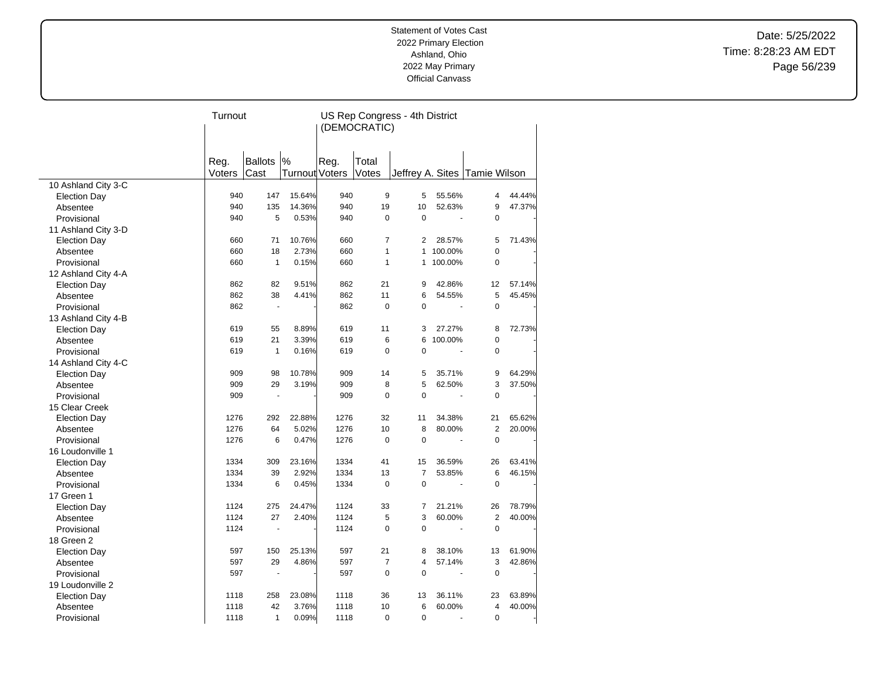Statement of Votes Cast
2022 Primary Election
Ashland, Ohio
2022 May Primary
Official Canvass

Date: 5/25/2022
Time: 8:28:23 AM EDT

| | Turnout | | | US Rep Congress - 4th District (DEMOCRATIC) | | | | | |
|---|---|---|---|---|---|---|---|---|---|
| | Reg. Voters | Ballots Cast | % Turnout | Reg. Voters | Total Votes | Jeffrey A. Sites | | Tamie Wilson | |
| **10 Ashland City 3-C** | | | | | | | | | |
| Election Day | 940 | 147 | 15.64% | 940 | 9 | 5 | 55.56% | 4 | 44.44% |
| Absentee | 940 | 135 | 14.36% | 940 | 19 | 10 | 52.63% | 9 | 47.37% |
| Provisional | 940 | 5 | 0.53% | 940 | 0 | 0 | - | 0 | - |
| **11 Ashland City 3-D** | | | | | | | | | |
| Election Day | 660 | 71 | 10.76% | 660 | 7 | 2 | 28.57% | 5 | 71.43% |
| Absentee | 660 | 18 | 2.73% | 660 | 1 | 1 | 100.00% | 0 | - |
| Provisional | 660 | 1 | 0.15% | 660 | 1 | 1 | 100.00% | 0 | - |
| **12 Ashland City 4-A** | | | | | | | | | |
| Election Day | 862 | 82 | 9.51% | 862 | 21 | 9 | 42.86% | 12 | 57.14% |
| Absentee | 862 | 38 | 4.41% | 862 | 11 | 6 | 54.55% | 5 | 45.45% |
| Provisional | 862 | - | - | 862 | 0 | 0 | - | 0 | - |
| **13 Ashland City 4-B** | | | | | | | | | |
| Election Day | 619 | 55 | 8.89% | 619 | 11 | 3 | 27.27% | 8 | 72.73% |
| Absentee | 619 | 21 | 3.39% | 619 | 6 | 6 | 100.00% | 0 | - |
| Provisional | 619 | 1 | 0.16% | 619 | 0 | 0 | - | 0 | - |
| **14 Ashland City 4-C** | | | | | | | | | |
| Election Day | 909 | 98 | 10.78% | 909 | 14 | 5 | 35.71% | 9 | 64.29% |
| Absentee | 909 | 29 | 3.19% | 909 | 8 | 5 | 62.50% | 3 | 37.50% |
| Provisional | 909 | - | - | 909 | 0 | 0 | - | 0 | - |
| **15 Clear Creek** | | | | | | | | | |
| Election Day | 1276 | 292 | 22.88% | 1276 | 32 | 11 | 34.38% | 21 | 65.62% |
| Absentee | 1276 | 64 | 5.02% | 1276 | 10 | 8 | 80.00% | 2 | 20.00% |
| Provisional | 1276 | 6 | 0.47% | 1276 | 0 | 0 | - | 0 | - |
| **16 Loudonville 1** | | | | | | | | | |
| Election Day | 1334 | 309 | 23.16% | 1334 | 41 | 15 | 36.59% | 26 | 63.41% |
| Absentee | 1334 | 39 | 2.92% | 1334 | 13 | 7 | 53.85% | 6 | 46.15% |
| Provisional | 1334 | 6 | 0.45% | 1334 | 0 | 0 | - | 0 | - |
| **17 Green 1** | | | | | | | | | |
| Election Day | 1124 | 275 | 24.47% | 1124 | 33 | 7 | 21.21% | 26 | 78.79% |
| Absentee | 1124 | 27 | 2.40% | 1124 | 5 | 3 | 60.00% | 2 | 40.00% |
| Provisional | 1124 | - | - | 1124 | 0 | 0 | - | 0 | - |
| **18 Green 2** | | | | | | | | | |
| Election Day | 597 | 150 | 25.13% | 597 | 21 | 8 | 38.10% | 13 | 61.90% |
| Absentee | 597 | 29 | 4.86% | 597 | 7 | 4 | 57.14% | 3 | 42.86% |
| Provisional | 597 | - | - | 597 | 0 | 0 | - | 0 | - |
| **19 Loudonville 2** | | | | | | | | | |
| Election Day | 1118 | 258 | 23.08% | 1118 | 36 | 13 | 36.11% | 23 | 63.89% |
| Absentee | 1118 | 42 | 3.76% | 1118 | 10 | 6 | 60.00% | 4 | 40.00% |
| Provisional | 1118 | 1 | 0.09% | 1118 | 0 | 0 | - | 0 | - |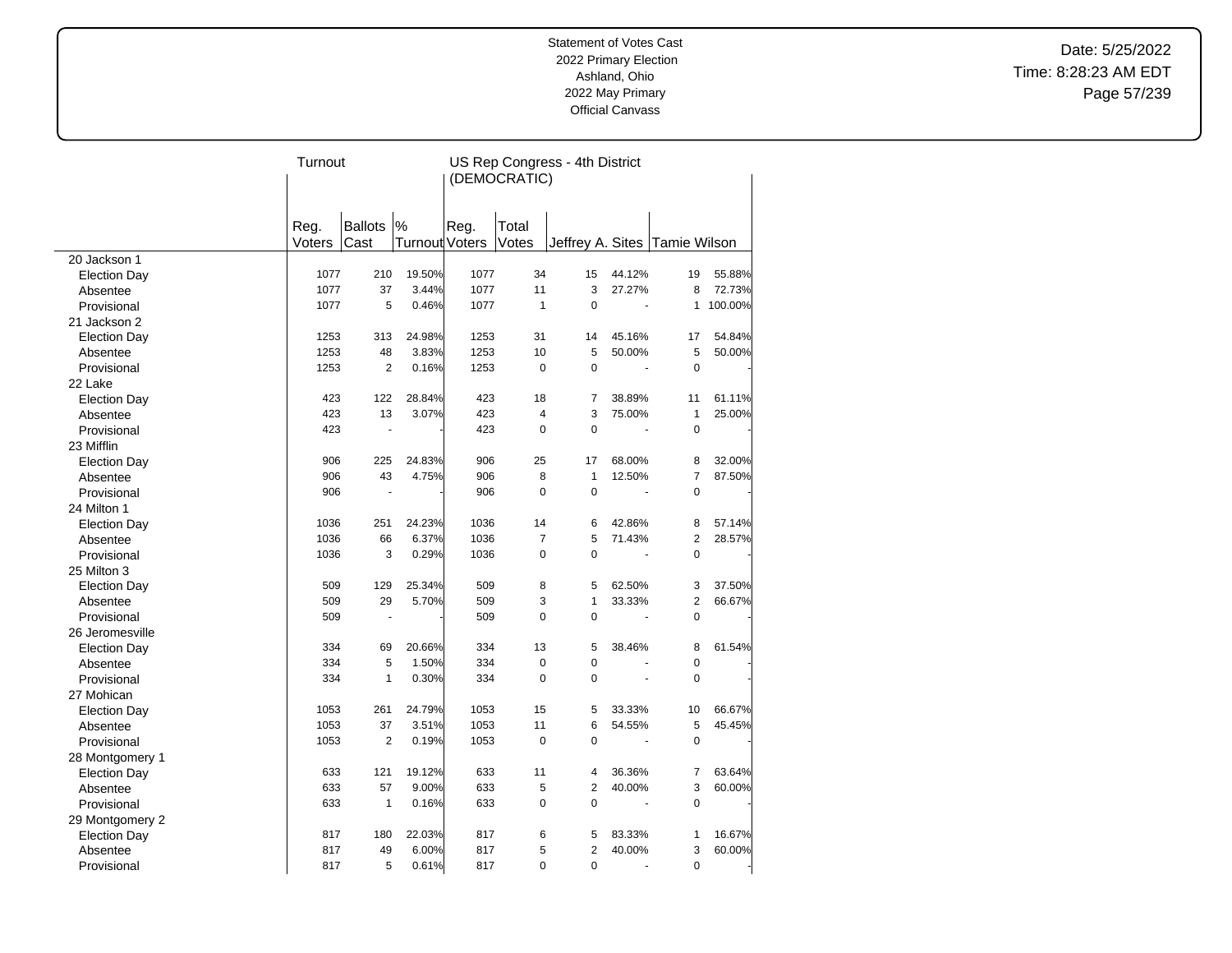Statement of Votes Cast
2022 Primary Election
Ashland, Ohio
2022 May Primary
Official Canvass

Date: 5/25/2022
Time: 8:28:23 AM EDT

| | Turnout | | | US Rep Congress - 4th District (DEMOCRATIC) | | | | | |
|---|---|---|---|---|---|---|---|---|---|
| | Reg. Voters | Ballots Cast | % Turnout | Reg. Voters | Total Votes | Jeffrey A. Sites | | Tamie Wilson | |
| 20 Jackson 1 | | | | | | | | | |
| Election Day | 1077 | 210 | 19.50% | 1077 | 34 | 15 | 44.12% | 19 | 55.88% |
| Absentee | 1077 | 37 | 3.44% | 1077 | 11 | 3 | 27.27% | 8 | 72.73% |
| Provisional | 1077 | 5 | 0.46% | 1077 | 1 | 0 | - | 1 | 100.00% |
| 21 Jackson 2 | | | | | | | | | |
| Election Day | 1253 | 313 | 24.98% | 1253 | 31 | 14 | 45.16% | 17 | 54.84% |
| Absentee | 1253 | 48 | 3.83% | 1253 | 10 | 5 | 50.00% | 5 | 50.00% |
| Provisional | 1253 | 2 | 0.16% | 1253 | 0 | 0 | - | 0 | - |
| 22 Lake | | | | | | | | | |
| Election Day | 423 | 122 | 28.84% | 423 | 18 | 7 | 38.89% | 11 | 61.11% |
| Absentee | 423 | 13 | 3.07% | 423 | 4 | 3 | 75.00% | 1 | 25.00% |
| Provisional | 423 | - | - | 423 | 0 | 0 | - | 0 | - |
| 23 Mifflin | | | | | | | | | |
| Election Day | 906 | 225 | 24.83% | 906 | 25 | 17 | 68.00% | 8 | 32.00% |
| Absentee | 906 | 43 | 4.75% | 906 | 8 | 1 | 12.50% | 7 | 87.50% |
| Provisional | 906 | - | - | 906 | 0 | 0 | - | 0 | - |
| 24 Milton 1 | | | | | | | | | |
| Election Day | 1036 | 251 | 24.23% | 1036 | 14 | 6 | 42.86% | 8 | 57.14% |
| Absentee | 1036 | 66 | 6.37% | 1036 | 7 | 5 | 71.43% | 2 | 28.57% |
| Provisional | 1036 | 3 | 0.29% | 1036 | 0 | 0 | - | 0 | - |
| 25 Milton 3 | | | | | | | | | |
| Election Day | 509 | 129 | 25.34% | 509 | 8 | 5 | 62.50% | 3 | 37.50% |
| Absentee | 509 | 29 | 5.70% | 509 | 3 | 1 | 33.33% | 2 | 66.67% |
| Provisional | 509 | - | - | 509 | 0 | 0 | - | 0 | - |
| 26 Jeromesville | | | | | | | | | |
| Election Day | 334 | 69 | 20.66% | 334 | 13 | 5 | 38.46% | 8 | 61.54% |
| Absentee | 334 | 5 | 1.50% | 334 | 0 | 0 | - | 0 | - |
| Provisional | 334 | 1 | 0.30% | 334 | 0 | 0 | - | 0 | - |
| 27 Mohican | | | | | | | | | |
| Election Day | 1053 | 261 | 24.79% | 1053 | 15 | 5 | 33.33% | 10 | 66.67% |
| Absentee | 1053 | 37 | 3.51% | 1053 | 11 | 6 | 54.55% | 5 | 45.45% |
| Provisional | 1053 | 2 | 0.19% | 1053 | 0 | 0 | - | 0 | - |
| 28 Montgomery 1 | | | | | | | | | |
| Election Day | 633 | 121 | 19.12% | 633 | 11 | 4 | 36.36% | 7 | 63.64% |
| Absentee | 633 | 57 | 9.00% | 633 | 5 | 2 | 40.00% | 3 | 60.00% |
| Provisional | 633 | 1 | 0.16% | 633 | 0 | 0 | - | 0 | - |
| 29 Montgomery 2 | | | | | | | | | |
| Election Day | 817 | 180 | 22.03% | 817 | 6 | 5 | 83.33% | 1 | 16.67% |
| Absentee | 817 | 49 | 6.00% | 817 | 5 | 2 | 40.00% | 3 | 60.00% |
| Provisional | 817 | 5 | 0.61% | 817 | 0 | 0 | - | 0 | - |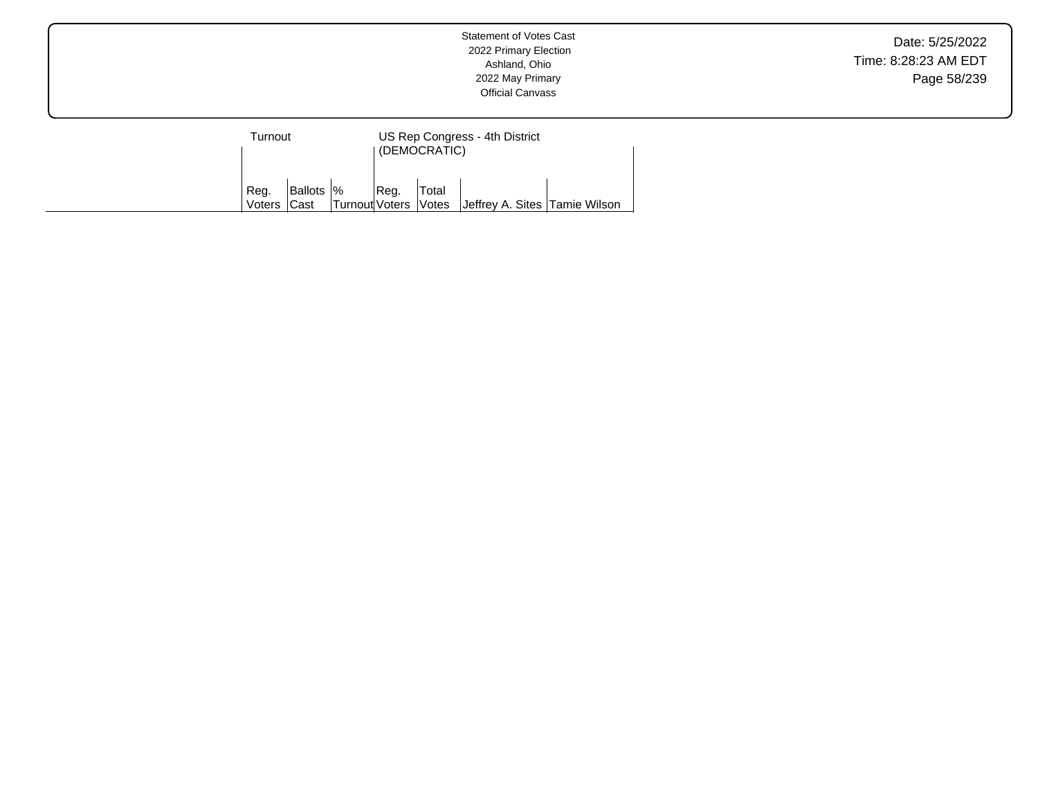Statement of Votes Cast
2022 Primary Election
Ashland, Ohio
2022 May Primary
Official Canvass

Date: 5/25/2022
Time: 8:28:23 AM EDT

| | Turnout | | | US Rep Congress - 4th District (DEMOCRATIC) | | | |
|---|---|---|---|---|---|---|---|
| | Reg. Voters | Ballots Cast | % Turnout | Reg. Voters | Total Votes | Jeffrey A. Sites | Tamie Wilson |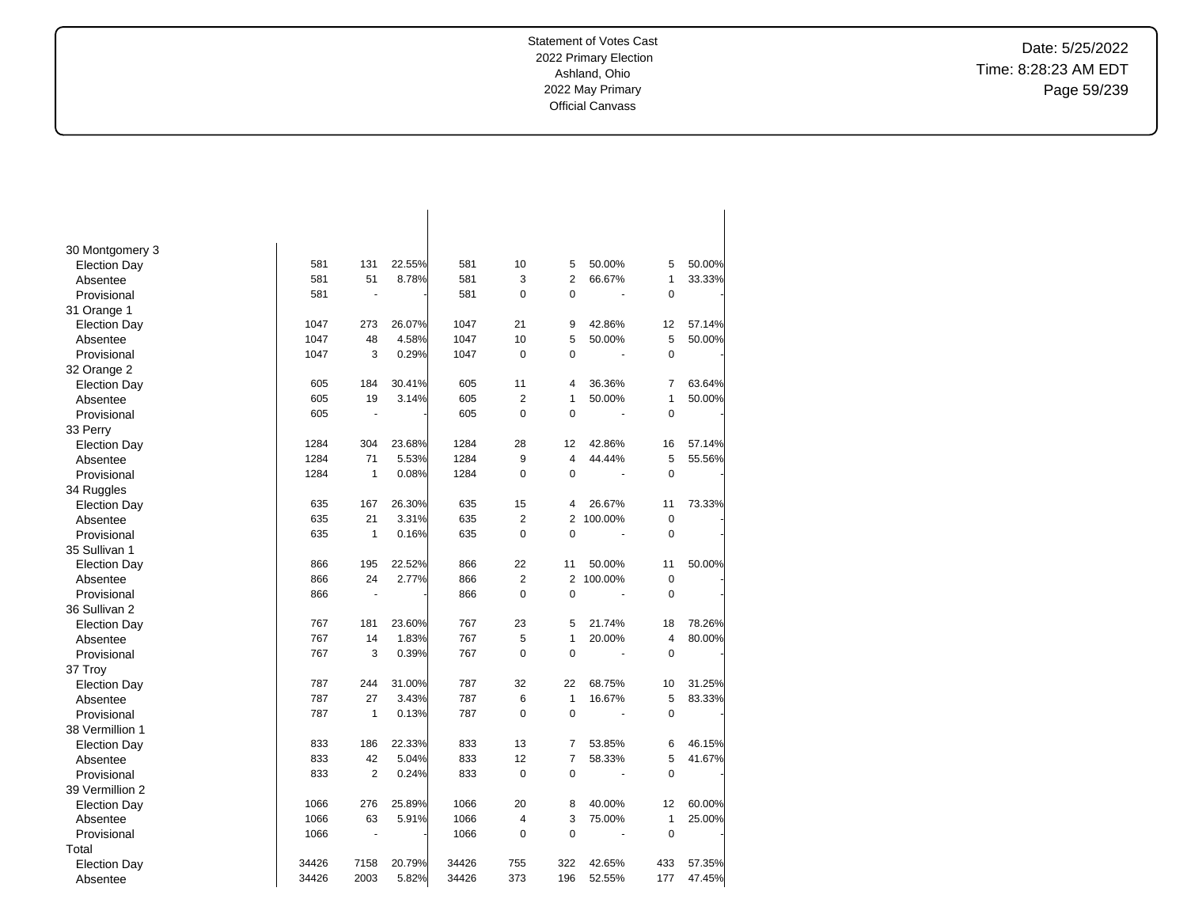| | | | | | | | | | |
|---|---|---|---|---|---|---|---|---|---|
| 30 Montgomery 3 | | | | | | | | | |
| Election Day | 581 | 131 | 22.55% | 581 | 10 | 5 | 50.00% | 5 | 50.00% |
| Absentee | 581 | 51 | 8.78% | 581 | 3 | 2 | 66.67% | 1 | 33.33% |
| Provisional | 581 | - | - | 581 | 0 | 0 | - | 0 | - |
| 31 Orange 1 | | | | | | | | | |
| Election Day | 1047 | 273 | 26.07% | 1047 | 21 | 9 | 42.86% | 12 | 57.14% |
| Absentee | 1047 | 48 | 4.58% | 1047 | 10 | 5 | 50.00% | 5 | 50.00% |
| Provisional | 1047 | 3 | 0.29% | 1047 | 0 | 0 | - | 0 | - |
| 32 Orange 2 | | | | | | | | | |
| Election Day | 605 | 184 | 30.41% | 605 | 11 | 4 | 36.36% | 7 | 63.64% |
| Absentee | 605 | 19 | 3.14% | 605 | 2 | 1 | 50.00% | 1 | 50.00% |
| Provisional | 605 | - | - | 605 | 0 | 0 | - | 0 | - |
| 33 Perry | | | | | | | | | |
| Election Day | 1284 | 304 | 23.68% | 1284 | 28 | 12 | 42.86% | 16 | 57.14% |
| Absentee | 1284 | 71 | 5.53% | 1284 | 9 | 4 | 44.44% | 5 | 55.56% |
| Provisional | 1284 | 1 | 0.08% | 1284 | 0 | 0 | - | 0 | - |
| 34 Ruggles | | | | | | | | | |
| Election Day | 635 | 167 | 26.30% | 635 | 15 | 4 | 26.67% | 11 | 73.33% |
| Absentee | 635 | 21 | 3.31% | 635 | 2 | 2 | 100.00% | 0 | - |
| Provisional | 635 | 1 | 0.16% | 635 | 0 | 0 | - | 0 | - |
| 35 Sullivan 1 | | | | | | | | | |
| Election Day | 866 | 195 | 22.52% | 866 | 22 | 11 | 50.00% | 11 | 50.00% |
| Absentee | 866 | 24 | 2.77% | 866 | 2 | 2 | 100.00% | 0 | - |
| Provisional | 866 | - | - | 866 | 0 | 0 | - | 0 | - |
| 36 Sullivan 2 | | | | | | | | | |
| Election Day | 767 | 181 | 23.60% | 767 | 23 | 5 | 21.74% | 18 | 78.26% |
| Absentee | 767 | 14 | 1.83% | 767 | 5 | 1 | 20.00% | 4 | 80.00% |
| Provisional | 767 | 3 | 0.39% | 767 | 0 | 0 | - | 0 | - |
| 37 Troy | | | | | | | | | |
| Election Day | 787 | 244 | 31.00% | 787 | 32 | 22 | 68.75% | 10 | 31.25% |
| Absentee | 787 | 27 | 3.43% | 787 | 6 | 1 | 16.67% | 5 | 83.33% |
| Provisional | 787 | 1 | 0.13% | 787 | 0 | 0 | - | 0 | - |
| 38 Vermillion 1 | | | | | | | | | |
| Election Day | 833 | 186 | 22.33% | 833 | 13 | 7 | 53.85% | 6 | 46.15% |
| Absentee | 833 | 42 | 5.04% | 833 | 12 | 7 | 58.33% | 5 | 41.67% |
| Provisional | 833 | 2 | 0.24% | 833 | 0 | 0 | - | 0 | - |
| 39 Vermillion 2 | | | | | | | | | |
| Election Day | 1066 | 276 | 25.89% | 1066 | 20 | 8 | 40.00% | 12 | 60.00% |
| Absentee | 1066 | 63 | 5.91% | 1066 | 4 | 3 | 75.00% | 1 | 25.00% |
| Provisional | 1066 | - | - | 1066 | 0 | 0 | - | 0 | - |
| Total | | | | | | | | | |
| Election Day | 34426 | 7158 | 20.79% | 34426 | 755 | 322 | 42.65% | 433 | 57.35% |
| Absentee | 34426 | 2003 | 5.82% | 34426 | 373 | 196 | 52.55% | 177 | 47.45% |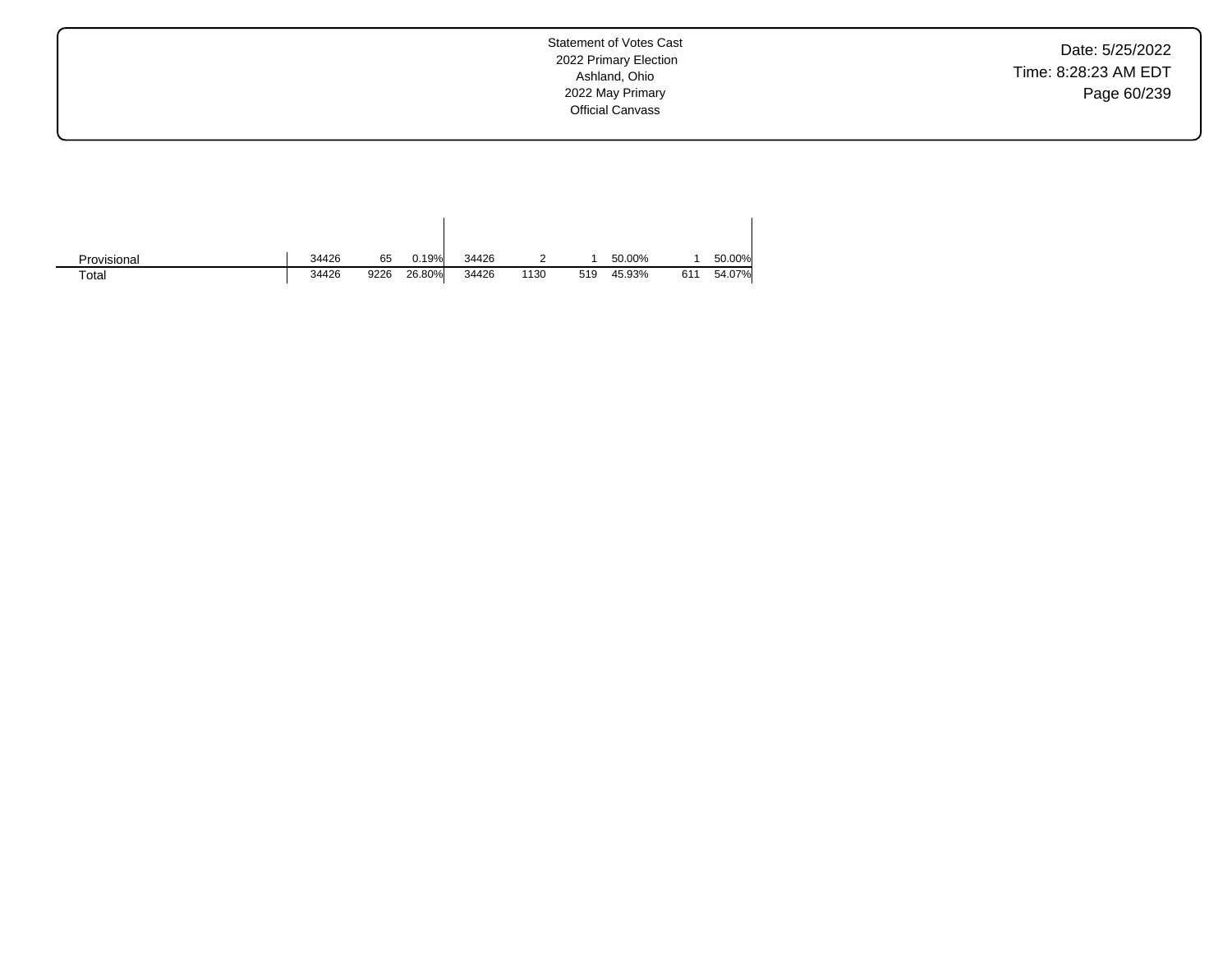| | | | | | | | | | |
|---|---|---|---|---|---|---|---|---|---|
| Provisional | 34426 | 65 | 0.19% | 34426 | 2 | 1 | 50.00% | 1 | 50.00% |
| Total | 34426 | 9226 | 26.80% | 34426 | 1130 | 519 | 45.93% | 611 | 54.07% |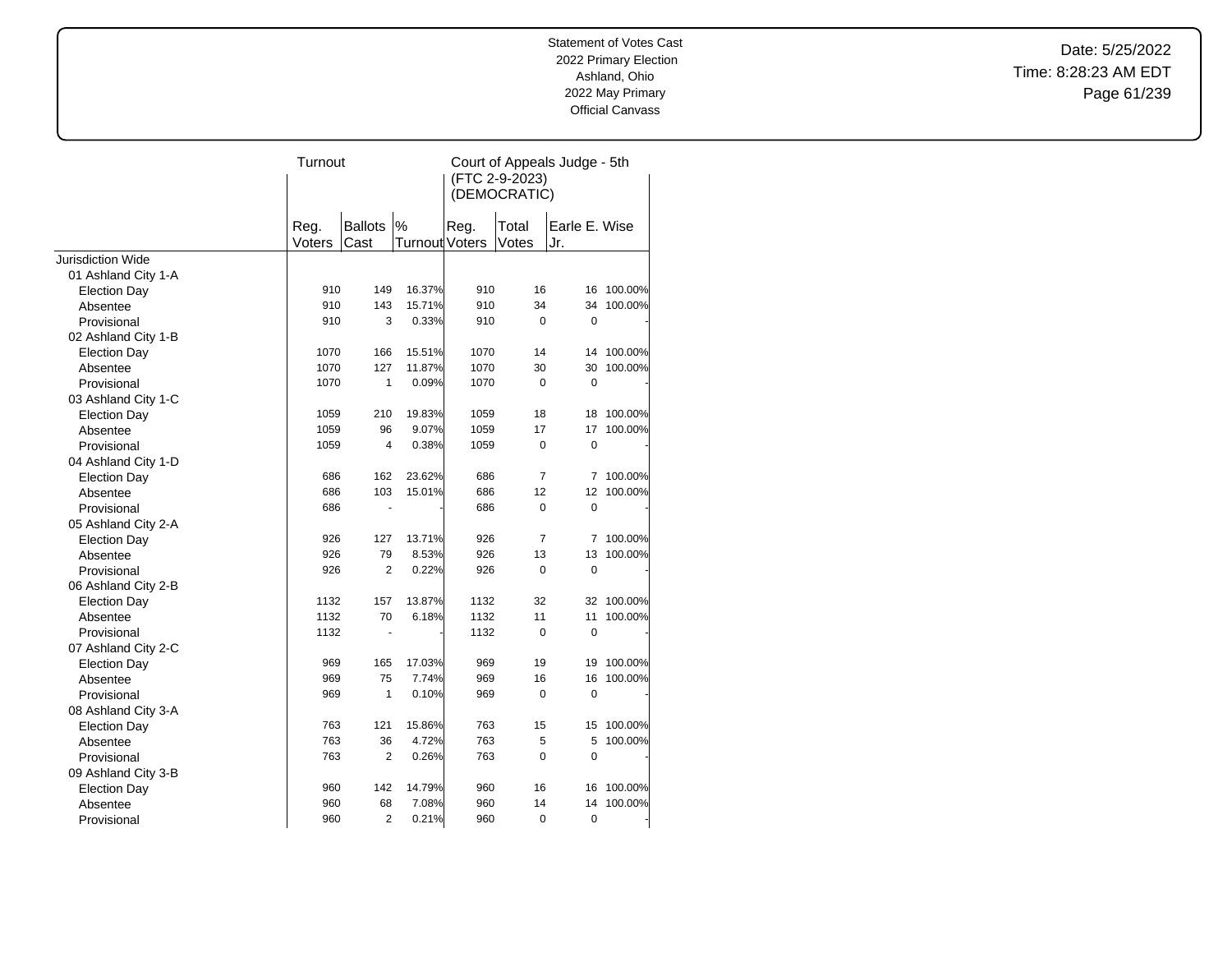Statement of Votes Cast
2022 Primary Election
Ashland, Ohio
2022 May Primary
Official Canvass

Date: 5/25/2022
Time: 8:28:23 AM EDT

| | Turnout | | | Court of Appeals Judge - 5th (FTC 2-9-2023) (DEMOCRATIC) | | | |
|---|---|---|---|---|---|---|---|
| | Reg. Voters | Ballots Cast | % Turnout | Reg. Voters | Total Votes | Earle E. Wise Jr. | |
| Jurisdiction Wide | | | | | | | |
| 01 Ashland City 1-A | | | | | | | |
| Election Day | 910 | 149 | 16.37% | 910 | 16 | 16 | 100.00% |
| Absentee | 910 | 143 | 15.71% | 910 | 34 | 34 | 100.00% |
| Provisional | 910 | 3 | 0.33% | 910 | 0 | 0 | - |
| 02 Ashland City 1-B | | | | | | | |
| Election Day | 1070 | 166 | 15.51% | 1070 | 14 | 14 | 100.00% |
| Absentee | 1070 | 127 | 11.87% | 1070 | 30 | 30 | 100.00% |
| Provisional | 1070 | 1 | 0.09% | 1070 | 0 | 0 | - |
| 03 Ashland City 1-C | | | | | | | |
| Election Day | 1059 | 210 | 19.83% | 1059 | 18 | 18 | 100.00% |
| Absentee | 1059 | 96 | 9.07% | 1059 | 17 | 17 | 100.00% |
| Provisional | 1059 | 4 | 0.38% | 1059 | 0 | 0 | - |
| 04 Ashland City 1-D | | | | | | | |
| Election Day | 686 | 162 | 23.62% | 686 | 7 | 7 | 100.00% |
| Absentee | 686 | 103 | 15.01% | 686 | 12 | 12 | 100.00% |
| Provisional | 686 | - | - | 686 | 0 | 0 | - |
| 05 Ashland City 2-A | | | | | | | |
| Election Day | 926 | 127 | 13.71% | 926 | 7 | 7 | 100.00% |
| Absentee | 926 | 79 | 8.53% | 926 | 13 | 13 | 100.00% |
| Provisional | 926 | 2 | 0.22% | 926 | 0 | 0 | - |
| 06 Ashland City 2-B | | | | | | | |
| Election Day | 1132 | 157 | 13.87% | 1132 | 32 | 32 | 100.00% |
| Absentee | 1132 | 70 | 6.18% | 1132 | 11 | 11 | 100.00% |
| Provisional | 1132 | - | - | 1132 | 0 | 0 | - |
| 07 Ashland City 2-C | | | | | | | |
| Election Day | 969 | 165 | 17.03% | 969 | 19 | 19 | 100.00% |
| Absentee | 969 | 75 | 7.74% | 969 | 16 | 16 | 100.00% |
| Provisional | 969 | 1 | 0.10% | 969 | 0 | 0 | - |
| 08 Ashland City 3-A | | | | | | | |
| Election Day | 763 | 121 | 15.86% | 763 | 15 | 15 | 100.00% |
| Absentee | 763 | 36 | 4.72% | 763 | 5 | 5 | 100.00% |
| Provisional | 763 | 2 | 0.26% | 763 | 0 | 0 | - |
| 09 Ashland City 3-B | | | | | | | |
| Election Day | 960 | 142 | 14.79% | 960 | 16 | 16 | 100.00% |
| Absentee | 960 | 68 | 7.08% | 960 | 14 | 14 | 100.00% |
| Provisional | 960 | 2 | 0.21% | 960 | 0 | 0 | - |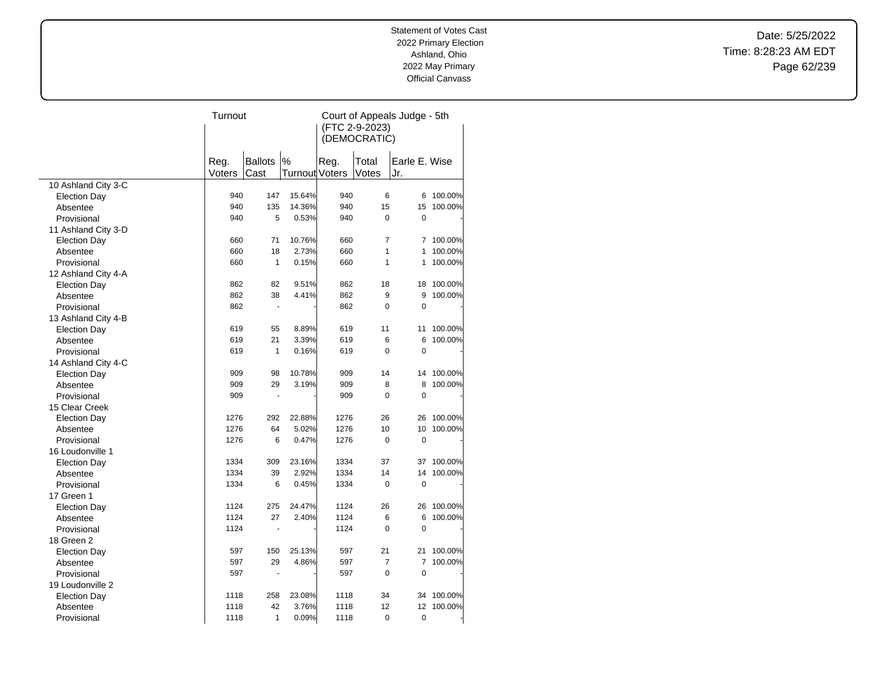Statement of Votes Cast
2022 Primary Election
Ashland, Ohio
2022 May Primary
Official Canvass

Date: 5/25/2022
Time: 8:28:23 AM EDT

| | Turnout | | | Court of Appeals Judge - 5th (FTC 2-9-2023) (DEMOCRATIC) | | | |
|---|---|---|---|---|---|---|---|
| | Reg. Voters | Ballots Cast | % Turnout | Reg. Voters | Total Votes | Earle E. Wise Jr. | |
| 10 Ashland City 3-C | | | | | | | |
| Election Day | 940 | 147 | 15.64% | 940 | 6 | 6 | 100.00% |
| Absentee | 940 | 135 | 14.36% | 940 | 15 | 15 | 100.00% |
| Provisional | 940 | 5 | 0.53% | 940 | 0 | 0 | - |
| 11 Ashland City 3-D | | | | | | | |
| Election Day | 660 | 71 | 10.76% | 660 | 7 | 7 | 100.00% |
| Absentee | 660 | 18 | 2.73% | 660 | 1 | 1 | 100.00% |
| Provisional | 660 | 1 | 0.15% | 660 | 1 | 1 | 100.00% |
| 12 Ashland City 4-A | | | | | | | |
| Election Day | 862 | 82 | 9.51% | 862 | 18 | 18 | 100.00% |
| Absentee | 862 | 38 | 4.41% | 862 | 9 | 9 | 100.00% |
| Provisional | 862 | - | - | 862 | 0 | 0 | - |
| 13 Ashland City 4-B | | | | | | | |
| Election Day | 619 | 55 | 8.89% | 619 | 11 | 11 | 100.00% |
| Absentee | 619 | 21 | 3.39% | 619 | 6 | 6 | 100.00% |
| Provisional | 619 | 1 | 0.16% | 619 | 0 | 0 | - |
| 14 Ashland City 4-C | | | | | | | |
| Election Day | 909 | 98 | 10.78% | 909 | 14 | 14 | 100.00% |
| Absentee | 909 | 29 | 3.19% | 909 | 8 | 8 | 100.00% |
| Provisional | 909 | - | - | 909 | 0 | 0 | - |
| 15 Clear Creek | | | | | | | |
| Election Day | 1276 | 292 | 22.88% | 1276 | 26 | 26 | 100.00% |
| Absentee | 1276 | 64 | 5.02% | 1276 | 10 | 10 | 100.00% |
| Provisional | 1276 | 6 | 0.47% | 1276 | 0 | 0 | - |
| 16 Loudonville 1 | | | | | | | |
| Election Day | 1334 | 309 | 23.16% | 1334 | 37 | 37 | 100.00% |
| Absentee | 1334 | 39 | 2.92% | 1334 | 14 | 14 | 100.00% |
| Provisional | 1334 | 6 | 0.45% | 1334 | 0 | 0 | - |
| 17 Green 1 | | | | | | | |
| Election Day | 1124 | 275 | 24.47% | 1124 | 26 | 26 | 100.00% |
| Absentee | 1124 | 27 | 2.40% | 1124 | 6 | 6 | 100.00% |
| Provisional | 1124 | - | - | 1124 | 0 | 0 | - |
| 18 Green 2 | | | | | | | |
| Election Day | 597 | 150 | 25.13% | 597 | 21 | 21 | 100.00% |
| Absentee | 597 | 29 | 4.86% | 597 | 7 | 7 | 100.00% |
| Provisional | 597 | - | - | 597 | 0 | 0 | - |
| 19 Loudonville 2 | | | | | | | |
| Election Day | 1118 | 258 | 23.08% | 1118 | 34 | 34 | 100.00% |
| Absentee | 1118 | 42 | 3.76% | 1118 | 12 | 12 | 100.00% |
| Provisional | 1118 | 1 | 0.09% | 1118 | 0 | 0 | - |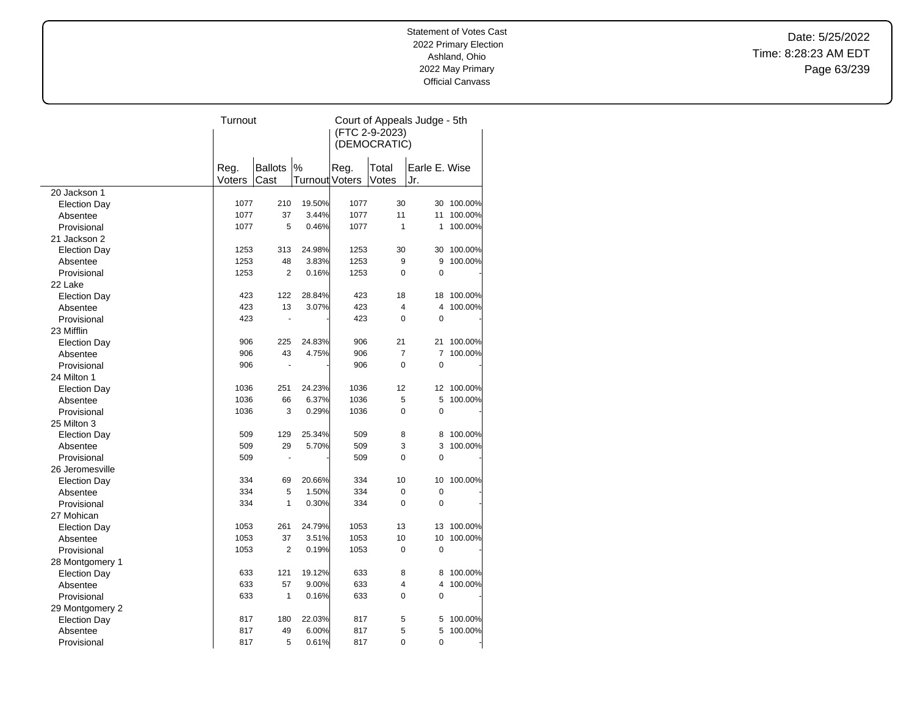Statement of Votes Cast
2022 Primary Election
Ashland, Ohio
2022 May Primary
Official Canvass

Date: 5/25/2022
Time: 8:28:23 AM EDT

| | Turnout | | | Court of Appeals Judge - 5th (FTC 2-9-2023) (DEMOCRATIC) | | | |
|---|---|---|---|---|---|---|---|
| | Reg. Voters | Ballots Cast | % Turnout | Reg. Voters | Total Votes | Earle E. Wise Jr. | |
| 20 Jackson 1 | | | | | | | |
| Election Day | 1077 | 210 | 19.50% | 1077 | 30 | 30 | 100.00% |
| Absentee | 1077 | 37 | 3.44% | 1077 | 11 | 11 | 100.00% |
| Provisional | 1077 | 5 | 0.46% | 1077 | 1 | 1 | 100.00% |
| 21 Jackson 2 | | | | | | | |
| Election Day | 1253 | 313 | 24.98% | 1253 | 30 | 30 | 100.00% |
| Absentee | 1253 | 48 | 3.83% | 1253 | 9 | 9 | 100.00% |
| Provisional | 1253 | 2 | 0.16% | 1253 | 0 | 0 | - |
| 22 Lake | | | | | | | |
| Election Day | 423 | 122 | 28.84% | 423 | 18 | 18 | 100.00% |
| Absentee | 423 | 13 | 3.07% | 423 | 4 | 4 | 100.00% |
| Provisional | 423 | - | - | 423 | 0 | 0 | - |
| 23 Mifflin | | | | | | | |
| Election Day | 906 | 225 | 24.83% | 906 | 21 | 21 | 100.00% |
| Absentee | 906 | 43 | 4.75% | 906 | 7 | 7 | 100.00% |
| Provisional | 906 | - | - | 906 | 0 | 0 | - |
| 24 Milton 1 | | | | | | | |
| Election Day | 1036 | 251 | 24.23% | 1036 | 12 | 12 | 100.00% |
| Absentee | 1036 | 66 | 6.37% | 1036 | 5 | 5 | 100.00% |
| Provisional | 1036 | 3 | 0.29% | 1036 | 0 | 0 | - |
| 25 Milton 3 | | | | | | | |
| Election Day | 509 | 129 | 25.34% | 509 | 8 | 8 | 100.00% |
| Absentee | 509 | 29 | 5.70% | 509 | 3 | 3 | 100.00% |
| Provisional | 509 | - | - | 509 | 0 | 0 | - |
| 26 Jeromesville | | | | | | | |
| Election Day | 334 | 69 | 20.66% | 334 | 10 | 10 | 100.00% |
| Absentee | 334 | 5 | 1.50% | 334 | 0 | 0 | - |
| Provisional | 334 | 1 | 0.30% | 334 | 0 | 0 | - |
| 27 Mohican | | | | | | | |
| Election Day | 1053 | 261 | 24.79% | 1053 | 13 | 13 | 100.00% |
| Absentee | 1053 | 37 | 3.51% | 1053 | 10 | 10 | 100.00% |
| Provisional | 1053 | 2 | 0.19% | 1053 | 0 | 0 | - |
| 28 Montgomery 1 | | | | | | | |
| Election Day | 633 | 121 | 19.12% | 633 | 8 | 8 | 100.00% |
| Absentee | 633 | 57 | 9.00% | 633 | 4 | 4 | 100.00% |
| Provisional | 633 | 1 | 0.16% | 633 | 0 | 0 | - |
| 29 Montgomery 2 | | | | | | | |
| Election Day | 817 | 180 | 22.03% | 817 | 5 | 5 | 100.00% |
| Absentee | 817 | 49 | 6.00% | 817 | 5 | 5 | 100.00% |
| Provisional | 817 | 5 | 0.61% | 817 | 0 | 0 | - |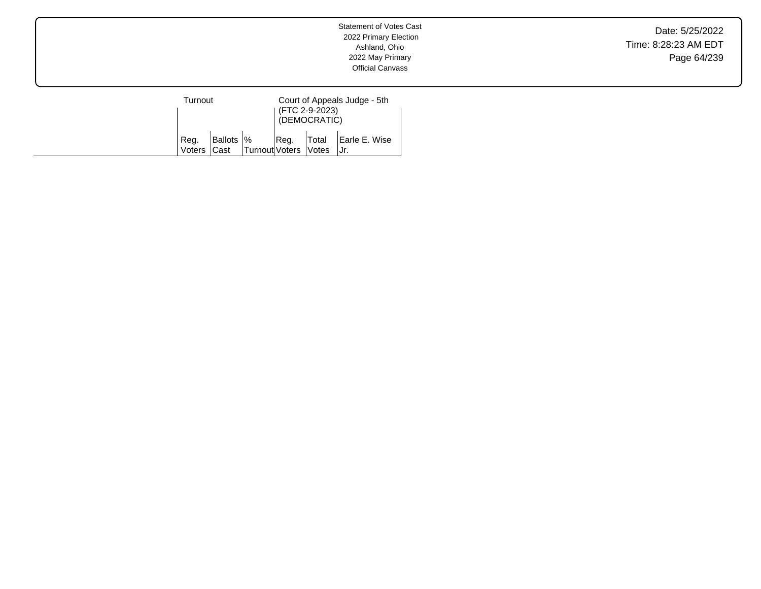| | Turnout | | | Court of Appeals Judge - 5th (FTC 2-9-2023) (DEMOCRATIC) | | |
|---|---|---|---|---|---|---|
| | Reg. Voters | Ballots Cast | % Turnout | Reg. Voters | Total Votes | Earle E. Wise Jr. |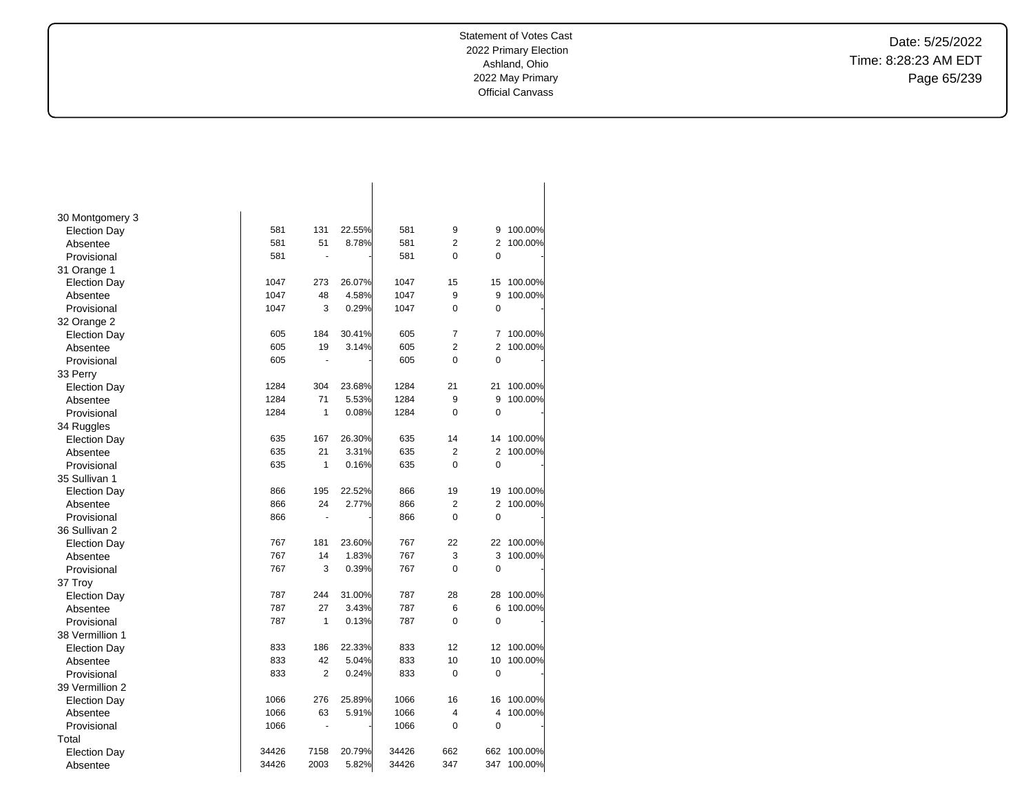| | | | | | | | |
|---|---|---|---|---|---|---|---|
| 30 Montgomery 3 | | | | | | | |
| Election Day | 581 | 131 | 22.55% | 581 | 9 | 9 | 100.00% |
| Absentee | 581 | 51 | 8.78% | 581 | 2 | 2 | 100.00% |
| Provisional | 581 | - | - | 581 | 0 | 0 | - |
| 31 Orange 1 | | | | | | | |
| Election Day | 1047 | 273 | 26.07% | 1047 | 15 | 15 | 100.00% |
| Absentee | 1047 | 48 | 4.58% | 1047 | 9 | 9 | 100.00% |
| Provisional | 1047 | 3 | 0.29% | 1047 | 0 | 0 | - |
| 32 Orange 2 | | | | | | | |
| Election Day | 605 | 184 | 30.41% | 605 | 7 | 7 | 100.00% |
| Absentee | 605 | 19 | 3.14% | 605 | 2 | 2 | 100.00% |
| Provisional | 605 | - | - | 605 | 0 | 0 | - |
| 33 Perry | | | | | | | |
| Election Day | 1284 | 304 | 23.68% | 1284 | 21 | 21 | 100.00% |
| Absentee | 1284 | 71 | 5.53% | 1284 | 9 | 9 | 100.00% |
| Provisional | 1284 | 1 | 0.08% | 1284 | 0 | 0 | - |
| 34 Ruggles | | | | | | | |
| Election Day | 635 | 167 | 26.30% | 635 | 14 | 14 | 100.00% |
| Absentee | 635 | 21 | 3.31% | 635 | 2 | 2 | 100.00% |
| Provisional | 635 | 1 | 0.16% | 635 | 0 | 0 | - |
| 35 Sullivan 1 | | | | | | | |
| Election Day | 866 | 195 | 22.52% | 866 | 19 | 19 | 100.00% |
| Absentee | 866 | 24 | 2.77% | 866 | 2 | 2 | 100.00% |
| Provisional | 866 | - | - | 866 | 0 | 0 | - |
| 36 Sullivan 2 | | | | | | | |
| Election Day | 767 | 181 | 23.60% | 767 | 22 | 22 | 100.00% |
| Absentee | 767 | 14 | 1.83% | 767 | 3 | 3 | 100.00% |
| Provisional | 767 | 3 | 0.39% | 767 | 0 | 0 | - |
| 37 Troy | | | | | | | |
| Election Day | 787 | 244 | 31.00% | 787 | 28 | 28 | 100.00% |
| Absentee | 787 | 27 | 3.43% | 787 | 6 | 6 | 100.00% |
| Provisional | 787 | 1 | 0.13% | 787 | 0 | 0 | - |
| 38 Vermillion 1 | | | | | | | |
| Election Day | 833 | 186 | 22.33% | 833 | 12 | 12 | 100.00% |
| Absentee | 833 | 42 | 5.04% | 833 | 10 | 10 | 100.00% |
| Provisional | 833 | 2 | 0.24% | 833 | 0 | 0 | - |
| 39 Vermillion 2 | | | | | | | |
| Election Day | 1066 | 276 | 25.89% | 1066 | 16 | 16 | 100.00% |
| Absentee | 1066 | 63 | 5.91% | 1066 | 4 | 4 | 100.00% |
| Provisional | 1066 | - | - | 1066 | 0 | 0 | - |
| Total | | | | | | | |
| Election Day | 34426 | 7158 | 20.79% | 34426 | 662 | 662 | 100.00% |
| Absentee | 34426 | 2003 | 5.82% | 34426 | 347 | 347 | 100.00% |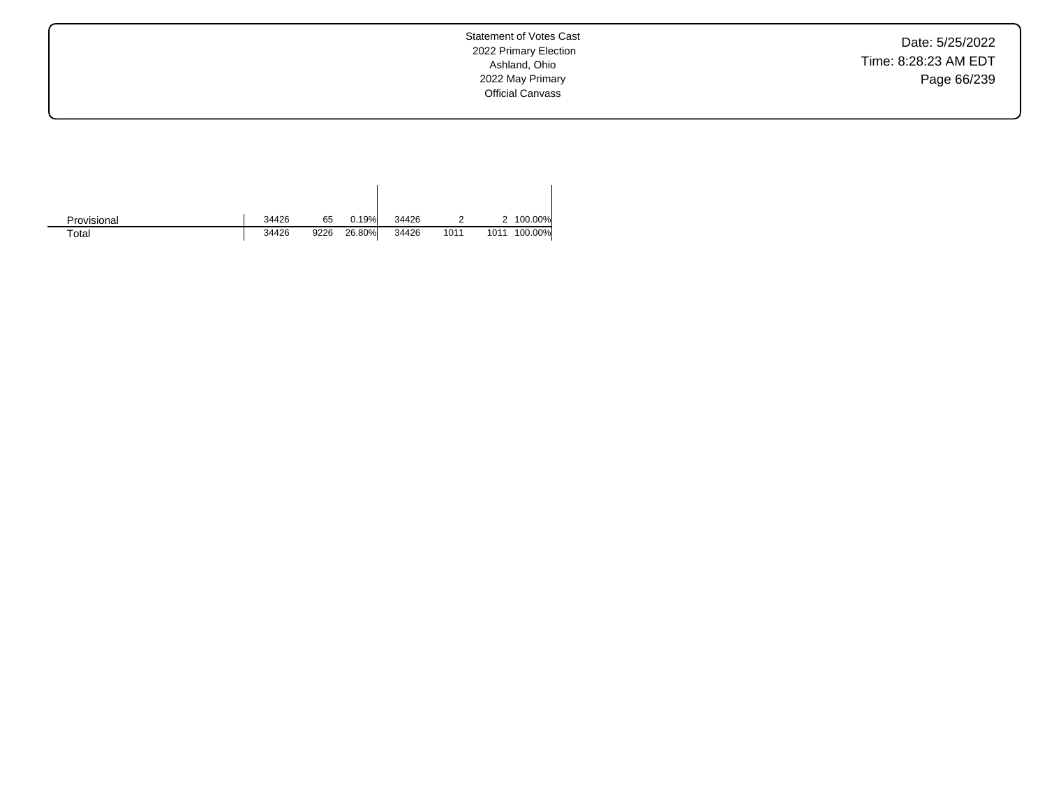| | | | | | | | |
|---|---|---|---|---|---|---|---|
| Provisional | 34426 | 65 | 0.19% | 34426 | 2 | 2 | 100.00% |
| Total | 34426 | 9226 | 26.80% | 34426 | 1011 | 1011 | 100.00% |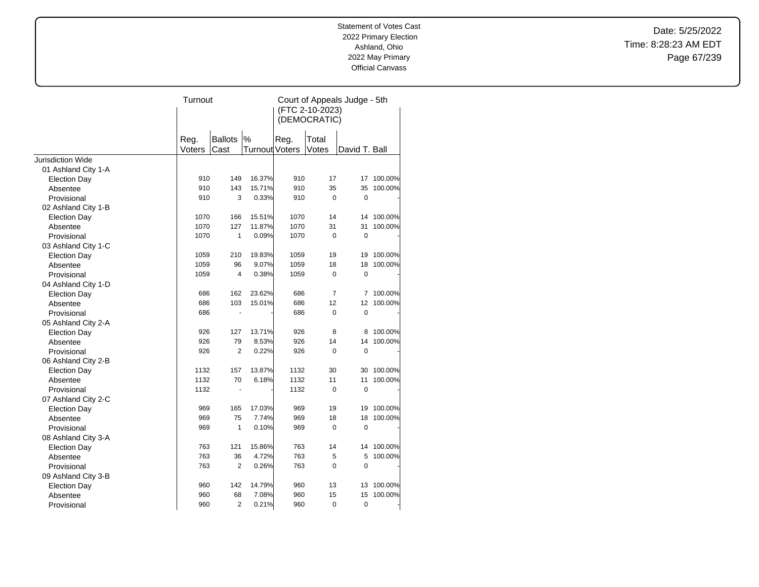Statement of Votes Cast
2022 Primary Election
Ashland, Ohio
2022 May Primary
Official Canvass

Date: 5/25/2022
Time: 8:28:23 AM EDT

| | Turnout | | | Court of Appeals Judge - 5th (FTC 2-10-2023) (DEMOCRATIC) | | | |
|---|---|---|---|---|---|---|---|
| | Reg. Voters | Ballots Cast | % Turnout | Reg. Voters | Total Votes | David T. Ball | |
| Jurisdiction Wide | | | | | | | |
| 01 Ashland City 1-A | | | | | | | |
| Election Day | 910 | 149 | 16.37% | 910 | 17 | 17 | 100.00% |
| Absentee | 910 | 143 | 15.71% | 910 | 35 | 35 | 100.00% |
| Provisional | 910 | 3 | 0.33% | 910 | 0 | 0 | - |
| 02 Ashland City 1-B | | | | | | | |
| Election Day | 1070 | 166 | 15.51% | 1070 | 14 | 14 | 100.00% |
| Absentee | 1070 | 127 | 11.87% | 1070 | 31 | 31 | 100.00% |
| Provisional | 1070 | 1 | 0.09% | 1070 | 0 | 0 | - |
| 03 Ashland City 1-C | | | | | | | |
| Election Day | 1059 | 210 | 19.83% | 1059 | 19 | 19 | 100.00% |
| Absentee | 1059 | 96 | 9.07% | 1059 | 18 | 18 | 100.00% |
| Provisional | 1059 | 4 | 0.38% | 1059 | 0 | 0 | - |
| 04 Ashland City 1-D | | | | | | | |
| Election Day | 686 | 162 | 23.62% | 686 | 7 | 7 | 100.00% |
| Absentee | 686 | 103 | 15.01% | 686 | 12 | 12 | 100.00% |
| Provisional | 686 | - | - | 686 | 0 | 0 | - |
| 05 Ashland City 2-A | | | | | | | |
| Election Day | 926 | 127 | 13.71% | 926 | 8 | 8 | 100.00% |
| Absentee | 926 | 79 | 8.53% | 926 | 14 | 14 | 100.00% |
| Provisional | 926 | 2 | 0.22% | 926 | 0 | 0 | - |
| 06 Ashland City 2-B | | | | | | | |
| Election Day | 1132 | 157 | 13.87% | 1132 | 30 | 30 | 100.00% |
| Absentee | 1132 | 70 | 6.18% | 1132 | 11 | 11 | 100.00% |
| Provisional | 1132 | - | - | 1132 | 0 | 0 | - |
| 07 Ashland City 2-C | | | | | | | |
| Election Day | 969 | 165 | 17.03% | 969 | 19 | 19 | 100.00% |
| Absentee | 969 | 75 | 7.74% | 969 | 18 | 18 | 100.00% |
| Provisional | 969 | 1 | 0.10% | 969 | 0 | 0 | - |
| 08 Ashland City 3-A | | | | | | | |
| Election Day | 763 | 121 | 15.86% | 763 | 14 | 14 | 100.00% |
| Absentee | 763 | 36 | 4.72% | 763 | 5 | 5 | 100.00% |
| Provisional | 763 | 2 | 0.26% | 763 | 0 | 0 | - |
| 09 Ashland City 3-B | | | | | | | |
| Election Day | 960 | 142 | 14.79% | 960 | 13 | 13 | 100.00% |
| Absentee | 960 | 68 | 7.08% | 960 | 15 | 15 | 100.00% |
| Provisional | 960 | 2 | 0.21% | 960 | 0 | 0 | - |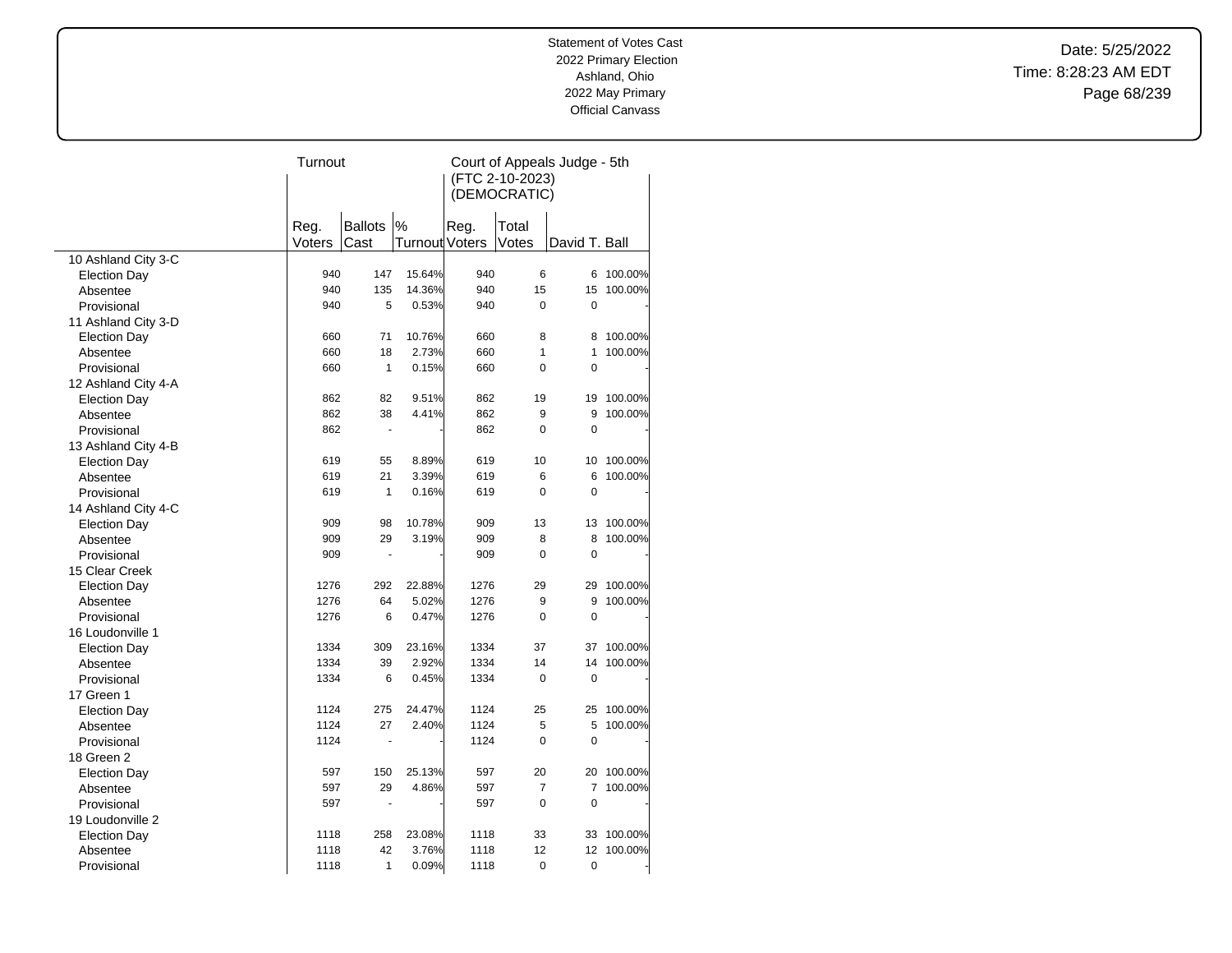Statement of Votes Cast
2022 Primary Election
Ashland, Ohio
2022 May Primary
Official Canvass

Date: 5/25/2022
Time: 8:28:23 AM EDT

| | Turnout | | | Court of Appeals Judge - 5th (FTC 2-10-2023) (DEMOCRATIC) | | | |
|---|---|---|---|---|---|---|---|
| | Reg. Voters | Ballots Cast | % Turnout | Reg. Voters | Total Votes | David T. Ball | |
| 10 Ashland City 3-C | | | | | | | |
| Election Day | 940 | 147 | 15.64% | 940 | 6 | 6 | 100.00% |
| Absentee | 940 | 135 | 14.36% | 940 | 15 | 15 | 100.00% |
| Provisional | 940 | 5 | 0.53% | 940 | 0 | 0 | - |
| 11 Ashland City 3-D | | | | | | | |
| Election Day | 660 | 71 | 10.76% | 660 | 8 | 8 | 100.00% |
| Absentee | 660 | 18 | 2.73% | 660 | 1 | 1 | 100.00% |
| Provisional | 660 | 1 | 0.15% | 660 | 0 | 0 | - |
| 12 Ashland City 4-A | | | | | | | |
| Election Day | 862 | 82 | 9.51% | 862 | 19 | 19 | 100.00% |
| Absentee | 862 | 38 | 4.41% | 862 | 9 | 9 | 100.00% |
| Provisional | 862 | - | - | 862 | 0 | 0 | - |
| 13 Ashland City 4-B | | | | | | | |
| Election Day | 619 | 55 | 8.89% | 619 | 10 | 10 | 100.00% |
| Absentee | 619 | 21 | 3.39% | 619 | 6 | 6 | 100.00% |
| Provisional | 619 | 1 | 0.16% | 619 | 0 | 0 | - |
| 14 Ashland City 4-C | | | | | | | |
| Election Day | 909 | 98 | 10.78% | 909 | 13 | 13 | 100.00% |
| Absentee | 909 | 29 | 3.19% | 909 | 8 | 8 | 100.00% |
| Provisional | 909 | - | - | 909 | 0 | 0 | - |
| 15 Clear Creek | | | | | | | |
| Election Day | 1276 | 292 | 22.88% | 1276 | 29 | 29 | 100.00% |
| Absentee | 1276 | 64 | 5.02% | 1276 | 9 | 9 | 100.00% |
| Provisional | 1276 | 6 | 0.47% | 1276 | 0 | 0 | - |
| 16 Loudonville 1 | | | | | | | |
| Election Day | 1334 | 309 | 23.16% | 1334 | 37 | 37 | 100.00% |
| Absentee | 1334 | 39 | 2.92% | 1334 | 14 | 14 | 100.00% |
| Provisional | 1334 | 6 | 0.45% | 1334 | 0 | 0 | - |
| 17 Green 1 | | | | | | | |
| Election Day | 1124 | 275 | 24.47% | 1124 | 25 | 25 | 100.00% |
| Absentee | 1124 | 27 | 2.40% | 1124 | 5 | 5 | 100.00% |
| Provisional | 1124 | - | - | 1124 | 0 | 0 | - |
| 18 Green 2 | | | | | | | |
| Election Day | 597 | 150 | 25.13% | 597 | 20 | 20 | 100.00% |
| Absentee | 597 | 29 | 4.86% | 597 | 7 | 7 | 100.00% |
| Provisional | 597 | - | - | 597 | 0 | 0 | - |
| 19 Loudonville 2 | | | | | | | |
| Election Day | 1118 | 258 | 23.08% | 1118 | 33 | 33 | 100.00% |
| Absentee | 1118 | 42 | 3.76% | 1118 | 12 | 12 | 100.00% |
| Provisional | 1118 | 1 | 0.09% | 1118 | 0 | 0 | - |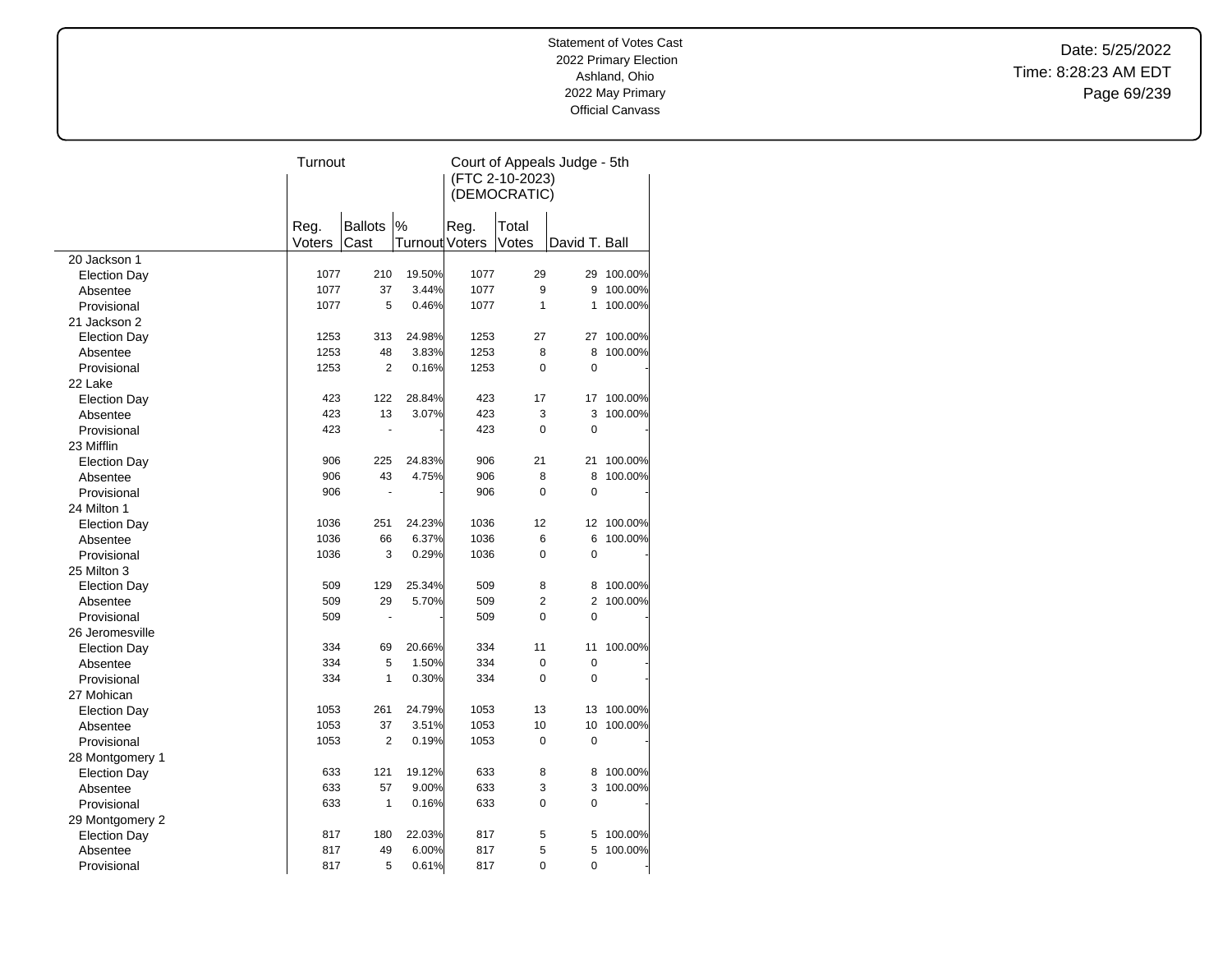Statement of Votes Cast
2022 Primary Election
Ashland, Ohio
2022 May Primary
Official Canvass

Date: 5/25/2022
Time: 8:28:23 AM EDT

| | Turnout | | | Court of Appeals Judge - 5th (FTC 2-10-2023) (DEMOCRATIC) | | | |
|---|---|---|---|---|---|---|---|
| | Reg. Voters | Ballots Cast | % Turnout | Reg. Voters | Total Votes | David T. Ball | |
| 20 Jackson 1 | | | | | | | |
| Election Day | 1077 | 210 | 19.50% | 1077 | 29 | 29 | 100.00% |
| Absentee | 1077 | 37 | 3.44% | 1077 | 9 | 9 | 100.00% |
| Provisional | 1077 | 5 | 0.46% | 1077 | 1 | 1 | 100.00% |
| 21 Jackson 2 | | | | | | | |
| Election Day | 1253 | 313 | 24.98% | 1253 | 27 | 27 | 100.00% |
| Absentee | 1253 | 48 | 3.83% | 1253 | 8 | 8 | 100.00% |
| Provisional | 1253 | 2 | 0.16% | 1253 | 0 | 0 | - |
| 22 Lake | | | | | | | |
| Election Day | 423 | 122 | 28.84% | 423 | 17 | 17 | 100.00% |
| Absentee | 423 | 13 | 3.07% | 423 | 3 | 3 | 100.00% |
| Provisional | 423 | - | - | 423 | 0 | 0 | - |
| 23 Mifflin | | | | | | | |
| Election Day | 906 | 225 | 24.83% | 906 | 21 | 21 | 100.00% |
| Absentee | 906 | 43 | 4.75% | 906 | 8 | 8 | 100.00% |
| Provisional | 906 | - | - | 906 | 0 | 0 | - |
| 24 Milton 1 | | | | | | | |
| Election Day | 1036 | 251 | 24.23% | 1036 | 12 | 12 | 100.00% |
| Absentee | 1036 | 66 | 6.37% | 1036 | 6 | 6 | 100.00% |
| Provisional | 1036 | 3 | 0.29% | 1036 | 0 | 0 | - |
| 25 Milton 3 | | | | | | | |
| Election Day | 509 | 129 | 25.34% | 509 | 8 | 8 | 100.00% |
| Absentee | 509 | 29 | 5.70% | 509 | 2 | 2 | 100.00% |
| Provisional | 509 | - | - | 509 | 0 | 0 | - |
| 26 Jeromesville | | | | | | | |
| Election Day | 334 | 69 | 20.66% | 334 | 11 | 11 | 100.00% |
| Absentee | 334 | 5 | 1.50% | 334 | 0 | 0 | - |
| Provisional | 334 | 1 | 0.30% | 334 | 0 | 0 | - |
| 27 Mohican | | | | | | | |
| Election Day | 1053 | 261 | 24.79% | 1053 | 13 | 13 | 100.00% |
| Absentee | 1053 | 37 | 3.51% | 1053 | 10 | 10 | 100.00% |
| Provisional | 1053 | 2 | 0.19% | 1053 | 0 | 0 | - |
| 28 Montgomery 1 | | | | | | | |
| Election Day | 633 | 121 | 19.12% | 633 | 8 | 8 | 100.00% |
| Absentee | 633 | 57 | 9.00% | 633 | 3 | 3 | 100.00% |
| Provisional | 633 | 1 | 0.16% | 633 | 0 | 0 | - |
| 29 Montgomery 2 | | | | | | | |
| Election Day | 817 | 180 | 22.03% | 817 | 5 | 5 | 100.00% |
| Absentee | 817 | 49 | 6.00% | 817 | 5 | 5 | 100.00% |
| Provisional | 817 | 5 | 0.61% | 817 | 0 | 0 | - |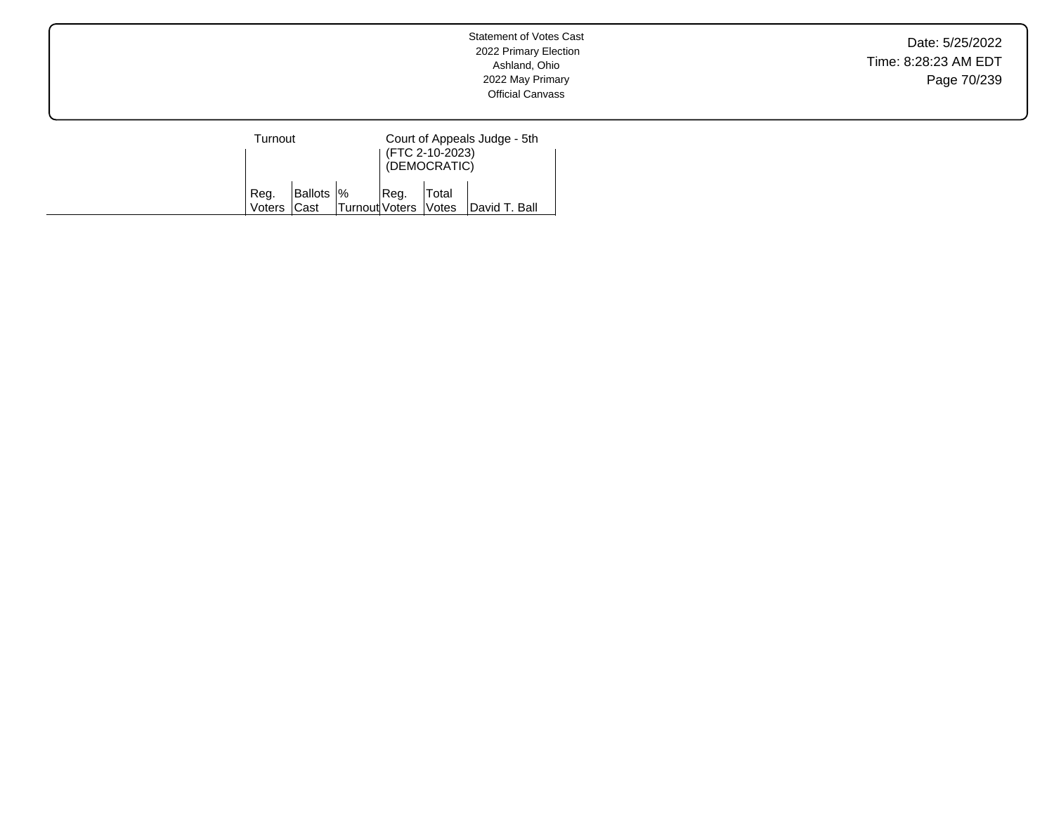| | Turnout | | | Court of Appeals Judge - 5th (FTC 2-10-2023) (DEMOCRATIC) | | |
|---|---|---|---|---|---|---|
| | Reg. Voters | Ballots Cast | % Turnout | Reg. Voters | Total Votes | David T. Ball |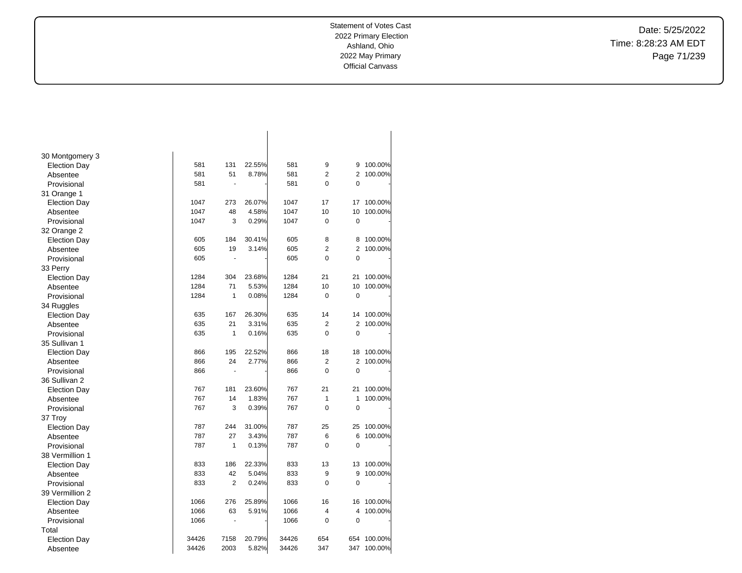| | | | | | | | |
|---|---|---|---|---|---|---|---|
| 30 Montgomery 3 | | | | | | | |
| Election Day | 581 | 131 | 22.55% | 581 | 9 | 9 | 100.00% |
| Absentee | 581 | 51 | 8.78% | 581 | 2 | 2 | 100.00% |
| Provisional | 581 | - | - | 581 | 0 | 0 | - |
| 31 Orange 1 | | | | | | | |
| Election Day | 1047 | 273 | 26.07% | 1047 | 17 | 17 | 100.00% |
| Absentee | 1047 | 48 | 4.58% | 1047 | 10 | 10 | 100.00% |
| Provisional | 1047 | 3 | 0.29% | 1047 | 0 | 0 | - |
| 32 Orange 2 | | | | | | | |
| Election Day | 605 | 184 | 30.41% | 605 | 8 | 8 | 100.00% |
| Absentee | 605 | 19 | 3.14% | 605 | 2 | 2 | 100.00% |
| Provisional | 605 | - | - | 605 | 0 | 0 | - |
| 33 Perry | | | | | | | |
| Election Day | 1284 | 304 | 23.68% | 1284 | 21 | 21 | 100.00% |
| Absentee | 1284 | 71 | 5.53% | 1284 | 10 | 10 | 100.00% |
| Provisional | 1284 | 1 | 0.08% | 1284 | 0 | 0 | - |
| 34 Ruggles | | | | | | | |
| Election Day | 635 | 167 | 26.30% | 635 | 14 | 14 | 100.00% |
| Absentee | 635 | 21 | 3.31% | 635 | 2 | 2 | 100.00% |
| Provisional | 635 | 1 | 0.16% | 635 | 0 | 0 | - |
| 35 Sullivan 1 | | | | | | | |
| Election Day | 866 | 195 | 22.52% | 866 | 18 | 18 | 100.00% |
| Absentee | 866 | 24 | 2.77% | 866 | 2 | 2 | 100.00% |
| Provisional | 866 | - | - | 866 | 0 | 0 | - |
| 36 Sullivan 2 | | | | | | | |
| Election Day | 767 | 181 | 23.60% | 767 | 21 | 21 | 100.00% |
| Absentee | 767 | 14 | 1.83% | 767 | 1 | 1 | 100.00% |
| Provisional | 767 | 3 | 0.39% | 767 | 0 | 0 | - |
| 37 Troy | | | | | | | |
| Election Day | 787 | 244 | 31.00% | 787 | 25 | 25 | 100.00% |
| Absentee | 787 | 27 | 3.43% | 787 | 6 | 6 | 100.00% |
| Provisional | 787 | 1 | 0.13% | 787 | 0 | 0 | - |
| 38 Vermillion 1 | | | | | | | |
| Election Day | 833 | 186 | 22.33% | 833 | 13 | 13 | 100.00% |
| Absentee | 833 | 42 | 5.04% | 833 | 9 | 9 | 100.00% |
| Provisional | 833 | 2 | 0.24% | 833 | 0 | 0 | - |
| 39 Vermillion 2 | | | | | | | |
| Election Day | 1066 | 276 | 25.89% | 1066 | 16 | 16 | 100.00% |
| Absentee | 1066 | 63 | 5.91% | 1066 | 4 | 4 | 100.00% |
| Provisional | 1066 | - | - | 1066 | 0 | 0 | - |
| Total | | | | | | | |
| Election Day | 34426 | 7158 | 20.79% | 34426 | 654 | 654 | 100.00% |
| Absentee | 34426 | 2003 | 5.82% | 34426 | 347 | 347 | 100.00% |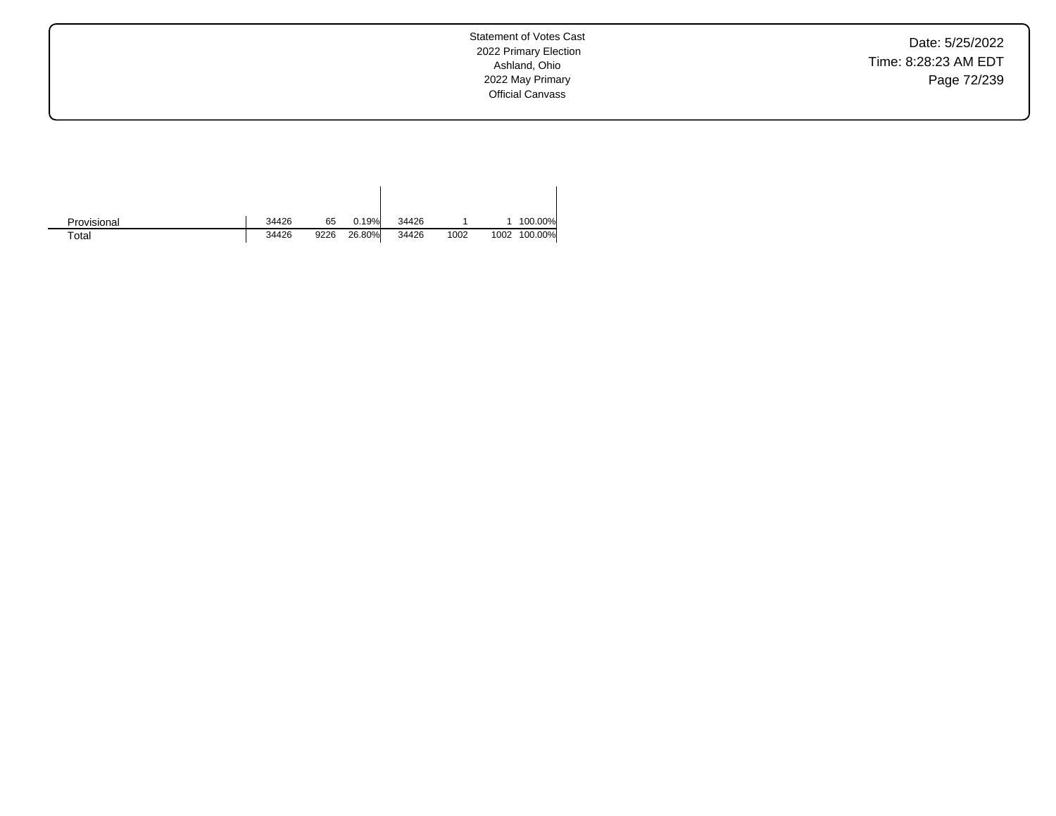| | | | | | | | |
|---|---|---|---|---|---|---|---|
| Provisional | 34426 | 65 | 0.19% | 34426 | 1 | 1 | 100.00% |
| Total | 34426 | 9226 | 26.80% | 34426 | 1002 | 1002 | 100.00% |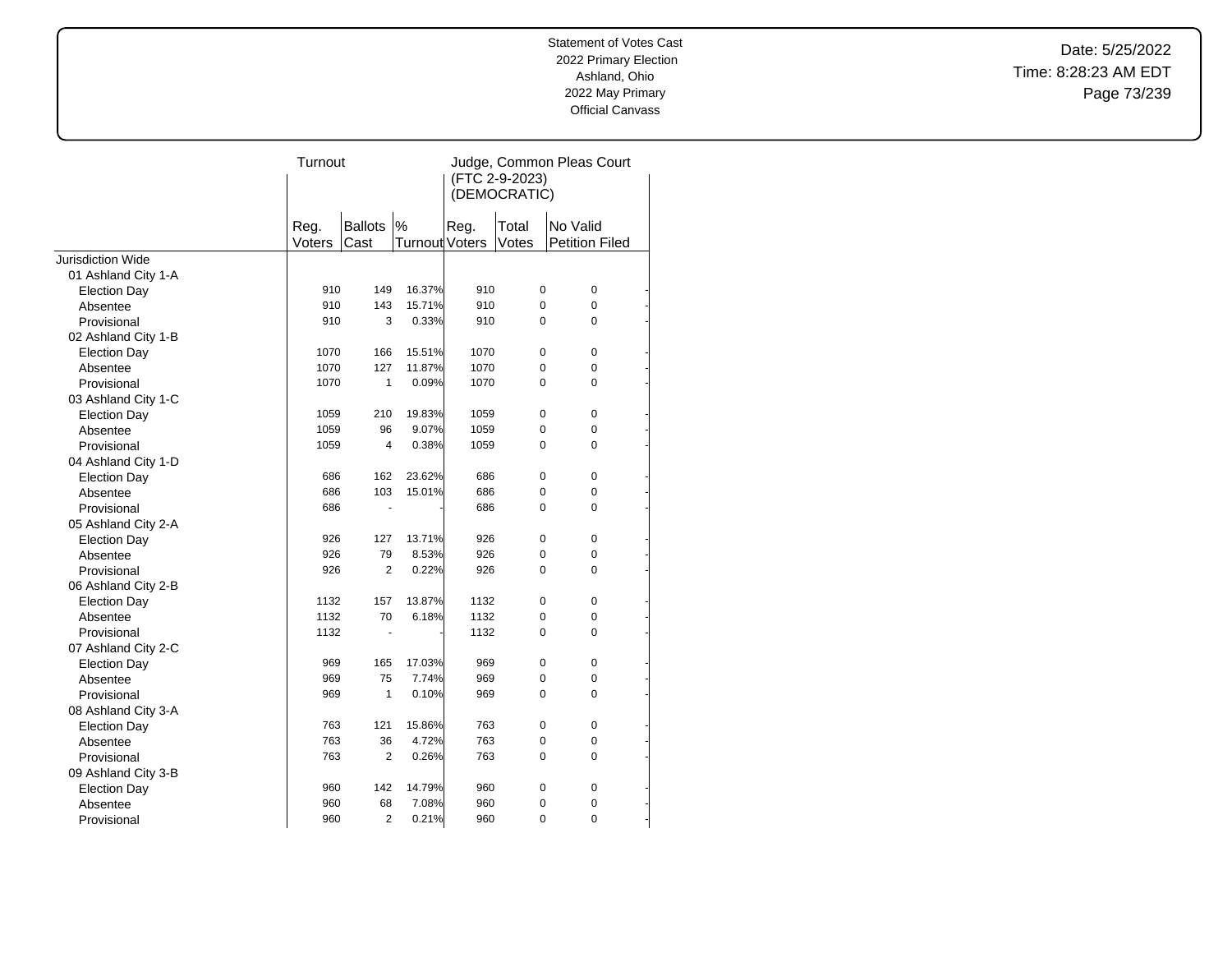Statement of Votes Cast
2022 Primary Election
Ashland, Ohio
2022 May Primary
Official Canvass

Date: 5/25/2022
Time: 8:28:23 AM EDT

| | Turnout | | | Judge, Common Pleas Court (FTC 2-9-2023) (DEMOCRATIC) | | | |
|---|---|---|---|---|---|---|---|
| | Reg. Voters | Ballots Cast | % Turnout | Reg. Voters | Total Votes | No Valid Petition Filed | |
| Jurisdiction Wide | | | | | | | |
| 01 Ashland City 1-A | | | | | | | |
| Election Day | 910 | 149 | 16.37% | 910 | 0 | 0 | - |
| Absentee | 910 | 143 | 15.71% | 910 | 0 | 0 | - |
| Provisional | 910 | 3 | 0.33% | 910 | 0 | 0 | - |
| 02 Ashland City 1-B | | | | | | | |
| Election Day | 1070 | 166 | 15.51% | 1070 | 0 | 0 | - |
| Absentee | 1070 | 127 | 11.87% | 1070 | 0 | 0 | - |
| Provisional | 1070 | 1 | 0.09% | 1070 | 0 | 0 | - |
| 03 Ashland City 1-C | | | | | | | |
| Election Day | 1059 | 210 | 19.83% | 1059 | 0 | 0 | - |
| Absentee | 1059 | 96 | 9.07% | 1059 | 0 | 0 | - |
| Provisional | 1059 | 4 | 0.38% | 1059 | 0 | 0 | - |
| 04 Ashland City 1-D | | | | | | | |
| Election Day | 686 | 162 | 23.62% | 686 | 0 | 0 | - |
| Absentee | 686 | 103 | 15.01% | 686 | 0 | 0 | - |
| Provisional | 686 | - | - | 686 | 0 | 0 | - |
| 05 Ashland City 2-A | | | | | | | |
| Election Day | 926 | 127 | 13.71% | 926 | 0 | 0 | - |
| Absentee | 926 | 79 | 8.53% | 926 | 0 | 0 | - |
| Provisional | 926 | 2 | 0.22% | 926 | 0 | 0 | - |
| 06 Ashland City 2-B | | | | | | | |
| Election Day | 1132 | 157 | 13.87% | 1132 | 0 | 0 | - |
| Absentee | 1132 | 70 | 6.18% | 1132 | 0 | 0 | - |
| Provisional | 1132 | - | - | 1132 | 0 | 0 | - |
| 07 Ashland City 2-C | | | | | | | |
| Election Day | 969 | 165 | 17.03% | 969 | 0 | 0 | - |
| Absentee | 969 | 75 | 7.74% | 969 | 0 | 0 | - |
| Provisional | 969 | 1 | 0.10% | 969 | 0 | 0 | - |
| 08 Ashland City 3-A | | | | | | | |
| Election Day | 763 | 121 | 15.86% | 763 | 0 | 0 | - |
| Absentee | 763 | 36 | 4.72% | 763 | 0 | 0 | - |
| Provisional | 763 | 2 | 0.26% | 763 | 0 | 0 | - |
| 09 Ashland City 3-B | | | | | | | |
| Election Day | 960 | 142 | 14.79% | 960 | 0 | 0 | - |
| Absentee | 960 | 68 | 7.08% | 960 | 0 | 0 | - |
| Provisional | 960 | 2 | 0.21% | 960 | 0 | 0 | - |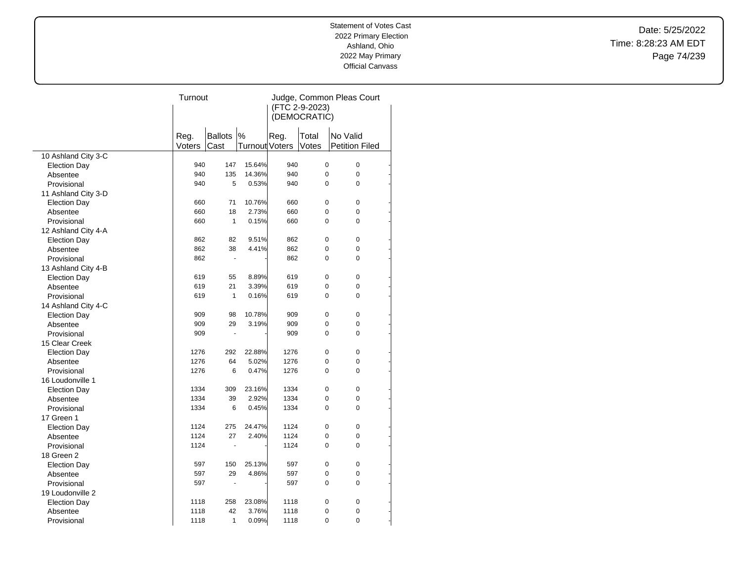Statement of Votes Cast
2022 Primary Election
Ashland, Ohio
2022 May Primary
Official Canvass

Date: 5/25/2022
Time: 8:28:23 AM EDT

| | Turnout | | | Judge, Common Pleas Court (FTC 2-9-2023) (DEMOCRATIC) | | | |
|---|---|---|---|---|---|---|---|
| | Reg. Voters | Ballots Cast | % Turnout | Reg. Voters | Total Votes | No Valid Petition Filed | |
| 10 Ashland City 3-C | | | | | | | |
| Election Day | 940 | 147 | 15.64% | 940 | 0 | 0 | - |
| Absentee | 940 | 135 | 14.36% | 940 | 0 | 0 | - |
| Provisional | 940 | 5 | 0.53% | 940 | 0 | 0 | - |
| 11 Ashland City 3-D | | | | | | | |
| Election Day | 660 | 71 | 10.76% | 660 | 0 | 0 | - |
| Absentee | 660 | 18 | 2.73% | 660 | 0 | 0 | - |
| Provisional | 660 | 1 | 0.15% | 660 | 0 | 0 | - |
| 12 Ashland City 4-A | | | | | | | |
| Election Day | 862 | 82 | 9.51% | 862 | 0 | 0 | - |
| Absentee | 862 | 38 | 4.41% | 862 | 0 | 0 | - |
| Provisional | 862 | - | - | 862 | 0 | 0 | - |
| 13 Ashland City 4-B | | | | | | | |
| Election Day | 619 | 55 | 8.89% | 619 | 0 | 0 | - |
| Absentee | 619 | 21 | 3.39% | 619 | 0 | 0 | - |
| Provisional | 619 | 1 | 0.16% | 619 | 0 | 0 | - |
| 14 Ashland City 4-C | | | | | | | |
| Election Day | 909 | 98 | 10.78% | 909 | 0 | 0 | - |
| Absentee | 909 | 29 | 3.19% | 909 | 0 | 0 | - |
| Provisional | 909 | - | - | 909 | 0 | 0 | - |
| 15 Clear Creek | | | | | | | |
| Election Day | 1276 | 292 | 22.88% | 1276 | 0 | 0 | - |
| Absentee | 1276 | 64 | 5.02% | 1276 | 0 | 0 | - |
| Provisional | 1276 | 6 | 0.47% | 1276 | 0 | 0 | - |
| 16 Loudonville 1 | | | | | | | |
| Election Day | 1334 | 309 | 23.16% | 1334 | 0 | 0 | - |
| Absentee | 1334 | 39 | 2.92% | 1334 | 0 | 0 | - |
| Provisional | 1334 | 6 | 0.45% | 1334 | 0 | 0 | - |
| 17 Green 1 | | | | | | | |
| Election Day | 1124 | 275 | 24.47% | 1124 | 0 | 0 | - |
| Absentee | 1124 | 27 | 2.40% | 1124 | 0 | 0 | - |
| Provisional | 1124 | - | - | 1124 | 0 | 0 | - |
| 18 Green 2 | | | | | | | |
| Election Day | 597 | 150 | 25.13% | 597 | 0 | 0 | - |
| Absentee | 597 | 29 | 4.86% | 597 | 0 | 0 | - |
| Provisional | 597 | - | - | 597 | 0 | 0 | - |
| 19 Loudonville 2 | | | | | | | |
| Election Day | 1118 | 258 | 23.08% | 1118 | 0 | 0 | - |
| Absentee | 1118 | 42 | 3.76% | 1118 | 0 | 0 | - |
| Provisional | 1118 | 1 | 0.09% | 1118 | 0 | 0 | - |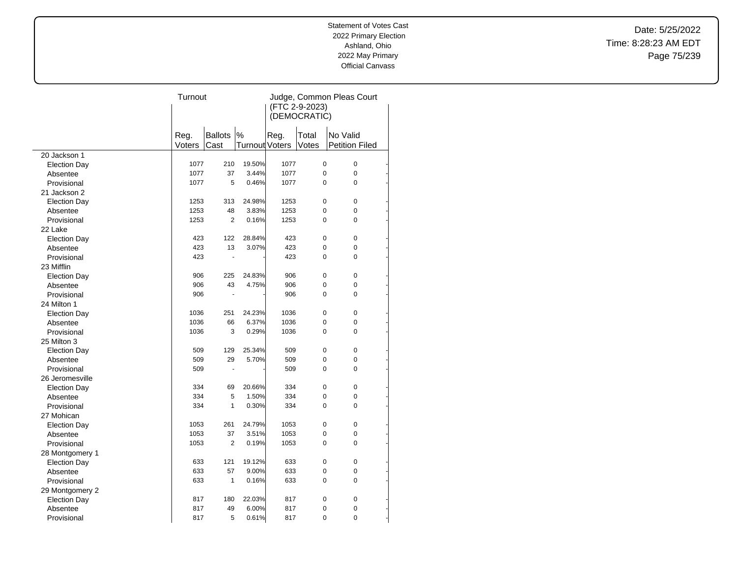Statement of Votes Cast
2022 Primary Election
Ashland, Ohio
2022 May Primary
Official Canvass

Date: 5/25/2022
Time: 8:28:23 AM EDT

| | Turnout | | | Judge, Common Pleas Court (FTC 2-9-2023) (DEMOCRATIC) | | | |
|---|---|---|---|---|---|---|---|
| | Reg. Voters | Ballots Cast | % Turnout | Reg. Voters | Total Votes | No Valid Petition Filed | |
| 20 Jackson 1 | | | | | | | |
| Election Day | 1077 | 210 | 19.50% | 1077 | 0 | 0 | - |
| Absentee | 1077 | 37 | 3.44% | 1077 | 0 | 0 | - |
| Provisional | 1077 | 5 | 0.46% | 1077 | 0 | 0 | - |
| 21 Jackson 2 | | | | | | | |
| Election Day | 1253 | 313 | 24.98% | 1253 | 0 | 0 | - |
| Absentee | 1253 | 48 | 3.83% | 1253 | 0 | 0 | - |
| Provisional | 1253 | 2 | 0.16% | 1253 | 0 | 0 | - |
| 22 Lake | | | | | | | |
| Election Day | 423 | 122 | 28.84% | 423 | 0 | 0 | - |
| Absentee | 423 | 13 | 3.07% | 423 | 0 | 0 | - |
| Provisional | 423 | - | - | 423 | 0 | 0 | - |
| 23 Mifflin | | | | | | | |
| Election Day | 906 | 225 | 24.83% | 906 | 0 | 0 | - |
| Absentee | 906 | 43 | 4.75% | 906 | 0 | 0 | - |
| Provisional | 906 | - | - | 906 | 0 | 0 | - |
| 24 Milton 1 | | | | | | | |
| Election Day | 1036 | 251 | 24.23% | 1036 | 0 | 0 | - |
| Absentee | 1036 | 66 | 6.37% | 1036 | 0 | 0 | - |
| Provisional | 1036 | 3 | 0.29% | 1036 | 0 | 0 | - |
| 25 Milton 3 | | | | | | | |
| Election Day | 509 | 129 | 25.34% | 509 | 0 | 0 | - |
| Absentee | 509 | 29 | 5.70% | 509 | 0 | 0 | - |
| Provisional | 509 | - | - | 509 | 0 | 0 | - |
| 26 Jeromesville | | | | | | | |
| Election Day | 334 | 69 | 20.66% | 334 | 0 | 0 | - |
| Absentee | 334 | 5 | 1.50% | 334 | 0 | 0 | - |
| Provisional | 334 | 1 | 0.30% | 334 | 0 | 0 | - |
| 27 Mohican | | | | | | | |
| Election Day | 1053 | 261 | 24.79% | 1053 | 0 | 0 | - |
| Absentee | 1053 | 37 | 3.51% | 1053 | 0 | 0 | - |
| Provisional | 1053 | 2 | 0.19% | 1053 | 0 | 0 | - |
| 28 Montgomery 1 | | | | | | | |
| Election Day | 633 | 121 | 19.12% | 633 | 0 | 0 | - |
| Absentee | 633 | 57 | 9.00% | 633 | 0 | 0 | - |
| Provisional | 633 | 1 | 0.16% | 633 | 0 | 0 | - |
| 29 Montgomery 2 | | | | | | | |
| Election Day | 817 | 180 | 22.03% | 817 | 0 | 0 | - |
| Absentee | 817 | 49 | 6.00% | 817 | 0 | 0 | - |
| Provisional | 817 | 5 | 0.61% | 817 | 0 | 0 | - |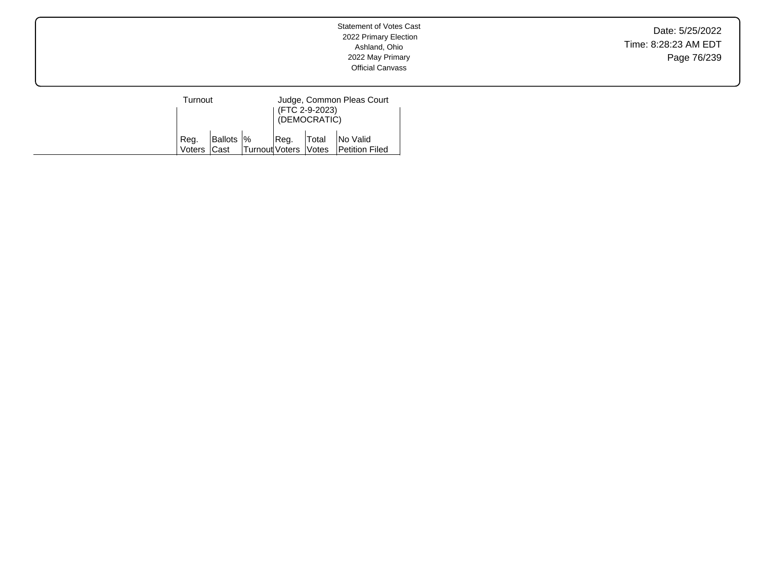| | Turnout | | | Judge, Common Pleas Court (FTC 2-9-2023) (DEMOCRATIC) | | |
|---|---|---|---|---|---|---|
| | Reg. Voters | Ballots Cast | % Turnout | Reg. Voters | Total Votes | No Valid Petition Filed |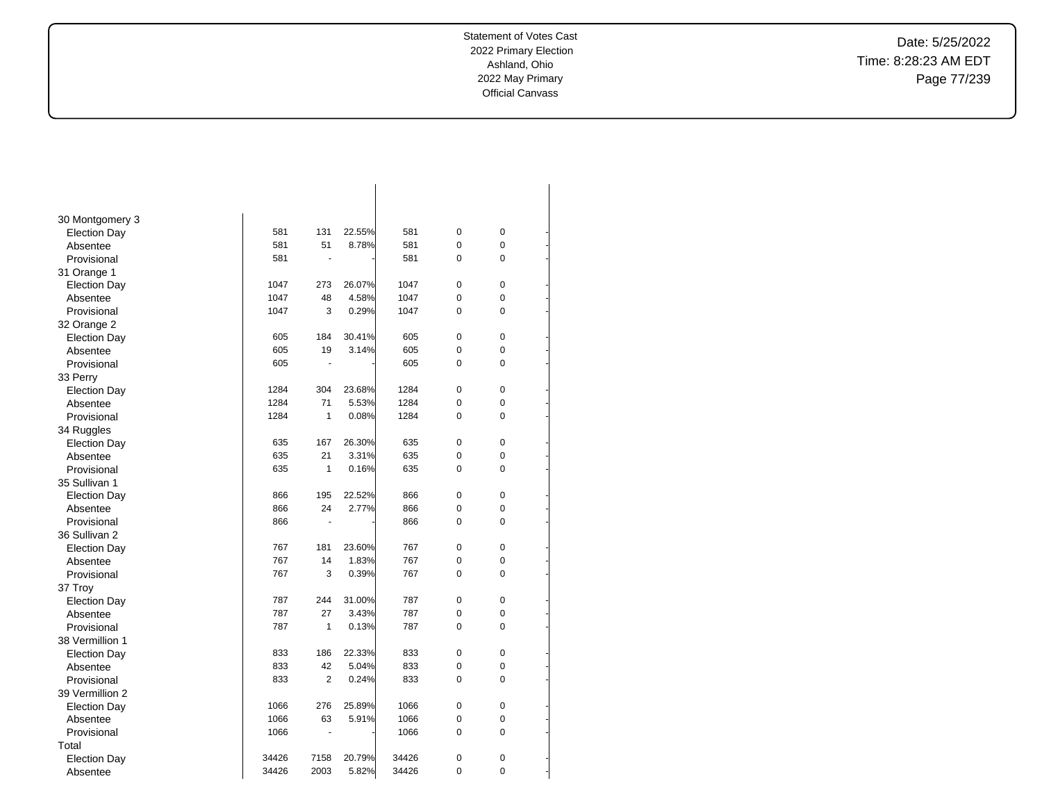| | | | | | | | |
|---|---|---|---|---|---|---|---|
| 30 Montgomery 3 | | | | | | | |
| Election Day | 581 | 131 | 22.55% | 581 | 0 | 0 | - |
| Absentee | 581 | 51 | 8.78% | 581 | 0 | 0 | - |
| Provisional | 581 | - | - | 581 | 0 | 0 | - |
| 31 Orange 1 | | | | | | | |
| Election Day | 1047 | 273 | 26.07% | 1047 | 0 | 0 | - |
| Absentee | 1047 | 48 | 4.58% | 1047 | 0 | 0 | - |
| Provisional | 1047 | 3 | 0.29% | 1047 | 0 | 0 | - |
| 32 Orange 2 | | | | | | | |
| Election Day | 605 | 184 | 30.41% | 605 | 0 | 0 | - |
| Absentee | 605 | 19 | 3.14% | 605 | 0 | 0 | - |
| Provisional | 605 | - | - | 605 | 0 | 0 | - |
| 33 Perry | | | | | | | |
| Election Day | 1284 | 304 | 23.68% | 1284 | 0 | 0 | - |
| Absentee | 1284 | 71 | 5.53% | 1284 | 0 | 0 | - |
| Provisional | 1284 | 1 | 0.08% | 1284 | 0 | 0 | - |
| 34 Ruggles | | | | | | | |
| Election Day | 635 | 167 | 26.30% | 635 | 0 | 0 | - |
| Absentee | 635 | 21 | 3.31% | 635 | 0 | 0 | - |
| Provisional | 635 | 1 | 0.16% | 635 | 0 | 0 | - |
| 35 Sullivan 1 | | | | | | | |
| Election Day | 866 | 195 | 22.52% | 866 | 0 | 0 | - |
| Absentee | 866 | 24 | 2.77% | 866 | 0 | 0 | - |
| Provisional | 866 | - | - | 866 | 0 | 0 | - |
| 36 Sullivan 2 | | | | | | | |
| Election Day | 767 | 181 | 23.60% | 767 | 0 | 0 | - |
| Absentee | 767 | 14 | 1.83% | 767 | 0 | 0 | - |
| Provisional | 767 | 3 | 0.39% | 767 | 0 | 0 | - |
| 37 Troy | | | | | | | |
| Election Day | 787 | 244 | 31.00% | 787 | 0 | 0 | - |
| Absentee | 787 | 27 | 3.43% | 787 | 0 | 0 | - |
| Provisional | 787 | 1 | 0.13% | 787 | 0 | 0 | - |
| 38 Vermillion 1 | | | | | | | |
| Election Day | 833 | 186 | 22.33% | 833 | 0 | 0 | - |
| Absentee | 833 | 42 | 5.04% | 833 | 0 | 0 | - |
| Provisional | 833 | 2 | 0.24% | 833 | 0 | 0 | - |
| 39 Vermillion 2 | | | | | | | |
| Election Day | 1066 | 276 | 25.89% | 1066 | 0 | 0 | - |
| Absentee | 1066 | 63 | 5.91% | 1066 | 0 | 0 | - |
| Provisional | 1066 | - | - | 1066 | 0 | 0 | - |
| Total | | | | | | | |
| Election Day | 34426 | 7158 | 20.79% | 34426 | 0 | 0 | - |
| Absentee | 34426 | 2003 | 5.82% | 34426 | 0 | 0 | - |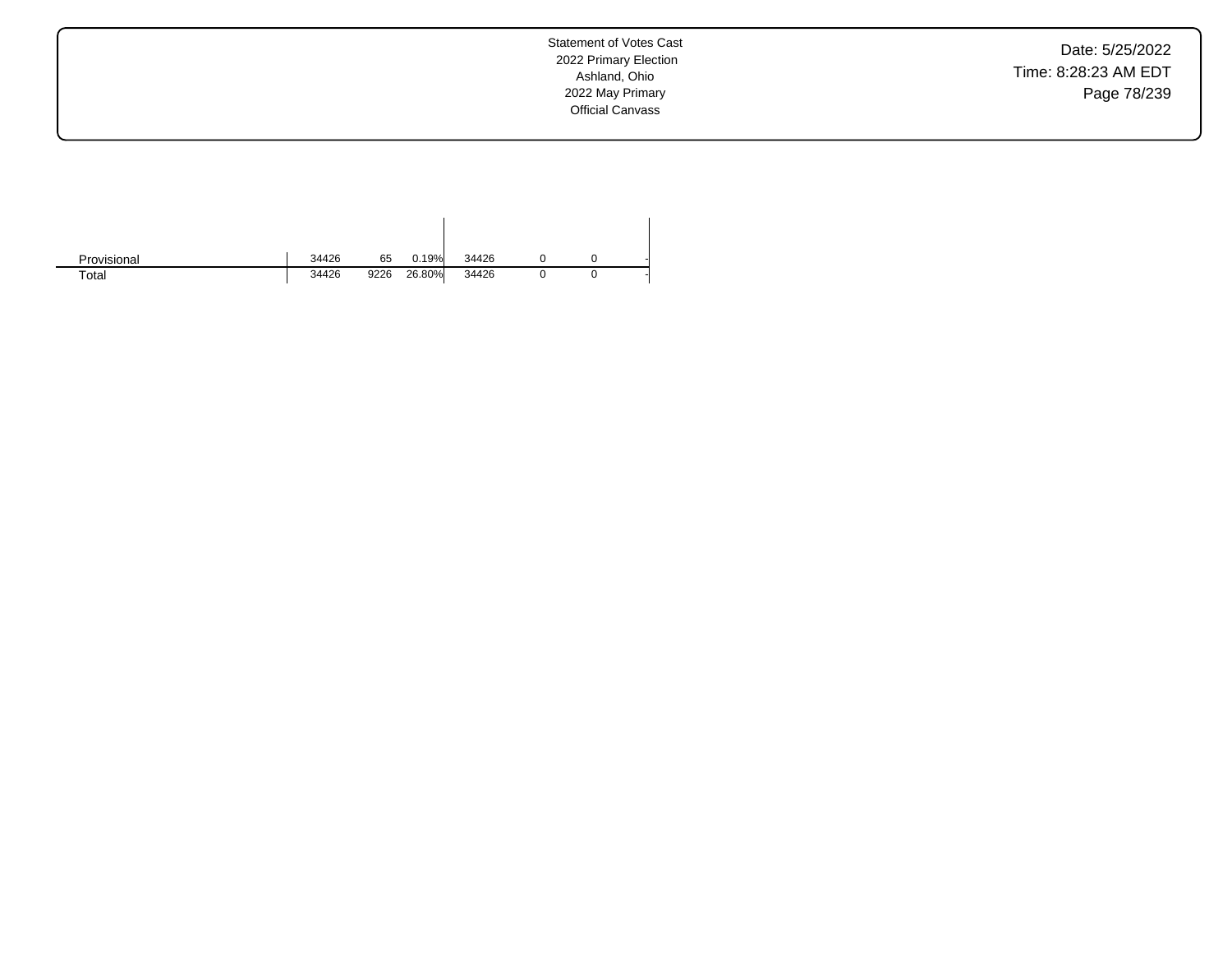| | | | | | | | |
|---|---|---|---|---|---|---|---|
| Provisional | 34426 | 65 | 0.19% | 34426 | 0 | 0 | - |
| Total | 34426 | 9226 | 26.80% | 34426 | 0 | 0 | - |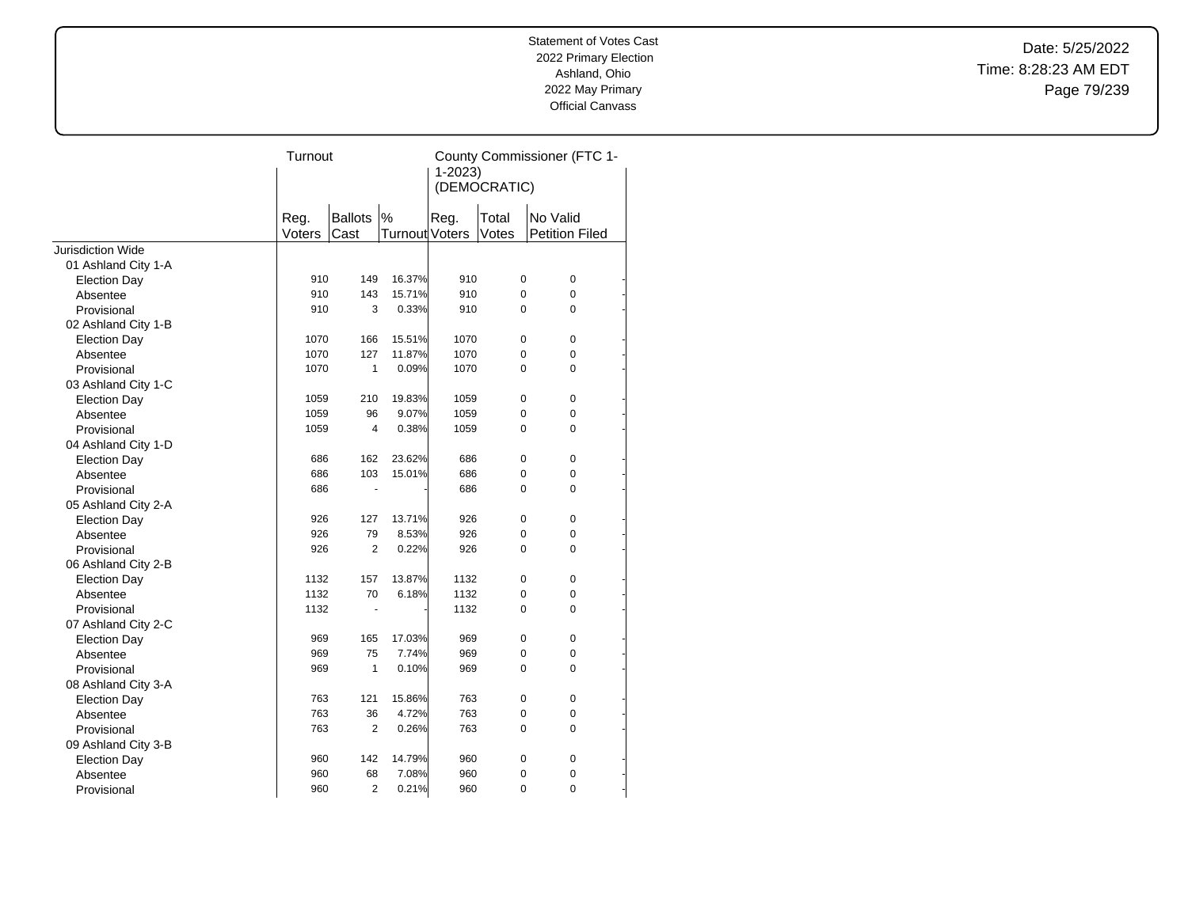Statement of Votes Cast
2022 Primary Election
Ashland, Ohio
2022 May Primary
Official Canvass

| | Turnout | | | County Commissioner (FTC 1-1-2023) (DEMOCRATIC) | | | |
|---|---|---|---|---|---|---|---|
| | Reg. Voters | Ballots Cast | % Turnout | Reg. Voters | Total Votes | No Valid Petition Filed | |
| Jurisdiction Wide | | | | | | | |
| 01 Ashland City 1-A | | | | | | | |
| Election Day | 910 | 149 | 16.37% | 910 | 0 | 0 | - |
| Absentee | 910 | 143 | 15.71% | 910 | 0 | 0 | - |
| Provisional | 910 | 3 | 0.33% | 910 | 0 | 0 | - |
| 02 Ashland City 1-B | | | | | | | |
| Election Day | 1070 | 166 | 15.51% | 1070 | 0 | 0 | - |
| Absentee | 1070 | 127 | 11.87% | 1070 | 0 | 0 | - |
| Provisional | 1070 | 1 | 0.09% | 1070 | 0 | 0 | - |
| 03 Ashland City 1-C | | | | | | | |
| Election Day | 1059 | 210 | 19.83% | 1059 | 0 | 0 | - |
| Absentee | 1059 | 96 | 9.07% | 1059 | 0 | 0 | - |
| Provisional | 1059 | 4 | 0.38% | 1059 | 0 | 0 | - |
| 04 Ashland City 1-D | | | | | | | |
| Election Day | 686 | 162 | 23.62% | 686 | 0 | 0 | - |
| Absentee | 686 | 103 | 15.01% | 686 | 0 | 0 | - |
| Provisional | 686 | - | - | 686 | 0 | 0 | - |
| 05 Ashland City 2-A | | | | | | | |
| Election Day | 926 | 127 | 13.71% | 926 | 0 | 0 | - |
| Absentee | 926 | 79 | 8.53% | 926 | 0 | 0 | - |
| Provisional | 926 | 2 | 0.22% | 926 | 0 | 0 | - |
| 06 Ashland City 2-B | | | | | | | |
| Election Day | 1132 | 157 | 13.87% | 1132 | 0 | 0 | - |
| Absentee | 1132 | 70 | 6.18% | 1132 | 0 | 0 | - |
| Provisional | 1132 | - | - | 1132 | 0 | 0 | - |
| 07 Ashland City 2-C | | | | | | | |
| Election Day | 969 | 165 | 17.03% | 969 | 0 | 0 | - |
| Absentee | 969 | 75 | 7.74% | 969 | 0 | 0 | - |
| Provisional | 969 | 1 | 0.10% | 969 | 0 | 0 | - |
| 08 Ashland City 3-A | | | | | | | |
| Election Day | 763 | 121 | 15.86% | 763 | 0 | 0 | - |
| Absentee | 763 | 36 | 4.72% | 763 | 0 | 0 | - |
| Provisional | 763 | 2 | 0.26% | 763 | 0 | 0 | - |
| 09 Ashland City 3-B | | | | | | | |
| Election Day | 960 | 142 | 14.79% | 960 | 0 | 0 | - |
| Absentee | 960 | 68 | 7.08% | 960 | 0 | 0 | - |
| Provisional | 960 | 2 | 0.21% | 960 | 0 | 0 | - |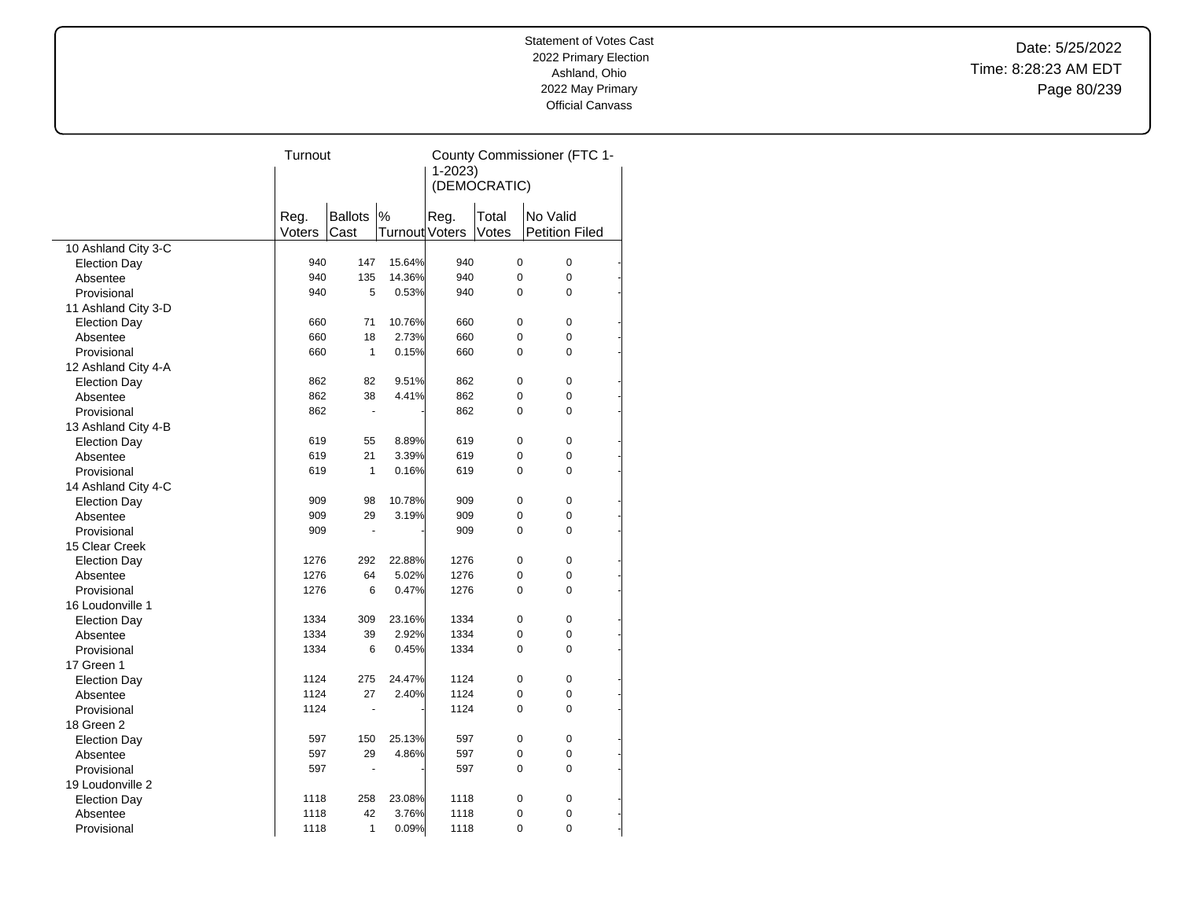Statement of Votes Cast
2022 Primary Election
Ashland, Ohio
2022 May Primary
Official Canvass

Date: 5/25/2022
Time: 8:28:23 AM EDT

| | Turnout | | | County Commissioner (FTC 1-1-2023) (DEMOCRATIC) | | | |
|---|---|---|---|---|---|---|---|
| | Reg. Voters | Ballots Cast | % Turnout | Reg. Voters | Total Votes | No Valid Petition Filed | |
| 10 Ashland City 3-C | | | | | | | |
| Election Day | 940 | 147 | 15.64% | 940 | 0 | 0 | - |
| Absentee | 940 | 135 | 14.36% | 940 | 0 | 0 | - |
| Provisional | 940 | 5 | 0.53% | 940 | 0 | 0 | - |
| 11 Ashland City 3-D | | | | | | | |
| Election Day | 660 | 71 | 10.76% | 660 | 0 | 0 | - |
| Absentee | 660 | 18 | 2.73% | 660 | 0 | 0 | - |
| Provisional | 660 | 1 | 0.15% | 660 | 0 | 0 | - |
| 12 Ashland City 4-A | | | | | | | |
| Election Day | 862 | 82 | 9.51% | 862 | 0 | 0 | - |
| Absentee | 862 | 38 | 4.41% | 862 | 0 | 0 | - |
| Provisional | 862 | - | - | 862 | 0 | 0 | - |
| 13 Ashland City 4-B | | | | | | | |
| Election Day | 619 | 55 | 8.89% | 619 | 0 | 0 | - |
| Absentee | 619 | 21 | 3.39% | 619 | 0 | 0 | - |
| Provisional | 619 | 1 | 0.16% | 619 | 0 | 0 | - |
| 14 Ashland City 4-C | | | | | | | |
| Election Day | 909 | 98 | 10.78% | 909 | 0 | 0 | - |
| Absentee | 909 | 29 | 3.19% | 909 | 0 | 0 | - |
| Provisional | 909 | - | - | 909 | 0 | 0 | - |
| 15 Clear Creek | | | | | | | |
| Election Day | 1276 | 292 | 22.88% | 1276 | 0 | 0 | - |
| Absentee | 1276 | 64 | 5.02% | 1276 | 0 | 0 | - |
| Provisional | 1276 | 6 | 0.47% | 1276 | 0 | 0 | - |
| 16 Loudonville 1 | | | | | | | |
| Election Day | 1334 | 309 | 23.16% | 1334 | 0 | 0 | - |
| Absentee | 1334 | 39 | 2.92% | 1334 | 0 | 0 | - |
| Provisional | 1334 | 6 | 0.45% | 1334 | 0 | 0 | - |
| 17 Green 1 | | | | | | | |
| Election Day | 1124 | 275 | 24.47% | 1124 | 0 | 0 | - |
| Absentee | 1124 | 27 | 2.40% | 1124 | 0 | 0 | - |
| Provisional | 1124 | - | - | 1124 | 0 | 0 | - |
| 18 Green 2 | | | | | | | |
| Election Day | 597 | 150 | 25.13% | 597 | 0 | 0 | - |
| Absentee | 597 | 29 | 4.86% | 597 | 0 | 0 | - |
| Provisional | 597 | - | - | 597 | 0 | 0 | - |
| 19 Loudonville 2 | | | | | | | |
| Election Day | 1118 | 258 | 23.08% | 1118 | 0 | 0 | - |
| Absentee | 1118 | 42 | 3.76% | 1118 | 0 | 0 | - |
| Provisional | 1118 | 1 | 0.09% | 1118 | 0 | 0 | - |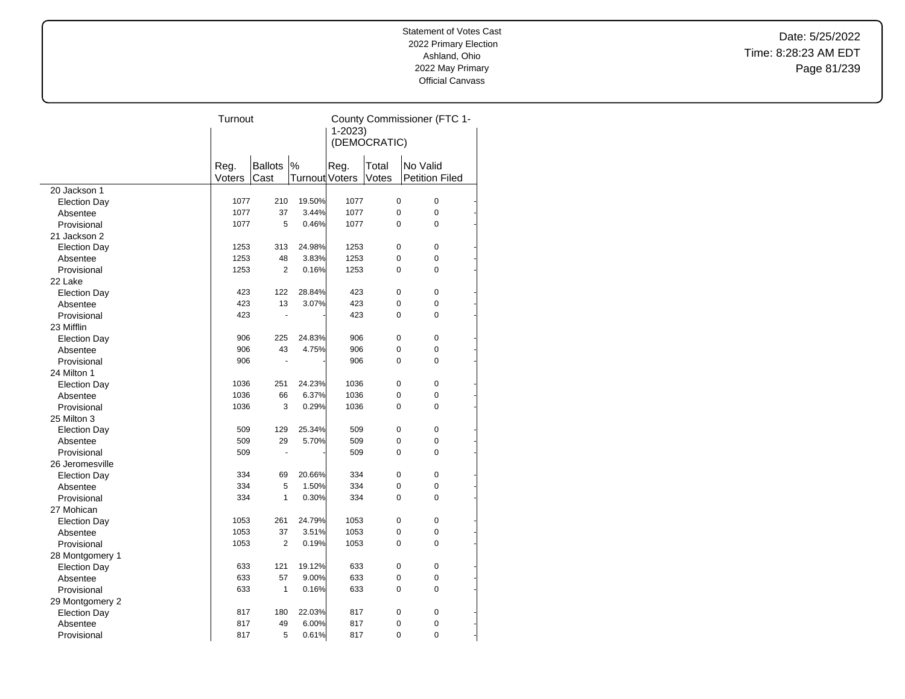Statement of Votes Cast
2022 Primary Election
Ashland, Ohio
2022 May Primary
Official Canvass

Date: 5/25/2022
Time: 8:28:23 AM EDT

| | Turnout | | | County Commissioner (FTC 1-1-2023) (DEMOCRATIC) | | | |
|---|---|---|---|---|---|---|---|
| | Reg. Voters | Ballots Cast | % Turnout | Reg. Voters | Total Votes | No Valid Petition Filed | |
| 20 Jackson 1 | | | | | | | |
| Election Day | 1077 | 210 | 19.50% | 1077 | 0 | 0 | - |
| Absentee | 1077 | 37 | 3.44% | 1077 | 0 | 0 | - |
| Provisional | 1077 | 5 | 0.46% | 1077 | 0 | 0 | - |
| 21 Jackson 2 | | | | | | | |
| Election Day | 1253 | 313 | 24.98% | 1253 | 0 | 0 | - |
| Absentee | 1253 | 48 | 3.83% | 1253 | 0 | 0 | - |
| Provisional | 1253 | 2 | 0.16% | 1253 | 0 | 0 | - |
| 22 Lake | | | | | | | |
| Election Day | 423 | 122 | 28.84% | 423 | 0 | 0 | - |
| Absentee | 423 | 13 | 3.07% | 423 | 0 | 0 | - |
| Provisional | 423 | - | - | 423 | 0 | 0 | - |
| 23 Mifflin | | | | | | | |
| Election Day | 906 | 225 | 24.83% | 906 | 0 | 0 | - |
| Absentee | 906 | 43 | 4.75% | 906 | 0 | 0 | - |
| Provisional | 906 | - | - | 906 | 0 | 0 | - |
| 24 Milton 1 | | | | | | | |
| Election Day | 1036 | 251 | 24.23% | 1036 | 0 | 0 | - |
| Absentee | 1036 | 66 | 6.37% | 1036 | 0 | 0 | - |
| Provisional | 1036 | 3 | 0.29% | 1036 | 0 | 0 | - |
| 25 Milton 3 | | | | | | | |
| Election Day | 509 | 129 | 25.34% | 509 | 0 | 0 | - |
| Absentee | 509 | 29 | 5.70% | 509 | 0 | 0 | - |
| Provisional | 509 | - | - | 509 | 0 | 0 | - |
| 26 Jeromesville | | | | | | | |
| Election Day | 334 | 69 | 20.66% | 334 | 0 | 0 | - |
| Absentee | 334 | 5 | 1.50% | 334 | 0 | 0 | - |
| Provisional | 334 | 1 | 0.30% | 334 | 0 | 0 | - |
| 27 Mohican | | | | | | | |
| Election Day | 1053 | 261 | 24.79% | 1053 | 0 | 0 | - |
| Absentee | 1053 | 37 | 3.51% | 1053 | 0 | 0 | - |
| Provisional | 1053 | 2 | 0.19% | 1053 | 0 | 0 | - |
| 28 Montgomery 1 | | | | | | | |
| Election Day | 633 | 121 | 19.12% | 633 | 0 | 0 | - |
| Absentee | 633 | 57 | 9.00% | 633 | 0 | 0 | - |
| Provisional | 633 | 1 | 0.16% | 633 | 0 | 0 | - |
| 29 Montgomery 2 | | | | | | | |
| Election Day | 817 | 180 | 22.03% | 817 | 0 | 0 | - |
| Absentee | 817 | 49 | 6.00% | 817 | 0 | 0 | - |
| Provisional | 817 | 5 | 0.61% | 817 | 0 | 0 | - |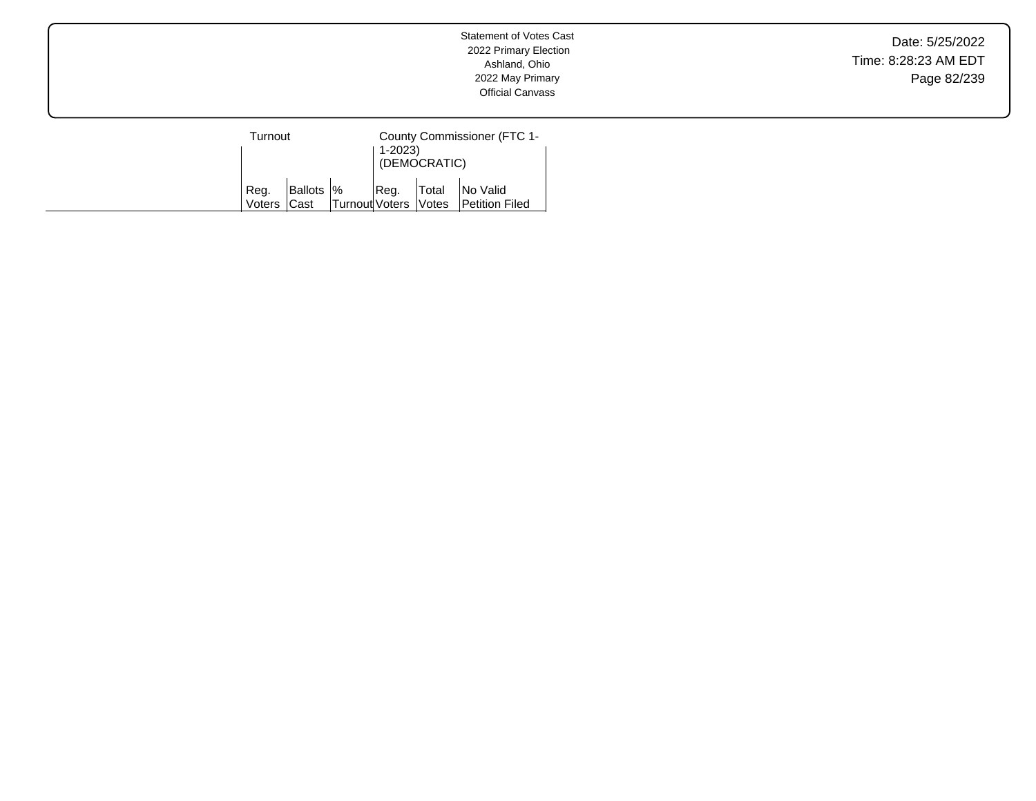Statement of Votes Cast
2022 Primary Election
Ashland, Ohio
2022 May Primary
Official Canvass

| | Turnout | | | County Commissioner (FTC 1-1-2023) (DEMOCRATIC) | | |
|---|---|---|---|---|---|---|
| | Reg. Voters | Ballots Cast | % Turnout | Reg. Voters | Total Votes | No Valid Petition Filed |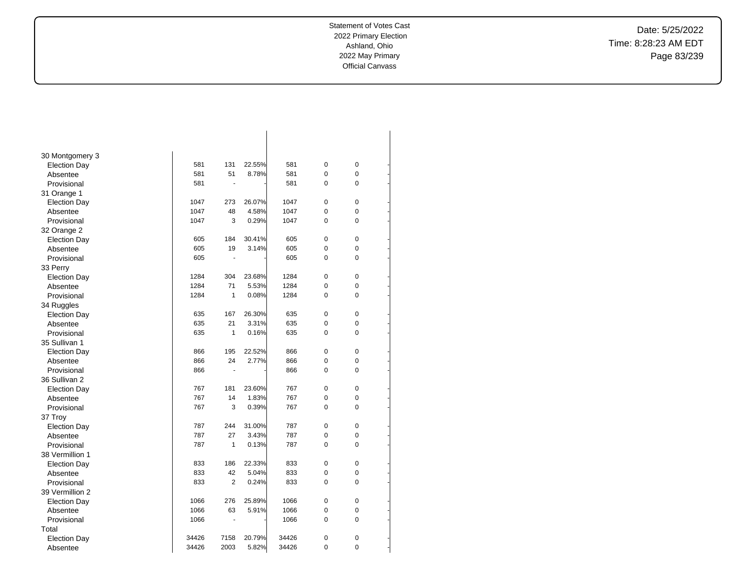Statement of Votes Cast
2022 Primary Election
Ashland, Ohio
2022 May Primary
Official Canvass

Date: 5/25/2022
Time: 8:28:23 AM EDT

| | | | | | | | |
|---|---|---|---|---|---|---|---|
| 30 Montgomery 3 | | | | | | | |
| Election Day | 581 | 131 | 22.55% | 581 | 0 | 0 | - |
| Absentee | 581 | 51 | 8.78% | 581 | 0 | 0 | - |
| Provisional | 581 | - | - | 581 | 0 | 0 | - |
| 31 Orange 1 | | | | | | | |
| Election Day | 1047 | 273 | 26.07% | 1047 | 0 | 0 | - |
| Absentee | 1047 | 48 | 4.58% | 1047 | 0 | 0 | - |
| Provisional | 1047 | 3 | 0.29% | 1047 | 0 | 0 | - |
| 32 Orange 2 | | | | | | | |
| Election Day | 605 | 184 | 30.41% | 605 | 0 | 0 | - |
| Absentee | 605 | 19 | 3.14% | 605 | 0 | 0 | - |
| Provisional | 605 | - | - | 605 | 0 | 0 | - |
| 33 Perry | | | | | | | |
| Election Day | 1284 | 304 | 23.68% | 1284 | 0 | 0 | - |
| Absentee | 1284 | 71 | 5.53% | 1284 | 0 | 0 | - |
| Provisional | 1284 | 1 | 0.08% | 1284 | 0 | 0 | - |
| 34 Ruggles | | | | | | | |
| Election Day | 635 | 167 | 26.30% | 635 | 0 | 0 | - |
| Absentee | 635 | 21 | 3.31% | 635 | 0 | 0 | - |
| Provisional | 635 | 1 | 0.16% | 635 | 0 | 0 | - |
| 35 Sullivan 1 | | | | | | | |
| Election Day | 866 | 195 | 22.52% | 866 | 0 | 0 | - |
| Absentee | 866 | 24 | 2.77% | 866 | 0 | 0 | - |
| Provisional | 866 | - | - | 866 | 0 | 0 | - |
| 36 Sullivan 2 | | | | | | | |
| Election Day | 767 | 181 | 23.60% | 767 | 0 | 0 | - |
| Absentee | 767 | 14 | 1.83% | 767 | 0 | 0 | - |
| Provisional | 767 | 3 | 0.39% | 767 | 0 | 0 | - |
| 37 Troy | | | | | | | |
| Election Day | 787 | 244 | 31.00% | 787 | 0 | 0 | - |
| Absentee | 787 | 27 | 3.43% | 787 | 0 | 0 | - |
| Provisional | 787 | 1 | 0.13% | 787 | 0 | 0 | - |
| 38 Vermillion 1 | | | | | | | |
| Election Day | 833 | 186 | 22.33% | 833 | 0 | 0 | - |
| Absentee | 833 | 42 | 5.04% | 833 | 0 | 0 | - |
| Provisional | 833 | 2 | 0.24% | 833 | 0 | 0 | - |
| 39 Vermillion 2 | | | | | | | |
| Election Day | 1066 | 276 | 25.89% | 1066 | 0 | 0 | - |
| Absentee | 1066 | 63 | 5.91% | 1066 | 0 | 0 | - |
| Provisional | 1066 | - | - | 1066 | 0 | 0 | - |
| Total | | | | | | | |
| Election Day | 34426 | 7158 | 20.79% | 34426 | 0 | 0 | - |
| Absentee | 34426 | 2003 | 5.82% | 34426 | 0 | 0 | - |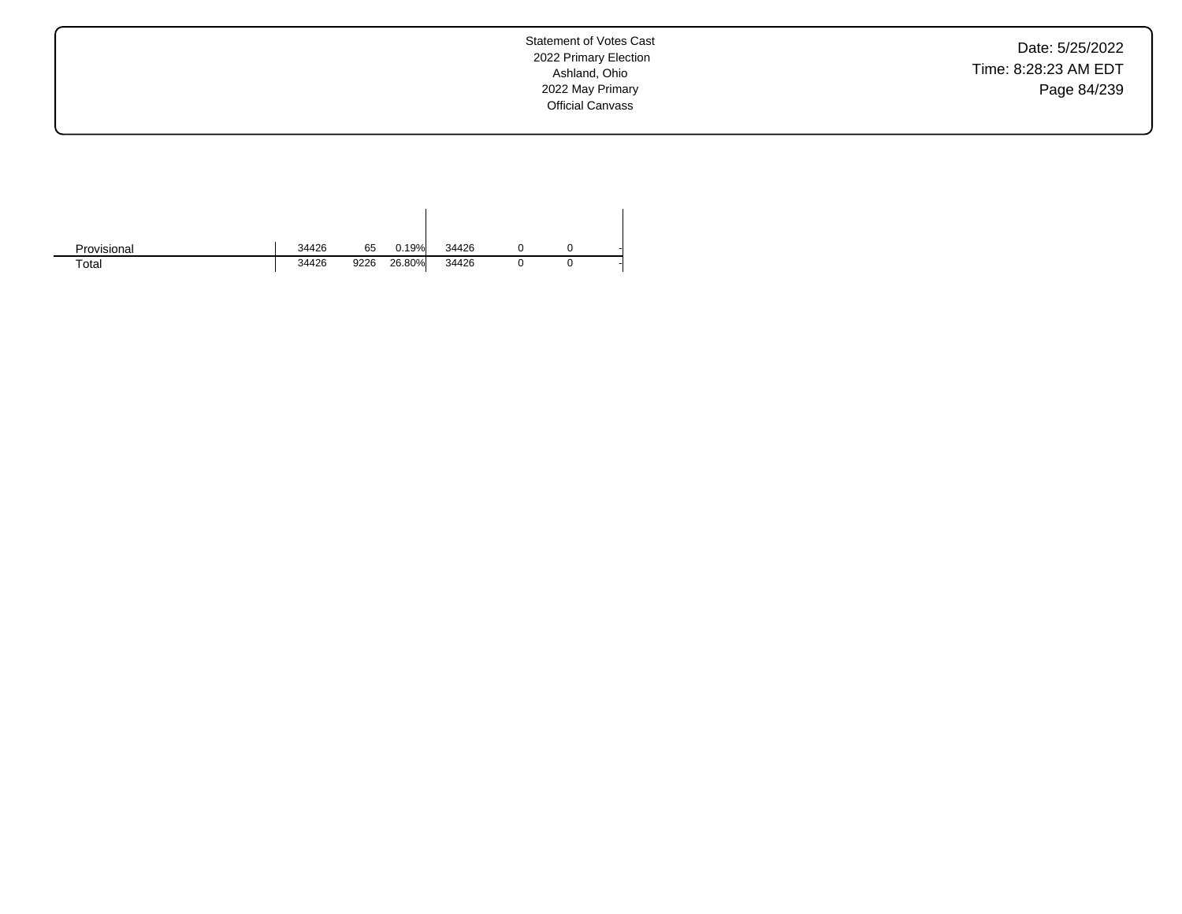|  |  |  |  |  |  |  |  |
|---|---|---|---|---|---|---|---|
| Provisional | 34426 | 65 | 0.19% | 34426 | 0 | 0 | - |
| Total | 34426 | 9226 | 26.80% | 34426 | 0 | 0 | - |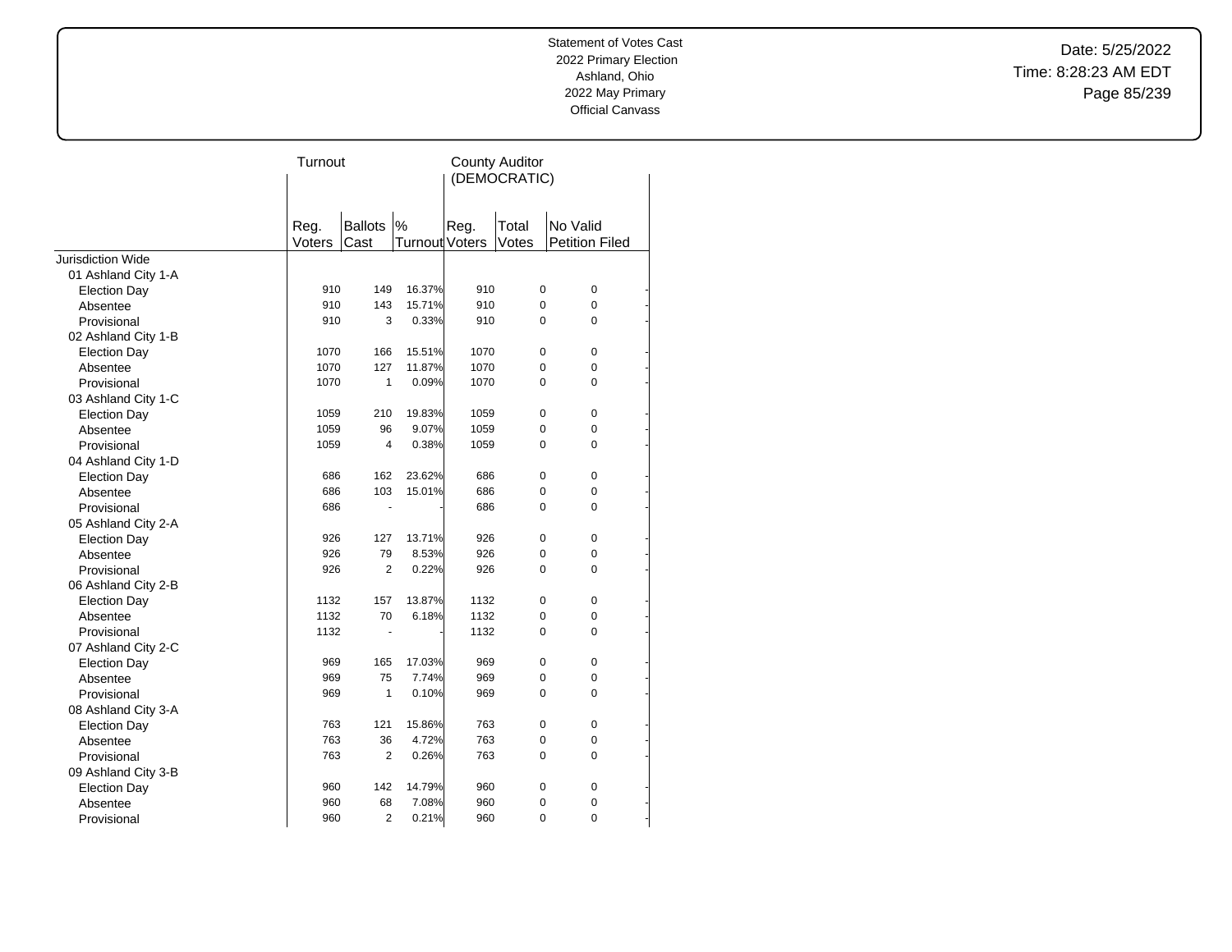Statement of Votes Cast
2022 Primary Election
Ashland, Ohio
2022 May Primary
Official Canvass

Date: 5/25/2022
Time: 8:28:23 AM EDT

| | Turnout | | | County Auditor (DEMOCRATIC) | | | |
|---|---|---|---|---|---|---|---|
| | Reg. Voters | Ballots Cast | % Turnout | Reg. Voters | Total Votes | No Valid Petition Filed | |
| Jurisdiction Wide | | | | | | | |
| 01 Ashland City 1-A | | | | | | | |
| Election Day | 910 | 149 | 16.37% | 910 | 0 | 0 | - |
| Absentee | 910 | 143 | 15.71% | 910 | 0 | 0 | - |
| Provisional | 910 | 3 | 0.33% | 910 | 0 | 0 | - |
| 02 Ashland City 1-B | | | | | | | |
| Election Day | 1070 | 166 | 15.51% | 1070 | 0 | 0 | - |
| Absentee | 1070 | 127 | 11.87% | 1070 | 0 | 0 | - |
| Provisional | 1070 | 1 | 0.09% | 1070 | 0 | 0 | - |
| 03 Ashland City 1-C | | | | | | | |
| Election Day | 1059 | 210 | 19.83% | 1059 | 0 | 0 | - |
| Absentee | 1059 | 96 | 9.07% | 1059 | 0 | 0 | - |
| Provisional | 1059 | 4 | 0.38% | 1059 | 0 | 0 | - |
| 04 Ashland City 1-D | | | | | | | |
| Election Day | 686 | 162 | 23.62% | 686 | 0 | 0 | - |
| Absentee | 686 | 103 | 15.01% | 686 | 0 | 0 | - |
| Provisional | 686 | - | - | 686 | 0 | 0 | - |
| 05 Ashland City 2-A | | | | | | | |
| Election Day | 926 | 127 | 13.71% | 926 | 0 | 0 | - |
| Absentee | 926 | 79 | 8.53% | 926 | 0 | 0 | - |
| Provisional | 926 | 2 | 0.22% | 926 | 0 | 0 | - |
| 06 Ashland City 2-B | | | | | | | |
| Election Day | 1132 | 157 | 13.87% | 1132 | 0 | 0 | - |
| Absentee | 1132 | 70 | 6.18% | 1132 | 0 | 0 | - |
| Provisional | 1132 | - | - | 1132 | 0 | 0 | - |
| 07 Ashland City 2-C | | | | | | | |
| Election Day | 969 | 165 | 17.03% | 969 | 0 | 0 | - |
| Absentee | 969 | 75 | 7.74% | 969 | 0 | 0 | - |
| Provisional | 969 | 1 | 0.10% | 969 | 0 | 0 | - |
| 08 Ashland City 3-A | | | | | | | |
| Election Day | 763 | 121 | 15.86% | 763 | 0 | 0 | - |
| Absentee | 763 | 36 | 4.72% | 763 | 0 | 0 | - |
| Provisional | 763 | 2 | 0.26% | 763 | 0 | 0 | - |
| 09 Ashland City 3-B | | | | | | | |
| Election Day | 960 | 142 | 14.79% | 960 | 0 | 0 | - |
| Absentee | 960 | 68 | 7.08% | 960 | 0 | 0 | - |
| Provisional | 960 | 2 | 0.21% | 960 | 0 | 0 | - |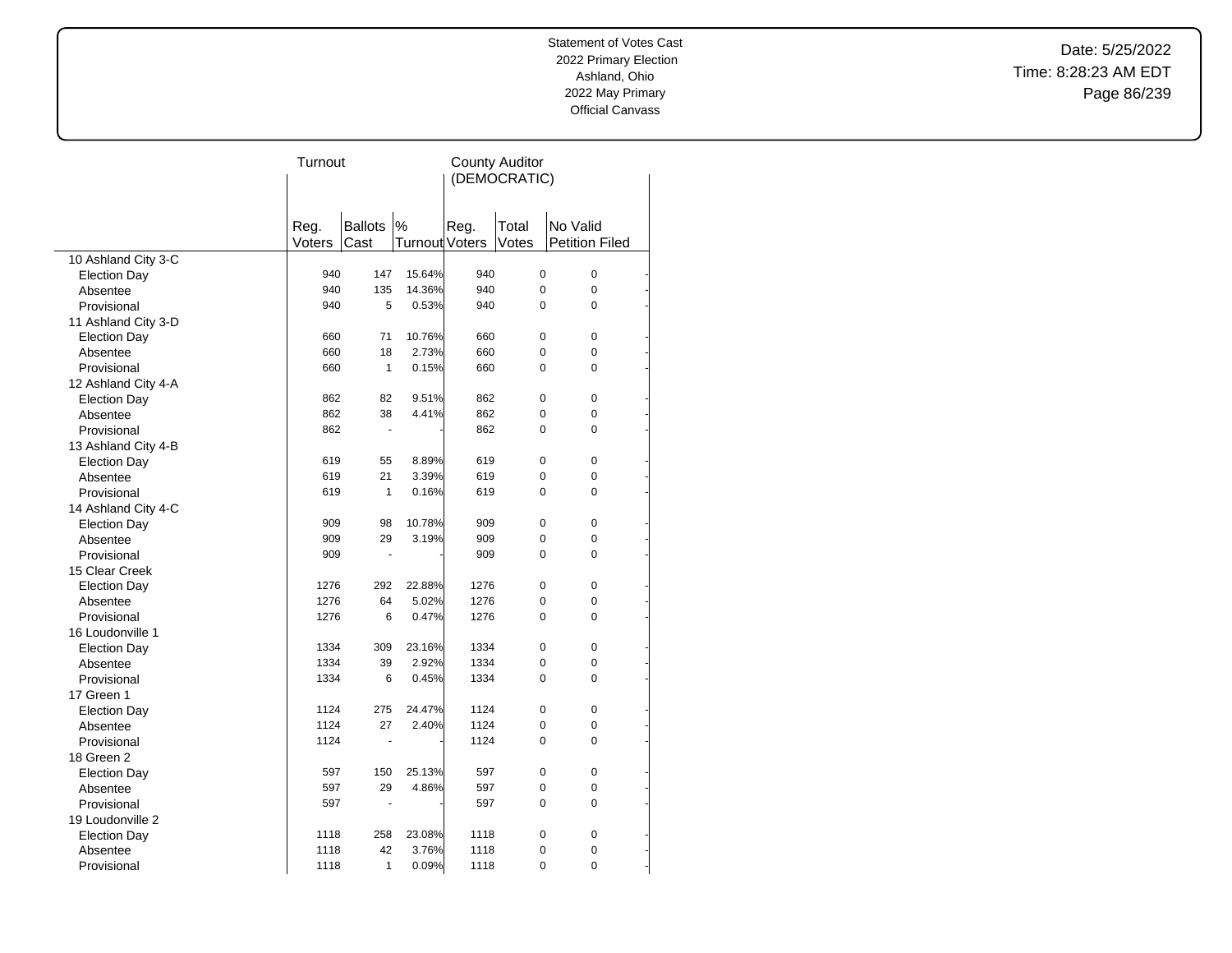Statement of Votes Cast
2022 Primary Election
Ashland, Ohio
2022 May Primary
Official Canvass

Date: 5/25/2022
Time: 8:28:23 AM EDT

| | Turnout | | | County Auditor (DEMOCRATIC) | | | |
|---|---|---|---|---|---|---|---|
| | Reg. Voters | Ballots Cast | % Turnout | Reg. Voters | Total Votes | No Valid Petition Filed | |
| 10 Ashland City 3-C | | | | | | | |
| Election Day | 940 | 147 | 15.64% | 940 | 0 | 0 | - |
| Absentee | 940 | 135 | 14.36% | 940 | 0 | 0 | - |
| Provisional | 940 | 5 | 0.53% | 940 | 0 | 0 | - |
| 11 Ashland City 3-D | | | | | | | |
| Election Day | 660 | 71 | 10.76% | 660 | 0 | 0 | - |
| Absentee | 660 | 18 | 2.73% | 660 | 0 | 0 | - |
| Provisional | 660 | 1 | 0.15% | 660 | 0 | 0 | - |
| 12 Ashland City 4-A | | | | | | | |
| Election Day | 862 | 82 | 9.51% | 862 | 0 | 0 | - |
| Absentee | 862 | 38 | 4.41% | 862 | 0 | 0 | - |
| Provisional | 862 | - | - | 862 | 0 | 0 | - |
| 13 Ashland City 4-B | | | | | | | |
| Election Day | 619 | 55 | 8.89% | 619 | 0 | 0 | - |
| Absentee | 619 | 21 | 3.39% | 619 | 0 | 0 | - |
| Provisional | 619 | 1 | 0.16% | 619 | 0 | 0 | - |
| 14 Ashland City 4-C | | | | | | | |
| Election Day | 909 | 98 | 10.78% | 909 | 0 | 0 | - |
| Absentee | 909 | 29 | 3.19% | 909 | 0 | 0 | - |
| Provisional | 909 | - | - | 909 | 0 | 0 | - |
| 15 Clear Creek | | | | | | | |
| Election Day | 1276 | 292 | 22.88% | 1276 | 0 | 0 | - |
| Absentee | 1276 | 64 | 5.02% | 1276 | 0 | 0 | - |
| Provisional | 1276 | 6 | 0.47% | 1276 | 0 | 0 | - |
| 16 Loudonville 1 | | | | | | | |
| Election Day | 1334 | 309 | 23.16% | 1334 | 0 | 0 | - |
| Absentee | 1334 | 39 | 2.92% | 1334 | 0 | 0 | - |
| Provisional | 1334 | 6 | 0.45% | 1334 | 0 | 0 | - |
| 17 Green 1 | | | | | | | |
| Election Day | 1124 | 275 | 24.47% | 1124 | 0 | 0 | - |
| Absentee | 1124 | 27 | 2.40% | 1124 | 0 | 0 | - |
| Provisional | 1124 | - | - | 1124 | 0 | 0 | - |
| 18 Green 2 | | | | | | | |
| Election Day | 597 | 150 | 25.13% | 597 | 0 | 0 | - |
| Absentee | 597 | 29 | 4.86% | 597 | 0 | 0 | - |
| Provisional | 597 | - | - | 597 | 0 | 0 | - |
| 19 Loudonville 2 | | | | | | | |
| Election Day | 1118 | 258 | 23.08% | 1118 | 0 | 0 | - |
| Absentee | 1118 | 42 | 3.76% | 1118 | 0 | 0 | - |
| Provisional | 1118 | 1 | 0.09% | 1118 | 0 | 0 | - |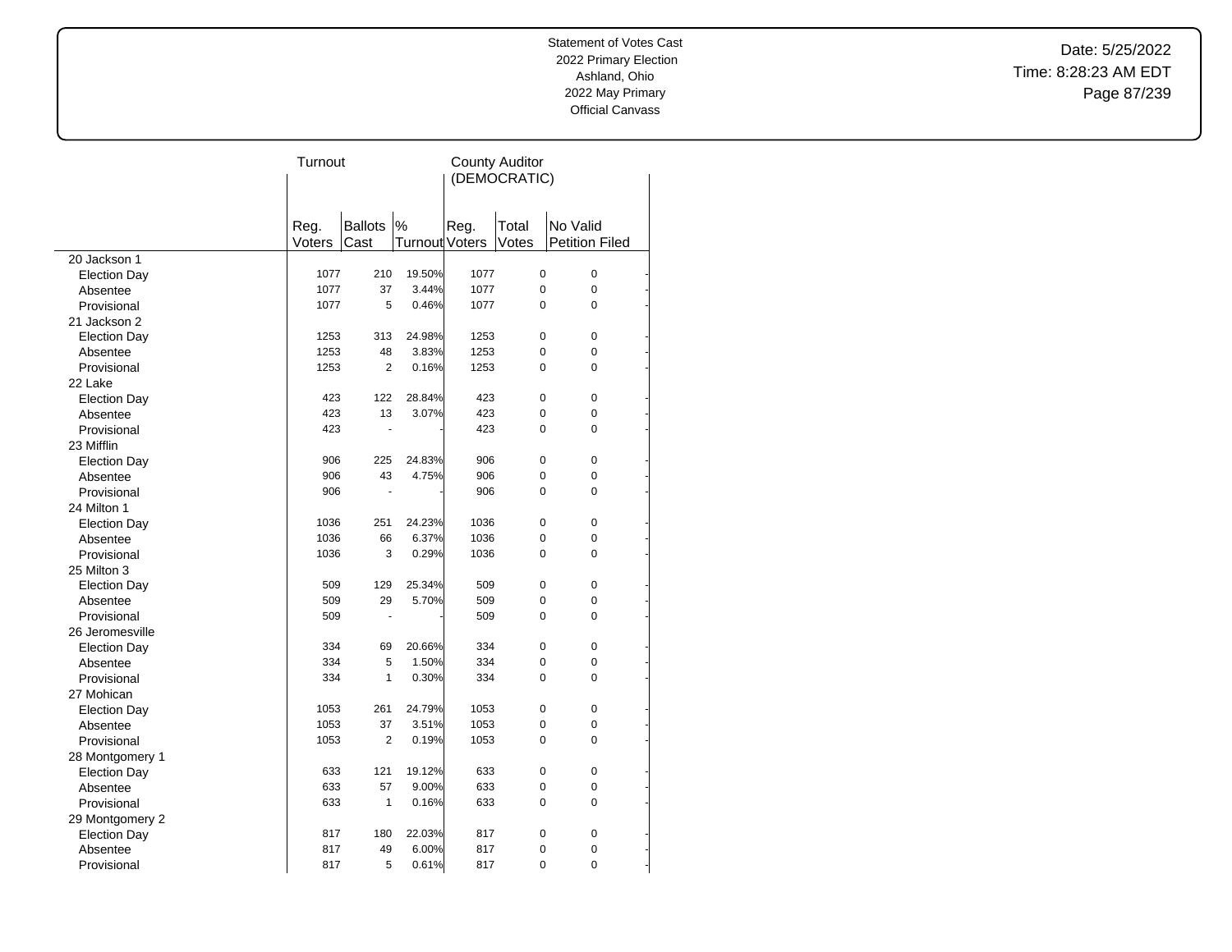Statement of Votes Cast
2022 Primary Election
Ashland, Ohio
2022 May Primary
Official Canvass

Date: 5/25/2022
Time: 8:28:23 AM EDT

| | Turnout | | | County Auditor (DEMOCRATIC) | | |
|---|---|---|---|---|---|---|
| | Reg. Voters | Ballots Cast | % Turnout | Reg. Voters | Total Votes | No Valid Petition Filed |
| **20 Jackson 1** | | | | | | |
| Election Day | 1077 | 210 | 19.50% | 1077 | 0 | 0 |
| Absentee | 1077 | 37 | 3.44% | 1077 | 0 | 0 |
| Provisional | 1077 | 5 | 0.46% | 1077 | 0 | 0 |
| **21 Jackson 2** | | | | | | |
| Election Day | 1253 | 313 | 24.98% | 1253 | 0 | 0 |
| Absentee | 1253 | 48 | 3.83% | 1253 | 0 | 0 |
| Provisional | 1253 | 2 | 0.16% | 1253 | 0 | 0 |
| **22 Lake** | | | | | | |
| Election Day | 423 | 122 | 28.84% | 423 | 0 | 0 |
| Absentee | 423 | 13 | 3.07% | 423 | 0 | 0 |
| Provisional | 423 | - | - | 423 | 0 | 0 |
| **23 Mifflin** | | | | | | |
| Election Day | 906 | 225 | 24.83% | 906 | 0 | 0 |
| Absentee | 906 | 43 | 4.75% | 906 | 0 | 0 |
| Provisional | 906 | - | - | 906 | 0 | 0 |
| **24 Milton 1** | | | | | | |
| Election Day | 1036 | 251 | 24.23% | 1036 | 0 | 0 |
| Absentee | 1036 | 66 | 6.37% | 1036 | 0 | 0 |
| Provisional | 1036 | 3 | 0.29% | 1036 | 0 | 0 |
| **25 Milton 3** | | | | | | |
| Election Day | 509 | 129 | 25.34% | 509 | 0 | 0 |
| Absentee | 509 | 29 | 5.70% | 509 | 0 | 0 |
| Provisional | 509 | - | - | 509 | 0 | 0 |
| **26 Jeromesville** | | | | | | |
| Election Day | 334 | 69 | 20.66% | 334 | 0 | 0 |
| Absentee | 334 | 5 | 1.50% | 334 | 0 | 0 |
| Provisional | 334 | 1 | 0.30% | 334 | 0 | 0 |
| **27 Mohican** | | | | | | |
| Election Day | 1053 | 261 | 24.79% | 1053 | 0 | 0 |
| Absentee | 1053 | 37 | 3.51% | 1053 | 0 | 0 |
| Provisional | 1053 | 2 | 0.19% | 1053 | 0 | 0 |
| **28 Montgomery 1** | | | | | | |
| Election Day | 633 | 121 | 19.12% | 633 | 0 | 0 |
| Absentee | 633 | 57 | 9.00% | 633 | 0 | 0 |
| Provisional | 633 | 1 | 0.16% | 633 | 0 | 0 |
| **29 Montgomery 2** | | | | | | |
| Election Day | 817 | 180 | 22.03% | 817 | 0 | 0 |
| Absentee | 817 | 49 | 6.00% | 817 | 0 | 0 |
| Provisional | 817 | 5 | 0.61% | 817 | 0 | 0 |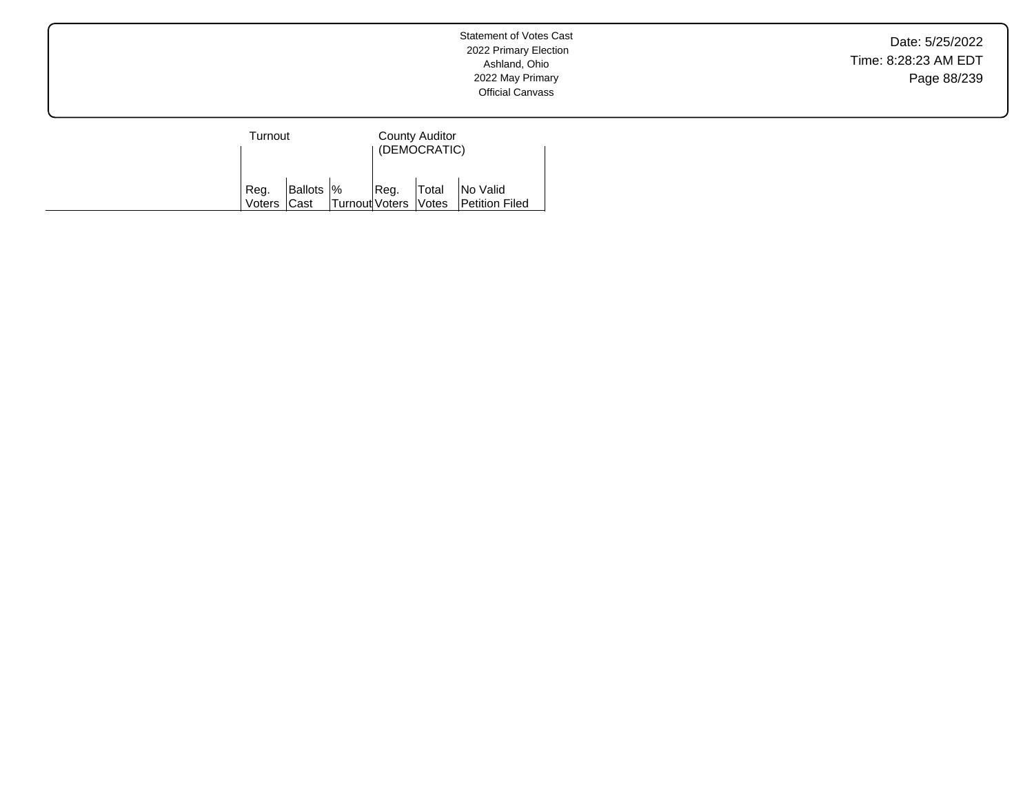| | Turnout | | | County Auditor (DEMOCRATIC) | | |
|---|---|---|---|---|---|---|
| | Reg. Voters | Ballots Cast | % Turnout | Reg. Voters | Total Votes | No Valid Petition Filed |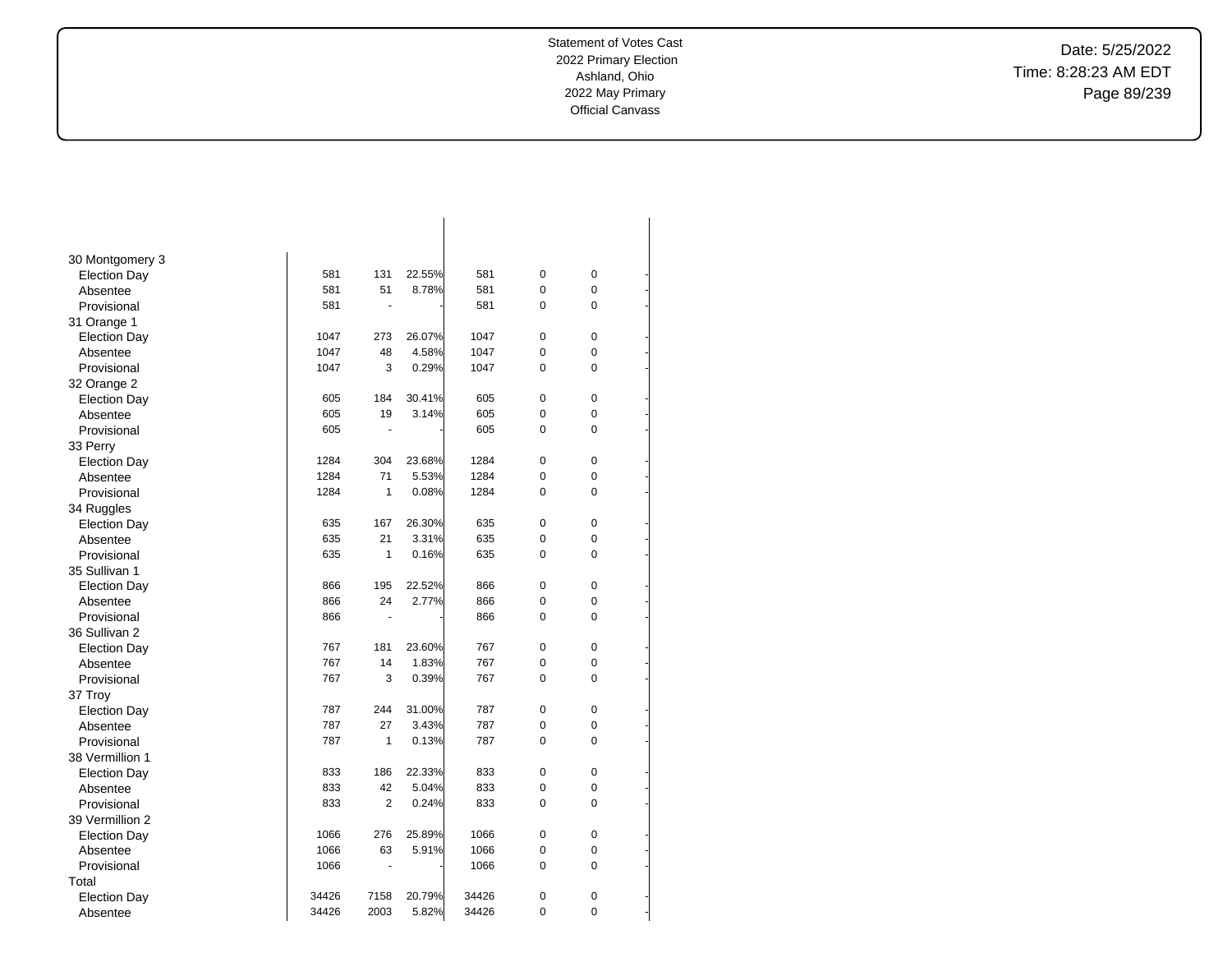| | | | | | | | |
|---|---|---|---|---|---|---|---|
| 30 Montgomery 3 | | | | | | | |
| Election Day | 581 | 131 | 22.55% | 581 | 0 | 0 | - |
| Absentee | 581 | 51 | 8.78% | 581 | 0 | 0 | - |
| Provisional | 581 | - | - | 581 | 0 | 0 | - |
| 31 Orange 1 | | | | | | | |
| Election Day | 1047 | 273 | 26.07% | 1047 | 0 | 0 | - |
| Absentee | 1047 | 48 | 4.58% | 1047 | 0 | 0 | - |
| Provisional | 1047 | 3 | 0.29% | 1047 | 0 | 0 | - |
| 32 Orange 2 | | | | | | | |
| Election Day | 605 | 184 | 30.41% | 605 | 0 | 0 | - |
| Absentee | 605 | 19 | 3.14% | 605 | 0 | 0 | - |
| Provisional | 605 | - | - | 605 | 0 | 0 | - |
| 33 Perry | | | | | | | |
| Election Day | 1284 | 304 | 23.68% | 1284 | 0 | 0 | - |
| Absentee | 1284 | 71 | 5.53% | 1284 | 0 | 0 | - |
| Provisional | 1284 | 1 | 0.08% | 1284 | 0 | 0 | - |
| 34 Ruggles | | | | | | | |
| Election Day | 635 | 167 | 26.30% | 635 | 0 | 0 | - |
| Absentee | 635 | 21 | 3.31% | 635 | 0 | 0 | - |
| Provisional | 635 | 1 | 0.16% | 635 | 0 | 0 | - |
| 35 Sullivan 1 | | | | | | | |
| Election Day | 866 | 195 | 22.52% | 866 | 0 | 0 | - |
| Absentee | 866 | 24 | 2.77% | 866 | 0 | 0 | - |
| Provisional | 866 | - | - | 866 | 0 | 0 | - |
| 36 Sullivan 2 | | | | | | | |
| Election Day | 767 | 181 | 23.60% | 767 | 0 | 0 | - |
| Absentee | 767 | 14 | 1.83% | 767 | 0 | 0 | - |
| Provisional | 767 | 3 | 0.39% | 767 | 0 | 0 | - |
| 37 Troy | | | | | | | |
| Election Day | 787 | 244 | 31.00% | 787 | 0 | 0 | - |
| Absentee | 787 | 27 | 3.43% | 787 | 0 | 0 | - |
| Provisional | 787 | 1 | 0.13% | 787 | 0 | 0 | - |
| 38 Vermillion 1 | | | | | | | |
| Election Day | 833 | 186 | 22.33% | 833 | 0 | 0 | - |
| Absentee | 833 | 42 | 5.04% | 833 | 0 | 0 | - |
| Provisional | 833 | 2 | 0.24% | 833 | 0 | 0 | - |
| 39 Vermillion 2 | | | | | | | |
| Election Day | 1066 | 276 | 25.89% | 1066 | 0 | 0 | - |
| Absentee | 1066 | 63 | 5.91% | 1066 | 0 | 0 | - |
| Provisional | 1066 | - | - | 1066 | 0 | 0 | - |
| Total | | | | | | | |
| Election Day | 34426 | 7158 | 20.79% | 34426 | 0 | 0 | - |
| Absentee | 34426 | 2003 | 5.82% | 34426 | 0 | 0 | - |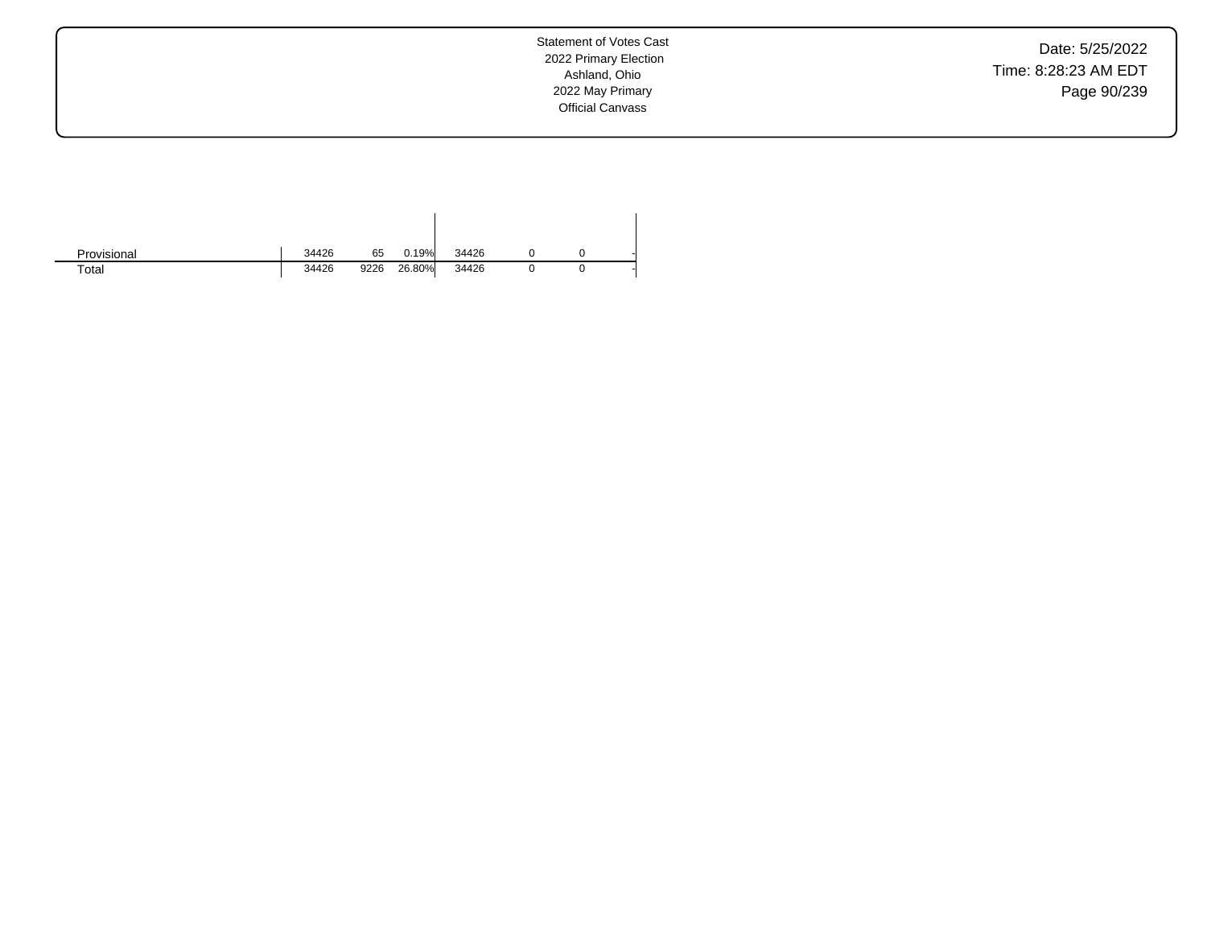| | | | | | | | |
|---|---|---|---|---|---|---|---|
| Provisional | 34426 | 65 | 0.19% | 34426 | 0 | 0 | - |
| Total | 34426 | 9226 | 26.80% | 34426 | 0 | 0 | - |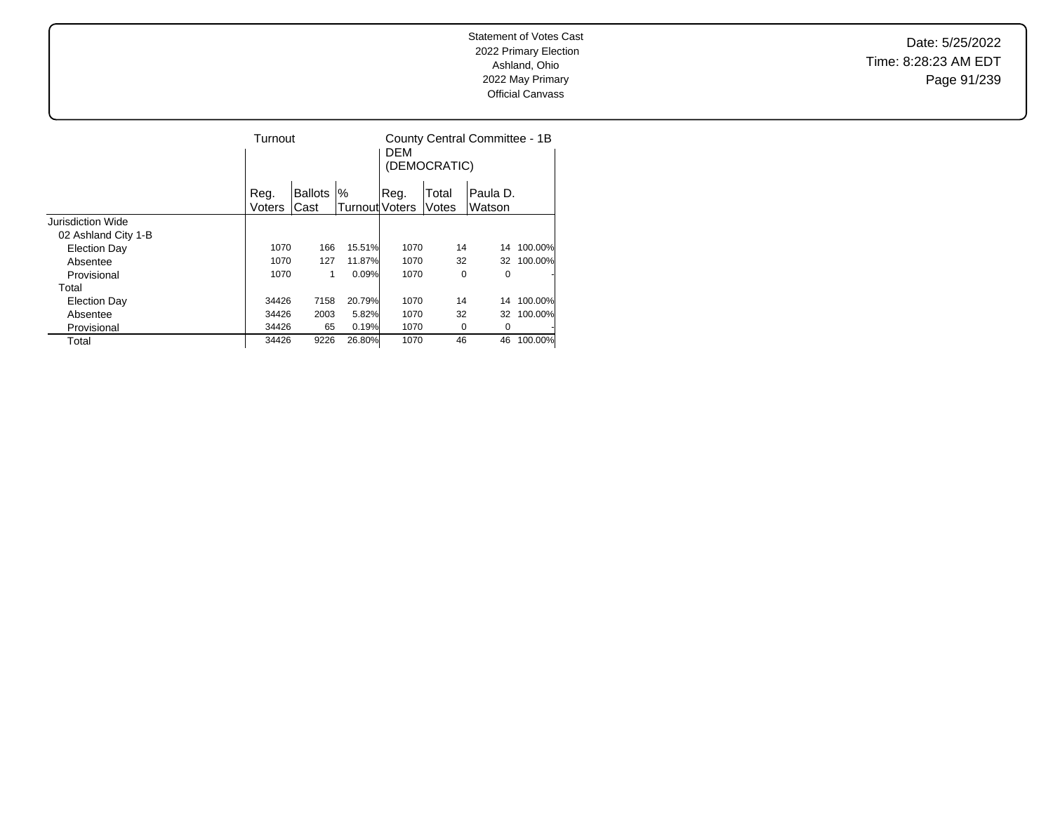Statement of Votes Cast
2022 Primary Election
Ashland, Ohio
2022 May Primary
Official Canvass

Date: 5/25/2022
Time: 8:28:23 AM EDT

| | Turnout | | | County Central Committee - 1B DEM (DEMOCRATIC) | | | |
|---|---|---|---|---|---|---|---|
| | Reg. Voters | Ballots Cast | % Turnout | Reg. Voters | Total Votes | Paula D. Watson | |
| Jurisdiction Wide | | | | | | | |
| 02 Ashland City 1-B | | | | | | | |
| Election Day | 1070 | 166 | 15.51% | 1070 | 14 | 14 | 100.00% |
| Absentee | 1070 | 127 | 11.87% | 1070 | 32 | 32 | 100.00% |
| Provisional | 1070 | 1 | 0.09% | 1070 | 0 | 0 | - |
| Total | | | | | | | |
| Election Day | 34426 | 7158 | 20.79% | 1070 | 14 | 14 | 100.00% |
| Absentee | 34426 | 2003 | 5.82% | 1070 | 32 | 32 | 100.00% |
| Provisional | 34426 | 65 | 0.19% | 1070 | 0 | 0 | - |
| Total | 34426 | 9226 | 26.80% | 1070 | 46 | 46 | 100.00% |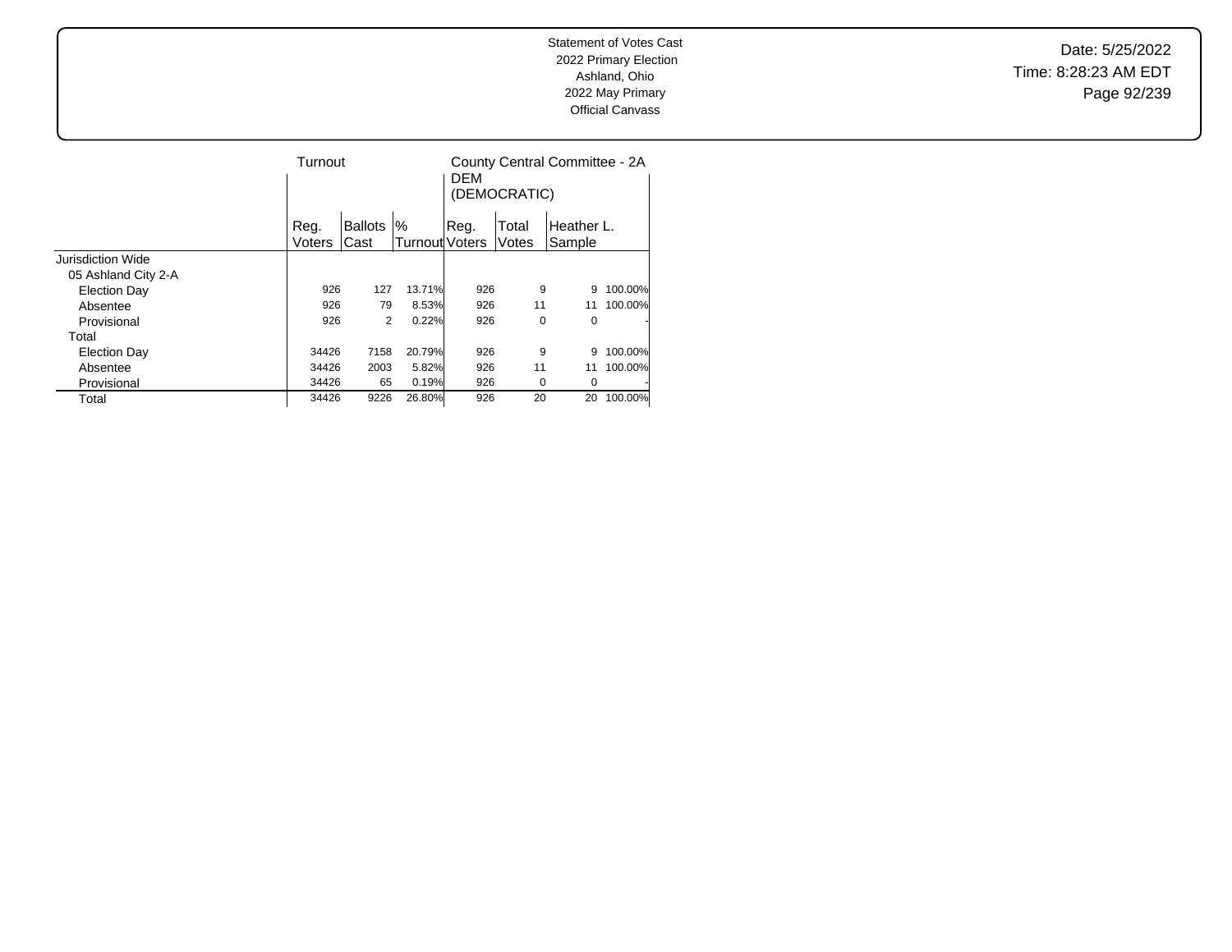Statement of Votes Cast
2022 Primary Election
Ashland, Ohio
2022 May Primary
Official Canvass

Date: 5/25/2022
Time: 8:28:23 AM EDT

| | Turnout | | | County Central Committee - 2A DEM (DEMOCRATIC) | | | |
|---|---|---|---|---|---|---|---|
| | Reg. Voters | Ballots Cast | % Turnout | Reg. Voters | Total Votes | Heather L. Sample | |
| Jurisdiction Wide | | | | | | | |
| 05 Ashland City 2-A | | | | | | | |
| Election Day | 926 | 127 | 13.71% | 926 | 9 | 9 | 100.00% |
| Absentee | 926 | 79 | 8.53% | 926 | 11 | 11 | 100.00% |
| Provisional | 926 | 2 | 0.22% | 926 | 0 | 0 | - |
| Total | | | | | | | |
| Election Day | 34426 | 7158 | 20.79% | 926 | 9 | 9 | 100.00% |
| Absentee | 34426 | 2003 | 5.82% | 926 | 11 | 11 | 100.00% |
| Provisional | 34426 | 65 | 0.19% | 926 | 0 | 0 | - |
| Total | 34426 | 9226 | 26.80% | 926 | 20 | 20 | 100.00% |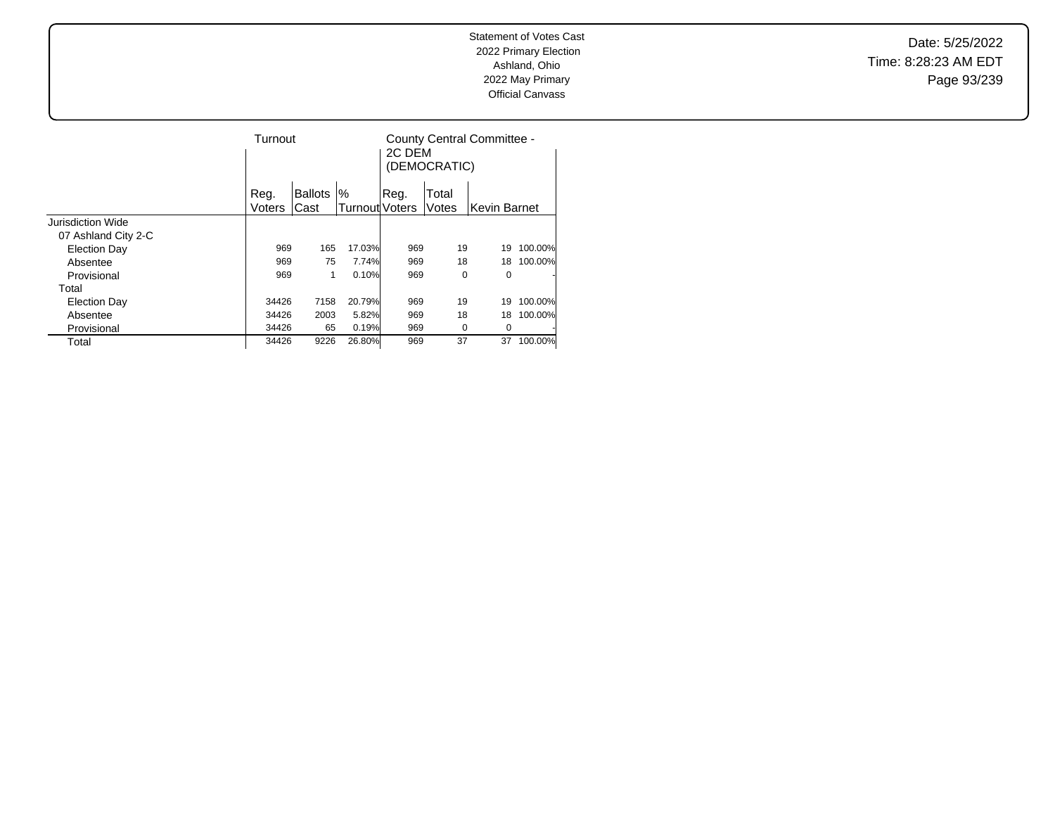Statement of Votes Cast
2022 Primary Election
Ashland, Ohio
2022 May Primary
Official Canvass

Date: 5/25/2022
Time: 8:28:23 AM EDT

| | Turnout | | | County Central Committee - 2C DEM (DEMOCRATIC) | | | |
|---|---|---|---|---|---|---|---|
| | Reg. Voters | Ballots Cast | % Turnout | Reg. Voters | Total Votes | Kevin Barnet | |
| Jurisdiction Wide | | | | | | | |
| 07 Ashland City 2-C | | | | | | | |
| Election Day | 969 | 165 | 17.03% | 969 | 19 | 19 | 100.00% |
| Absentee | 969 | 75 | 7.74% | 969 | 18 | 18 | 100.00% |
| Provisional | 969 | 1 | 0.10% | 969 | 0 | 0 | - |
| Total | | | | | | | |
| Election Day | 34426 | 7158 | 20.79% | 969 | 19 | 19 | 100.00% |
| Absentee | 34426 | 2003 | 5.82% | 969 | 18 | 18 | 100.00% |
| Provisional | 34426 | 65 | 0.19% | 969 | 0 | 0 | - |
| Total | 34426 | 9226 | 26.80% | 969 | 37 | 37 | 100.00% |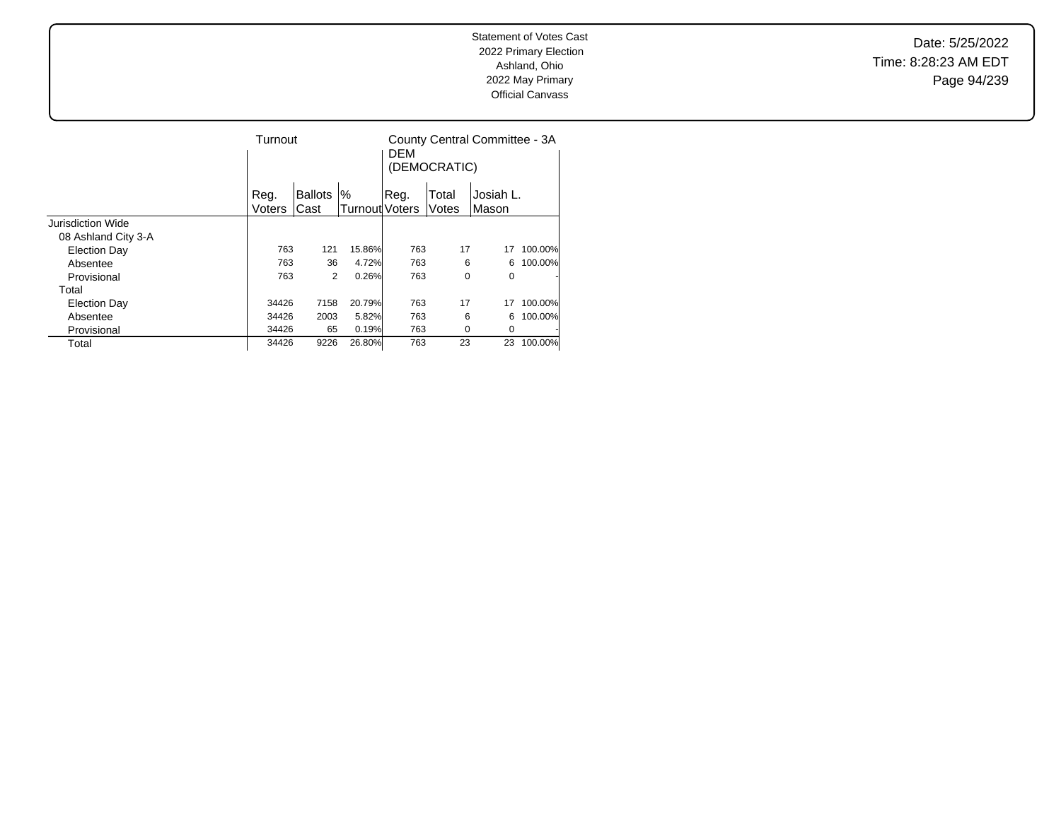Statement of Votes Cast
2022 Primary Election
Ashland, Ohio
2022 May Primary
Official Canvass

| | Turnout | | | County Central Committee - 3A DEM (DEMOCRATIC) | | | |
|---|---|---|---|---|---|---|---|
| | Reg. Voters | Ballots Cast | % Turnout | Reg. Voters | Total Votes | Josiah L. Mason | |
| Jurisdiction Wide | | | | | | | |
| 08 Ashland City 3-A | | | | | | | |
| Election Day | 763 | 121 | 15.86% | 763 | 17 | 17 | 100.00% |
| Absentee | 763 | 36 | 4.72% | 763 | 6 | 6 | 100.00% |
| Provisional | 763 | 2 | 0.26% | 763 | 0 | 0 | - |
| Total | | | | | | | |
| Election Day | 34426 | 7158 | 20.79% | 763 | 17 | 17 | 100.00% |
| Absentee | 34426 | 2003 | 5.82% | 763 | 6 | 6 | 100.00% |
| Provisional | 34426 | 65 | 0.19% | 763 | 0 | 0 | - |
| Total | 34426 | 9226 | 26.80% | 763 | 23 | 23 | 100.00% |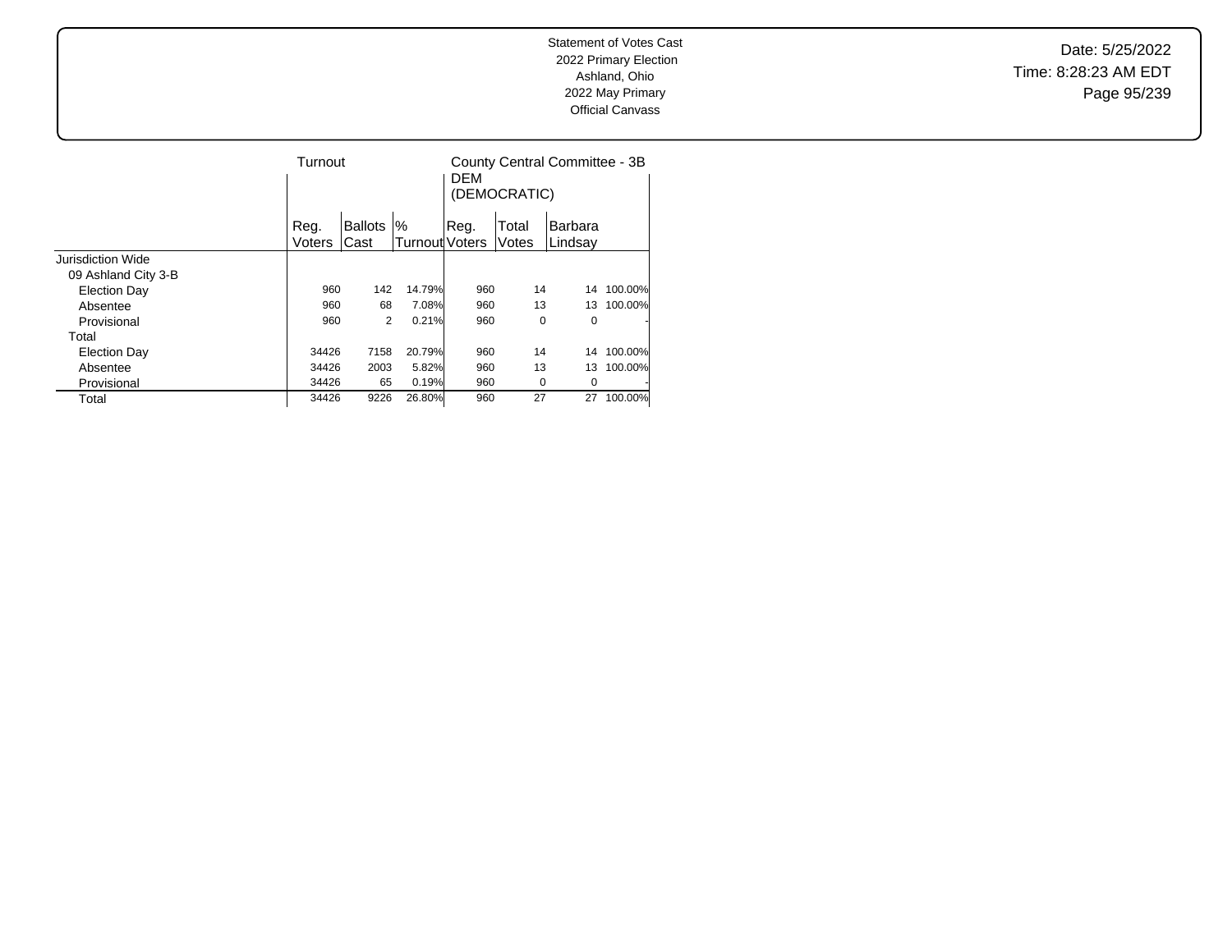Statement of Votes Cast
2022 Primary Election
Ashland, Ohio
2022 May Primary
Official Canvass

| | Turnout | | | County Central Committee - 3B DEM (DEMOCRATIC) | | | |
|---|---|---|---|---|---|---|---|
| | Reg. Voters | Ballots Cast | % Turnout | Reg. Voters | Total Votes | Barbara Lindsay | |
| Jurisdiction Wide | | | | | | | |
| 09 Ashland City 3-B | | | | | | | |
| Election Day | 960 | 142 | 14.79% | 960 | 14 | 14 | 100.00% |
| Absentee | 960 | 68 | 7.08% | 960 | 13 | 13 | 100.00% |
| Provisional | 960 | 2 | 0.21% | 960 | 0 | 0 | - |
| Total | | | | | | | |
| Election Day | 34426 | 7158 | 20.79% | 960 | 14 | 14 | 100.00% |
| Absentee | 34426 | 2003 | 5.82% | 960 | 13 | 13 | 100.00% |
| Provisional | 34426 | 65 | 0.19% | 960 | 0 | 0 | - |
| Total | 34426 | 9226 | 26.80% | 960 | 27 | 27 | 100.00% |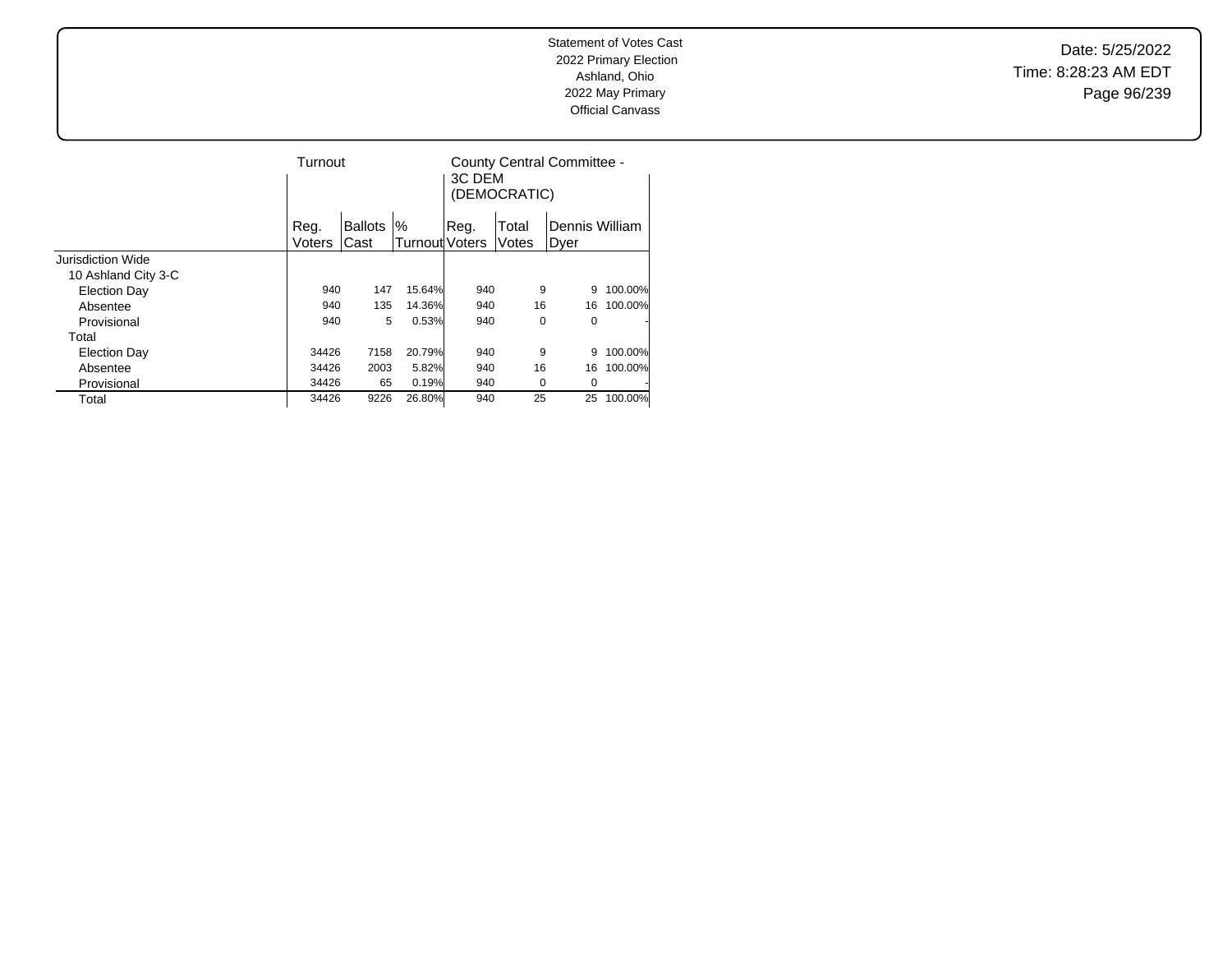Statement of Votes Cast
2022 Primary Election
Ashland, Ohio
2022 May Primary
Official Canvass

Date: 5/25/2022
Time: 8:28:23 AM EDT

| | Turnout | | | County Central Committee - 3C DEM (DEMOCRATIC) | | | |
|---|---|---|---|---|---|---|---|
| | Reg. Voters | Ballots Cast | % Turnout | Reg. Voters | Total Votes | Dennis William Dyer | |
| Jurisdiction Wide | | | | | | | |
| 10 Ashland City 3-C | | | | | | | |
| Election Day | 940 | 147 | 15.64% | 940 | 9 | 9 | 100.00% |
| Absentee | 940 | 135 | 14.36% | 940 | 16 | 16 | 100.00% |
| Provisional | 940 | 5 | 0.53% | 940 | 0 | 0 | - |
| Total | | | | | | | |
| Election Day | 34426 | 7158 | 20.79% | 940 | 9 | 9 | 100.00% |
| Absentee | 34426 | 2003 | 5.82% | 940 | 16 | 16 | 100.00% |
| Provisional | 34426 | 65 | 0.19% | 940 | 0 | 0 | - |
| Total | 34426 | 9226 | 26.80% | 940 | 25 | 25 | 100.00% |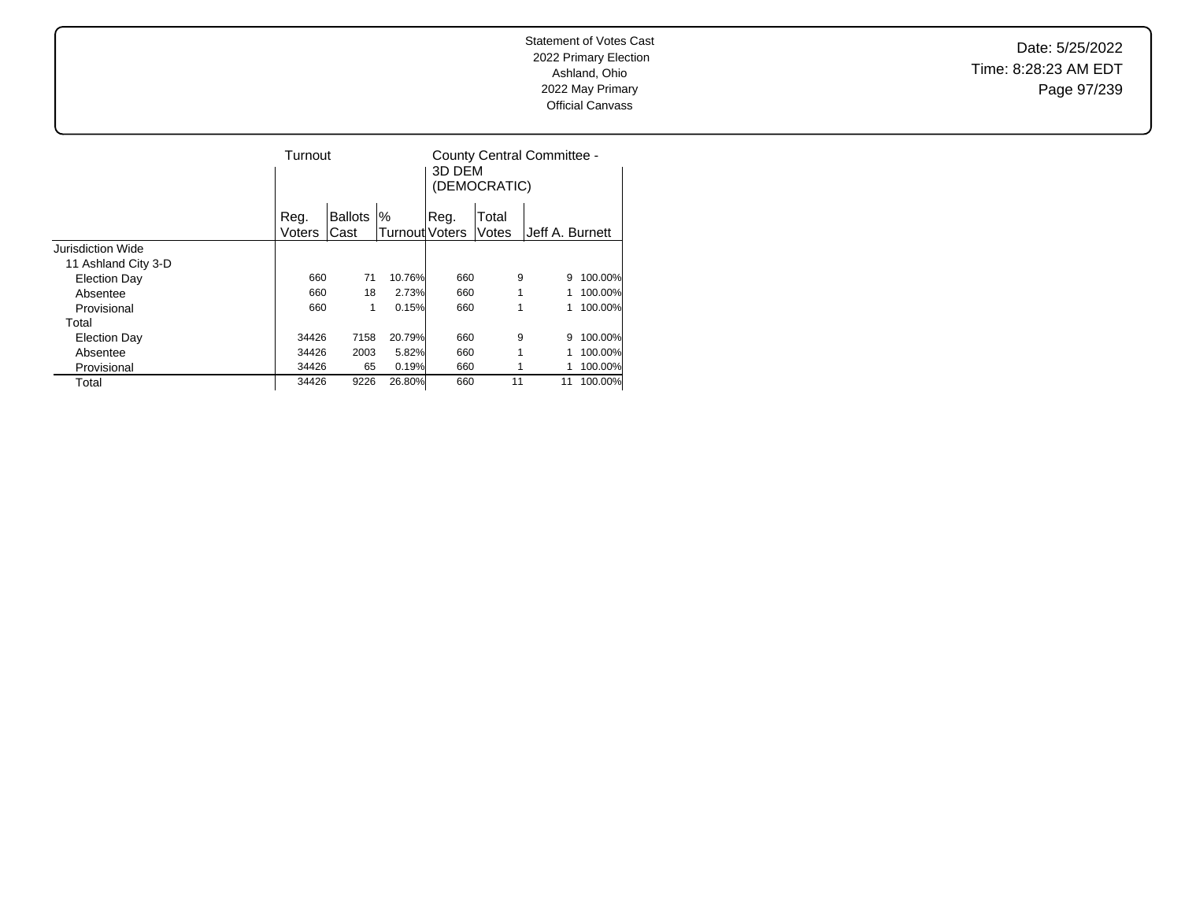Statement of Votes Cast
2022 Primary Election
Ashland, Ohio
2022 May Primary
Official Canvass

Date: 5/25/2022
Time: 8:28:23 AM EDT

| | Turnout | | | County Central Committee - 3D DEM (DEMOCRATIC) | | | |
|---|---|---|---|---|---|---|---|
| | Reg. Voters | Ballots Cast | % Turnout | Reg. Voters | Total Votes | Jeff A. Burnett | |
| Jurisdiction Wide | | | | | | | |
| 11 Ashland City 3-D | | | | | | | |
| Election Day | 660 | 71 | 10.76% | 660 | 9 | 9 | 100.00% |
| Absentee | 660 | 18 | 2.73% | 660 | 1 | 1 | 100.00% |
| Provisional | 660 | 1 | 0.15% | 660 | 1 | 1 | 100.00% |
| Total | | | | | | | |
| Election Day | 34426 | 7158 | 20.79% | 660 | 9 | 9 | 100.00% |
| Absentee | 34426 | 2003 | 5.82% | 660 | 1 | 1 | 100.00% |
| Provisional | 34426 | 65 | 0.19% | 660 | 1 | 1 | 100.00% |
| Total | 34426 | 9226 | 26.80% | 660 | 11 | 11 | 100.00% |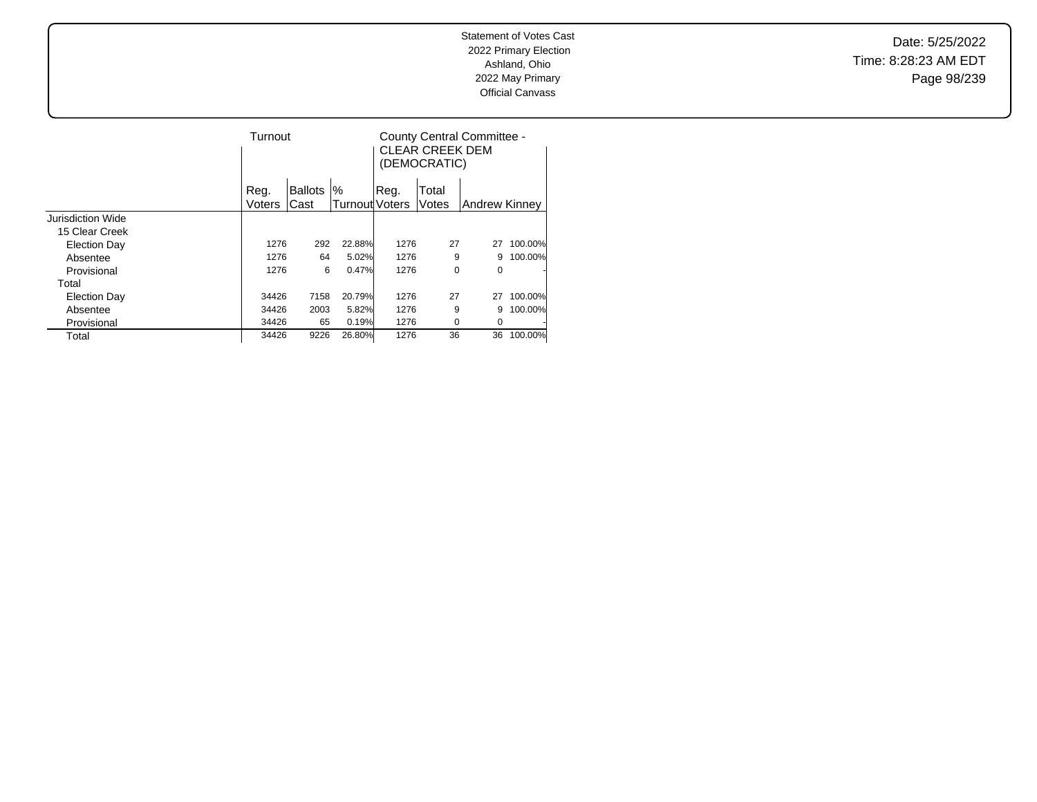Statement of Votes Cast
2022 Primary Election
Ashland, Ohio
2022 May Primary
Official Canvass

Date: 5/25/2022
Time: 8:28:23 AM EDT

| | Turnout | | | County Central Committee - CLEAR CREEK DEM (DEMOCRATIC) | | | |
|---|---|---|---|---|---|---|---|
| | Reg. Voters | Ballots Cast | % Turnout | Reg. Voters | Total Votes | Andrew Kinney | |
| Jurisdiction Wide | | | | | | | |
| 15 Clear Creek | | | | | | | |
| Election Day | 1276 | 292 | 22.88% | 1276 | 27 | 27 | 100.00% |
| Absentee | 1276 | 64 | 5.02% | 1276 | 9 | 9 | 100.00% |
| Provisional | 1276 | 6 | 0.47% | 1276 | 0 | 0 | - |
| Total | | | | | | | |
| Election Day | 34426 | 7158 | 20.79% | 1276 | 27 | 27 | 100.00% |
| Absentee | 34426 | 2003 | 5.82% | 1276 | 9 | 9 | 100.00% |
| Provisional | 34426 | 65 | 0.19% | 1276 | 0 | 0 | - |
| Total | 34426 | 9226 | 26.80% | 1276 | 36 | 36 | 100.00% |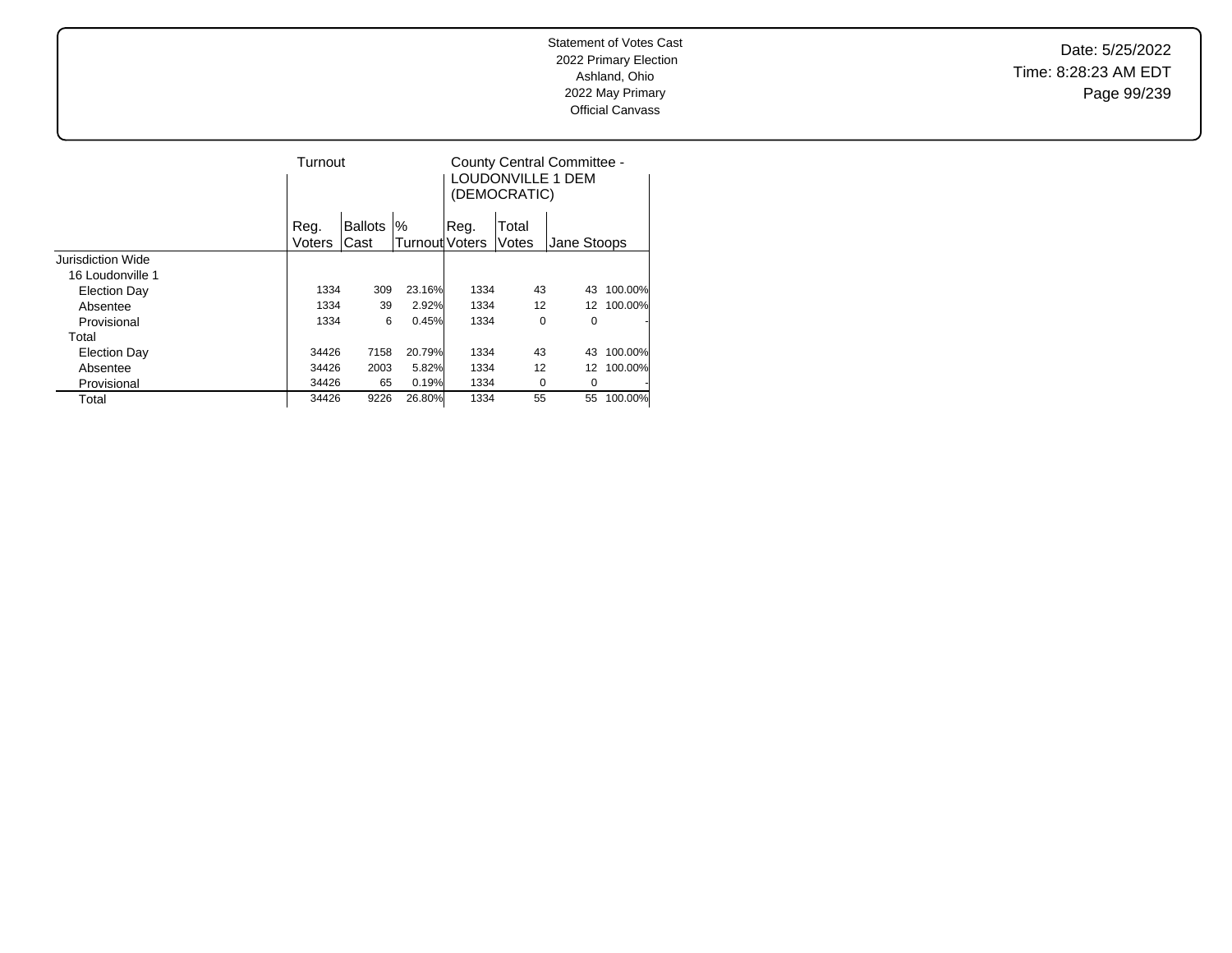Statement of Votes Cast
2022 Primary Election
Ashland, Ohio
2022 May Primary
Official Canvass

Date: 5/25/2022
Time: 8:28:23 AM EDT

| | Turnout | | | County Central Committee - LOUDONVILLE 1 DEM (DEMOCRATIC) | | | |
|---|---|---|---|---|---|---|---|
| | Reg. Voters | Ballots Cast | % Turnout | Reg. Voters | Total Votes | Jane Stoops | |
| Jurisdiction Wide | | | | | | | |
| 16 Loudonville 1 | | | | | | | |
| Election Day | 1334 | 309 | 23.16% | 1334 | 43 | 43 | 100.00% |
| Absentee | 1334 | 39 | 2.92% | 1334 | 12 | 12 | 100.00% |
| Provisional | 1334 | 6 | 0.45% | 1334 | 0 | 0 | - |
| Total | | | | | | | |
| Election Day | 34426 | 7158 | 20.79% | 1334 | 43 | 43 | 100.00% |
| Absentee | 34426 | 2003 | 5.82% | 1334 | 12 | 12 | 100.00% |
| Provisional | 34426 | 65 | 0.19% | 1334 | 0 | 0 | - |
| Total | 34426 | 9226 | 26.80% | 1334 | 55 | 55 | 100.00% |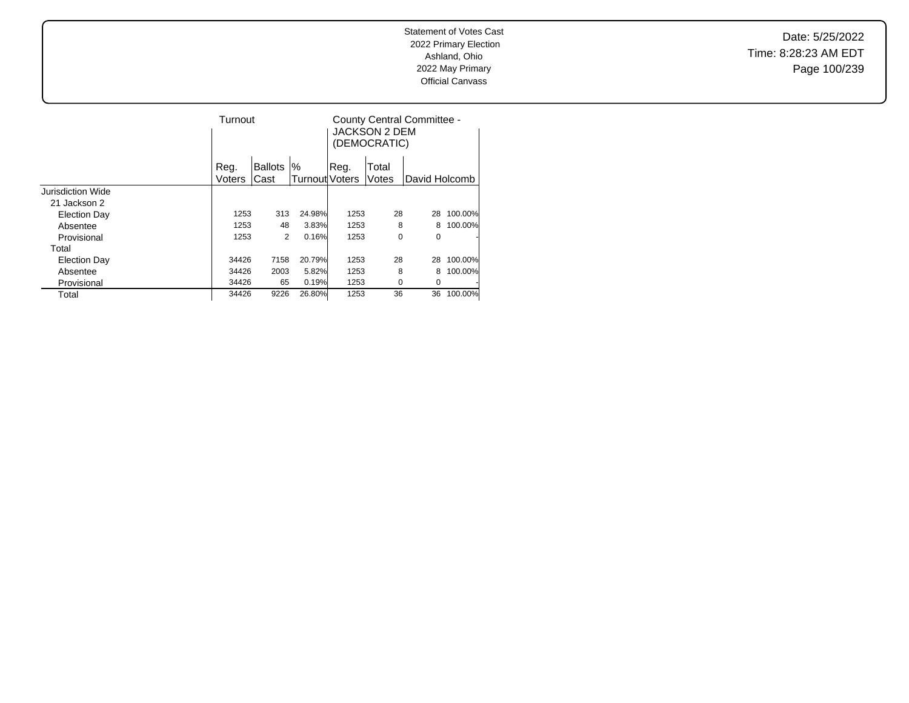Statement of Votes Cast
2022 Primary Election
Ashland, Ohio
2022 May Primary
Official Canvass

Date: 5/25/2022
Time: 8:28:23 AM EDT

| | Turnout | | | County Central Committee - JACKSON 2 DEM (DEMOCRATIC) | | | |
|---|---|---|---|---|---|---|---|
| | Reg. Voters | Ballots Cast | % Turnout | Reg. Voters | Total Votes | David Holcomb | |
| Jurisdiction Wide | | | | | | | |
| 21 Jackson 2 | | | | | | | |
| Election Day | 1253 | 313 | 24.98% | 1253 | 28 | 28 | 100.00% |
| Absentee | 1253 | 48 | 3.83% | 1253 | 8 | 8 | 100.00% |
| Provisional | 1253 | 2 | 0.16% | 1253 | 0 | 0 | - |
| Total | | | | | | | |
| Election Day | 34426 | 7158 | 20.79% | 1253 | 28 | 28 | 100.00% |
| Absentee | 34426 | 2003 | 5.82% | 1253 | 8 | 8 | 100.00% |
| Provisional | 34426 | 65 | 0.19% | 1253 | 0 | 0 | - |
| Total | 34426 | 9226 | 26.80% | 1253 | 36 | 36 | 100.00% |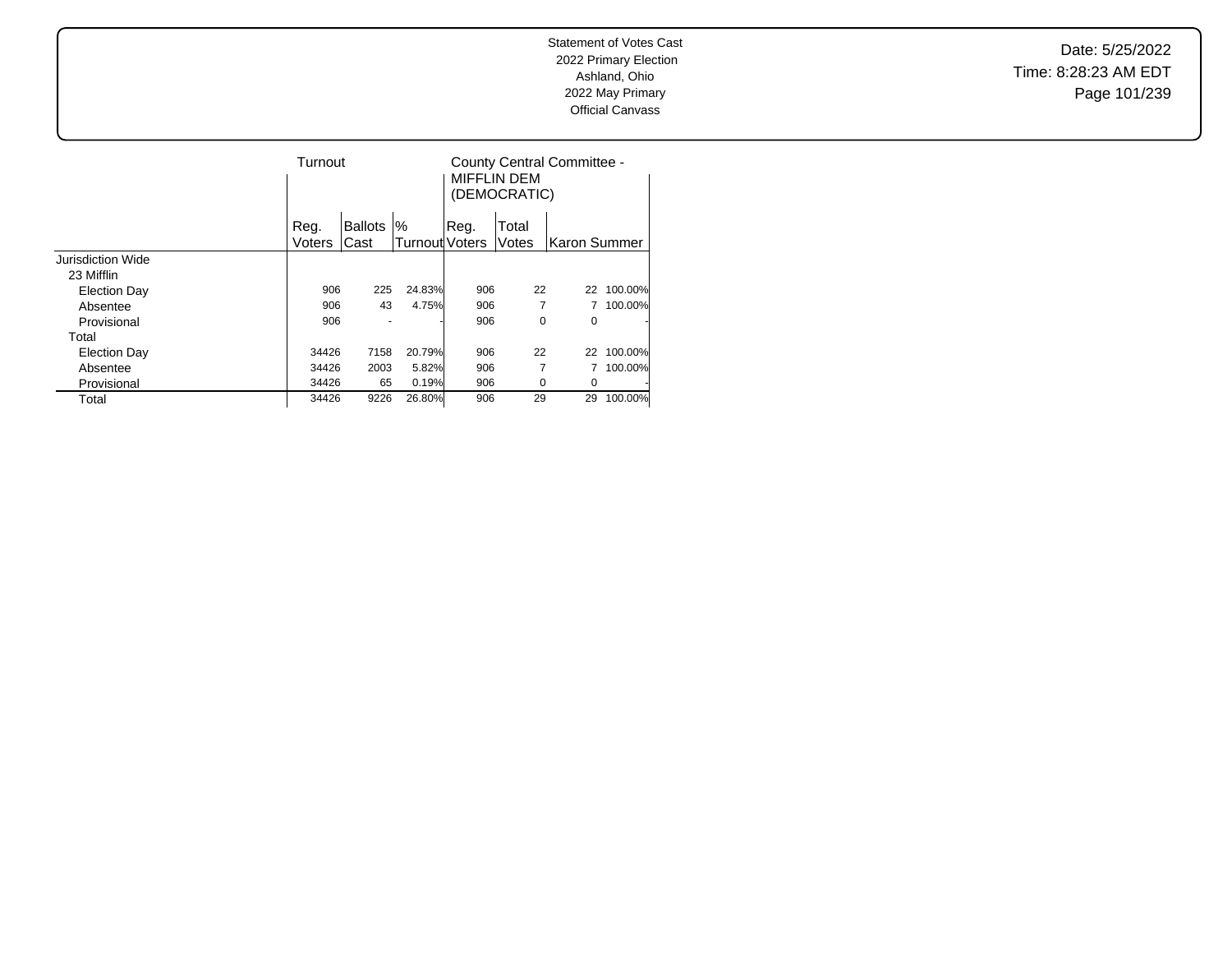Statement of Votes Cast
2022 Primary Election
Ashland, Ohio
2022 May Primary
Official Canvass

Date: 5/25/2022
Time: 8:28:23 AM EDT

| | Turnout | | | County Central Committee - MIFFLIN DEM (DEMOCRATIC) | | | |
|---|---|---|---|---|---|---|---|
| | Reg. Voters | Ballots Cast | % Turnout | Reg. Voters | Total Votes | Karon Summer | |
| Jurisdiction Wide | | | | | | | |
| 23 Mifflin | | | | | | | |
| Election Day | 906 | 225 | 24.83% | 906 | 22 | 22 | 100.00% |
| Absentee | 906 | 43 | 4.75% | 906 | 7 | 7 | 100.00% |
| Provisional | 906 | - | - | 906 | 0 | 0 | - |
| Total | | | | | | | |
| Election Day | 34426 | 7158 | 20.79% | 906 | 22 | 22 | 100.00% |
| Absentee | 34426 | 2003 | 5.82% | 906 | 7 | 7 | 100.00% |
| Provisional | 34426 | 65 | 0.19% | 906 | 0 | 0 | - |
| Total | 34426 | 9226 | 26.80% | 906 | 29 | 29 | 100.00% |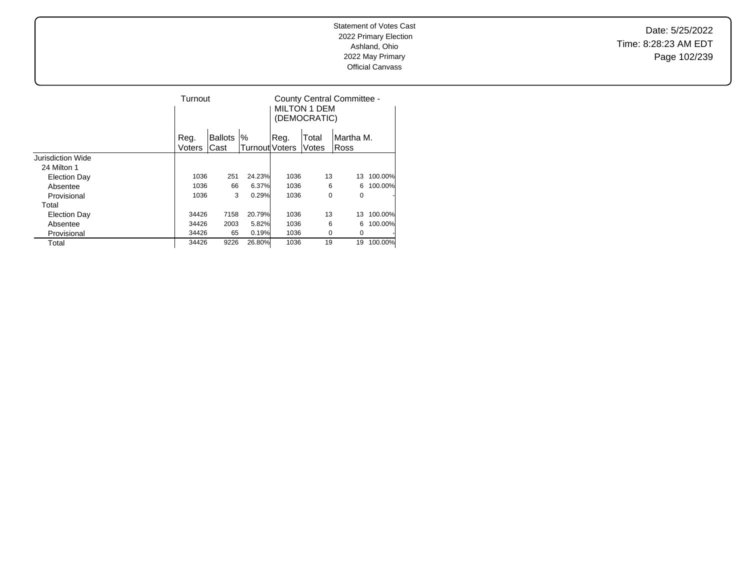Statement of Votes Cast
2022 Primary Election
Ashland, Ohio
2022 May Primary
Official Canvass

Date: 5/25/2022
Time: 8:28:23 AM EDT

| | Turnout | | | County Central Committee - MILTON 1 DEM (DEMOCRATIC) | | | |
|---|---|---|---|---|---|---|---|
| | Reg. Voters | Ballots Cast | % Turnout | Reg. Voters | Total Votes | Martha M. Ross | |
| Jurisdiction Wide | | | | | | | |
| 24 Milton 1 | | | | | | | |
| Election Day | 1036 | 251 | 24.23% | 1036 | 13 | 13 | 100.00% |
| Absentee | 1036 | 66 | 6.37% | 1036 | 6 | 6 | 100.00% |
| Provisional | 1036 | 3 | 0.29% | 1036 | 0 | 0 | - |
| Total | | | | | | | |
| Election Day | 34426 | 7158 | 20.79% | 1036 | 13 | 13 | 100.00% |
| Absentee | 34426 | 2003 | 5.82% | 1036 | 6 | 6 | 100.00% |
| Provisional | 34426 | 65 | 0.19% | 1036 | 0 | 0 | - |
| Total | 34426 | 9226 | 26.80% | 1036 | 19 | 19 | 100.00% |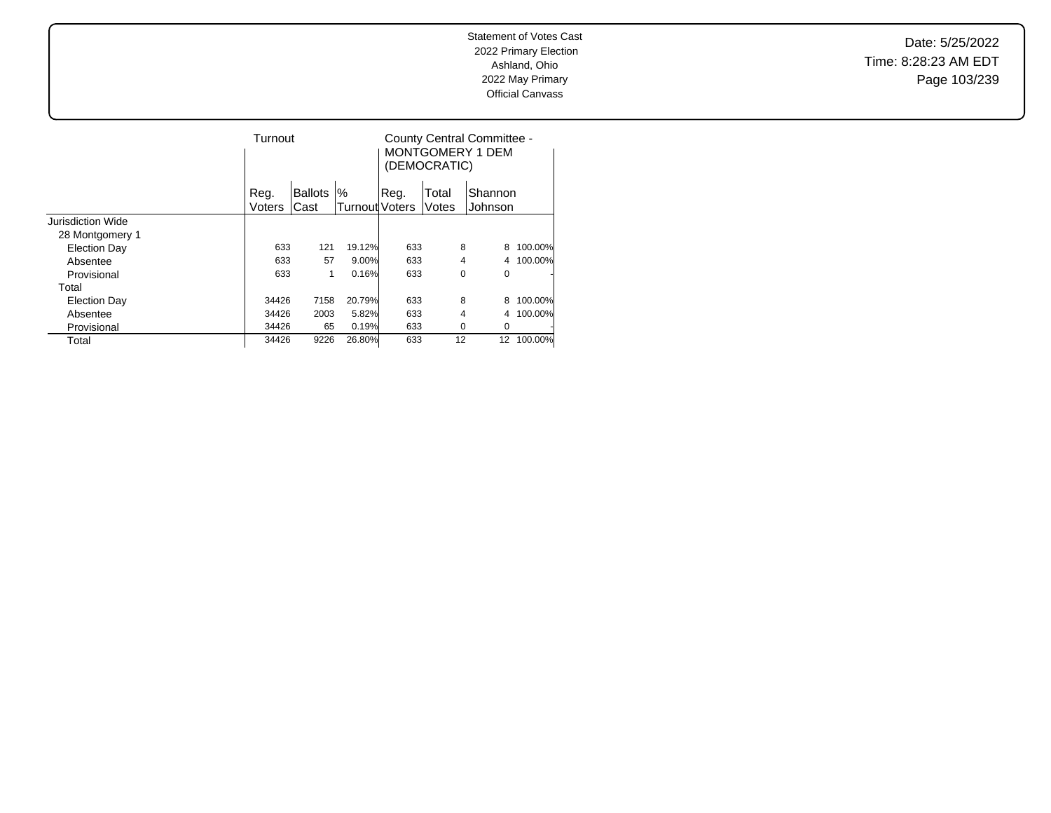Statement of Votes Cast
2022 Primary Election
Ashland, Ohio
2022 May Primary
Official Canvass

Date: 5/25/2022
Time: 8:28:23 AM EDT

| | Turnout | | | County Central Committee - MONTGOMERY 1 DEM (DEMOCRATIC) | | | |
|---|---|---|---|---|---|---|---|
| | Reg. Voters | Ballots Cast | % Turnout | Reg. Voters | Total Votes | Shannon Johnson | |
| Jurisdiction Wide | | | | | | | |
| 28 Montgomery 1 | | | | | | | |
| Election Day | 633 | 121 | 19.12% | 633 | 8 | 8 | 100.00% |
| Absentee | 633 | 57 | 9.00% | 633 | 4 | 4 | 100.00% |
| Provisional | 633 | 1 | 0.16% | 633 | 0 | 0 | - |
| Total | | | | | | | |
| Election Day | 34426 | 7158 | 20.79% | 633 | 8 | 8 | 100.00% |
| Absentee | 34426 | 2003 | 5.82% | 633 | 4 | 4 | 100.00% |
| Provisional | 34426 | 65 | 0.19% | 633 | 0 | 0 | - |
| Total | 34426 | 9226 | 26.80% | 633 | 12 | 12 | 100.00% |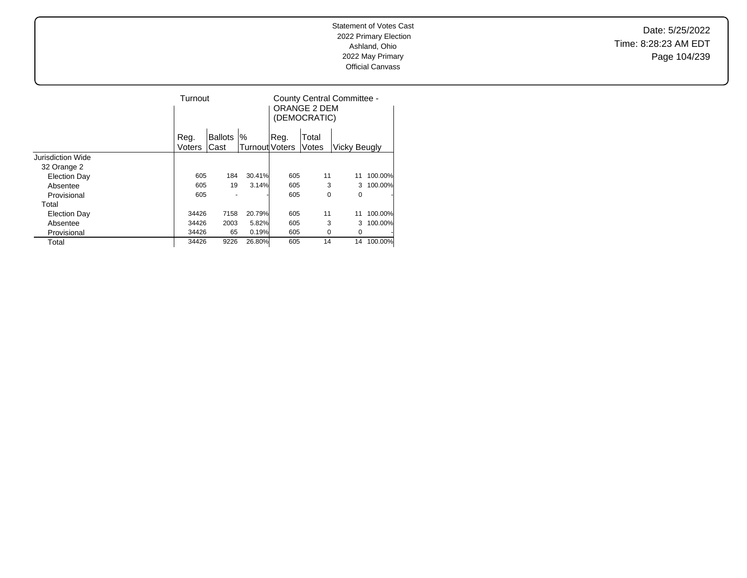Statement of Votes Cast
2022 Primary Election
Ashland, Ohio
2022 May Primary
Official Canvass

Date: 5/25/2022
Time: 8:28:23 AM EDT

| | Turnout | | | County Central Committee - ORANGE 2 DEM (DEMOCRATIC) | | | |
|---|---|---|---|---|---|---|---|
| | Reg. Voters | Ballots Cast | % Turnout | Reg. Voters | Total Votes | Vicky Beugly | |
| Jurisdiction Wide | | | | | | | |
| 32 Orange 2 | | | | | | | |
| Election Day | 605 | 184 | 30.41% | 605 | 11 | 11 | 100.00% |
| Absentee | 605 | 19 | 3.14% | 605 | 3 | 3 | 100.00% |
| Provisional | 605 | - | - | 605 | 0 | 0 | - |
| Total | | | | | | | |
| Election Day | 34426 | 7158 | 20.79% | 605 | 11 | 11 | 100.00% |
| Absentee | 34426 | 2003 | 5.82% | 605 | 3 | 3 | 100.00% |
| Provisional | 34426 | 65 | 0.19% | 605 | 0 | 0 | - |
| Total | 34426 | 9226 | 26.80% | 605 | 14 | 14 | 100.00% |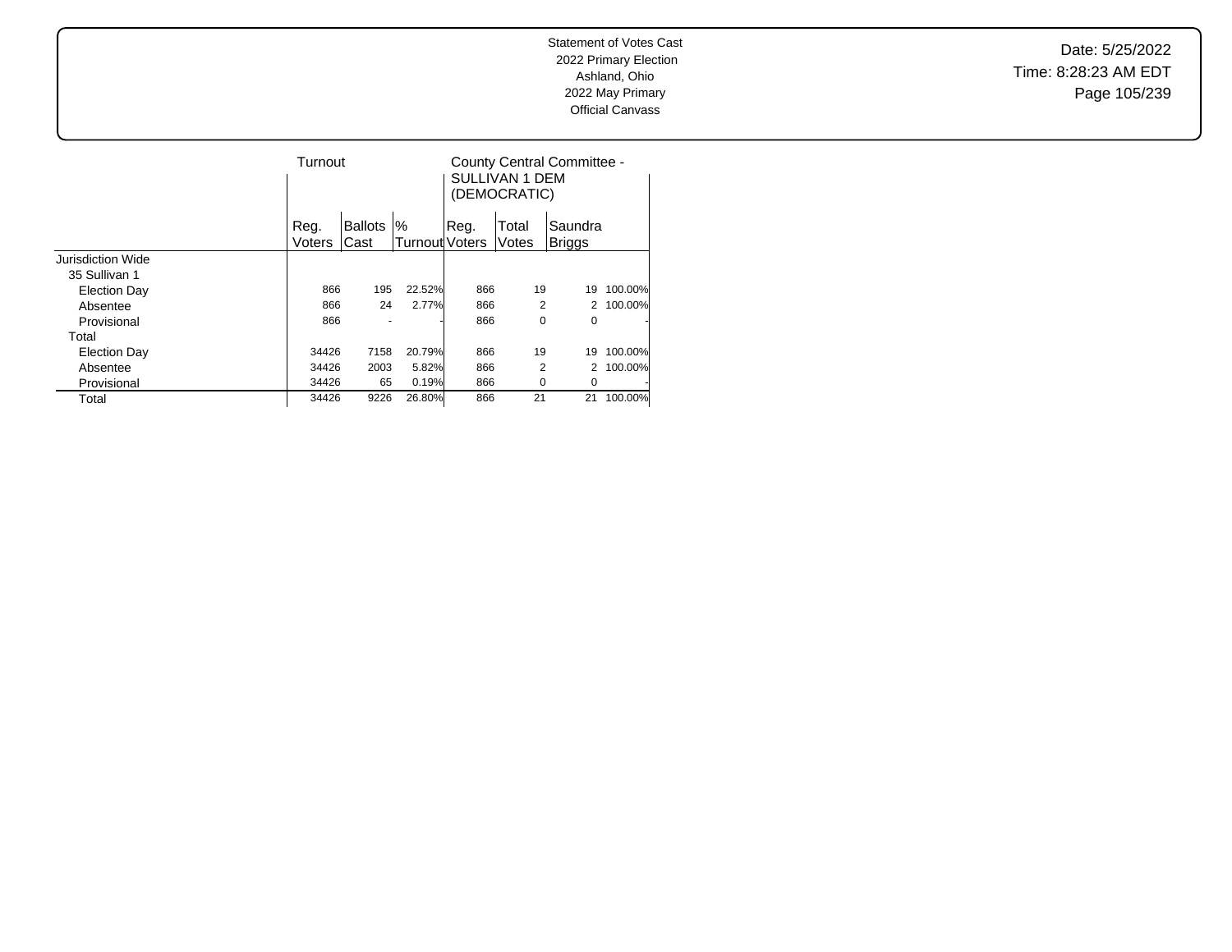Statement of Votes Cast
2022 Primary Election
Ashland, Ohio
2022 May Primary
Official Canvass

Date: 5/25/2022
Time: 8:28:23 AM EDT

| | Turnout | | | County Central Committee - SULLIVAN 1 DEM (DEMOCRATIC) | | | |
|---|---|---|---|---|---|---|---|
| | Reg. Voters | Ballots Cast | % Turnout | Reg. Voters | Total Votes | Saundra Briggs | |
| Jurisdiction Wide | | | | | | | |
| 35 Sullivan 1 | | | | | | | |
| Election Day | 866 | 195 | 22.52% | 866 | 19 | 19 | 100.00% |
| Absentee | 866 | 24 | 2.77% | 866 | 2 | 2 | 100.00% |
| Provisional | 866 | - | - | 866 | 0 | 0 | - |
| Total | | | | | | | |
| Election Day | 34426 | 7158 | 20.79% | 866 | 19 | 19 | 100.00% |
| Absentee | 34426 | 2003 | 5.82% | 866 | 2 | 2 | 100.00% |
| Provisional | 34426 | 65 | 0.19% | 866 | 0 | 0 | - |
| Total | 34426 | 9226 | 26.80% | 866 | 21 | 21 | 100.00% |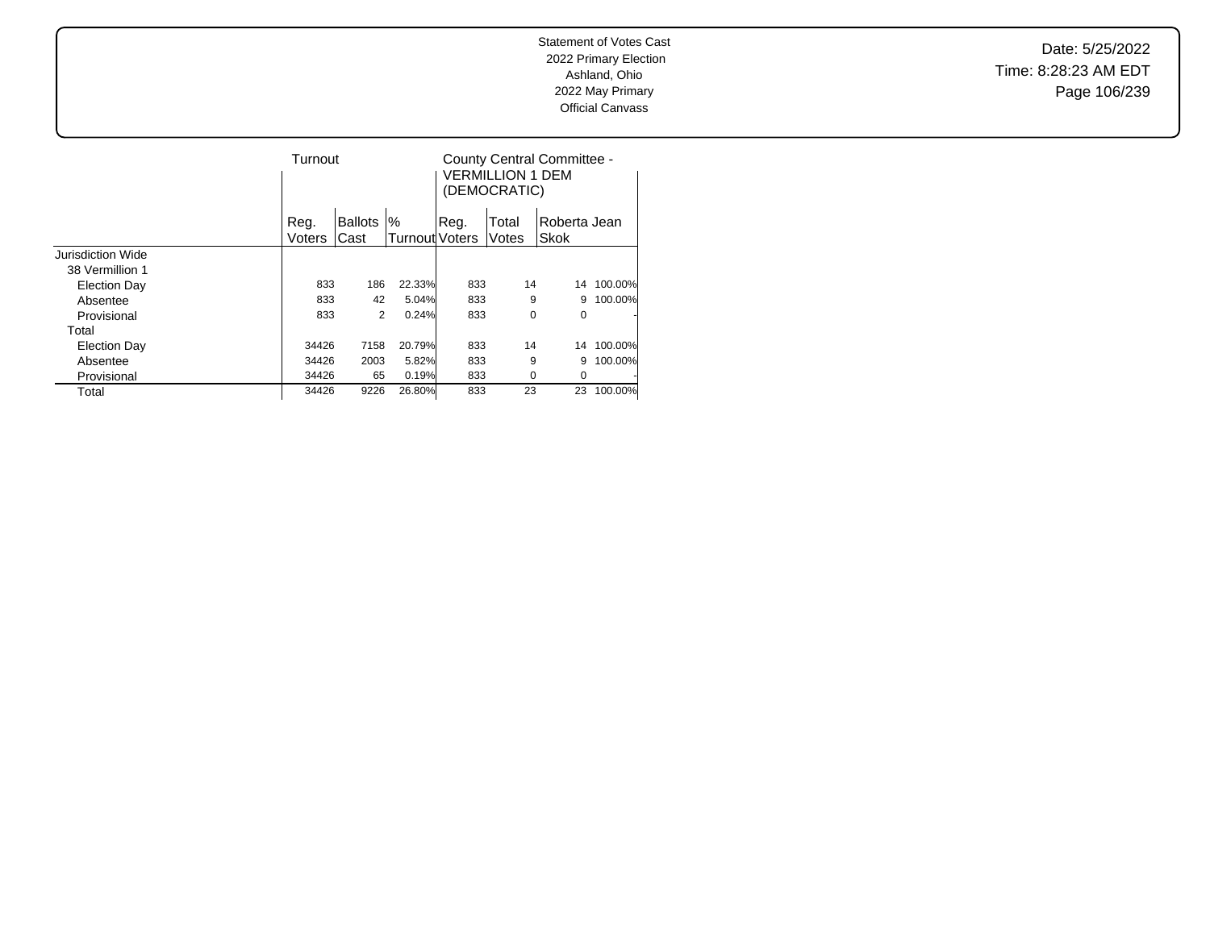Statement of Votes Cast
2022 Primary Election
Ashland, Ohio
2022 May Primary
Official Canvass

Date: 5/25/2022
Time: 8:28:23 AM EDT

| | Turnout | | | County Central Committee - VERMILLION 1 DEM (DEMOCRATIC) | | | |
|---|---|---|---|---|---|---|---|
| | Reg. Voters | Ballots Cast | % Turnout | Reg. Voters | Total Votes | Roberta Jean Skok | |
| Jurisdiction Wide | | | | | | | |
| 38 Vermillion 1 | | | | | | | |
| Election Day | 833 | 186 | 22.33% | 833 | 14 | 14 | 100.00% |
| Absentee | 833 | 42 | 5.04% | 833 | 9 | 9 | 100.00% |
| Provisional | 833 | 2 | 0.24% | 833 | 0 | 0 | - |
| Total | | | | | | | |
| Election Day | 34426 | 7158 | 20.79% | 833 | 14 | 14 | 100.00% |
| Absentee | 34426 | 2003 | 5.82% | 833 | 9 | 9 | 100.00% |
| Provisional | 34426 | 65 | 0.19% | 833 | 0 | 0 | - |
| Total | 34426 | 9226 | 26.80% | 833 | 23 | 23 | 100.00% |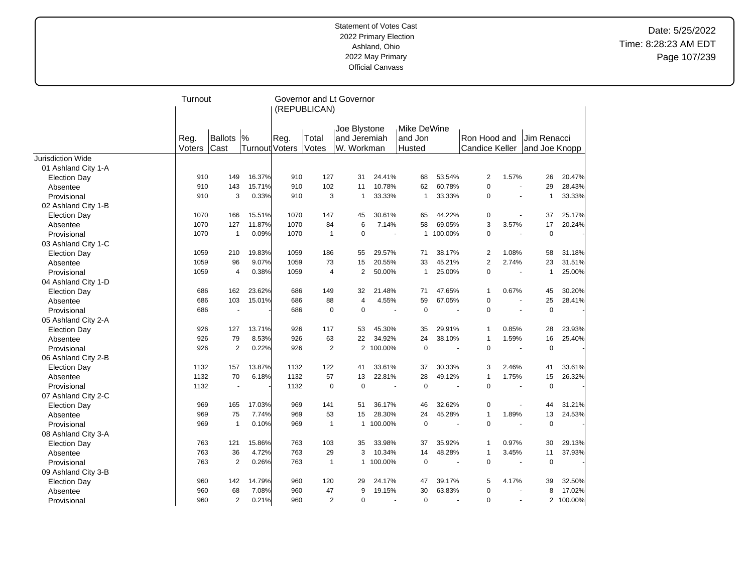Statement of Votes Cast
2022 Primary Election
Ashland, Ohio
2022 May Primary
Official Canvass

Date: 5/25/2022
Time: 8:28:23 AM EDT

| | Turnout | | | Governor and Lt Governor (REPUBLICAN) | | | | | | | | | |
|---|---|---|---|---|---|---|---|---|---|---|---|---|---|
| | Reg. Voters | Ballots Cast | % Turnout | Reg. Voters | Total Votes | Joe Blystone and Jeremiah W. Workman | | Mike DeWine and Jon Husted | | Ron Hood and Candice Keller | | Jim Renacci and Joe Knopp | |
| Jurisdiction Wide | | | | | | | | | | | | | |
| 01 Ashland City 1-A | | | | | | | | | | | | | |
| Election Day | 910 | 149 | 16.37% | 910 | 127 | 31 | 24.41% | 68 | 53.54% | 2 | 1.57% | 26 | 20.47% |
| Absentee | 910 | 143 | 15.71% | 910 | 102 | 11 | 10.78% | 62 | 60.78% | 0 | - | 29 | 28.43% |
| Provisional | 910 | 3 | 0.33% | 910 | 3 | 1 | 33.33% | 1 | 33.33% | 0 | - | 1 | 33.33% |
| 02 Ashland City 1-B | | | | | | | | | | | | | |
| Election Day | 1070 | 166 | 15.51% | 1070 | 147 | 45 | 30.61% | 65 | 44.22% | 0 | - | 37 | 25.17% |
| Absentee | 1070 | 127 | 11.87% | 1070 | 84 | 6 | 7.14% | 58 | 69.05% | 3 | 3.57% | 17 | 20.24% |
| Provisional | 1070 | 1 | 0.09% | 1070 | 1 | 0 | - | 1 | 100.00% | 0 | - | 0 | - |
| 03 Ashland City 1-C | | | | | | | | | | | | | |
| Election Day | 1059 | 210 | 19.83% | 1059 | 186 | 55 | 29.57% | 71 | 38.17% | 2 | 1.08% | 58 | 31.18% |
| Absentee | 1059 | 96 | 9.07% | 1059 | 73 | 15 | 20.55% | 33 | 45.21% | 2 | 2.74% | 23 | 31.51% |
| Provisional | 1059 | 4 | 0.38% | 1059 | 4 | 2 | 50.00% | 1 | 25.00% | 0 | - | 1 | 25.00% |
| 04 Ashland City 1-D | | | | | | | | | | | | | |
| Election Day | 686 | 162 | 23.62% | 686 | 149 | 32 | 21.48% | 71 | 47.65% | 1 | 0.67% | 45 | 30.20% |
| Absentee | 686 | 103 | 15.01% | 686 | 88 | 4 | 4.55% | 59 | 67.05% | 0 | - | 25 | 28.41% |
| Provisional | 686 | - | - | 686 | 0 | 0 | - | 0 | - | 0 | - | 0 | - |
| 05 Ashland City 2-A | | | | | | | | | | | | | |
| Election Day | 926 | 127 | 13.71% | 926 | 117 | 53 | 45.30% | 35 | 29.91% | 1 | 0.85% | 28 | 23.93% |
| Absentee | 926 | 79 | 8.53% | 926 | 63 | 22 | 34.92% | 24 | 38.10% | 1 | 1.59% | 16 | 25.40% |
| Provisional | 926 | 2 | 0.22% | 926 | 2 | 2 | 100.00% | 0 | - | 0 | - | 0 | - |
| 06 Ashland City 2-B | | | | | | | | | | | | | |
| Election Day | 1132 | 157 | 13.87% | 1132 | 122 | 41 | 33.61% | 37 | 30.33% | 3 | 2.46% | 41 | 33.61% |
| Absentee | 1132 | 70 | 6.18% | 1132 | 57 | 13 | 22.81% | 28 | 49.12% | 1 | 1.75% | 15 | 26.32% |
| Provisional | 1132 | - | - | 1132 | 0 | 0 | - | 0 | - | 0 | - | 0 | - |
| 07 Ashland City 2-C | | | | | | | | | | | | | |
| Election Day | 969 | 165 | 17.03% | 969 | 141 | 51 | 36.17% | 46 | 32.62% | 0 | - | 44 | 31.21% |
| Absentee | 969 | 75 | 7.74% | 969 | 53 | 15 | 28.30% | 24 | 45.28% | 1 | 1.89% | 13 | 24.53% |
| Provisional | 969 | 1 | 0.10% | 969 | 1 | 1 | 100.00% | 0 | - | 0 | - | 0 | - |
| 08 Ashland City 3-A | | | | | | | | | | | | | |
| Election Day | 763 | 121 | 15.86% | 763 | 103 | 35 | 33.98% | 37 | 35.92% | 1 | 0.97% | 30 | 29.13% |
| Absentee | 763 | 36 | 4.72% | 763 | 29 | 3 | 10.34% | 14 | 48.28% | 1 | 3.45% | 11 | 37.93% |
| Provisional | 763 | 2 | 0.26% | 763 | 1 | 1 | 100.00% | 0 | - | 0 | - | 0 | - |
| 09 Ashland City 3-B | | | | | | | | | | | | | |
| Election Day | 960 | 142 | 14.79% | 960 | 120 | 29 | 24.17% | 47 | 39.17% | 5 | 4.17% | 39 | 32.50% |
| Absentee | 960 | 68 | 7.08% | 960 | 47 | 9 | 19.15% | 30 | 63.83% | 0 | - | 8 | 17.02% |
| Provisional | 960 | 2 | 0.21% | 960 | 2 | 0 | - | 0 | - | 0 | - | 2 | 100.00% |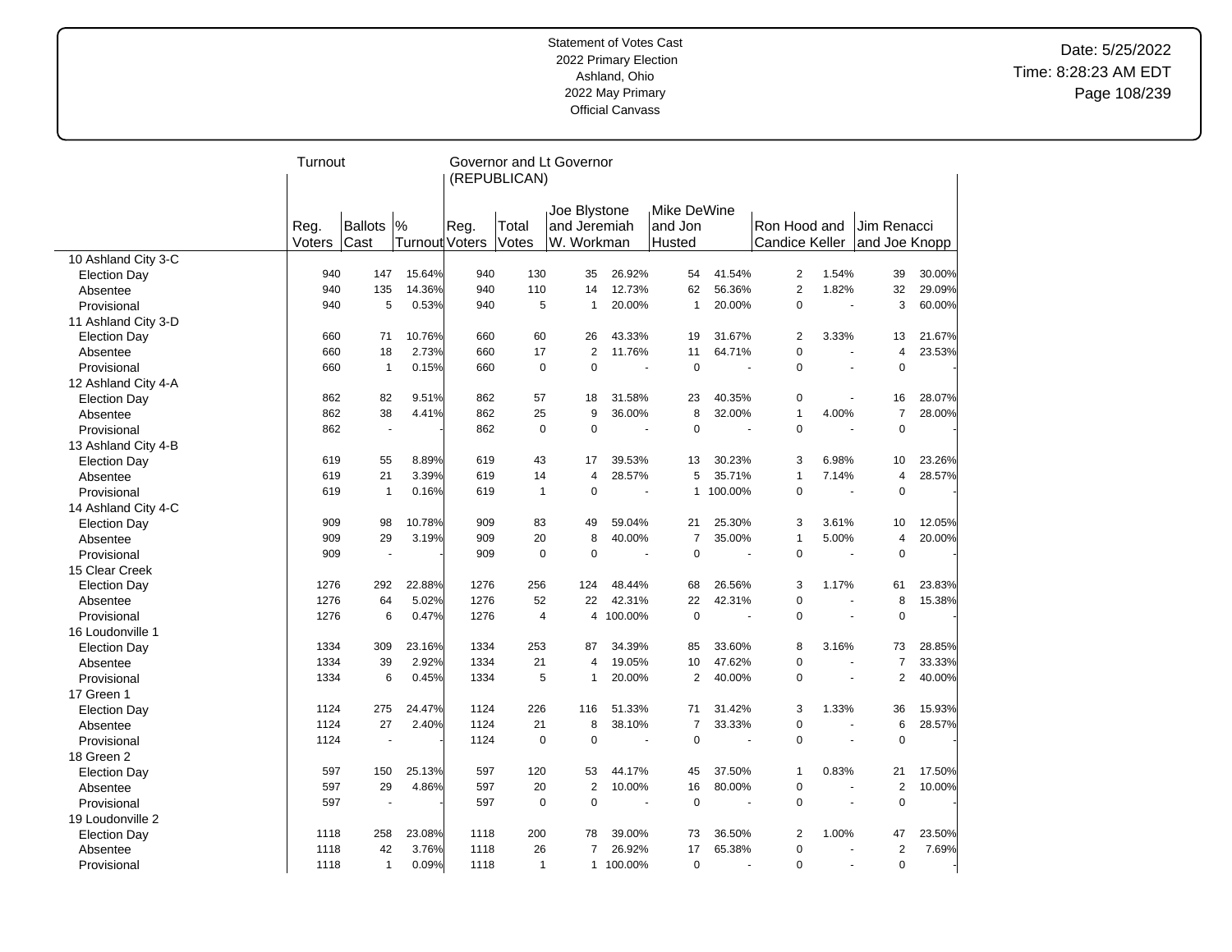Statement of Votes Cast
2022 Primary Election
Ashland, Ohio
2022 May Primary
Official Canvass

Date: 5/25/2022
Time: 8:28:23 AM EDT

| | Turnout | | | Governor and Lt Governor (REPUBLICAN) | | | | | | | | | |
|---|---|---|---|---|---|---|---|---|---|---|---|---|---|
| | Reg. Voters | Ballots Cast | % Turnout | Reg. Voters | Total Votes | Joe Blystone and Jeremiah W. Workman | | Mike DeWine and Jon Husted | | Ron Hood and Candice Keller | | Jim Renacci and Joe Knopp | |
| 10 Ashland City 3-C | | | | | | | | | | | | | |
| Election Day | 940 | 147 | 15.64% | 940 | 130 | 35 | 26.92% | 54 | 41.54% | 2 | 1.54% | 39 | 30.00% |
| Absentee | 940 | 135 | 14.36% | 940 | 110 | 14 | 12.73% | 62 | 56.36% | 2 | 1.82% | 32 | 29.09% |
| Provisional | 940 | 5 | 0.53% | 940 | 5 | 1 | 20.00% | 1 | 20.00% | 0 | - | 3 | 60.00% |
| 11 Ashland City 3-D | | | | | | | | | | | | | |
| Election Day | 660 | 71 | 10.76% | 660 | 60 | 26 | 43.33% | 19 | 31.67% | 2 | 3.33% | 13 | 21.67% |
| Absentee | 660 | 18 | 2.73% | 660 | 17 | 2 | 11.76% | 11 | 64.71% | 0 | - | 4 | 23.53% |
| Provisional | 660 | 1 | 0.15% | 660 | 0 | 0 | - | 0 | - | 0 | - | 0 | - |
| 12 Ashland City 4-A | | | | | | | | | | | | | |
| Election Day | 862 | 82 | 9.51% | 862 | 57 | 18 | 31.58% | 23 | 40.35% | 0 | - | 16 | 28.07% |
| Absentee | 862 | 38 | 4.41% | 862 | 25 | 9 | 36.00% | 8 | 32.00% | 1 | 4.00% | 7 | 28.00% |
| Provisional | 862 | - | - | 862 | 0 | 0 | - | 0 | - | 0 | - | 0 | - |
| 13 Ashland City 4-B | | | | | | | | | | | | | |
| Election Day | 619 | 55 | 8.89% | 619 | 43 | 17 | 39.53% | 13 | 30.23% | 3 | 6.98% | 10 | 23.26% |
| Absentee | 619 | 21 | 3.39% | 619 | 14 | 4 | 28.57% | 5 | 35.71% | 1 | 7.14% | 4 | 28.57% |
| Provisional | 619 | 1 | 0.16% | 619 | 1 | 0 | - | 1 | 100.00% | 0 | - | 0 | - |
| 14 Ashland City 4-C | | | | | | | | | | | | | |
| Election Day | 909 | 98 | 10.78% | 909 | 83 | 49 | 59.04% | 21 | 25.30% | 3 | 3.61% | 10 | 12.05% |
| Absentee | 909 | 29 | 3.19% | 909 | 20 | 8 | 40.00% | 7 | 35.00% | 1 | 5.00% | 4 | 20.00% |
| Provisional | 909 | - | - | 909 | 0 | 0 | - | 0 | - | 0 | - | 0 | - |
| 15 Clear Creek | | | | | | | | | | | | | |
| Election Day | 1276 | 292 | 22.88% | 1276 | 256 | 124 | 48.44% | 68 | 26.56% | 3 | 1.17% | 61 | 23.83% |
| Absentee | 1276 | 64 | 5.02% | 1276 | 52 | 22 | 42.31% | 22 | 42.31% | 0 | - | 8 | 15.38% |
| Provisional | 1276 | 6 | 0.47% | 1276 | 4 | 4 | 100.00% | 0 | - | 0 | - | 0 | - |
| 16 Loudonville 1 | | | | | | | | | | | | | |
| Election Day | 1334 | 309 | 23.16% | 1334 | 253 | 87 | 34.39% | 85 | 33.60% | 8 | 3.16% | 73 | 28.85% |
| Absentee | 1334 | 39 | 2.92% | 1334 | 21 | 4 | 19.05% | 10 | 47.62% | 0 | - | 7 | 33.33% |
| Provisional | 1334 | 6 | 0.45% | 1334 | 5 | 1 | 20.00% | 2 | 40.00% | 0 | - | 2 | 40.00% |
| 17 Green 1 | | | | | | | | | | | | | |
| Election Day | 1124 | 275 | 24.47% | 1124 | 226 | 116 | 51.33% | 71 | 31.42% | 3 | 1.33% | 36 | 15.93% |
| Absentee | 1124 | 27 | 2.40% | 1124 | 21 | 8 | 38.10% | 7 | 33.33% | 0 | - | 6 | 28.57% |
| Provisional | 1124 | - | - | 1124 | 0 | 0 | - | 0 | - | 0 | - | 0 | - |
| 18 Green 2 | | | | | | | | | | | | | |
| Election Day | 597 | 150 | 25.13% | 597 | 120 | 53 | 44.17% | 45 | 37.50% | 1 | 0.83% | 21 | 17.50% |
| Absentee | 597 | 29 | 4.86% | 597 | 20 | 2 | 10.00% | 16 | 80.00% | 0 | - | 2 | 10.00% |
| Provisional | 597 | - | - | 597 | 0 | 0 | - | 0 | - | 0 | - | 0 | - |
| 19 Loudonville 2 | | | | | | | | | | | | | |
| Election Day | 1118 | 258 | 23.08% | 1118 | 200 | 78 | 39.00% | 73 | 36.50% | 2 | 1.00% | 47 | 23.50% |
| Absentee | 1118 | 42 | 3.76% | 1118 | 26 | 7 | 26.92% | 17 | 65.38% | 0 | - | 2 | 7.69% |
| Provisional | 1118 | 1 | 0.09% | 1118 | 1 | 1 | 100.00% | 0 | - | 0 | - | 0 | - |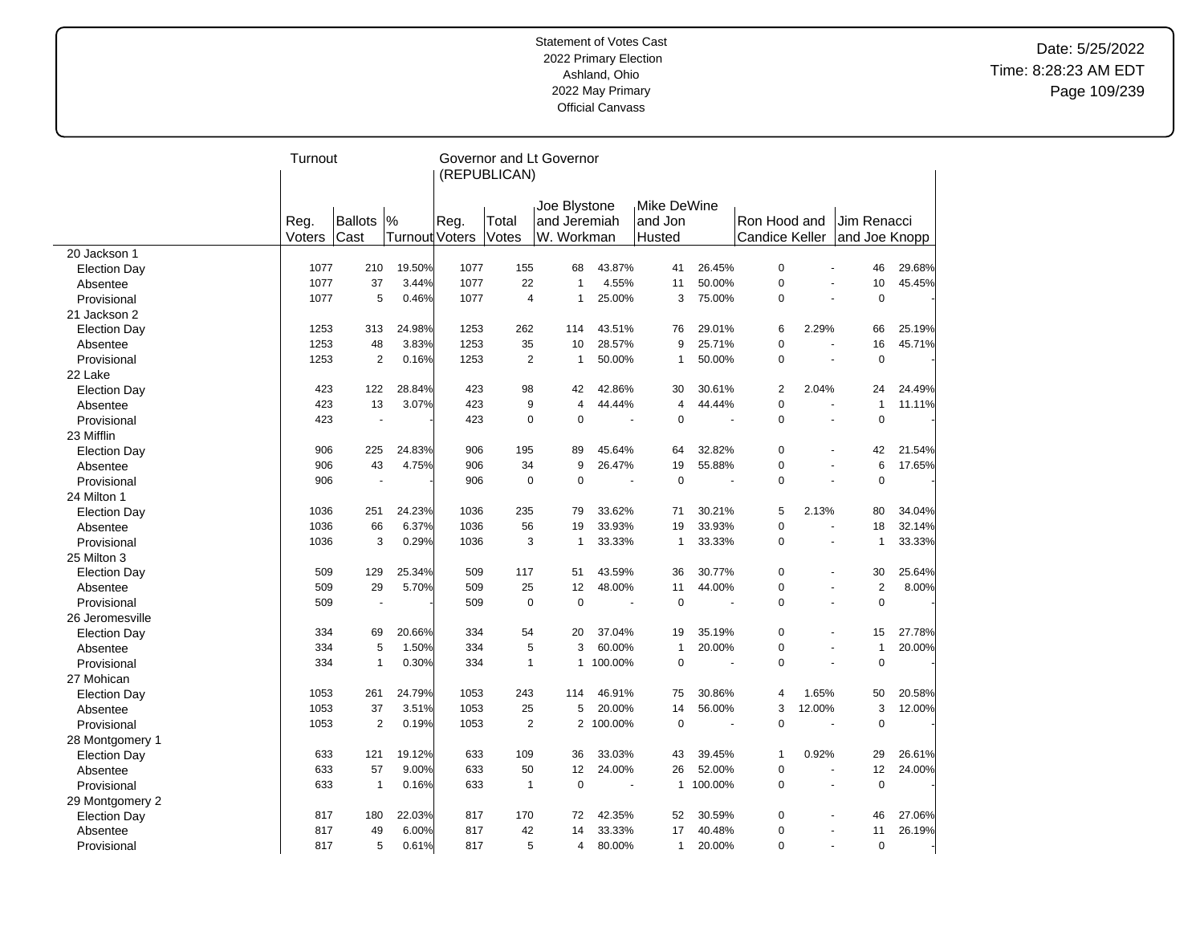Statement of Votes Cast
2022 Primary Election
Ashland, Ohio
2022 May Primary
Official Canvass

Date: 5/25/2022
Time: 8:28:23 AM EDT

| | Turnout | | | Governor and Lt Governor (REPUBLICAN) | | | | | | | | | |
|---|---|---|---|---|---|---|---|---|---|---|---|---|---|
| | Reg. Voters | Ballots Cast | % Turnout | Reg. Voters | Total Votes | Joe Blystone and Jeremiah W. Workman | | Mike DeWine and Jon Husted | | Ron Hood and Candice Keller | | Jim Renacci and Joe Knopp | |
| 20 Jackson 1 | | | | | | | | | | | | | |
| Election Day | 1077 | 210 | 19.50% | 1077 | 155 | 68 | 43.87% | 41 | 26.45% | 0 | - | 46 | 29.68% |
| Absentee | 1077 | 37 | 3.44% | 1077 | 22 | 1 | 4.55% | 11 | 50.00% | 0 | - | 10 | 45.45% |
| Provisional | 1077 | 5 | 0.46% | 1077 | 4 | 1 | 25.00% | 3 | 75.00% | 0 | - | 0 | - |
| 21 Jackson 2 | | | | | | | | | | | | | |
| Election Day | 1253 | 313 | 24.98% | 1253 | 262 | 114 | 43.51% | 76 | 29.01% | 6 | 2.29% | 66 | 25.19% |
| Absentee | 1253 | 48 | 3.83% | 1253 | 35 | 10 | 28.57% | 9 | 25.71% | 0 | - | 16 | 45.71% |
| Provisional | 1253 | 2 | 0.16% | 1253 | 2 | 1 | 50.00% | 1 | 50.00% | 0 | - | 0 | - |
| 22 Lake | | | | | | | | | | | | | |
| Election Day | 423 | 122 | 28.84% | 423 | 98 | 42 | 42.86% | 30 | 30.61% | 2 | 2.04% | 24 | 24.49% |
| Absentee | 423 | 13 | 3.07% | 423 | 9 | 4 | 44.44% | 4 | 44.44% | 0 | - | 1 | 11.11% |
| Provisional | 423 | - | - | 423 | 0 | 0 | - | 0 | - | 0 | - | 0 | - |
| 23 Mifflin | | | | | | | | | | | | | |
| Election Day | 906 | 225 | 24.83% | 906 | 195 | 89 | 45.64% | 64 | 32.82% | 0 | - | 42 | 21.54% |
| Absentee | 906 | 43 | 4.75% | 906 | 34 | 9 | 26.47% | 19 | 55.88% | 0 | - | 6 | 17.65% |
| Provisional | 906 | - | - | 906 | 0 | 0 | - | 0 | - | 0 | - | 0 | - |
| 24 Milton 1 | | | | | | | | | | | | | |
| Election Day | 1036 | 251 | 24.23% | 1036 | 235 | 79 | 33.62% | 71 | 30.21% | 5 | 2.13% | 80 | 34.04% |
| Absentee | 1036 | 66 | 6.37% | 1036 | 56 | 19 | 33.93% | 19 | 33.93% | 0 | - | 18 | 32.14% |
| Provisional | 1036 | 3 | 0.29% | 1036 | 3 | 1 | 33.33% | 1 | 33.33% | 0 | - | 1 | 33.33% |
| 25 Milton 3 | | | | | | | | | | | | | |
| Election Day | 509 | 129 | 25.34% | 509 | 117 | 51 | 43.59% | 36 | 30.77% | 0 | - | 30 | 25.64% |
| Absentee | 509 | 29 | 5.70% | 509 | 25 | 12 | 48.00% | 11 | 44.00% | 0 | - | 2 | 8.00% |
| Provisional | 509 | - | - | 509 | 0 | 0 | - | 0 | - | 0 | - | 0 | - |
| 26 Jeromesville | | | | | | | | | | | | | |
| Election Day | 334 | 69 | 20.66% | 334 | 54 | 20 | 37.04% | 19 | 35.19% | 0 | - | 15 | 27.78% |
| Absentee | 334 | 5 | 1.50% | 334 | 5 | 3 | 60.00% | 1 | 20.00% | 0 | - | 1 | 20.00% |
| Provisional | 334 | 1 | 0.30% | 334 | 1 | 1 | 100.00% | 0 | - | 0 | - | 0 | - |
| 27 Mohican | | | | | | | | | | | | | |
| Election Day | 1053 | 261 | 24.79% | 1053 | 243 | 114 | 46.91% | 75 | 30.86% | 4 | 1.65% | 50 | 20.58% |
| Absentee | 1053 | 37 | 3.51% | 1053 | 25 | 5 | 20.00% | 14 | 56.00% | 3 | 12.00% | 3 | 12.00% |
| Provisional | 1053 | 2 | 0.19% | 1053 | 2 | 2 | 100.00% | 0 | - | 0 | - | 0 | - |
| 28 Montgomery 1 | | | | | | | | | | | | | |
| Election Day | 633 | 121 | 19.12% | 633 | 109 | 36 | 33.03% | 43 | 39.45% | 1 | 0.92% | 29 | 26.61% |
| Absentee | 633 | 57 | 9.00% | 633 | 50 | 12 | 24.00% | 26 | 52.00% | 0 | - | 12 | 24.00% |
| Provisional | 633 | 1 | 0.16% | 633 | 1 | 0 | - | 1 | 100.00% | 0 | - | 0 | - |
| 29 Montgomery 2 | | | | | | | | | | | | | |
| Election Day | 817 | 180 | 22.03% | 817 | 170 | 72 | 42.35% | 52 | 30.59% | 0 | - | 46 | 27.06% |
| Absentee | 817 | 49 | 6.00% | 817 | 42 | 14 | 33.33% | 17 | 40.48% | 0 | - | 11 | 26.19% |
| Provisional | 817 | 5 | 0.61% | 817 | 5 | 4 | 80.00% | 1 | 20.00% | 0 | - | 0 | - |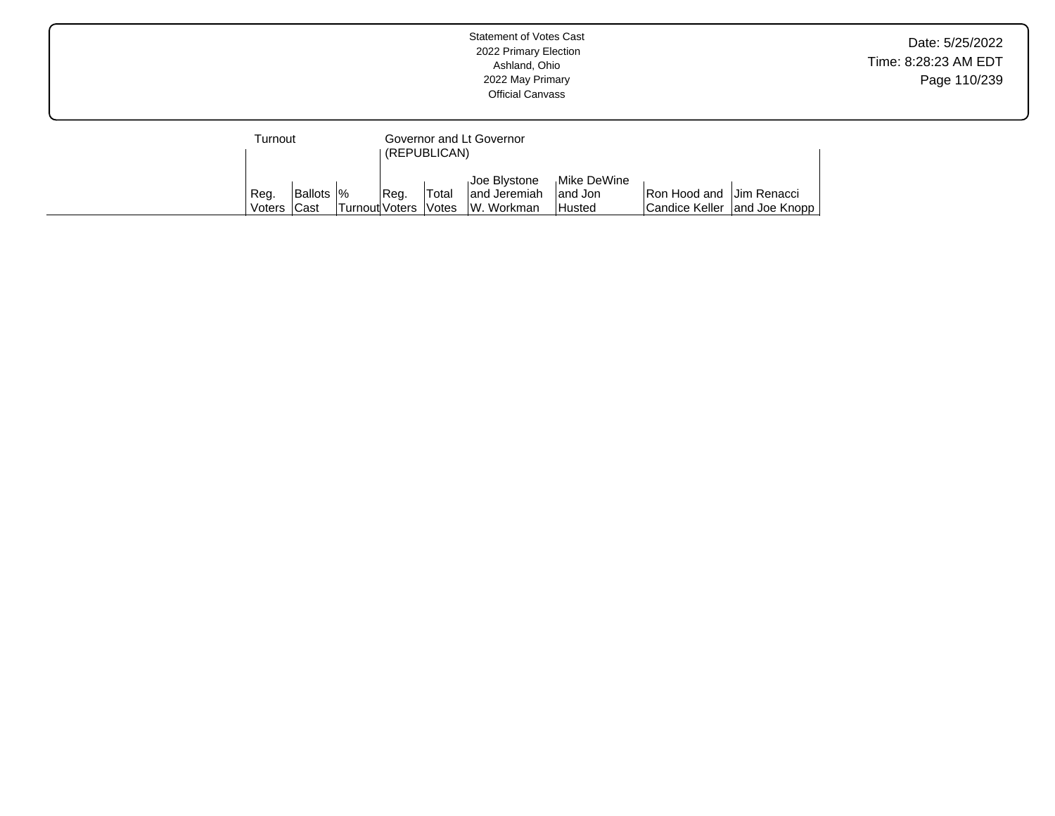Statement of Votes Cast
2022 Primary Election
Ashland, Ohio
2022 May Primary
Official Canvass

| | Turnout | | | Governor and Lt Governor (REPUBLICAN) | | | | | |
|---|---|---|---|---|---|---|---|---|---|
| | Reg. Voters | Ballots Cast | % Turnout | Reg. Voters | Total Votes | Joe Blystone and Jeremiah W. Workman | Mike DeWine and Jon Husted | Ron Hood and Candice Keller | Jim Renacci and Joe Knopp |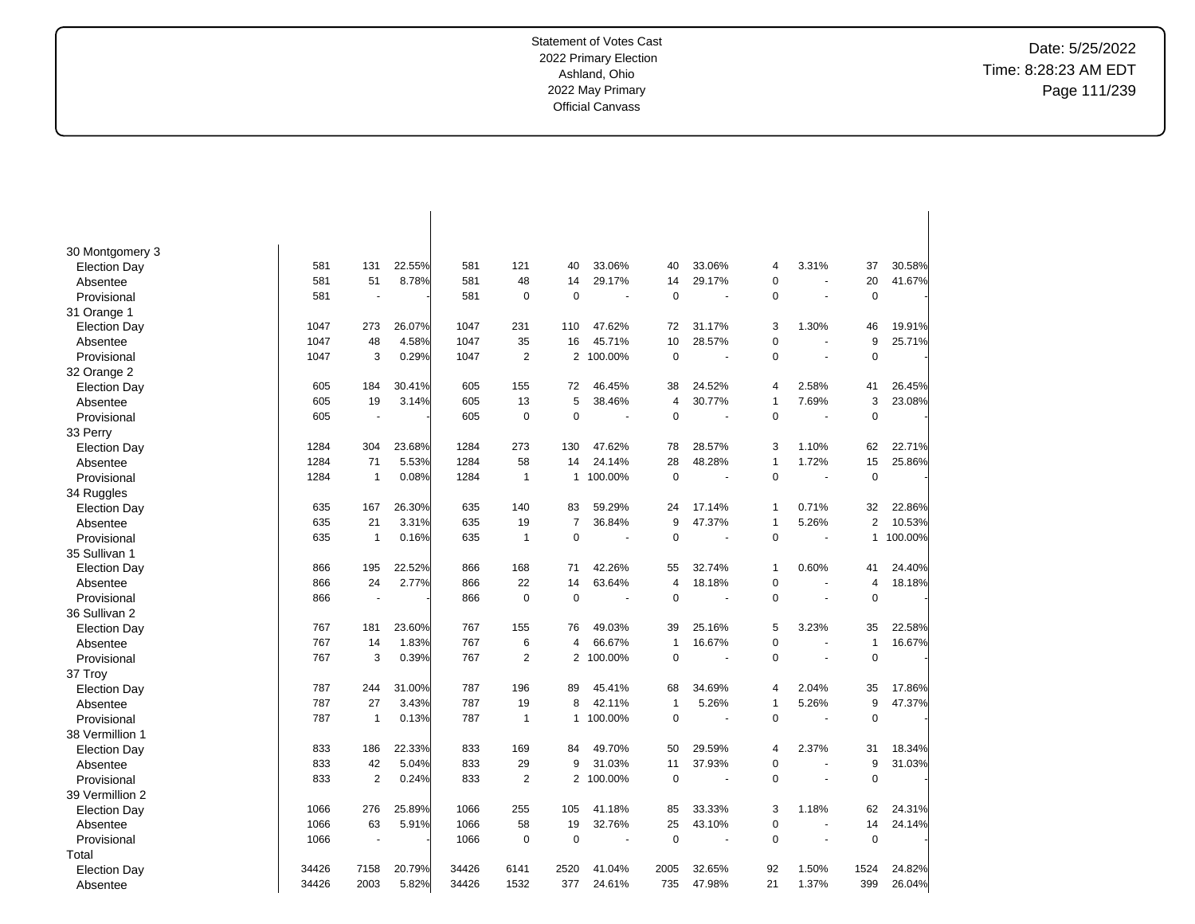Statement of Votes Cast
2022 Primary Election
Ashland, Ohio
2022 May Primary
Official Canvass

Date: 5/25/2022
Time: 8:28:23 AM EDT

| | | | | | | | | | | | | | | |
|---|---|---|---|---|---|---|---|---|---|---|---|---|---|---|
| **30 Montgomery 3** | | | | | | | | | | | | | | |
| Election Day | 581 | 131 | 22.55% | 581 | 121 | 40 | 33.06% | 40 | 33.06% | 4 | 3.31% | 37 | 30.58% |
| Absentee | 581 | 51 | 8.78% | 581 | 48 | 14 | 29.17% | 14 | 29.17% | 0 | - | 20 | 41.67% |
| Provisional | 581 | - | - | 581 | 0 | 0 | - | 0 | - | 0 | - | 0 | - |
| **31 Orange 1** | | | | | | | | | | | | | |
| Election Day | 1047 | 273 | 26.07% | 1047 | 231 | 110 | 47.62% | 72 | 31.17% | 3 | 1.30% | 46 | 19.91% |
| Absentee | 1047 | 48 | 4.58% | 1047 | 35 | 16 | 45.71% | 10 | 28.57% | 0 | - | 9 | 25.71% |
| Provisional | 1047 | 3 | 0.29% | 1047 | 2 | 2 | 100.00% | 0 | - | 0 | - | 0 | - |
| **32 Orange 2** | | | | | | | | | | | | | |
| Election Day | 605 | 184 | 30.41% | 605 | 155 | 72 | 46.45% | 38 | 24.52% | 4 | 2.58% | 41 | 26.45% |
| Absentee | 605 | 19 | 3.14% | 605 | 13 | 5 | 38.46% | 4 | 30.77% | 1 | 7.69% | 3 | 23.08% |
| Provisional | 605 | - | - | 605 | 0 | 0 | - | 0 | - | 0 | - | 0 | - |
| **33 Perry** | | | | | | | | | | | | | |
| Election Day | 1284 | 304 | 23.68% | 1284 | 273 | 130 | 47.62% | 78 | 28.57% | 3 | 1.10% | 62 | 22.71% |
| Absentee | 1284 | 71 | 5.53% | 1284 | 58 | 14 | 24.14% | 28 | 48.28% | 1 | 1.72% | 15 | 25.86% |
| Provisional | 1284 | 1 | 0.08% | 1284 | 1 | 1 | 100.00% | 0 | - | 0 | - | 0 | - |
| **34 Ruggles** | | | | | | | | | | | | | |
| Election Day | 635 | 167 | 26.30% | 635 | 140 | 83 | 59.29% | 24 | 17.14% | 1 | 0.71% | 32 | 22.86% |
| Absentee | 635 | 21 | 3.31% | 635 | 19 | 7 | 36.84% | 9 | 47.37% | 1 | 5.26% | 2 | 10.53% |
| Provisional | 635 | 1 | 0.16% | 635 | 1 | 0 | - | 0 | - | 0 | - | 1 | 100.00% |
| **35 Sullivan 1** | | | | | | | | | | | | | |
| Election Day | 866 | 195 | 22.52% | 866 | 168 | 71 | 42.26% | 55 | 32.74% | 1 | 0.60% | 41 | 24.40% |
| Absentee | 866 | 24 | 2.77% | 866 | 22 | 14 | 63.64% | 4 | 18.18% | 0 | - | 4 | 18.18% |
| Provisional | 866 | - | - | 866 | 0 | 0 | - | 0 | - | 0 | - | 0 | - |
| **36 Sullivan 2** | | | | | | | | | | | | | |
| Election Day | 767 | 181 | 23.60% | 767 | 155 | 76 | 49.03% | 39 | 25.16% | 5 | 3.23% | 35 | 22.58% |
| Absentee | 767 | 14 | 1.83% | 767 | 6 | 4 | 66.67% | 1 | 16.67% | 0 | - | 1 | 16.67% |
| Provisional | 767 | 3 | 0.39% | 767 | 2 | 2 | 100.00% | 0 | - | 0 | - | 0 | - |
| **37 Troy** | | | | | | | | | | | | | |
| Election Day | 787 | 244 | 31.00% | 787 | 196 | 89 | 45.41% | 68 | 34.69% | 4 | 2.04% | 35 | 17.86% |
| Absentee | 787 | 27 | 3.43% | 787 | 19 | 8 | 42.11% | 1 | 5.26% | 1 | 5.26% | 9 | 47.37% |
| Provisional | 787 | 1 | 0.13% | 787 | 1 | 1 | 100.00% | 0 | - | 0 | - | 0 | - |
| **38 Vermillion 1** | | | | | | | | | | | | | |
| Election Day | 833 | 186 | 22.33% | 833 | 169 | 84 | 49.70% | 50 | 29.59% | 4 | 2.37% | 31 | 18.34% |
| Absentee | 833 | 42 | 5.04% | 833 | 29 | 9 | 31.03% | 11 | 37.93% | 0 | - | 9 | 31.03% |
| Provisional | 833 | 2 | 0.24% | 833 | 2 | 2 | 100.00% | 0 | - | 0 | - | 0 | - |
| **39 Vermillion 2** | | | | | | | | | | | | | |
| Election Day | 1066 | 276 | 25.89% | 1066 | 255 | 105 | 41.18% | 85 | 33.33% | 3 | 1.18% | 62 | 24.31% |
| Absentee | 1066 | 63 | 5.91% | 1066 | 58 | 19 | 32.76% | 25 | 43.10% | 0 | - | 14 | 24.14% |
| Provisional | 1066 | - | - | 1066 | 0 | 0 | - | 0 | - | 0 | - | 0 | - |
| **Total** | | | | | | | | | | | | | |
| Election Day | 34426 | 7158 | 20.79% | 34426 | 6141 | 2520 | 41.04% | 2005 | 32.65% | 92 | 1.50% | 1524 | 24.82% |
| Absentee | 34426 | 2003 | 5.82% | 34426 | 1532 | 377 | 24.61% | 735 | 47.98% | 21 | 1.37% | 399 | 26.04% |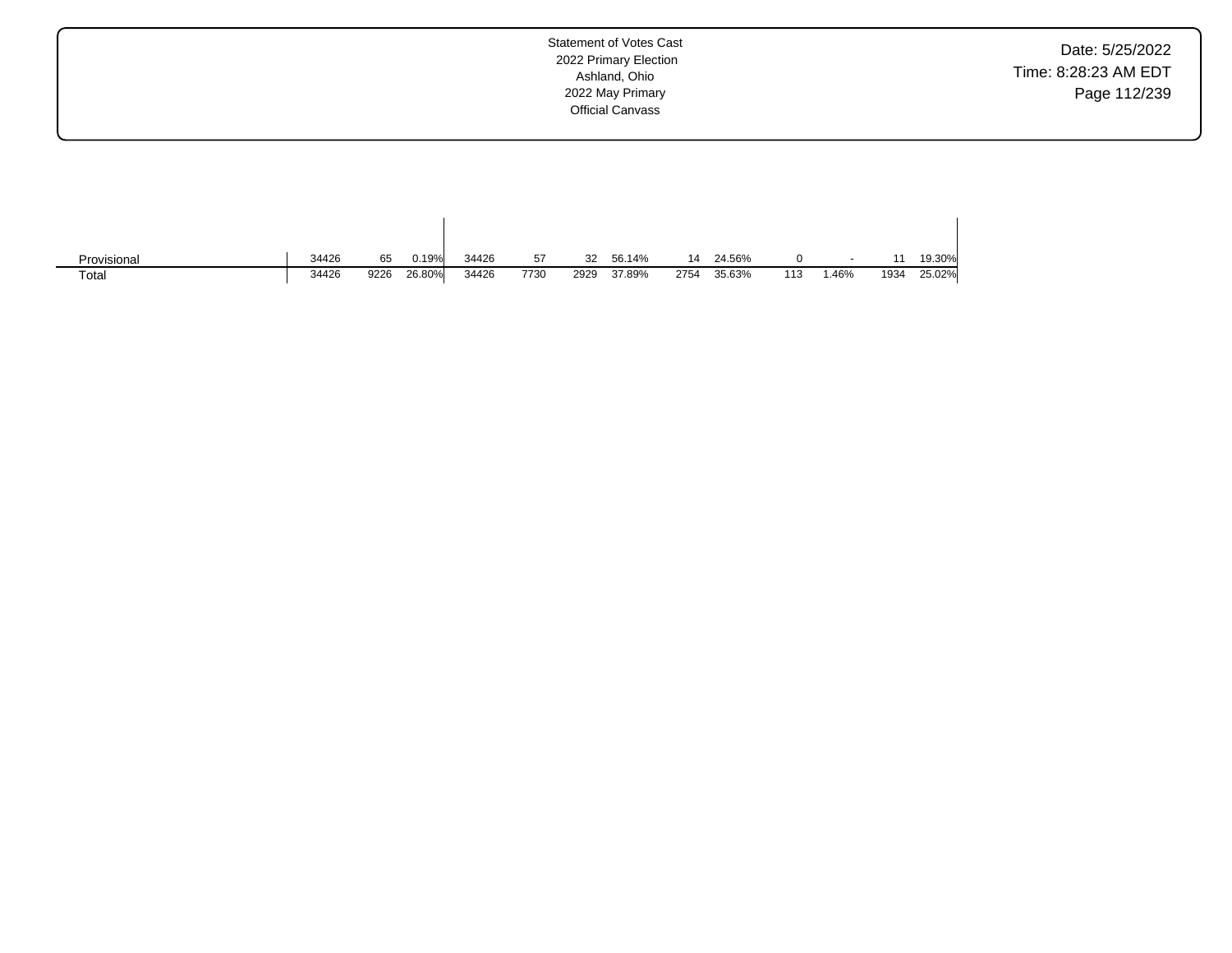| | | | | | | | | | | | | | | |
|---|---|---|---|---|---|---|---|---|---|---|---|---|---|---|
| Provisional | 34426 | 65 | 0.19% | 34426 | 57 | 32 | 56.14% | 14 | 24.56% | 0 | - | 11 | 19.30% |
| Total | 34426 | 9226 | 26.80% | 34426 | 7730 | 2929 | 37.89% | 2754 | 35.63% | 113 | 1.46% | 1934 | 25.02% |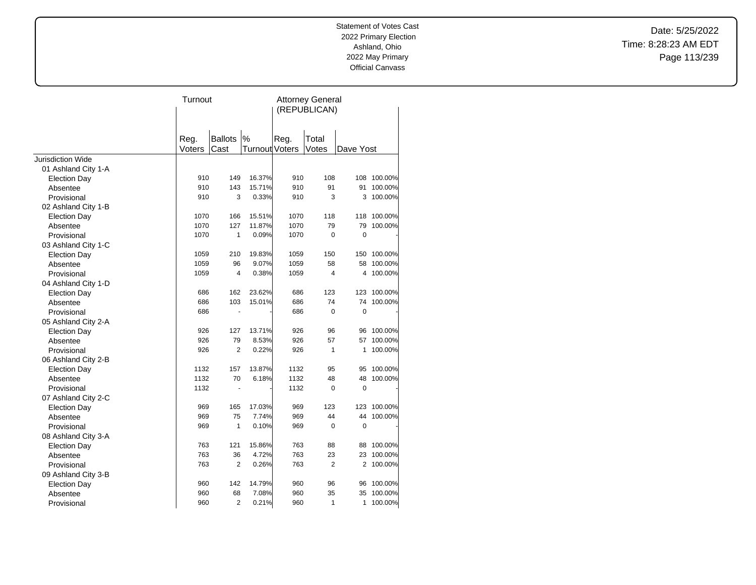Statement of Votes Cast
2022 Primary Election
Ashland, Ohio
2022 May Primary
Official Canvass

Date: 5/25/2022
Time: 8:28:23 AM EDT

| | Turnout | | | Attorney General (REPUBLICAN) | | | |
|---|---|---|---|---|---|---|---|
| | Reg. Voters | Ballots Cast | % Turnout | Reg. Voters | Total Votes | Dave Yost | |
| Jurisdiction Wide | | | | | | | |
| 01 Ashland City 1-A | | | | | | | |
| Election Day | 910 | 149 | 16.37% | 910 | 108 | 108 | 100.00% |
| Absentee | 910 | 143 | 15.71% | 910 | 91 | 91 | 100.00% |
| Provisional | 910 | 3 | 0.33% | 910 | 3 | 3 | 100.00% |
| 02 Ashland City 1-B | | | | | | | |
| Election Day | 1070 | 166 | 15.51% | 1070 | 118 | 118 | 100.00% |
| Absentee | 1070 | 127 | 11.87% | 1070 | 79 | 79 | 100.00% |
| Provisional | 1070 | 1 | 0.09% | 1070 | 0 | 0 | - |
| 03 Ashland City 1-C | | | | | | | |
| Election Day | 1059 | 210 | 19.83% | 1059 | 150 | 150 | 100.00% |
| Absentee | 1059 | 96 | 9.07% | 1059 | 58 | 58 | 100.00% |
| Provisional | 1059 | 4 | 0.38% | 1059 | 4 | 4 | 100.00% |
| 04 Ashland City 1-D | | | | | | | |
| Election Day | 686 | 162 | 23.62% | 686 | 123 | 123 | 100.00% |
| Absentee | 686 | 103 | 15.01% | 686 | 74 | 74 | 100.00% |
| Provisional | 686 | - | - | 686 | 0 | 0 | - |
| 05 Ashland City 2-A | | | | | | | |
| Election Day | 926 | 127 | 13.71% | 926 | 96 | 96 | 100.00% |
| Absentee | 926 | 79 | 8.53% | 926 | 57 | 57 | 100.00% |
| Provisional | 926 | 2 | 0.22% | 926 | 1 | 1 | 100.00% |
| 06 Ashland City 2-B | | | | | | | |
| Election Day | 1132 | 157 | 13.87% | 1132 | 95 | 95 | 100.00% |
| Absentee | 1132 | 70 | 6.18% | 1132 | 48 | 48 | 100.00% |
| Provisional | 1132 | - | - | 1132 | 0 | 0 | - |
| 07 Ashland City 2-C | | | | | | | |
| Election Day | 969 | 165 | 17.03% | 969 | 123 | 123 | 100.00% |
| Absentee | 969 | 75 | 7.74% | 969 | 44 | 44 | 100.00% |
| Provisional | 969 | 1 | 0.10% | 969 | 0 | 0 | - |
| 08 Ashland City 3-A | | | | | | | |
| Election Day | 763 | 121 | 15.86% | 763 | 88 | 88 | 100.00% |
| Absentee | 763 | 36 | 4.72% | 763 | 23 | 23 | 100.00% |
| Provisional | 763 | 2 | 0.26% | 763 | 2 | 2 | 100.00% |
| 09 Ashland City 3-B | | | | | | | |
| Election Day | 960 | 142 | 14.79% | 960 | 96 | 96 | 100.00% |
| Absentee | 960 | 68 | 7.08% | 960 | 35 | 35 | 100.00% |
| Provisional | 960 | 2 | 0.21% | 960 | 1 | 1 | 100.00% |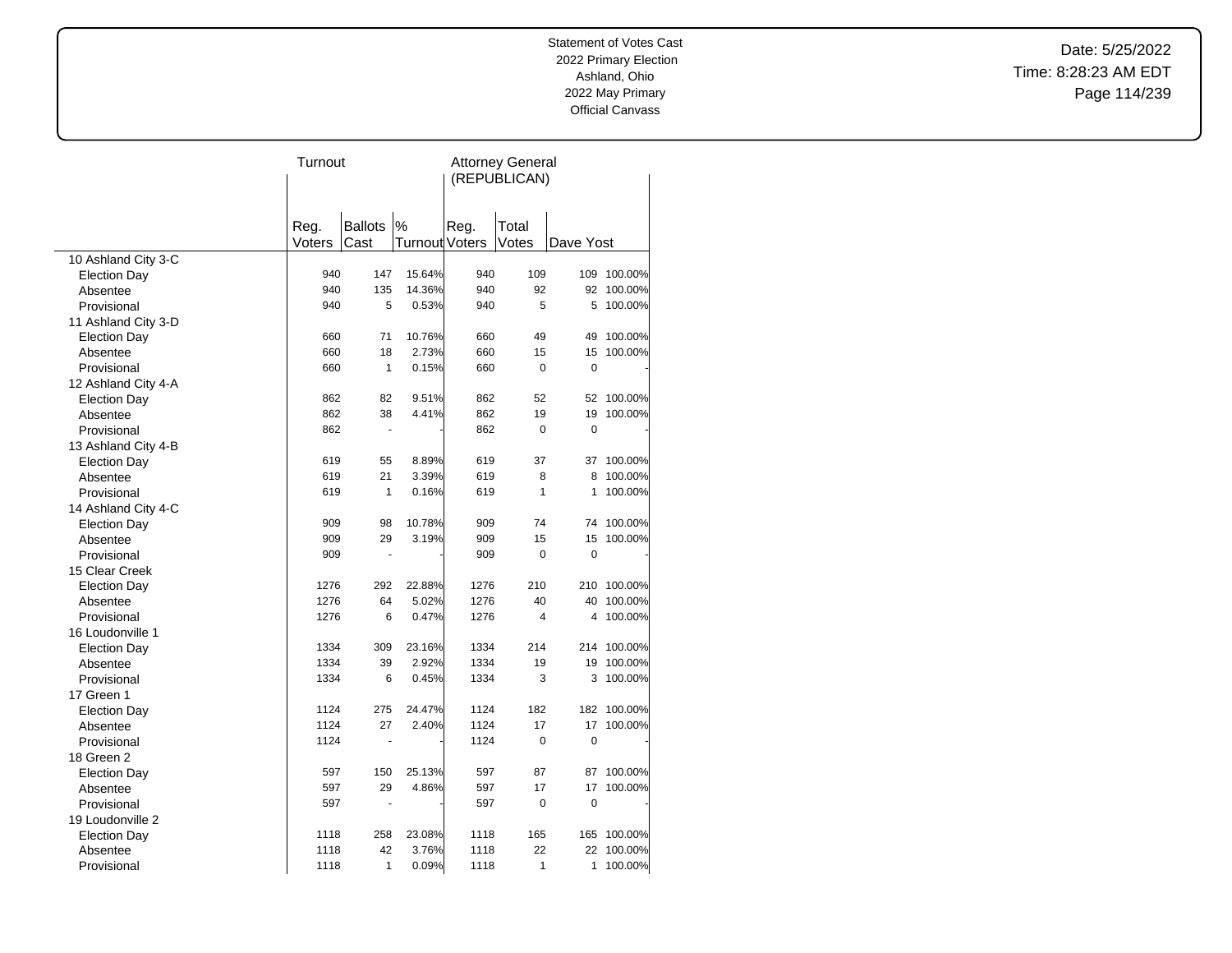Statement of Votes Cast
2022 Primary Election
Ashland, Ohio
2022 May Primary
Official Canvass

Date: 5/25/2022
Time: 8:28:23 AM EDT

| | Turnout | | | Attorney General (REPUBLICAN) | | | |
|---|---|---|---|---|---|---|---|
| | Reg. Voters | Ballots Cast | % Turnout | Reg. Voters | Total Votes | Dave Yost | |
| 10 Ashland City 3-C | | | | | | | |
| Election Day | 940 | 147 | 15.64% | 940 | 109 | 109 | 100.00% |
| Absentee | 940 | 135 | 14.36% | 940 | 92 | 92 | 100.00% |
| Provisional | 940 | 5 | 0.53% | 940 | 5 | 5 | 100.00% |
| 11 Ashland City 3-D | | | | | | | |
| Election Day | 660 | 71 | 10.76% | 660 | 49 | 49 | 100.00% |
| Absentee | 660 | 18 | 2.73% | 660 | 15 | 15 | 100.00% |
| Provisional | 660 | 1 | 0.15% | 660 | 0 | 0 | - |
| 12 Ashland City 4-A | | | | | | | |
| Election Day | 862 | 82 | 9.51% | 862 | 52 | 52 | 100.00% |
| Absentee | 862 | 38 | 4.41% | 862 | 19 | 19 | 100.00% |
| Provisional | 862 | - | - | 862 | 0 | 0 | - |
| 13 Ashland City 4-B | | | | | | | |
| Election Day | 619 | 55 | 8.89% | 619 | 37 | 37 | 100.00% |
| Absentee | 619 | 21 | 3.39% | 619 | 8 | 8 | 100.00% |
| Provisional | 619 | 1 | 0.16% | 619 | 1 | 1 | 100.00% |
| 14 Ashland City 4-C | | | | | | | |
| Election Day | 909 | 98 | 10.78% | 909 | 74 | 74 | 100.00% |
| Absentee | 909 | 29 | 3.19% | 909 | 15 | 15 | 100.00% |
| Provisional | 909 | - | - | 909 | 0 | 0 | - |
| 15 Clear Creek | | | | | | | |
| Election Day | 1276 | 292 | 22.88% | 1276 | 210 | 210 | 100.00% |
| Absentee | 1276 | 64 | 5.02% | 1276 | 40 | 40 | 100.00% |
| Provisional | 1276 | 6 | 0.47% | 1276 | 4 | 4 | 100.00% |
| 16 Loudonville 1 | | | | | | | |
| Election Day | 1334 | 309 | 23.16% | 1334 | 214 | 214 | 100.00% |
| Absentee | 1334 | 39 | 2.92% | 1334 | 19 | 19 | 100.00% |
| Provisional | 1334 | 6 | 0.45% | 1334 | 3 | 3 | 100.00% |
| 17 Green 1 | | | | | | | |
| Election Day | 1124 | 275 | 24.47% | 1124 | 182 | 182 | 100.00% |
| Absentee | 1124 | 27 | 2.40% | 1124 | 17 | 17 | 100.00% |
| Provisional | 1124 | - | - | 1124 | 0 | 0 | - |
| 18 Green 2 | | | | | | | |
| Election Day | 597 | 150 | 25.13% | 597 | 87 | 87 | 100.00% |
| Absentee | 597 | 29 | 4.86% | 597 | 17 | 17 | 100.00% |
| Provisional | 597 | - | - | 597 | 0 | 0 | - |
| 19 Loudonville 2 | | | | | | | |
| Election Day | 1118 | 258 | 23.08% | 1118 | 165 | 165 | 100.00% |
| Absentee | 1118 | 42 | 3.76% | 1118 | 22 | 22 | 100.00% |
| Provisional | 1118 | 1 | 0.09% | 1118 | 1 | 1 | 100.00% |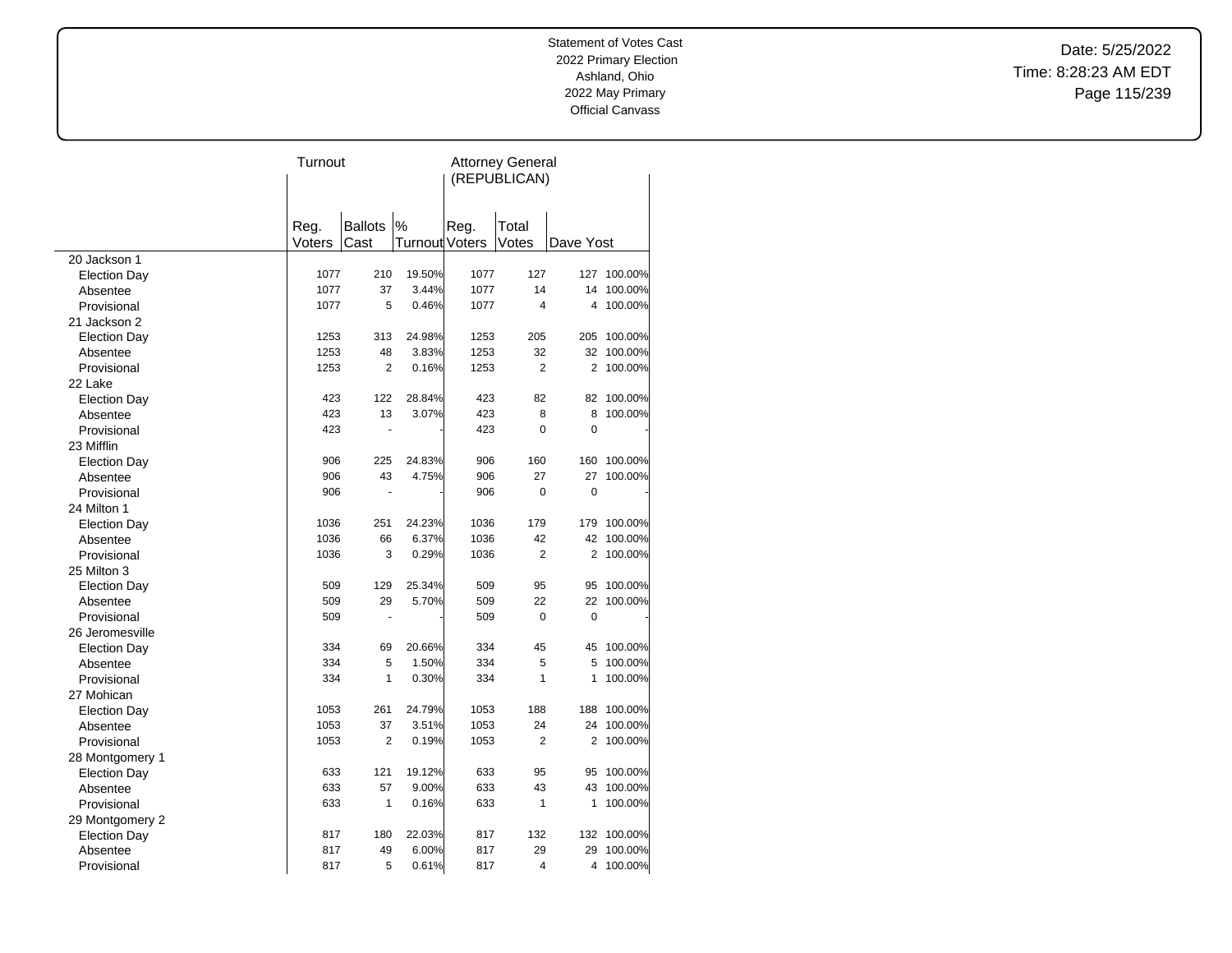Statement of Votes Cast
2022 Primary Election
Ashland, Ohio
2022 May Primary
Official Canvass

Date: 5/25/2022
Time: 8:28:23 AM EDT

| | Turnout | | | Attorney General (REPUBLICAN) | | | |
|---|---|---|---|---|---|---|---|
| | Reg. Voters | Ballots Cast | % Turnout | Reg. Voters | Total Votes | Dave Yost | |
| 20 Jackson 1 | | | | | | | |
| Election Day | 1077 | 210 | 19.50% | 1077 | 127 | 127 | 100.00% |
| Absentee | 1077 | 37 | 3.44% | 1077 | 14 | 14 | 100.00% |
| Provisional | 1077 | 5 | 0.46% | 1077 | 4 | 4 | 100.00% |
| 21 Jackson 2 | | | | | | | |
| Election Day | 1253 | 313 | 24.98% | 1253 | 205 | 205 | 100.00% |
| Absentee | 1253 | 48 | 3.83% | 1253 | 32 | 32 | 100.00% |
| Provisional | 1253 | 2 | 0.16% | 1253 | 2 | 2 | 100.00% |
| 22 Lake | | | | | | | |
| Election Day | 423 | 122 | 28.84% | 423 | 82 | 82 | 100.00% |
| Absentee | 423 | 13 | 3.07% | 423 | 8 | 8 | 100.00% |
| Provisional | 423 | - | - | 423 | 0 | 0 | - |
| 23 Mifflin | | | | | | | |
| Election Day | 906 | 225 | 24.83% | 906 | 160 | 160 | 100.00% |
| Absentee | 906 | 43 | 4.75% | 906 | 27 | 27 | 100.00% |
| Provisional | 906 | - | - | 906 | 0 | 0 | - |
| 24 Milton 1 | | | | | | | |
| Election Day | 1036 | 251 | 24.23% | 1036 | 179 | 179 | 100.00% |
| Absentee | 1036 | 66 | 6.37% | 1036 | 42 | 42 | 100.00% |
| Provisional | 1036 | 3 | 0.29% | 1036 | 2 | 2 | 100.00% |
| 25 Milton 3 | | | | | | | |
| Election Day | 509 | 129 | 25.34% | 509 | 95 | 95 | 100.00% |
| Absentee | 509 | 29 | 5.70% | 509 | 22 | 22 | 100.00% |
| Provisional | 509 | - | - | 509 | 0 | 0 | - |
| 26 Jeromesville | | | | | | | |
| Election Day | 334 | 69 | 20.66% | 334 | 45 | 45 | 100.00% |
| Absentee | 334 | 5 | 1.50% | 334 | 5 | 5 | 100.00% |
| Provisional | 334 | 1 | 0.30% | 334 | 1 | 1 | 100.00% |
| 27 Mohican | | | | | | | |
| Election Day | 1053 | 261 | 24.79% | 1053 | 188 | 188 | 100.00% |
| Absentee | 1053 | 37 | 3.51% | 1053 | 24 | 24 | 100.00% |
| Provisional | 1053 | 2 | 0.19% | 1053 | 2 | 2 | 100.00% |
| 28 Montgomery 1 | | | | | | | |
| Election Day | 633 | 121 | 19.12% | 633 | 95 | 95 | 100.00% |
| Absentee | 633 | 57 | 9.00% | 633 | 43 | 43 | 100.00% |
| Provisional | 633 | 1 | 0.16% | 633 | 1 | 1 | 100.00% |
| 29 Montgomery 2 | | | | | | | |
| Election Day | 817 | 180 | 22.03% | 817 | 132 | 132 | 100.00% |
| Absentee | 817 | 49 | 6.00% | 817 | 29 | 29 | 100.00% |
| Provisional | 817 | 5 | 0.61% | 817 | 4 | 4 | 100.00% |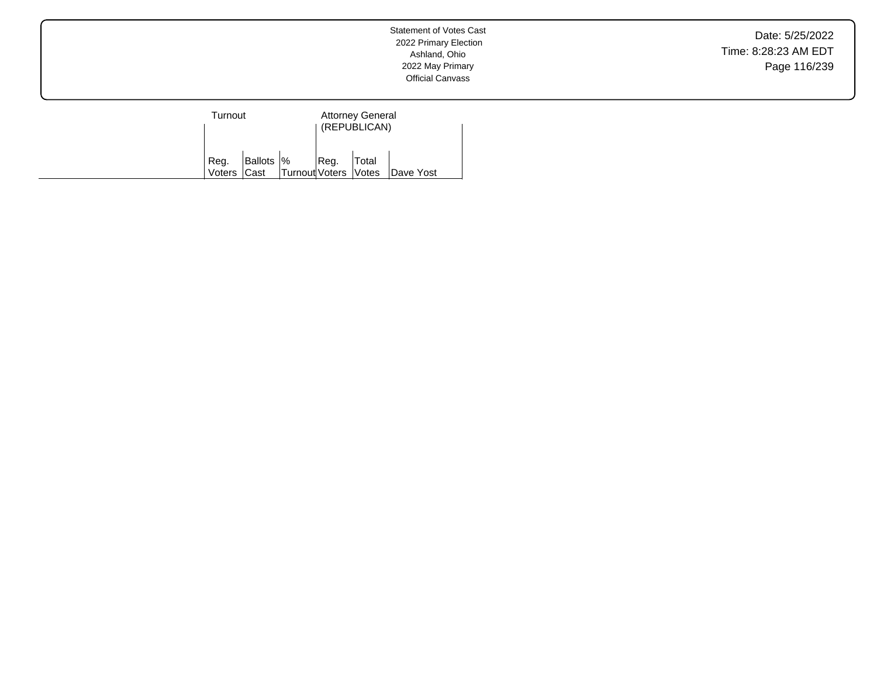Statement of Votes Cast
2022 Primary Election
Ashland, Ohio
2022 May Primary
Official Canvass

Date: 5/25/2022
Time: 8:28:23 AM EDT

| | Turnout | | | Attorney General (REPUBLICAN) | | |
|---|---|---|---|---|---|---|
| | Reg. Voters | Ballots Cast | % Turnout | Reg. Voters | Total Votes | Dave Yost |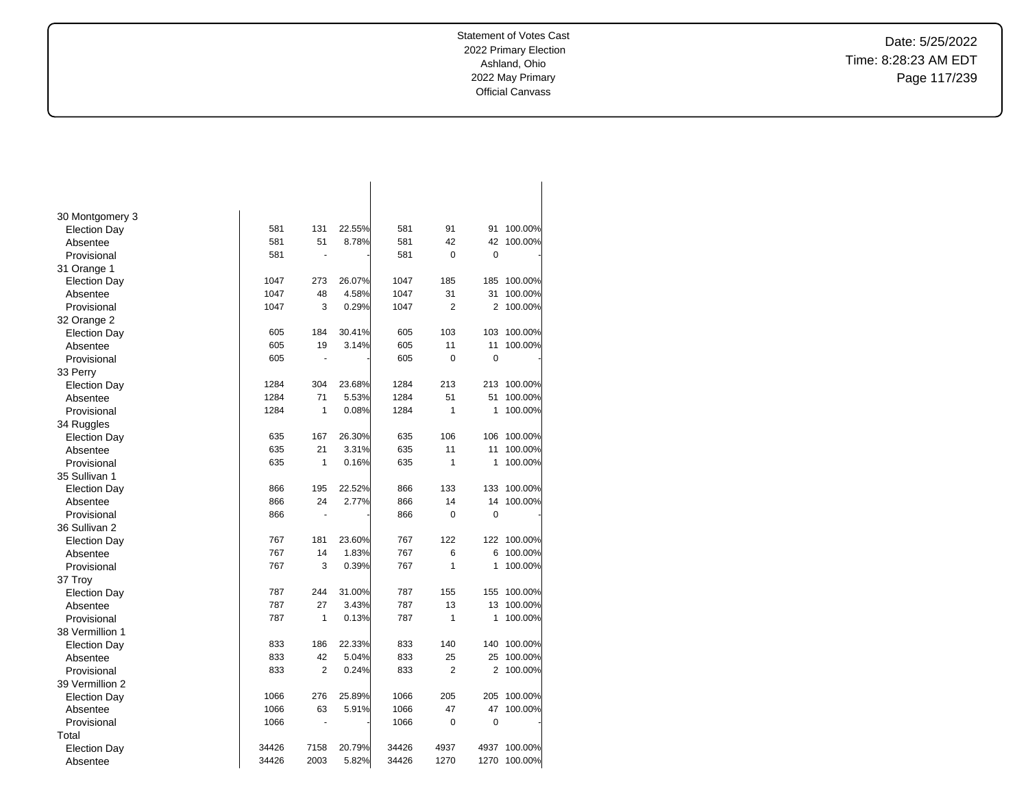| | | | | | | | |
|---|---|---|---|---|---|---|---|
| **30 Montgomery 3** | | | | | | | |
| Election Day | 581 | 131 | 22.55% | 581 | 91 | 91 | 100.00% |
| Absentee | 581 | 51 | 8.78% | 581 | 42 | 42 | 100.00% |
| Provisional | 581 | - | - | 581 | 0 | 0 | - |
| **31 Orange 1** | | | | | | | |
| Election Day | 1047 | 273 | 26.07% | 1047 | 185 | 185 | 100.00% |
| Absentee | 1047 | 48 | 4.58% | 1047 | 31 | 31 | 100.00% |
| Provisional | 1047 | 3 | 0.29% | 1047 | 2 | 2 | 100.00% |
| **32 Orange 2** | | | | | | | |
| Election Day | 605 | 184 | 30.41% | 605 | 103 | 103 | 100.00% |
| Absentee | 605 | 19 | 3.14% | 605 | 11 | 11 | 100.00% |
| Provisional | 605 | - | - | 605 | 0 | 0 | - |
| **33 Perry** | | | | | | | |
| Election Day | 1284 | 304 | 23.68% | 1284 | 213 | 213 | 100.00% |
| Absentee | 1284 | 71 | 5.53% | 1284 | 51 | 51 | 100.00% |
| Provisional | 1284 | 1 | 0.08% | 1284 | 1 | 1 | 100.00% |
| **34 Ruggles** | | | | | | | |
| Election Day | 635 | 167 | 26.30% | 635 | 106 | 106 | 100.00% |
| Absentee | 635 | 21 | 3.31% | 635 | 11 | 11 | 100.00% |
| Provisional | 635 | 1 | 0.16% | 635 | 1 | 1 | 100.00% |
| **35 Sullivan 1** | | | | | | | |
| Election Day | 866 | 195 | 22.52% | 866 | 133 | 133 | 100.00% |
| Absentee | 866 | 24 | 2.77% | 866 | 14 | 14 | 100.00% |
| Provisional | 866 | - | - | 866 | 0 | 0 | - |
| **36 Sullivan 2** | | | | | | | |
| Election Day | 767 | 181 | 23.60% | 767 | 122 | 122 | 100.00% |
| Absentee | 767 | 14 | 1.83% | 767 | 6 | 6 | 100.00% |
| Provisional | 767 | 3 | 0.39% | 767 | 1 | 1 | 100.00% |
| **37 Troy** | | | | | | | |
| Election Day | 787 | 244 | 31.00% | 787 | 155 | 155 | 100.00% |
| Absentee | 787 | 27 | 3.43% | 787 | 13 | 13 | 100.00% |
| Provisional | 787 | 1 | 0.13% | 787 | 1 | 1 | 100.00% |
| **38 Vermillion 1** | | | | | | | |
| Election Day | 833 | 186 | 22.33% | 833 | 140 | 140 | 100.00% |
| Absentee | 833 | 42 | 5.04% | 833 | 25 | 25 | 100.00% |
| Provisional | 833 | 2 | 0.24% | 833 | 2 | 2 | 100.00% |
| **39 Vermillion 2** | | | | | | | |
| Election Day | 1066 | 276 | 25.89% | 1066 | 205 | 205 | 100.00% |
| Absentee | 1066 | 63 | 5.91% | 1066 | 47 | 47 | 100.00% |
| Provisional | 1066 | - | - | 1066 | 0 | 0 | - |
| **Total** | | | | | | | |
| Election Day | 34426 | 7158 | 20.79% | 34426 | 4937 | 4937 | 100.00% |
| Absentee | 34426 | 2003 | 5.82% | 34426 | 1270 | 1270 | 100.00% |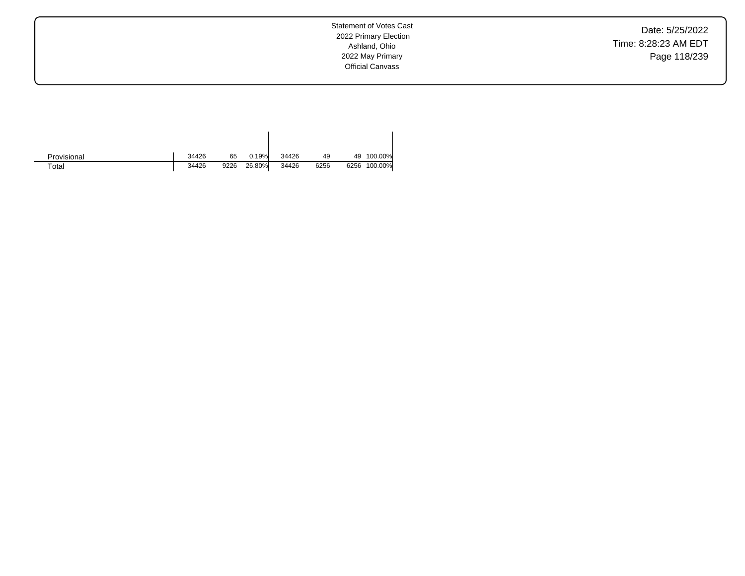|  |  |  |  |  |  |  |  |
|---|---|---|---|---|---|---|---|
| Provisional | 34426 | 65 | 0.19% | 34426 | 49 | 49 | 100.00% |
| Total | 34426 | 9226 | 26.80% | 34426 | 6256 | 6256 | 100.00% |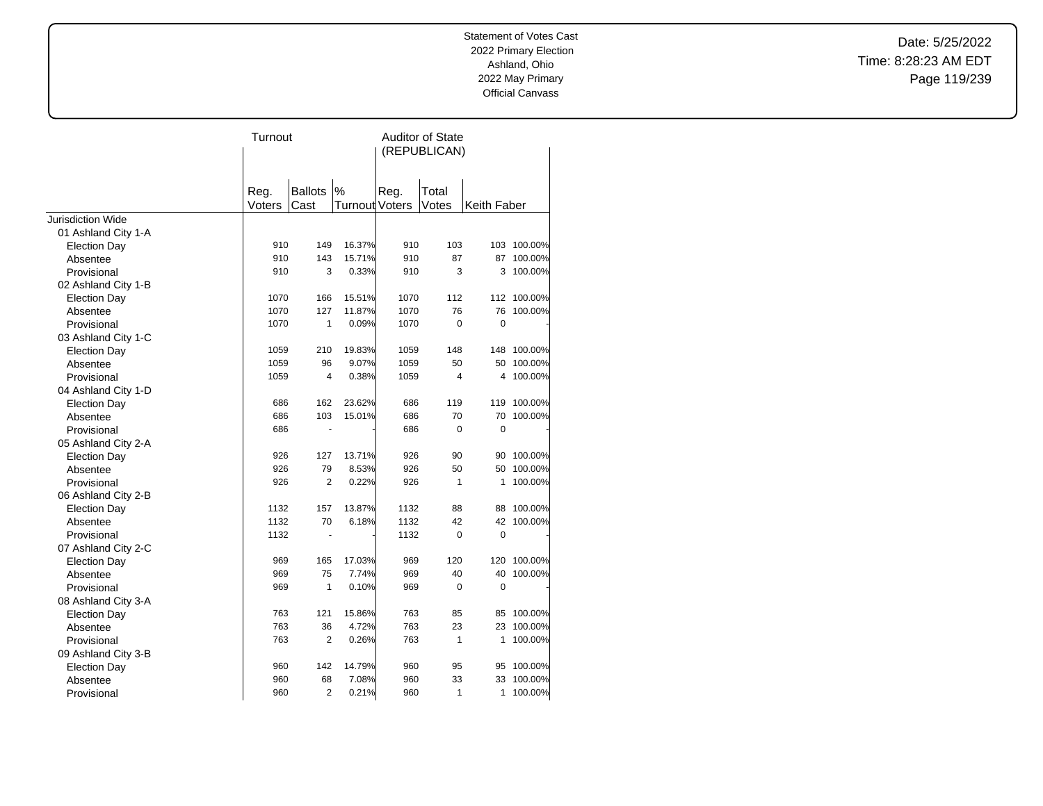Statement of Votes Cast
2022 Primary Election
Ashland, Ohio
2022 May Primary
Official Canvass

| | Turnout | | | Auditor of State (REPUBLICAN) | | | |
|---|---|---|---|---|---|---|---|
| | Reg. Voters | Ballots Cast | % Turnout | Reg. Voters | Total Votes | Keith Faber | |
| Jurisdiction Wide | | | | | | | |
| 01 Ashland City 1-A | | | | | | | |
| Election Day | 910 | 149 | 16.37% | 910 | 103 | 103 | 100.00% |
| Absentee | 910 | 143 | 15.71% | 910 | 87 | 87 | 100.00% |
| Provisional | 910 | 3 | 0.33% | 910 | 3 | 3 | 100.00% |
| 02 Ashland City 1-B | | | | | | | |
| Election Day | 1070 | 166 | 15.51% | 1070 | 112 | 112 | 100.00% |
| Absentee | 1070 | 127 | 11.87% | 1070 | 76 | 76 | 100.00% |
| Provisional | 1070 | 1 | 0.09% | 1070 | 0 | 0 | - |
| 03 Ashland City 1-C | | | | | | | |
| Election Day | 1059 | 210 | 19.83% | 1059 | 148 | 148 | 100.00% |
| Absentee | 1059 | 96 | 9.07% | 1059 | 50 | 50 | 100.00% |
| Provisional | 1059 | 4 | 0.38% | 1059 | 4 | 4 | 100.00% |
| 04 Ashland City 1-D | | | | | | | |
| Election Day | 686 | 162 | 23.62% | 686 | 119 | 119 | 100.00% |
| Absentee | 686 | 103 | 15.01% | 686 | 70 | 70 | 100.00% |
| Provisional | 686 | - | - | 686 | 0 | 0 | - |
| 05 Ashland City 2-A | | | | | | | |
| Election Day | 926 | 127 | 13.71% | 926 | 90 | 90 | 100.00% |
| Absentee | 926 | 79 | 8.53% | 926 | 50 | 50 | 100.00% |
| Provisional | 926 | 2 | 0.22% | 926 | 1 | 1 | 100.00% |
| 06 Ashland City 2-B | | | | | | | |
| Election Day | 1132 | 157 | 13.87% | 1132 | 88 | 88 | 100.00% |
| Absentee | 1132 | 70 | 6.18% | 1132 | 42 | 42 | 100.00% |
| Provisional | 1132 | - | - | 1132 | 0 | 0 | - |
| 07 Ashland City 2-C | | | | | | | |
| Election Day | 969 | 165 | 17.03% | 969 | 120 | 120 | 100.00% |
| Absentee | 969 | 75 | 7.74% | 969 | 40 | 40 | 100.00% |
| Provisional | 969 | 1 | 0.10% | 969 | 0 | 0 | - |
| 08 Ashland City 3-A | | | | | | | |
| Election Day | 763 | 121 | 15.86% | 763 | 85 | 85 | 100.00% |
| Absentee | 763 | 36 | 4.72% | 763 | 23 | 23 | 100.00% |
| Provisional | 763 | 2 | 0.26% | 763 | 1 | 1 | 100.00% |
| 09 Ashland City 3-B | | | | | | | |
| Election Day | 960 | 142 | 14.79% | 960 | 95 | 95 | 100.00% |
| Absentee | 960 | 68 | 7.08% | 960 | 33 | 33 | 100.00% |
| Provisional | 960 | 2 | 0.21% | 960 | 1 | 1 | 100.00% |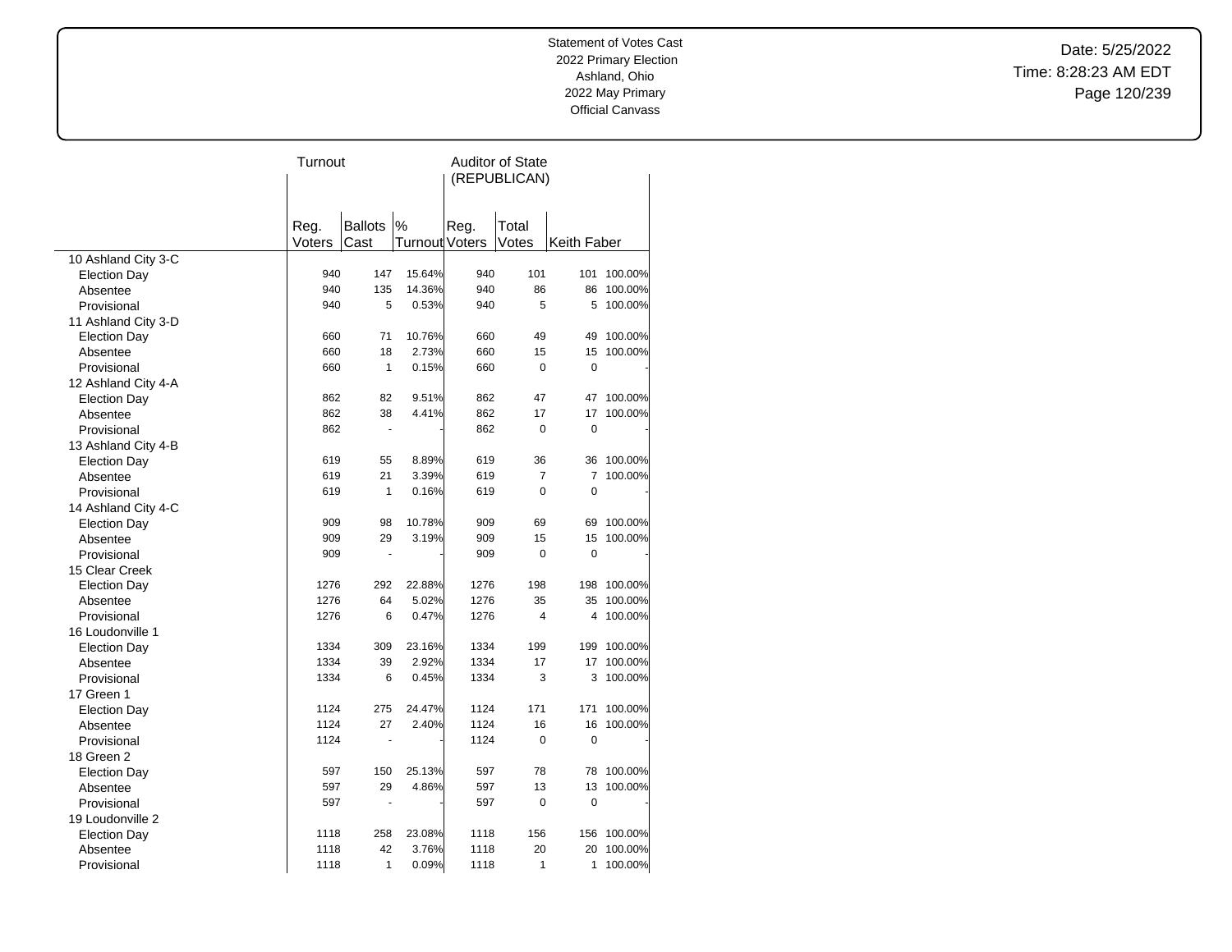Statement of Votes Cast
2022 Primary Election
Ashland, Ohio
2022 May Primary
Official Canvass

Date: 5/25/2022
Time: 8:28:23 AM EDT

| | Turnout | | | Auditor of State (REPUBLICAN) | | | |
|---|---|---|---|---|---|---|---|
| | Reg. Voters | Ballots Cast | % Turnout | Reg. Voters | Total Votes | Keith Faber | |
| 10 Ashland City 3-C | | | | | | | |
| Election Day | 940 | 147 | 15.64% | 940 | 101 | 101 | 100.00% |
| Absentee | 940 | 135 | 14.36% | 940 | 86 | 86 | 100.00% |
| Provisional | 940 | 5 | 0.53% | 940 | 5 | 5 | 100.00% |
| 11 Ashland City 3-D | | | | | | | |
| Election Day | 660 | 71 | 10.76% | 660 | 49 | 49 | 100.00% |
| Absentee | 660 | 18 | 2.73% | 660 | 15 | 15 | 100.00% |
| Provisional | 660 | 1 | 0.15% | 660 | 0 | 0 | - |
| 12 Ashland City 4-A | | | | | | | |
| Election Day | 862 | 82 | 9.51% | 862 | 47 | 47 | 100.00% |
| Absentee | 862 | 38 | 4.41% | 862 | 17 | 17 | 100.00% |
| Provisional | 862 | - | - | 862 | 0 | 0 | - |
| 13 Ashland City 4-B | | | | | | | |
| Election Day | 619 | 55 | 8.89% | 619 | 36 | 36 | 100.00% |
| Absentee | 619 | 21 | 3.39% | 619 | 7 | 7 | 100.00% |
| Provisional | 619 | 1 | 0.16% | 619 | 0 | 0 | - |
| 14 Ashland City 4-C | | | | | | | |
| Election Day | 909 | 98 | 10.78% | 909 | 69 | 69 | 100.00% |
| Absentee | 909 | 29 | 3.19% | 909 | 15 | 15 | 100.00% |
| Provisional | 909 | - | - | 909 | 0 | 0 | - |
| 15 Clear Creek | | | | | | | |
| Election Day | 1276 | 292 | 22.88% | 1276 | 198 | 198 | 100.00% |
| Absentee | 1276 | 64 | 5.02% | 1276 | 35 | 35 | 100.00% |
| Provisional | 1276 | 6 | 0.47% | 1276 | 4 | 4 | 100.00% |
| 16 Loudonville 1 | | | | | | | |
| Election Day | 1334 | 309 | 23.16% | 1334 | 199 | 199 | 100.00% |
| Absentee | 1334 | 39 | 2.92% | 1334 | 17 | 17 | 100.00% |
| Provisional | 1334 | 6 | 0.45% | 1334 | 3 | 3 | 100.00% |
| 17 Green 1 | | | | | | | |
| Election Day | 1124 | 275 | 24.47% | 1124 | 171 | 171 | 100.00% |
| Absentee | 1124 | 27 | 2.40% | 1124 | 16 | 16 | 100.00% |
| Provisional | 1124 | - | - | 1124 | 0 | 0 | - |
| 18 Green 2 | | | | | | | |
| Election Day | 597 | 150 | 25.13% | 597 | 78 | 78 | 100.00% |
| Absentee | 597 | 29 | 4.86% | 597 | 13 | 13 | 100.00% |
| Provisional | 597 | - | - | 597 | 0 | 0 | - |
| 19 Loudonville 2 | | | | | | | |
| Election Day | 1118 | 258 | 23.08% | 1118 | 156 | 156 | 100.00% |
| Absentee | 1118 | 42 | 3.76% | 1118 | 20 | 20 | 100.00% |
| Provisional | 1118 | 1 | 0.09% | 1118 | 1 | 1 | 100.00% |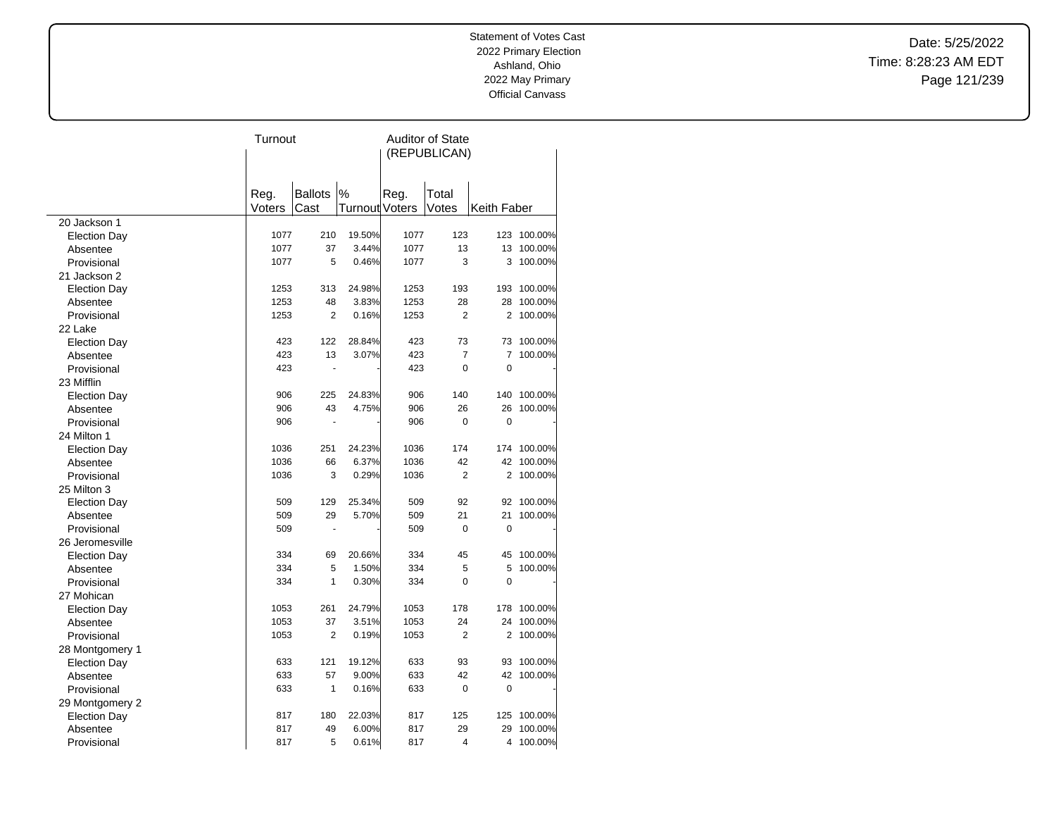Statement of Votes Cast
2022 Primary Election
Ashland, Ohio
2022 May Primary
Official Canvass

Date: 5/25/2022
Time: 8:28:23 AM EDT

| | Turnout | | | Auditor of State (REPUBLICAN) | | | |
|---|---|---|---|---|---|---|---|
| | Reg. Voters | Ballots Cast | % Turnout | Reg. Voters | Total Votes | Keith Faber | |
| 20 Jackson 1 | | | | | | | |
| Election Day | 1077 | 210 | 19.50% | 1077 | 123 | 123 | 100.00% |
| Absentee | 1077 | 37 | 3.44% | 1077 | 13 | 13 | 100.00% |
| Provisional | 1077 | 5 | 0.46% | 1077 | 3 | 3 | 100.00% |
| 21 Jackson 2 | | | | | | | |
| Election Day | 1253 | 313 | 24.98% | 1253 | 193 | 193 | 100.00% |
| Absentee | 1253 | 48 | 3.83% | 1253 | 28 | 28 | 100.00% |
| Provisional | 1253 | 2 | 0.16% | 1253 | 2 | 2 | 100.00% |
| 22 Lake | | | | | | | |
| Election Day | 423 | 122 | 28.84% | 423 | 73 | 73 | 100.00% |
| Absentee | 423 | 13 | 3.07% | 423 | 7 | 7 | 100.00% |
| Provisional | 423 | - | - | 423 | 0 | 0 | - |
| 23 Mifflin | | | | | | | |
| Election Day | 906 | 225 | 24.83% | 906 | 140 | 140 | 100.00% |
| Absentee | 906 | 43 | 4.75% | 906 | 26 | 26 | 100.00% |
| Provisional | 906 | - | - | 906 | 0 | 0 | - |
| 24 Milton 1 | | | | | | | |
| Election Day | 1036 | 251 | 24.23% | 1036 | 174 | 174 | 100.00% |
| Absentee | 1036 | 66 | 6.37% | 1036 | 42 | 42 | 100.00% |
| Provisional | 1036 | 3 | 0.29% | 1036 | 2 | 2 | 100.00% |
| 25 Milton 3 | | | | | | | |
| Election Day | 509 | 129 | 25.34% | 509 | 92 | 92 | 100.00% |
| Absentee | 509 | 29 | 5.70% | 509 | 21 | 21 | 100.00% |
| Provisional | 509 | - | - | 509 | 0 | 0 | - |
| 26 Jeromesville | | | | | | | |
| Election Day | 334 | 69 | 20.66% | 334 | 45 | 45 | 100.00% |
| Absentee | 334 | 5 | 1.50% | 334 | 5 | 5 | 100.00% |
| Provisional | 334 | 1 | 0.30% | 334 | 0 | 0 | - |
| 27 Mohican | | | | | | | |
| Election Day | 1053 | 261 | 24.79% | 1053 | 178 | 178 | 100.00% |
| Absentee | 1053 | 37 | 3.51% | 1053 | 24 | 24 | 100.00% |
| Provisional | 1053 | 2 | 0.19% | 1053 | 2 | 2 | 100.00% |
| 28 Montgomery 1 | | | | | | | |
| Election Day | 633 | 121 | 19.12% | 633 | 93 | 93 | 100.00% |
| Absentee | 633 | 57 | 9.00% | 633 | 42 | 42 | 100.00% |
| Provisional | 633 | 1 | 0.16% | 633 | 0 | 0 | - |
| 29 Montgomery 2 | | | | | | | |
| Election Day | 817 | 180 | 22.03% | 817 | 125 | 125 | 100.00% |
| Absentee | 817 | 49 | 6.00% | 817 | 29 | 29 | 100.00% |
| Provisional | 817 | 5 | 0.61% | 817 | 4 | 4 | 100.00% |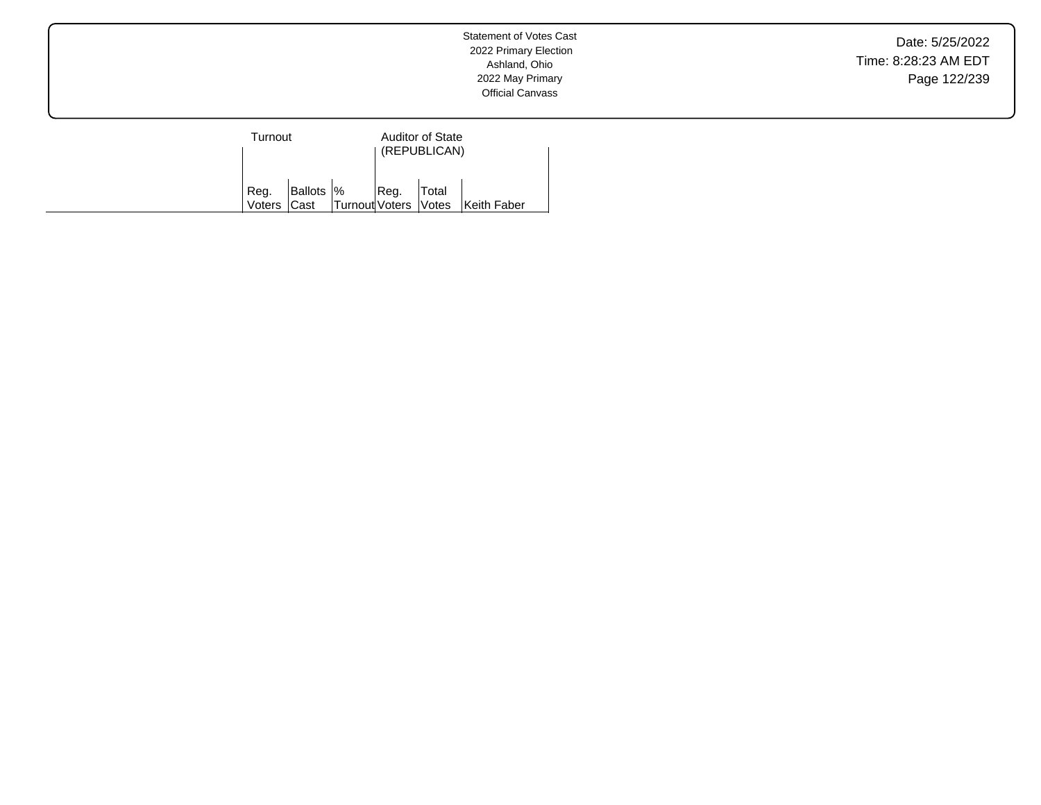Statement of Votes Cast
2022 Primary Election
Ashland, Ohio
2022 May Primary
Official Canvass

| | Turnout | | | Auditor of State (REPUBLICAN) | | |
|---|---|---|---|---|---|---|
| | Reg. Voters | Ballots Cast | % Turnout | Reg. Voters | Total Votes | Keith Faber |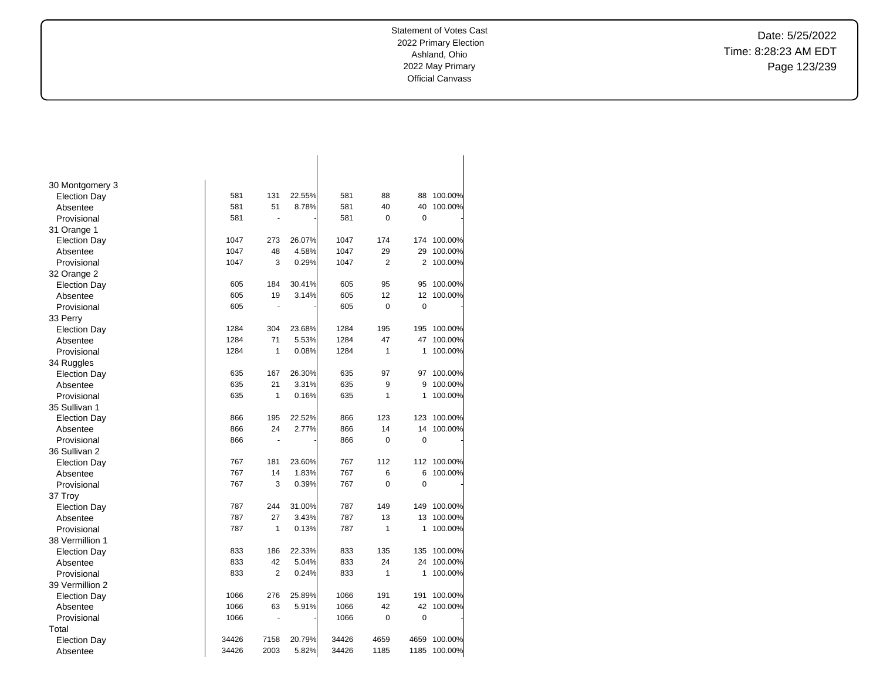| | | | | | | | |
|---|---|---|---|---|---|---|---|
| 30 Montgomery 3 | | | | | | | |
| Election Day | 581 | 131 | 22.55% | 581 | 88 | 88 | 100.00% |
| Absentee | 581 | 51 | 8.78% | 581 | 40 | 40 | 100.00% |
| Provisional | 581 | - | - | 581 | 0 | 0 | - |
| 31 Orange 1 | | | | | | | |
| Election Day | 1047 | 273 | 26.07% | 1047 | 174 | 174 | 100.00% |
| Absentee | 1047 | 48 | 4.58% | 1047 | 29 | 29 | 100.00% |
| Provisional | 1047 | 3 | 0.29% | 1047 | 2 | 2 | 100.00% |
| 32 Orange 2 | | | | | | | |
| Election Day | 605 | 184 | 30.41% | 605 | 95 | 95 | 100.00% |
| Absentee | 605 | 19 | 3.14% | 605 | 12 | 12 | 100.00% |
| Provisional | 605 | - | - | 605 | 0 | 0 | - |
| 33 Perry | | | | | | | |
| Election Day | 1284 | 304 | 23.68% | 1284 | 195 | 195 | 100.00% |
| Absentee | 1284 | 71 | 5.53% | 1284 | 47 | 47 | 100.00% |
| Provisional | 1284 | 1 | 0.08% | 1284 | 1 | 1 | 100.00% |
| 34 Ruggles | | | | | | | |
| Election Day | 635 | 167 | 26.30% | 635 | 97 | 97 | 100.00% |
| Absentee | 635 | 21 | 3.31% | 635 | 9 | 9 | 100.00% |
| Provisional | 635 | 1 | 0.16% | 635 | 1 | 1 | 100.00% |
| 35 Sullivan 1 | | | | | | | |
| Election Day | 866 | 195 | 22.52% | 866 | 123 | 123 | 100.00% |
| Absentee | 866 | 24 | 2.77% | 866 | 14 | 14 | 100.00% |
| Provisional | 866 | - | - | 866 | 0 | 0 | - |
| 36 Sullivan 2 | | | | | | | |
| Election Day | 767 | 181 | 23.60% | 767 | 112 | 112 | 100.00% |
| Absentee | 767 | 14 | 1.83% | 767 | 6 | 6 | 100.00% |
| Provisional | 767 | 3 | 0.39% | 767 | 0 | 0 | - |
| 37 Troy | | | | | | | |
| Election Day | 787 | 244 | 31.00% | 787 | 149 | 149 | 100.00% |
| Absentee | 787 | 27 | 3.43% | 787 | 13 | 13 | 100.00% |
| Provisional | 787 | 1 | 0.13% | 787 | 1 | 1 | 100.00% |
| 38 Vermillion 1 | | | | | | | |
| Election Day | 833 | 186 | 22.33% | 833 | 135 | 135 | 100.00% |
| Absentee | 833 | 42 | 5.04% | 833 | 24 | 24 | 100.00% |
| Provisional | 833 | 2 | 0.24% | 833 | 1 | 1 | 100.00% |
| 39 Vermillion 2 | | | | | | | |
| Election Day | 1066 | 276 | 25.89% | 1066 | 191 | 191 | 100.00% |
| Absentee | 1066 | 63 | 5.91% | 1066 | 42 | 42 | 100.00% |
| Provisional | 1066 | - | - | 1066 | 0 | 0 | - |
| Total | | | | | | | |
| Election Day | 34426 | 7158 | 20.79% | 34426 | 4659 | 4659 | 100.00% |
| Absentee | 34426 | 2003 | 5.82% | 34426 | 1185 | 1185 | 100.00% |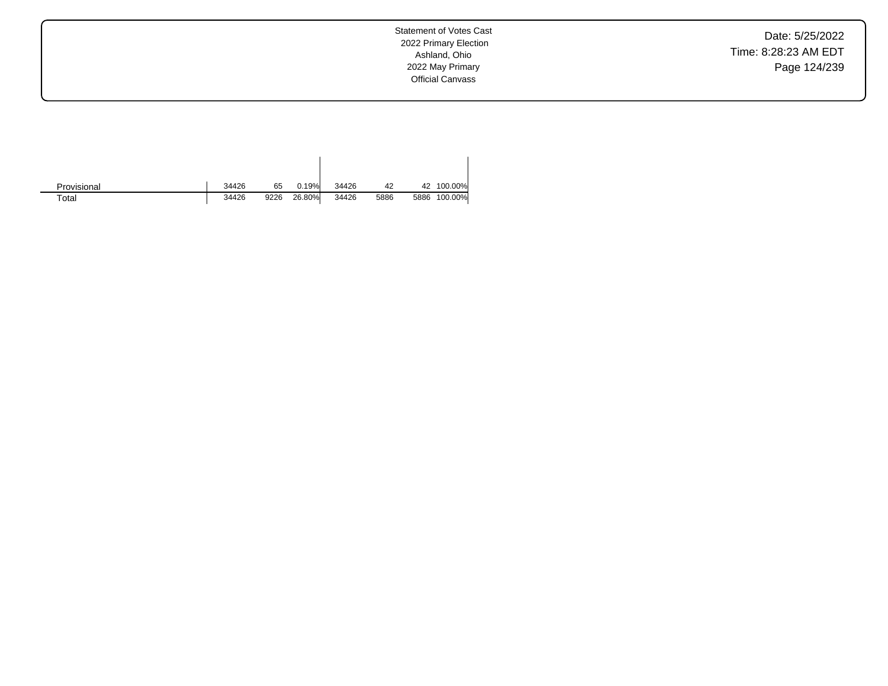| | | | | | | | |
|---|---|---|---|---|---|---|---|
| Provisional | 34426 | 65 | 0.19% | 34426 | 42 | 42 | 100.00% |
| Total | 34426 | 9226 | 26.80% | 34426 | 5886 | 5886 | 100.00% |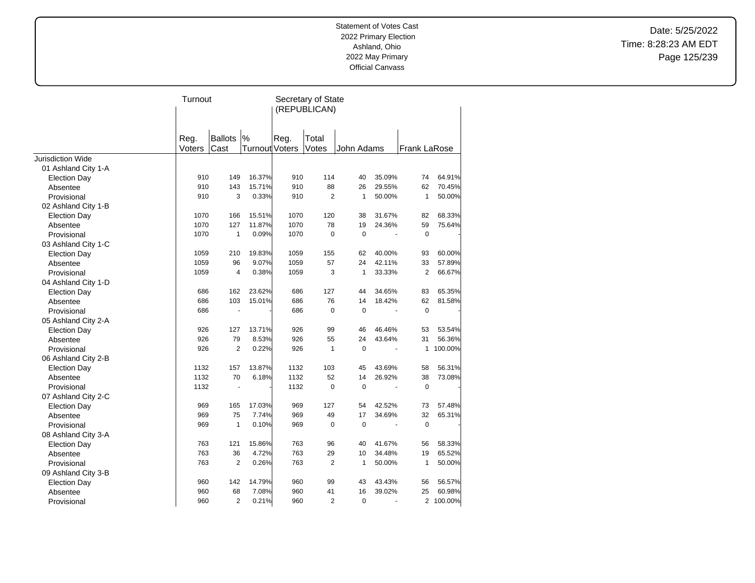Statement of Votes Cast
2022 Primary Election
Ashland, Ohio
2022 May Primary
Official Canvass

Date: 5/25/2022
Time: 8:28:23 AM EDT

| | Turnout | | | Secretary of State (REPUBLICAN) | | | | | |
|---|---|---|---|---|---|---|---|---|---|
| | Reg. Voters | Ballots Cast | % Turnout | Reg. Voters | Total Votes | John Adams | | Frank LaRose | |
| Jurisdiction Wide | | | | | | | | | |
| 01 Ashland City 1-A | | | | | | | | | |
| Election Day | 910 | 149 | 16.37% | 910 | 114 | 40 | 35.09% | 74 | 64.91% |
| Absentee | 910 | 143 | 15.71% | 910 | 88 | 26 | 29.55% | 62 | 70.45% |
| Provisional | 910 | 3 | 0.33% | 910 | 2 | 1 | 50.00% | 1 | 50.00% |
| 02 Ashland City 1-B | | | | | | | | | |
| Election Day | 1070 | 166 | 15.51% | 1070 | 120 | 38 | 31.67% | 82 | 68.33% |
| Absentee | 1070 | 127 | 11.87% | 1070 | 78 | 19 | 24.36% | 59 | 75.64% |
| Provisional | 1070 | 1 | 0.09% | 1070 | 0 | 0 | - | 0 | - |
| 03 Ashland City 1-C | | | | | | | | | |
| Election Day | 1059 | 210 | 19.83% | 1059 | 155 | 62 | 40.00% | 93 | 60.00% |
| Absentee | 1059 | 96 | 9.07% | 1059 | 57 | 24 | 42.11% | 33 | 57.89% |
| Provisional | 1059 | 4 | 0.38% | 1059 | 3 | 1 | 33.33% | 2 | 66.67% |
| 04 Ashland City 1-D | | | | | | | | | |
| Election Day | 686 | 162 | 23.62% | 686 | 127 | 44 | 34.65% | 83 | 65.35% |
| Absentee | 686 | 103 | 15.01% | 686 | 76 | 14 | 18.42% | 62 | 81.58% |
| Provisional | 686 | - | - | 686 | 0 | 0 | - | 0 | - |
| 05 Ashland City 2-A | | | | | | | | | |
| Election Day | 926 | 127 | 13.71% | 926 | 99 | 46 | 46.46% | 53 | 53.54% |
| Absentee | 926 | 79 | 8.53% | 926 | 55 | 24 | 43.64% | 31 | 56.36% |
| Provisional | 926 | 2 | 0.22% | 926 | 1 | 0 | - | 1 | 100.00% |
| 06 Ashland City 2-B | | | | | | | | | |
| Election Day | 1132 | 157 | 13.87% | 1132 | 103 | 45 | 43.69% | 58 | 56.31% |
| Absentee | 1132 | 70 | 6.18% | 1132 | 52 | 14 | 26.92% | 38 | 73.08% |
| Provisional | 1132 | - | - | 1132 | 0 | 0 | - | 0 | - |
| 07 Ashland City 2-C | | | | | | | | | |
| Election Day | 969 | 165 | 17.03% | 969 | 127 | 54 | 42.52% | 73 | 57.48% |
| Absentee | 969 | 75 | 7.74% | 969 | 49 | 17 | 34.69% | 32 | 65.31% |
| Provisional | 969 | 1 | 0.10% | 969 | 0 | 0 | - | 0 | - |
| 08 Ashland City 3-A | | | | | | | | | |
| Election Day | 763 | 121 | 15.86% | 763 | 96 | 40 | 41.67% | 56 | 58.33% |
| Absentee | 763 | 36 | 4.72% | 763 | 29 | 10 | 34.48% | 19 | 65.52% |
| Provisional | 763 | 2 | 0.26% | 763 | 2 | 1 | 50.00% | 1 | 50.00% |
| 09 Ashland City 3-B | | | | | | | | | |
| Election Day | 960 | 142 | 14.79% | 960 | 99 | 43 | 43.43% | 56 | 56.57% |
| Absentee | 960 | 68 | 7.08% | 960 | 41 | 16 | 39.02% | 25 | 60.98% |
| Provisional | 960 | 2 | 0.21% | 960 | 2 | 0 | - | 2 | 100.00% |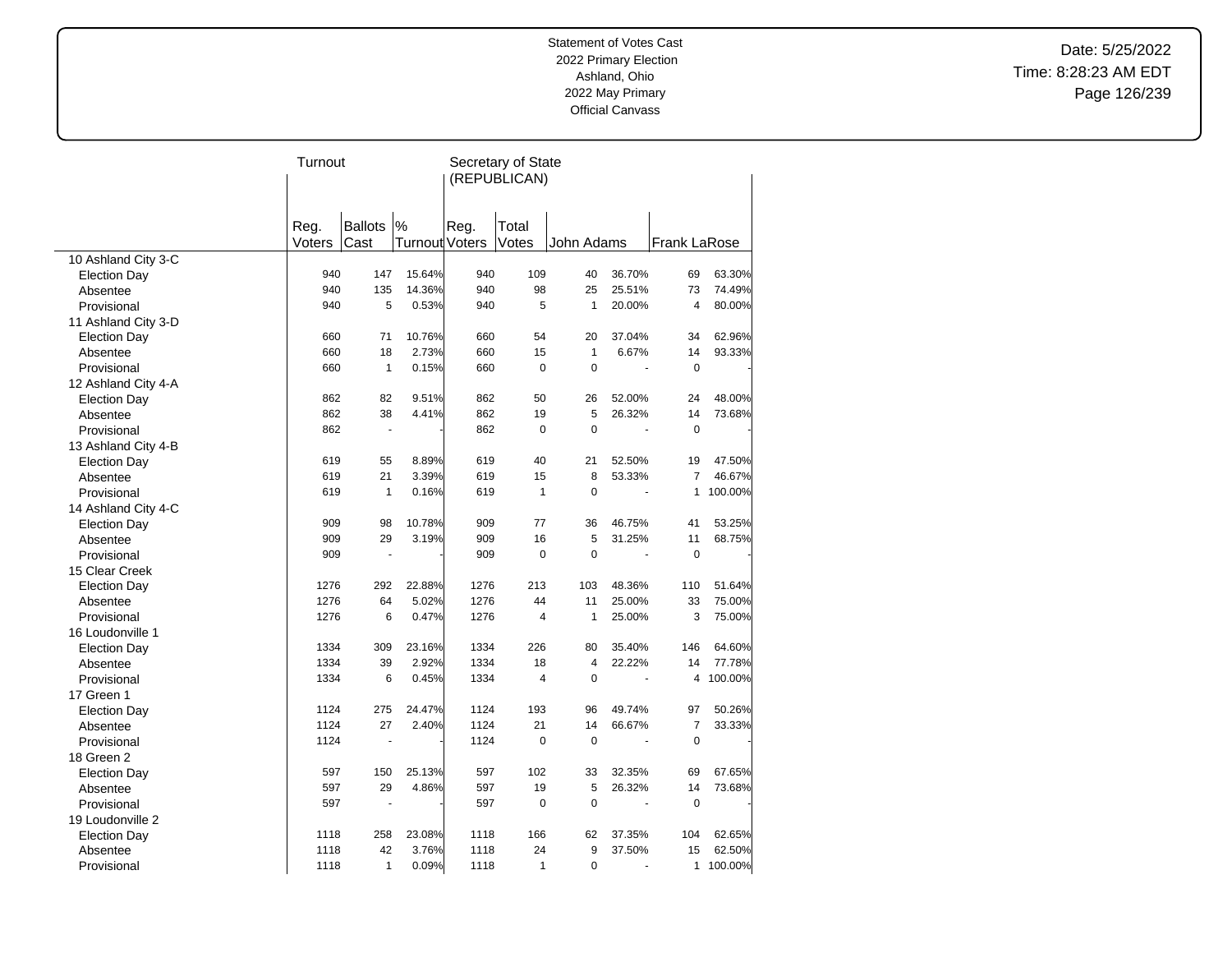Statement of Votes Cast
2022 Primary Election
Ashland, Ohio
2022 May Primary
Official Canvass

Date: 5/25/2022
Time: 8:28:23 AM EDT

| | Turnout | | | Secretary of State (REPUBLICAN) | | | | | |
|---|---|---|---|---|---|---|---|---|---|
| | Reg. Voters | Ballots Cast | % Turnout | Reg. Voters | Total Votes | John Adams | | Frank LaRose | |
| 10 Ashland City 3-C | | | | | | | | | |
| Election Day | 940 | 147 | 15.64% | 940 | 109 | 40 | 36.70% | 69 | 63.30% |
| Absentee | 940 | 135 | 14.36% | 940 | 98 | 25 | 25.51% | 73 | 74.49% |
| Provisional | 940 | 5 | 0.53% | 940 | 5 | 1 | 20.00% | 4 | 80.00% |
| 11 Ashland City 3-D | | | | | | | | | |
| Election Day | 660 | 71 | 10.76% | 660 | 54 | 20 | 37.04% | 34 | 62.96% |
| Absentee | 660 | 18 | 2.73% | 660 | 15 | 1 | 6.67% | 14 | 93.33% |
| Provisional | 660 | 1 | 0.15% | 660 | 0 | 0 | - | 0 | - |
| 12 Ashland City 4-A | | | | | | | | | |
| Election Day | 862 | 82 | 9.51% | 862 | 50 | 26 | 52.00% | 24 | 48.00% |
| Absentee | 862 | 38 | 4.41% | 862 | 19 | 5 | 26.32% | 14 | 73.68% |
| Provisional | 862 | - | - | 862 | 0 | 0 | - | 0 | - |
| 13 Ashland City 4-B | | | | | | | | | |
| Election Day | 619 | 55 | 8.89% | 619 | 40 | 21 | 52.50% | 19 | 47.50% |
| Absentee | 619 | 21 | 3.39% | 619 | 15 | 8 | 53.33% | 7 | 46.67% |
| Provisional | 619 | 1 | 0.16% | 619 | 1 | 0 | - | 1 | 100.00% |
| 14 Ashland City 4-C | | | | | | | | | |
| Election Day | 909 | 98 | 10.78% | 909 | 77 | 36 | 46.75% | 41 | 53.25% |
| Absentee | 909 | 29 | 3.19% | 909 | 16 | 5 | 31.25% | 11 | 68.75% |
| Provisional | 909 | - | - | 909 | 0 | 0 | - | 0 | - |
| 15 Clear Creek | | | | | | | | | |
| Election Day | 1276 | 292 | 22.88% | 1276 | 213 | 103 | 48.36% | 110 | 51.64% |
| Absentee | 1276 | 64 | 5.02% | 1276 | 44 | 11 | 25.00% | 33 | 75.00% |
| Provisional | 1276 | 6 | 0.47% | 1276 | 4 | 1 | 25.00% | 3 | 75.00% |
| 16 Loudonville 1 | | | | | | | | | |
| Election Day | 1334 | 309 | 23.16% | 1334 | 226 | 80 | 35.40% | 146 | 64.60% |
| Absentee | 1334 | 39 | 2.92% | 1334 | 18 | 4 | 22.22% | 14 | 77.78% |
| Provisional | 1334 | 6 | 0.45% | 1334 | 4 | 0 | - | 4 | 100.00% |
| 17 Green 1 | | | | | | | | | |
| Election Day | 1124 | 275 | 24.47% | 1124 | 193 | 96 | 49.74% | 97 | 50.26% |
| Absentee | 1124 | 27 | 2.40% | 1124 | 21 | 14 | 66.67% | 7 | 33.33% |
| Provisional | 1124 | - | - | 1124 | 0 | 0 | - | 0 | - |
| 18 Green 2 | | | | | | | | | |
| Election Day | 597 | 150 | 25.13% | 597 | 102 | 33 | 32.35% | 69 | 67.65% |
| Absentee | 597 | 29 | 4.86% | 597 | 19 | 5 | 26.32% | 14 | 73.68% |
| Provisional | 597 | - | - | 597 | 0 | 0 | - | 0 | - |
| 19 Loudonville 2 | | | | | | | | | |
| Election Day | 1118 | 258 | 23.08% | 1118 | 166 | 62 | 37.35% | 104 | 62.65% |
| Absentee | 1118 | 42 | 3.76% | 1118 | 24 | 9 | 37.50% | 15 | 62.50% |
| Provisional | 1118 | 1 | 0.09% | 1118 | 1 | 0 | - | 1 | 100.00% |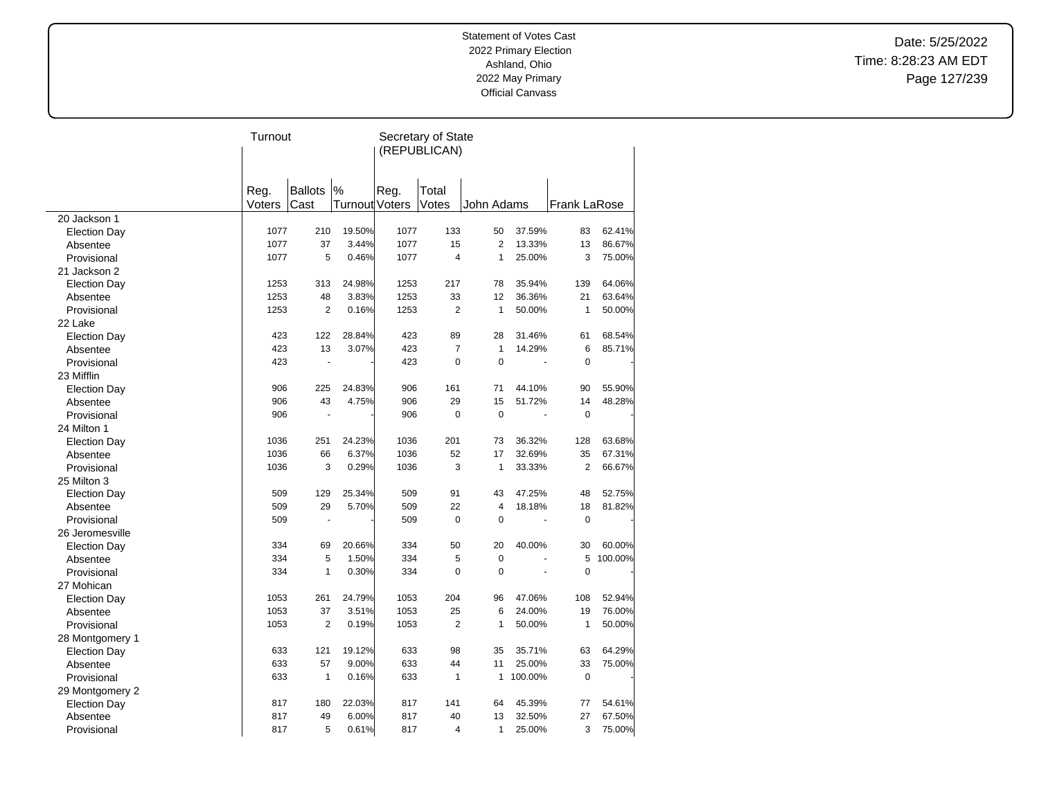Statement of Votes Cast
2022 Primary Election
Ashland, Ohio
2022 May Primary
Official Canvass

Date: 5/25/2022
Time: 8:28:23 AM EDT

| | Turnout | | | Secretary of State (REPUBLICAN) | | | | | |
|---|---|---|---|---|---|---|---|---|---|
| | Reg. Voters | Ballots Cast | % Turnout | Reg. Voters | Total Votes | John Adams | | Frank LaRose | |
| 20 Jackson 1 | | | | | | | | | |
| Election Day | 1077 | 210 | 19.50% | 1077 | 133 | 50 | 37.59% | 83 | 62.41% |
| Absentee | 1077 | 37 | 3.44% | 1077 | 15 | 2 | 13.33% | 13 | 86.67% |
| Provisional | 1077 | 5 | 0.46% | 1077 | 4 | 1 | 25.00% | 3 | 75.00% |
| 21 Jackson 2 | | | | | | | | | |
| Election Day | 1253 | 313 | 24.98% | 1253 | 217 | 78 | 35.94% | 139 | 64.06% |
| Absentee | 1253 | 48 | 3.83% | 1253 | 33 | 12 | 36.36% | 21 | 63.64% |
| Provisional | 1253 | 2 | 0.16% | 1253 | 2 | 1 | 50.00% | 1 | 50.00% |
| 22 Lake | | | | | | | | | |
| Election Day | 423 | 122 | 28.84% | 423 | 89 | 28 | 31.46% | 61 | 68.54% |
| Absentee | 423 | 13 | 3.07% | 423 | 7 | 1 | 14.29% | 6 | 85.71% |
| Provisional | 423 | - | - | 423 | 0 | 0 | - | 0 | - |
| 23 Mifflin | | | | | | | | | |
| Election Day | 906 | 225 | 24.83% | 906 | 161 | 71 | 44.10% | 90 | 55.90% |
| Absentee | 906 | 43 | 4.75% | 906 | 29 | 15 | 51.72% | 14 | 48.28% |
| Provisional | 906 | - | - | 906 | 0 | 0 | - | 0 | - |
| 24 Milton 1 | | | | | | | | | |
| Election Day | 1036 | 251 | 24.23% | 1036 | 201 | 73 | 36.32% | 128 | 63.68% |
| Absentee | 1036 | 66 | 6.37% | 1036 | 52 | 17 | 32.69% | 35 | 67.31% |
| Provisional | 1036 | 3 | 0.29% | 1036 | 3 | 1 | 33.33% | 2 | 66.67% |
| 25 Milton 3 | | | | | | | | | |
| Election Day | 509 | 129 | 25.34% | 509 | 91 | 43 | 47.25% | 48 | 52.75% |
| Absentee | 509 | 29 | 5.70% | 509 | 22 | 4 | 18.18% | 18 | 81.82% |
| Provisional | 509 | - | - | 509 | 0 | 0 | - | 0 | - |
| 26 Jeromesville | | | | | | | | | |
| Election Day | 334 | 69 | 20.66% | 334 | 50 | 20 | 40.00% | 30 | 60.00% |
| Absentee | 334 | 5 | 1.50% | 334 | 5 | 0 | - | 5 | 100.00% |
| Provisional | 334 | 1 | 0.30% | 334 | 0 | 0 | - | 0 | - |
| 27 Mohican | | | | | | | | | |
| Election Day | 1053 | 261 | 24.79% | 1053 | 204 | 96 | 47.06% | 108 | 52.94% |
| Absentee | 1053 | 37 | 3.51% | 1053 | 25 | 6 | 24.00% | 19 | 76.00% |
| Provisional | 1053 | 2 | 0.19% | 1053 | 2 | 1 | 50.00% | 1 | 50.00% |
| 28 Montgomery 1 | | | | | | | | | |
| Election Day | 633 | 121 | 19.12% | 633 | 98 | 35 | 35.71% | 63 | 64.29% |
| Absentee | 633 | 57 | 9.00% | 633 | 44 | 11 | 25.00% | 33 | 75.00% |
| Provisional | 633 | 1 | 0.16% | 633 | 1 | 1 | 100.00% | 0 | - |
| 29 Montgomery 2 | | | | | | | | | |
| Election Day | 817 | 180 | 22.03% | 817 | 141 | 64 | 45.39% | 77 | 54.61% |
| Absentee | 817 | 49 | 6.00% | 817 | 40 | 13 | 32.50% | 27 | 67.50% |
| Provisional | 817 | 5 | 0.61% | 817 | 4 | 1 | 25.00% | 3 | 75.00% |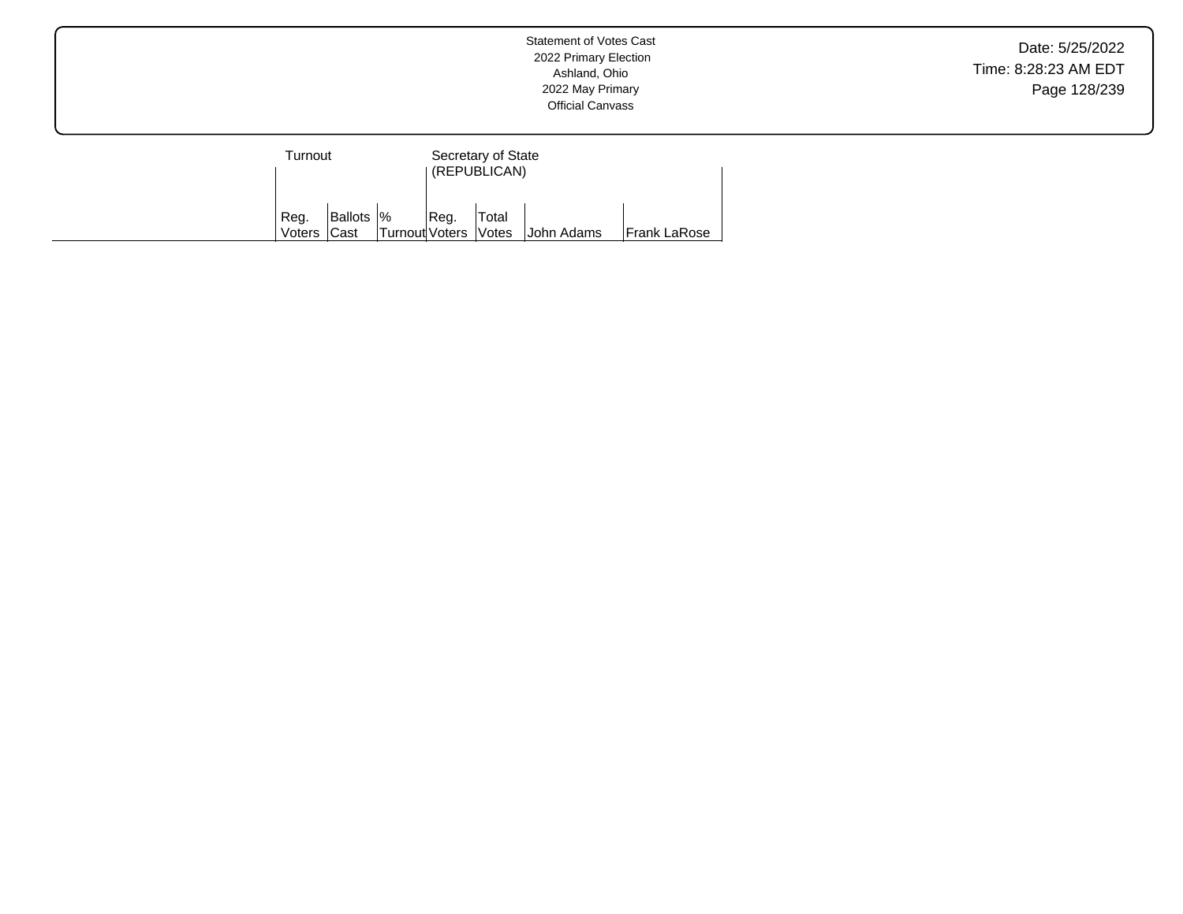| | Turnout | | | Secretary of State (REPUBLICAN) | | | |
|---|---|---|---|---|---|---|---|
| | Reg. Voters | Ballots Cast | % Turnout | Reg. Voters | Total Votes | John Adams | Frank LaRose |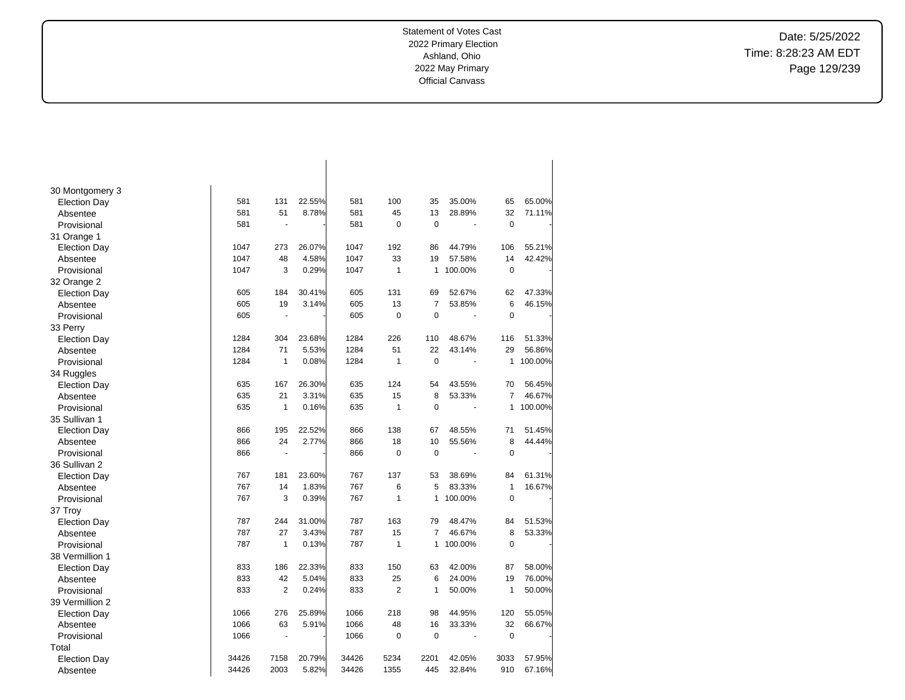Statement of Votes Cast
2022 Primary Election
Ashland, Ohio
2022 May Primary
Official Canvass

Date: 5/25/2022
Time: 8:28:23 AM EDT

| | | | | | | | | | |
|---|---|---|---|---|---|---|---|---|---|
| **30 Montgomery 3** | | | | | | | | | | |
| Election Day | 581 | 131 | 22.55% | 581 | 100 | 35 | 35.00% | 65 | 65.00% |
| Absentee | 581 | 51 | 8.78% | 581 | 45 | 13 | 28.89% | 32 | 71.11% |
| Provisional | 581 | - | - | 581 | 0 | 0 | - | 0 | - |
| **31 Orange 1** | | | | | | | | | |
| Election Day | 1047 | 273 | 26.07% | 1047 | 192 | 86 | 44.79% | 106 | 55.21% |
| Absentee | 1047 | 48 | 4.58% | 1047 | 33 | 19 | 57.58% | 14 | 42.42% |
| Provisional | 1047 | 3 | 0.29% | 1047 | 1 | 1 | 100.00% | 0 | - |
| **32 Orange 2** | | | | | | | | | |
| Election Day | 605 | 184 | 30.41% | 605 | 131 | 69 | 52.67% | 62 | 47.33% |
| Absentee | 605 | 19 | 3.14% | 605 | 13 | 7 | 53.85% | 6 | 46.15% |
| Provisional | 605 | - | - | 605 | 0 | 0 | - | 0 | - |
| **33 Perry** | | | | | | | | | |
| Election Day | 1284 | 304 | 23.68% | 1284 | 226 | 110 | 48.67% | 116 | 51.33% |
| Absentee | 1284 | 71 | 5.53% | 1284 | 51 | 22 | 43.14% | 29 | 56.86% |
| Provisional | 1284 | 1 | 0.08% | 1284 | 1 | 0 | - | 1 | 100.00% |
| **34 Ruggles** | | | | | | | | | |
| Election Day | 635 | 167 | 26.30% | 635 | 124 | 54 | 43.55% | 70 | 56.45% |
| Absentee | 635 | 21 | 3.31% | 635 | 15 | 8 | 53.33% | 7 | 46.67% |
| Provisional | 635 | 1 | 0.16% | 635 | 1 | 0 | - | 1 | 100.00% |
| **35 Sullivan 1** | | | | | | | | | |
| Election Day | 866 | 195 | 22.52% | 866 | 138 | 67 | 48.55% | 71 | 51.45% |
| Absentee | 866 | 24 | 2.77% | 866 | 18 | 10 | 55.56% | 8 | 44.44% |
| Provisional | 866 | - | - | 866 | 0 | 0 | - | 0 | - |
| **36 Sullivan 2** | | | | | | | | | |
| Election Day | 767 | 181 | 23.60% | 767 | 137 | 53 | 38.69% | 84 | 61.31% |
| Absentee | 767 | 14 | 1.83% | 767 | 6 | 5 | 83.33% | 1 | 16.67% |
| Provisional | 767 | 3 | 0.39% | 767 | 1 | 1 | 100.00% | 0 | - |
| **37 Troy** | | | | | | | | | |
| Election Day | 787 | 244 | 31.00% | 787 | 163 | 79 | 48.47% | 84 | 51.53% |
| Absentee | 787 | 27 | 3.43% | 787 | 15 | 7 | 46.67% | 8 | 53.33% |
| Provisional | 787 | 1 | 0.13% | 787 | 1 | 1 | 100.00% | 0 | - |
| **38 Vermillion 1** | | | | | | | | | |
| Election Day | 833 | 186 | 22.33% | 833 | 150 | 63 | 42.00% | 87 | 58.00% |
| Absentee | 833 | 42 | 5.04% | 833 | 25 | 6 | 24.00% | 19 | 76.00% |
| Provisional | 833 | 2 | 0.24% | 833 | 2 | 1 | 50.00% | 1 | 50.00% |
| **39 Vermillion 2** | | | | | | | | | |
| Election Day | 1066 | 276 | 25.89% | 1066 | 218 | 98 | 44.95% | 120 | 55.05% |
| Absentee | 1066 | 63 | 5.91% | 1066 | 48 | 16 | 33.33% | 32 | 66.67% |
| Provisional | 1066 | - | - | 1066 | 0 | 0 | - | 0 | - |
| **Total** | | | | | | | | | |
| Election Day | 34426 | 7158 | 20.79% | 34426 | 5234 | 2201 | 42.05% | 3033 | 57.95% |
| Absentee | 34426 | 2003 | 5.82% | 34426 | 1355 | 445 | 32.84% | 910 | 67.16% |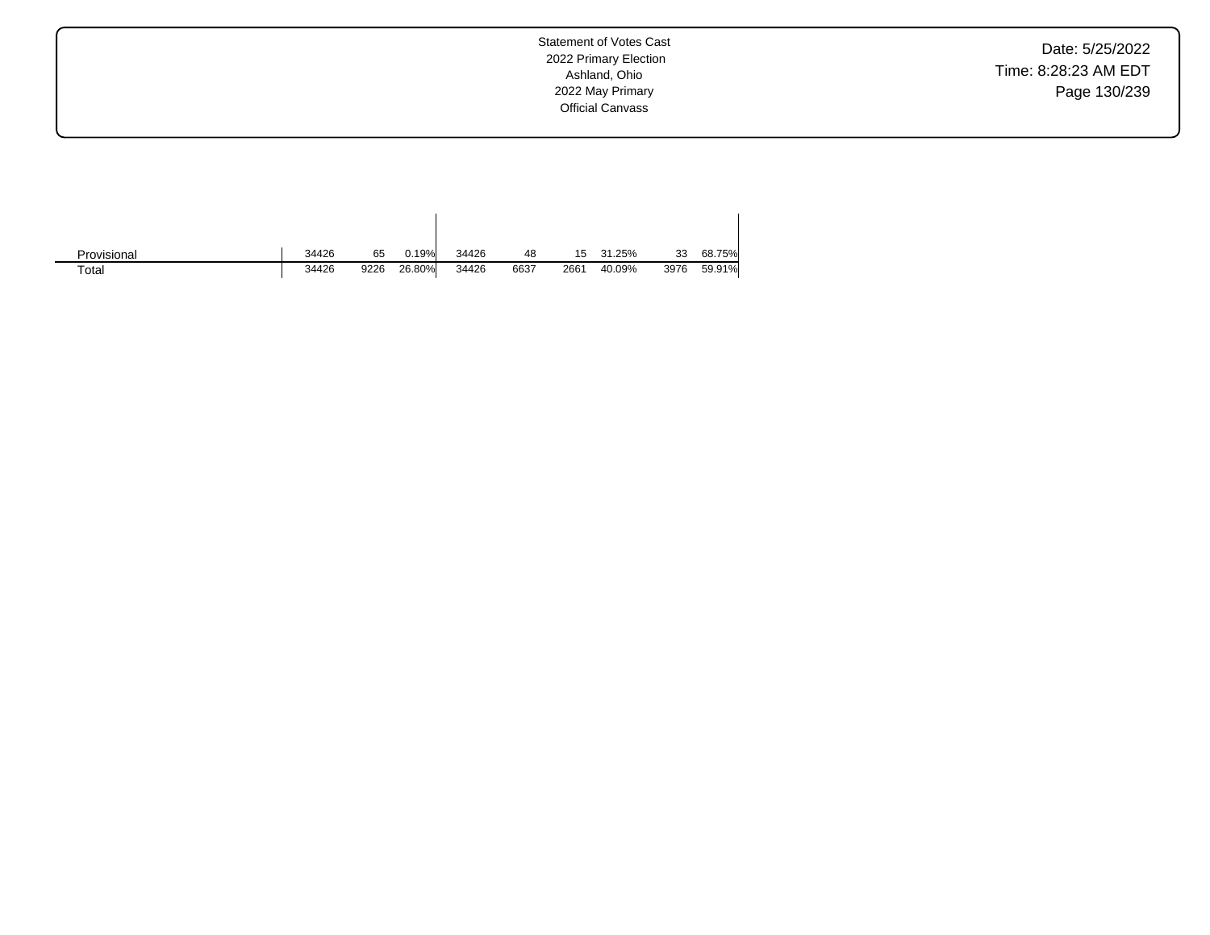| | | | | | | | | | | |
|---|---|---|---|---|---|---|---|---|---|---|
| Provisional | 34426 | 65 | 0.19% | 34426 | 48 | 15 | 31.25% | 33 | 68.75% |
| Total | 34426 | 9226 | 26.80% | 34426 | 6637 | 2661 | 40.09% | 3976 | 59.91% |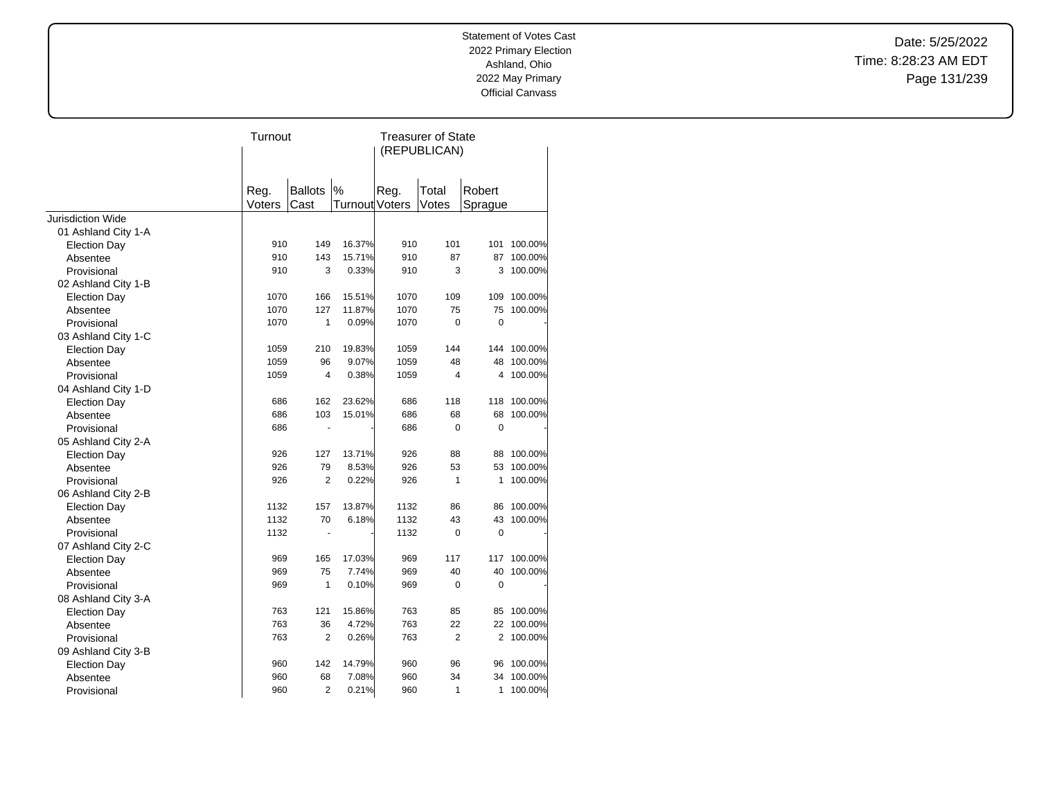Statement of Votes Cast
2022 Primary Election
Ashland, Ohio
2022 May Primary
Official Canvass

Date: 5/25/2022
Time: 8:28:23 AM EDT

| | Turnout | | | Treasurer of State (REPUBLICAN) | | | |
|---|---|---|---|---|---|---|---|
| | Reg. Voters | Ballots Cast | % Turnout | Reg. Voters | Total Votes | Robert Sprague | |
| Jurisdiction Wide | | | | | | | |
| 01 Ashland City 1-A | | | | | | | |
| Election Day | 910 | 149 | 16.37% | 910 | 101 | 101 | 100.00% |
| Absentee | 910 | 143 | 15.71% | 910 | 87 | 87 | 100.00% |
| Provisional | 910 | 3 | 0.33% | 910 | 3 | 3 | 100.00% |
| 02 Ashland City 1-B | | | | | | | |
| Election Day | 1070 | 166 | 15.51% | 1070 | 109 | 109 | 100.00% |
| Absentee | 1070 | 127 | 11.87% | 1070 | 75 | 75 | 100.00% |
| Provisional | 1070 | 1 | 0.09% | 1070 | 0 | 0 | - |
| 03 Ashland City 1-C | | | | | | | |
| Election Day | 1059 | 210 | 19.83% | 1059 | 144 | 144 | 100.00% |
| Absentee | 1059 | 96 | 9.07% | 1059 | 48 | 48 | 100.00% |
| Provisional | 1059 | 4 | 0.38% | 1059 | 4 | 4 | 100.00% |
| 04 Ashland City 1-D | | | | | | | |
| Election Day | 686 | 162 | 23.62% | 686 | 118 | 118 | 100.00% |
| Absentee | 686 | 103 | 15.01% | 686 | 68 | 68 | 100.00% |
| Provisional | 686 | - | - | 686 | 0 | 0 | - |
| 05 Ashland City 2-A | | | | | | | |
| Election Day | 926 | 127 | 13.71% | 926 | 88 | 88 | 100.00% |
| Absentee | 926 | 79 | 8.53% | 926 | 53 | 53 | 100.00% |
| Provisional | 926 | 2 | 0.22% | 926 | 1 | 1 | 100.00% |
| 06 Ashland City 2-B | | | | | | | |
| Election Day | 1132 | 157 | 13.87% | 1132 | 86 | 86 | 100.00% |
| Absentee | 1132 | 70 | 6.18% | 1132 | 43 | 43 | 100.00% |
| Provisional | 1132 | - | - | 1132 | 0 | 0 | - |
| 07 Ashland City 2-C | | | | | | | |
| Election Day | 969 | 165 | 17.03% | 969 | 117 | 117 | 100.00% |
| Absentee | 969 | 75 | 7.74% | 969 | 40 | 40 | 100.00% |
| Provisional | 969 | 1 | 0.10% | 969 | 0 | 0 | - |
| 08 Ashland City 3-A | | | | | | | |
| Election Day | 763 | 121 | 15.86% | 763 | 85 | 85 | 100.00% |
| Absentee | 763 | 36 | 4.72% | 763 | 22 | 22 | 100.00% |
| Provisional | 763 | 2 | 0.26% | 763 | 2 | 2 | 100.00% |
| 09 Ashland City 3-B | | | | | | | |
| Election Day | 960 | 142 | 14.79% | 960 | 96 | 96 | 100.00% |
| Absentee | 960 | 68 | 7.08% | 960 | 34 | 34 | 100.00% |
| Provisional | 960 | 2 | 0.21% | 960 | 1 | 1 | 100.00% |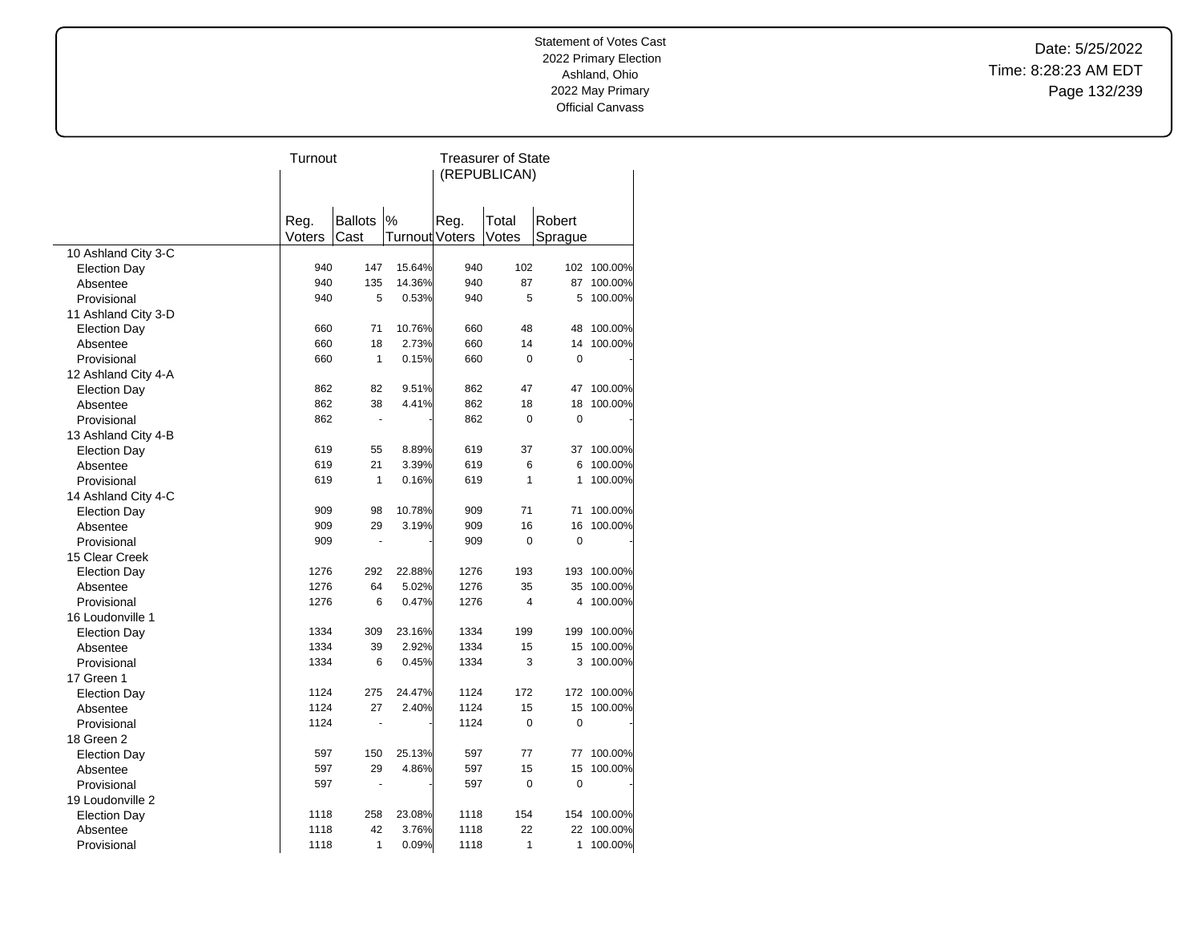Statement of Votes Cast
2022 Primary Election
Ashland, Ohio
2022 May Primary
Official Canvass

Date: 5/25/2022
Time: 8:28:23 AM EDT

| | Turnout | | | Treasurer of State (REPUBLICAN) | | | |
|---|---|---|---|---|---|---|---|
| | Reg. Voters | Ballots Cast | % Turnout | Reg. Voters | Total Votes | Robert Sprague | |
| 10 Ashland City 3-C | | | | | | | |
| Election Day | 940 | 147 | 15.64% | 940 | 102 | 102 | 100.00% |
| Absentee | 940 | 135 | 14.36% | 940 | 87 | 87 | 100.00% |
| Provisional | 940 | 5 | 0.53% | 940 | 5 | 5 | 100.00% |
| 11 Ashland City 3-D | | | | | | | |
| Election Day | 660 | 71 | 10.76% | 660 | 48 | 48 | 100.00% |
| Absentee | 660 | 18 | 2.73% | 660 | 14 | 14 | 100.00% |
| Provisional | 660 | 1 | 0.15% | 660 | 0 | 0 | - |
| 12 Ashland City 4-A | | | | | | | |
| Election Day | 862 | 82 | 9.51% | 862 | 47 | 47 | 100.00% |
| Absentee | 862 | 38 | 4.41% | 862 | 18 | 18 | 100.00% |
| Provisional | 862 | - | - | 862 | 0 | 0 | - |
| 13 Ashland City 4-B | | | | | | | |
| Election Day | 619 | 55 | 8.89% | 619 | 37 | 37 | 100.00% |
| Absentee | 619 | 21 | 3.39% | 619 | 6 | 6 | 100.00% |
| Provisional | 619 | 1 | 0.16% | 619 | 1 | 1 | 100.00% |
| 14 Ashland City 4-C | | | | | | | |
| Election Day | 909 | 98 | 10.78% | 909 | 71 | 71 | 100.00% |
| Absentee | 909 | 29 | 3.19% | 909 | 16 | 16 | 100.00% |
| Provisional | 909 | - | - | 909 | 0 | 0 | - |
| 15 Clear Creek | | | | | | | |
| Election Day | 1276 | 292 | 22.88% | 1276 | 193 | 193 | 100.00% |
| Absentee | 1276 | 64 | 5.02% | 1276 | 35 | 35 | 100.00% |
| Provisional | 1276 | 6 | 0.47% | 1276 | 4 | 4 | 100.00% |
| 16 Loudonville 1 | | | | | | | |
| Election Day | 1334 | 309 | 23.16% | 1334 | 199 | 199 | 100.00% |
| Absentee | 1334 | 39 | 2.92% | 1334 | 15 | 15 | 100.00% |
| Provisional | 1334 | 6 | 0.45% | 1334 | 3 | 3 | 100.00% |
| 17 Green 1 | | | | | | | |
| Election Day | 1124 | 275 | 24.47% | 1124 | 172 | 172 | 100.00% |
| Absentee | 1124 | 27 | 2.40% | 1124 | 15 | 15 | 100.00% |
| Provisional | 1124 | - | - | 1124 | 0 | 0 | - |
| 18 Green 2 | | | | | | | |
| Election Day | 597 | 150 | 25.13% | 597 | 77 | 77 | 100.00% |
| Absentee | 597 | 29 | 4.86% | 597 | 15 | 15 | 100.00% |
| Provisional | 597 | - | - | 597 | 0 | 0 | - |
| 19 Loudonville 2 | | | | | | | |
| Election Day | 1118 | 258 | 23.08% | 1118 | 154 | 154 | 100.00% |
| Absentee | 1118 | 42 | 3.76% | 1118 | 22 | 22 | 100.00% |
| Provisional | 1118 | 1 | 0.09% | 1118 | 1 | 1 | 100.00% |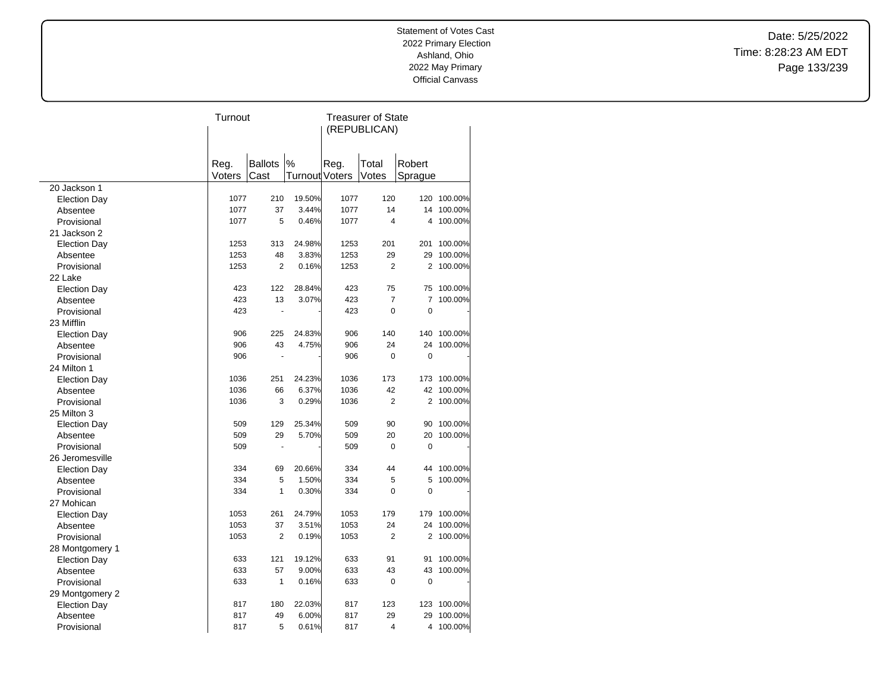Statement of Votes Cast
2022 Primary Election
Ashland, Ohio
2022 May Primary
Official Canvass

Date: 5/25/2022
Time: 8:28:23 AM EDT

| | Turnout | | | Treasurer of State (REPUBLICAN) | | | |
|---|---|---|---|---|---|---|---|
| | Reg. Voters | Ballots Cast | % Turnout | Reg. Voters | Total Votes | Robert Sprague | |
| 20 Jackson 1 | | | | | | | |
| Election Day | 1077 | 210 | 19.50% | 1077 | 120 | 120 | 100.00% |
| Absentee | 1077 | 37 | 3.44% | 1077 | 14 | 14 | 100.00% |
| Provisional | 1077 | 5 | 0.46% | 1077 | 4 | 4 | 100.00% |
| 21 Jackson 2 | | | | | | | |
| Election Day | 1253 | 313 | 24.98% | 1253 | 201 | 201 | 100.00% |
| Absentee | 1253 | 48 | 3.83% | 1253 | 29 | 29 | 100.00% |
| Provisional | 1253 | 2 | 0.16% | 1253 | 2 | 2 | 100.00% |
| 22 Lake | | | | | | | |
| Election Day | 423 | 122 | 28.84% | 423 | 75 | 75 | 100.00% |
| Absentee | 423 | 13 | 3.07% | 423 | 7 | 7 | 100.00% |
| Provisional | 423 | - | - | 423 | 0 | 0 | - |
| 23 Mifflin | | | | | | | |
| Election Day | 906 | 225 | 24.83% | 906 | 140 | 140 | 100.00% |
| Absentee | 906 | 43 | 4.75% | 906 | 24 | 24 | 100.00% |
| Provisional | 906 | - | - | 906 | 0 | 0 | - |
| 24 Milton 1 | | | | | | | |
| Election Day | 1036 | 251 | 24.23% | 1036 | 173 | 173 | 100.00% |
| Absentee | 1036 | 66 | 6.37% | 1036 | 42 | 42 | 100.00% |
| Provisional | 1036 | 3 | 0.29% | 1036 | 2 | 2 | 100.00% |
| 25 Milton 3 | | | | | | | |
| Election Day | 509 | 129 | 25.34% | 509 | 90 | 90 | 100.00% |
| Absentee | 509 | 29 | 5.70% | 509 | 20 | 20 | 100.00% |
| Provisional | 509 | - | - | 509 | 0 | 0 | - |
| 26 Jeromesville | | | | | | | |
| Election Day | 334 | 69 | 20.66% | 334 | 44 | 44 | 100.00% |
| Absentee | 334 | 5 | 1.50% | 334 | 5 | 5 | 100.00% |
| Provisional | 334 | 1 | 0.30% | 334 | 0 | 0 | - |
| 27 Mohican | | | | | | | |
| Election Day | 1053 | 261 | 24.79% | 1053 | 179 | 179 | 100.00% |
| Absentee | 1053 | 37 | 3.51% | 1053 | 24 | 24 | 100.00% |
| Provisional | 1053 | 2 | 0.19% | 1053 | 2 | 2 | 100.00% |
| 28 Montgomery 1 | | | | | | | |
| Election Day | 633 | 121 | 19.12% | 633 | 91 | 91 | 100.00% |
| Absentee | 633 | 57 | 9.00% | 633 | 43 | 43 | 100.00% |
| Provisional | 633 | 1 | 0.16% | 633 | 0 | 0 | - |
| 29 Montgomery 2 | | | | | | | |
| Election Day | 817 | 180 | 22.03% | 817 | 123 | 123 | 100.00% |
| Absentee | 817 | 49 | 6.00% | 817 | 29 | 29 | 100.00% |
| Provisional | 817 | 5 | 0.61% | 817 | 4 | 4 | 100.00% |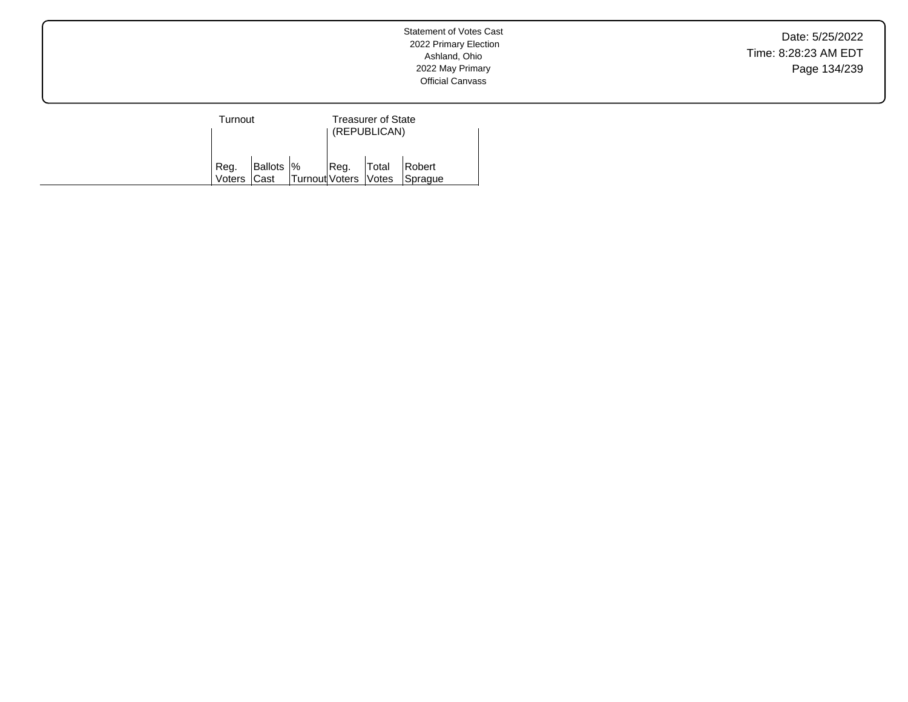Statement of Votes Cast
2022 Primary Election
Ashland, Ohio
2022 May Primary
Official Canvass

| | Turnout | | | Treasurer of State (REPUBLICAN) | | |
|---|---|---|---|---|---|---|
| | Reg. Voters | Ballots Cast | % Turnout | Reg. Voters | Total Votes | Robert Sprague |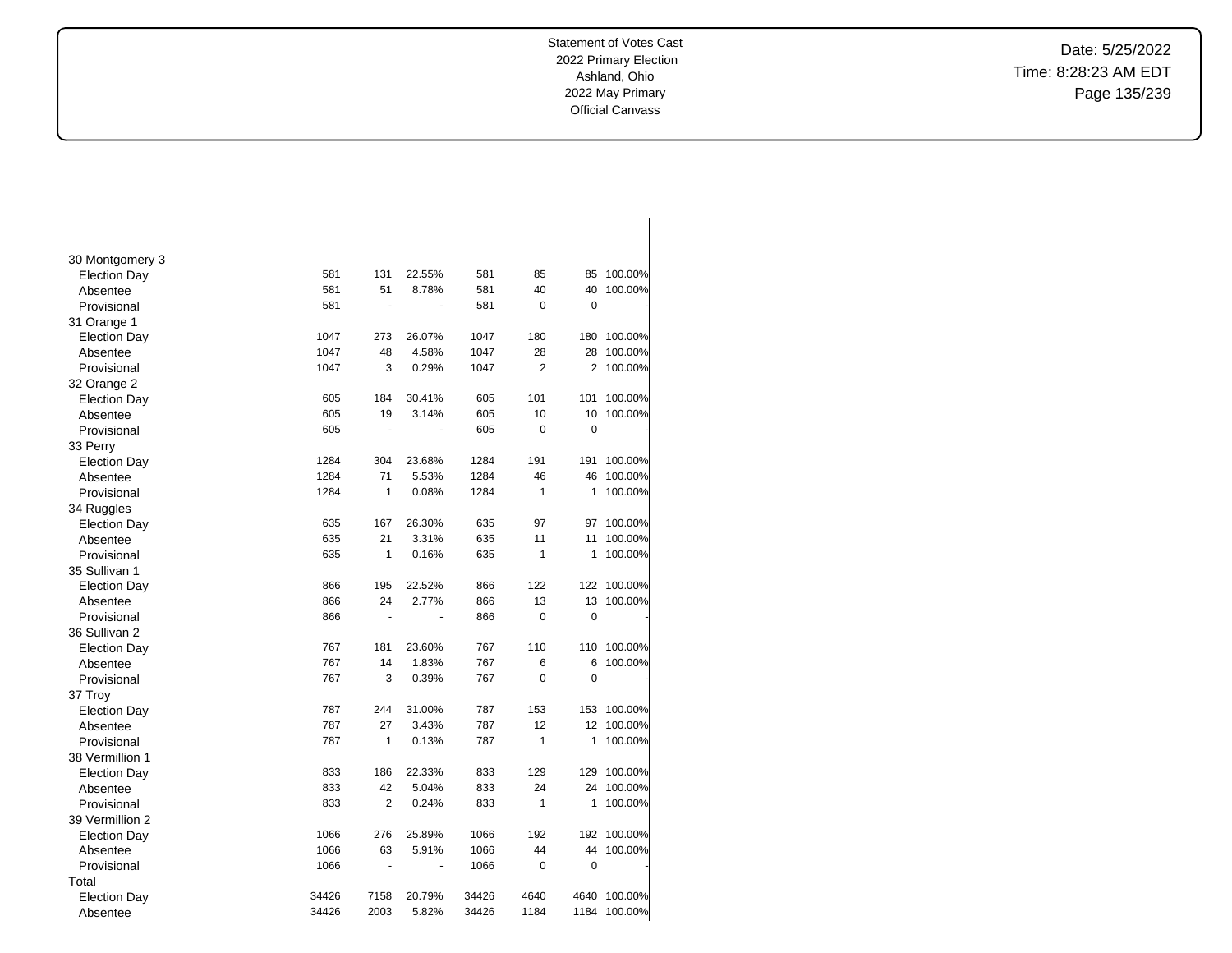| | | | | | | | |
|---|---|---|---|---|---|---|---|
| 30 Montgomery 3 | | | | | | | |
| Election Day | 581 | 131 | 22.55% | 581 | 85 | 85 | 100.00% |
| Absentee | 581 | 51 | 8.78% | 581 | 40 | 40 | 100.00% |
| Provisional | 581 | - | - | 581 | 0 | 0 | - |
| 31 Orange 1 | | | | | | | |
| Election Day | 1047 | 273 | 26.07% | 1047 | 180 | 180 | 100.00% |
| Absentee | 1047 | 48 | 4.58% | 1047 | 28 | 28 | 100.00% |
| Provisional | 1047 | 3 | 0.29% | 1047 | 2 | 2 | 100.00% |
| 32 Orange 2 | | | | | | | |
| Election Day | 605 | 184 | 30.41% | 605 | 101 | 101 | 100.00% |
| Absentee | 605 | 19 | 3.14% | 605 | 10 | 10 | 100.00% |
| Provisional | 605 | - | - | 605 | 0 | 0 | - |
| 33 Perry | | | | | | | |
| Election Day | 1284 | 304 | 23.68% | 1284 | 191 | 191 | 100.00% |
| Absentee | 1284 | 71 | 5.53% | 1284 | 46 | 46 | 100.00% |
| Provisional | 1284 | 1 | 0.08% | 1284 | 1 | 1 | 100.00% |
| 34 Ruggles | | | | | | | |
| Election Day | 635 | 167 | 26.30% | 635 | 97 | 97 | 100.00% |
| Absentee | 635 | 21 | 3.31% | 635 | 11 | 11 | 100.00% |
| Provisional | 635 | 1 | 0.16% | 635 | 1 | 1 | 100.00% |
| 35 Sullivan 1 | | | | | | | |
| Election Day | 866 | 195 | 22.52% | 866 | 122 | 122 | 100.00% |
| Absentee | 866 | 24 | 2.77% | 866 | 13 | 13 | 100.00% |
| Provisional | 866 | - | - | 866 | 0 | 0 | - |
| 36 Sullivan 2 | | | | | | | |
| Election Day | 767 | 181 | 23.60% | 767 | 110 | 110 | 100.00% |
| Absentee | 767 | 14 | 1.83% | 767 | 6 | 6 | 100.00% |
| Provisional | 767 | 3 | 0.39% | 767 | 0 | 0 | - |
| 37 Troy | | | | | | | |
| Election Day | 787 | 244 | 31.00% | 787 | 153 | 153 | 100.00% |
| Absentee | 787 | 27 | 3.43% | 787 | 12 | 12 | 100.00% |
| Provisional | 787 | 1 | 0.13% | 787 | 1 | 1 | 100.00% |
| 38 Vermillion 1 | | | | | | | |
| Election Day | 833 | 186 | 22.33% | 833 | 129 | 129 | 100.00% |
| Absentee | 833 | 42 | 5.04% | 833 | 24 | 24 | 100.00% |
| Provisional | 833 | 2 | 0.24% | 833 | 1 | 1 | 100.00% |
| 39 Vermillion 2 | | | | | | | |
| Election Day | 1066 | 276 | 25.89% | 1066 | 192 | 192 | 100.00% |
| Absentee | 1066 | 63 | 5.91% | 1066 | 44 | 44 | 100.00% |
| Provisional | 1066 | - | - | 1066 | 0 | 0 | - |
| Total | | | | | | | |
| Election Day | 34426 | 7158 | 20.79% | 34426 | 4640 | 4640 | 100.00% |
| Absentee | 34426 | 2003 | 5.82% | 34426 | 1184 | 1184 | 100.00% |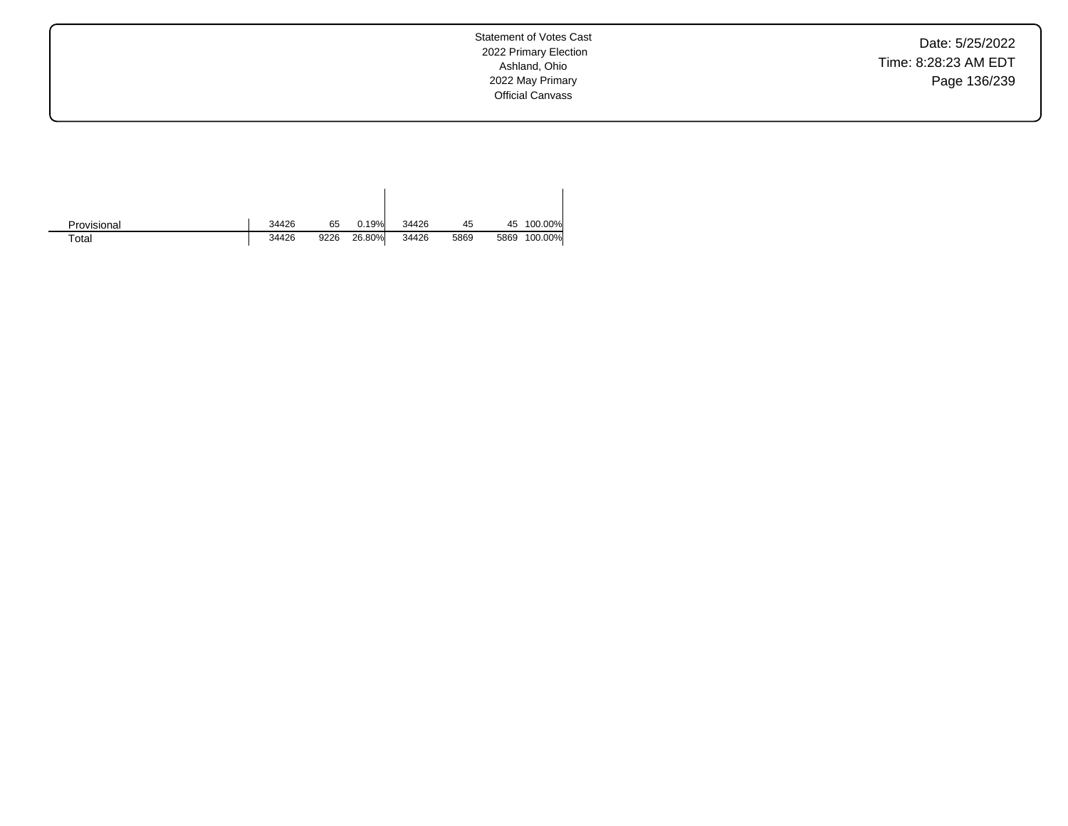| | | | | | | | |
|---|---|---|---|---|---|---|---|
| Provisional | 34426 | 65 | 0.19% | 34426 | 45 | 45 | 100.00% |
| Total | 34426 | 9226 | 26.80% | 34426 | 5869 | 5869 | 100.00% |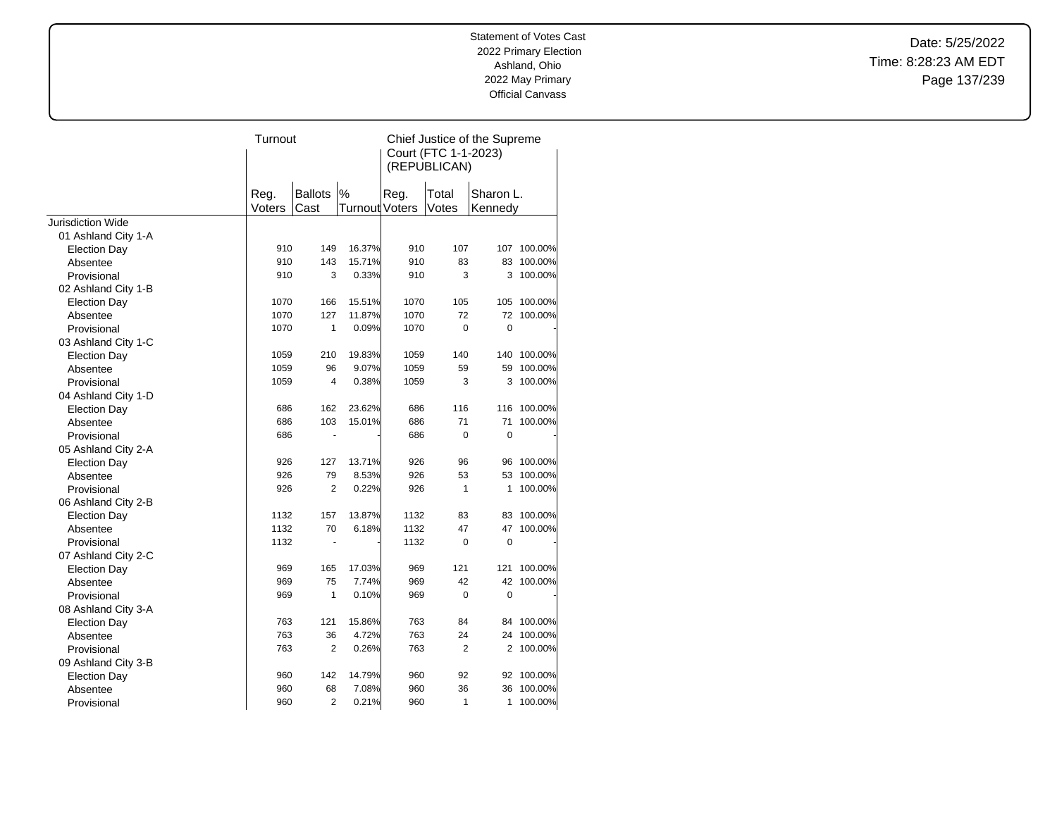Statement of Votes Cast
2022 Primary Election
Ashland, Ohio
2022 May Primary
Official Canvass

Date: 5/25/2022
Time: 8:28:23 AM EDT

| | Turnout | | | Chief Justice of the Supreme Court (FTC 1-1-2023) (REPUBLICAN) | | | |
|---|---|---|---|---|---|---|---|
| | Reg. Voters | Ballots Cast | % Turnout | Reg. Voters | Total Votes | Sharon L. Kennedy | |
| Jurisdiction Wide | | | | | | | |
| 01 Ashland City 1-A | | | | | | | |
| Election Day | 910 | 149 | 16.37% | 910 | 107 | 107 | 100.00% |
| Absentee | 910 | 143 | 15.71% | 910 | 83 | 83 | 100.00% |
| Provisional | 910 | 3 | 0.33% | 910 | 3 | 3 | 100.00% |
| 02 Ashland City 1-B | | | | | | | |
| Election Day | 1070 | 166 | 15.51% | 1070 | 105 | 105 | 100.00% |
| Absentee | 1070 | 127 | 11.87% | 1070 | 72 | 72 | 100.00% |
| Provisional | 1070 | 1 | 0.09% | 1070 | 0 | 0 | - |
| 03 Ashland City 1-C | | | | | | | |
| Election Day | 1059 | 210 | 19.83% | 1059 | 140 | 140 | 100.00% |
| Absentee | 1059 | 96 | 9.07% | 1059 | 59 | 59 | 100.00% |
| Provisional | 1059 | 4 | 0.38% | 1059 | 3 | 3 | 100.00% |
| 04 Ashland City 1-D | | | | | | | |
| Election Day | 686 | 162 | 23.62% | 686 | 116 | 116 | 100.00% |
| Absentee | 686 | 103 | 15.01% | 686 | 71 | 71 | 100.00% |
| Provisional | 686 | - | - | 686 | 0 | 0 | - |
| 05 Ashland City 2-A | | | | | | | |
| Election Day | 926 | 127 | 13.71% | 926 | 96 | 96 | 100.00% |
| Absentee | 926 | 79 | 8.53% | 926 | 53 | 53 | 100.00% |
| Provisional | 926 | 2 | 0.22% | 926 | 1 | 1 | 100.00% |
| 06 Ashland City 2-B | | | | | | | |
| Election Day | 1132 | 157 | 13.87% | 1132 | 83 | 83 | 100.00% |
| Absentee | 1132 | 70 | 6.18% | 1132 | 47 | 47 | 100.00% |
| Provisional | 1132 | - | - | 1132 | 0 | 0 | - |
| 07 Ashland City 2-C | | | | | | | |
| Election Day | 969 | 165 | 17.03% | 969 | 121 | 121 | 100.00% |
| Absentee | 969 | 75 | 7.74% | 969 | 42 | 42 | 100.00% |
| Provisional | 969 | 1 | 0.10% | 969 | 0 | 0 | - |
| 08 Ashland City 3-A | | | | | | | |
| Election Day | 763 | 121 | 15.86% | 763 | 84 | 84 | 100.00% |
| Absentee | 763 | 36 | 4.72% | 763 | 24 | 24 | 100.00% |
| Provisional | 763 | 2 | 0.26% | 763 | 2 | 2 | 100.00% |
| 09 Ashland City 3-B | | | | | | | |
| Election Day | 960 | 142 | 14.79% | 960 | 92 | 92 | 100.00% |
| Absentee | 960 | 68 | 7.08% | 960 | 36 | 36 | 100.00% |
| Provisional | 960 | 2 | 0.21% | 960 | 1 | 1 | 100.00% |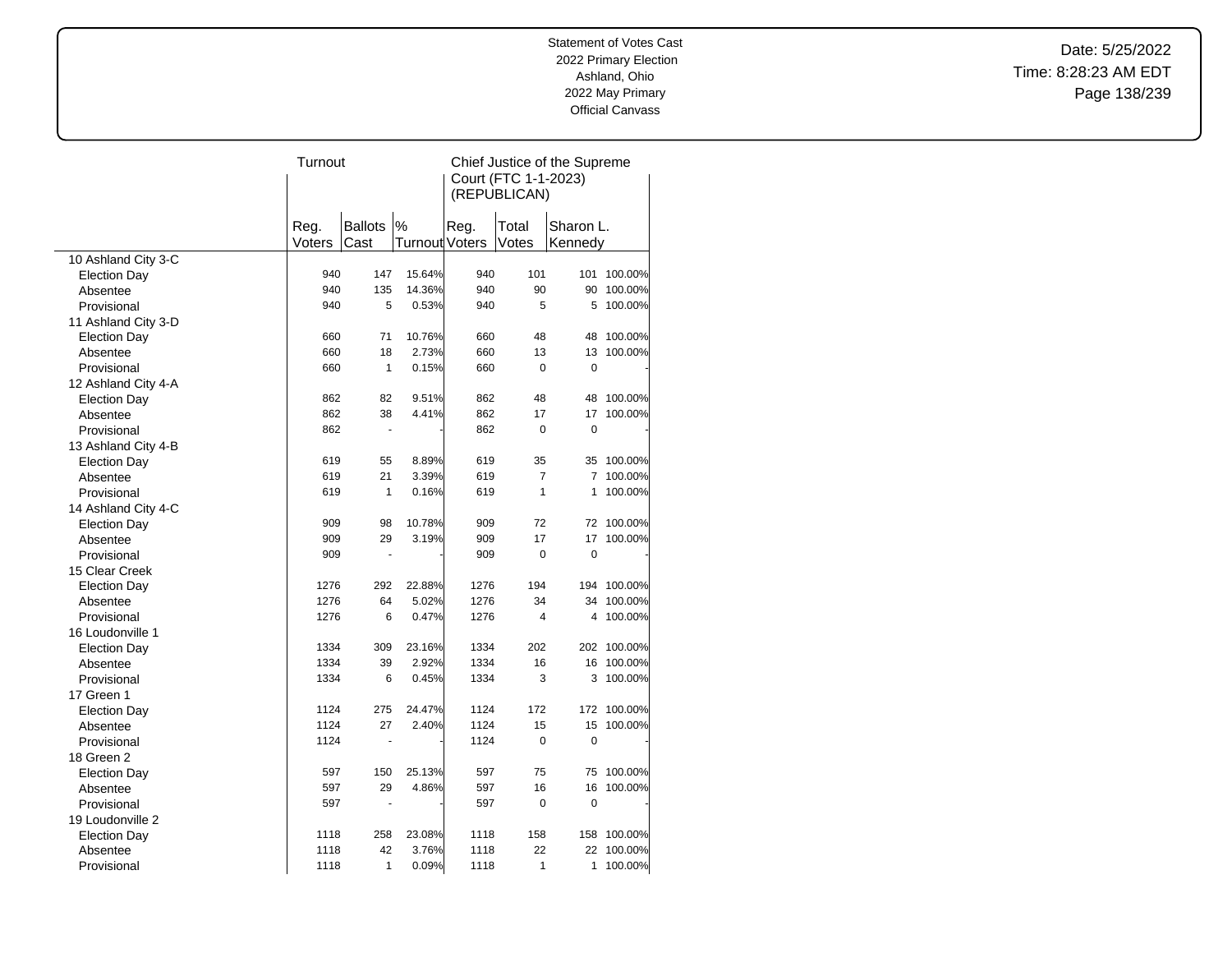Statement of Votes Cast
2022 Primary Election
Ashland, Ohio
2022 May Primary
Official Canvass

Date: 5/25/2022
Time: 8:28:23 AM EDT

| | Turnout | | | Chief Justice of the Supreme Court (FTC 1-1-2023) (REPUBLICAN) | | | |
|---|---|---|---|---|---|---|---|
| | Reg. Voters | Ballots Cast | % Turnout | Reg. Voters | Total Votes | Sharon L. Kennedy | |
| 10 Ashland City 3-C | | | | | | | |
| Election Day | 940 | 147 | 15.64% | 940 | 101 | 101 | 100.00% |
| Absentee | 940 | 135 | 14.36% | 940 | 90 | 90 | 100.00% |
| Provisional | 940 | 5 | 0.53% | 940 | 5 | 5 | 100.00% |
| 11 Ashland City 3-D | | | | | | | |
| Election Day | 660 | 71 | 10.76% | 660 | 48 | 48 | 100.00% |
| Absentee | 660 | 18 | 2.73% | 660 | 13 | 13 | 100.00% |
| Provisional | 660 | 1 | 0.15% | 660 | 0 | 0 | - |
| 12 Ashland City 4-A | | | | | | | |
| Election Day | 862 | 82 | 9.51% | 862 | 48 | 48 | 100.00% |
| Absentee | 862 | 38 | 4.41% | 862 | 17 | 17 | 100.00% |
| Provisional | 862 | - | - | 862 | 0 | 0 | - |
| 13 Ashland City 4-B | | | | | | | |
| Election Day | 619 | 55 | 8.89% | 619 | 35 | 35 | 100.00% |
| Absentee | 619 | 21 | 3.39% | 619 | 7 | 7 | 100.00% |
| Provisional | 619 | 1 | 0.16% | 619 | 1 | 1 | 100.00% |
| 14 Ashland City 4-C | | | | | | | |
| Election Day | 909 | 98 | 10.78% | 909 | 72 | 72 | 100.00% |
| Absentee | 909 | 29 | 3.19% | 909 | 17 | 17 | 100.00% |
| Provisional | 909 | - | - | 909 | 0 | 0 | - |
| 15 Clear Creek | | | | | | | |
| Election Day | 1276 | 292 | 22.88% | 1276 | 194 | 194 | 100.00% |
| Absentee | 1276 | 64 | 5.02% | 1276 | 34 | 34 | 100.00% |
| Provisional | 1276 | 6 | 0.47% | 1276 | 4 | 4 | 100.00% |
| 16 Loudonville 1 | | | | | | | |
| Election Day | 1334 | 309 | 23.16% | 1334 | 202 | 202 | 100.00% |
| Absentee | 1334 | 39 | 2.92% | 1334 | 16 | 16 | 100.00% |
| Provisional | 1334 | 6 | 0.45% | 1334 | 3 | 3 | 100.00% |
| 17 Green 1 | | | | | | | |
| Election Day | 1124 | 275 | 24.47% | 1124 | 172 | 172 | 100.00% |
| Absentee | 1124 | 27 | 2.40% | 1124 | 15 | 15 | 100.00% |
| Provisional | 1124 | - | - | 1124 | 0 | 0 | - |
| 18 Green 2 | | | | | | | |
| Election Day | 597 | 150 | 25.13% | 597 | 75 | 75 | 100.00% |
| Absentee | 597 | 29 | 4.86% | 597 | 16 | 16 | 100.00% |
| Provisional | 597 | - | - | 597 | 0 | 0 | - |
| 19 Loudonville 2 | | | | | | | |
| Election Day | 1118 | 258 | 23.08% | 1118 | 158 | 158 | 100.00% |
| Absentee | 1118 | 42 | 3.76% | 1118 | 22 | 22 | 100.00% |
| Provisional | 1118 | 1 | 0.09% | 1118 | 1 | 1 | 100.00% |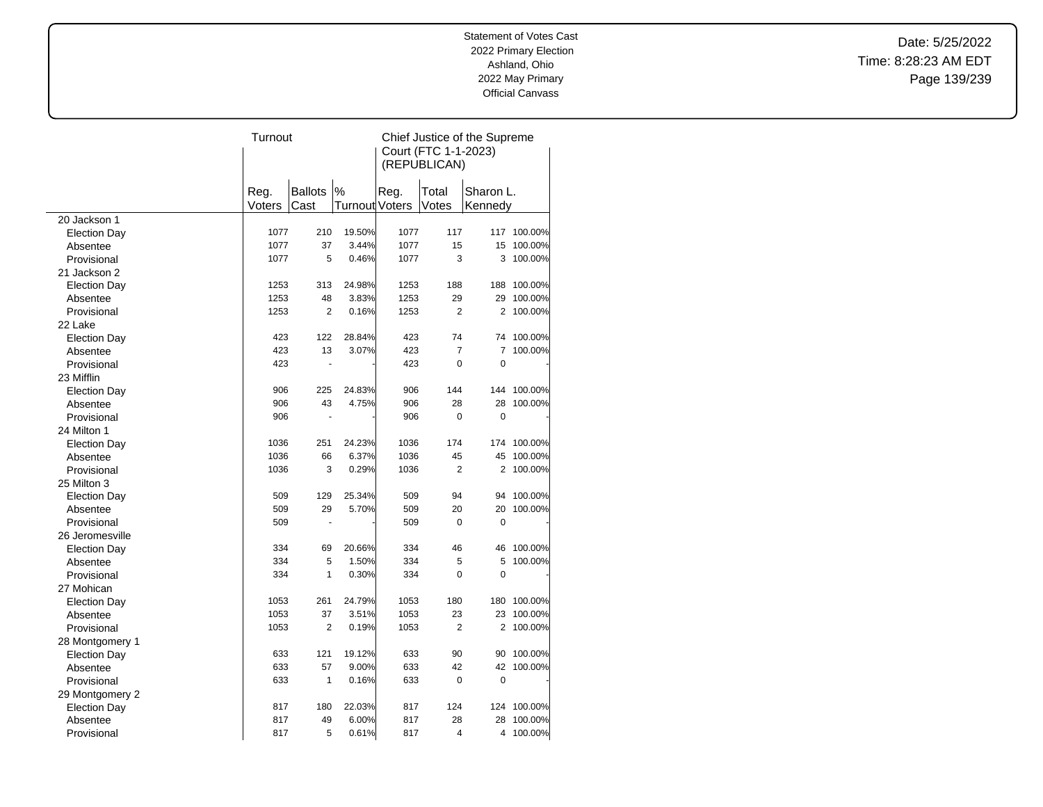Statement of Votes Cast
2022 Primary Election
Ashland, Ohio
2022 May Primary
Official Canvass

| | Turnout | | | Chief Justice of the Supreme Court (FTC 1-1-2023) (REPUBLICAN) | | | |
|---|---|---|---|---|---|---|---|
| | Reg. Voters | Ballots Cast | % Turnout | Reg. Voters | Total Votes | Sharon L. Kennedy | |
| 20 Jackson 1 | | | | | | | |
| Election Day | 1077 | 210 | 19.50% | 1077 | 117 | 117 | 100.00% |
| Absentee | 1077 | 37 | 3.44% | 1077 | 15 | 15 | 100.00% |
| Provisional | 1077 | 5 | 0.46% | 1077 | 3 | 3 | 100.00% |
| 21 Jackson 2 | | | | | | | |
| Election Day | 1253 | 313 | 24.98% | 1253 | 188 | 188 | 100.00% |
| Absentee | 1253 | 48 | 3.83% | 1253 | 29 | 29 | 100.00% |
| Provisional | 1253 | 2 | 0.16% | 1253 | 2 | 2 | 100.00% |
| 22 Lake | | | | | | | |
| Election Day | 423 | 122 | 28.84% | 423 | 74 | 74 | 100.00% |
| Absentee | 423 | 13 | 3.07% | 423 | 7 | 7 | 100.00% |
| Provisional | 423 | - | - | 423 | 0 | 0 | - |
| 23 Mifflin | | | | | | | |
| Election Day | 906 | 225 | 24.83% | 906 | 144 | 144 | 100.00% |
| Absentee | 906 | 43 | 4.75% | 906 | 28 | 28 | 100.00% |
| Provisional | 906 | - | - | 906 | 0 | 0 | - |
| 24 Milton 1 | | | | | | | |
| Election Day | 1036 | 251 | 24.23% | 1036 | 174 | 174 | 100.00% |
| Absentee | 1036 | 66 | 6.37% | 1036 | 45 | 45 | 100.00% |
| Provisional | 1036 | 3 | 0.29% | 1036 | 2 | 2 | 100.00% |
| 25 Milton 3 | | | | | | | |
| Election Day | 509 | 129 | 25.34% | 509 | 94 | 94 | 100.00% |
| Absentee | 509 | 29 | 5.70% | 509 | 20 | 20 | 100.00% |
| Provisional | 509 | - | - | 509 | 0 | 0 | - |
| 26 Jeromesville | | | | | | | |
| Election Day | 334 | 69 | 20.66% | 334 | 46 | 46 | 100.00% |
| Absentee | 334 | 5 | 1.50% | 334 | 5 | 5 | 100.00% |
| Provisional | 334 | 1 | 0.30% | 334 | 0 | 0 | - |
| 27 Mohican | | | | | | | |
| Election Day | 1053 | 261 | 24.79% | 1053 | 180 | 180 | 100.00% |
| Absentee | 1053 | 37 | 3.51% | 1053 | 23 | 23 | 100.00% |
| Provisional | 1053 | 2 | 0.19% | 1053 | 2 | 2 | 100.00% |
| 28 Montgomery 1 | | | | | | | |
| Election Day | 633 | 121 | 19.12% | 633 | 90 | 90 | 100.00% |
| Absentee | 633 | 57 | 9.00% | 633 | 42 | 42 | 100.00% |
| Provisional | 633 | 1 | 0.16% | 633 | 0 | 0 | - |
| 29 Montgomery 2 | | | | | | | |
| Election Day | 817 | 180 | 22.03% | 817 | 124 | 124 | 100.00% |
| Absentee | 817 | 49 | 6.00% | 817 | 28 | 28 | 100.00% |
| Provisional | 817 | 5 | 0.61% | 817 | 4 | 4 | 100.00% |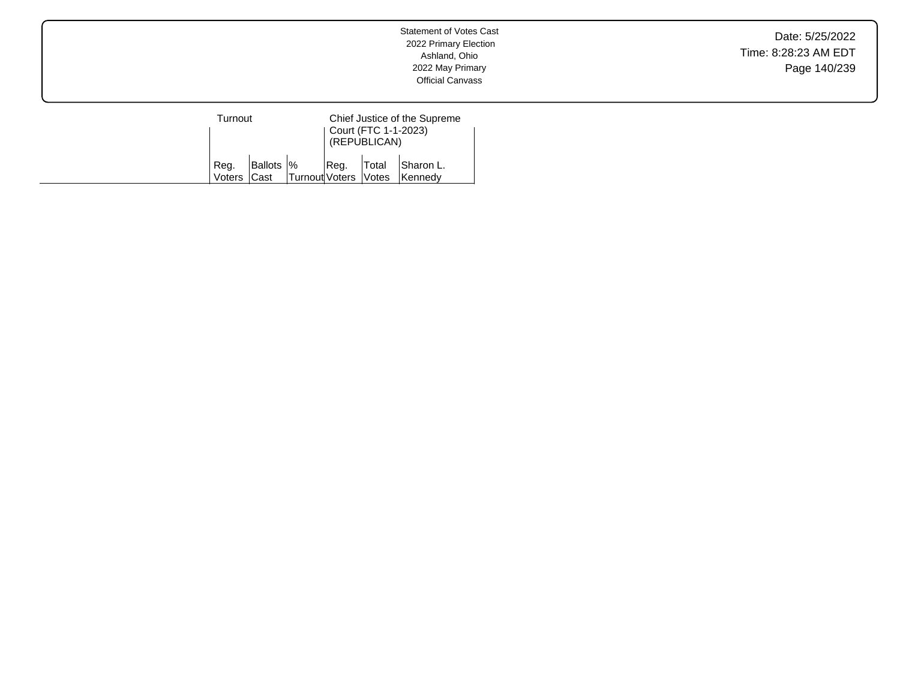Statement of Votes Cast
2022 Primary Election
Ashland, Ohio
2022 May Primary
Official Canvass

| | Turnout | | | Chief Justice of the Supreme Court (FTC 1-1-2023) (REPUBLICAN) | | |
|---|---|---|---|---|---|---|
| | Reg. Voters | Ballots Cast | % Turnout | Reg. Voters | Total Votes | Sharon L. Kennedy |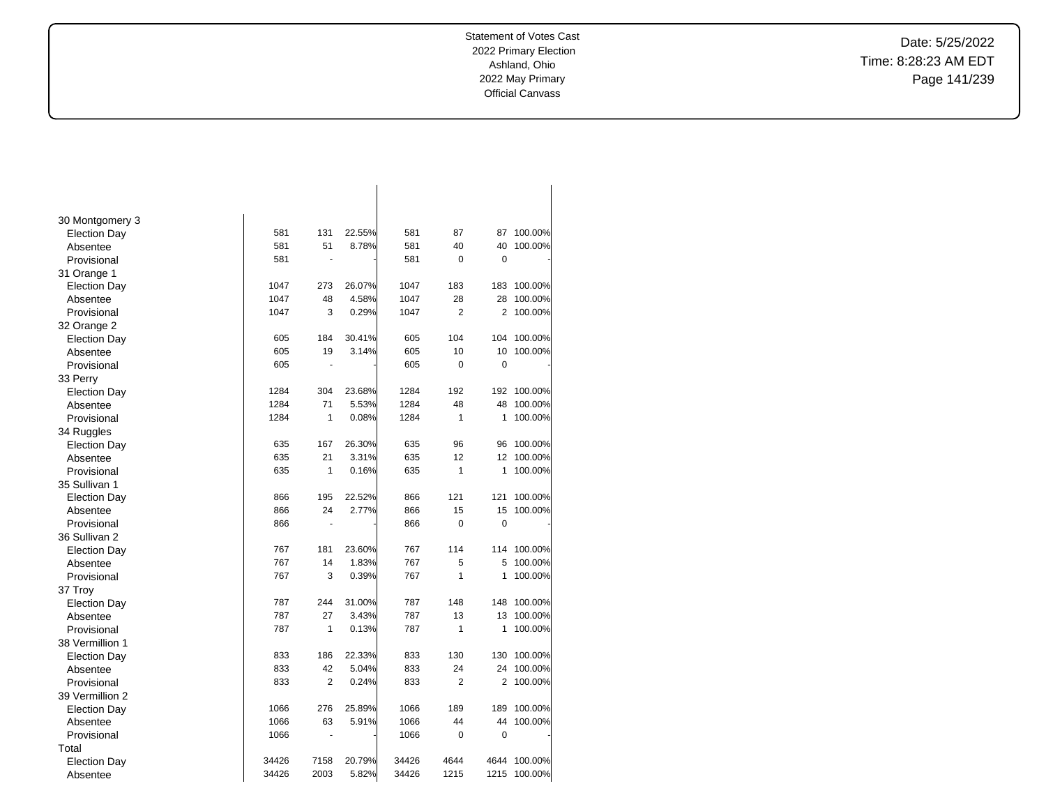Statement of Votes Cast
2022 Primary Election
Ashland, Ohio
2022 May Primary
Official Canvass

Date: 5/25/2022
Time: 8:28:23 AM EDT

| | | | | | | | |
|---|---|---|---|---|---|---|---|
| 30 Montgomery 3 | | | | | | | |
| Election Day | 581 | 131 | 22.55% | 581 | 87 | 87 | 100.00% |
| Absentee | 581 | 51 | 8.78% | 581 | 40 | 40 | 100.00% |
| Provisional | 581 | - | - | 581 | 0 | 0 | - |
| 31 Orange 1 | | | | | | | |
| Election Day | 1047 | 273 | 26.07% | 1047 | 183 | 183 | 100.00% |
| Absentee | 1047 | 48 | 4.58% | 1047 | 28 | 28 | 100.00% |
| Provisional | 1047 | 3 | 0.29% | 1047 | 2 | 2 | 100.00% |
| 32 Orange 2 | | | | | | | |
| Election Day | 605 | 184 | 30.41% | 605 | 104 | 104 | 100.00% |
| Absentee | 605 | 19 | 3.14% | 605 | 10 | 10 | 100.00% |
| Provisional | 605 | - | - | 605 | 0 | 0 | - |
| 33 Perry | | | | | | | |
| Election Day | 1284 | 304 | 23.68% | 1284 | 192 | 192 | 100.00% |
| Absentee | 1284 | 71 | 5.53% | 1284 | 48 | 48 | 100.00% |
| Provisional | 1284 | 1 | 0.08% | 1284 | 1 | 1 | 100.00% |
| 34 Ruggles | | | | | | | |
| Election Day | 635 | 167 | 26.30% | 635 | 96 | 96 | 100.00% |
| Absentee | 635 | 21 | 3.31% | 635 | 12 | 12 | 100.00% |
| Provisional | 635 | 1 | 0.16% | 635 | 1 | 1 | 100.00% |
| 35 Sullivan 1 | | | | | | | |
| Election Day | 866 | 195 | 22.52% | 866 | 121 | 121 | 100.00% |
| Absentee | 866 | 24 | 2.77% | 866 | 15 | 15 | 100.00% |
| Provisional | 866 | - | - | 866 | 0 | 0 | - |
| 36 Sullivan 2 | | | | | | | |
| Election Day | 767 | 181 | 23.60% | 767 | 114 | 114 | 100.00% |
| Absentee | 767 | 14 | 1.83% | 767 | 5 | 5 | 100.00% |
| Provisional | 767 | 3 | 0.39% | 767 | 1 | 1 | 100.00% |
| 37 Troy | | | | | | | |
| Election Day | 787 | 244 | 31.00% | 787 | 148 | 148 | 100.00% |
| Absentee | 787 | 27 | 3.43% | 787 | 13 | 13 | 100.00% |
| Provisional | 787 | 1 | 0.13% | 787 | 1 | 1 | 100.00% |
| 38 Vermillion 1 | | | | | | | |
| Election Day | 833 | 186 | 22.33% | 833 | 130 | 130 | 100.00% |
| Absentee | 833 | 42 | 5.04% | 833 | 24 | 24 | 100.00% |
| Provisional | 833 | 2 | 0.24% | 833 | 2 | 2 | 100.00% |
| 39 Vermillion 2 | | | | | | | |
| Election Day | 1066 | 276 | 25.89% | 1066 | 189 | 189 | 100.00% |
| Absentee | 1066 | 63 | 5.91% | 1066 | 44 | 44 | 100.00% |
| Provisional | 1066 | - | - | 1066 | 0 | 0 | - |
| Total | | | | | | | |
| Election Day | 34426 | 7158 | 20.79% | 34426 | 4644 | 4644 | 100.00% |
| Absentee | 34426 | 2003 | 5.82% | 34426 | 1215 | 1215 | 100.00% |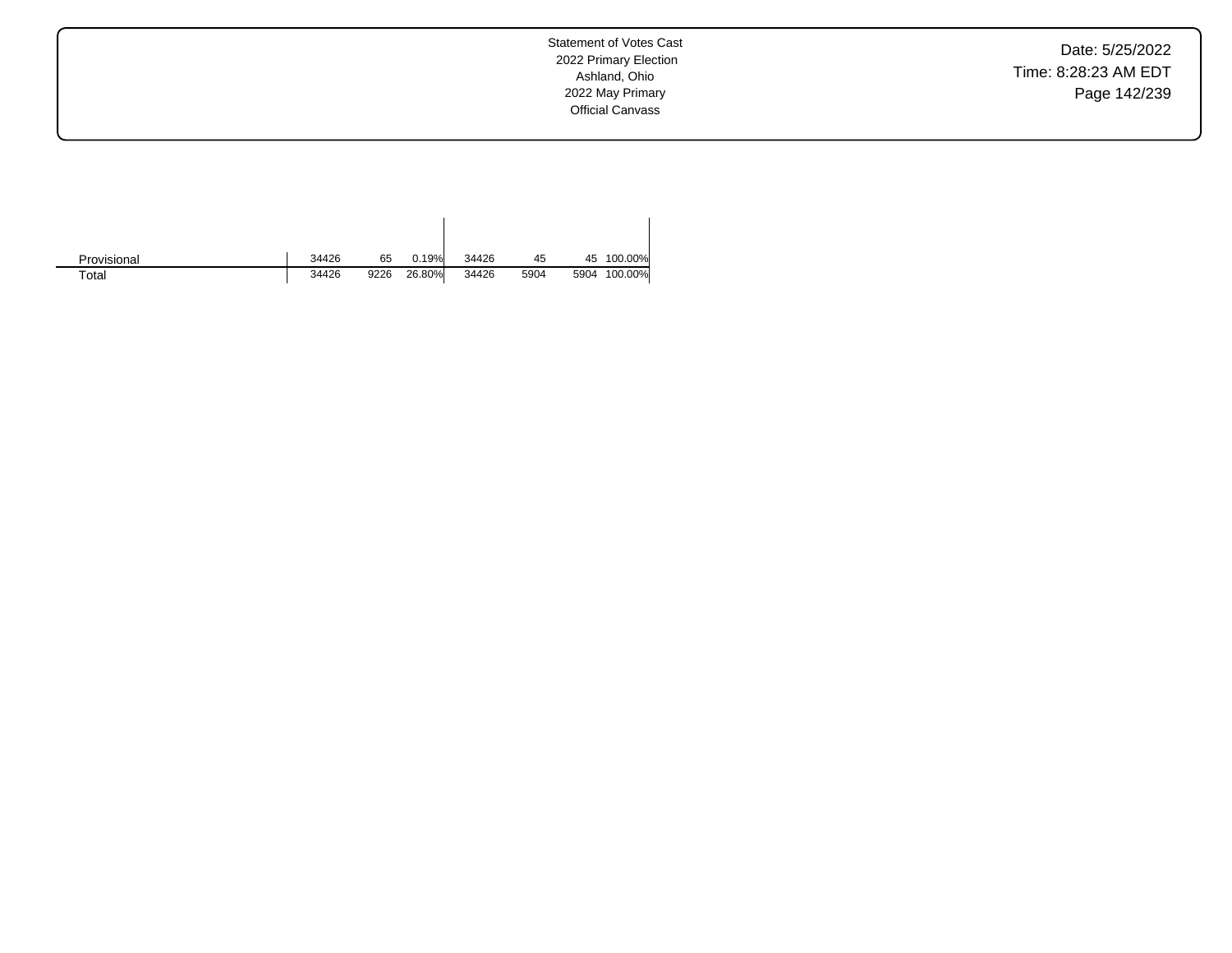| | | | | | | | |
|---|---|---|---|---|---|---|---|
| Provisional | 34426 | 65 | 0.19% | 34426 | 45 | 45 | 100.00% |
| Total | 34426 | 9226 | 26.80% | 34426 | 5904 | 5904 | 100.00% |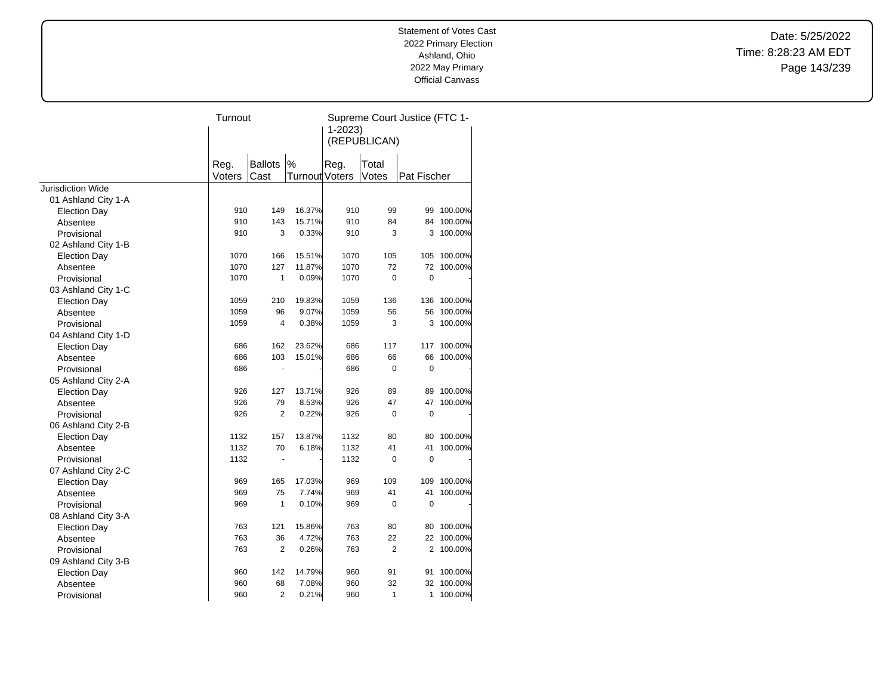Statement of Votes Cast
2022 Primary Election
Ashland, Ohio
2022 May Primary
Official Canvass

Date: 5/25/2022
Time: 8:28:23 AM EDT

| | Turnout | | | Supreme Court Justice (FTC 1-1-2023) (REPUBLICAN) | | | |
|---|---|---|---|---|---|---|---|
| | Reg. Voters | Ballots Cast | % Turnout | Reg. Voters | Total Votes | Pat Fischer | |
| Jurisdiction Wide | | | | | | | |
| 01 Ashland City 1-A | | | | | | | |
| Election Day | 910 | 149 | 16.37% | 910 | 99 | 99 | 100.00% |
| Absentee | 910 | 143 | 15.71% | 910 | 84 | 84 | 100.00% |
| Provisional | 910 | 3 | 0.33% | 910 | 3 | 3 | 100.00% |
| 02 Ashland City 1-B | | | | | | | |
| Election Day | 1070 | 166 | 15.51% | 1070 | 105 | 105 | 100.00% |
| Absentee | 1070 | 127 | 11.87% | 1070 | 72 | 72 | 100.00% |
| Provisional | 1070 | 1 | 0.09% | 1070 | 0 | 0 | - |
| 03 Ashland City 1-C | | | | | | | |
| Election Day | 1059 | 210 | 19.83% | 1059 | 136 | 136 | 100.00% |
| Absentee | 1059 | 96 | 9.07% | 1059 | 56 | 56 | 100.00% |
| Provisional | 1059 | 4 | 0.38% | 1059 | 3 | 3 | 100.00% |
| 04 Ashland City 1-D | | | | | | | |
| Election Day | 686 | 162 | 23.62% | 686 | 117 | 117 | 100.00% |
| Absentee | 686 | 103 | 15.01% | 686 | 66 | 66 | 100.00% |
| Provisional | 686 | - | - | 686 | 0 | 0 | - |
| 05 Ashland City 2-A | | | | | | | |
| Election Day | 926 | 127 | 13.71% | 926 | 89 | 89 | 100.00% |
| Absentee | 926 | 79 | 8.53% | 926 | 47 | 47 | 100.00% |
| Provisional | 926 | 2 | 0.22% | 926 | 0 | 0 | - |
| 06 Ashland City 2-B | | | | | | | |
| Election Day | 1132 | 157 | 13.87% | 1132 | 80 | 80 | 100.00% |
| Absentee | 1132 | 70 | 6.18% | 1132 | 41 | 41 | 100.00% |
| Provisional | 1132 | - | - | 1132 | 0 | 0 | - |
| 07 Ashland City 2-C | | | | | | | |
| Election Day | 969 | 165 | 17.03% | 969 | 109 | 109 | 100.00% |
| Absentee | 969 | 75 | 7.74% | 969 | 41 | 41 | 100.00% |
| Provisional | 969 | 1 | 0.10% | 969 | 0 | 0 | - |
| 08 Ashland City 3-A | | | | | | | |
| Election Day | 763 | 121 | 15.86% | 763 | 80 | 80 | 100.00% |
| Absentee | 763 | 36 | 4.72% | 763 | 22 | 22 | 100.00% |
| Provisional | 763 | 2 | 0.26% | 763 | 2 | 2 | 100.00% |
| 09 Ashland City 3-B | | | | | | | |
| Election Day | 960 | 142 | 14.79% | 960 | 91 | 91 | 100.00% |
| Absentee | 960 | 68 | 7.08% | 960 | 32 | 32 | 100.00% |
| Provisional | 960 | 2 | 0.21% | 960 | 1 | 1 | 100.00% |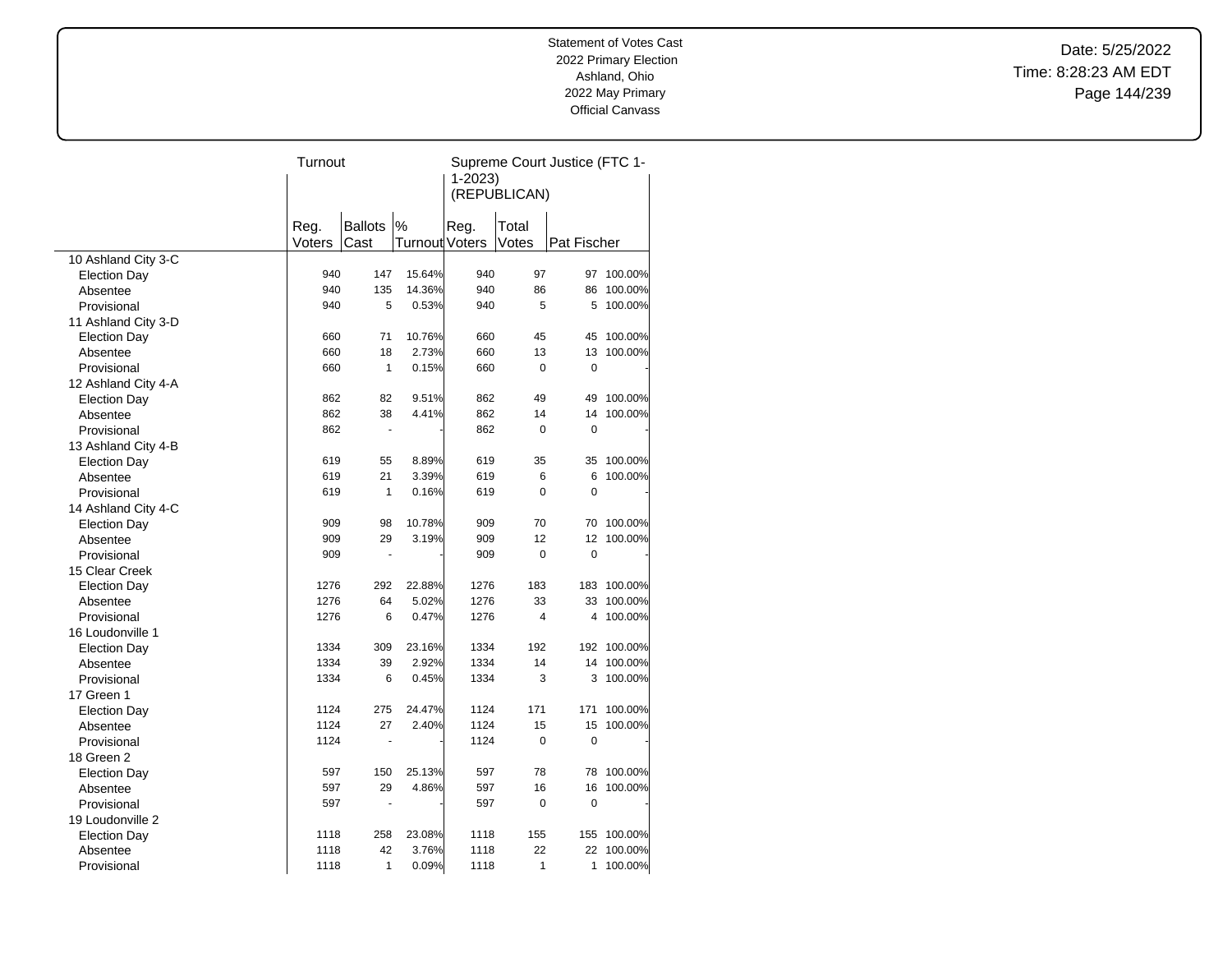Statement of Votes Cast
2022 Primary Election
Ashland, Ohio
2022 May Primary
Official Canvass

Date: 5/25/2022
Time: 8:28:23 AM EDT

| | Turnout | | | Supreme Court Justice (FTC 1-1-2023) (REPUBLICAN) | | | |
|---|---|---|---|---|---|---|---|
| | Reg. Voters | Ballots Cast | % Turnout | Reg. Voters | Total Votes | Pat Fischer | |
| 10 Ashland City 3-C | | | | | | | |
| Election Day | 940 | 147 | 15.64% | 940 | 97 | 97 | 100.00% |
| Absentee | 940 | 135 | 14.36% | 940 | 86 | 86 | 100.00% |
| Provisional | 940 | 5 | 0.53% | 940 | 5 | 5 | 100.00% |
| 11 Ashland City 3-D | | | | | | | |
| Election Day | 660 | 71 | 10.76% | 660 | 45 | 45 | 100.00% |
| Absentee | 660 | 18 | 2.73% | 660 | 13 | 13 | 100.00% |
| Provisional | 660 | 1 | 0.15% | 660 | 0 | 0 | - |
| 12 Ashland City 4-A | | | | | | | |
| Election Day | 862 | 82 | 9.51% | 862 | 49 | 49 | 100.00% |
| Absentee | 862 | 38 | 4.41% | 862 | 14 | 14 | 100.00% |
| Provisional | 862 | - | - | 862 | 0 | 0 | - |
| 13 Ashland City 4-B | | | | | | | |
| Election Day | 619 | 55 | 8.89% | 619 | 35 | 35 | 100.00% |
| Absentee | 619 | 21 | 3.39% | 619 | 6 | 6 | 100.00% |
| Provisional | 619 | 1 | 0.16% | 619 | 0 | 0 | - |
| 14 Ashland City 4-C | | | | | | | |
| Election Day | 909 | 98 | 10.78% | 909 | 70 | 70 | 100.00% |
| Absentee | 909 | 29 | 3.19% | 909 | 12 | 12 | 100.00% |
| Provisional | 909 | - | - | 909 | 0 | 0 | - |
| 15 Clear Creek | | | | | | | |
| Election Day | 1276 | 292 | 22.88% | 1276 | 183 | 183 | 100.00% |
| Absentee | 1276 | 64 | 5.02% | 1276 | 33 | 33 | 100.00% |
| Provisional | 1276 | 6 | 0.47% | 1276 | 4 | 4 | 100.00% |
| 16 Loudonville 1 | | | | | | | |
| Election Day | 1334 | 309 | 23.16% | 1334 | 192 | 192 | 100.00% |
| Absentee | 1334 | 39 | 2.92% | 1334 | 14 | 14 | 100.00% |
| Provisional | 1334 | 6 | 0.45% | 1334 | 3 | 3 | 100.00% |
| 17 Green 1 | | | | | | | |
| Election Day | 1124 | 275 | 24.47% | 1124 | 171 | 171 | 100.00% |
| Absentee | 1124 | 27 | 2.40% | 1124 | 15 | 15 | 100.00% |
| Provisional | 1124 | - | - | 1124 | 0 | 0 | - |
| 18 Green 2 | | | | | | | |
| Election Day | 597 | 150 | 25.13% | 597 | 78 | 78 | 100.00% |
| Absentee | 597 | 29 | 4.86% | 597 | 16 | 16 | 100.00% |
| Provisional | 597 | - | - | 597 | 0 | 0 | - |
| 19 Loudonville 2 | | | | | | | |
| Election Day | 1118 | 258 | 23.08% | 1118 | 155 | 155 | 100.00% |
| Absentee | 1118 | 42 | 3.76% | 1118 | 22 | 22 | 100.00% |
| Provisional | 1118 | 1 | 0.09% | 1118 | 1 | 1 | 100.00% |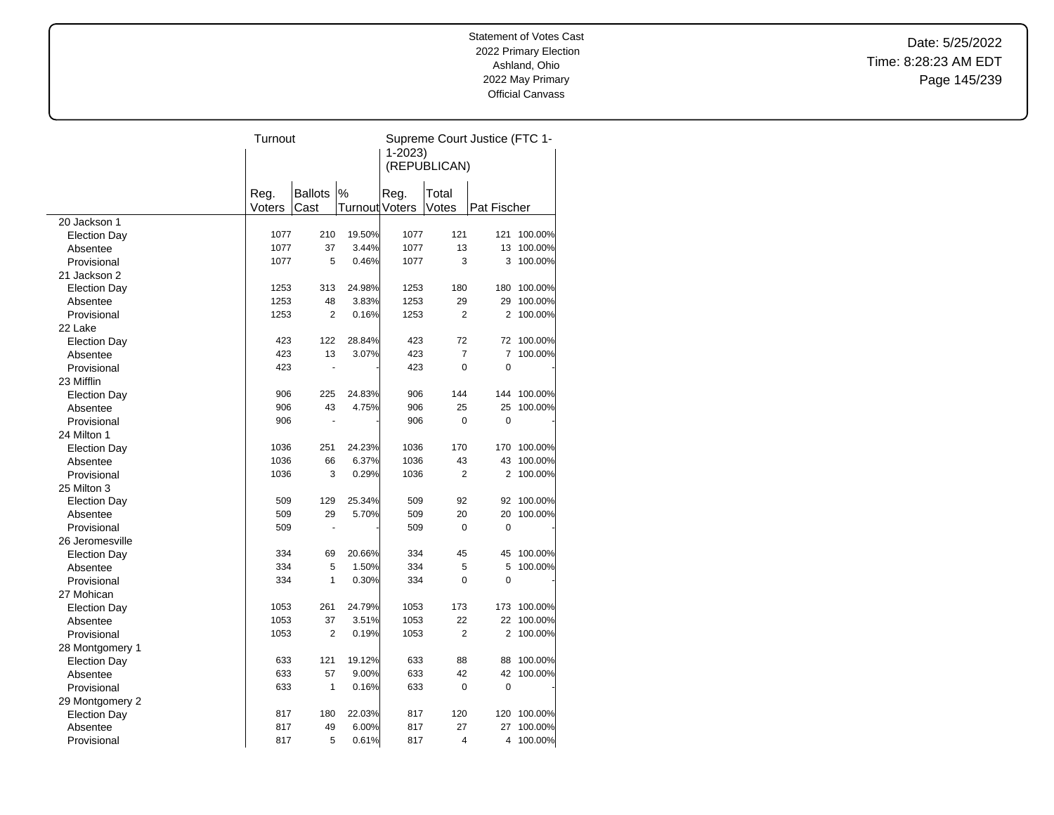Statement of Votes Cast
2022 Primary Election
Ashland, Ohio
2022 May Primary
Official Canvass

Date: 5/25/2022
Time: 8:28:23 AM EDT

| | Turnout | | | Supreme Court Justice (FTC 1-1-2023) (REPUBLICAN) | | | |
|---|---|---|---|---|---|---|---|
| | Reg. Voters | Ballots Cast | % Turnout | Reg. Voters | Total Votes | Pat Fischer | |
| 20 Jackson 1 | | | | | | | |
| Election Day | 1077 | 210 | 19.50% | 1077 | 121 | 121 | 100.00% |
| Absentee | 1077 | 37 | 3.44% | 1077 | 13 | 13 | 100.00% |
| Provisional | 1077 | 5 | 0.46% | 1077 | 3 | 3 | 100.00% |
| 21 Jackson 2 | | | | | | | |
| Election Day | 1253 | 313 | 24.98% | 1253 | 180 | 180 | 100.00% |
| Absentee | 1253 | 48 | 3.83% | 1253 | 29 | 29 | 100.00% |
| Provisional | 1253 | 2 | 0.16% | 1253 | 2 | 2 | 100.00% |
| 22 Lake | | | | | | | |
| Election Day | 423 | 122 | 28.84% | 423 | 72 | 72 | 100.00% |
| Absentee | 423 | 13 | 3.07% | 423 | 7 | 7 | 100.00% |
| Provisional | 423 | - | - | 423 | 0 | 0 | - |
| 23 Mifflin | | | | | | | |
| Election Day | 906 | 225 | 24.83% | 906 | 144 | 144 | 100.00% |
| Absentee | 906 | 43 | 4.75% | 906 | 25 | 25 | 100.00% |
| Provisional | 906 | - | - | 906 | 0 | 0 | - |
| 24 Milton 1 | | | | | | | |
| Election Day | 1036 | 251 | 24.23% | 1036 | 170 | 170 | 100.00% |
| Absentee | 1036 | 66 | 6.37% | 1036 | 43 | 43 | 100.00% |
| Provisional | 1036 | 3 | 0.29% | 1036 | 2 | 2 | 100.00% |
| 25 Milton 3 | | | | | | | |
| Election Day | 509 | 129 | 25.34% | 509 | 92 | 92 | 100.00% |
| Absentee | 509 | 29 | 5.70% | 509 | 20 | 20 | 100.00% |
| Provisional | 509 | - | - | 509 | 0 | 0 | - |
| 26 Jeromesville | | | | | | | |
| Election Day | 334 | 69 | 20.66% | 334 | 45 | 45 | 100.00% |
| Absentee | 334 | 5 | 1.50% | 334 | 5 | 5 | 100.00% |
| Provisional | 334 | 1 | 0.30% | 334 | 0 | 0 | - |
| 27 Mohican | | | | | | | |
| Election Day | 1053 | 261 | 24.79% | 1053 | 173 | 173 | 100.00% |
| Absentee | 1053 | 37 | 3.51% | 1053 | 22 | 22 | 100.00% |
| Provisional | 1053 | 2 | 0.19% | 1053 | 2 | 2 | 100.00% |
| 28 Montgomery 1 | | | | | | | |
| Election Day | 633 | 121 | 19.12% | 633 | 88 | 88 | 100.00% |
| Absentee | 633 | 57 | 9.00% | 633 | 42 | 42 | 100.00% |
| Provisional | 633 | 1 | 0.16% | 633 | 0 | 0 | - |
| 29 Montgomery 2 | | | | | | | |
| Election Day | 817 | 180 | 22.03% | 817 | 120 | 120 | 100.00% |
| Absentee | 817 | 49 | 6.00% | 817 | 27 | 27 | 100.00% |
| Provisional | 817 | 5 | 0.61% | 817 | 4 | 4 | 100.00% |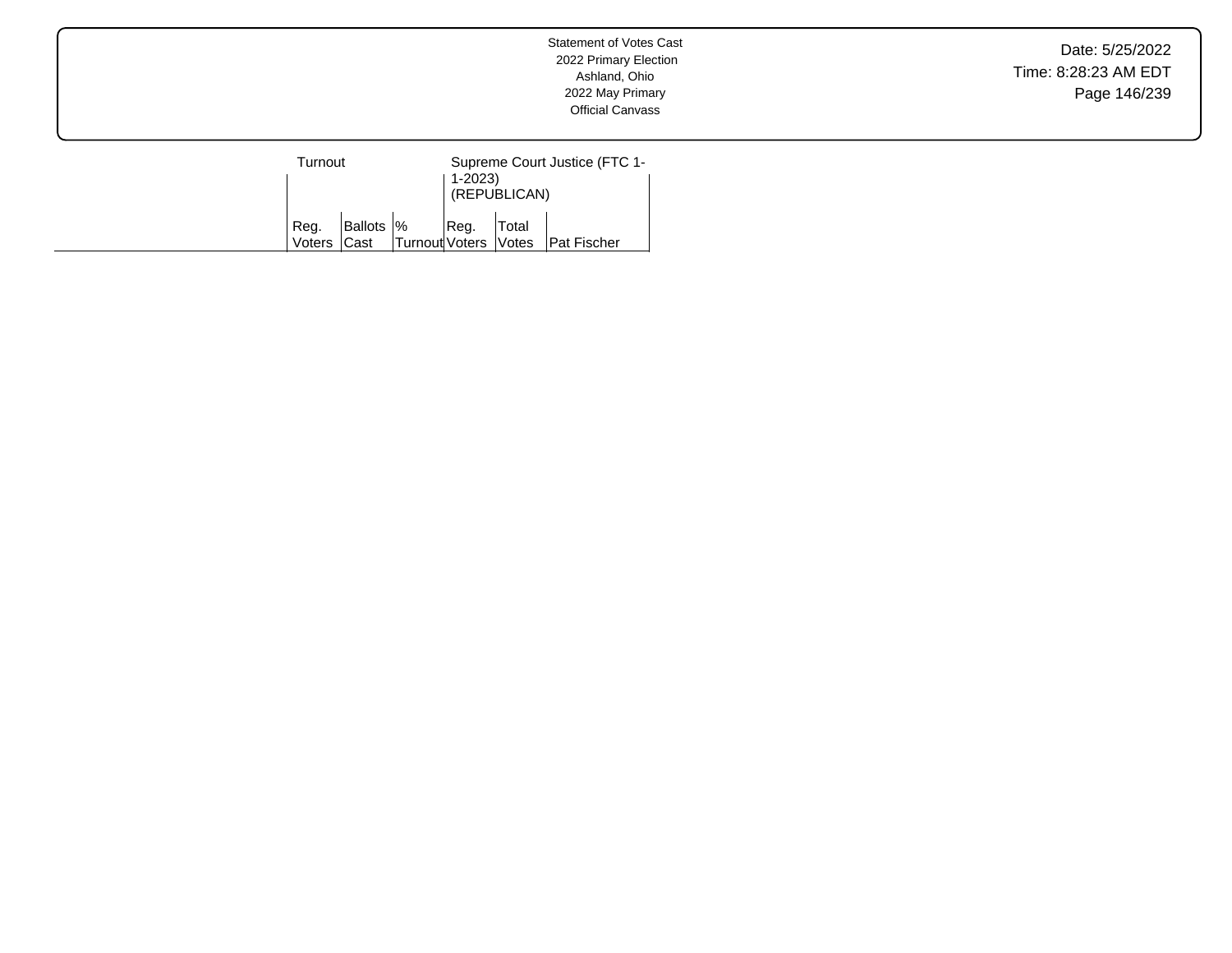Statement of Votes Cast
2022 Primary Election
Ashland, Ohio
2022 May Primary
Official Canvass

| | Turnout | | | Supreme Court Justice (FTC 1-1-2023) (REPUBLICAN) | | |
|---|---|---|---|---|---|---|
| | Reg. Voters | Ballots Cast | % Turnout | Reg. Voters | Total Votes | Pat Fischer |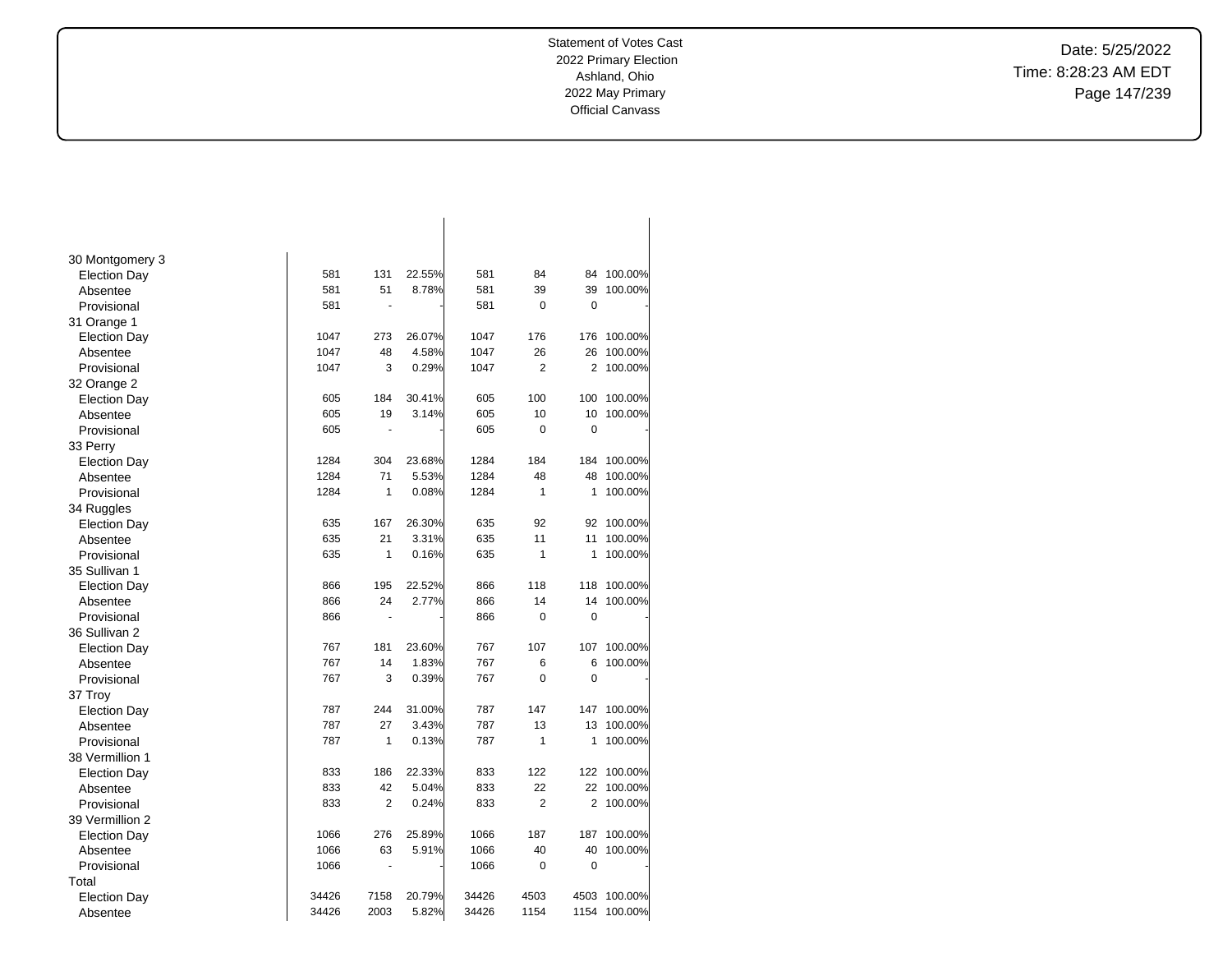| | | | | | | | |
|---|---|---|---|---|---|---|---|
| 30 Montgomery 3 | | | | | | | |
| Election Day | 581 | 131 | 22.55% | 581 | 84 | 84 | 100.00% |
| Absentee | 581 | 51 | 8.78% | 581 | 39 | 39 | 100.00% |
| Provisional | 581 | - | - | 581 | 0 | 0 | - |
| 31 Orange 1 | | | | | | | |
| Election Day | 1047 | 273 | 26.07% | 1047 | 176 | 176 | 100.00% |
| Absentee | 1047 | 48 | 4.58% | 1047 | 26 | 26 | 100.00% |
| Provisional | 1047 | 3 | 0.29% | 1047 | 2 | 2 | 100.00% |
| 32 Orange 2 | | | | | | | |
| Election Day | 605 | 184 | 30.41% | 605 | 100 | 100 | 100.00% |
| Absentee | 605 | 19 | 3.14% | 605 | 10 | 10 | 100.00% |
| Provisional | 605 | - | - | 605 | 0 | 0 | - |
| 33 Perry | | | | | | | |
| Election Day | 1284 | 304 | 23.68% | 1284 | 184 | 184 | 100.00% |
| Absentee | 1284 | 71 | 5.53% | 1284 | 48 | 48 | 100.00% |
| Provisional | 1284 | 1 | 0.08% | 1284 | 1 | 1 | 100.00% |
| 34 Ruggles | | | | | | | |
| Election Day | 635 | 167 | 26.30% | 635 | 92 | 92 | 100.00% |
| Absentee | 635 | 21 | 3.31% | 635 | 11 | 11 | 100.00% |
| Provisional | 635 | 1 | 0.16% | 635 | 1 | 1 | 100.00% |
| 35 Sullivan 1 | | | | | | | |
| Election Day | 866 | 195 | 22.52% | 866 | 118 | 118 | 100.00% |
| Absentee | 866 | 24 | 2.77% | 866 | 14 | 14 | 100.00% |
| Provisional | 866 | - | - | 866 | 0 | 0 | - |
| 36 Sullivan 2 | | | | | | | |
| Election Day | 767 | 181 | 23.60% | 767 | 107 | 107 | 100.00% |
| Absentee | 767 | 14 | 1.83% | 767 | 6 | 6 | 100.00% |
| Provisional | 767 | 3 | 0.39% | 767 | 0 | 0 | - |
| 37 Troy | | | | | | | |
| Election Day | 787 | 244 | 31.00% | 787 | 147 | 147 | 100.00% |
| Absentee | 787 | 27 | 3.43% | 787 | 13 | 13 | 100.00% |
| Provisional | 787 | 1 | 0.13% | 787 | 1 | 1 | 100.00% |
| 38 Vermillion 1 | | | | | | | |
| Election Day | 833 | 186 | 22.33% | 833 | 122 | 122 | 100.00% |
| Absentee | 833 | 42 | 5.04% | 833 | 22 | 22 | 100.00% |
| Provisional | 833 | 2 | 0.24% | 833 | 2 | 2 | 100.00% |
| 39 Vermillion 2 | | | | | | | |
| Election Day | 1066 | 276 | 25.89% | 1066 | 187 | 187 | 100.00% |
| Absentee | 1066 | 63 | 5.91% | 1066 | 40 | 40 | 100.00% |
| Provisional | 1066 | - | - | 1066 | 0 | 0 | - |
| Total | | | | | | | |
| Election Day | 34426 | 7158 | 20.79% | 34426 | 4503 | 4503 | 100.00% |
| Absentee | 34426 | 2003 | 5.82% | 34426 | 1154 | 1154 | 100.00% |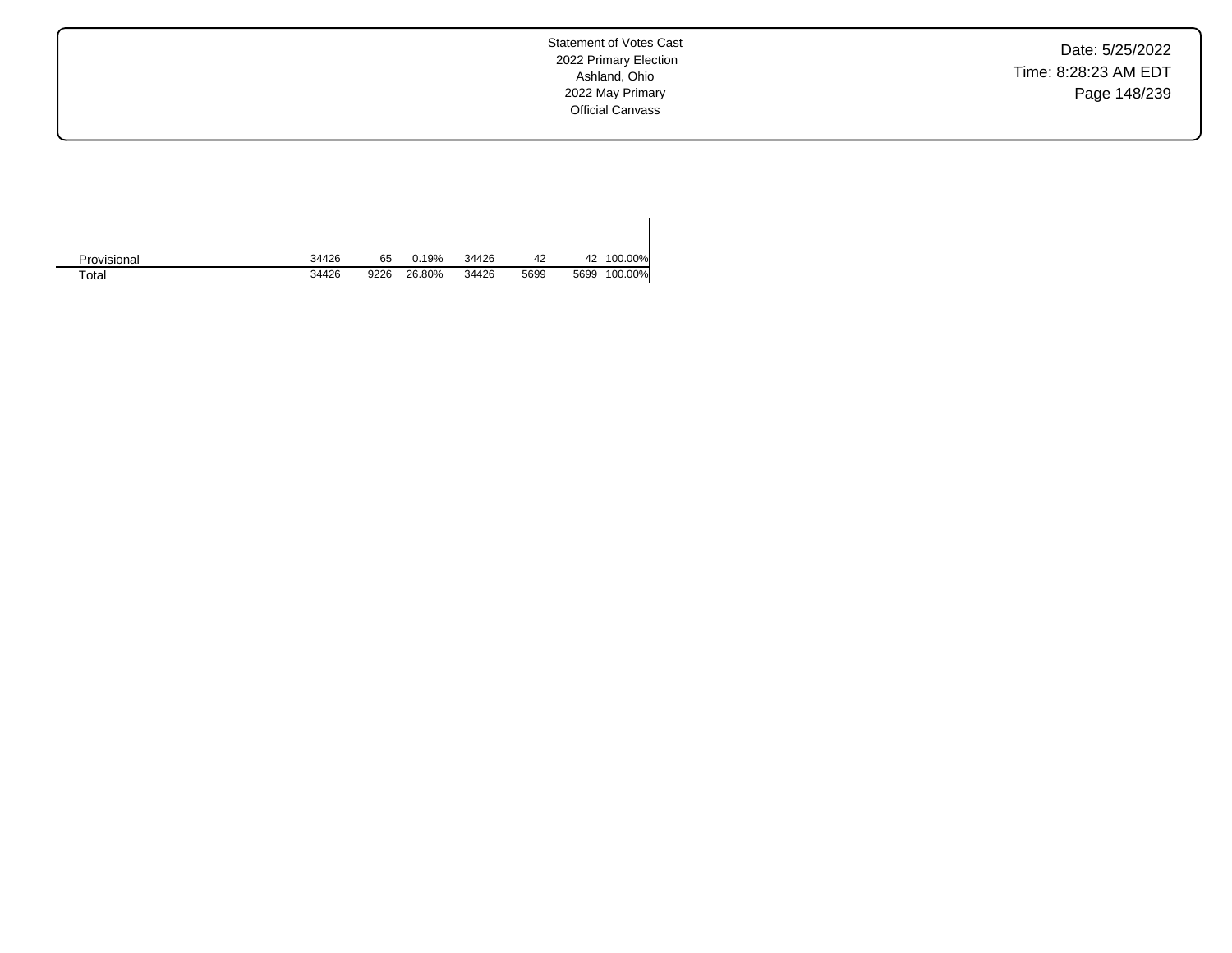| | | | | | | | |
|---|---|---|---|---|---|---|---|
| Provisional | 34426 | 65 | 0.19% | 34426 | 42 | 42 | 100.00% |
| Total | 34426 | 9226 | 26.80% | 34426 | 5699 | 5699 | 100.00% |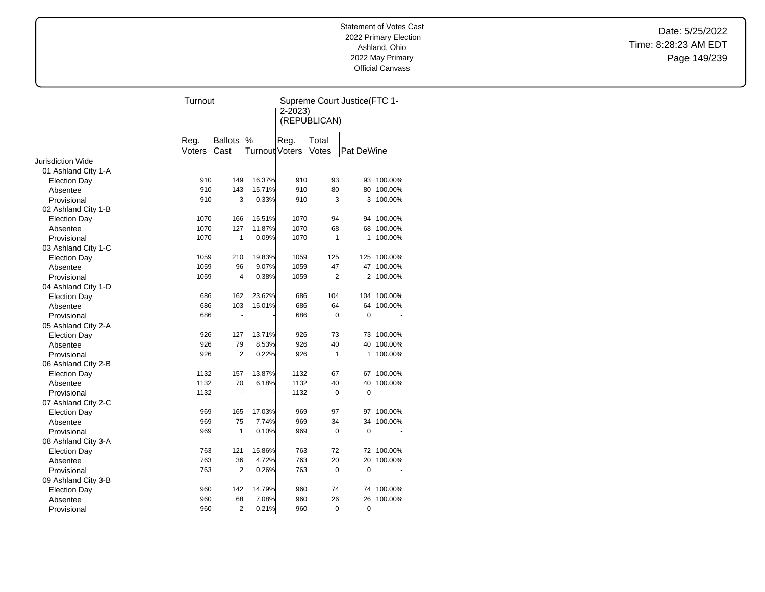Statement of Votes Cast
2022 Primary Election
Ashland, Ohio
2022 May Primary
Official Canvass

Date: 5/25/2022
Time: 8:28:23 AM EDT

| | Turnout | | | Supreme Court Justice(FTC 1-2-2023) (REPUBLICAN) | | | |
|---|---|---|---|---|---|---|---|
| | Reg. Voters | Ballots Cast | % Turnout | Reg. Voters | Total Votes | Pat DeWine | |
| Jurisdiction Wide | | | | | | | |
| 01 Ashland City 1-A | | | | | | | |
| Election Day | 910 | 149 | 16.37% | 910 | 93 | 93 | 100.00% |
| Absentee | 910 | 143 | 15.71% | 910 | 80 | 80 | 100.00% |
| Provisional | 910 | 3 | 0.33% | 910 | 3 | 3 | 100.00% |
| 02 Ashland City 1-B | | | | | | | |
| Election Day | 1070 | 166 | 15.51% | 1070 | 94 | 94 | 100.00% |
| Absentee | 1070 | 127 | 11.87% | 1070 | 68 | 68 | 100.00% |
| Provisional | 1070 | 1 | 0.09% | 1070 | 1 | 1 | 100.00% |
| 03 Ashland City 1-C | | | | | | | |
| Election Day | 1059 | 210 | 19.83% | 1059 | 125 | 125 | 100.00% |
| Absentee | 1059 | 96 | 9.07% | 1059 | 47 | 47 | 100.00% |
| Provisional | 1059 | 4 | 0.38% | 1059 | 2 | 2 | 100.00% |
| 04 Ashland City 1-D | | | | | | | |
| Election Day | 686 | 162 | 23.62% | 686 | 104 | 104 | 100.00% |
| Absentee | 686 | 103 | 15.01% | 686 | 64 | 64 | 100.00% |
| Provisional | 686 | - | - | 686 | 0 | 0 | - |
| 05 Ashland City 2-A | | | | | | | |
| Election Day | 926 | 127 | 13.71% | 926 | 73 | 73 | 100.00% |
| Absentee | 926 | 79 | 8.53% | 926 | 40 | 40 | 100.00% |
| Provisional | 926 | 2 | 0.22% | 926 | 1 | 1 | 100.00% |
| 06 Ashland City 2-B | | | | | | | |
| Election Day | 1132 | 157 | 13.87% | 1132 | 67 | 67 | 100.00% |
| Absentee | 1132 | 70 | 6.18% | 1132 | 40 | 40 | 100.00% |
| Provisional | 1132 | - | - | 1132 | 0 | 0 | - |
| 07 Ashland City 2-C | | | | | | | |
| Election Day | 969 | 165 | 17.03% | 969 | 97 | 97 | 100.00% |
| Absentee | 969 | 75 | 7.74% | 969 | 34 | 34 | 100.00% |
| Provisional | 969 | 1 | 0.10% | 969 | 0 | 0 | - |
| 08 Ashland City 3-A | | | | | | | |
| Election Day | 763 | 121 | 15.86% | 763 | 72 | 72 | 100.00% |
| Absentee | 763 | 36 | 4.72% | 763 | 20 | 20 | 100.00% |
| Provisional | 763 | 2 | 0.26% | 763 | 0 | 0 | - |
| 09 Ashland City 3-B | | | | | | | |
| Election Day | 960 | 142 | 14.79% | 960 | 74 | 74 | 100.00% |
| Absentee | 960 | 68 | 7.08% | 960 | 26 | 26 | 100.00% |
| Provisional | 960 | 2 | 0.21% | 960 | 0 | 0 | - |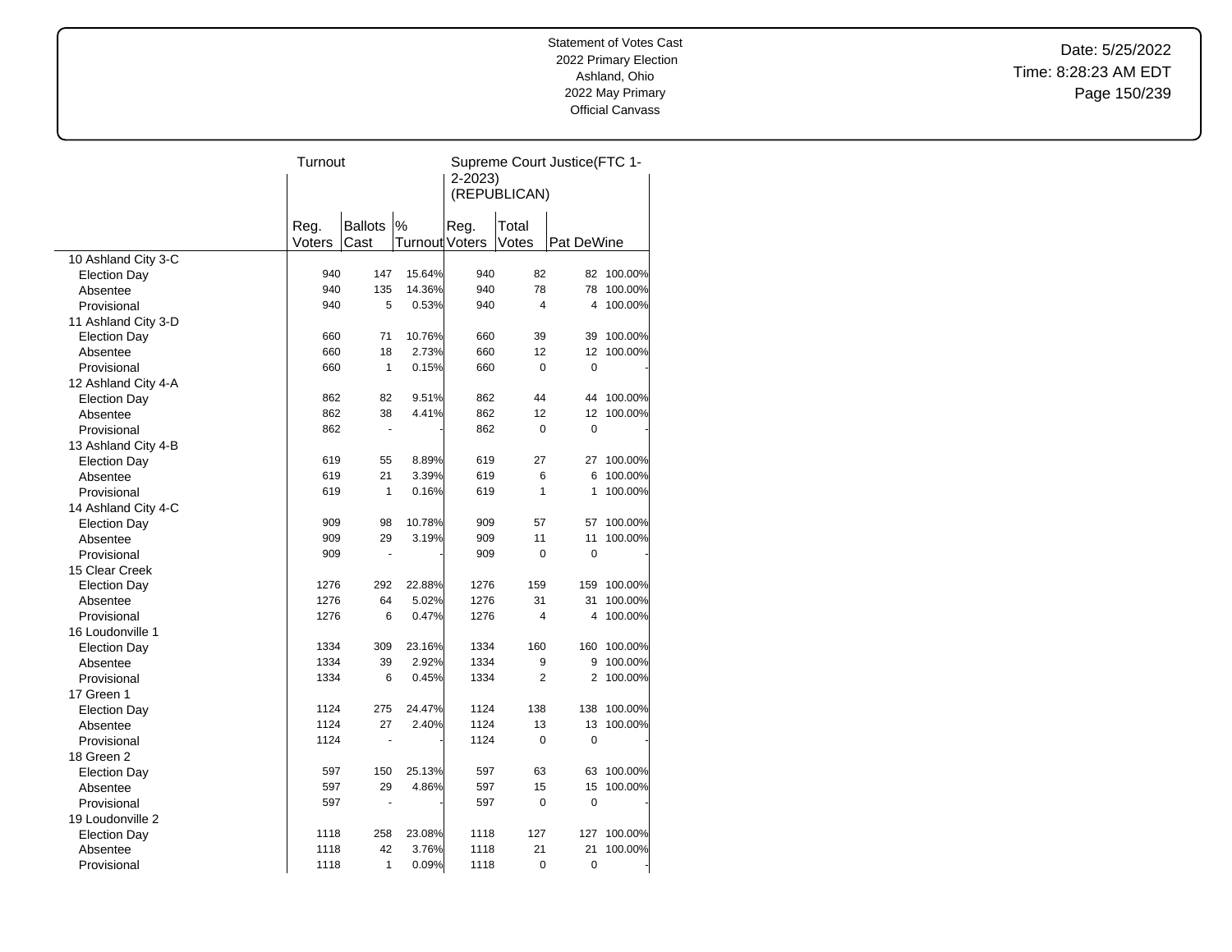Statement of Votes Cast
2022 Primary Election
Ashland, Ohio
2022 May Primary
Official Canvass

Date: 5/25/2022
Time: 8:28:23 AM EDT

| | Turnout | | | Supreme Court Justice(FTC 1-2-2023) (REPUBLICAN) | | | |
|---|---|---|---|---|---|---|---|
| | Reg. Voters | Ballots Cast | % Turnout | Reg. Voters | Total Votes | Pat DeWine | |
| 10 Ashland City 3-C | | | | | | | |
| Election Day | 940 | 147 | 15.64% | 940 | 82 | 82 | 100.00% |
| Absentee | 940 | 135 | 14.36% | 940 | 78 | 78 | 100.00% |
| Provisional | 940 | 5 | 0.53% | 940 | 4 | 4 | 100.00% |
| 11 Ashland City 3-D | | | | | | | |
| Election Day | 660 | 71 | 10.76% | 660 | 39 | 39 | 100.00% |
| Absentee | 660 | 18 | 2.73% | 660 | 12 | 12 | 100.00% |
| Provisional | 660 | 1 | 0.15% | 660 | 0 | 0 | - |
| 12 Ashland City 4-A | | | | | | | |
| Election Day | 862 | 82 | 9.51% | 862 | 44 | 44 | 100.00% |
| Absentee | 862 | 38 | 4.41% | 862 | 12 | 12 | 100.00% |
| Provisional | 862 | - | - | 862 | 0 | 0 | - |
| 13 Ashland City 4-B | | | | | | | |
| Election Day | 619 | 55 | 8.89% | 619 | 27 | 27 | 100.00% |
| Absentee | 619 | 21 | 3.39% | 619 | 6 | 6 | 100.00% |
| Provisional | 619 | 1 | 0.16% | 619 | 1 | 1 | 100.00% |
| 14 Ashland City 4-C | | | | | | | |
| Election Day | 909 | 98 | 10.78% | 909 | 57 | 57 | 100.00% |
| Absentee | 909 | 29 | 3.19% | 909 | 11 | 11 | 100.00% |
| Provisional | 909 | - | - | 909 | 0 | 0 | - |
| 15 Clear Creek | | | | | | | |
| Election Day | 1276 | 292 | 22.88% | 1276 | 159 | 159 | 100.00% |
| Absentee | 1276 | 64 | 5.02% | 1276 | 31 | 31 | 100.00% |
| Provisional | 1276 | 6 | 0.47% | 1276 | 4 | 4 | 100.00% |
| 16 Loudonville 1 | | | | | | | |
| Election Day | 1334 | 309 | 23.16% | 1334 | 160 | 160 | 100.00% |
| Absentee | 1334 | 39 | 2.92% | 1334 | 9 | 9 | 100.00% |
| Provisional | 1334 | 6 | 0.45% | 1334 | 2 | 2 | 100.00% |
| 17 Green 1 | | | | | | | |
| Election Day | 1124 | 275 | 24.47% | 1124 | 138 | 138 | 100.00% |
| Absentee | 1124 | 27 | 2.40% | 1124 | 13 | 13 | 100.00% |
| Provisional | 1124 | - | - | 1124 | 0 | 0 | - |
| 18 Green 2 | | | | | | | |
| Election Day | 597 | 150 | 25.13% | 597 | 63 | 63 | 100.00% |
| Absentee | 597 | 29 | 4.86% | 597 | 15 | 15 | 100.00% |
| Provisional | 597 | - | - | 597 | 0 | 0 | - |
| 19 Loudonville 2 | | | | | | | |
| Election Day | 1118 | 258 | 23.08% | 1118 | 127 | 127 | 100.00% |
| Absentee | 1118 | 42 | 3.76% | 1118 | 21 | 21 | 100.00% |
| Provisional | 1118 | 1 | 0.09% | 1118 | 0 | 0 | - |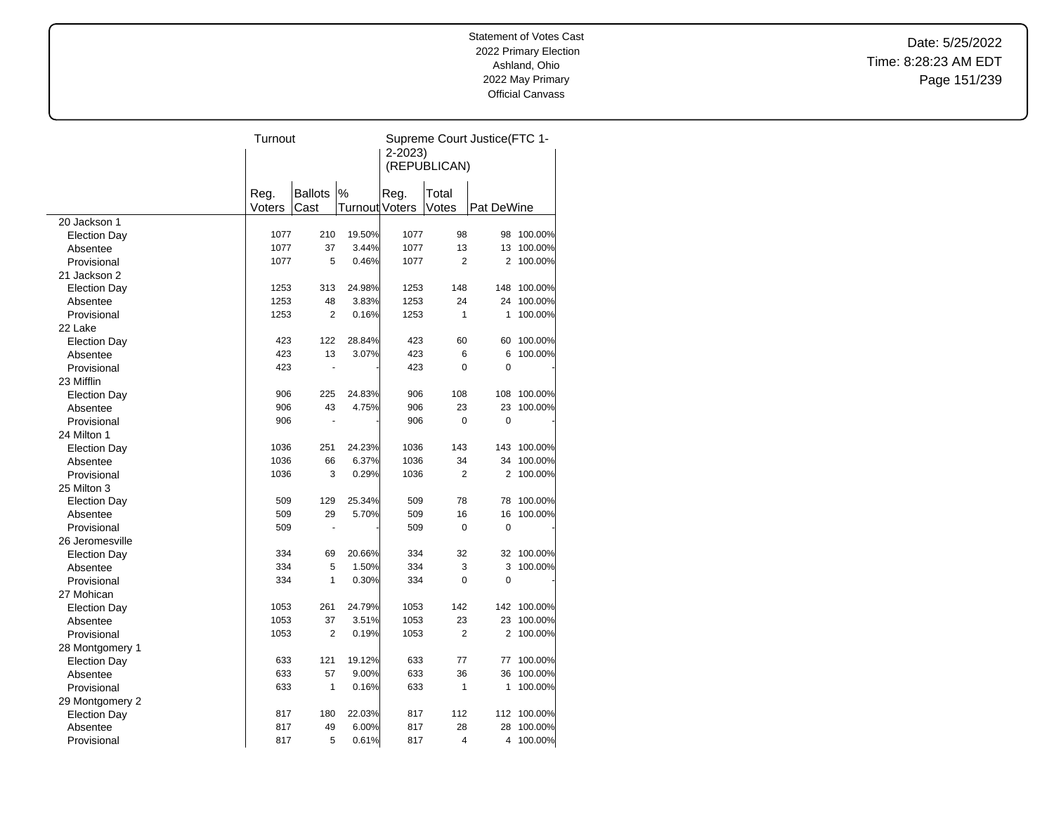Statement of Votes Cast
2022 Primary Election
Ashland, Ohio
2022 May Primary
Official Canvass

Date: 5/25/2022
Time: 8:28:23 AM EDT

| | Turnout | | | Supreme Court Justice(FTC 1-2-2023) (REPUBLICAN) | | | |
|---|---|---|---|---|---|---|---|
| | Reg. Voters | Ballots Cast | % Turnout | Reg. Voters | Total Votes | Pat DeWine | |
| 20 Jackson 1 | | | | | | | |
| Election Day | 1077 | 210 | 19.50% | 1077 | 98 | 98 | 100.00% |
| Absentee | 1077 | 37 | 3.44% | 1077 | 13 | 13 | 100.00% |
| Provisional | 1077 | 5 | 0.46% | 1077 | 2 | 2 | 100.00% |
| 21 Jackson 2 | | | | | | | |
| Election Day | 1253 | 313 | 24.98% | 1253 | 148 | 148 | 100.00% |
| Absentee | 1253 | 48 | 3.83% | 1253 | 24 | 24 | 100.00% |
| Provisional | 1253 | 2 | 0.16% | 1253 | 1 | 1 | 100.00% |
| 22 Lake | | | | | | | |
| Election Day | 423 | 122 | 28.84% | 423 | 60 | 60 | 100.00% |
| Absentee | 423 | 13 | 3.07% | 423 | 6 | 6 | 100.00% |
| Provisional | 423 | - | - | 423 | 0 | 0 | - |
| 23 Mifflin | | | | | | | |
| Election Day | 906 | 225 | 24.83% | 906 | 108 | 108 | 100.00% |
| Absentee | 906 | 43 | 4.75% | 906 | 23 | 23 | 100.00% |
| Provisional | 906 | - | - | 906 | 0 | 0 | - |
| 24 Milton 1 | | | | | | | |
| Election Day | 1036 | 251 | 24.23% | 1036 | 143 | 143 | 100.00% |
| Absentee | 1036 | 66 | 6.37% | 1036 | 34 | 34 | 100.00% |
| Provisional | 1036 | 3 | 0.29% | 1036 | 2 | 2 | 100.00% |
| 25 Milton 3 | | | | | | | |
| Election Day | 509 | 129 | 25.34% | 509 | 78 | 78 | 100.00% |
| Absentee | 509 | 29 | 5.70% | 509 | 16 | 16 | 100.00% |
| Provisional | 509 | - | - | 509 | 0 | 0 | - |
| 26 Jeromesville | | | | | | | |
| Election Day | 334 | 69 | 20.66% | 334 | 32 | 32 | 100.00% |
| Absentee | 334 | 5 | 1.50% | 334 | 3 | 3 | 100.00% |
| Provisional | 334 | 1 | 0.30% | 334 | 0 | 0 | - |
| 27 Mohican | | | | | | | |
| Election Day | 1053 | 261 | 24.79% | 1053 | 142 | 142 | 100.00% |
| Absentee | 1053 | 37 | 3.51% | 1053 | 23 | 23 | 100.00% |
| Provisional | 1053 | 2 | 0.19% | 1053 | 2 | 2 | 100.00% |
| 28 Montgomery 1 | | | | | | | |
| Election Day | 633 | 121 | 19.12% | 633 | 77 | 77 | 100.00% |
| Absentee | 633 | 57 | 9.00% | 633 | 36 | 36 | 100.00% |
| Provisional | 633 | 1 | 0.16% | 633 | 1 | 1 | 100.00% |
| 29 Montgomery 2 | | | | | | | |
| Election Day | 817 | 180 | 22.03% | 817 | 112 | 112 | 100.00% |
| Absentee | 817 | 49 | 6.00% | 817 | 28 | 28 | 100.00% |
| Provisional | 817 | 5 | 0.61% | 817 | 4 | 4 | 100.00% |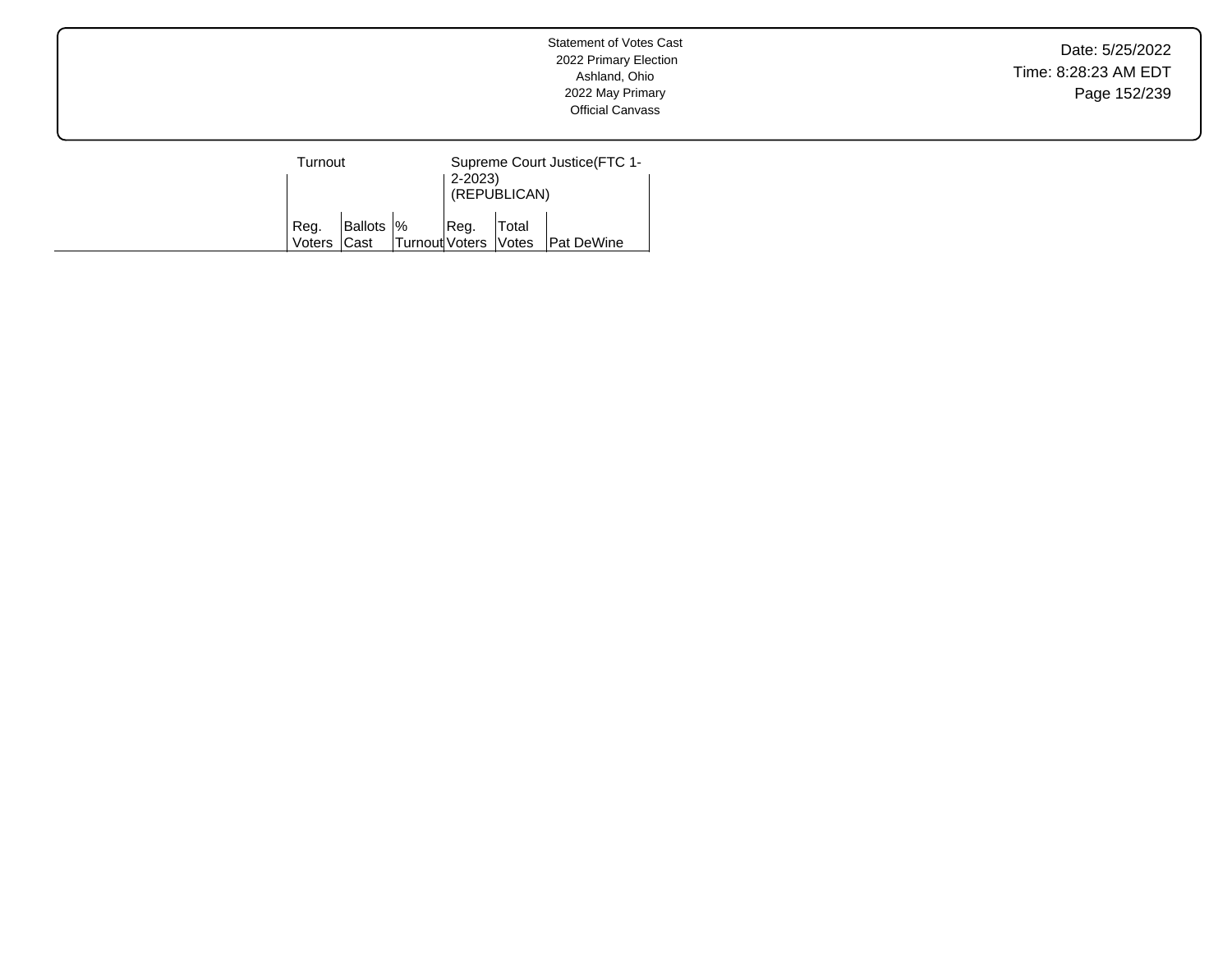| | Turnout | | | Supreme Court Justice(FTC 1-2-2023) (REPUBLICAN) | | |
|---|---|---|---|---|---|---|
| | Reg. Voters | Ballots Cast | % Turnout | Reg. Voters | Total Votes | Pat DeWine |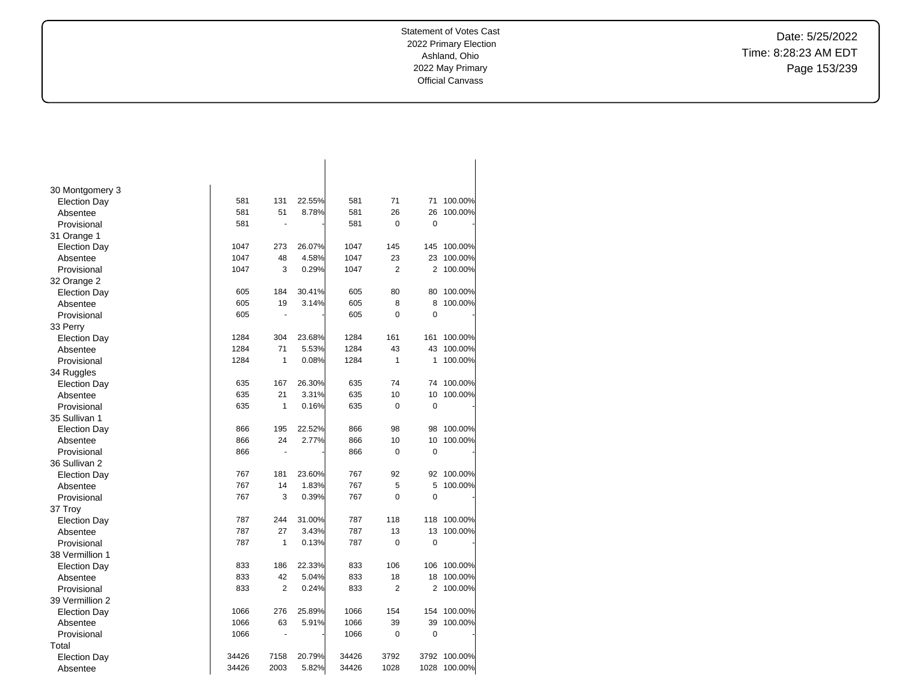Statement of Votes Cast
2022 Primary Election
Ashland, Ohio
2022 May Primary
Official Canvass

Date: 5/25/2022
Time: 8:28:23 AM EDT

| | | | | | | | |
|---|---|---|---|---|---|---|---|
| 30 Montgomery 3 | | | | | | | |
| Election Day | 581 | 131 | 22.55% | 581 | 71 | 71 | 100.00% |
| Absentee | 581 | 51 | 8.78% | 581 | 26 | 26 | 100.00% |
| Provisional | 581 | - | - | 581 | 0 | 0 | - |
| 31 Orange 1 | | | | | | | |
| Election Day | 1047 | 273 | 26.07% | 1047 | 145 | 145 | 100.00% |
| Absentee | 1047 | 48 | 4.58% | 1047 | 23 | 23 | 100.00% |
| Provisional | 1047 | 3 | 0.29% | 1047 | 2 | 2 | 100.00% |
| 32 Orange 2 | | | | | | | |
| Election Day | 605 | 184 | 30.41% | 605 | 80 | 80 | 100.00% |
| Absentee | 605 | 19 | 3.14% | 605 | 8 | 8 | 100.00% |
| Provisional | 605 | - | - | 605 | 0 | 0 | - |
| 33 Perry | | | | | | | |
| Election Day | 1284 | 304 | 23.68% | 1284 | 161 | 161 | 100.00% |
| Absentee | 1284 | 71 | 5.53% | 1284 | 43 | 43 | 100.00% |
| Provisional | 1284 | 1 | 0.08% | 1284 | 1 | 1 | 100.00% |
| 34 Ruggles | | | | | | | |
| Election Day | 635 | 167 | 26.30% | 635 | 74 | 74 | 100.00% |
| Absentee | 635 | 21 | 3.31% | 635 | 10 | 10 | 100.00% |
| Provisional | 635 | 1 | 0.16% | 635 | 0 | 0 | - |
| 35 Sullivan 1 | | | | | | | |
| Election Day | 866 | 195 | 22.52% | 866 | 98 | 98 | 100.00% |
| Absentee | 866 | 24 | 2.77% | 866 | 10 | 10 | 100.00% |
| Provisional | 866 | - | - | 866 | 0 | 0 | - |
| 36 Sullivan 2 | | | | | | | |
| Election Day | 767 | 181 | 23.60% | 767 | 92 | 92 | 100.00% |
| Absentee | 767 | 14 | 1.83% | 767 | 5 | 5 | 100.00% |
| Provisional | 767 | 3 | 0.39% | 767 | 0 | 0 | - |
| 37 Troy | | | | | | | |
| Election Day | 787 | 244 | 31.00% | 787 | 118 | 118 | 100.00% |
| Absentee | 787 | 27 | 3.43% | 787 | 13 | 13 | 100.00% |
| Provisional | 787 | 1 | 0.13% | 787 | 0 | 0 | - |
| 38 Vermillion 1 | | | | | | | |
| Election Day | 833 | 186 | 22.33% | 833 | 106 | 106 | 100.00% |
| Absentee | 833 | 42 | 5.04% | 833 | 18 | 18 | 100.00% |
| Provisional | 833 | 2 | 0.24% | 833 | 2 | 2 | 100.00% |
| 39 Vermillion 2 | | | | | | | |
| Election Day | 1066 | 276 | 25.89% | 1066 | 154 | 154 | 100.00% |
| Absentee | 1066 | 63 | 5.91% | 1066 | 39 | 39 | 100.00% |
| Provisional | 1066 | - | - | 1066 | 0 | 0 | - |
| Total | | | | | | | |
| Election Day | 34426 | 7158 | 20.79% | 34426 | 3792 | 3792 | 100.00% |
| Absentee | 34426 | 2003 | 5.82% | 34426 | 1028 | 1028 | 100.00% |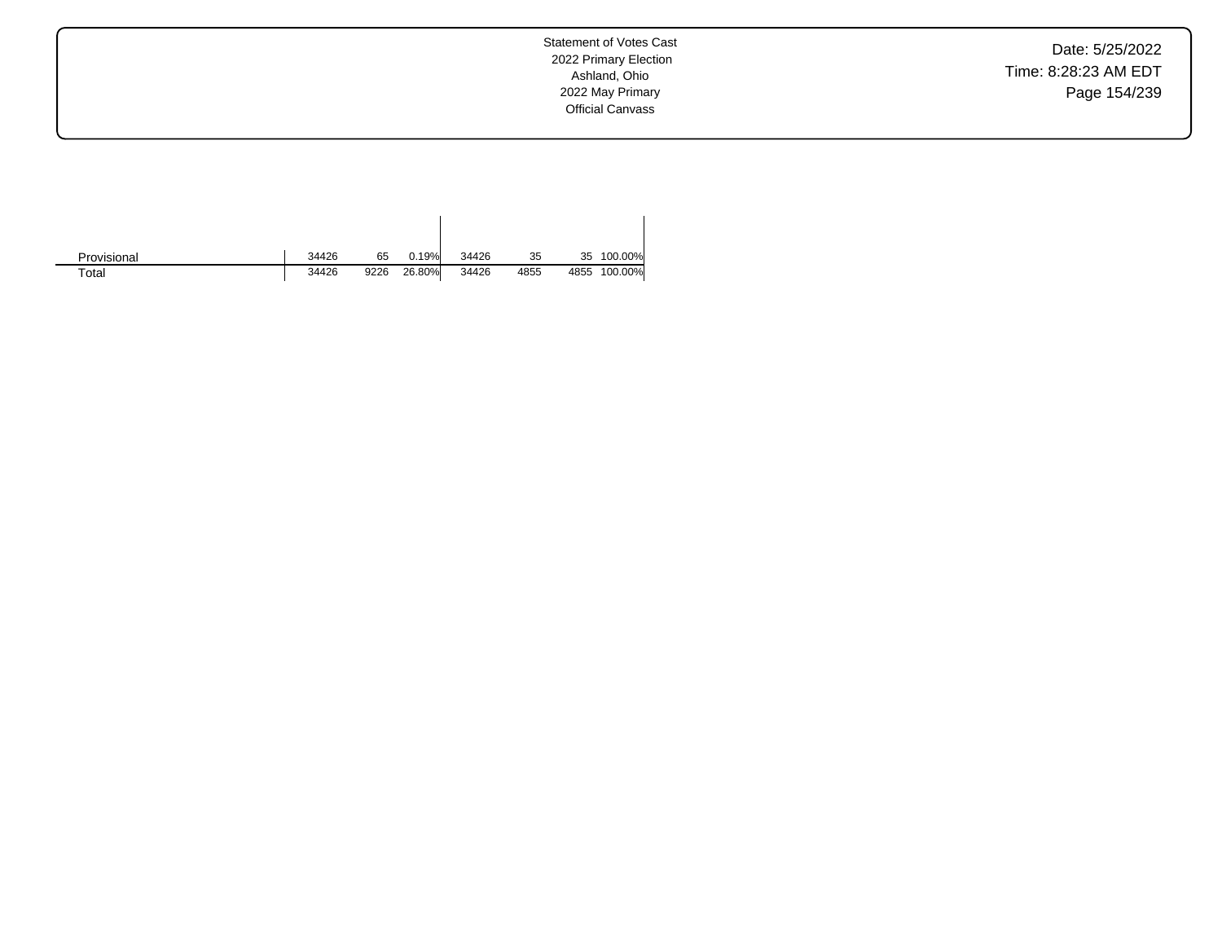| | | | | | | | |
|---|---|---|---|---|---|---|---|
| Provisional | 34426 | 65 | 0.19% | 34426 | 35 | 35 | 100.00% |
| Total | 34426 | 9226 | 26.80% | 34426 | 4855 | 4855 | 100.00% |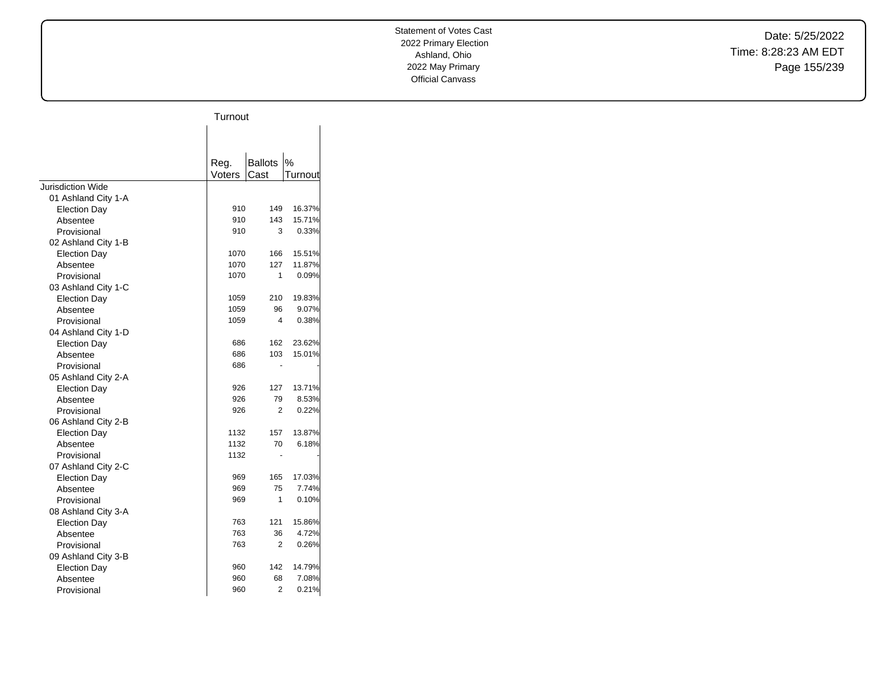Statement of Votes Cast
2022 Primary Election
Ashland, Ohio
2022 May Primary
Official Canvass

Date: 5/25/2022
Time: 8:28:23 AM EDT

## Turnout

| | Reg. Voters | Ballots Cast | % Turnout |
|---|---|---|---|
| Jurisdiction Wide | | | |
| 01 Ashland City 1-A | | | |
| Election Day | 910 | 149 | 16.37% |
| Absentee | 910 | 143 | 15.71% |
| Provisional | 910 | 3 | 0.33% |
| 02 Ashland City 1-B | | | |
| Election Day | 1070 | 166 | 15.51% |
| Absentee | 1070 | 127 | 11.87% |
| Provisional | 1070 | 1 | 0.09% |
| 03 Ashland City 1-C | | | |
| Election Day | 1059 | 210 | 19.83% |
| Absentee | 1059 | 96 | 9.07% |
| Provisional | 1059 | 4 | 0.38% |
| 04 Ashland City 1-D | | | |
| Election Day | 686 | 162 | 23.62% |
| Absentee | 686 | 103 | 15.01% |
| Provisional | 686 | - | - |
| 05 Ashland City 2-A | | | |
| Election Day | 926 | 127 | 13.71% |
| Absentee | 926 | 79 | 8.53% |
| Provisional | 926 | 2 | 0.22% |
| 06 Ashland City 2-B | | | |
| Election Day | 1132 | 157 | 13.87% |
| Absentee | 1132 | 70 | 6.18% |
| Provisional | 1132 | - | - |
| 07 Ashland City 2-C | | | |
| Election Day | 969 | 165 | 17.03% |
| Absentee | 969 | 75 | 7.74% |
| Provisional | 969 | 1 | 0.10% |
| 08 Ashland City 3-A | | | |
| Election Day | 763 | 121 | 15.86% |
| Absentee | 763 | 36 | 4.72% |
| Provisional | 763 | 2 | 0.26% |
| 09 Ashland City 3-B | | | |
| Election Day | 960 | 142 | 14.79% |
| Absentee | 960 | 68 | 7.08% |
| Provisional | 960 | 2 | 0.21% |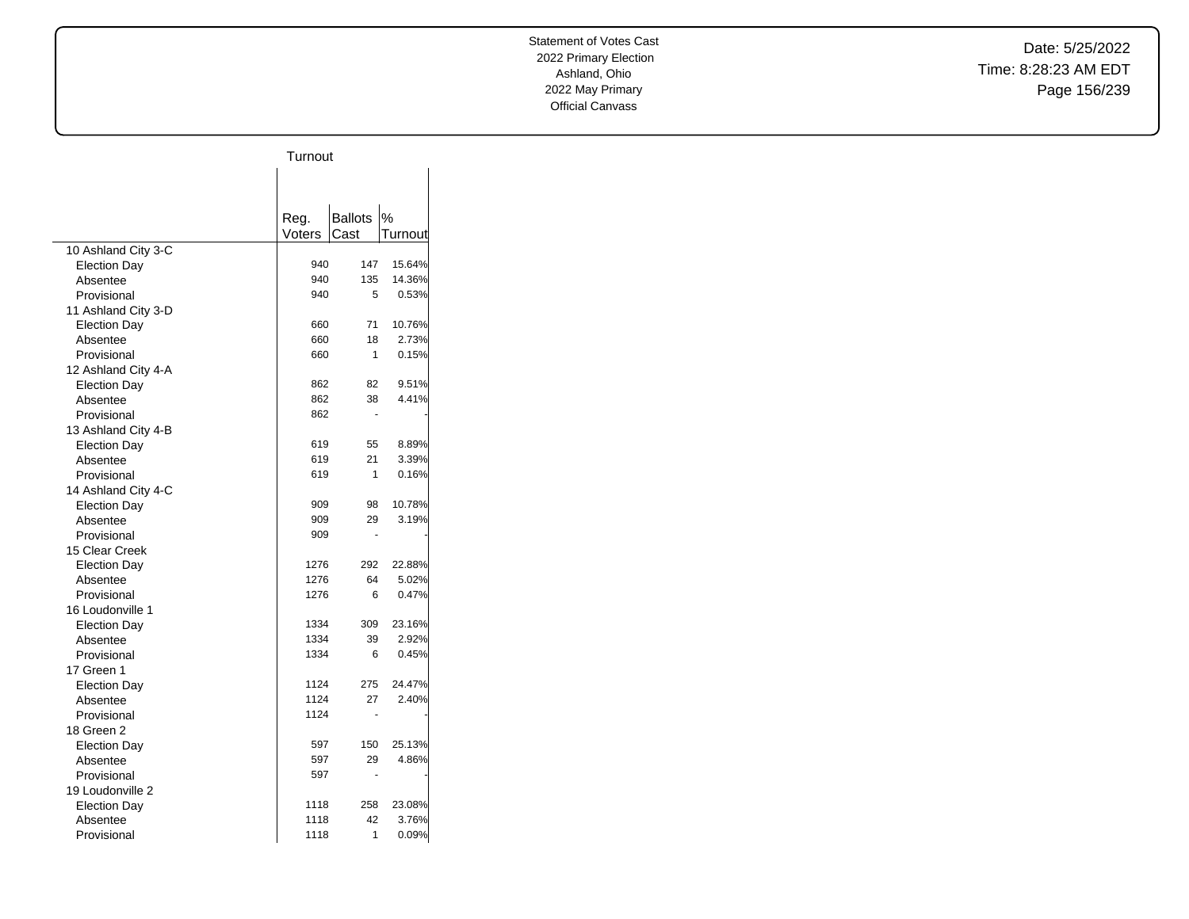Statement of Votes Cast
2022 Primary Election
Ashland, Ohio
2022 May Primary
Official Canvass

Date: 5/25/2022
Time: 8:28:23 AM EDT

| | Turnout | | |
|---|---|---|---|
| | Reg. Voters | Ballots Cast | % Turnout |
| 10 Ashland City 3-C | | | |
| Election Day | 940 | 147 | 15.64% |
| Absentee | 940 | 135 | 14.36% |
| Provisional | 940 | 5 | 0.53% |
| 11 Ashland City 3-D | | | |
| Election Day | 660 | 71 | 10.76% |
| Absentee | 660 | 18 | 2.73% |
| Provisional | 660 | 1 | 0.15% |
| 12 Ashland City 4-A | | | |
| Election Day | 862 | 82 | 9.51% |
| Absentee | 862 | 38 | 4.41% |
| Provisional | 862 | - | - |
| 13 Ashland City 4-B | | | |
| Election Day | 619 | 55 | 8.89% |
| Absentee | 619 | 21 | 3.39% |
| Provisional | 619 | 1 | 0.16% |
| 14 Ashland City 4-C | | | |
| Election Day | 909 | 98 | 10.78% |
| Absentee | 909 | 29 | 3.19% |
| Provisional | 909 | - | - |
| 15 Clear Creek | | | |
| Election Day | 1276 | 292 | 22.88% |
| Absentee | 1276 | 64 | 5.02% |
| Provisional | 1276 | 6 | 0.47% |
| 16 Loudonville 1 | | | |
| Election Day | 1334 | 309 | 23.16% |
| Absentee | 1334 | 39 | 2.92% |
| Provisional | 1334 | 6 | 0.45% |
| 17 Green 1 | | | |
| Election Day | 1124 | 275 | 24.47% |
| Absentee | 1124 | 27 | 2.40% |
| Provisional | 1124 | - | - |
| 18 Green 2 | | | |
| Election Day | 597 | 150 | 25.13% |
| Absentee | 597 | 29 | 4.86% |
| Provisional | 597 | - | - |
| 19 Loudonville 2 | | | |
| Election Day | 1118 | 258 | 23.08% |
| Absentee | 1118 | 42 | 3.76% |
| Provisional | 1118 | 1 | 0.09% |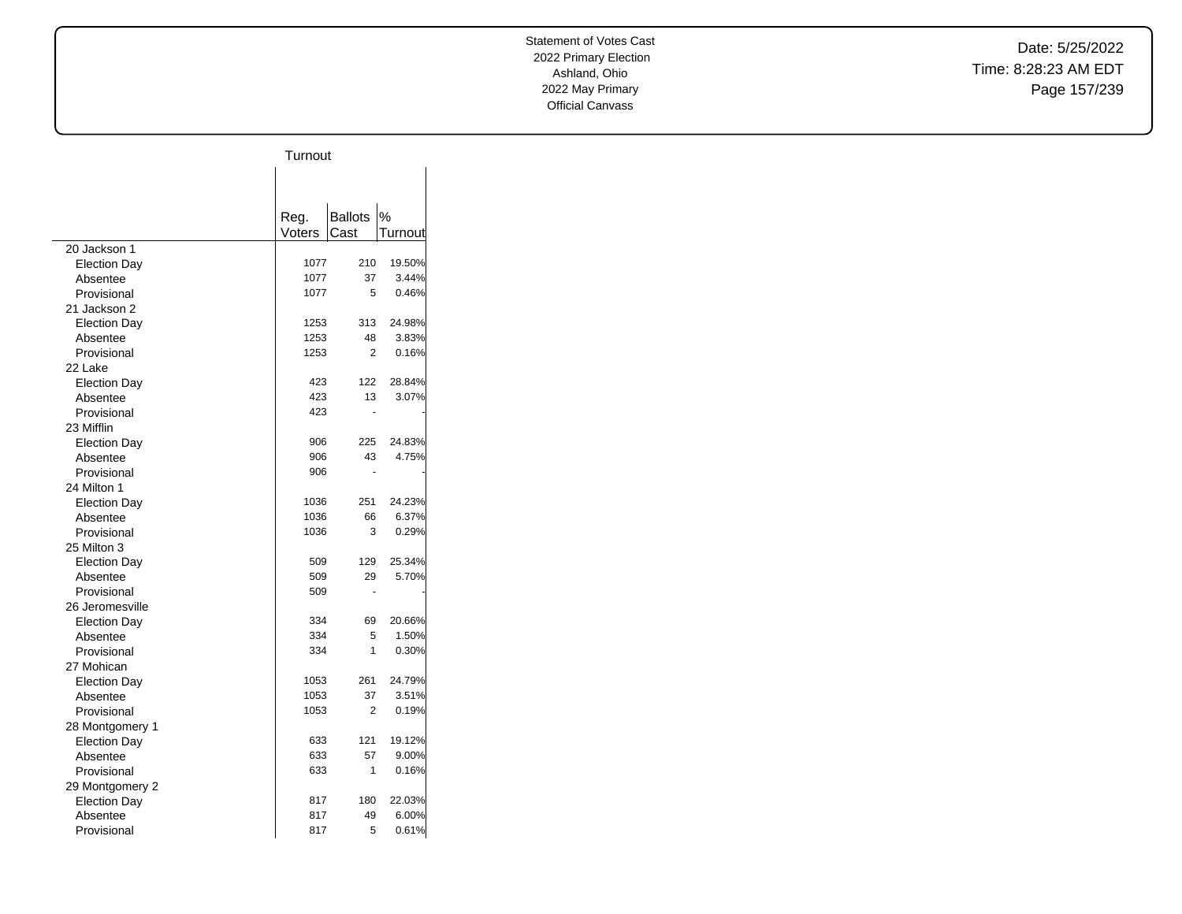Statement of Votes Cast
2022 Primary Election
Ashland, Ohio
2022 May Primary
Official Canvass

Date: 5/25/2022
Time: 8:28:23 AM EDT

## Turnout

| | Reg. Voters | Ballots Cast | % Turnout |
|---|---|---|---|
| 20 Jackson 1 | | | |
| Election Day | 1077 | 210 | 19.50% |
| Absentee | 1077 | 37 | 3.44% |
| Provisional | 1077 | 5 | 0.46% |
| 21 Jackson 2 | | | |
| Election Day | 1253 | 313 | 24.98% |
| Absentee | 1253 | 48 | 3.83% |
| Provisional | 1253 | 2 | 0.16% |
| 22 Lake | | | |
| Election Day | 423 | 122 | 28.84% |
| Absentee | 423 | 13 | 3.07% |
| Provisional | 423 | - | - |
| 23 Mifflin | | | |
| Election Day | 906 | 225 | 24.83% |
| Absentee | 906 | 43 | 4.75% |
| Provisional | 906 | - | - |
| 24 Milton 1 | | | |
| Election Day | 1036 | 251 | 24.23% |
| Absentee | 1036 | 66 | 6.37% |
| Provisional | 1036 | 3 | 0.29% |
| 25 Milton 3 | | | |
| Election Day | 509 | 129 | 25.34% |
| Absentee | 509 | 29 | 5.70% |
| Provisional | 509 | - | - |
| 26 Jeromesville | | | |
| Election Day | 334 | 69 | 20.66% |
| Absentee | 334 | 5 | 1.50% |
| Provisional | 334 | 1 | 0.30% |
| 27 Mohican | | | |
| Election Day | 1053 | 261 | 24.79% |
| Absentee | 1053 | 37 | 3.51% |
| Provisional | 1053 | 2 | 0.19% |
| 28 Montgomery 1 | | | |
| Election Day | 633 | 121 | 19.12% |
| Absentee | 633 | 57 | 9.00% |
| Provisional | 633 | 1 | 0.16% |
| 29 Montgomery 2 | | | |
| Election Day | 817 | 180 | 22.03% |
| Absentee | 817 | 49 | 6.00% |
| Provisional | 817 | 5 | 0.61% |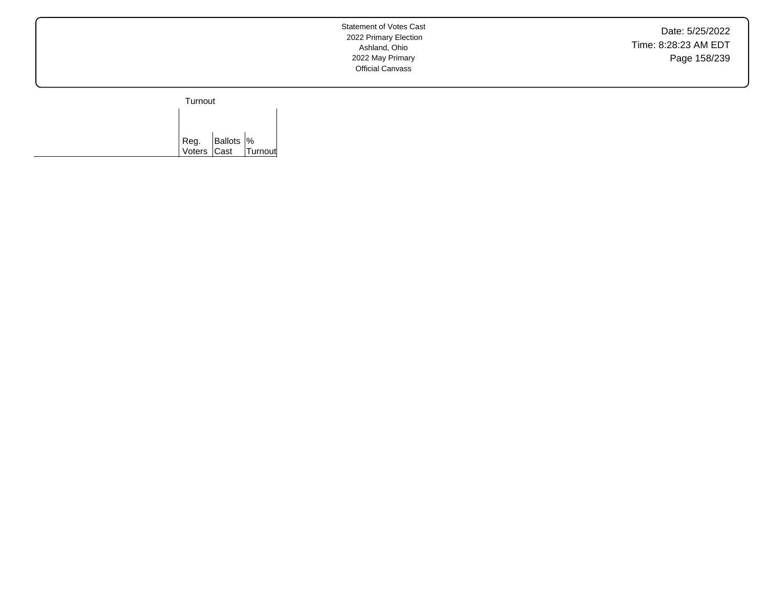| | Turnout | | |
|---|---|---|---|
| | Reg. Voters | Ballots Cast | % Turnout |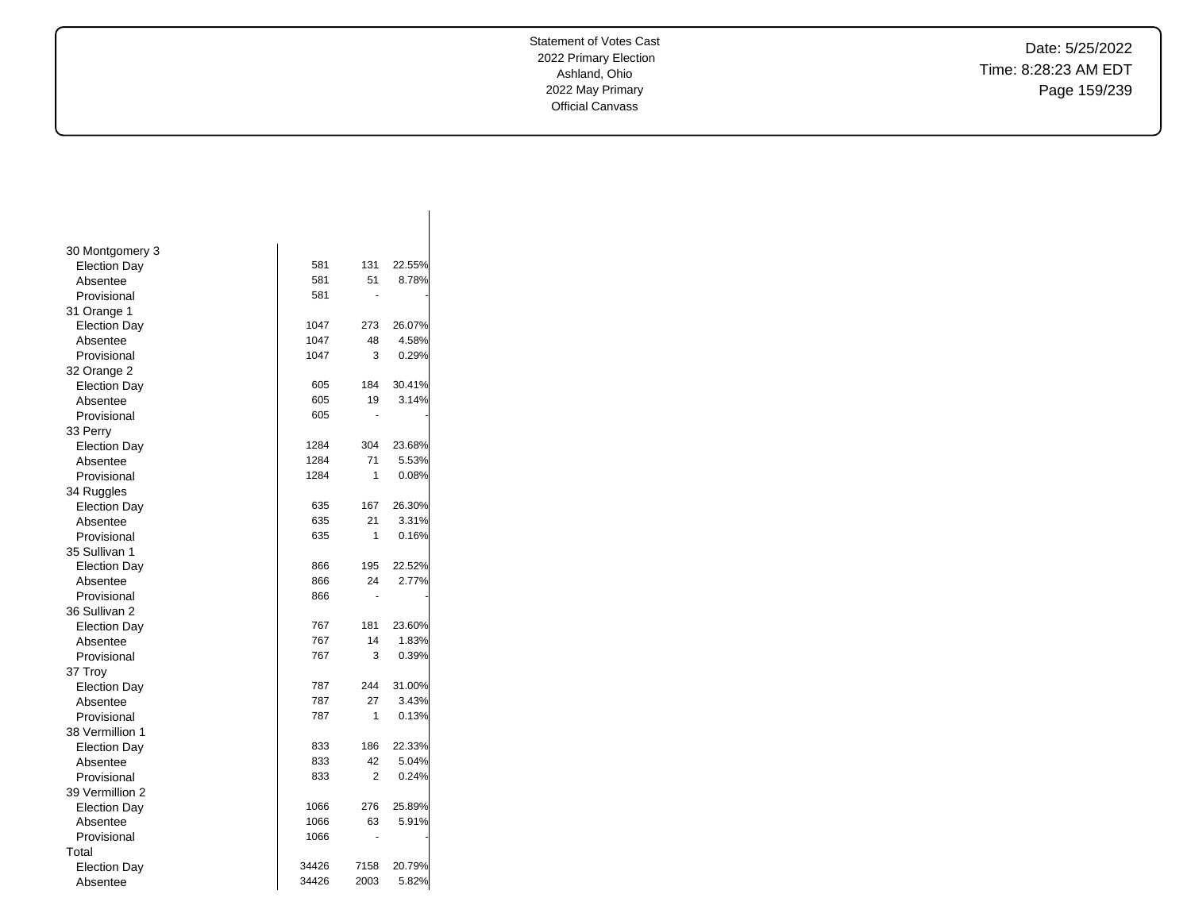Statement of Votes Cast
2022 Primary Election
Ashland, Ohio
2022 May Primary
Official Canvass

| | | | |
|---|---|---|---|
| 30 Montgomery 3 | | | |
| Election Day | 581 | 131 | 22.55% |
| Absentee | 581 | 51 | 8.78% |
| Provisional | 581 | - | - |
| 31 Orange 1 | | | |
| Election Day | 1047 | 273 | 26.07% |
| Absentee | 1047 | 48 | 4.58% |
| Provisional | 1047 | 3 | 0.29% |
| 32 Orange 2 | | | |
| Election Day | 605 | 184 | 30.41% |
| Absentee | 605 | 19 | 3.14% |
| Provisional | 605 | - | - |
| 33 Perry | | | |
| Election Day | 1284 | 304 | 23.68% |
| Absentee | 1284 | 71 | 5.53% |
| Provisional | 1284 | 1 | 0.08% |
| 34 Ruggles | | | |
| Election Day | 635 | 167 | 26.30% |
| Absentee | 635 | 21 | 3.31% |
| Provisional | 635 | 1 | 0.16% |
| 35 Sullivan 1 | | | |
| Election Day | 866 | 195 | 22.52% |
| Absentee | 866 | 24 | 2.77% |
| Provisional | 866 | - | - |
| 36 Sullivan 2 | | | |
| Election Day | 767 | 181 | 23.60% |
| Absentee | 767 | 14 | 1.83% |
| Provisional | 767 | 3 | 0.39% |
| 37 Troy | | | |
| Election Day | 787 | 244 | 31.00% |
| Absentee | 787 | 27 | 3.43% |
| Provisional | 787 | 1 | 0.13% |
| 38 Vermillion 1 | | | |
| Election Day | 833 | 186 | 22.33% |
| Absentee | 833 | 42 | 5.04% |
| Provisional | 833 | 2 | 0.24% |
| 39 Vermillion 2 | | | |
| Election Day | 1066 | 276 | 25.89% |
| Absentee | 1066 | 63 | 5.91% |
| Provisional | 1066 | - | - |
| Total | | | |
| Election Day | 34426 | 7158 | 20.79% |
| Absentee | 34426 | 2003 | 5.82% |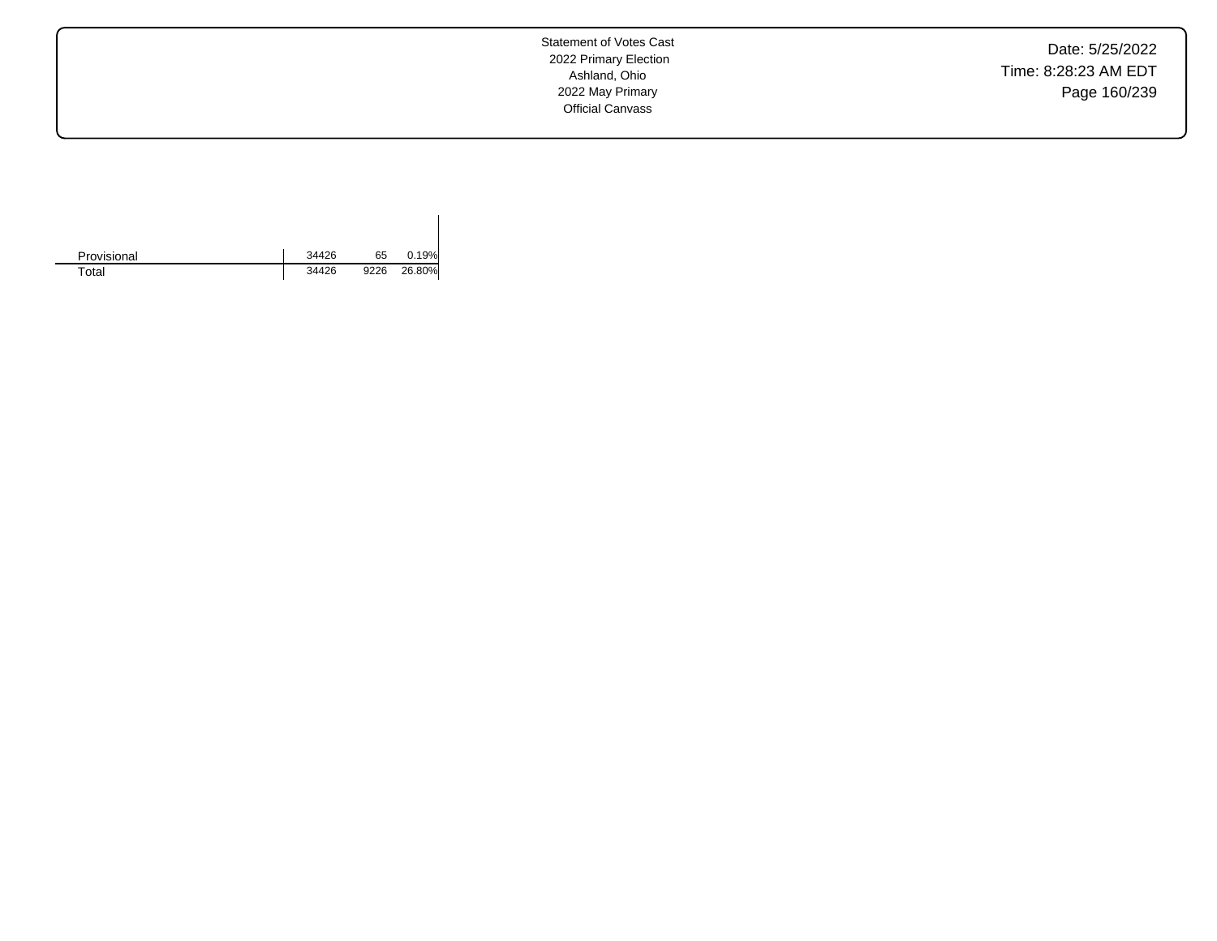| | | | |
|---|---|---|---|
| Provisional | 34426 | 65 | 0.19% |
| Total | 34426 | 9226 | 26.80% |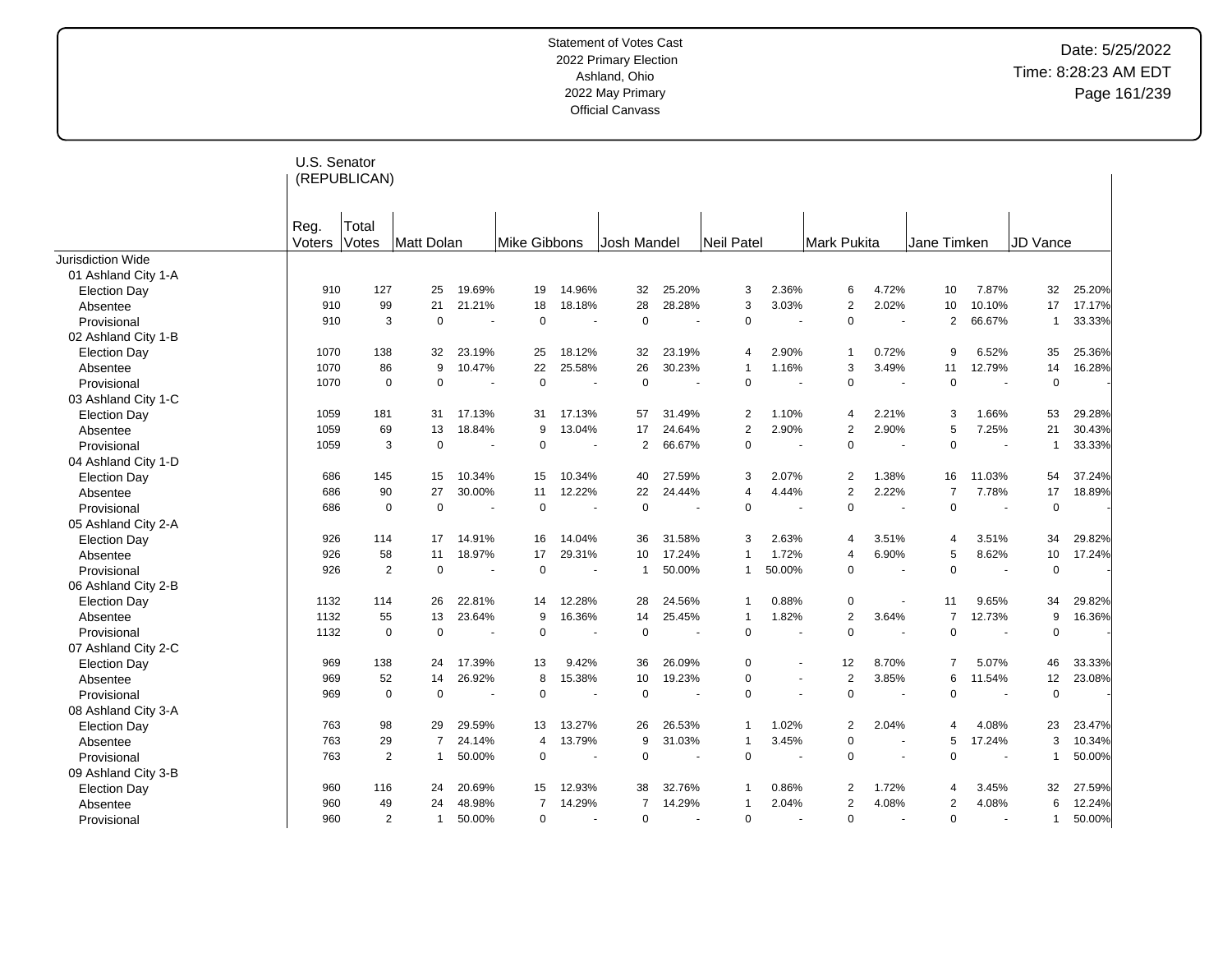Statement of Votes Cast
2022 Primary Election
Ashland, Ohio
2022 May Primary
Official Canvass

Date: 5/25/2022
Time: 8:28:23 AM EDT

U.S. Senator (REPUBLICAN)

| | Reg. Voters | Total Votes | Matt Dolan | | Mike Gibbons | | Josh Mandel | | Neil Patel | | Mark Pukita | | Jane Timken | | JD Vance | |
|---|---|---|---|---|---|---|---|---|---|---|---|---|---|---|---|---|
| Jurisdiction Wide | | | | | | | | | | | | | | | | |
| 01 Ashland City 1-A | | | | | | | | | | | | | | | | |
| Election Day | 910 | 127 | 25 | 19.69% | 19 | 14.96% | 32 | 25.20% | 3 | 2.36% | 6 | 4.72% | 10 | 7.87% | 32 | 25.20% |
| Absentee | 910 | 99 | 21 | 21.21% | 18 | 18.18% | 28 | 28.28% | 3 | 3.03% | 2 | 2.02% | 10 | 10.10% | 17 | 17.17% |
| Provisional | 910 | 3 | 0 | - | 0 | - | 0 | - | 0 | - | 0 | - | 2 | 66.67% | 1 | 33.33% |
| 02 Ashland City 1-B | | | | | | | | | | | | | | | | |
| Election Day | 1070 | 138 | 32 | 23.19% | 25 | 18.12% | 32 | 23.19% | 4 | 2.90% | 1 | 0.72% | 9 | 6.52% | 35 | 25.36% |
| Absentee | 1070 | 86 | 9 | 10.47% | 22 | 25.58% | 26 | 30.23% | 1 | 1.16% | 3 | 3.49% | 11 | 12.79% | 14 | 16.28% |
| Provisional | 1070 | 0 | 0 | - | 0 | - | 0 | - | 0 | - | 0 | - | 0 | - | 0 | - |
| 03 Ashland City 1-C | | | | | | | | | | | | | | | | |
| Election Day | 1059 | 181 | 31 | 17.13% | 31 | 17.13% | 57 | 31.49% | 2 | 1.10% | 4 | 2.21% | 3 | 1.66% | 53 | 29.28% |
| Absentee | 1059 | 69 | 13 | 18.84% | 9 | 13.04% | 17 | 24.64% | 2 | 2.90% | 2 | 2.90% | 5 | 7.25% | 21 | 30.43% |
| Provisional | 1059 | 3 | 0 | - | 0 | - | 2 | 66.67% | 0 | - | 0 | - | 0 | - | 1 | 33.33% |
| 04 Ashland City 1-D | | | | | | | | | | | | | | | | |
| Election Day | 686 | 145 | 15 | 10.34% | 15 | 10.34% | 40 | 27.59% | 3 | 2.07% | 2 | 1.38% | 16 | 11.03% | 54 | 37.24% |
| Absentee | 686 | 90 | 27 | 30.00% | 11 | 12.22% | 22 | 24.44% | 4 | 4.44% | 2 | 2.22% | 7 | 7.78% | 17 | 18.89% |
| Provisional | 686 | 0 | 0 | - | 0 | - | 0 | - | 0 | - | 0 | - | 0 | - | 0 | - |
| 05 Ashland City 2-A | | | | | | | | | | | | | | | | |
| Election Day | 926 | 114 | 17 | 14.91% | 16 | 14.04% | 36 | 31.58% | 3 | 2.63% | 4 | 3.51% | 4 | 3.51% | 34 | 29.82% |
| Absentee | 926 | 58 | 11 | 18.97% | 17 | 29.31% | 10 | 17.24% | 1 | 1.72% | 4 | 6.90% | 5 | 8.62% | 10 | 17.24% |
| Provisional | 926 | 2 | 0 | - | 0 | - | 1 | 50.00% | 1 | 50.00% | 0 | - | 0 | - | 0 | - |
| 06 Ashland City 2-B | | | | | | | | | | | | | | | | |
| Election Day | 1132 | 114 | 26 | 22.81% | 14 | 12.28% | 28 | 24.56% | 1 | 0.88% | 0 | - | 11 | 9.65% | 34 | 29.82% |
| Absentee | 1132 | 55 | 13 | 23.64% | 9 | 16.36% | 14 | 25.45% | 1 | 1.82% | 2 | 3.64% | 7 | 12.73% | 9 | 16.36% |
| Provisional | 1132 | 0 | 0 | - | 0 | - | 0 | - | 0 | - | 0 | - | 0 | - | 0 | - |
| 07 Ashland City 2-C | | | | | | | | | | | | | | | | |
| Election Day | 969 | 138 | 24 | 17.39% | 13 | 9.42% | 36 | 26.09% | 0 | - | 12 | 8.70% | 7 | 5.07% | 46 | 33.33% |
| Absentee | 969 | 52 | 14 | 26.92% | 8 | 15.38% | 10 | 19.23% | 0 | - | 2 | 3.85% | 6 | 11.54% | 12 | 23.08% |
| Provisional | 969 | 0 | 0 | - | 0 | - | 0 | - | 0 | - | 0 | - | 0 | - | 0 | - |
| 08 Ashland City 3-A | | | | | | | | | | | | | | | | |
| Election Day | 763 | 98 | 29 | 29.59% | 13 | 13.27% | 26 | 26.53% | 1 | 1.02% | 2 | 2.04% | 4 | 4.08% | 23 | 23.47% |
| Absentee | 763 | 29 | 7 | 24.14% | 4 | 13.79% | 9 | 31.03% | 1 | 3.45% | 0 | - | 5 | 17.24% | 3 | 10.34% |
| Provisional | 763 | 2 | 1 | 50.00% | 0 | - | 0 | - | 0 | - | 0 | - | 0 | - | 1 | 50.00% |
| 09 Ashland City 3-B | | | | | | | | | | | | | | | | |
| Election Day | 960 | 116 | 24 | 20.69% | 15 | 12.93% | 38 | 32.76% | 1 | 0.86% | 2 | 1.72% | 4 | 3.45% | 32 | 27.59% |
| Absentee | 960 | 49 | 24 | 48.98% | 7 | 14.29% | 7 | 14.29% | 1 | 2.04% | 2 | 4.08% | 2 | 4.08% | 6 | 12.24% |
| Provisional | 960 | 2 | 1 | 50.00% | 0 | - | 0 | - | 0 | - | 0 | - | 0 | - | 1 | 50.00% |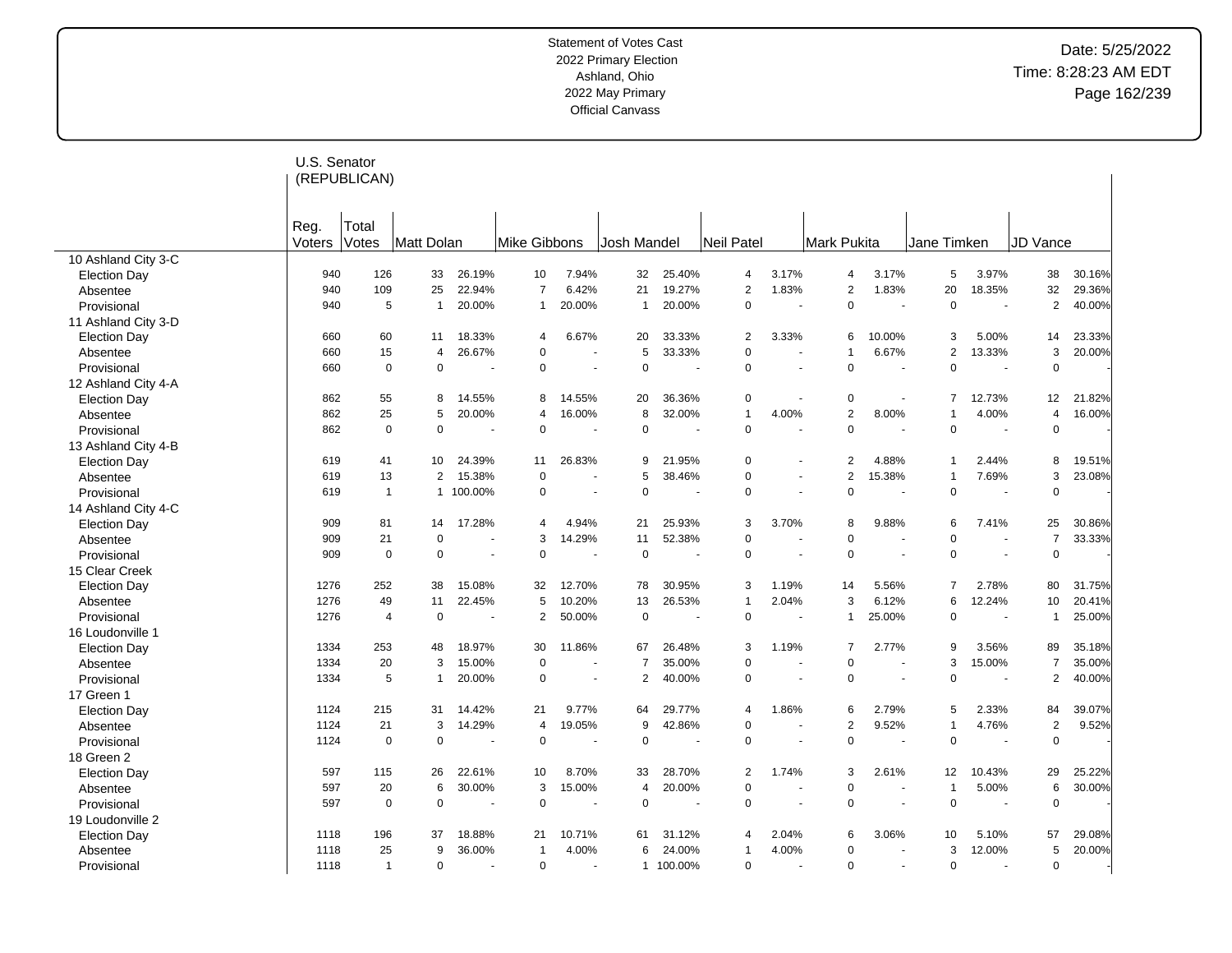Statement of Votes Cast
2022 Primary Election
Ashland, Ohio
2022 May Primary
Official Canvass

Date: 5/25/2022
Time: 8:28:23 AM EDT

## U.S. Senator (REPUBLICAN)

| | Reg. Voters | Total Votes | Matt Dolan | | Mike Gibbons | | Josh Mandel | | Neil Patel | | Mark Pukita | | Jane Timken | | JD Vance | |
|---|---|---|---|---|---|---|---|---|---|---|---|---|---|---|---|---|
| **10 Ashland City 3-C** | | | | | | | | | | | | | | | | |
| Election Day | 940 | 126 | 33 | 26.19% | 10 | 7.94% | 32 | 25.40% | 4 | 3.17% | 4 | 3.17% | 5 | 3.97% | 38 | 30.16% |
| Absentee | 940 | 109 | 25 | 22.94% | 7 | 6.42% | 21 | 19.27% | 2 | 1.83% | 2 | 1.83% | 20 | 18.35% | 32 | 29.36% |
| Provisional | 940 | 5 | 1 | 20.00% | 1 | 20.00% | 1 | 20.00% | 0 | - | 0 | - | 0 | - | 2 | 40.00% |
| **11 Ashland City 3-D** | | | | | | | | | | | | | | | | |
| Election Day | 660 | 60 | 11 | 18.33% | 4 | 6.67% | 20 | 33.33% | 2 | 3.33% | 6 | 10.00% | 3 | 5.00% | 14 | 23.33% |
| Absentee | 660 | 15 | 4 | 26.67% | 0 | - | 5 | 33.33% | 0 | - | 1 | 6.67% | 2 | 13.33% | 3 | 20.00% |
| Provisional | 660 | 0 | 0 | - | 0 | - | 0 | - | 0 | - | 0 | - | 0 | - | 0 | - |
| **12 Ashland City 4-A** | | | | | | | | | | | | | | | | |
| Election Day | 862 | 55 | 8 | 14.55% | 8 | 14.55% | 20 | 36.36% | 0 | - | 0 | - | 7 | 12.73% | 12 | 21.82% |
| Absentee | 862 | 25 | 5 | 20.00% | 4 | 16.00% | 8 | 32.00% | 1 | 4.00% | 2 | 8.00% | 1 | 4.00% | 4 | 16.00% |
| Provisional | 862 | 0 | 0 | - | 0 | - | 0 | - | 0 | - | 0 | - | 0 | - | 0 | - |
| **13 Ashland City 4-B** | | | | | | | | | | | | | | | | |
| Election Day | 619 | 41 | 10 | 24.39% | 11 | 26.83% | 9 | 21.95% | 0 | - | 2 | 4.88% | 1 | 2.44% | 8 | 19.51% |
| Absentee | 619 | 13 | 2 | 15.38% | 0 | - | 5 | 38.46% | 0 | - | 2 | 15.38% | 1 | 7.69% | 3 | 23.08% |
| Provisional | 619 | 1 | 1 | 100.00% | 0 | - | 0 | - | 0 | - | 0 | - | 0 | - | 0 | - |
| **14 Ashland City 4-C** | | | | | | | | | | | | | | | | |
| Election Day | 909 | 81 | 14 | 17.28% | 4 | 4.94% | 21 | 25.93% | 3 | 3.70% | 8 | 9.88% | 6 | 7.41% | 25 | 30.86% |
| Absentee | 909 | 21 | 0 | - | 3 | 14.29% | 11 | 52.38% | 0 | - | 0 | - | 0 | - | 7 | 33.33% |
| Provisional | 909 | 0 | 0 | - | 0 | - | 0 | - | 0 | - | 0 | - | 0 | - | 0 | - |
| **15 Clear Creek** | | | | | | | | | | | | | | | | |
| Election Day | 1276 | 252 | 38 | 15.08% | 32 | 12.70% | 78 | 30.95% | 3 | 1.19% | 14 | 5.56% | 7 | 2.78% | 80 | 31.75% |
| Absentee | 1276 | 49 | 11 | 22.45% | 5 | 10.20% | 13 | 26.53% | 1 | 2.04% | 3 | 6.12% | 6 | 12.24% | 10 | 20.41% |
| Provisional | 1276 | 4 | 0 | - | 2 | 50.00% | 0 | - | 0 | - | 1 | 25.00% | 0 | - | 1 | 25.00% |
| **16 Loudonville 1** | | | | | | | | | | | | | | | | |
| Election Day | 1334 | 253 | 48 | 18.97% | 30 | 11.86% | 67 | 26.48% | 3 | 1.19% | 7 | 2.77% | 9 | 3.56% | 89 | 35.18% |
| Absentee | 1334 | 20 | 3 | 15.00% | 0 | - | 7 | 35.00% | 0 | - | 0 | - | 3 | 15.00% | 7 | 35.00% |
| Provisional | 1334 | 5 | 1 | 20.00% | 0 | - | 2 | 40.00% | 0 | - | 0 | - | 0 | - | 2 | 40.00% |
| **17 Green 1** | | | | | | | | | | | | | | | | |
| Election Day | 1124 | 215 | 31 | 14.42% | 21 | 9.77% | 64 | 29.77% | 4 | 1.86% | 6 | 2.79% | 5 | 2.33% | 84 | 39.07% |
| Absentee | 1124 | 21 | 3 | 14.29% | 4 | 19.05% | 9 | 42.86% | 0 | - | 2 | 9.52% | 1 | 4.76% | 2 | 9.52% |
| Provisional | 1124 | 0 | 0 | - | 0 | - | 0 | - | 0 | - | 0 | - | 0 | - | 0 | - |
| **18 Green 2** | | | | | | | | | | | | | | | | |
| Election Day | 597 | 115 | 26 | 22.61% | 10 | 8.70% | 33 | 28.70% | 2 | 1.74% | 3 | 2.61% | 12 | 10.43% | 29 | 25.22% |
| Absentee | 597 | 20 | 6 | 30.00% | 3 | 15.00% | 4 | 20.00% | 0 | - | 0 | - | 1 | 5.00% | 6 | 30.00% |
| Provisional | 597 | 0 | 0 | - | 0 | - | 0 | - | 0 | - | 0 | - | 0 | - | 0 | - |
| **19 Loudonville 2** | | | | | | | | | | | | | | | | |
| Election Day | 1118 | 196 | 37 | 18.88% | 21 | 10.71% | 61 | 31.12% | 4 | 2.04% | 6 | 3.06% | 10 | 5.10% | 57 | 29.08% |
| Absentee | 1118 | 25 | 9 | 36.00% | 1 | 4.00% | 6 | 24.00% | 1 | 4.00% | 0 | - | 3 | 12.00% | 5 | 20.00% |
| Provisional | 1118 | 1 | 0 | - | 0 | - | 1 | 100.00% | 0 | - | 0 | - | 0 | - | 0 | - |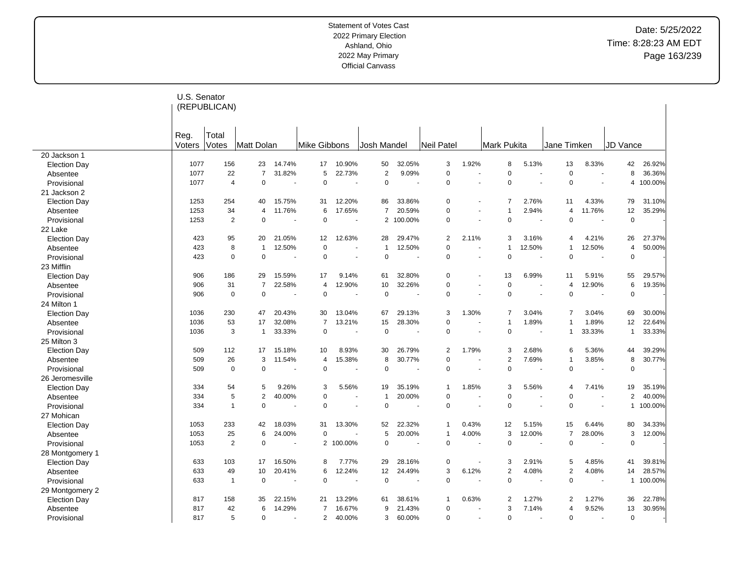Statement of Votes Cast
2022 Primary Election
Ashland, Ohio
2022 May Primary
Official Canvass

Date: 5/25/2022
Time: 8:28:23 AM EDT

## U.S. Senator (REPUBLICAN)

| | Reg. Voters | Total Votes | Matt Dolan | | Mike Gibbons | | Josh Mandel | | Neil Patel | | Mark Pukita | | Jane Timken | | JD Vance | |
|---|---|---|---|---|---|---|---|---|---|---|---|---|---|---|---|---|
| **20 Jackson 1** | | | | | | | | | | | | | | | | |
| Election Day | 1077 | 156 | 23 | 14.74% | 17 | 10.90% | 50 | 32.05% | 3 | 1.92% | 8 | 5.13% | 13 | 8.33% | 42 | 26.92% |
| Absentee | 1077 | 22 | 7 | 31.82% | 5 | 22.73% | 2 | 9.09% | 0 | - | 0 | - | 0 | - | 8 | 36.36% |
| Provisional | 1077 | 4 | 0 | - | 0 | - | 0 | - | 0 | - | 0 | - | 0 | - | 4 | 100.00% |
| **21 Jackson 2** | | | | | | | | | | | | | | | | |
| Election Day | 1253 | 254 | 40 | 15.75% | 31 | 12.20% | 86 | 33.86% | 0 | - | 7 | 2.76% | 11 | 4.33% | 79 | 31.10% |
| Absentee | 1253 | 34 | 4 | 11.76% | 6 | 17.65% | 7 | 20.59% | 0 | - | 1 | 2.94% | 4 | 11.76% | 12 | 35.29% |
| Provisional | 1253 | 2 | 0 | - | 0 | - | 2 | 100.00% | 0 | - | 0 | - | 0 | - | 0 | - |
| **22 Lake** | | | | | | | | | | | | | | | | |
| Election Day | 423 | 95 | 20 | 21.05% | 12 | 12.63% | 28 | 29.47% | 2 | 2.11% | 3 | 3.16% | 4 | 4.21% | 26 | 27.37% |
| Absentee | 423 | 8 | 1 | 12.50% | 0 | - | 1 | 12.50% | 0 | - | 1 | 12.50% | 1 | 12.50% | 4 | 50.00% |
| Provisional | 423 | 0 | 0 | - | 0 | - | 0 | - | 0 | - | 0 | - | 0 | - | 0 | - |
| **23 Mifflin** | | | | | | | | | | | | | | | | |
| Election Day | 906 | 186 | 29 | 15.59% | 17 | 9.14% | 61 | 32.80% | 0 | - | 13 | 6.99% | 11 | 5.91% | 55 | 29.57% |
| Absentee | 906 | 31 | 7 | 22.58% | 4 | 12.90% | 10 | 32.26% | 0 | - | 0 | - | 4 | 12.90% | 6 | 19.35% |
| Provisional | 906 | 0 | 0 | - | 0 | - | 0 | - | 0 | - | 0 | - | 0 | - | 0 | - |
| **24 Milton 1** | | | | | | | | | | | | | | | | |
| Election Day | 1036 | 230 | 47 | 20.43% | 30 | 13.04% | 67 | 29.13% | 3 | 1.30% | 7 | 3.04% | 7 | 3.04% | 69 | 30.00% |
| Absentee | 1036 | 53 | 17 | 32.08% | 7 | 13.21% | 15 | 28.30% | 0 | - | 1 | 1.89% | 1 | 1.89% | 12 | 22.64% |
| Provisional | 1036 | 3 | 1 | 33.33% | 0 | - | 0 | - | 0 | - | 0 | - | 1 | 33.33% | 1 | 33.33% |
| **25 Milton 3** | | | | | | | | | | | | | | | | |
| Election Day | 509 | 112 | 17 | 15.18% | 10 | 8.93% | 30 | 26.79% | 2 | 1.79% | 3 | 2.68% | 6 | 5.36% | 44 | 39.29% |
| Absentee | 509 | 26 | 3 | 11.54% | 4 | 15.38% | 8 | 30.77% | 0 | - | 2 | 7.69% | 1 | 3.85% | 8 | 30.77% |
| Provisional | 509 | 0 | 0 | - | 0 | - | 0 | - | 0 | - | 0 | - | 0 | - | 0 | - |
| **26 Jeromesville** | | | | | | | | | | | | | | | | |
| Election Day | 334 | 54 | 5 | 9.26% | 3 | 5.56% | 19 | 35.19% | 1 | 1.85% | 3 | 5.56% | 4 | 7.41% | 19 | 35.19% |
| Absentee | 334 | 5 | 2 | 40.00% | 0 | - | 1 | 20.00% | 0 | - | 0 | - | 0 | - | 2 | 40.00% |
| Provisional | 334 | 1 | 0 | - | 0 | - | 0 | - | 0 | - | 0 | - | 0 | - | 1 | 100.00% |
| **27 Mohican** | | | | | | | | | | | | | | | | |
| Election Day | 1053 | 233 | 42 | 18.03% | 31 | 13.30% | 52 | 22.32% | 1 | 0.43% | 12 | 5.15% | 15 | 6.44% | 80 | 34.33% |
| Absentee | 1053 | 25 | 6 | 24.00% | 0 | - | 5 | 20.00% | 1 | 4.00% | 3 | 12.00% | 7 | 28.00% | 3 | 12.00% |
| Provisional | 1053 | 2 | 0 | - | 2 | 100.00% | 0 | - | 0 | - | 0 | - | 0 | - | 0 | - |
| **28 Montgomery 1** | | | | | | | | | | | | | | | | |
| Election Day | 633 | 103 | 17 | 16.50% | 8 | 7.77% | 29 | 28.16% | 0 | - | 3 | 2.91% | 5 | 4.85% | 41 | 39.81% |
| Absentee | 633 | 49 | 10 | 20.41% | 6 | 12.24% | 12 | 24.49% | 3 | 6.12% | 2 | 4.08% | 2 | 4.08% | 14 | 28.57% |
| Provisional | 633 | 1 | 0 | - | 0 | - | 0 | - | 0 | - | 0 | - | 0 | - | 1 | 100.00% |
| **29 Montgomery 2** | | | | | | | | | | | | | | | | |
| Election Day | 817 | 158 | 35 | 22.15% | 21 | 13.29% | 61 | 38.61% | 1 | 0.63% | 2 | 1.27% | 2 | 1.27% | 36 | 22.78% |
| Absentee | 817 | 42 | 6 | 14.29% | 7 | 16.67% | 9 | 21.43% | 0 | - | 3 | 7.14% | 4 | 9.52% | 13 | 30.95% |
| Provisional | 817 | 5 | 0 | - | 2 | 40.00% | 3 | 60.00% | 0 | - | 0 | - | 0 | - | 0 | - |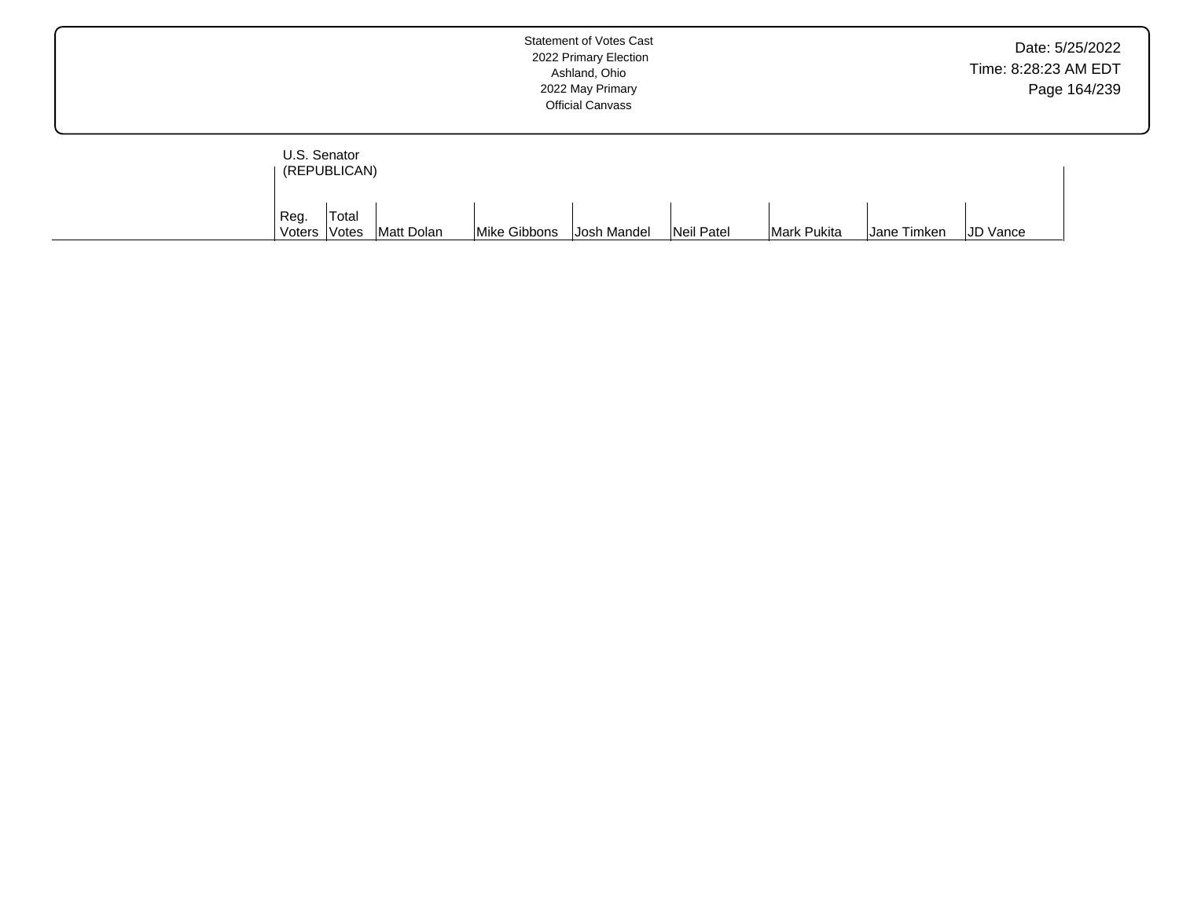| | U.S. Senator (REPUBLICAN) | | | | | | | | |
|---|---|---|---|---|---|---|---|---|---|
| | Reg. Voters | Total Votes | Matt Dolan | Mike Gibbons | Josh Mandel | Neil Patel | Mark Pukita | Jane Timken | JD Vance |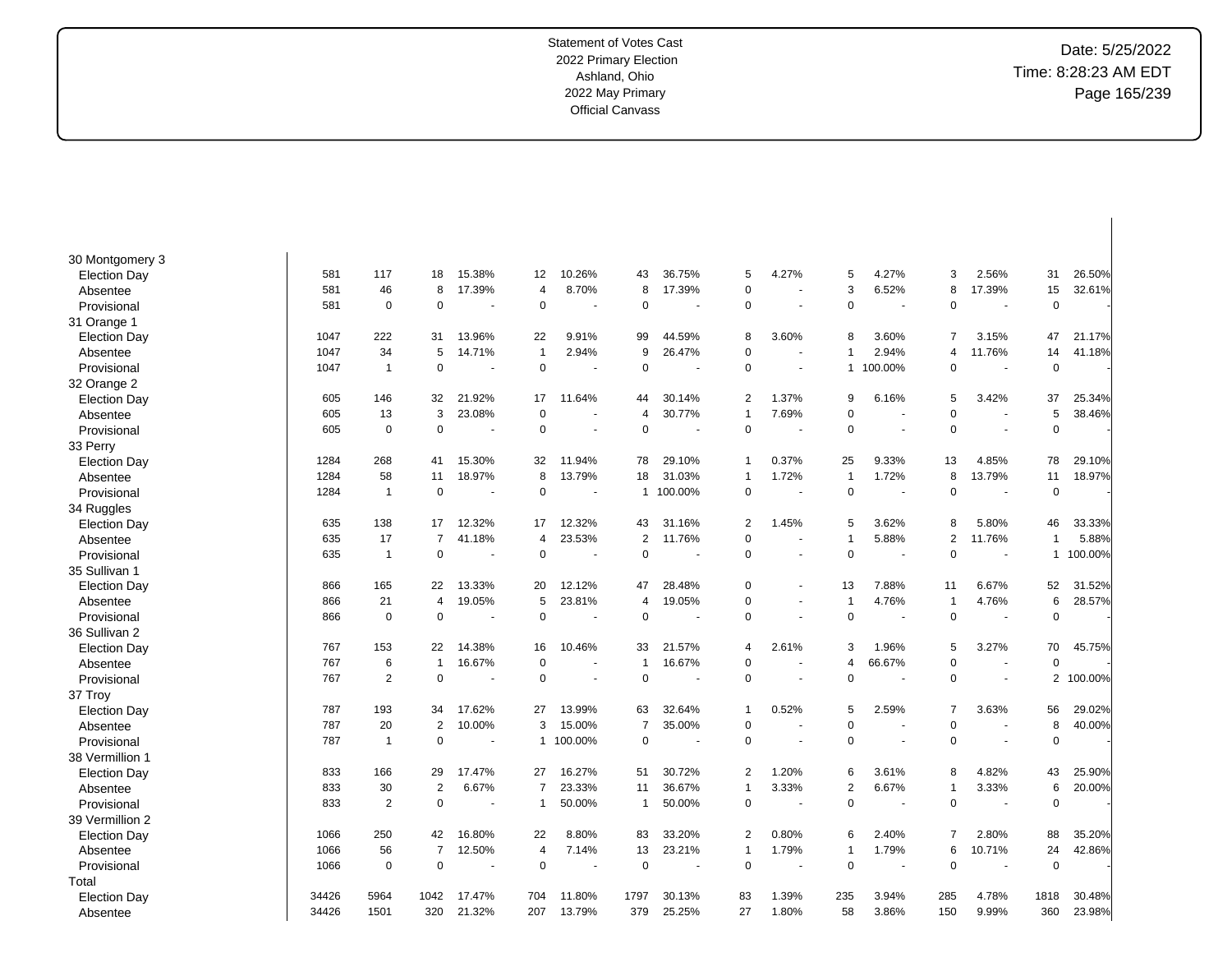Statement of Votes Cast
2022 Primary Election
Ashland, Ohio
2022 May Primary
Official Canvass

Date: 5/25/2022
Time: 8:28:23 AM EDT

| | | | | | | | | | | | | | | | | |
|---|---|---|---|---|---|---|---|---|---|---|---|---|---|---|---|---|
| 30 Montgomery 3 | | | | | | | | | | | | | | | | |
| Election Day | 581 | 117 | 18 | 15.38% | 12 | 10.26% | 43 | 36.75% | 5 | 4.27% | 5 | 4.27% | 3 | 2.56% | 31 | 26.50% |
| Absentee | 581 | 46 | 8 | 17.39% | 4 | 8.70% | 8 | 17.39% | 0 | - | 3 | 6.52% | 8 | 17.39% | 15 | 32.61% |
| Provisional | 581 | 0 | 0 | - | 0 | - | 0 | - | 0 | - | 0 | - | 0 | - | 0 | - |
| 31 Orange 1 | | | | | | | | | | | | | | | | |
| Election Day | 1047 | 222 | 31 | 13.96% | 22 | 9.91% | 99 | 44.59% | 8 | 3.60% | 8 | 3.60% | 7 | 3.15% | 47 | 21.17% |
| Absentee | 1047 | 34 | 5 | 14.71% | 1 | 2.94% | 9 | 26.47% | 0 | - | 1 | 2.94% | 4 | 11.76% | 14 | 41.18% |
| Provisional | 1047 | 1 | 0 | - | 0 | - | 0 | - | 0 | - | 1 | 100.00% | 0 | - | 0 | - |
| 32 Orange 2 | | | | | | | | | | | | | | | | |
| Election Day | 605 | 146 | 32 | 21.92% | 17 | 11.64% | 44 | 30.14% | 2 | 1.37% | 9 | 6.16% | 5 | 3.42% | 37 | 25.34% |
| Absentee | 605 | 13 | 3 | 23.08% | 0 | - | 4 | 30.77% | 1 | 7.69% | 0 | - | 0 | - | 5 | 38.46% |
| Provisional | 605 | 0 | 0 | - | 0 | - | 0 | - | 0 | - | 0 | - | 0 | - | 0 | - |
| 33 Perry | | | | | | | | | | | | | | | | |
| Election Day | 1284 | 268 | 41 | 15.30% | 32 | 11.94% | 78 | 29.10% | 1 | 0.37% | 25 | 9.33% | 13 | 4.85% | 78 | 29.10% |
| Absentee | 1284 | 58 | 11 | 18.97% | 8 | 13.79% | 18 | 31.03% | 1 | 1.72% | 1 | 1.72% | 8 | 13.79% | 11 | 18.97% |
| Provisional | 1284 | 1 | 0 | - | 0 | - | 1 | 100.00% | 0 | - | 0 | - | 0 | - | 0 | - |
| 34 Ruggles | | | | | | | | | | | | | | | | |
| Election Day | 635 | 138 | 17 | 12.32% | 17 | 12.32% | 43 | 31.16% | 2 | 1.45% | 5 | 3.62% | 8 | 5.80% | 46 | 33.33% |
| Absentee | 635 | 17 | 7 | 41.18% | 4 | 23.53% | 2 | 11.76% | 0 | - | 1 | 5.88% | 2 | 11.76% | 1 | 5.88% |
| Provisional | 635 | 1 | 0 | - | 0 | - | 0 | - | 0 | - | 0 | - | 0 | - | 1 | 100.00% |
| 35 Sullivan 1 | | | | | | | | | | | | | | | | |
| Election Day | 866 | 165 | 22 | 13.33% | 20 | 12.12% | 47 | 28.48% | 0 | - | 13 | 7.88% | 11 | 6.67% | 52 | 31.52% |
| Absentee | 866 | 21 | 4 | 19.05% | 5 | 23.81% | 4 | 19.05% | 0 | - | 1 | 4.76% | 1 | 4.76% | 6 | 28.57% |
| Provisional | 866 | 0 | 0 | - | 0 | - | 0 | - | 0 | - | 0 | - | 0 | - | 0 | - |
| 36 Sullivan 2 | | | | | | | | | | | | | | | | |
| Election Day | 767 | 153 | 22 | 14.38% | 16 | 10.46% | 33 | 21.57% | 4 | 2.61% | 3 | 1.96% | 5 | 3.27% | 70 | 45.75% |
| Absentee | 767 | 6 | 1 | 16.67% | 0 | - | 1 | 16.67% | 0 | - | 4 | 66.67% | 0 | - | 0 | - |
| Provisional | 767 | 2 | 0 | - | 0 | - | 0 | - | 0 | - | 0 | - | 0 | - | 2 | 100.00% |
| 37 Troy | | | | | | | | | | | | | | | | |
| Election Day | 787 | 193 | 34 | 17.62% | 27 | 13.99% | 63 | 32.64% | 1 | 0.52% | 5 | 2.59% | 7 | 3.63% | 56 | 29.02% |
| Absentee | 787 | 20 | 2 | 10.00% | 3 | 15.00% | 7 | 35.00% | 0 | - | 0 | - | 0 | - | 8 | 40.00% |
| Provisional | 787 | 1 | 0 | - | 1 | 100.00% | 0 | - | 0 | - | 0 | - | 0 | - | 0 | - |
| 38 Vermillion 1 | | | | | | | | | | | | | | | | |
| Election Day | 833 | 166 | 29 | 17.47% | 27 | 16.27% | 51 | 30.72% | 2 | 1.20% | 6 | 3.61% | 8 | 4.82% | 43 | 25.90% |
| Absentee | 833 | 30 | 2 | 6.67% | 7 | 23.33% | 11 | 36.67% | 1 | 3.33% | 2 | 6.67% | 1 | 3.33% | 6 | 20.00% |
| Provisional | 833 | 2 | 0 | - | 1 | 50.00% | 1 | 50.00% | 0 | - | 0 | - | 0 | - | 0 | - |
| 39 Vermillion 2 | | | | | | | | | | | | | | | | |
| Election Day | 1066 | 250 | 42 | 16.80% | 22 | 8.80% | 83 | 33.20% | 2 | 0.80% | 6 | 2.40% | 7 | 2.80% | 88 | 35.20% |
| Absentee | 1066 | 56 | 7 | 12.50% | 4 | 7.14% | 13 | 23.21% | 1 | 1.79% | 1 | 1.79% | 6 | 10.71% | 24 | 42.86% |
| Provisional | 1066 | 0 | 0 | - | 0 | - | 0 | - | 0 | - | 0 | - | 0 | - | 0 | - |
| Total | | | | | | | | | | | | | | | | |
| Election Day | 34426 | 5964 | 1042 | 17.47% | 704 | 11.80% | 1797 | 30.13% | 83 | 1.39% | 235 | 3.94% | 285 | 4.78% | 1818 | 30.48% |
| Absentee | 34426 | 1501 | 320 | 21.32% | 207 | 13.79% | 379 | 25.25% | 27 | 1.80% | 58 | 3.86% | 150 | 9.99% | 360 | 23.98% |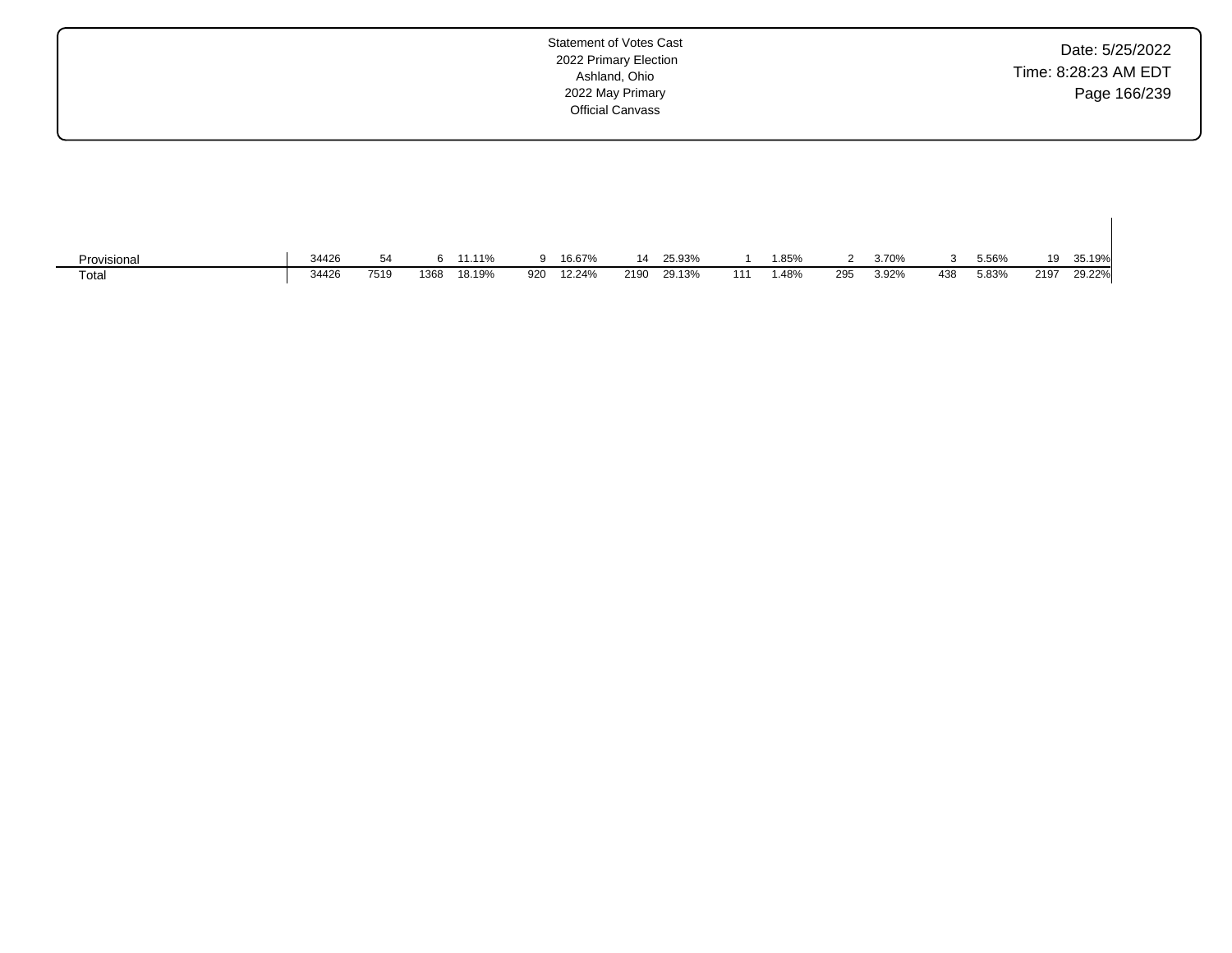| | | | | | | | | | | | | | | | | |
|---|---|---|---|---|---|---|---|---|---|---|---|---|---|---|---|---|
| Provisional | 34426 | 54 | 6 | 11.11% | 9 | 16.67% | 14 | 25.93% | 1 | 1.85% | 2 | 3.70% | 3 | 5.56% | 19 | 35.19% |
| Total | 34426 | 7519 | 1368 | 18.19% | 920 | 12.24% | 2190 | 29.13% | 111 | 1.48% | 295 | 3.92% | 438 | 5.83% | 2197 | 29.22% |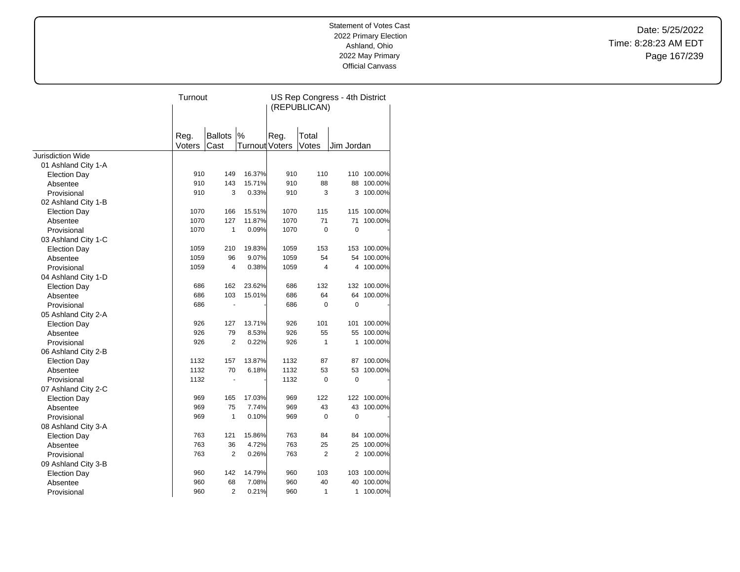Statement of Votes Cast
2022 Primary Election
Ashland, Ohio
2022 May Primary
Official Canvass

Date: 5/25/2022
Time: 8:28:23 AM EDT

| | Turnout | | | US Rep Congress - 4th District (REPUBLICAN) | | | |
|---|---|---|---|---|---|---|---|
| | Reg. Voters | Ballots Cast | % Turnout | Reg. Voters | Total Votes | Jim Jordan | |
| Jurisdiction Wide | | | | | | | |
| 01 Ashland City 1-A | | | | | | | |
| Election Day | 910 | 149 | 16.37% | 910 | 110 | 110 | 100.00% |
| Absentee | 910 | 143 | 15.71% | 910 | 88 | 88 | 100.00% |
| Provisional | 910 | 3 | 0.33% | 910 | 3 | 3 | 100.00% |
| 02 Ashland City 1-B | | | | | | | |
| Election Day | 1070 | 166 | 15.51% | 1070 | 115 | 115 | 100.00% |
| Absentee | 1070 | 127 | 11.87% | 1070 | 71 | 71 | 100.00% |
| Provisional | 1070 | 1 | 0.09% | 1070 | 0 | 0 | - |
| 03 Ashland City 1-C | | | | | | | |
| Election Day | 1059 | 210 | 19.83% | 1059 | 153 | 153 | 100.00% |
| Absentee | 1059 | 96 | 9.07% | 1059 | 54 | 54 | 100.00% |
| Provisional | 1059 | 4 | 0.38% | 1059 | 4 | 4 | 100.00% |
| 04 Ashland City 1-D | | | | | | | |
| Election Day | 686 | 162 | 23.62% | 686 | 132 | 132 | 100.00% |
| Absentee | 686 | 103 | 15.01% | 686 | 64 | 64 | 100.00% |
| Provisional | 686 | - | - | 686 | 0 | 0 | - |
| 05 Ashland City 2-A | | | | | | | |
| Election Day | 926 | 127 | 13.71% | 926 | 101 | 101 | 100.00% |
| Absentee | 926 | 79 | 8.53% | 926 | 55 | 55 | 100.00% |
| Provisional | 926 | 2 | 0.22% | 926 | 1 | 1 | 100.00% |
| 06 Ashland City 2-B | | | | | | | |
| Election Day | 1132 | 157 | 13.87% | 1132 | 87 | 87 | 100.00% |
| Absentee | 1132 | 70 | 6.18% | 1132 | 53 | 53 | 100.00% |
| Provisional | 1132 | - | - | 1132 | 0 | 0 | - |
| 07 Ashland City 2-C | | | | | | | |
| Election Day | 969 | 165 | 17.03% | 969 | 122 | 122 | 100.00% |
| Absentee | 969 | 75 | 7.74% | 969 | 43 | 43 | 100.00% |
| Provisional | 969 | 1 | 0.10% | 969 | 0 | 0 | - |
| 08 Ashland City 3-A | | | | | | | |
| Election Day | 763 | 121 | 15.86% | 763 | 84 | 84 | 100.00% |
| Absentee | 763 | 36 | 4.72% | 763 | 25 | 25 | 100.00% |
| Provisional | 763 | 2 | 0.26% | 763 | 2 | 2 | 100.00% |
| 09 Ashland City 3-B | | | | | | | |
| Election Day | 960 | 142 | 14.79% | 960 | 103 | 103 | 100.00% |
| Absentee | 960 | 68 | 7.08% | 960 | 40 | 40 | 100.00% |
| Provisional | 960 | 2 | 0.21% | 960 | 1 | 1 | 100.00% |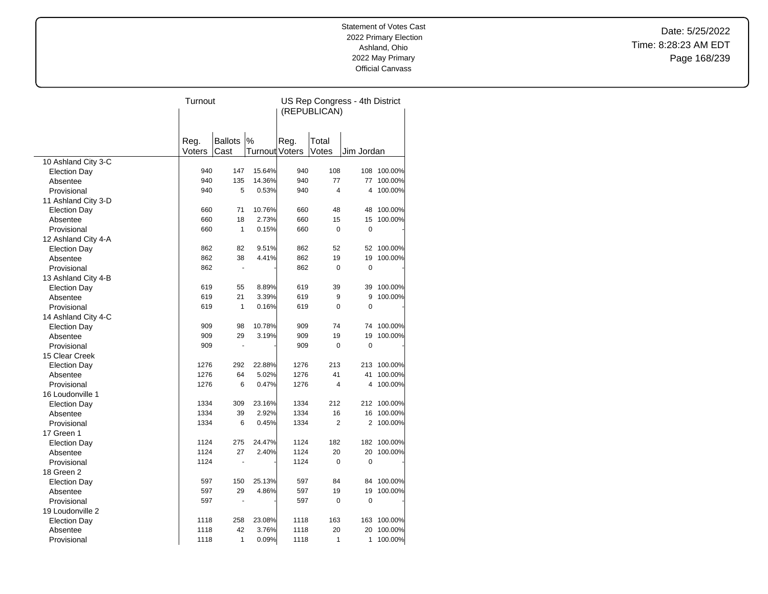Statement of Votes Cast
2022 Primary Election
Ashland, Ohio
2022 May Primary
Official Canvass

Date: 5/25/2022
Time: 8:28:23 AM EDT

| | Turnout | | | US Rep Congress - 4th District (REPUBLICAN) | | | |
|---|---|---|---|---|---|---|---|
| | Reg. Voters | Ballots Cast | % Turnout | Reg. Voters | Total Votes | Jim Jordan | |
| 10 Ashland City 3-C | | | | | | | |
| Election Day | 940 | 147 | 15.64% | 940 | 108 | 108 | 100.00% |
| Absentee | 940 | 135 | 14.36% | 940 | 77 | 77 | 100.00% |
| Provisional | 940 | 5 | 0.53% | 940 | 4 | 4 | 100.00% |
| 11 Ashland City 3-D | | | | | | | |
| Election Day | 660 | 71 | 10.76% | 660 | 48 | 48 | 100.00% |
| Absentee | 660 | 18 | 2.73% | 660 | 15 | 15 | 100.00% |
| Provisional | 660 | 1 | 0.15% | 660 | 0 | 0 | - |
| 12 Ashland City 4-A | | | | | | | |
| Election Day | 862 | 82 | 9.51% | 862 | 52 | 52 | 100.00% |
| Absentee | 862 | 38 | 4.41% | 862 | 19 | 19 | 100.00% |
| Provisional | 862 | - | - | 862 | 0 | 0 | - |
| 13 Ashland City 4-B | | | | | | | |
| Election Day | 619 | 55 | 8.89% | 619 | 39 | 39 | 100.00% |
| Absentee | 619 | 21 | 3.39% | 619 | 9 | 9 | 100.00% |
| Provisional | 619 | 1 | 0.16% | 619 | 0 | 0 | - |
| 14 Ashland City 4-C | | | | | | | |
| Election Day | 909 | 98 | 10.78% | 909 | 74 | 74 | 100.00% |
| Absentee | 909 | 29 | 3.19% | 909 | 19 | 19 | 100.00% |
| Provisional | 909 | - | - | 909 | 0 | 0 | - |
| 15 Clear Creek | | | | | | | |
| Election Day | 1276 | 292 | 22.88% | 1276 | 213 | 213 | 100.00% |
| Absentee | 1276 | 64 | 5.02% | 1276 | 41 | 41 | 100.00% |
| Provisional | 1276 | 6 | 0.47% | 1276 | 4 | 4 | 100.00% |
| 16 Loudonville 1 | | | | | | | |
| Election Day | 1334 | 309 | 23.16% | 1334 | 212 | 212 | 100.00% |
| Absentee | 1334 | 39 | 2.92% | 1334 | 16 | 16 | 100.00% |
| Provisional | 1334 | 6 | 0.45% | 1334 | 2 | 2 | 100.00% |
| 17 Green 1 | | | | | | | |
| Election Day | 1124 | 275 | 24.47% | 1124 | 182 | 182 | 100.00% |
| Absentee | 1124 | 27 | 2.40% | 1124 | 20 | 20 | 100.00% |
| Provisional | 1124 | - | - | 1124 | 0 | 0 | - |
| 18 Green 2 | | | | | | | |
| Election Day | 597 | 150 | 25.13% | 597 | 84 | 84 | 100.00% |
| Absentee | 597 | 29 | 4.86% | 597 | 19 | 19 | 100.00% |
| Provisional | 597 | - | - | 597 | 0 | 0 | - |
| 19 Loudonville 2 | | | | | | | |
| Election Day | 1118 | 258 | 23.08% | 1118 | 163 | 163 | 100.00% |
| Absentee | 1118 | 42 | 3.76% | 1118 | 20 | 20 | 100.00% |
| Provisional | 1118 | 1 | 0.09% | 1118 | 1 | 1 | 100.00% |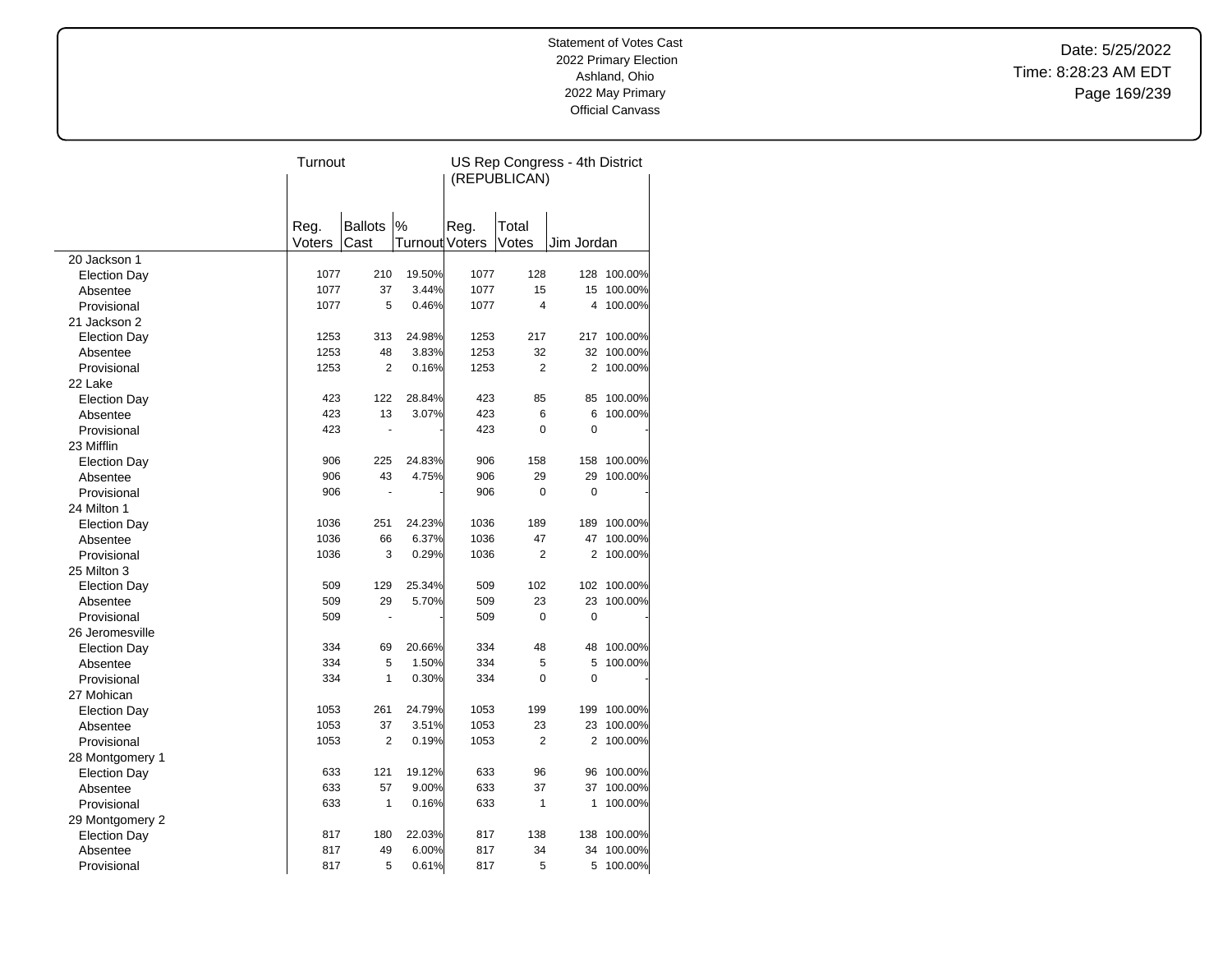Statement of Votes Cast
2022 Primary Election
Ashland, Ohio
2022 May Primary
Official Canvass

Date: 5/25/2022
Time: 8:28:23 AM EDT

| | Turnout | | | US Rep Congress - 4th District (REPUBLICAN) | | | |
|---|---|---|---|---|---|---|---|
| | Reg. Voters | Ballots Cast | % Turnout | Reg. Voters | Total Votes | Jim Jordan | |
| 20 Jackson 1 | | | | | | | |
| Election Day | 1077 | 210 | 19.50% | 1077 | 128 | 128 | 100.00% |
| Absentee | 1077 | 37 | 3.44% | 1077 | 15 | 15 | 100.00% |
| Provisional | 1077 | 5 | 0.46% | 1077 | 4 | 4 | 100.00% |
| 21 Jackson 2 | | | | | | | |
| Election Day | 1253 | 313 | 24.98% | 1253 | 217 | 217 | 100.00% |
| Absentee | 1253 | 48 | 3.83% | 1253 | 32 | 32 | 100.00% |
| Provisional | 1253 | 2 | 0.16% | 1253 | 2 | 2 | 100.00% |
| 22 Lake | | | | | | | |
| Election Day | 423 | 122 | 28.84% | 423 | 85 | 85 | 100.00% |
| Absentee | 423 | 13 | 3.07% | 423 | 6 | 6 | 100.00% |
| Provisional | 423 | - | - | 423 | 0 | 0 | - |
| 23 Mifflin | | | | | | | |
| Election Day | 906 | 225 | 24.83% | 906 | 158 | 158 | 100.00% |
| Absentee | 906 | 43 | 4.75% | 906 | 29 | 29 | 100.00% |
| Provisional | 906 | - | - | 906 | 0 | 0 | - |
| 24 Milton 1 | | | | | | | |
| Election Day | 1036 | 251 | 24.23% | 1036 | 189 | 189 | 100.00% |
| Absentee | 1036 | 66 | 6.37% | 1036 | 47 | 47 | 100.00% |
| Provisional | 1036 | 3 | 0.29% | 1036 | 2 | 2 | 100.00% |
| 25 Milton 3 | | | | | | | |
| Election Day | 509 | 129 | 25.34% | 509 | 102 | 102 | 100.00% |
| Absentee | 509 | 29 | 5.70% | 509 | 23 | 23 | 100.00% |
| Provisional | 509 | - | - | 509 | 0 | 0 | - |
| 26 Jeromesville | | | | | | | |
| Election Day | 334 | 69 | 20.66% | 334 | 48 | 48 | 100.00% |
| Absentee | 334 | 5 | 1.50% | 334 | 5 | 5 | 100.00% |
| Provisional | 334 | 1 | 0.30% | 334 | 0 | 0 | - |
| 27 Mohican | | | | | | | |
| Election Day | 1053 | 261 | 24.79% | 1053 | 199 | 199 | 100.00% |
| Absentee | 1053 | 37 | 3.51% | 1053 | 23 | 23 | 100.00% |
| Provisional | 1053 | 2 | 0.19% | 1053 | 2 | 2 | 100.00% |
| 28 Montgomery 1 | | | | | | | |
| Election Day | 633 | 121 | 19.12% | 633 | 96 | 96 | 100.00% |
| Absentee | 633 | 57 | 9.00% | 633 | 37 | 37 | 100.00% |
| Provisional | 633 | 1 | 0.16% | 633 | 1 | 1 | 100.00% |
| 29 Montgomery 2 | | | | | | | |
| Election Day | 817 | 180 | 22.03% | 817 | 138 | 138 | 100.00% |
| Absentee | 817 | 49 | 6.00% | 817 | 34 | 34 | 100.00% |
| Provisional | 817 | 5 | 0.61% | 817 | 5 | 5 | 100.00% |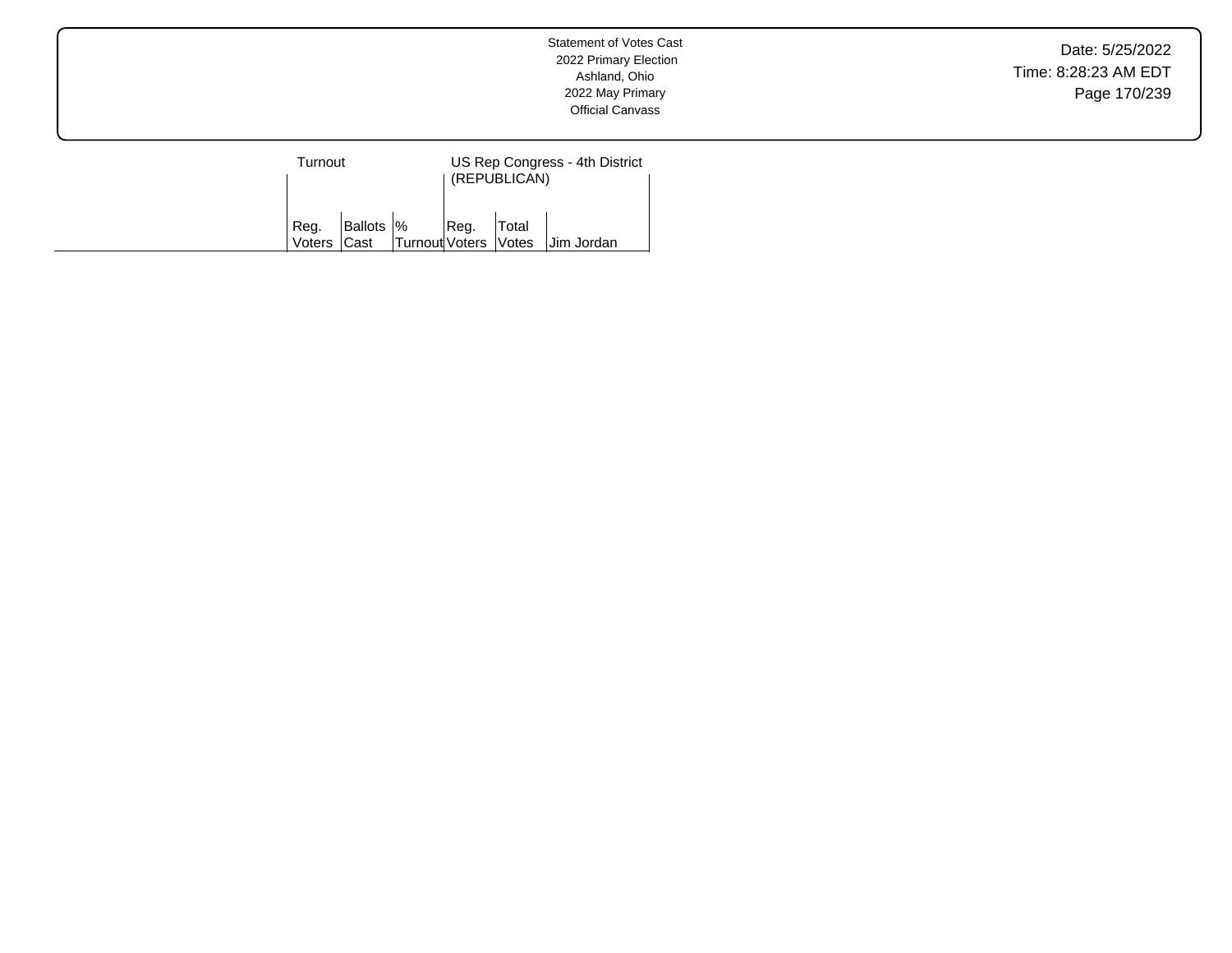| | Turnout | | | US Rep Congress - 4th District (REPUBLICAN) | | |
|---|---|---|---|---|---|---|
| | Reg. Voters | Ballots Cast | % Turnout | Reg. Voters | Total Votes | Jim Jordan |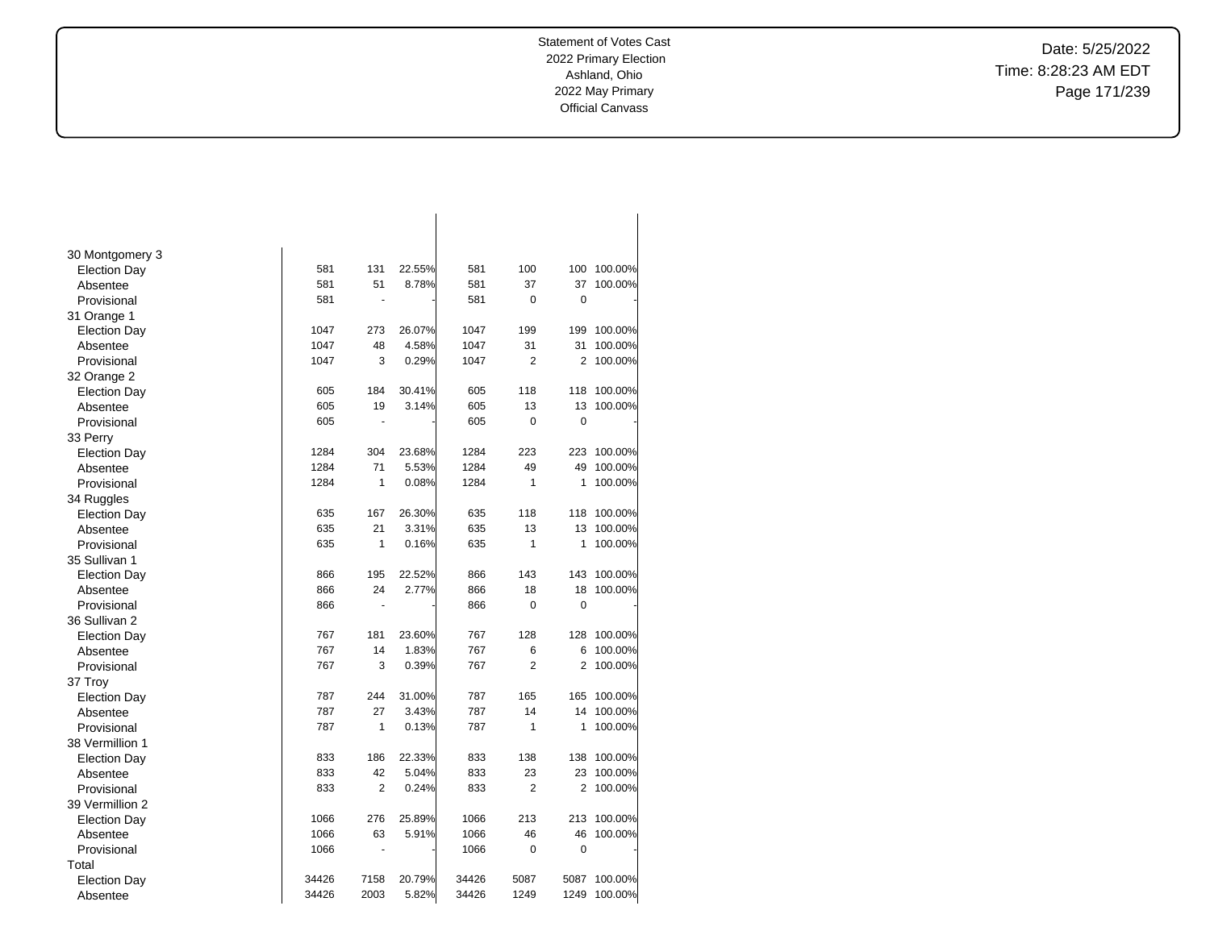| | | | | | | | |
|---|---|---|---|---|---|---|---|
| 30 Montgomery 3 | | | | | | | |
| Election Day | 581 | 131 | 22.55% | 581 | 100 | 100 | 100.00% |
| Absentee | 581 | 51 | 8.78% | 581 | 37 | 37 | 100.00% |
| Provisional | 581 | - | - | 581 | 0 | 0 | - |
| 31 Orange 1 | | | | | | | |
| Election Day | 1047 | 273 | 26.07% | 1047 | 199 | 199 | 100.00% |
| Absentee | 1047 | 48 | 4.58% | 1047 | 31 | 31 | 100.00% |
| Provisional | 1047 | 3 | 0.29% | 1047 | 2 | 2 | 100.00% |
| 32 Orange 2 | | | | | | | |
| Election Day | 605 | 184 | 30.41% | 605 | 118 | 118 | 100.00% |
| Absentee | 605 | 19 | 3.14% | 605 | 13 | 13 | 100.00% |
| Provisional | 605 | - | - | 605 | 0 | 0 | - |
| 33 Perry | | | | | | | |
| Election Day | 1284 | 304 | 23.68% | 1284 | 223 | 223 | 100.00% |
| Absentee | 1284 | 71 | 5.53% | 1284 | 49 | 49 | 100.00% |
| Provisional | 1284 | 1 | 0.08% | 1284 | 1 | 1 | 100.00% |
| 34 Ruggles | | | | | | | |
| Election Day | 635 | 167 | 26.30% | 635 | 118 | 118 | 100.00% |
| Absentee | 635 | 21 | 3.31% | 635 | 13 | 13 | 100.00% |
| Provisional | 635 | 1 | 0.16% | 635 | 1 | 1 | 100.00% |
| 35 Sullivan 1 | | | | | | | |
| Election Day | 866 | 195 | 22.52% | 866 | 143 | 143 | 100.00% |
| Absentee | 866 | 24 | 2.77% | 866 | 18 | 18 | 100.00% |
| Provisional | 866 | - | - | 866 | 0 | 0 | - |
| 36 Sullivan 2 | | | | | | | |
| Election Day | 767 | 181 | 23.60% | 767 | 128 | 128 | 100.00% |
| Absentee | 767 | 14 | 1.83% | 767 | 6 | 6 | 100.00% |
| Provisional | 767 | 3 | 0.39% | 767 | 2 | 2 | 100.00% |
| 37 Troy | | | | | | | |
| Election Day | 787 | 244 | 31.00% | 787 | 165 | 165 | 100.00% |
| Absentee | 787 | 27 | 3.43% | 787 | 14 | 14 | 100.00% |
| Provisional | 787 | 1 | 0.13% | 787 | 1 | 1 | 100.00% |
| 38 Vermillion 1 | | | | | | | |
| Election Day | 833 | 186 | 22.33% | 833 | 138 | 138 | 100.00% |
| Absentee | 833 | 42 | 5.04% | 833 | 23 | 23 | 100.00% |
| Provisional | 833 | 2 | 0.24% | 833 | 2 | 2 | 100.00% |
| 39 Vermillion 2 | | | | | | | |
| Election Day | 1066 | 276 | 25.89% | 1066 | 213 | 213 | 100.00% |
| Absentee | 1066 | 63 | 5.91% | 1066 | 46 | 46 | 100.00% |
| Provisional | 1066 | - | - | 1066 | 0 | 0 | - |
| Total | | | | | | | |
| Election Day | 34426 | 7158 | 20.79% | 34426 | 5087 | 5087 | 100.00% |
| Absentee | 34426 | 2003 | 5.82% | 34426 | 1249 | 1249 | 100.00% |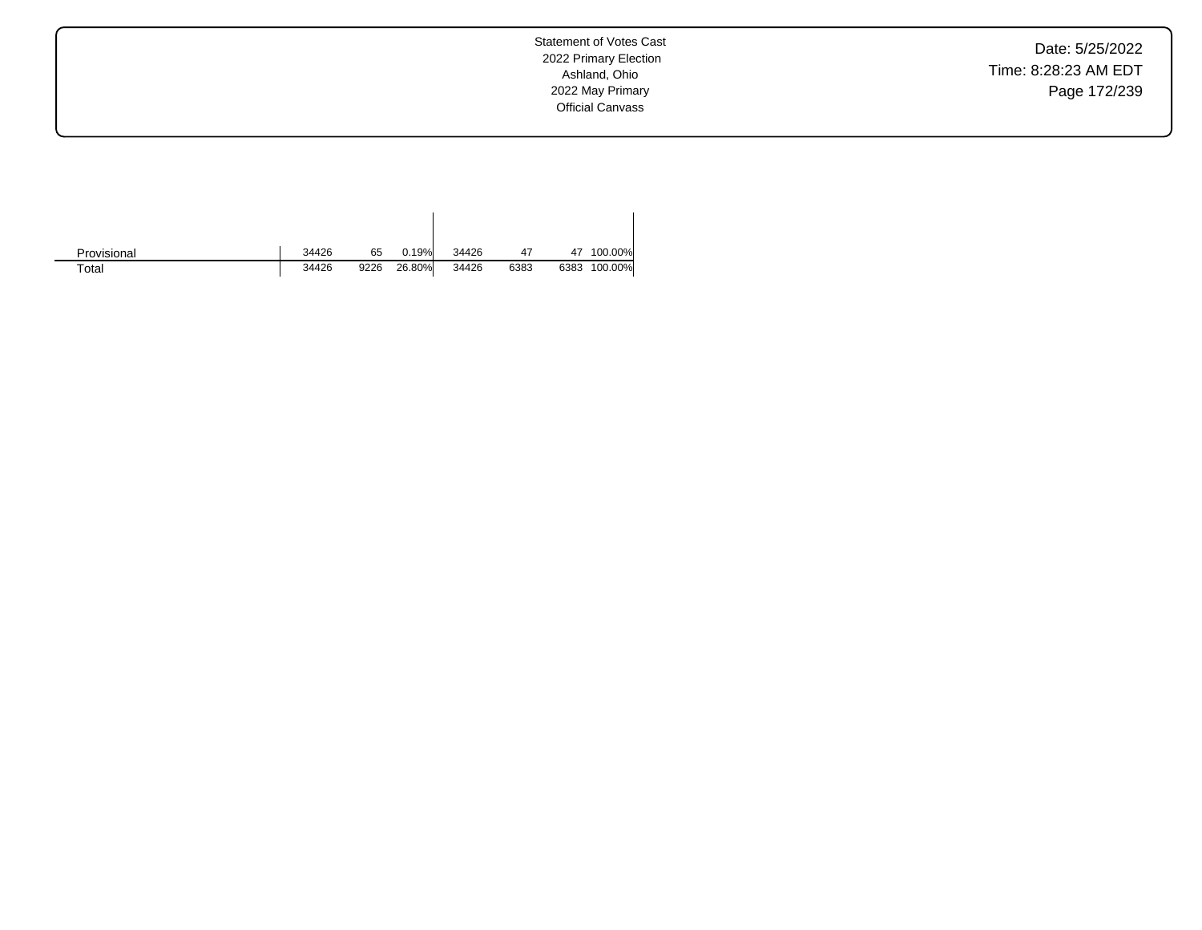| | | | | | | | |
|---|---|---|---|---|---|---|---|
| Provisional | 34426 | 65 | 0.19% | 34426 | 47 | 47 | 100.00% |
| Total | 34426 | 9226 | 26.80% | 34426 | 6383 | 6383 | 100.00% |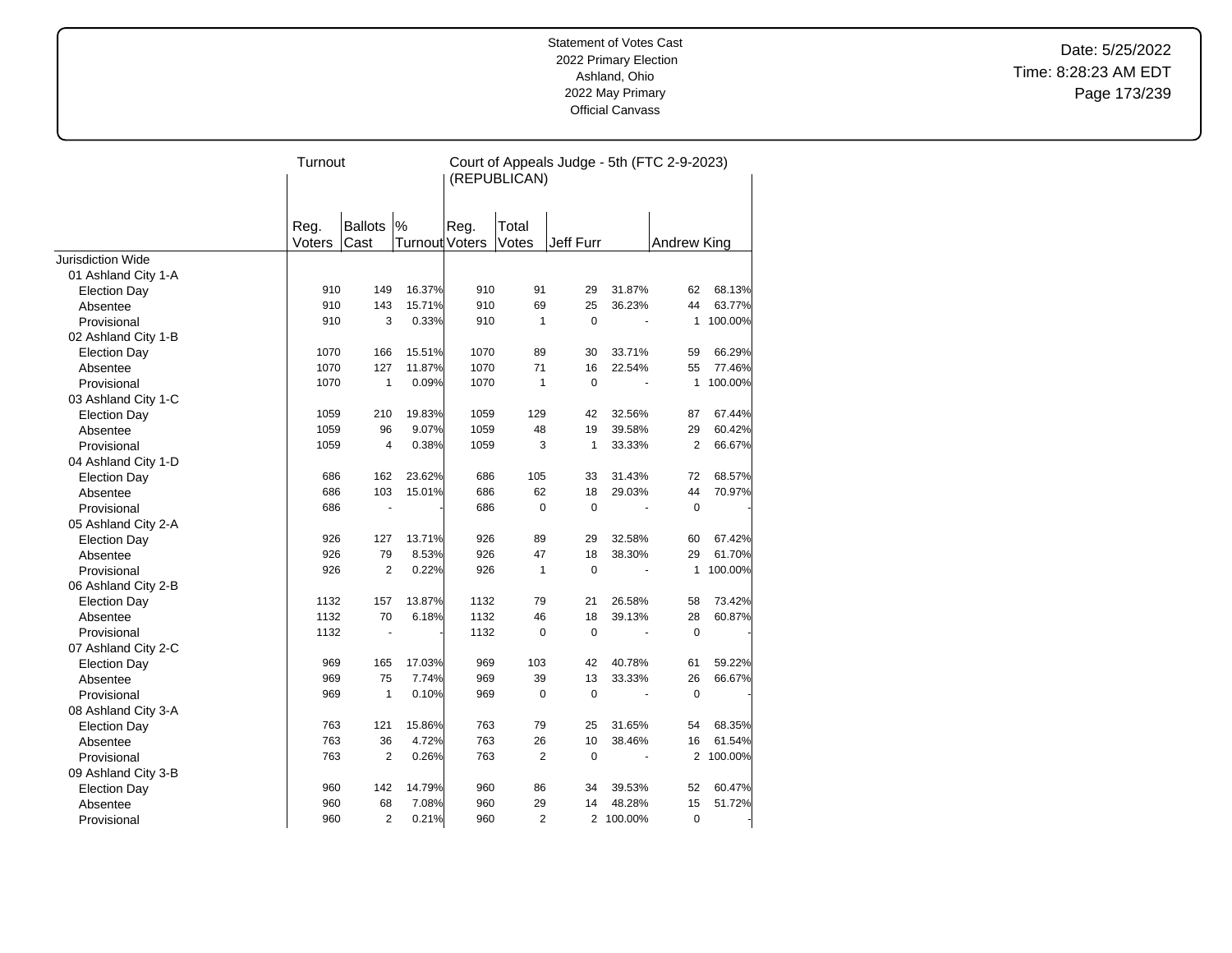Statement of Votes Cast
2022 Primary Election
Ashland, Ohio
2022 May Primary
Official Canvass

Date: 5/25/2022
Time: 8:28:23 AM EDT

| | Turnout | | | Court of Appeals Judge - 5th (FTC 2-9-2023) (REPUBLICAN) | | | | | |
|---|---|---|---|---|---|---|---|---|---|
| | Reg. Voters | Ballots Cast | % Turnout | Reg. Voters | Total Votes | Jeff Furr | | Andrew King | |
| Jurisdiction Wide | | | | | | | | | |
| 01 Ashland City 1-A | | | | | | | | | |
| Election Day | 910 | 149 | 16.37% | 910 | 91 | 29 | 31.87% | 62 | 68.13% |
| Absentee | 910 | 143 | 15.71% | 910 | 69 | 25 | 36.23% | 44 | 63.77% |
| Provisional | 910 | 3 | 0.33% | 910 | 1 | 0 | - | 1 | 100.00% |
| 02 Ashland City 1-B | | | | | | | | | |
| Election Day | 1070 | 166 | 15.51% | 1070 | 89 | 30 | 33.71% | 59 | 66.29% |
| Absentee | 1070 | 127 | 11.87% | 1070 | 71 | 16 | 22.54% | 55 | 77.46% |
| Provisional | 1070 | 1 | 0.09% | 1070 | 1 | 0 | - | 1 | 100.00% |
| 03 Ashland City 1-C | | | | | | | | | |
| Election Day | 1059 | 210 | 19.83% | 1059 | 129 | 42 | 32.56% | 87 | 67.44% |
| Absentee | 1059 | 96 | 9.07% | 1059 | 48 | 19 | 39.58% | 29 | 60.42% |
| Provisional | 1059 | 4 | 0.38% | 1059 | 3 | 1 | 33.33% | 2 | 66.67% |
| 04 Ashland City 1-D | | | | | | | | | |
| Election Day | 686 | 162 | 23.62% | 686 | 105 | 33 | 31.43% | 72 | 68.57% |
| Absentee | 686 | 103 | 15.01% | 686 | 62 | 18 | 29.03% | 44 | 70.97% |
| Provisional | 686 | - | - | 686 | 0 | 0 | - | 0 | - |
| 05 Ashland City 2-A | | | | | | | | | |
| Election Day | 926 | 127 | 13.71% | 926 | 89 | 29 | 32.58% | 60 | 67.42% |
| Absentee | 926 | 79 | 8.53% | 926 | 47 | 18 | 38.30% | 29 | 61.70% |
| Provisional | 926 | 2 | 0.22% | 926 | 1 | 0 | - | 1 | 100.00% |
| 06 Ashland City 2-B | | | | | | | | | |
| Election Day | 1132 | 157 | 13.87% | 1132 | 79 | 21 | 26.58% | 58 | 73.42% |
| Absentee | 1132 | 70 | 6.18% | 1132 | 46 | 18 | 39.13% | 28 | 60.87% |
| Provisional | 1132 | - | - | 1132 | 0 | 0 | - | 0 | - |
| 07 Ashland City 2-C | | | | | | | | | |
| Election Day | 969 | 165 | 17.03% | 969 | 103 | 42 | 40.78% | 61 | 59.22% |
| Absentee | 969 | 75 | 7.74% | 969 | 39 | 13 | 33.33% | 26 | 66.67% |
| Provisional | 969 | 1 | 0.10% | 969 | 0 | 0 | - | 0 | - |
| 08 Ashland City 3-A | | | | | | | | | |
| Election Day | 763 | 121 | 15.86% | 763 | 79 | 25 | 31.65% | 54 | 68.35% |
| Absentee | 763 | 36 | 4.72% | 763 | 26 | 10 | 38.46% | 16 | 61.54% |
| Provisional | 763 | 2 | 0.26% | 763 | 2 | 0 | - | 2 | 100.00% |
| 09 Ashland City 3-B | | | | | | | | | |
| Election Day | 960 | 142 | 14.79% | 960 | 86 | 34 | 39.53% | 52 | 60.47% |
| Absentee | 960 | 68 | 7.08% | 960 | 29 | 14 | 48.28% | 15 | 51.72% |
| Provisional | 960 | 2 | 0.21% | 960 | 2 | 2 | 100.00% | 0 | - |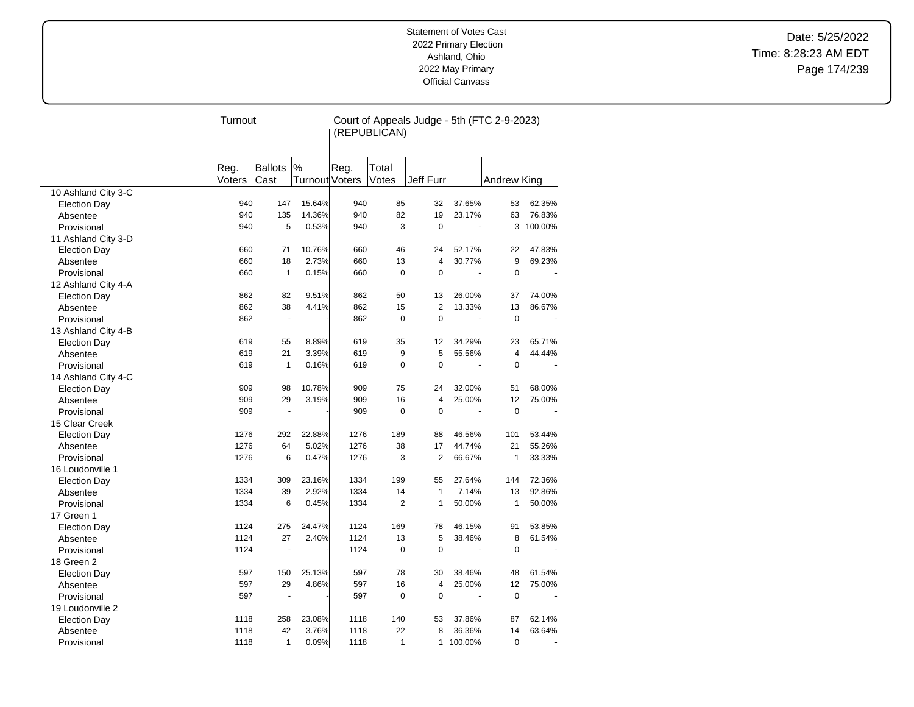Statement of Votes Cast
2022 Primary Election
Ashland, Ohio
2022 May Primary
Official Canvass

Date: 5/25/2022
Time: 8:28:23 AM EDT

| | Turnout | | | Court of Appeals Judge - 5th (FTC 2-9-2023) (REPUBLICAN) | | | | | |
|---|---|---|---|---|---|---|---|---|---|
| | Reg. Voters | Ballots Cast | % Turnout | Reg. Voters | Total Votes | Jeff Furr | | Andrew King | |
| 10 Ashland City 3-C | | | | | | | | | |
| Election Day | 940 | 147 | 15.64% | 940 | 85 | 32 | 37.65% | 53 | 62.35% |
| Absentee | 940 | 135 | 14.36% | 940 | 82 | 19 | 23.17% | 63 | 76.83% |
| Provisional | 940 | 5 | 0.53% | 940 | 3 | 0 | - | 3 | 100.00% |
| 11 Ashland City 3-D | | | | | | | | | |
| Election Day | 660 | 71 | 10.76% | 660 | 46 | 24 | 52.17% | 22 | 47.83% |
| Absentee | 660 | 18 | 2.73% | 660 | 13 | 4 | 30.77% | 9 | 69.23% |
| Provisional | 660 | 1 | 0.15% | 660 | 0 | 0 | - | 0 | - |
| 12 Ashland City 4-A | | | | | | | | | |
| Election Day | 862 | 82 | 9.51% | 862 | 50 | 13 | 26.00% | 37 | 74.00% |
| Absentee | 862 | 38 | 4.41% | 862 | 15 | 2 | 13.33% | 13 | 86.67% |
| Provisional | 862 | - | - | 862 | 0 | 0 | - | 0 | - |
| 13 Ashland City 4-B | | | | | | | | | |
| Election Day | 619 | 55 | 8.89% | 619 | 35 | 12 | 34.29% | 23 | 65.71% |
| Absentee | 619 | 21 | 3.39% | 619 | 9 | 5 | 55.56% | 4 | 44.44% |
| Provisional | 619 | 1 | 0.16% | 619 | 0 | 0 | - | 0 | - |
| 14 Ashland City 4-C | | | | | | | | | |
| Election Day | 909 | 98 | 10.78% | 909 | 75 | 24 | 32.00% | 51 | 68.00% |
| Absentee | 909 | 29 | 3.19% | 909 | 16 | 4 | 25.00% | 12 | 75.00% |
| Provisional | 909 | - | - | 909 | 0 | 0 | - | 0 | - |
| 15 Clear Creek | | | | | | | | | |
| Election Day | 1276 | 292 | 22.88% | 1276 | 189 | 88 | 46.56% | 101 | 53.44% |
| Absentee | 1276 | 64 | 5.02% | 1276 | 38 | 17 | 44.74% | 21 | 55.26% |
| Provisional | 1276 | 6 | 0.47% | 1276 | 3 | 2 | 66.67% | 1 | 33.33% |
| 16 Loudonville 1 | | | | | | | | | |
| Election Day | 1334 | 309 | 23.16% | 1334 | 199 | 55 | 27.64% | 144 | 72.36% |
| Absentee | 1334 | 39 | 2.92% | 1334 | 14 | 1 | 7.14% | 13 | 92.86% |
| Provisional | 1334 | 6 | 0.45% | 1334 | 2 | 1 | 50.00% | 1 | 50.00% |
| 17 Green 1 | | | | | | | | | |
| Election Day | 1124 | 275 | 24.47% | 1124 | 169 | 78 | 46.15% | 91 | 53.85% |
| Absentee | 1124 | 27 | 2.40% | 1124 | 13 | 5 | 38.46% | 8 | 61.54% |
| Provisional | 1124 | - | - | 1124 | 0 | 0 | - | 0 | - |
| 18 Green 2 | | | | | | | | | |
| Election Day | 597 | 150 | 25.13% | 597 | 78 | 30 | 38.46% | 48 | 61.54% |
| Absentee | 597 | 29 | 4.86% | 597 | 16 | 4 | 25.00% | 12 | 75.00% |
| Provisional | 597 | - | - | 597 | 0 | 0 | - | 0 | - |
| 19 Loudonville 2 | | | | | | | | | |
| Election Day | 1118 | 258 | 23.08% | 1118 | 140 | 53 | 37.86% | 87 | 62.14% |
| Absentee | 1118 | 42 | 3.76% | 1118 | 22 | 8 | 36.36% | 14 | 63.64% |
| Provisional | 1118 | 1 | 0.09% | 1118 | 1 | 1 | 100.00% | 0 | - |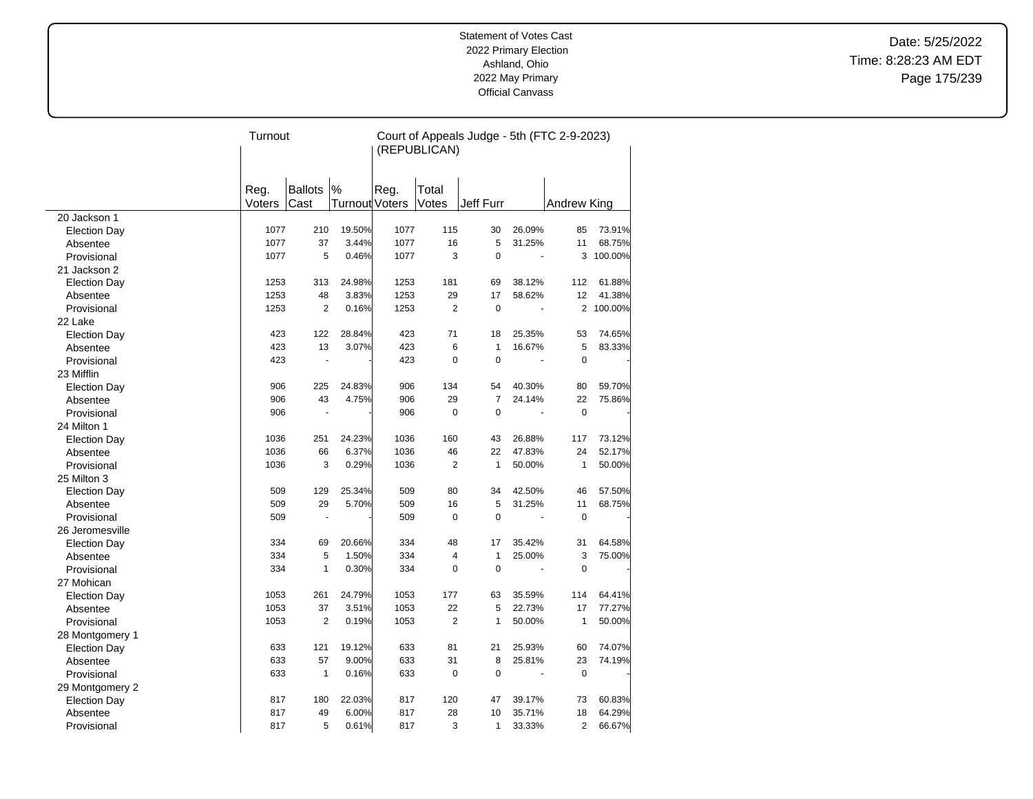Statement of Votes Cast
2022 Primary Election
Ashland, Ohio
2022 May Primary
Official Canvass

Date: 5/25/2022
Time: 8:28:23 AM EDT

| | Turnout | | | Court of Appeals Judge - 5th (FTC 2-9-2023) (REPUBLICAN) | | | | | |
|---|---|---|---|---|---|---|---|---|---|
| | Reg. Voters | Ballots Cast | % Turnout | Reg. Voters | Total Votes | Jeff Furr | | Andrew King | |
| 20 Jackson 1 | | | | | | | | | |
| Election Day | 1077 | 210 | 19.50% | 1077 | 115 | 30 | 26.09% | 85 | 73.91% |
| Absentee | 1077 | 37 | 3.44% | 1077 | 16 | 5 | 31.25% | 11 | 68.75% |
| Provisional | 1077 | 5 | 0.46% | 1077 | 3 | 0 | - | 3 | 100.00% |
| 21 Jackson 2 | | | | | | | | | |
| Election Day | 1253 | 313 | 24.98% | 1253 | 181 | 69 | 38.12% | 112 | 61.88% |
| Absentee | 1253 | 48 | 3.83% | 1253 | 29 | 17 | 58.62% | 12 | 41.38% |
| Provisional | 1253 | 2 | 0.16% | 1253 | 2 | 0 | - | 2 | 100.00% |
| 22 Lake | | | | | | | | | |
| Election Day | 423 | 122 | 28.84% | 423 | 71 | 18 | 25.35% | 53 | 74.65% |
| Absentee | 423 | 13 | 3.07% | 423 | 6 | 1 | 16.67% | 5 | 83.33% |
| Provisional | 423 | - | - | 423 | 0 | 0 | - | 0 | - |
| 23 Mifflin | | | | | | | | | |
| Election Day | 906 | 225 | 24.83% | 906 | 134 | 54 | 40.30% | 80 | 59.70% |
| Absentee | 906 | 43 | 4.75% | 906 | 29 | 7 | 24.14% | 22 | 75.86% |
| Provisional | 906 | - | - | 906 | 0 | 0 | - | 0 | - |
| 24 Milton 1 | | | | | | | | | |
| Election Day | 1036 | 251 | 24.23% | 1036 | 160 | 43 | 26.88% | 117 | 73.12% |
| Absentee | 1036 | 66 | 6.37% | 1036 | 46 | 22 | 47.83% | 24 | 52.17% |
| Provisional | 1036 | 3 | 0.29% | 1036 | 2 | 1 | 50.00% | 1 | 50.00% |
| 25 Milton 3 | | | | | | | | | |
| Election Day | 509 | 129 | 25.34% | 509 | 80 | 34 | 42.50% | 46 | 57.50% |
| Absentee | 509 | 29 | 5.70% | 509 | 16 | 5 | 31.25% | 11 | 68.75% |
| Provisional | 509 | - | - | 509 | 0 | 0 | - | 0 | - |
| 26 Jeromesville | | | | | | | | | |
| Election Day | 334 | 69 | 20.66% | 334 | 48 | 17 | 35.42% | 31 | 64.58% |
| Absentee | 334 | 5 | 1.50% | 334 | 4 | 1 | 25.00% | 3 | 75.00% |
| Provisional | 334 | 1 | 0.30% | 334 | 0 | 0 | - | 0 | - |
| 27 Mohican | | | | | | | | | |
| Election Day | 1053 | 261 | 24.79% | 1053 | 177 | 63 | 35.59% | 114 | 64.41% |
| Absentee | 1053 | 37 | 3.51% | 1053 | 22 | 5 | 22.73% | 17 | 77.27% |
| Provisional | 1053 | 2 | 0.19% | 1053 | 2 | 1 | 50.00% | 1 | 50.00% |
| 28 Montgomery 1 | | | | | | | | | |
| Election Day | 633 | 121 | 19.12% | 633 | 81 | 21 | 25.93% | 60 | 74.07% |
| Absentee | 633 | 57 | 9.00% | 633 | 31 | 8 | 25.81% | 23 | 74.19% |
| Provisional | 633 | 1 | 0.16% | 633 | 0 | 0 | - | 0 | - |
| 29 Montgomery 2 | | | | | | | | | |
| Election Day | 817 | 180 | 22.03% | 817 | 120 | 47 | 39.17% | 73 | 60.83% |
| Absentee | 817 | 49 | 6.00% | 817 | 28 | 10 | 35.71% | 18 | 64.29% |
| Provisional | 817 | 5 | 0.61% | 817 | 3 | 1 | 33.33% | 2 | 66.67% |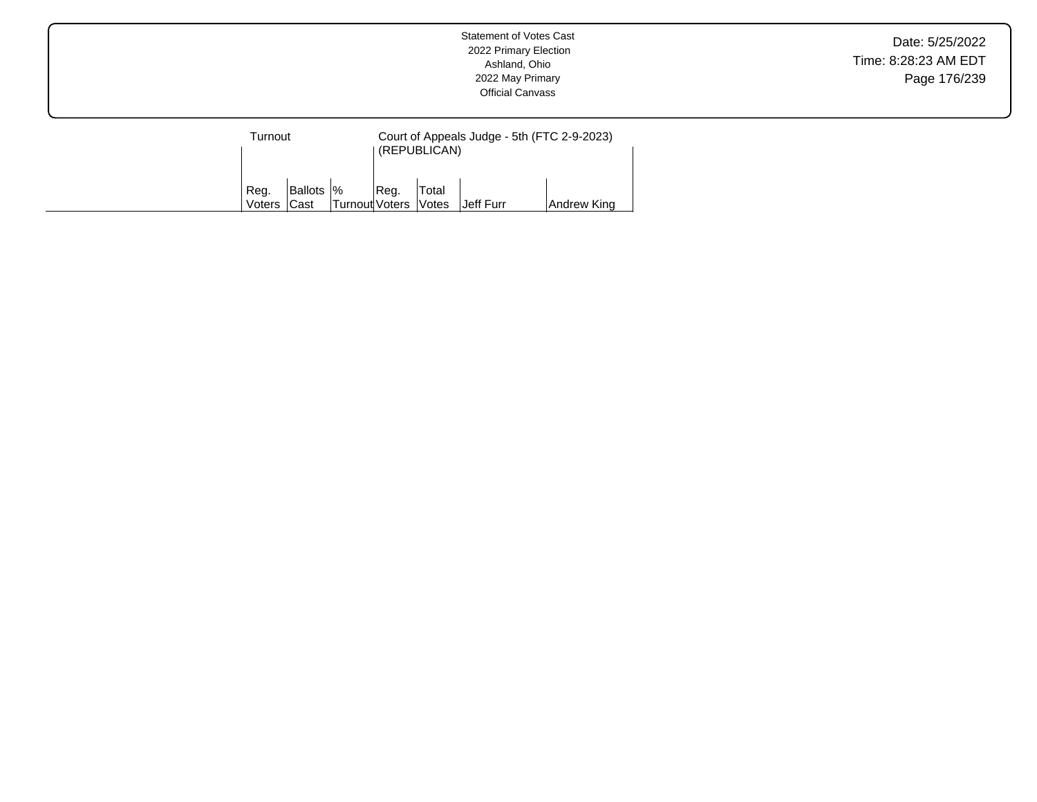Statement of Votes Cast
2022 Primary Election
Ashland, Ohio
2022 May Primary
Official Canvass

Date: 5/25/2022
Time: 8:28:23 AM EDT

| | Turnout | | | Court of Appeals Judge - 5th (FTC 2-9-2023) (REPUBLICAN) | | | |
|---|---|---|---|---|---|---|---|
| | Reg. Voters | Ballots Cast | % Turnout | Reg. Voters | Total Votes | Jeff Furr | Andrew King |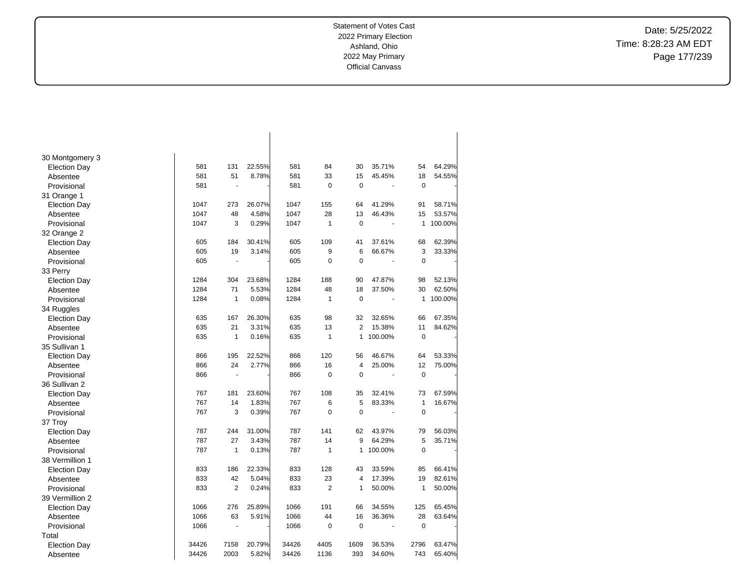Statement of Votes Cast
2022 Primary Election
Ashland, Ohio
2022 May Primary
Official Canvass

Date: 5/25/2022
Time: 8:28:23 AM EDT

| | | | | | | | | | |
|---|---|---|---|---|---|---|---|---|---|
| **30 Montgomery 3** | | | | | | | | | |
| Election Day | 581 | 131 | 22.55% | 581 | 84 | 30 | 35.71% | 54 | 64.29% |
| Absentee | 581 | 51 | 8.78% | 581 | 33 | 15 | 45.45% | 18 | 54.55% |
| Provisional | 581 | - | - | 581 | 0 | 0 | - | 0 | - |
| **31 Orange 1** | | | | | | | | | |
| Election Day | 1047 | 273 | 26.07% | 1047 | 155 | 64 | 41.29% | 91 | 58.71% |
| Absentee | 1047 | 48 | 4.58% | 1047 | 28 | 13 | 46.43% | 15 | 53.57% |
| Provisional | 1047 | 3 | 0.29% | 1047 | 1 | 0 | - | 1 | 100.00% |
| **32 Orange 2** | | | | | | | | | |
| Election Day | 605 | 184 | 30.41% | 605 | 109 | 41 | 37.61% | 68 | 62.39% |
| Absentee | 605 | 19 | 3.14% | 605 | 9 | 6 | 66.67% | 3 | 33.33% |
| Provisional | 605 | - | - | 605 | 0 | 0 | - | 0 | - |
| **33 Perry** | | | | | | | | | |
| Election Day | 1284 | 304 | 23.68% | 1284 | 188 | 90 | 47.87% | 98 | 52.13% |
| Absentee | 1284 | 71 | 5.53% | 1284 | 48 | 18 | 37.50% | 30 | 62.50% |
| Provisional | 1284 | 1 | 0.08% | 1284 | 1 | 0 | - | 1 | 100.00% |
| **34 Ruggles** | | | | | | | | | |
| Election Day | 635 | 167 | 26.30% | 635 | 98 | 32 | 32.65% | 66 | 67.35% |
| Absentee | 635 | 21 | 3.31% | 635 | 13 | 2 | 15.38% | 11 | 84.62% |
| Provisional | 635 | 1 | 0.16% | 635 | 1 | 1 | 100.00% | 0 | - |
| **35 Sullivan 1** | | | | | | | | | |
| Election Day | 866 | 195 | 22.52% | 866 | 120 | 56 | 46.67% | 64 | 53.33% |
| Absentee | 866 | 24 | 2.77% | 866 | 16 | 4 | 25.00% | 12 | 75.00% |
| Provisional | 866 | - | - | 866 | 0 | 0 | - | 0 | - |
| **36 Sullivan 2** | | | | | | | | | |
| Election Day | 767 | 181 | 23.60% | 767 | 108 | 35 | 32.41% | 73 | 67.59% |
| Absentee | 767 | 14 | 1.83% | 767 | 6 | 5 | 83.33% | 1 | 16.67% |
| Provisional | 767 | 3 | 0.39% | 767 | 0 | 0 | - | 0 | - |
| **37 Troy** | | | | | | | | | |
| Election Day | 787 | 244 | 31.00% | 787 | 141 | 62 | 43.97% | 79 | 56.03% |
| Absentee | 787 | 27 | 3.43% | 787 | 14 | 9 | 64.29% | 5 | 35.71% |
| Provisional | 787 | 1 | 0.13% | 787 | 1 | 1 | 100.00% | 0 | - |
| **38 Vermillion 1** | | | | | | | | | |
| Election Day | 833 | 186 | 22.33% | 833 | 128 | 43 | 33.59% | 85 | 66.41% |
| Absentee | 833 | 42 | 5.04% | 833 | 23 | 4 | 17.39% | 19 | 82.61% |
| Provisional | 833 | 2 | 0.24% | 833 | 2 | 1 | 50.00% | 1 | 50.00% |
| **39 Vermillion 2** | | | | | | | | | |
| Election Day | 1066 | 276 | 25.89% | 1066 | 191 | 66 | 34.55% | 125 | 65.45% |
| Absentee | 1066 | 63 | 5.91% | 1066 | 44 | 16 | 36.36% | 28 | 63.64% |
| Provisional | 1066 | - | - | 1066 | 0 | 0 | - | 0 | - |
| **Total** | | | | | | | | | |
| Election Day | 34426 | 7158 | 20.79% | 34426 | 4405 | 1609 | 36.53% | 2796 | 63.47% |
| Absentee | 34426 | 2003 | 5.82% | 34426 | 1136 | 393 | 34.60% | 743 | 65.40% |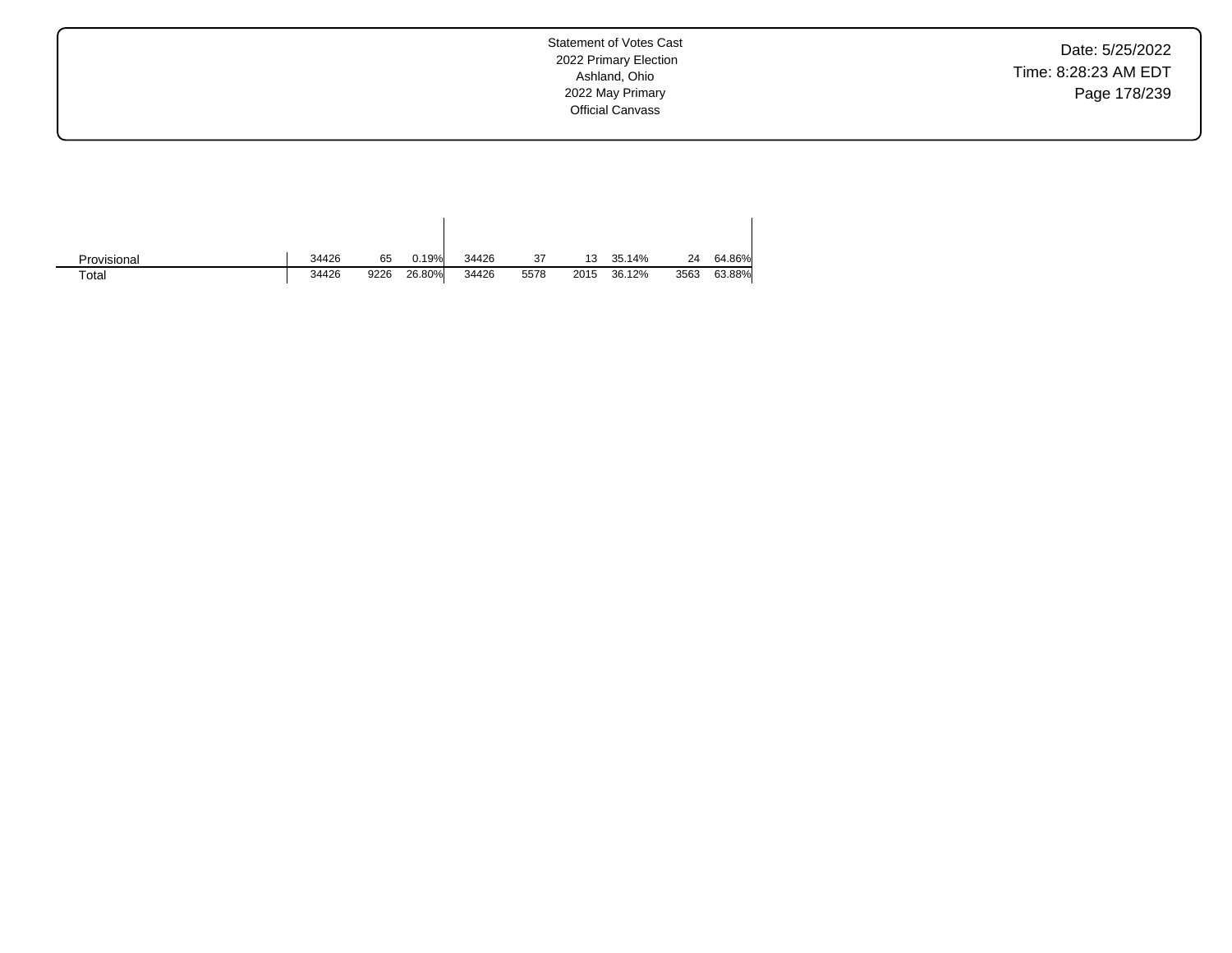| | | | | | | | | | |
|---|---|---|---|---|---|---|---|---|---|
| Provisional | 34426 | 65 | 0.19% | 34426 | 37 | 13 | 35.14% | 24 | 64.86% |
| Total | 34426 | 9226 | 26.80% | 34426 | 5578 | 2015 | 36.12% | 3563 | 63.88% |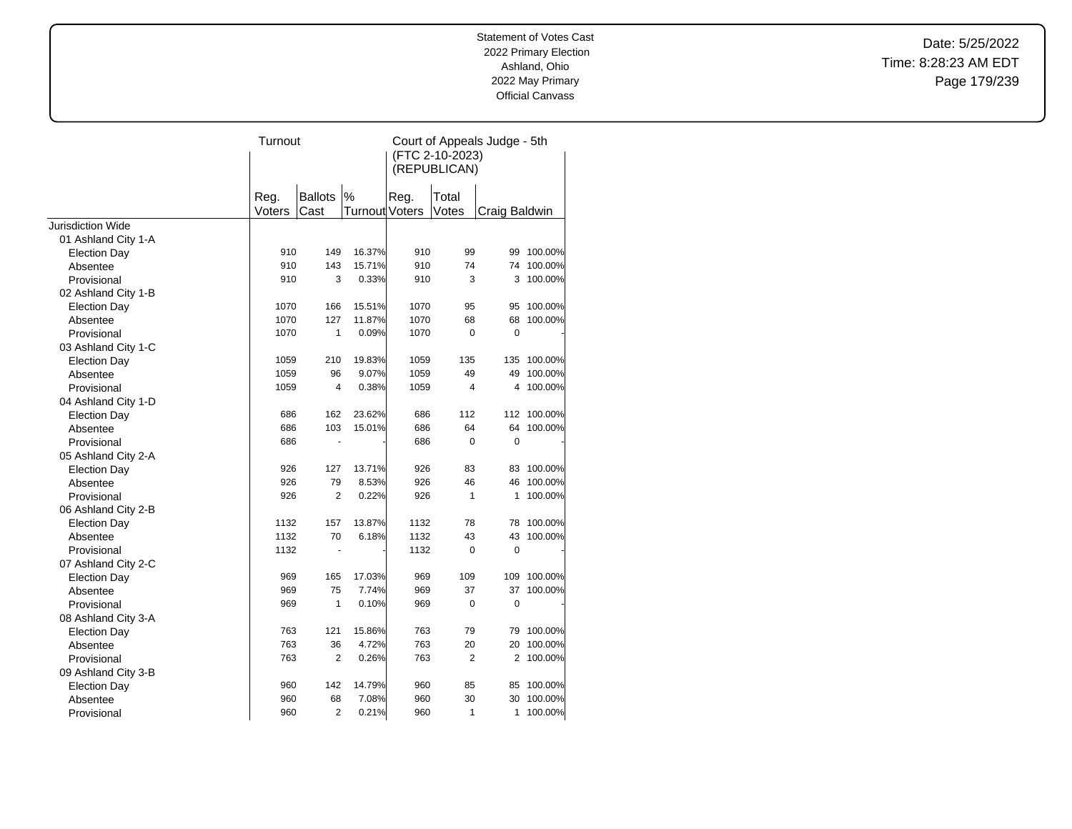Statement of Votes Cast
2022 Primary Election
Ashland, Ohio
2022 May Primary
Official Canvass

Date: 5/25/2022
Time: 8:28:23 AM EDT

| | Turnout | | | Court of Appeals Judge - 5th (FTC 2-10-2023) (REPUBLICAN) | | | |
|---|---|---|---|---|---|---|---|
| | Reg. Voters | Ballots Cast | % Turnout | Reg. Voters | Total Votes | Craig Baldwin | |
| Jurisdiction Wide | | | | | | | |
| 01 Ashland City 1-A | | | | | | | |
| Election Day | 910 | 149 | 16.37% | 910 | 99 | 99 | 100.00% |
| Absentee | 910 | 143 | 15.71% | 910 | 74 | 74 | 100.00% |
| Provisional | 910 | 3 | 0.33% | 910 | 3 | 3 | 100.00% |
| 02 Ashland City 1-B | | | | | | | |
| Election Day | 1070 | 166 | 15.51% | 1070 | 95 | 95 | 100.00% |
| Absentee | 1070 | 127 | 11.87% | 1070 | 68 | 68 | 100.00% |
| Provisional | 1070 | 1 | 0.09% | 1070 | 0 | 0 | - |
| 03 Ashland City 1-C | | | | | | | |
| Election Day | 1059 | 210 | 19.83% | 1059 | 135 | 135 | 100.00% |
| Absentee | 1059 | 96 | 9.07% | 1059 | 49 | 49 | 100.00% |
| Provisional | 1059 | 4 | 0.38% | 1059 | 4 | 4 | 100.00% |
| 04 Ashland City 1-D | | | | | | | |
| Election Day | 686 | 162 | 23.62% | 686 | 112 | 112 | 100.00% |
| Absentee | 686 | 103 | 15.01% | 686 | 64 | 64 | 100.00% |
| Provisional | 686 | - | - | 686 | 0 | 0 | - |
| 05 Ashland City 2-A | | | | | | | |
| Election Day | 926 | 127 | 13.71% | 926 | 83 | 83 | 100.00% |
| Absentee | 926 | 79 | 8.53% | 926 | 46 | 46 | 100.00% |
| Provisional | 926 | 2 | 0.22% | 926 | 1 | 1 | 100.00% |
| 06 Ashland City 2-B | | | | | | | |
| Election Day | 1132 | 157 | 13.87% | 1132 | 78 | 78 | 100.00% |
| Absentee | 1132 | 70 | 6.18% | 1132 | 43 | 43 | 100.00% |
| Provisional | 1132 | - | - | 1132 | 0 | 0 | - |
| 07 Ashland City 2-C | | | | | | | |
| Election Day | 969 | 165 | 17.03% | 969 | 109 | 109 | 100.00% |
| Absentee | 969 | 75 | 7.74% | 969 | 37 | 37 | 100.00% |
| Provisional | 969 | 1 | 0.10% | 969 | 0 | 0 | - |
| 08 Ashland City 3-A | | | | | | | |
| Election Day | 763 | 121 | 15.86% | 763 | 79 | 79 | 100.00% |
| Absentee | 763 | 36 | 4.72% | 763 | 20 | 20 | 100.00% |
| Provisional | 763 | 2 | 0.26% | 763 | 2 | 2 | 100.00% |
| 09 Ashland City 3-B | | | | | | | |
| Election Day | 960 | 142 | 14.79% | 960 | 85 | 85 | 100.00% |
| Absentee | 960 | 68 | 7.08% | 960 | 30 | 30 | 100.00% |
| Provisional | 960 | 2 | 0.21% | 960 | 1 | 1 | 100.00% |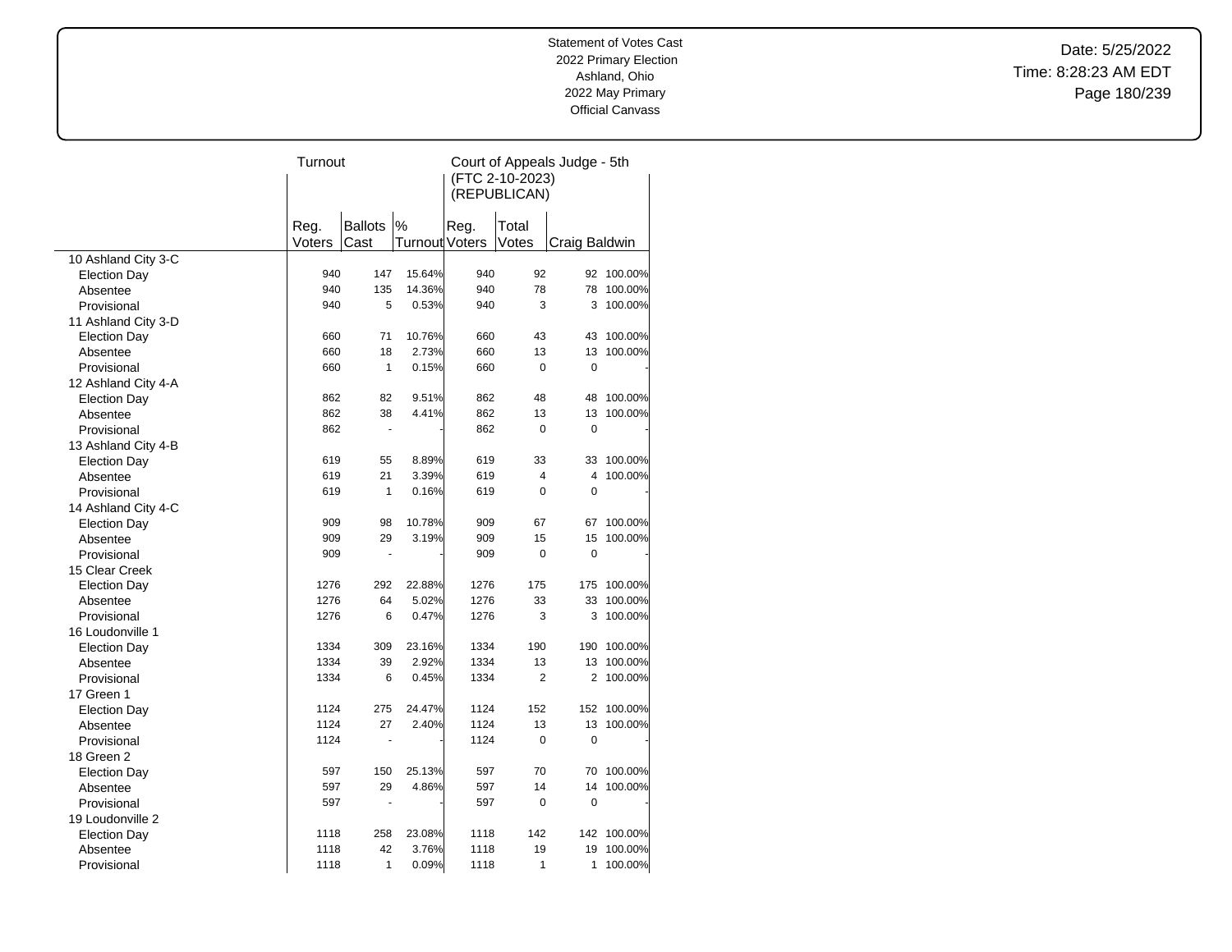Statement of Votes Cast
2022 Primary Election
Ashland, Ohio
2022 May Primary
Official Canvass

Date: 5/25/2022
Time: 8:28:23 AM EDT

| | Turnout | | | Court of Appeals Judge - 5th (FTC 2-10-2023) (REPUBLICAN) | | | |
|---|---|---|---|---|---|---|---|
| | Reg. Voters | Ballots Cast | % Turnout | Reg. Voters | Total Votes | Craig Baldwin | |
| 10 Ashland City 3-C | | | | | | | |
| Election Day | 940 | 147 | 15.64% | 940 | 92 | 92 | 100.00% |
| Absentee | 940 | 135 | 14.36% | 940 | 78 | 78 | 100.00% |
| Provisional | 940 | 5 | 0.53% | 940 | 3 | 3 | 100.00% |
| 11 Ashland City 3-D | | | | | | | |
| Election Day | 660 | 71 | 10.76% | 660 | 43 | 43 | 100.00% |
| Absentee | 660 | 18 | 2.73% | 660 | 13 | 13 | 100.00% |
| Provisional | 660 | 1 | 0.15% | 660 | 0 | 0 | - |
| 12 Ashland City 4-A | | | | | | | |
| Election Day | 862 | 82 | 9.51% | 862 | 48 | 48 | 100.00% |
| Absentee | 862 | 38 | 4.41% | 862 | 13 | 13 | 100.00% |
| Provisional | 862 | - | - | 862 | 0 | 0 | - |
| 13 Ashland City 4-B | | | | | | | |
| Election Day | 619 | 55 | 8.89% | 619 | 33 | 33 | 100.00% |
| Absentee | 619 | 21 | 3.39% | 619 | 4 | 4 | 100.00% |
| Provisional | 619 | 1 | 0.16% | 619 | 0 | 0 | - |
| 14 Ashland City 4-C | | | | | | | |
| Election Day | 909 | 98 | 10.78% | 909 | 67 | 67 | 100.00% |
| Absentee | 909 | 29 | 3.19% | 909 | 15 | 15 | 100.00% |
| Provisional | 909 | - | - | 909 | 0 | 0 | - |
| 15 Clear Creek | | | | | | | |
| Election Day | 1276 | 292 | 22.88% | 1276 | 175 | 175 | 100.00% |
| Absentee | 1276 | 64 | 5.02% | 1276 | 33 | 33 | 100.00% |
| Provisional | 1276 | 6 | 0.47% | 1276 | 3 | 3 | 100.00% |
| 16 Loudonville 1 | | | | | | | |
| Election Day | 1334 | 309 | 23.16% | 1334 | 190 | 190 | 100.00% |
| Absentee | 1334 | 39 | 2.92% | 1334 | 13 | 13 | 100.00% |
| Provisional | 1334 | 6 | 0.45% | 1334 | 2 | 2 | 100.00% |
| 17 Green 1 | | | | | | | |
| Election Day | 1124 | 275 | 24.47% | 1124 | 152 | 152 | 100.00% |
| Absentee | 1124 | 27 | 2.40% | 1124 | 13 | 13 | 100.00% |
| Provisional | 1124 | - | - | 1124 | 0 | 0 | - |
| 18 Green 2 | | | | | | | |
| Election Day | 597 | 150 | 25.13% | 597 | 70 | 70 | 100.00% |
| Absentee | 597 | 29 | 4.86% | 597 | 14 | 14 | 100.00% |
| Provisional | 597 | - | - | 597 | 0 | 0 | - |
| 19 Loudonville 2 | | | | | | | |
| Election Day | 1118 | 258 | 23.08% | 1118 | 142 | 142 | 100.00% |
| Absentee | 1118 | 42 | 3.76% | 1118 | 19 | 19 | 100.00% |
| Provisional | 1118 | 1 | 0.09% | 1118 | 1 | 1 | 100.00% |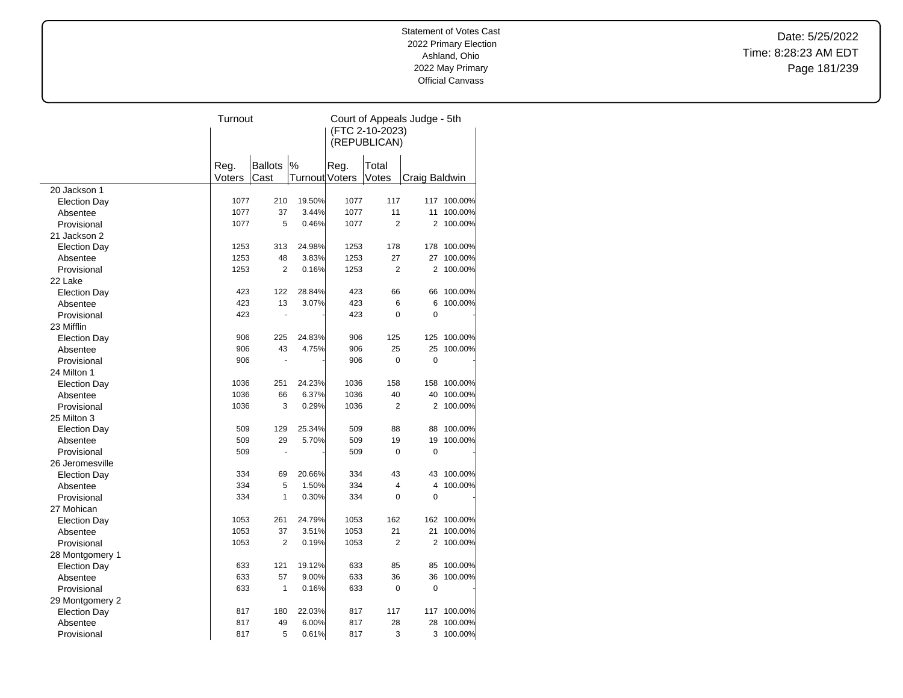Statement of Votes Cast
2022 Primary Election
Ashland, Ohio
2022 May Primary
Official Canvass

Date: 5/25/2022
Time: 8:28:23 AM EDT

| | Turnout | | | Court of Appeals Judge - 5th (FTC 2-10-2023) (REPUBLICAN) | | | |
|---|---|---|---|---|---|---|---|
| | Reg. Voters | Ballots Cast | % Turnout | Reg. Voters | Total Votes | Craig Baldwin | |
| **20 Jackson 1** | | | | | | | |
| Election Day | 1077 | 210 | 19.50% | 1077 | 117 | 117 | 100.00% |
| Absentee | 1077 | 37 | 3.44% | 1077 | 11 | 11 | 100.00% |
| Provisional | 1077 | 5 | 0.46% | 1077 | 2 | 2 | 100.00% |
| **21 Jackson 2** | | | | | | | |
| Election Day | 1253 | 313 | 24.98% | 1253 | 178 | 178 | 100.00% |
| Absentee | 1253 | 48 | 3.83% | 1253 | 27 | 27 | 100.00% |
| Provisional | 1253 | 2 | 0.16% | 1253 | 2 | 2 | 100.00% |
| **22 Lake** | | | | | | | |
| Election Day | 423 | 122 | 28.84% | 423 | 66 | 66 | 100.00% |
| Absentee | 423 | 13 | 3.07% | 423 | 6 | 6 | 100.00% |
| Provisional | 423 | - | - | 423 | 0 | 0 | - |
| **23 Mifflin** | | | | | | | |
| Election Day | 906 | 225 | 24.83% | 906 | 125 | 125 | 100.00% |
| Absentee | 906 | 43 | 4.75% | 906 | 25 | 25 | 100.00% |
| Provisional | 906 | - | - | 906 | 0 | 0 | - |
| **24 Milton 1** | | | | | | | |
| Election Day | 1036 | 251 | 24.23% | 1036 | 158 | 158 | 100.00% |
| Absentee | 1036 | 66 | 6.37% | 1036 | 40 | 40 | 100.00% |
| Provisional | 1036 | 3 | 0.29% | 1036 | 2 | 2 | 100.00% |
| **25 Milton 3** | | | | | | | |
| Election Day | 509 | 129 | 25.34% | 509 | 88 | 88 | 100.00% |
| Absentee | 509 | 29 | 5.70% | 509 | 19 | 19 | 100.00% |
| Provisional | 509 | - | - | 509 | 0 | 0 | - |
| **26 Jeromesville** | | | | | | | |
| Election Day | 334 | 69 | 20.66% | 334 | 43 | 43 | 100.00% |
| Absentee | 334 | 5 | 1.50% | 334 | 4 | 4 | 100.00% |
| Provisional | 334 | 1 | 0.30% | 334 | 0 | 0 | - |
| **27 Mohican** | | | | | | | |
| Election Day | 1053 | 261 | 24.79% | 1053 | 162 | 162 | 100.00% |
| Absentee | 1053 | 37 | 3.51% | 1053 | 21 | 21 | 100.00% |
| Provisional | 1053 | 2 | 0.19% | 1053 | 2 | 2 | 100.00% |
| **28 Montgomery 1** | | | | | | | |
| Election Day | 633 | 121 | 19.12% | 633 | 85 | 85 | 100.00% |
| Absentee | 633 | 57 | 9.00% | 633 | 36 | 36 | 100.00% |
| Provisional | 633 | 1 | 0.16% | 633 | 0 | 0 | - |
| **29 Montgomery 2** | | | | | | | |
| Election Day | 817 | 180 | 22.03% | 817 | 117 | 117 | 100.00% |
| Absentee | 817 | 49 | 6.00% | 817 | 28 | 28 | 100.00% |
| Provisional | 817 | 5 | 0.61% | 817 | 3 | 3 | 100.00% |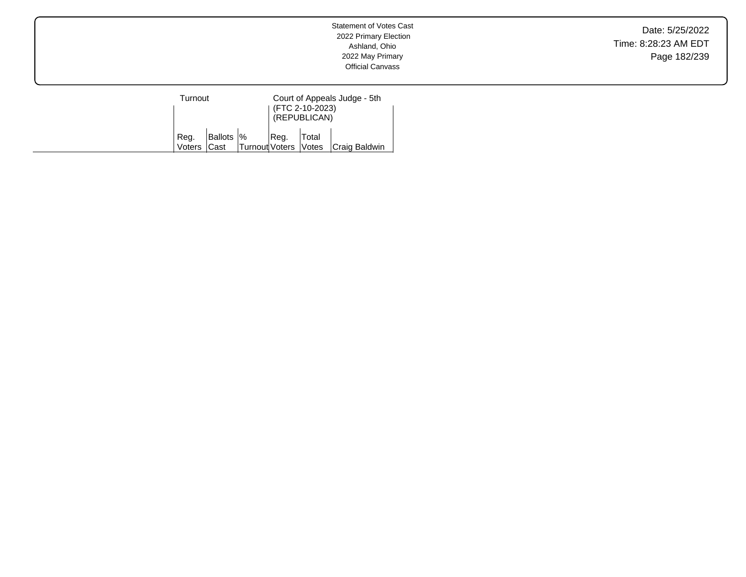| | Turnout | | | Court of Appeals Judge - 5th (FTC 2-10-2023) (REPUBLICAN) | | |
|---|---|---|---|---|---|---|
| | Reg. Voters | Ballots Cast | % Turnout | Reg. Voters | Total Votes | Craig Baldwin |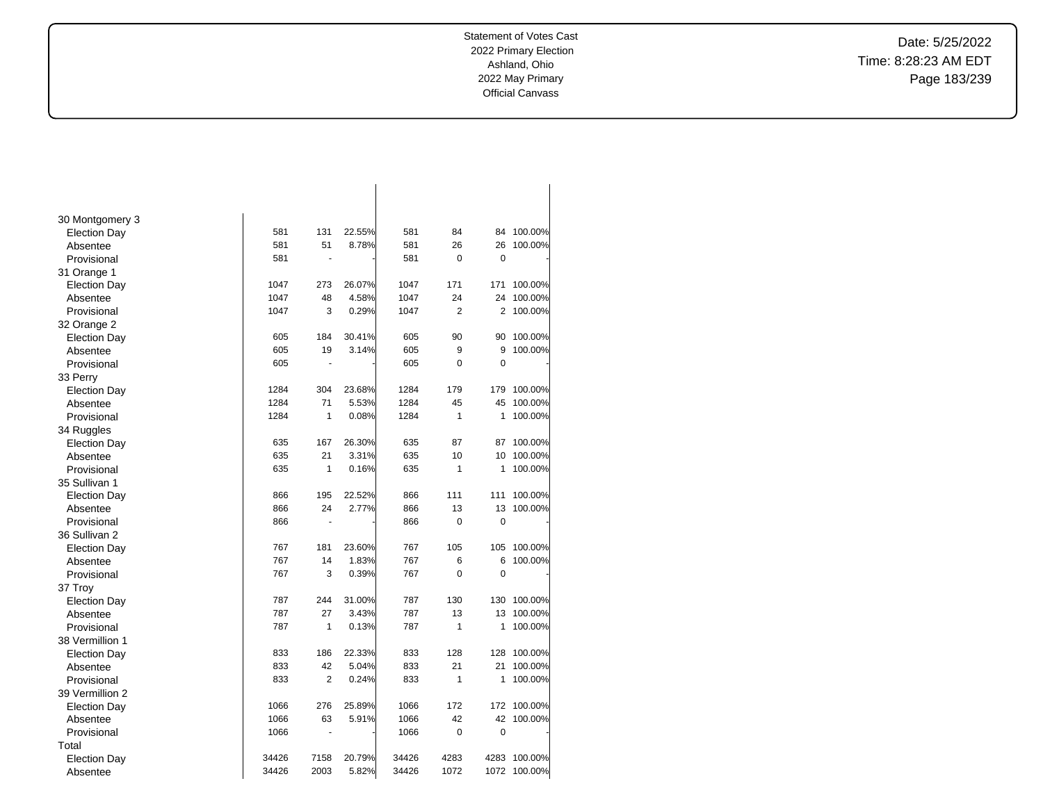| | | | | | | | |
|---|---|---|---|---|---|---|---|
| 30 Montgomery 3 | | | | | | | |
| Election Day | 581 | 131 | 22.55% | 581 | 84 | 84 | 100.00% |
| Absentee | 581 | 51 | 8.78% | 581 | 26 | 26 | 100.00% |
| Provisional | 581 | - | - | 581 | 0 | 0 | - |
| 31 Orange 1 | | | | | | | |
| Election Day | 1047 | 273 | 26.07% | 1047 | 171 | 171 | 100.00% |
| Absentee | 1047 | 48 | 4.58% | 1047 | 24 | 24 | 100.00% |
| Provisional | 1047 | 3 | 0.29% | 1047 | 2 | 2 | 100.00% |
| 32 Orange 2 | | | | | | | |
| Election Day | 605 | 184 | 30.41% | 605 | 90 | 90 | 100.00% |
| Absentee | 605 | 19 | 3.14% | 605 | 9 | 9 | 100.00% |
| Provisional | 605 | - | - | 605 | 0 | 0 | - |
| 33 Perry | | | | | | | |
| Election Day | 1284 | 304 | 23.68% | 1284 | 179 | 179 | 100.00% |
| Absentee | 1284 | 71 | 5.53% | 1284 | 45 | 45 | 100.00% |
| Provisional | 1284 | 1 | 0.08% | 1284 | 1 | 1 | 100.00% |
| 34 Ruggles | | | | | | | |
| Election Day | 635 | 167 | 26.30% | 635 | 87 | 87 | 100.00% |
| Absentee | 635 | 21 | 3.31% | 635 | 10 | 10 | 100.00% |
| Provisional | 635 | 1 | 0.16% | 635 | 1 | 1 | 100.00% |
| 35 Sullivan 1 | | | | | | | |
| Election Day | 866 | 195 | 22.52% | 866 | 111 | 111 | 100.00% |
| Absentee | 866 | 24 | 2.77% | 866 | 13 | 13 | 100.00% |
| Provisional | 866 | - | - | 866 | 0 | 0 | - |
| 36 Sullivan 2 | | | | | | | |
| Election Day | 767 | 181 | 23.60% | 767 | 105 | 105 | 100.00% |
| Absentee | 767 | 14 | 1.83% | 767 | 6 | 6 | 100.00% |
| Provisional | 767 | 3 | 0.39% | 767 | 0 | 0 | - |
| 37 Troy | | | | | | | |
| Election Day | 787 | 244 | 31.00% | 787 | 130 | 130 | 100.00% |
| Absentee | 787 | 27 | 3.43% | 787 | 13 | 13 | 100.00% |
| Provisional | 787 | 1 | 0.13% | 787 | 1 | 1 | 100.00% |
| 38 Vermillion 1 | | | | | | | |
| Election Day | 833 | 186 | 22.33% | 833 | 128 | 128 | 100.00% |
| Absentee | 833 | 42 | 5.04% | 833 | 21 | 21 | 100.00% |
| Provisional | 833 | 2 | 0.24% | 833 | 1 | 1 | 100.00% |
| 39 Vermillion 2 | | | | | | | |
| Election Day | 1066 | 276 | 25.89% | 1066 | 172 | 172 | 100.00% |
| Absentee | 1066 | 63 | 5.91% | 1066 | 42 | 42 | 100.00% |
| Provisional | 1066 | - | - | 1066 | 0 | 0 | - |
| Total | | | | | | | |
| Election Day | 34426 | 7158 | 20.79% | 34426 | 4283 | 4283 | 100.00% |
| Absentee | 34426 | 2003 | 5.82% | 34426 | 1072 | 1072 | 100.00% |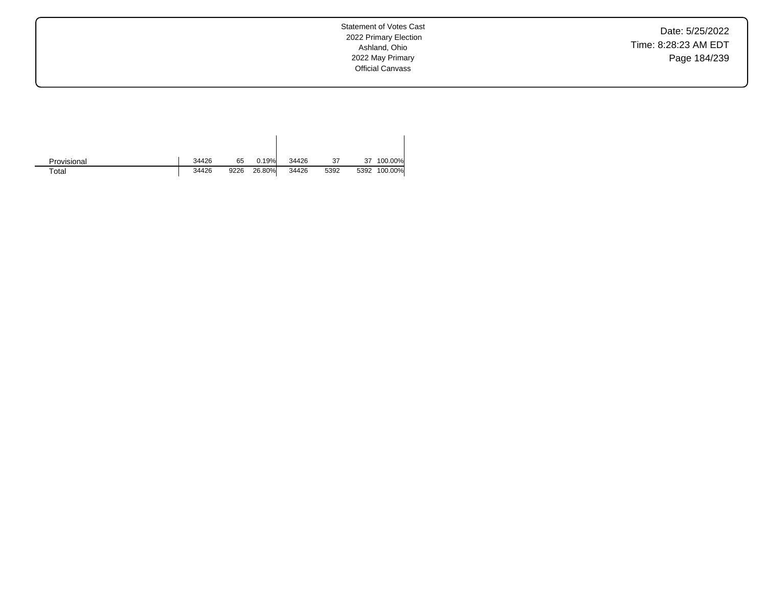| | | | | | | | |
|---|---|---|---|---|---|---|---|
| Provisional | 34426 | 65 | 0.19% | 34426 | 37 | 37 | 100.00% |
| Total | 34426 | 9226 | 26.80% | 34426 | 5392 | 5392 | 100.00% |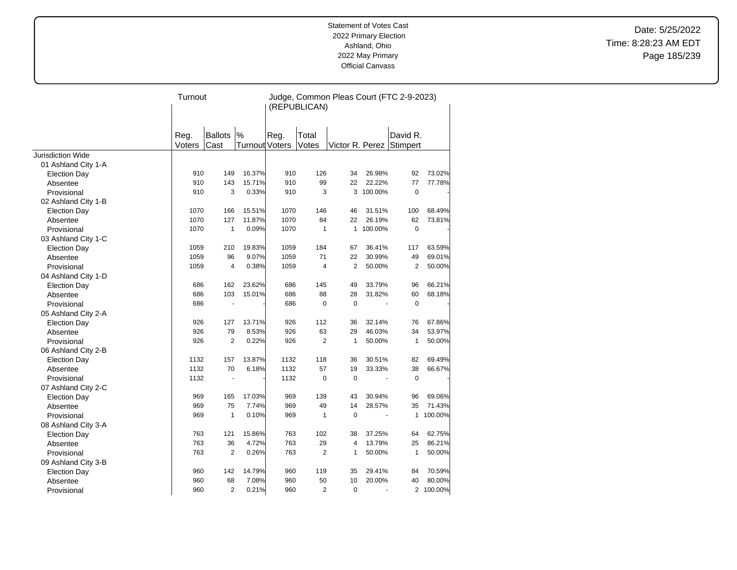Statement of Votes Cast
2022 Primary Election
Ashland, Ohio
2022 May Primary
Official Canvass

Date: 5/25/2022
Time: 8:28:23 AM EDT

| | Turnout | | | Judge, Common Pleas Court (FTC 2-9-2023) (REPUBLICAN) | | | | | |
|---|---|---|---|---|---|---|---|---|---|
| | Reg. Voters | Ballots Cast | % Turnout | Reg. Voters | Total Votes | Victor R. Perez | | David R. Stimpert | |
| Jurisdiction Wide | | | | | | | | | |
| 01 Ashland City 1-A | | | | | | | | | |
| Election Day | 910 | 149 | 16.37% | 910 | 126 | 34 | 26.98% | 92 | 73.02% |
| Absentee | 910 | 143 | 15.71% | 910 | 99 | 22 | 22.22% | 77 | 77.78% |
| Provisional | 910 | 3 | 0.33% | 910 | 3 | 3 | 100.00% | 0 | - |
| 02 Ashland City 1-B | | | | | | | | | |
| Election Day | 1070 | 166 | 15.51% | 1070 | 146 | 46 | 31.51% | 100 | 68.49% |
| Absentee | 1070 | 127 | 11.87% | 1070 | 84 | 22 | 26.19% | 62 | 73.81% |
| Provisional | 1070 | 1 | 0.09% | 1070 | 1 | 1 | 100.00% | 0 | - |
| 03 Ashland City 1-C | | | | | | | | | |
| Election Day | 1059 | 210 | 19.83% | 1059 | 184 | 67 | 36.41% | 117 | 63.59% |
| Absentee | 1059 | 96 | 9.07% | 1059 | 71 | 22 | 30.99% | 49 | 69.01% |
| Provisional | 1059 | 4 | 0.38% | 1059 | 4 | 2 | 50.00% | 2 | 50.00% |
| 04 Ashland City 1-D | | | | | | | | | |
| Election Day | 686 | 162 | 23.62% | 686 | 145 | 49 | 33.79% | 96 | 66.21% |
| Absentee | 686 | 103 | 15.01% | 686 | 88 | 28 | 31.82% | 60 | 68.18% |
| Provisional | 686 | - | - | 686 | 0 | 0 | - | 0 | - |
| 05 Ashland City 2-A | | | | | | | | | |
| Election Day | 926 | 127 | 13.71% | 926 | 112 | 36 | 32.14% | 76 | 67.86% |
| Absentee | 926 | 79 | 8.53% | 926 | 63 | 29 | 46.03% | 34 | 53.97% |
| Provisional | 926 | 2 | 0.22% | 926 | 2 | 1 | 50.00% | 1 | 50.00% |
| 06 Ashland City 2-B | | | | | | | | | |
| Election Day | 1132 | 157 | 13.87% | 1132 | 118 | 36 | 30.51% | 82 | 69.49% |
| Absentee | 1132 | 70 | 6.18% | 1132 | 57 | 19 | 33.33% | 38 | 66.67% |
| Provisional | 1132 | - | - | 1132 | 0 | 0 | - | 0 | - |
| 07 Ashland City 2-C | | | | | | | | | |
| Election Day | 969 | 165 | 17.03% | 969 | 139 | 43 | 30.94% | 96 | 69.06% |
| Absentee | 969 | 75 | 7.74% | 969 | 49 | 14 | 28.57% | 35 | 71.43% |
| Provisional | 969 | 1 | 0.10% | 969 | 1 | 0 | - | 1 | 100.00% |
| 08 Ashland City 3-A | | | | | | | | | |
| Election Day | 763 | 121 | 15.86% | 763 | 102 | 38 | 37.25% | 64 | 62.75% |
| Absentee | 763 | 36 | 4.72% | 763 | 29 | 4 | 13.79% | 25 | 86.21% |
| Provisional | 763 | 2 | 0.26% | 763 | 2 | 1 | 50.00% | 1 | 50.00% |
| 09 Ashland City 3-B | | | | | | | | | |
| Election Day | 960 | 142 | 14.79% | 960 | 119 | 35 | 29.41% | 84 | 70.59% |
| Absentee | 960 | 68 | 7.08% | 960 | 50 | 10 | 20.00% | 40 | 80.00% |
| Provisional | 960 | 2 | 0.21% | 960 | 2 | 0 | - | 2 | 100.00% |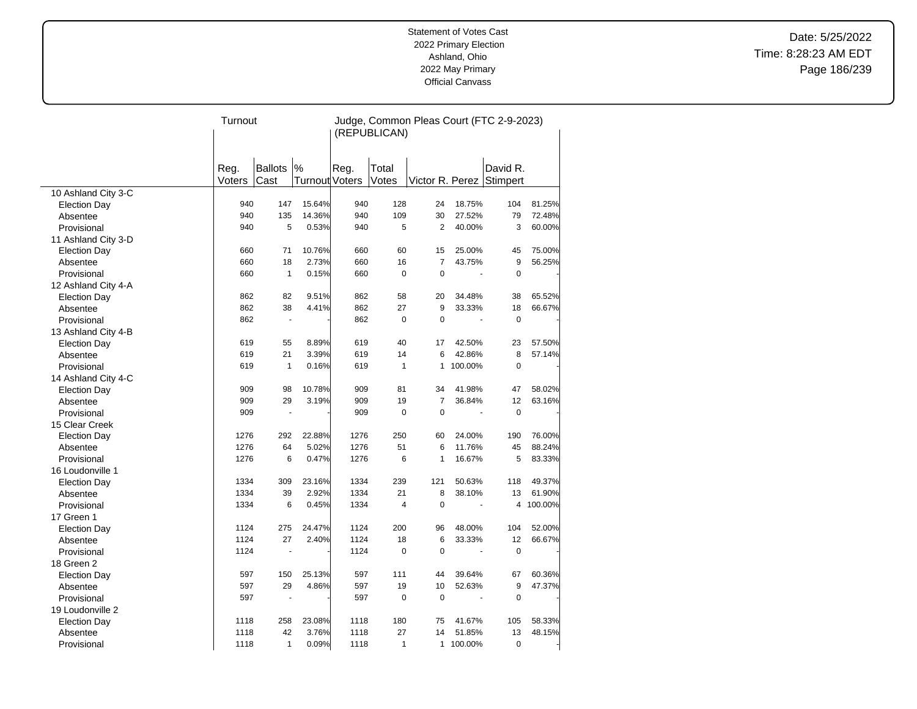Statement of Votes Cast
2022 Primary Election
Ashland, Ohio
2022 May Primary
Official Canvass

| | Turnout | | | Judge, Common Pleas Court (FTC 2-9-2023) (REPUBLICAN) | | | | | |
|---|---|---|---|---|---|---|---|---|---|
| | Reg. Voters | Ballots Cast | % Turnout | Reg. Voters | Total Votes | Victor R. Perez | | David R. Stimpert | |
| 10 Ashland City 3-C | | | | | | | | | |
| Election Day | 940 | 147 | 15.64% | 940 | 128 | 24 | 18.75% | 104 | 81.25% |
| Absentee | 940 | 135 | 14.36% | 940 | 109 | 30 | 27.52% | 79 | 72.48% |
| Provisional | 940 | 5 | 0.53% | 940 | 5 | 2 | 40.00% | 3 | 60.00% |
| 11 Ashland City 3-D | | | | | | | | | |
| Election Day | 660 | 71 | 10.76% | 660 | 60 | 15 | 25.00% | 45 | 75.00% |
| Absentee | 660 | 18 | 2.73% | 660 | 16 | 7 | 43.75% | 9 | 56.25% |
| Provisional | 660 | 1 | 0.15% | 660 | 0 | 0 | - | 0 | - |
| 12 Ashland City 4-A | | | | | | | | | |
| Election Day | 862 | 82 | 9.51% | 862 | 58 | 20 | 34.48% | 38 | 65.52% |
| Absentee | 862 | 38 | 4.41% | 862 | 27 | 9 | 33.33% | 18 | 66.67% |
| Provisional | 862 | - | - | 862 | 0 | 0 | - | 0 | - |
| 13 Ashland City 4-B | | | | | | | | | |
| Election Day | 619 | 55 | 8.89% | 619 | 40 | 17 | 42.50% | 23 | 57.50% |
| Absentee | 619 | 21 | 3.39% | 619 | 14 | 6 | 42.86% | 8 | 57.14% |
| Provisional | 619 | 1 | 0.16% | 619 | 1 | 1 | 100.00% | 0 | - |
| 14 Ashland City 4-C | | | | | | | | | |
| Election Day | 909 | 98 | 10.78% | 909 | 81 | 34 | 41.98% | 47 | 58.02% |
| Absentee | 909 | 29 | 3.19% | 909 | 19 | 7 | 36.84% | 12 | 63.16% |
| Provisional | 909 | - | - | 909 | 0 | 0 | - | 0 | - |
| 15 Clear Creek | | | | | | | | | |
| Election Day | 1276 | 292 | 22.88% | 1276 | 250 | 60 | 24.00% | 190 | 76.00% |
| Absentee | 1276 | 64 | 5.02% | 1276 | 51 | 6 | 11.76% | 45 | 88.24% |
| Provisional | 1276 | 6 | 0.47% | 1276 | 6 | 1 | 16.67% | 5 | 83.33% |
| 16 Loudonville 1 | | | | | | | | | |
| Election Day | 1334 | 309 | 23.16% | 1334 | 239 | 121 | 50.63% | 118 | 49.37% |
| Absentee | 1334 | 39 | 2.92% | 1334 | 21 | 8 | 38.10% | 13 | 61.90% |
| Provisional | 1334 | 6 | 0.45% | 1334 | 4 | 0 | - | 4 | 100.00% |
| 17 Green 1 | | | | | | | | | |
| Election Day | 1124 | 275 | 24.47% | 1124 | 200 | 96 | 48.00% | 104 | 52.00% |
| Absentee | 1124 | 27 | 2.40% | 1124 | 18 | 6 | 33.33% | 12 | 66.67% |
| Provisional | 1124 | - | - | 1124 | 0 | 0 | - | 0 | - |
| 18 Green 2 | | | | | | | | | |
| Election Day | 597 | 150 | 25.13% | 597 | 111 | 44 | 39.64% | 67 | 60.36% |
| Absentee | 597 | 29 | 4.86% | 597 | 19 | 10 | 52.63% | 9 | 47.37% |
| Provisional | 597 | - | - | 597 | 0 | 0 | - | 0 | - |
| 19 Loudonville 2 | | | | | | | | | |
| Election Day | 1118 | 258 | 23.08% | 1118 | 180 | 75 | 41.67% | 105 | 58.33% |
| Absentee | 1118 | 42 | 3.76% | 1118 | 27 | 14 | 51.85% | 13 | 48.15% |
| Provisional | 1118 | 1 | 0.09% | 1118 | 1 | 1 | 100.00% | 0 | - |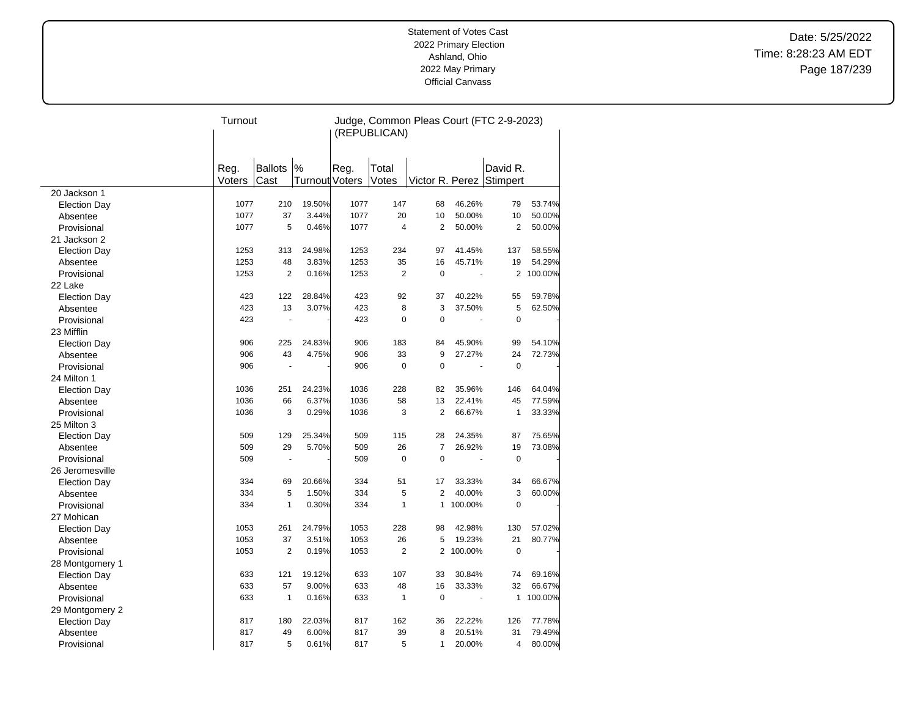Statement of Votes Cast
2022 Primary Election
Ashland, Ohio
2022 May Primary
Official Canvass

Date: 5/25/2022
Time: 8:28:23 AM EDT

| | Turnout | | | Judge, Common Pleas Court (FTC 2-9-2023) (REPUBLICAN) | | | | | |
|---|---|---|---|---|---|---|---|---|---|
| | Reg. Voters | Ballots Cast | % Turnout | Reg. Voters | Total Votes | Victor R. Perez | | David R. Stimpert | |
| 20 Jackson 1 | | | | | | | | | |
| Election Day | 1077 | 210 | 19.50% | 1077 | 147 | 68 | 46.26% | 79 | 53.74% |
| Absentee | 1077 | 37 | 3.44% | 1077 | 20 | 10 | 50.00% | 10 | 50.00% |
| Provisional | 1077 | 5 | 0.46% | 1077 | 4 | 2 | 50.00% | 2 | 50.00% |
| 21 Jackson 2 | | | | | | | | | |
| Election Day | 1253 | 313 | 24.98% | 1253 | 234 | 97 | 41.45% | 137 | 58.55% |
| Absentee | 1253 | 48 | 3.83% | 1253 | 35 | 16 | 45.71% | 19 | 54.29% |
| Provisional | 1253 | 2 | 0.16% | 1253 | 2 | 0 | - | 2 | 100.00% |
| 22 Lake | | | | | | | | | |
| Election Day | 423 | 122 | 28.84% | 423 | 92 | 37 | 40.22% | 55 | 59.78% |
| Absentee | 423 | 13 | 3.07% | 423 | 8 | 3 | 37.50% | 5 | 62.50% |
| Provisional | 423 | - | - | 423 | 0 | 0 | - | 0 | - |
| 23 Mifflin | | | | | | | | | |
| Election Day | 906 | 225 | 24.83% | 906 | 183 | 84 | 45.90% | 99 | 54.10% |
| Absentee | 906 | 43 | 4.75% | 906 | 33 | 9 | 27.27% | 24 | 72.73% |
| Provisional | 906 | - | - | 906 | 0 | 0 | - | 0 | - |
| 24 Milton 1 | | | | | | | | | |
| Election Day | 1036 | 251 | 24.23% | 1036 | 228 | 82 | 35.96% | 146 | 64.04% |
| Absentee | 1036 | 66 | 6.37% | 1036 | 58 | 13 | 22.41% | 45 | 77.59% |
| Provisional | 1036 | 3 | 0.29% | 1036 | 3 | 2 | 66.67% | 1 | 33.33% |
| 25 Milton 3 | | | | | | | | | |
| Election Day | 509 | 129 | 25.34% | 509 | 115 | 28 | 24.35% | 87 | 75.65% |
| Absentee | 509 | 29 | 5.70% | 509 | 26 | 7 | 26.92% | 19 | 73.08% |
| Provisional | 509 | - | - | 509 | 0 | 0 | - | 0 | - |
| 26 Jeromesville | | | | | | | | | |
| Election Day | 334 | 69 | 20.66% | 334 | 51 | 17 | 33.33% | 34 | 66.67% |
| Absentee | 334 | 5 | 1.50% | 334 | 5 | 2 | 40.00% | 3 | 60.00% |
| Provisional | 334 | 1 | 0.30% | 334 | 1 | 1 | 100.00% | 0 | - |
| 27 Mohican | | | | | | | | | |
| Election Day | 1053 | 261 | 24.79% | 1053 | 228 | 98 | 42.98% | 130 | 57.02% |
| Absentee | 1053 | 37 | 3.51% | 1053 | 26 | 5 | 19.23% | 21 | 80.77% |
| Provisional | 1053 | 2 | 0.19% | 1053 | 2 | 2 | 100.00% | 0 | - |
| 28 Montgomery 1 | | | | | | | | | |
| Election Day | 633 | 121 | 19.12% | 633 | 107 | 33 | 30.84% | 74 | 69.16% |
| Absentee | 633 | 57 | 9.00% | 633 | 48 | 16 | 33.33% | 32 | 66.67% |
| Provisional | 633 | 1 | 0.16% | 633 | 1 | 0 | - | 1 | 100.00% |
| 29 Montgomery 2 | | | | | | | | | |
| Election Day | 817 | 180 | 22.03% | 817 | 162 | 36 | 22.22% | 126 | 77.78% |
| Absentee | 817 | 49 | 6.00% | 817 | 39 | 8 | 20.51% | 31 | 79.49% |
| Provisional | 817 | 5 | 0.61% | 817 | 5 | 1 | 20.00% | 4 | 80.00% |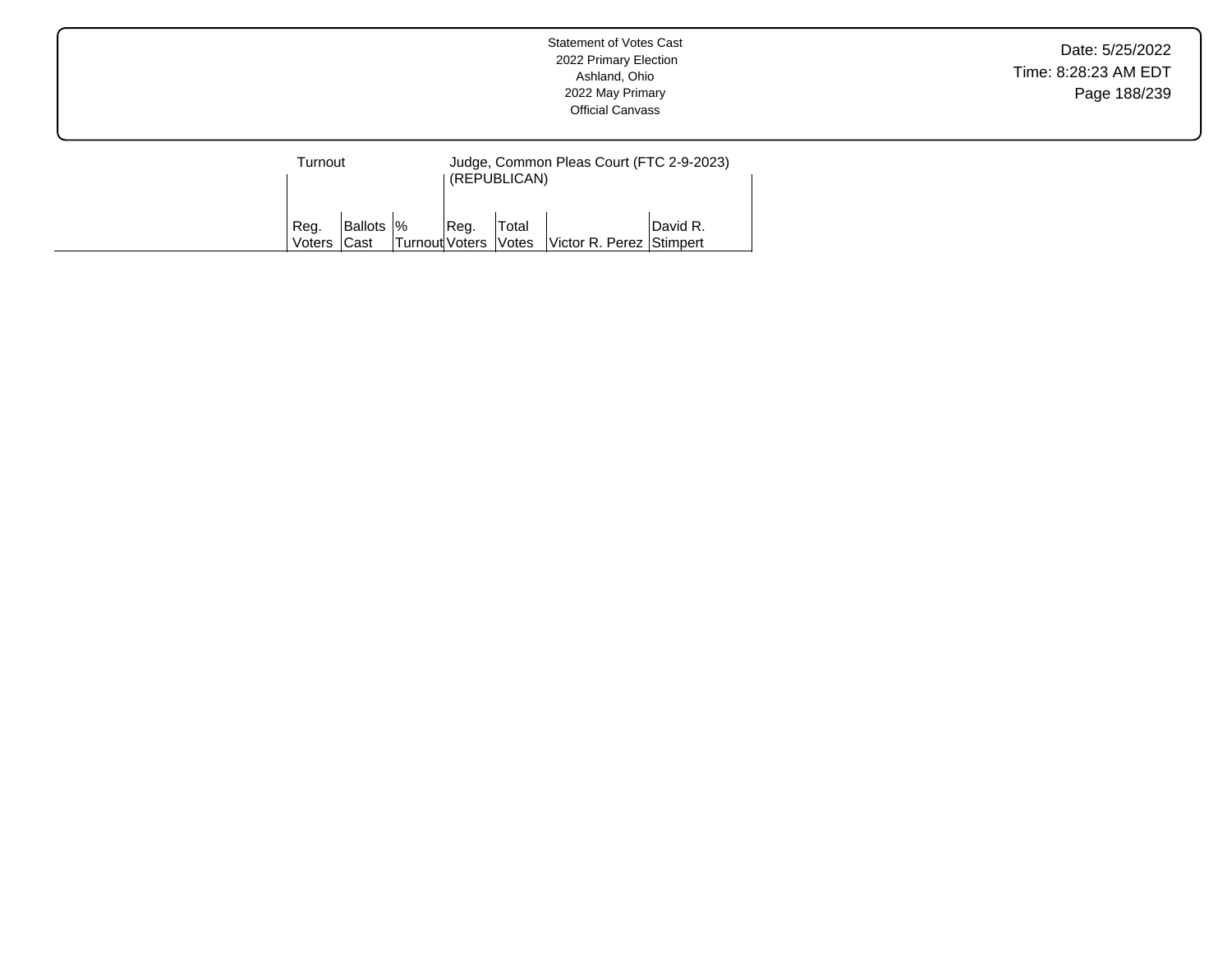Statement of Votes Cast
2022 Primary Election
Ashland, Ohio
2022 May Primary
Official Canvass

Date: 5/25/2022
Time: 8:28:23 AM EDT

| | Turnout | | | Judge, Common Pleas Court (FTC 2-9-2023) (REPUBLICAN) | | | |
|---|---|---|---|---|---|---|---|
| | Reg. Voters | Ballots Cast | % Turnout | Reg. Voters | Total Votes | Victor R. Perez | David R. Stimpert |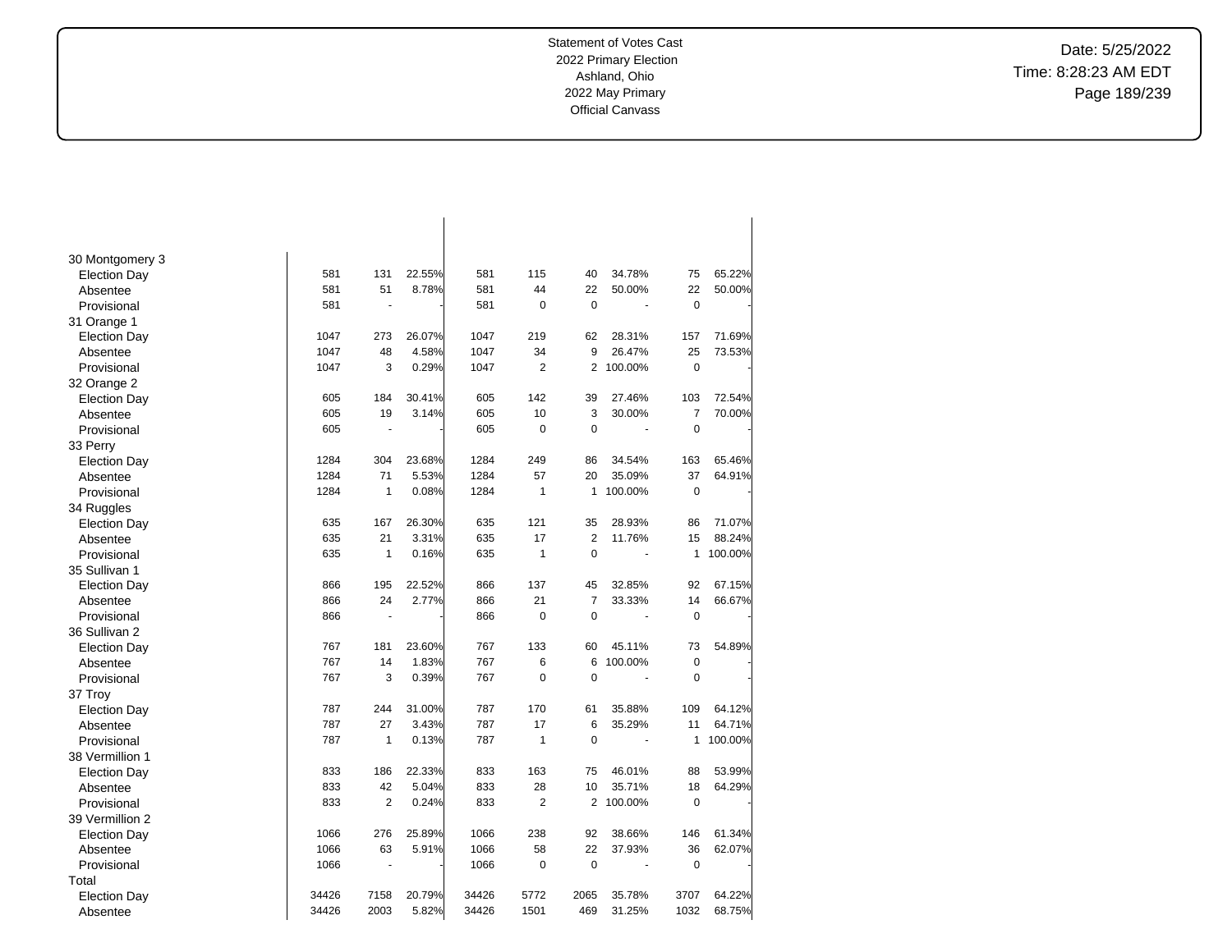Statement of Votes Cast
2022 Primary Election
Ashland, Ohio
2022 May Primary
Official Canvass

Date: 5/25/2022
Time: 8:28:23 AM EDT

| | | | | | | | | | |
|---|---|---|---|---|---|---|---|---|---|
| **30 Montgomery 3** | | | | | | | | | |
| Election Day | 581 | 131 | 22.55% | 581 | 115 | 40 | 34.78% | 75 | 65.22% |
| Absentee | 581 | 51 | 8.78% | 581 | 44 | 22 | 50.00% | 22 | 50.00% |
| Provisional | 581 | - | - | 581 | 0 | 0 | - | 0 | - |
| **31 Orange 1** | | | | | | | | | |
| Election Day | 1047 | 273 | 26.07% | 1047 | 219 | 62 | 28.31% | 157 | 71.69% |
| Absentee | 1047 | 48 | 4.58% | 1047 | 34 | 9 | 26.47% | 25 | 73.53% |
| Provisional | 1047 | 3 | 0.29% | 1047 | 2 | 2 | 100.00% | 0 | - |
| **32 Orange 2** | | | | | | | | | |
| Election Day | 605 | 184 | 30.41% | 605 | 142 | 39 | 27.46% | 103 | 72.54% |
| Absentee | 605 | 19 | 3.14% | 605 | 10 | 3 | 30.00% | 7 | 70.00% |
| Provisional | 605 | - | - | 605 | 0 | 0 | - | 0 | - |
| **33 Perry** | | | | | | | | | |
| Election Day | 1284 | 304 | 23.68% | 1284 | 249 | 86 | 34.54% | 163 | 65.46% |
| Absentee | 1284 | 71 | 5.53% | 1284 | 57 | 20 | 35.09% | 37 | 64.91% |
| Provisional | 1284 | 1 | 0.08% | 1284 | 1 | 1 | 100.00% | 0 | - |
| **34 Ruggles** | | | | | | | | | |
| Election Day | 635 | 167 | 26.30% | 635 | 121 | 35 | 28.93% | 86 | 71.07% |
| Absentee | 635 | 21 | 3.31% | 635 | 17 | 2 | 11.76% | 15 | 88.24% |
| Provisional | 635 | 1 | 0.16% | 635 | 1 | 0 | - | 1 | 100.00% |
| **35 Sullivan 1** | | | | | | | | | |
| Election Day | 866 | 195 | 22.52% | 866 | 137 | 45 | 32.85% | 92 | 67.15% |
| Absentee | 866 | 24 | 2.77% | 866 | 21 | 7 | 33.33% | 14 | 66.67% |
| Provisional | 866 | - | - | 866 | 0 | 0 | - | 0 | - |
| **36 Sullivan 2** | | | | | | | | | |
| Election Day | 767 | 181 | 23.60% | 767 | 133 | 60 | 45.11% | 73 | 54.89% |
| Absentee | 767 | 14 | 1.83% | 767 | 6 | 6 | 100.00% | 0 | - |
| Provisional | 767 | 3 | 0.39% | 767 | 0 | 0 | - | 0 | - |
| **37 Troy** | | | | | | | | | |
| Election Day | 787 | 244 | 31.00% | 787 | 170 | 61 | 35.88% | 109 | 64.12% |
| Absentee | 787 | 27 | 3.43% | 787 | 17 | 6 | 35.29% | 11 | 64.71% |
| Provisional | 787 | 1 | 0.13% | 787 | 1 | 0 | - | 1 | 100.00% |
| **38 Vermillion 1** | | | | | | | | | |
| Election Day | 833 | 186 | 22.33% | 833 | 163 | 75 | 46.01% | 88 | 53.99% |
| Absentee | 833 | 42 | 5.04% | 833 | 28 | 10 | 35.71% | 18 | 64.29% |
| Provisional | 833 | 2 | 0.24% | 833 | 2 | 2 | 100.00% | 0 | - |
| **39 Vermillion 2** | | | | | | | | | |
| Election Day | 1066 | 276 | 25.89% | 1066 | 238 | 92 | 38.66% | 146 | 61.34% |
| Absentee | 1066 | 63 | 5.91% | 1066 | 58 | 22 | 37.93% | 36 | 62.07% |
| Provisional | 1066 | - | - | 1066 | 0 | 0 | - | 0 | - |
| **Total** | | | | | | | | | |
| Election Day | 34426 | 7158 | 20.79% | 34426 | 5772 | 2065 | 35.78% | 3707 | 64.22% |
| Absentee | 34426 | 2003 | 5.82% | 34426 | 1501 | 469 | 31.25% | 1032 | 68.75% |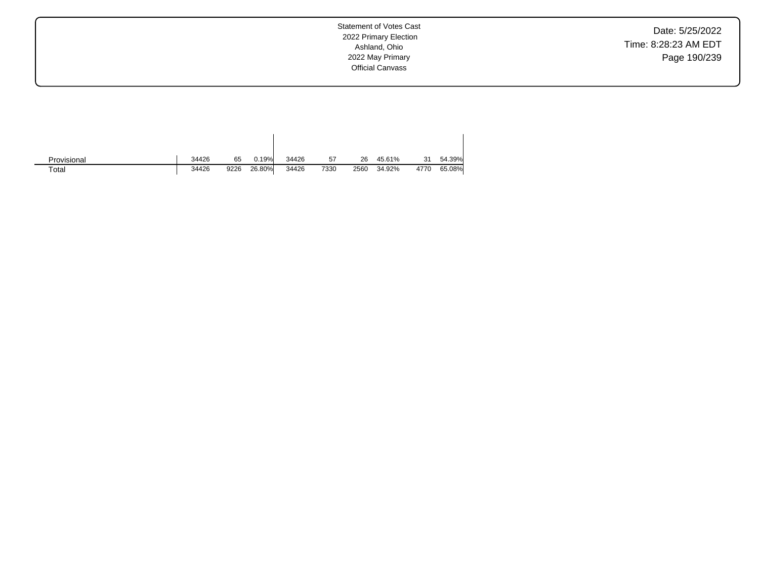| | | | | | | | | | |
|---|---|---|---|---|---|---|---|---|---|
| Provisional | 34426 | 65 | 0.19% | 34426 | 57 | 26 | 45.61% | 31 | 54.39% |
| Total | 34426 | 9226 | 26.80% | 34426 | 7330 | 2560 | 34.92% | 4770 | 65.08% |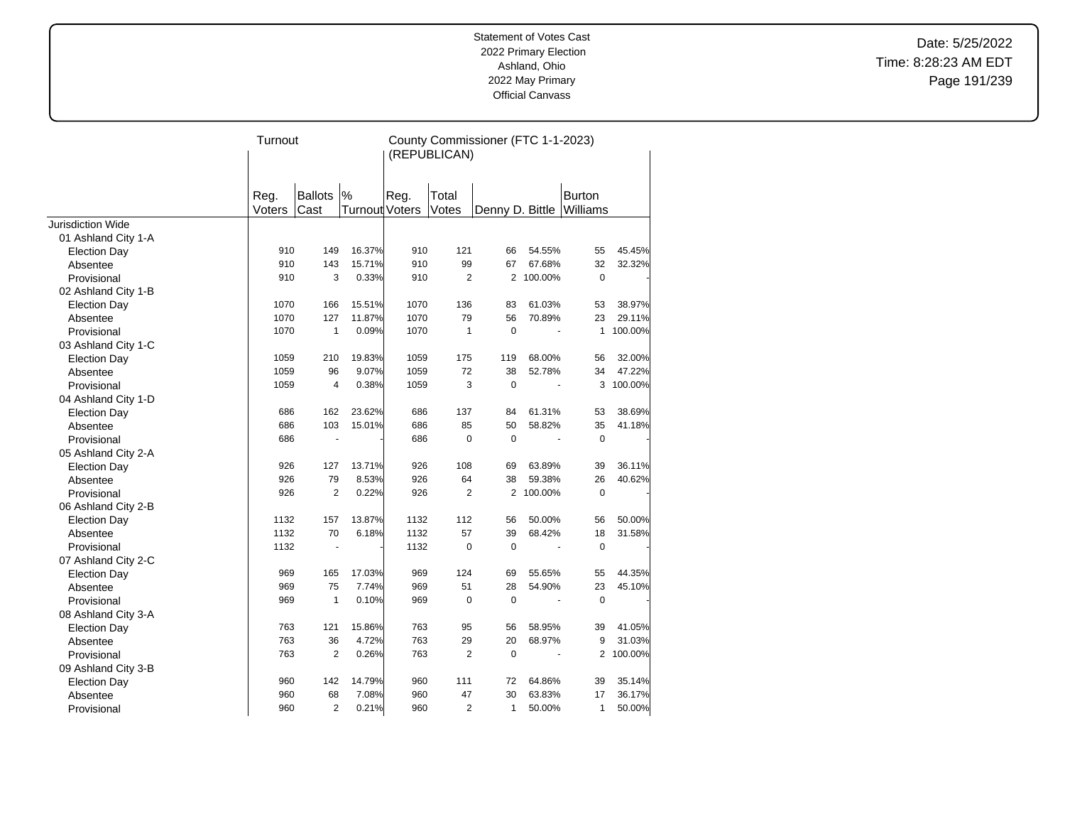Statement of Votes Cast
2022 Primary Election
Ashland, Ohio
2022 May Primary
Official Canvass

Date: 5/25/2022
Time: 8:28:23 AM EDT

| | Turnout | | | County Commissioner (FTC 1-1-2023) (REPUBLICAN) | | | | | |
|---|---|---|---|---|---|---|---|---|---|
| | Reg. Voters | Ballots Cast | % Turnout | Reg. Voters | Total Votes | Denny D. Bittle | | Burton Williams | |
| Jurisdiction Wide | | | | | | | | | |
| 01 Ashland City 1-A | | | | | | | | | |
| Election Day | 910 | 149 | 16.37% | 910 | 121 | 66 | 54.55% | 55 | 45.45% |
| Absentee | 910 | 143 | 15.71% | 910 | 99 | 67 | 67.68% | 32 | 32.32% |
| Provisional | 910 | 3 | 0.33% | 910 | 2 | 2 | 100.00% | 0 | - |
| 02 Ashland City 1-B | | | | | | | | | |
| Election Day | 1070 | 166 | 15.51% | 1070 | 136 | 83 | 61.03% | 53 | 38.97% |
| Absentee | 1070 | 127 | 11.87% | 1070 | 79 | 56 | 70.89% | 23 | 29.11% |
| Provisional | 1070 | 1 | 0.09% | 1070 | 1 | 0 | - | 1 | 100.00% |
| 03 Ashland City 1-C | | | | | | | | | |
| Election Day | 1059 | 210 | 19.83% | 1059 | 175 | 119 | 68.00% | 56 | 32.00% |
| Absentee | 1059 | 96 | 9.07% | 1059 | 72 | 38 | 52.78% | 34 | 47.22% |
| Provisional | 1059 | 4 | 0.38% | 1059 | 3 | 0 | - | 3 | 100.00% |
| 04 Ashland City 1-D | | | | | | | | | |
| Election Day | 686 | 162 | 23.62% | 686 | 137 | 84 | 61.31% | 53 | 38.69% |
| Absentee | 686 | 103 | 15.01% | 686 | 85 | 50 | 58.82% | 35 | 41.18% |
| Provisional | 686 | - | - | 686 | 0 | 0 | - | 0 | - |
| 05 Ashland City 2-A | | | | | | | | | |
| Election Day | 926 | 127 | 13.71% | 926 | 108 | 69 | 63.89% | 39 | 36.11% |
| Absentee | 926 | 79 | 8.53% | 926 | 64 | 38 | 59.38% | 26 | 40.62% |
| Provisional | 926 | 2 | 0.22% | 926 | 2 | 2 | 100.00% | 0 | - |
| 06 Ashland City 2-B | | | | | | | | | |
| Election Day | 1132 | 157 | 13.87% | 1132 | 112 | 56 | 50.00% | 56 | 50.00% |
| Absentee | 1132 | 70 | 6.18% | 1132 | 57 | 39 | 68.42% | 18 | 31.58% |
| Provisional | 1132 | - | - | 1132 | 0 | 0 | - | 0 | - |
| 07 Ashland City 2-C | | | | | | | | | |
| Election Day | 969 | 165 | 17.03% | 969 | 124 | 69 | 55.65% | 55 | 44.35% |
| Absentee | 969 | 75 | 7.74% | 969 | 51 | 28 | 54.90% | 23 | 45.10% |
| Provisional | 969 | 1 | 0.10% | 969 | 0 | 0 | - | 0 | - |
| 08 Ashland City 3-A | | | | | | | | | |
| Election Day | 763 | 121 | 15.86% | 763 | 95 | 56 | 58.95% | 39 | 41.05% |
| Absentee | 763 | 36 | 4.72% | 763 | 29 | 20 | 68.97% | 9 | 31.03% |
| Provisional | 763 | 2 | 0.26% | 763 | 2 | 0 | - | 2 | 100.00% |
| 09 Ashland City 3-B | | | | | | | | | |
| Election Day | 960 | 142 | 14.79% | 960 | 111 | 72 | 64.86% | 39 | 35.14% |
| Absentee | 960 | 68 | 7.08% | 960 | 47 | 30 | 63.83% | 17 | 36.17% |
| Provisional | 960 | 2 | 0.21% | 960 | 2 | 1 | 50.00% | 1 | 50.00% |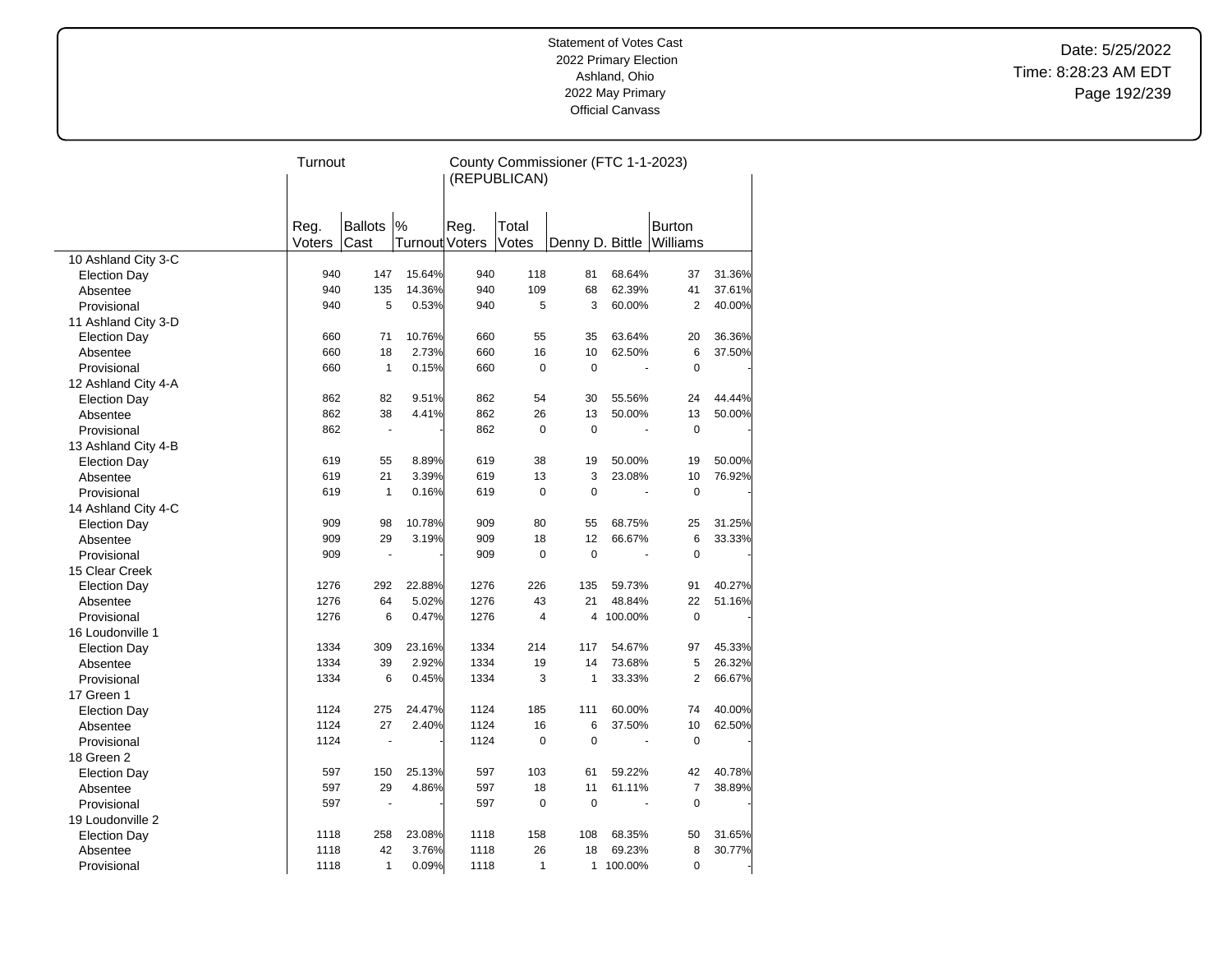Statement of Votes Cast
2022 Primary Election
Ashland, Ohio
2022 May Primary
Official Canvass

Date: 5/25/2022
Time: 8:28:23 AM EDT

| | Turnout | | | County Commissioner (FTC 1-1-2023) (REPUBLICAN) | | | | | |
|---|---|---|---|---|---|---|---|---|---|
| | Reg. Voters | Ballots Cast | % Turnout | Reg. Voters | Total Votes | Denny D. Bittle | | Burton Williams | |
| 10 Ashland City 3-C | | | | | | | | | |
| Election Day | 940 | 147 | 15.64% | 940 | 118 | 81 | 68.64% | 37 | 31.36% |
| Absentee | 940 | 135 | 14.36% | 940 | 109 | 68 | 62.39% | 41 | 37.61% |
| Provisional | 940 | 5 | 0.53% | 940 | 5 | 3 | 60.00% | 2 | 40.00% |
| 11 Ashland City 3-D | | | | | | | | | |
| Election Day | 660 | 71 | 10.76% | 660 | 55 | 35 | 63.64% | 20 | 36.36% |
| Absentee | 660 | 18 | 2.73% | 660 | 16 | 10 | 62.50% | 6 | 37.50% |
| Provisional | 660 | 1 | 0.15% | 660 | 0 | 0 | - | 0 | - |
| 12 Ashland City 4-A | | | | | | | | | |
| Election Day | 862 | 82 | 9.51% | 862 | 54 | 30 | 55.56% | 24 | 44.44% |
| Absentee | 862 | 38 | 4.41% | 862 | 26 | 13 | 50.00% | 13 | 50.00% |
| Provisional | 862 | - | - | 862 | 0 | 0 | - | 0 | - |
| 13 Ashland City 4-B | | | | | | | | | |
| Election Day | 619 | 55 | 8.89% | 619 | 38 | 19 | 50.00% | 19 | 50.00% |
| Absentee | 619 | 21 | 3.39% | 619 | 13 | 3 | 23.08% | 10 | 76.92% |
| Provisional | 619 | 1 | 0.16% | 619 | 0 | 0 | - | 0 | - |
| 14 Ashland City 4-C | | | | | | | | | |
| Election Day | 909 | 98 | 10.78% | 909 | 80 | 55 | 68.75% | 25 | 31.25% |
| Absentee | 909 | 29 | 3.19% | 909 | 18 | 12 | 66.67% | 6 | 33.33% |
| Provisional | 909 | - | - | 909 | 0 | 0 | - | 0 | - |
| 15 Clear Creek | | | | | | | | | |
| Election Day | 1276 | 292 | 22.88% | 1276 | 226 | 135 | 59.73% | 91 | 40.27% |
| Absentee | 1276 | 64 | 5.02% | 1276 | 43 | 21 | 48.84% | 22 | 51.16% |
| Provisional | 1276 | 6 | 0.47% | 1276 | 4 | 4 | 100.00% | 0 | - |
| 16 Loudonville 1 | | | | | | | | | |
| Election Day | 1334 | 309 | 23.16% | 1334 | 214 | 117 | 54.67% | 97 | 45.33% |
| Absentee | 1334 | 39 | 2.92% | 1334 | 19 | 14 | 73.68% | 5 | 26.32% |
| Provisional | 1334 | 6 | 0.45% | 1334 | 3 | 1 | 33.33% | 2 | 66.67% |
| 17 Green 1 | | | | | | | | | |
| Election Day | 1124 | 275 | 24.47% | 1124 | 185 | 111 | 60.00% | 74 | 40.00% |
| Absentee | 1124 | 27 | 2.40% | 1124 | 16 | 6 | 37.50% | 10 | 62.50% |
| Provisional | 1124 | - | - | 1124 | 0 | 0 | - | 0 | - |
| 18 Green 2 | | | | | | | | | |
| Election Day | 597 | 150 | 25.13% | 597 | 103 | 61 | 59.22% | 42 | 40.78% |
| Absentee | 597 | 29 | 4.86% | 597 | 18 | 11 | 61.11% | 7 | 38.89% |
| Provisional | 597 | - | - | 597 | 0 | 0 | - | 0 | - |
| 19 Loudonville 2 | | | | | | | | | |
| Election Day | 1118 | 258 | 23.08% | 1118 | 158 | 108 | 68.35% | 50 | 31.65% |
| Absentee | 1118 | 42 | 3.76% | 1118 | 26 | 18 | 69.23% | 8 | 30.77% |
| Provisional | 1118 | 1 | 0.09% | 1118 | 1 | 1 | 100.00% | 0 | - |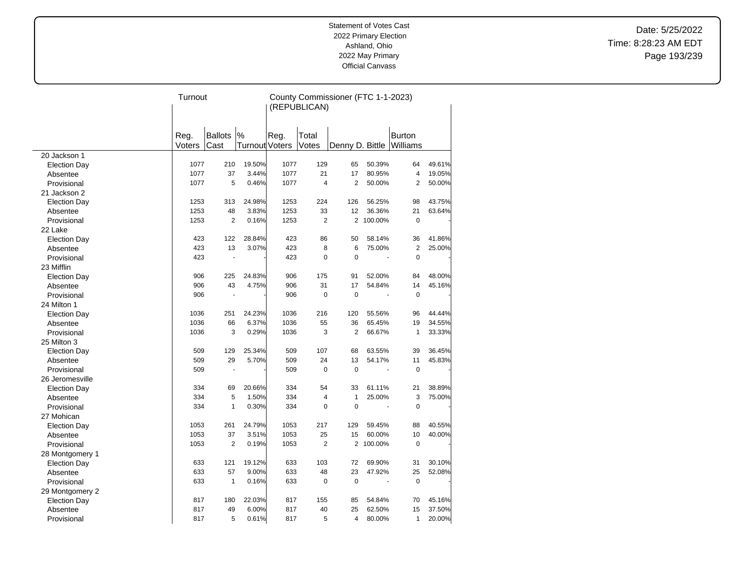Statement of Votes Cast
2022 Primary Election
Ashland, Ohio
2022 May Primary
Official Canvass

Date: 5/25/2022
Time: 8:28:23 AM EDT

| | Turnout | | | County Commissioner (FTC 1-1-2023) (REPUBLICAN) | | | | | |
|---|---|---|---|---|---|---|---|---|---|
| | Reg. Voters | Ballots Cast | % Turnout | Reg. Voters | Total Votes | Denny D. Bittle | | Burton Williams | |
| 20 Jackson 1 | | | | | | | | | |
| Election Day | 1077 | 210 | 19.50% | 1077 | 129 | 65 | 50.39% | 64 | 49.61% |
| Absentee | 1077 | 37 | 3.44% | 1077 | 21 | 17 | 80.95% | 4 | 19.05% |
| Provisional | 1077 | 5 | 0.46% | 1077 | 4 | 2 | 50.00% | 2 | 50.00% |
| 21 Jackson 2 | | | | | | | | | |
| Election Day | 1253 | 313 | 24.98% | 1253 | 224 | 126 | 56.25% | 98 | 43.75% |
| Absentee | 1253 | 48 | 3.83% | 1253 | 33 | 12 | 36.36% | 21 | 63.64% |
| Provisional | 1253 | 2 | 0.16% | 1253 | 2 | 2 | 100.00% | 0 | - |
| 22 Lake | | | | | | | | | |
| Election Day | 423 | 122 | 28.84% | 423 | 86 | 50 | 58.14% | 36 | 41.86% |
| Absentee | 423 | 13 | 3.07% | 423 | 8 | 6 | 75.00% | 2 | 25.00% |
| Provisional | 423 | - | - | 423 | 0 | 0 | - | 0 | - |
| 23 Mifflin | | | | | | | | | |
| Election Day | 906 | 225 | 24.83% | 906 | 175 | 91 | 52.00% | 84 | 48.00% |
| Absentee | 906 | 43 | 4.75% | 906 | 31 | 17 | 54.84% | 14 | 45.16% |
| Provisional | 906 | - | - | 906 | 0 | 0 | - | 0 | - |
| 24 Milton 1 | | | | | | | | | |
| Election Day | 1036 | 251 | 24.23% | 1036 | 216 | 120 | 55.56% | 96 | 44.44% |
| Absentee | 1036 | 66 | 6.37% | 1036 | 55 | 36 | 65.45% | 19 | 34.55% |
| Provisional | 1036 | 3 | 0.29% | 1036 | 3 | 2 | 66.67% | 1 | 33.33% |
| 25 Milton 3 | | | | | | | | | |
| Election Day | 509 | 129 | 25.34% | 509 | 107 | 68 | 63.55% | 39 | 36.45% |
| Absentee | 509 | 29 | 5.70% | 509 | 24 | 13 | 54.17% | 11 | 45.83% |
| Provisional | 509 | - | - | 509 | 0 | 0 | - | 0 | - |
| 26 Jeromesville | | | | | | | | | |
| Election Day | 334 | 69 | 20.66% | 334 | 54 | 33 | 61.11% | 21 | 38.89% |
| Absentee | 334 | 5 | 1.50% | 334 | 4 | 1 | 25.00% | 3 | 75.00% |
| Provisional | 334 | 1 | 0.30% | 334 | 0 | 0 | - | 0 | - |
| 27 Mohican | | | | | | | | | |
| Election Day | 1053 | 261 | 24.79% | 1053 | 217 | 129 | 59.45% | 88 | 40.55% |
| Absentee | 1053 | 37 | 3.51% | 1053 | 25 | 15 | 60.00% | 10 | 40.00% |
| Provisional | 1053 | 2 | 0.19% | 1053 | 2 | 2 | 100.00% | 0 | - |
| 28 Montgomery 1 | | | | | | | | | |
| Election Day | 633 | 121 | 19.12% | 633 | 103 | 72 | 69.90% | 31 | 30.10% |
| Absentee | 633 | 57 | 9.00% | 633 | 48 | 23 | 47.92% | 25 | 52.08% |
| Provisional | 633 | 1 | 0.16% | 633 | 0 | 0 | - | 0 | - |
| 29 Montgomery 2 | | | | | | | | | |
| Election Day | 817 | 180 | 22.03% | 817 | 155 | 85 | 54.84% | 70 | 45.16% |
| Absentee | 817 | 49 | 6.00% | 817 | 40 | 25 | 62.50% | 15 | 37.50% |
| Provisional | 817 | 5 | 0.61% | 817 | 5 | 4 | 80.00% | 1 | 20.00% |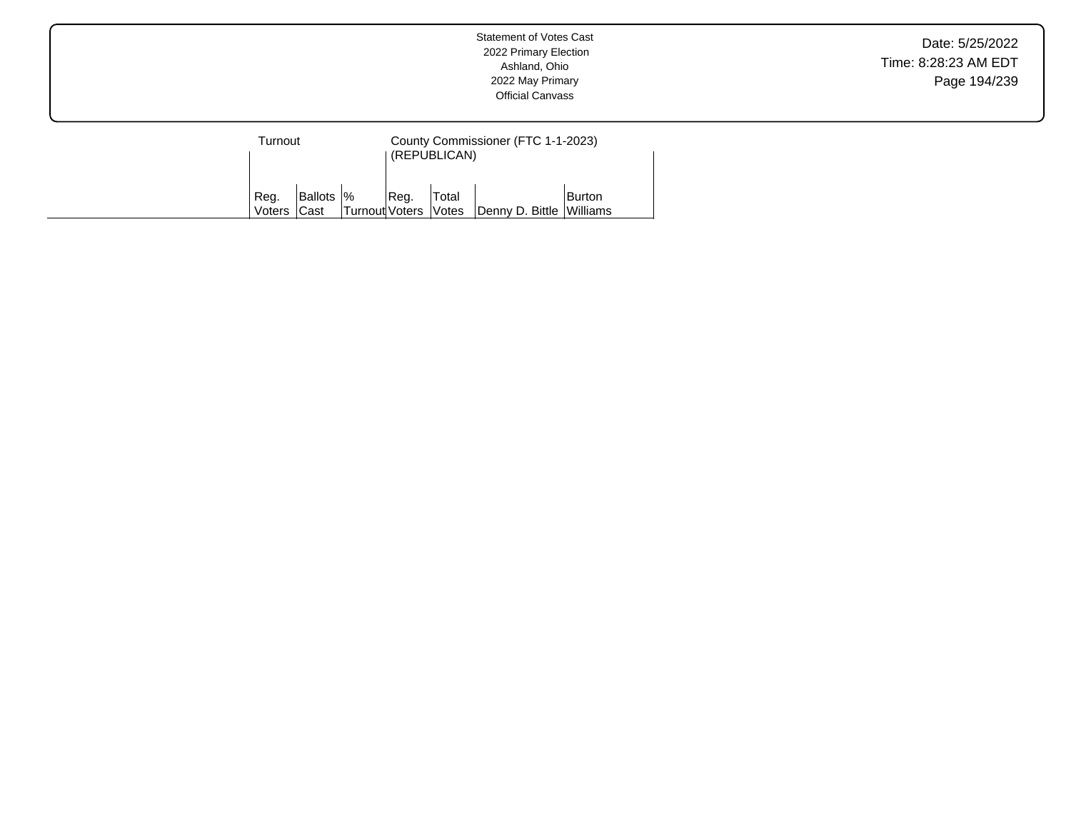| | Turnout | | | County Commissioner (FTC 1-1-2023) (REPUBLICAN) | | | |
|---|---|---|---|---|---|---|---|
| | Reg. Voters | Ballots Cast | % Turnout | Reg. Voters | Total Votes | Denny D. Bittle | Burton Williams |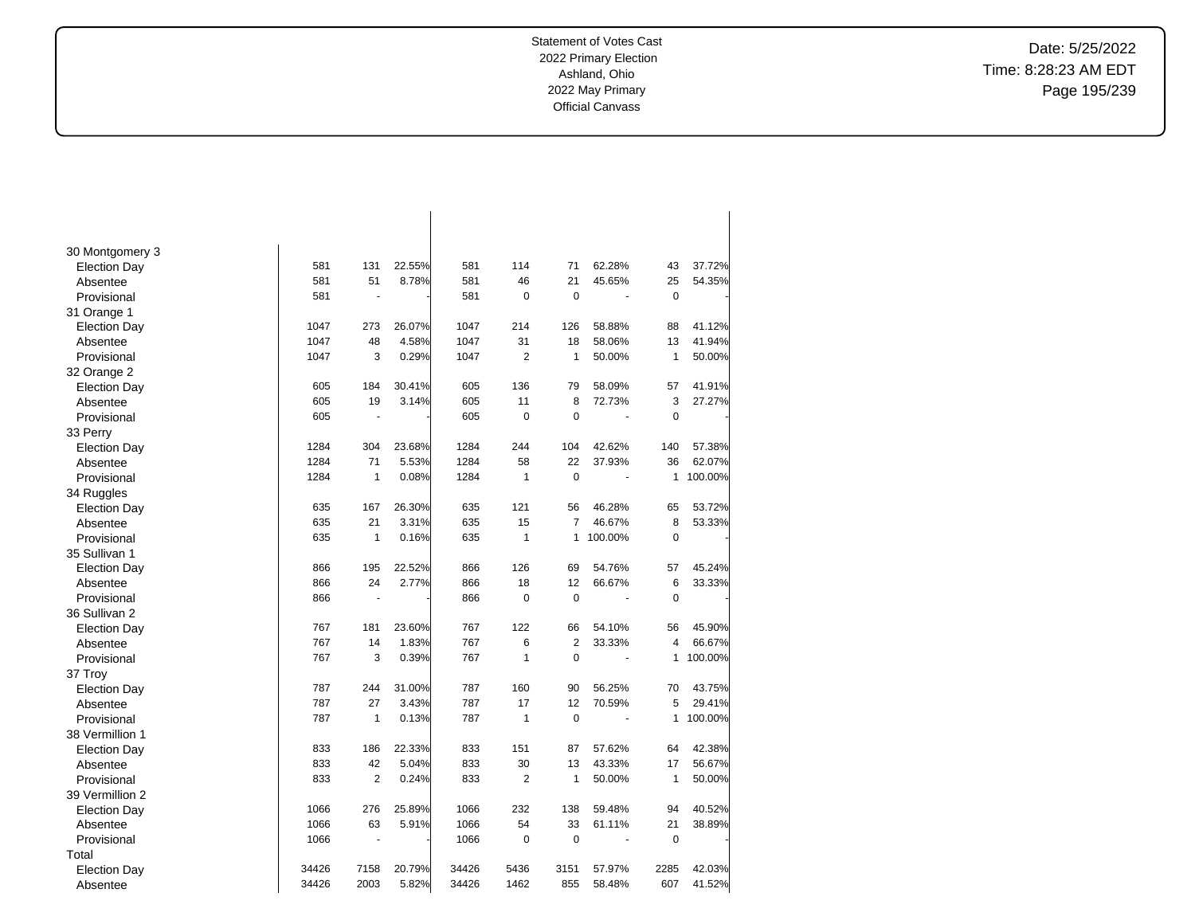Statement of Votes Cast
2022 Primary Election
Ashland, Ohio
2022 May Primary
Official Canvass

Date: 5/25/2022
Time: 8:28:23 AM EDT

| | | | | | | | | | |
|---|---|---|---|---|---|---|---|---|---|
| 30 Montgomery 3 | | | | | | | | | |
| Election Day | 581 | 131 | 22.55% | 581 | 114 | 71 | 62.28% | 43 | 37.72% |
| Absentee | 581 | 51 | 8.78% | 581 | 46 | 21 | 45.65% | 25 | 54.35% |
| Provisional | 581 | - | - | 581 | 0 | 0 | - | 0 | - |
| 31 Orange 1 | | | | | | | | | |
| Election Day | 1047 | 273 | 26.07% | 1047 | 214 | 126 | 58.88% | 88 | 41.12% |
| Absentee | 1047 | 48 | 4.58% | 1047 | 31 | 18 | 58.06% | 13 | 41.94% |
| Provisional | 1047 | 3 | 0.29% | 1047 | 2 | 1 | 50.00% | 1 | 50.00% |
| 32 Orange 2 | | | | | | | | | |
| Election Day | 605 | 184 | 30.41% | 605 | 136 | 79 | 58.09% | 57 | 41.91% |
| Absentee | 605 | 19 | 3.14% | 605 | 11 | 8 | 72.73% | 3 | 27.27% |
| Provisional | 605 | - | - | 605 | 0 | 0 | - | 0 | - |
| 33 Perry | | | | | | | | | |
| Election Day | 1284 | 304 | 23.68% | 1284 | 244 | 104 | 42.62% | 140 | 57.38% |
| Absentee | 1284 | 71 | 5.53% | 1284 | 58 | 22 | 37.93% | 36 | 62.07% |
| Provisional | 1284 | 1 | 0.08% | 1284 | 1 | 0 | - | 1 | 100.00% |
| 34 Ruggles | | | | | | | | | |
| Election Day | 635 | 167 | 26.30% | 635 | 121 | 56 | 46.28% | 65 | 53.72% |
| Absentee | 635 | 21 | 3.31% | 635 | 15 | 7 | 46.67% | 8 | 53.33% |
| Provisional | 635 | 1 | 0.16% | 635 | 1 | 1 | 100.00% | 0 | - |
| 35 Sullivan 1 | | | | | | | | | |
| Election Day | 866 | 195 | 22.52% | 866 | 126 | 69 | 54.76% | 57 | 45.24% |
| Absentee | 866 | 24 | 2.77% | 866 | 18 | 12 | 66.67% | 6 | 33.33% |
| Provisional | 866 | - | - | 866 | 0 | 0 | - | 0 | - |
| 36 Sullivan 2 | | | | | | | | | |
| Election Day | 767 | 181 | 23.60% | 767 | 122 | 66 | 54.10% | 56 | 45.90% |
| Absentee | 767 | 14 | 1.83% | 767 | 6 | 2 | 33.33% | 4 | 66.67% |
| Provisional | 767 | 3 | 0.39% | 767 | 1 | 0 | - | 1 | 100.00% |
| 37 Troy | | | | | | | | | |
| Election Day | 787 | 244 | 31.00% | 787 | 160 | 90 | 56.25% | 70 | 43.75% |
| Absentee | 787 | 27 | 3.43% | 787 | 17 | 12 | 70.59% | 5 | 29.41% |
| Provisional | 787 | 1 | 0.13% | 787 | 1 | 0 | - | 1 | 100.00% |
| 38 Vermillion 1 | | | | | | | | | |
| Election Day | 833 | 186 | 22.33% | 833 | 151 | 87 | 57.62% | 64 | 42.38% |
| Absentee | 833 | 42 | 5.04% | 833 | 30 | 13 | 43.33% | 17 | 56.67% |
| Provisional | 833 | 2 | 0.24% | 833 | 2 | 1 | 50.00% | 1 | 50.00% |
| 39 Vermillion 2 | | | | | | | | | |
| Election Day | 1066 | 276 | 25.89% | 1066 | 232 | 138 | 59.48% | 94 | 40.52% |
| Absentee | 1066 | 63 | 5.91% | 1066 | 54 | 33 | 61.11% | 21 | 38.89% |
| Provisional | 1066 | - | - | 1066 | 0 | 0 | - | 0 | - |
| Total | | | | | | | | | |
| Election Day | 34426 | 7158 | 20.79% | 34426 | 5436 | 3151 | 57.97% | 2285 | 42.03% |
| Absentee | 34426 | 2003 | 5.82% | 34426 | 1462 | 855 | 58.48% | 607 | 41.52% |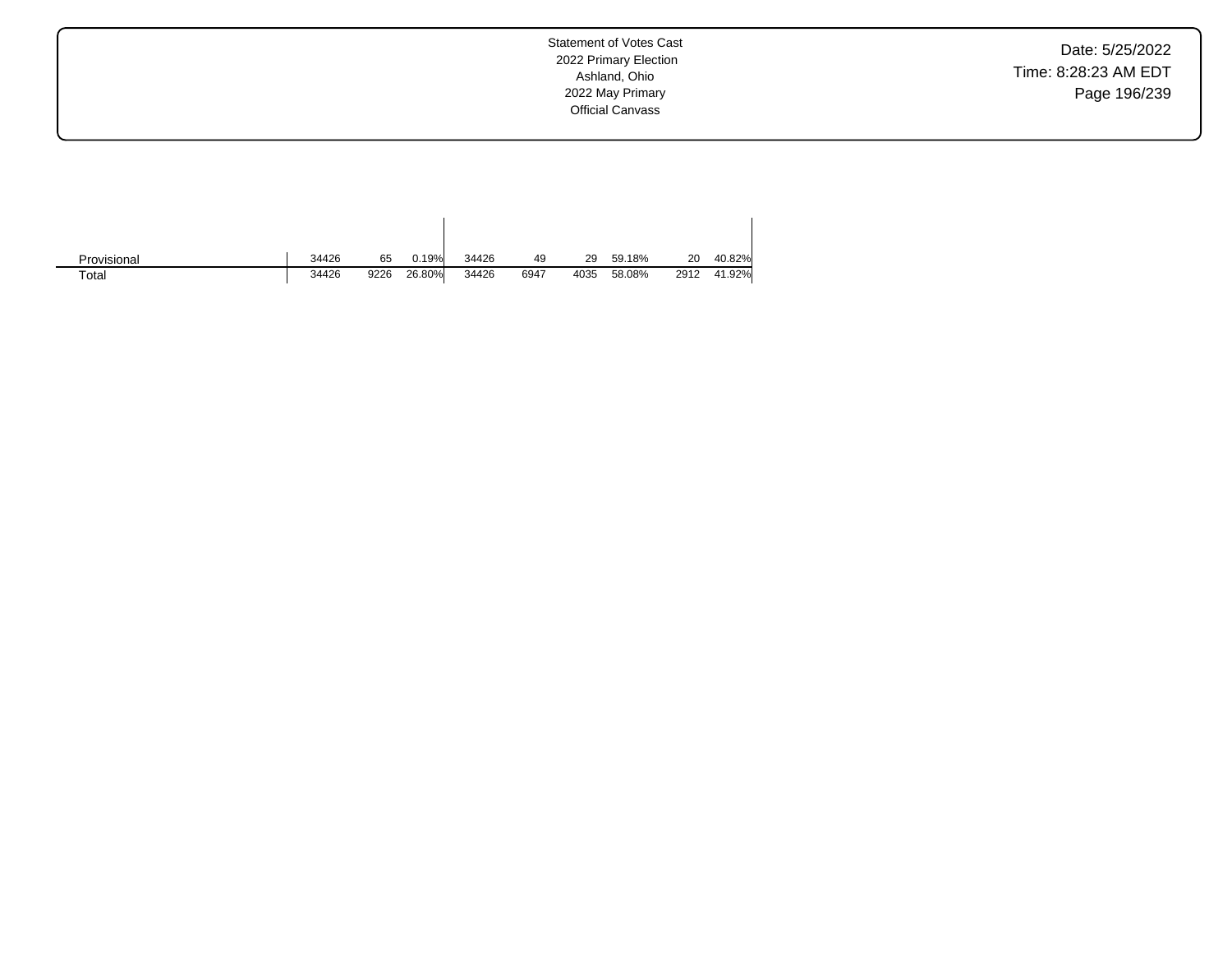| | | | | | | | | | |
|---|---|---|---|---|---|---|---|---|---|
| Provisional | 34426 | 65 | 0.19% | 34426 | 49 | 29 | 59.18% | 20 | 40.82% |
| Total | 34426 | 9226 | 26.80% | 34426 | 6947 | 4035 | 58.08% | 2912 | 41.92% |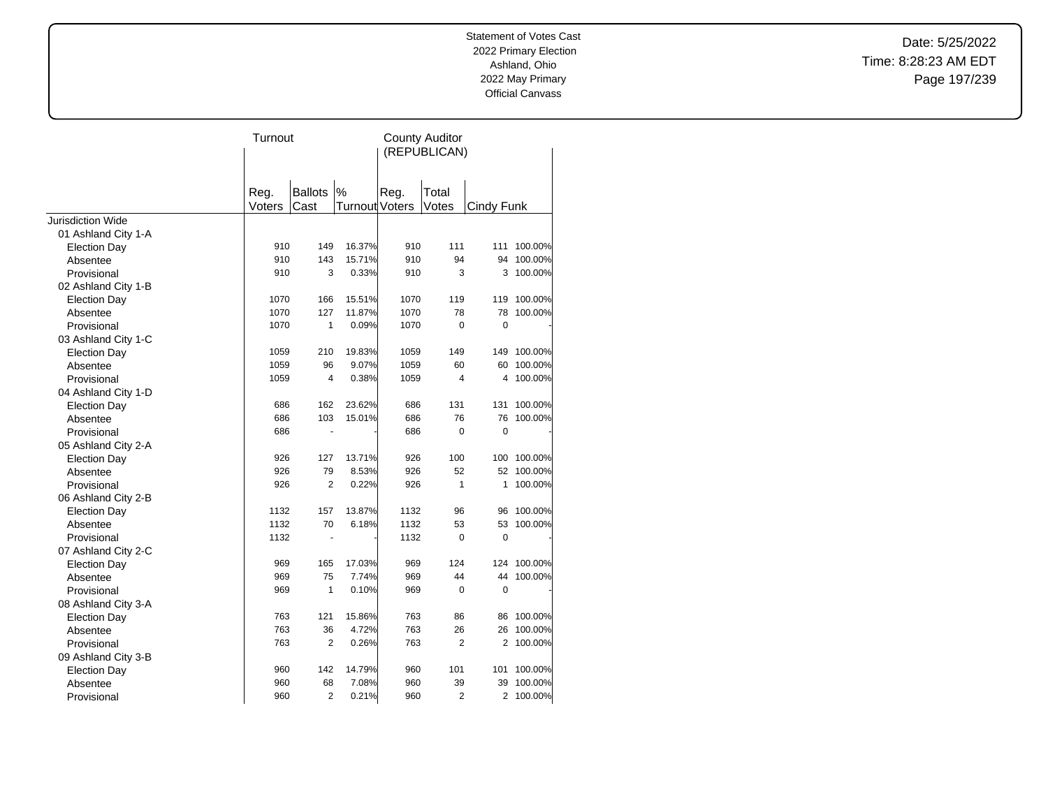Statement of Votes Cast
2022 Primary Election
Ashland, Ohio
2022 May Primary
Official Canvass

Date: 5/25/2022
Time: 8:28:23 AM EDT

| | Turnout | | | County Auditor (REPUBLICAN) | | | |
|---|---|---|---|---|---|---|---|
| | Reg. Voters | Ballots Cast | % Turnout | Reg. Voters | Total Votes | Cindy Funk | |
| Jurisdiction Wide | | | | | | | |
| 01 Ashland City 1-A | | | | | | | |
| Election Day | 910 | 149 | 16.37% | 910 | 111 | 111 | 100.00% |
| Absentee | 910 | 143 | 15.71% | 910 | 94 | 94 | 100.00% |
| Provisional | 910 | 3 | 0.33% | 910 | 3 | 3 | 100.00% |
| 02 Ashland City 1-B | | | | | | | |
| Election Day | 1070 | 166 | 15.51% | 1070 | 119 | 119 | 100.00% |
| Absentee | 1070 | 127 | 11.87% | 1070 | 78 | 78 | 100.00% |
| Provisional | 1070 | 1 | 0.09% | 1070 | 0 | 0 | - |
| 03 Ashland City 1-C | | | | | | | |
| Election Day | 1059 | 210 | 19.83% | 1059 | 149 | 149 | 100.00% |
| Absentee | 1059 | 96 | 9.07% | 1059 | 60 | 60 | 100.00% |
| Provisional | 1059 | 4 | 0.38% | 1059 | 4 | 4 | 100.00% |
| 04 Ashland City 1-D | | | | | | | |
| Election Day | 686 | 162 | 23.62% | 686 | 131 | 131 | 100.00% |
| Absentee | 686 | 103 | 15.01% | 686 | 76 | 76 | 100.00% |
| Provisional | 686 | - | - | 686 | 0 | 0 | - |
| 05 Ashland City 2-A | | | | | | | |
| Election Day | 926 | 127 | 13.71% | 926 | 100 | 100 | 100.00% |
| Absentee | 926 | 79 | 8.53% | 926 | 52 | 52 | 100.00% |
| Provisional | 926 | 2 | 0.22% | 926 | 1 | 1 | 100.00% |
| 06 Ashland City 2-B | | | | | | | |
| Election Day | 1132 | 157 | 13.87% | 1132 | 96 | 96 | 100.00% |
| Absentee | 1132 | 70 | 6.18% | 1132 | 53 | 53 | 100.00% |
| Provisional | 1132 | - | - | 1132 | 0 | 0 | - |
| 07 Ashland City 2-C | | | | | | | |
| Election Day | 969 | 165 | 17.03% | 969 | 124 | 124 | 100.00% |
| Absentee | 969 | 75 | 7.74% | 969 | 44 | 44 | 100.00% |
| Provisional | 969 | 1 | 0.10% | 969 | 0 | 0 | - |
| 08 Ashland City 3-A | | | | | | | |
| Election Day | 763 | 121 | 15.86% | 763 | 86 | 86 | 100.00% |
| Absentee | 763 | 36 | 4.72% | 763 | 26 | 26 | 100.00% |
| Provisional | 763 | 2 | 0.26% | 763 | 2 | 2 | 100.00% |
| 09 Ashland City 3-B | | | | | | | |
| Election Day | 960 | 142 | 14.79% | 960 | 101 | 101 | 100.00% |
| Absentee | 960 | 68 | 7.08% | 960 | 39 | 39 | 100.00% |
| Provisional | 960 | 2 | 0.21% | 960 | 2 | 2 | 100.00% |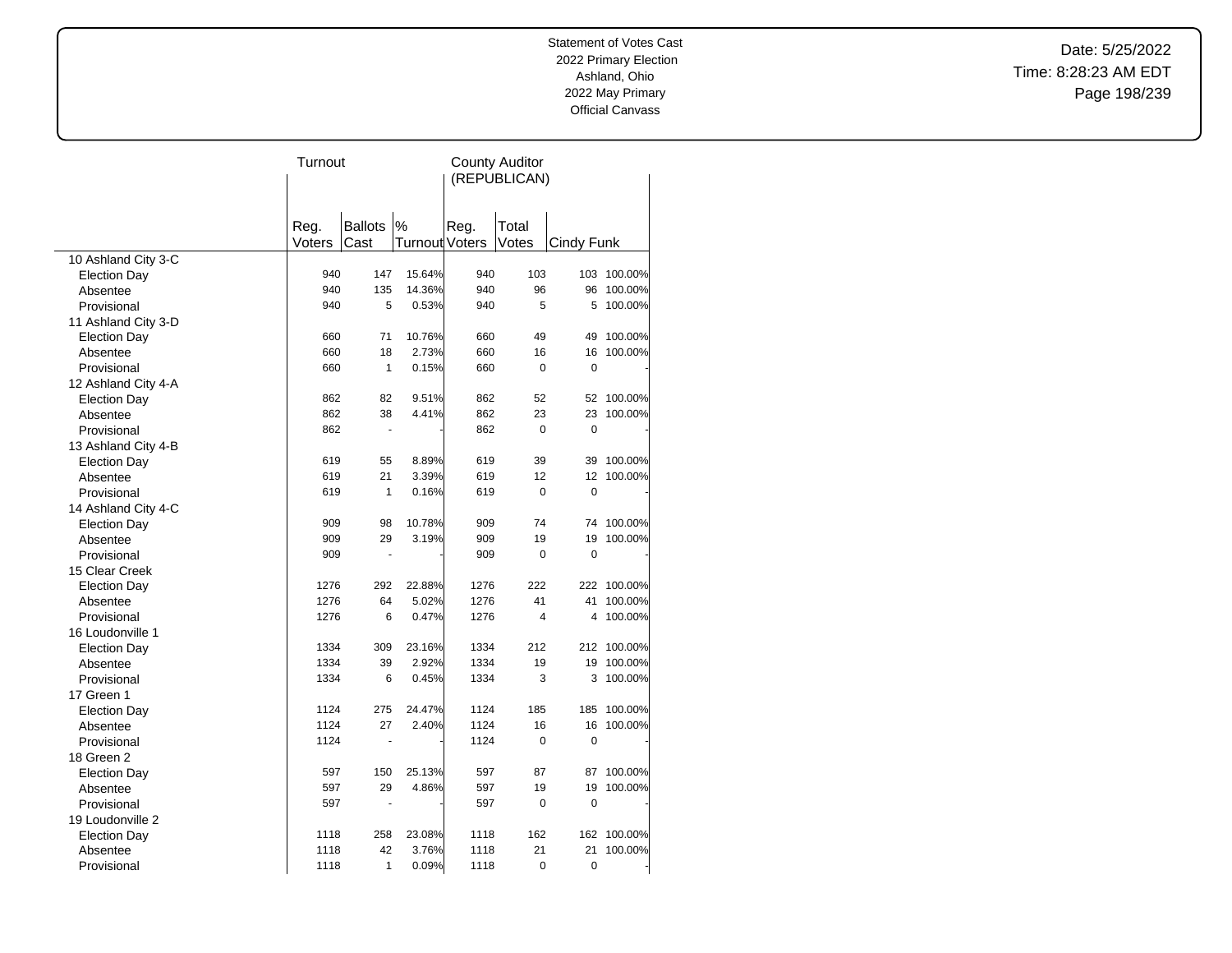Statement of Votes Cast
2022 Primary Election
Ashland, Ohio
2022 May Primary
Official Canvass

Date: 5/25/2022
Time: 8:28:23 AM EDT

| | Turnout | | | County Auditor (REPUBLICAN) | | | |
|---|---|---|---|---|---|---|---|
| | Reg. Voters | Ballots Cast | % Turnout | Reg. Voters | Total Votes | Cindy Funk | |
| 10 Ashland City 3-C | | | | | | | |
| Election Day | 940 | 147 | 15.64% | 940 | 103 | 103 | 100.00% |
| Absentee | 940 | 135 | 14.36% | 940 | 96 | 96 | 100.00% |
| Provisional | 940 | 5 | 0.53% | 940 | 5 | 5 | 100.00% |
| 11 Ashland City 3-D | | | | | | | |
| Election Day | 660 | 71 | 10.76% | 660 | 49 | 49 | 100.00% |
| Absentee | 660 | 18 | 2.73% | 660 | 16 | 16 | 100.00% |
| Provisional | 660 | 1 | 0.15% | 660 | 0 | 0 | - |
| 12 Ashland City 4-A | | | | | | | |
| Election Day | 862 | 82 | 9.51% | 862 | 52 | 52 | 100.00% |
| Absentee | 862 | 38 | 4.41% | 862 | 23 | 23 | 100.00% |
| Provisional | 862 | - | - | 862 | 0 | 0 | - |
| 13 Ashland City 4-B | | | | | | | |
| Election Day | 619 | 55 | 8.89% | 619 | 39 | 39 | 100.00% |
| Absentee | 619 | 21 | 3.39% | 619 | 12 | 12 | 100.00% |
| Provisional | 619 | 1 | 0.16% | 619 | 0 | 0 | - |
| 14 Ashland City 4-C | | | | | | | |
| Election Day | 909 | 98 | 10.78% | 909 | 74 | 74 | 100.00% |
| Absentee | 909 | 29 | 3.19% | 909 | 19 | 19 | 100.00% |
| Provisional | 909 | - | - | 909 | 0 | 0 | - |
| 15 Clear Creek | | | | | | | |
| Election Day | 1276 | 292 | 22.88% | 1276 | 222 | 222 | 100.00% |
| Absentee | 1276 | 64 | 5.02% | 1276 | 41 | 41 | 100.00% |
| Provisional | 1276 | 6 | 0.47% | 1276 | 4 | 4 | 100.00% |
| 16 Loudonville 1 | | | | | | | |
| Election Day | 1334 | 309 | 23.16% | 1334 | 212 | 212 | 100.00% |
| Absentee | 1334 | 39 | 2.92% | 1334 | 19 | 19 | 100.00% |
| Provisional | 1334 | 6 | 0.45% | 1334 | 3 | 3 | 100.00% |
| 17 Green 1 | | | | | | | |
| Election Day | 1124 | 275 | 24.47% | 1124 | 185 | 185 | 100.00% |
| Absentee | 1124 | 27 | 2.40% | 1124 | 16 | 16 | 100.00% |
| Provisional | 1124 | - | - | 1124 | 0 | 0 | - |
| 18 Green 2 | | | | | | | |
| Election Day | 597 | 150 | 25.13% | 597 | 87 | 87 | 100.00% |
| Absentee | 597 | 29 | 4.86% | 597 | 19 | 19 | 100.00% |
| Provisional | 597 | - | - | 597 | 0 | 0 | - |
| 19 Loudonville 2 | | | | | | | |
| Election Day | 1118 | 258 | 23.08% | 1118 | 162 | 162 | 100.00% |
| Absentee | 1118 | 42 | 3.76% | 1118 | 21 | 21 | 100.00% |
| Provisional | 1118 | 1 | 0.09% | 1118 | 0 | 0 | - |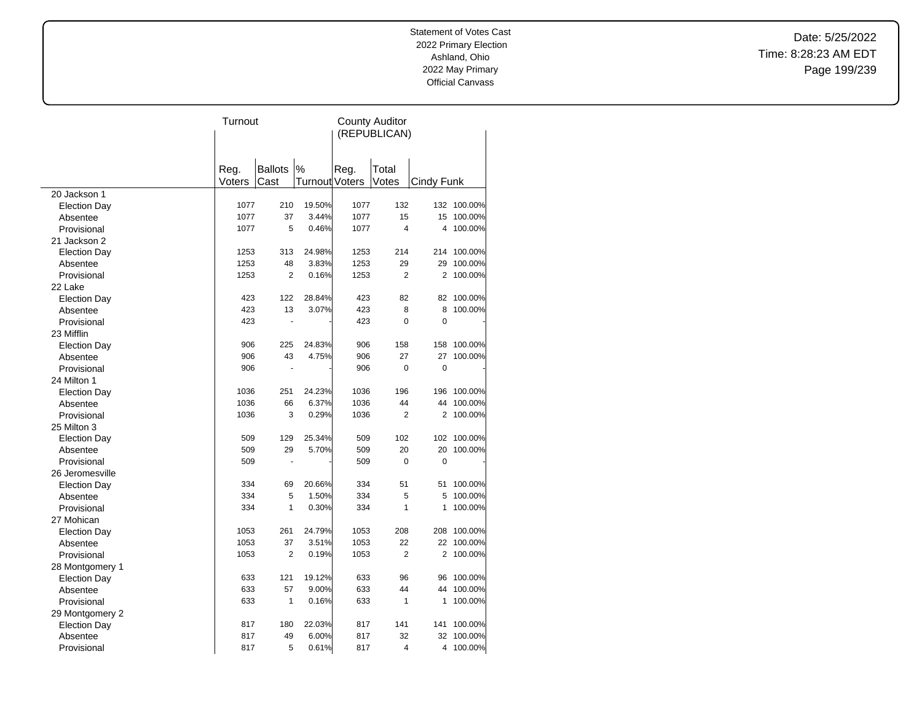Statement of Votes Cast
2022 Primary Election
Ashland, Ohio
2022 May Primary
Official Canvass

Date: 5/25/2022
Time: 8:28:23 AM EDT

| | Turnout | | | County Auditor (REPUBLICAN) | | | |
|---|---|---|---|---|---|---|---|
| | Reg. Voters | Ballots Cast | % Turnout | Reg. Voters | Total Votes | Cindy Funk | |
| 20 Jackson 1 | | | | | | | |
| Election Day | 1077 | 210 | 19.50% | 1077 | 132 | 132 | 100.00% |
| Absentee | 1077 | 37 | 3.44% | 1077 | 15 | 15 | 100.00% |
| Provisional | 1077 | 5 | 0.46% | 1077 | 4 | 4 | 100.00% |
| 21 Jackson 2 | | | | | | | |
| Election Day | 1253 | 313 | 24.98% | 1253 | 214 | 214 | 100.00% |
| Absentee | 1253 | 48 | 3.83% | 1253 | 29 | 29 | 100.00% |
| Provisional | 1253 | 2 | 0.16% | 1253 | 2 | 2 | 100.00% |
| 22 Lake | | | | | | | |
| Election Day | 423 | 122 | 28.84% | 423 | 82 | 82 | 100.00% |
| Absentee | 423 | 13 | 3.07% | 423 | 8 | 8 | 100.00% |
| Provisional | 423 | - | - | 423 | 0 | 0 | - |
| 23 Mifflin | | | | | | | |
| Election Day | 906 | 225 | 24.83% | 906 | 158 | 158 | 100.00% |
| Absentee | 906 | 43 | 4.75% | 906 | 27 | 27 | 100.00% |
| Provisional | 906 | - | - | 906 | 0 | 0 | - |
| 24 Milton 1 | | | | | | | |
| Election Day | 1036 | 251 | 24.23% | 1036 | 196 | 196 | 100.00% |
| Absentee | 1036 | 66 | 6.37% | 1036 | 44 | 44 | 100.00% |
| Provisional | 1036 | 3 | 0.29% | 1036 | 2 | 2 | 100.00% |
| 25 Milton 3 | | | | | | | |
| Election Day | 509 | 129 | 25.34% | 509 | 102 | 102 | 100.00% |
| Absentee | 509 | 29 | 5.70% | 509 | 20 | 20 | 100.00% |
| Provisional | 509 | - | - | 509 | 0 | 0 | - |
| 26 Jeromesville | | | | | | | |
| Election Day | 334 | 69 | 20.66% | 334 | 51 | 51 | 100.00% |
| Absentee | 334 | 5 | 1.50% | 334 | 5 | 5 | 100.00% |
| Provisional | 334 | 1 | 0.30% | 334 | 1 | 1 | 100.00% |
| 27 Mohican | | | | | | | |
| Election Day | 1053 | 261 | 24.79% | 1053 | 208 | 208 | 100.00% |
| Absentee | 1053 | 37 | 3.51% | 1053 | 22 | 22 | 100.00% |
| Provisional | 1053 | 2 | 0.19% | 1053 | 2 | 2 | 100.00% |
| 28 Montgomery 1 | | | | | | | |
| Election Day | 633 | 121 | 19.12% | 633 | 96 | 96 | 100.00% |
| Absentee | 633 | 57 | 9.00% | 633 | 44 | 44 | 100.00% |
| Provisional | 633 | 1 | 0.16% | 633 | 1 | 1 | 100.00% |
| 29 Montgomery 2 | | | | | | | |
| Election Day | 817 | 180 | 22.03% | 817 | 141 | 141 | 100.00% |
| Absentee | 817 | 49 | 6.00% | 817 | 32 | 32 | 100.00% |
| Provisional | 817 | 5 | 0.61% | 817 | 4 | 4 | 100.00% |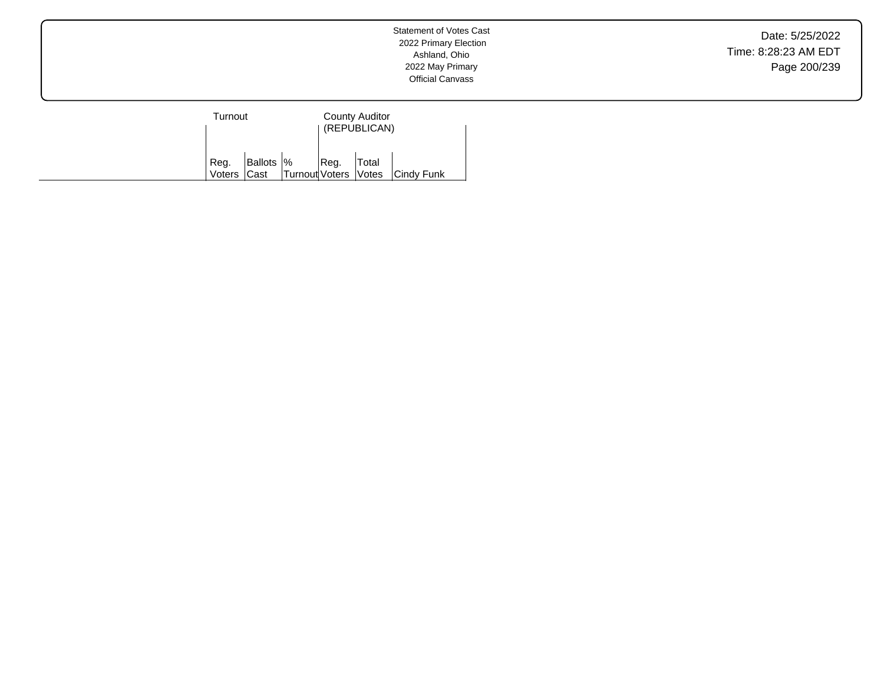Statement of Votes Cast
2022 Primary Election
Ashland, Ohio
2022 May Primary
Official Canvass

| | Turnout | | | County Auditor (REPUBLICAN) | | |
|---|---|---|---|---|---|---|
| | Reg. Voters | Ballots Cast | % Turnout | Reg. Voters | Total Votes | Cindy Funk |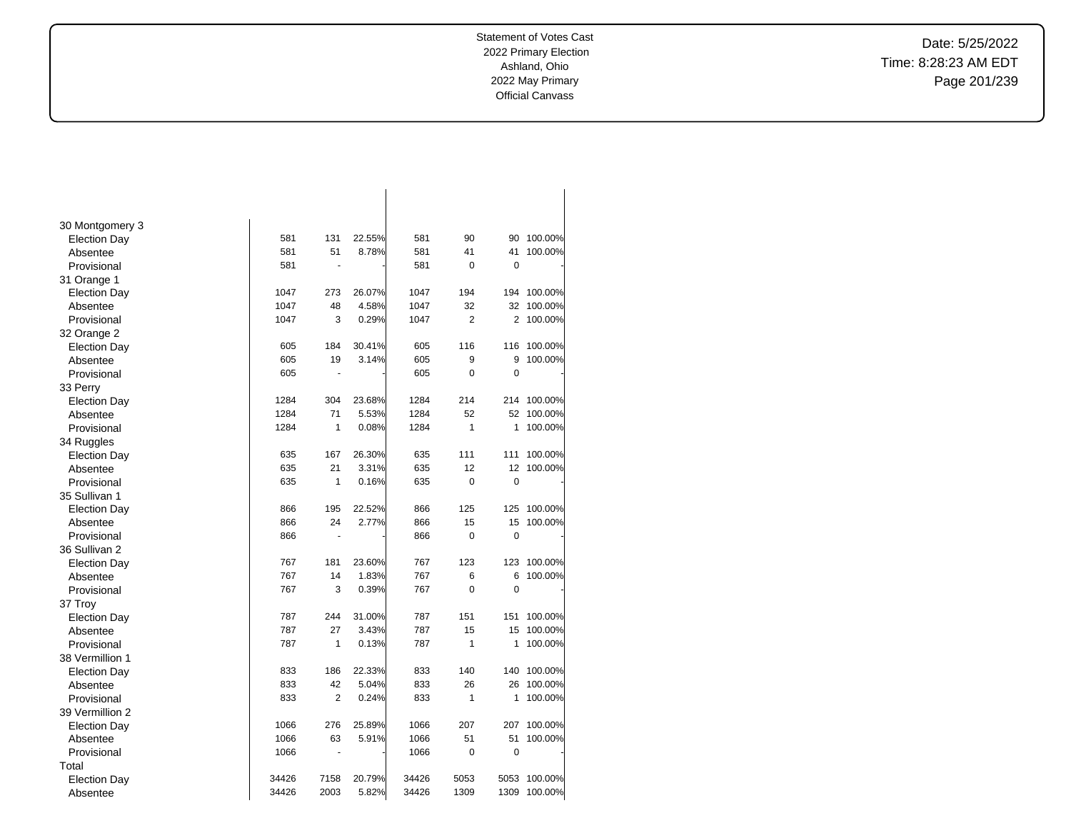Statement of Votes Cast
2022 Primary Election
Ashland, Ohio
2022 May Primary
Official Canvass

Date: 5/25/2022
Time: 8:28:23 AM EDT

| | | | | | | | |
|---|---|---|---|---|---|---|---|
| 30 Montgomery 3 | | | | | | | |
| Election Day | 581 | 131 | 22.55% | 581 | 90 | 90 | 100.00% |
| Absentee | 581 | 51 | 8.78% | 581 | 41 | 41 | 100.00% |
| Provisional | 581 | - | - | 581 | 0 | 0 | - |
| 31 Orange 1 | | | | | | | |
| Election Day | 1047 | 273 | 26.07% | 1047 | 194 | 194 | 100.00% |
| Absentee | 1047 | 48 | 4.58% | 1047 | 32 | 32 | 100.00% |
| Provisional | 1047 | 3 | 0.29% | 1047 | 2 | 2 | 100.00% |
| 32 Orange 2 | | | | | | | |
| Election Day | 605 | 184 | 30.41% | 605 | 116 | 116 | 100.00% |
| Absentee | 605 | 19 | 3.14% | 605 | 9 | 9 | 100.00% |
| Provisional | 605 | - | - | 605 | 0 | 0 | - |
| 33 Perry | | | | | | | |
| Election Day | 1284 | 304 | 23.68% | 1284 | 214 | 214 | 100.00% |
| Absentee | 1284 | 71 | 5.53% | 1284 | 52 | 52 | 100.00% |
| Provisional | 1284 | 1 | 0.08% | 1284 | 1 | 1 | 100.00% |
| 34 Ruggles | | | | | | | |
| Election Day | 635 | 167 | 26.30% | 635 | 111 | 111 | 100.00% |
| Absentee | 635 | 21 | 3.31% | 635 | 12 | 12 | 100.00% |
| Provisional | 635 | 1 | 0.16% | 635 | 0 | 0 | - |
| 35 Sullivan 1 | | | | | | | |
| Election Day | 866 | 195 | 22.52% | 866 | 125 | 125 | 100.00% |
| Absentee | 866 | 24 | 2.77% | 866 | 15 | 15 | 100.00% |
| Provisional | 866 | - | - | 866 | 0 | 0 | - |
| 36 Sullivan 2 | | | | | | | |
| Election Day | 767 | 181 | 23.60% | 767 | 123 | 123 | 100.00% |
| Absentee | 767 | 14 | 1.83% | 767 | 6 | 6 | 100.00% |
| Provisional | 767 | 3 | 0.39% | 767 | 0 | 0 | - |
| 37 Troy | | | | | | | |
| Election Day | 787 | 244 | 31.00% | 787 | 151 | 151 | 100.00% |
| Absentee | 787 | 27 | 3.43% | 787 | 15 | 15 | 100.00% |
| Provisional | 787 | 1 | 0.13% | 787 | 1 | 1 | 100.00% |
| 38 Vermillion 1 | | | | | | | |
| Election Day | 833 | 186 | 22.33% | 833 | 140 | 140 | 100.00% |
| Absentee | 833 | 42 | 5.04% | 833 | 26 | 26 | 100.00% |
| Provisional | 833 | 2 | 0.24% | 833 | 1 | 1 | 100.00% |
| 39 Vermillion 2 | | | | | | | |
| Election Day | 1066 | 276 | 25.89% | 1066 | 207 | 207 | 100.00% |
| Absentee | 1066 | 63 | 5.91% | 1066 | 51 | 51 | 100.00% |
| Provisional | 1066 | - | - | 1066 | 0 | 0 | - |
| Total | | | | | | | |
| Election Day | 34426 | 7158 | 20.79% | 34426 | 5053 | 5053 | 100.00% |
| Absentee | 34426 | 2003 | 5.82% | 34426 | 1309 | 1309 | 100.00% |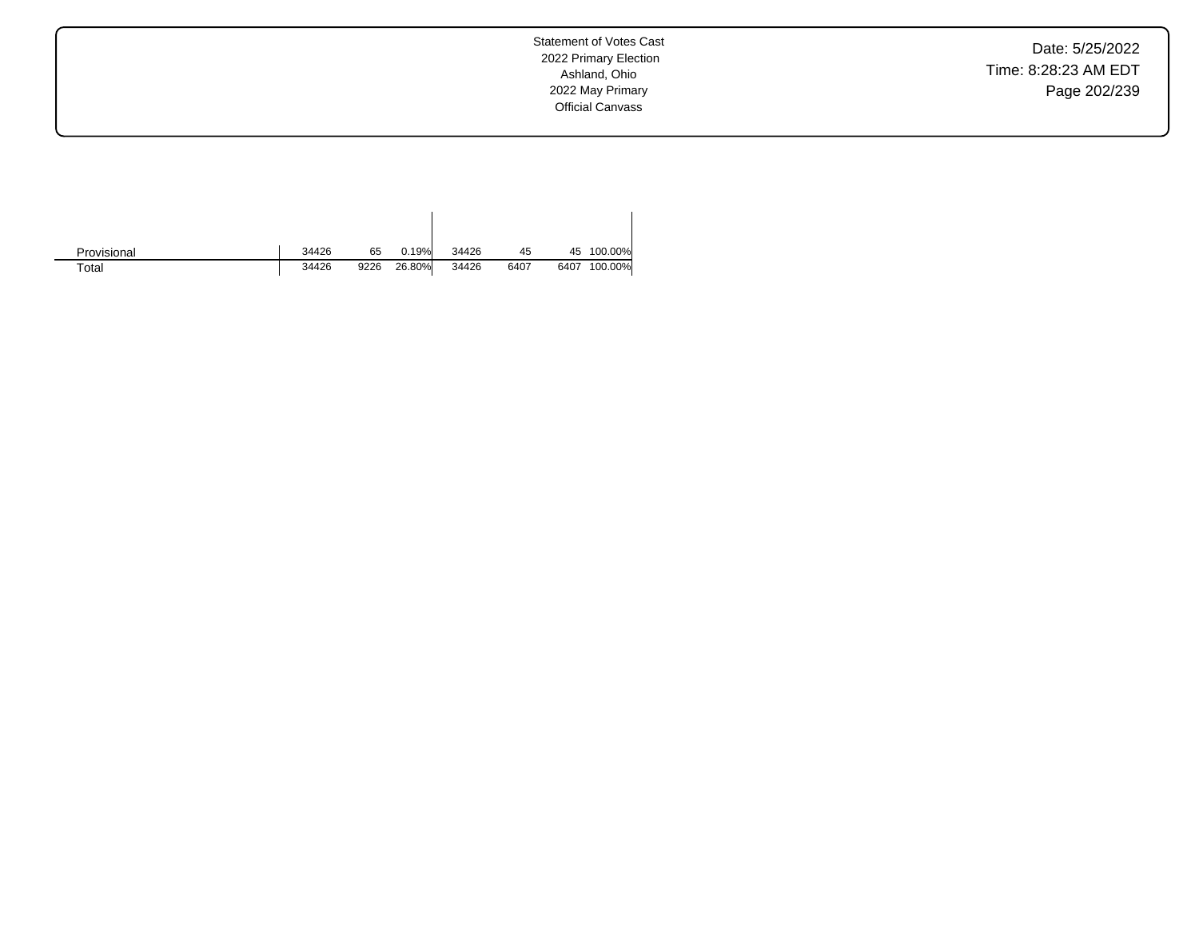| | | | | | | | |
|---|---|---|---|---|---|---|---|
| Provisional | 34426 | 65 | 0.19% | 34426 | 45 | 45 | 100.00% |
| Total | 34426 | 9226 | 26.80% | 34426 | 6407 | 6407 | 100.00% |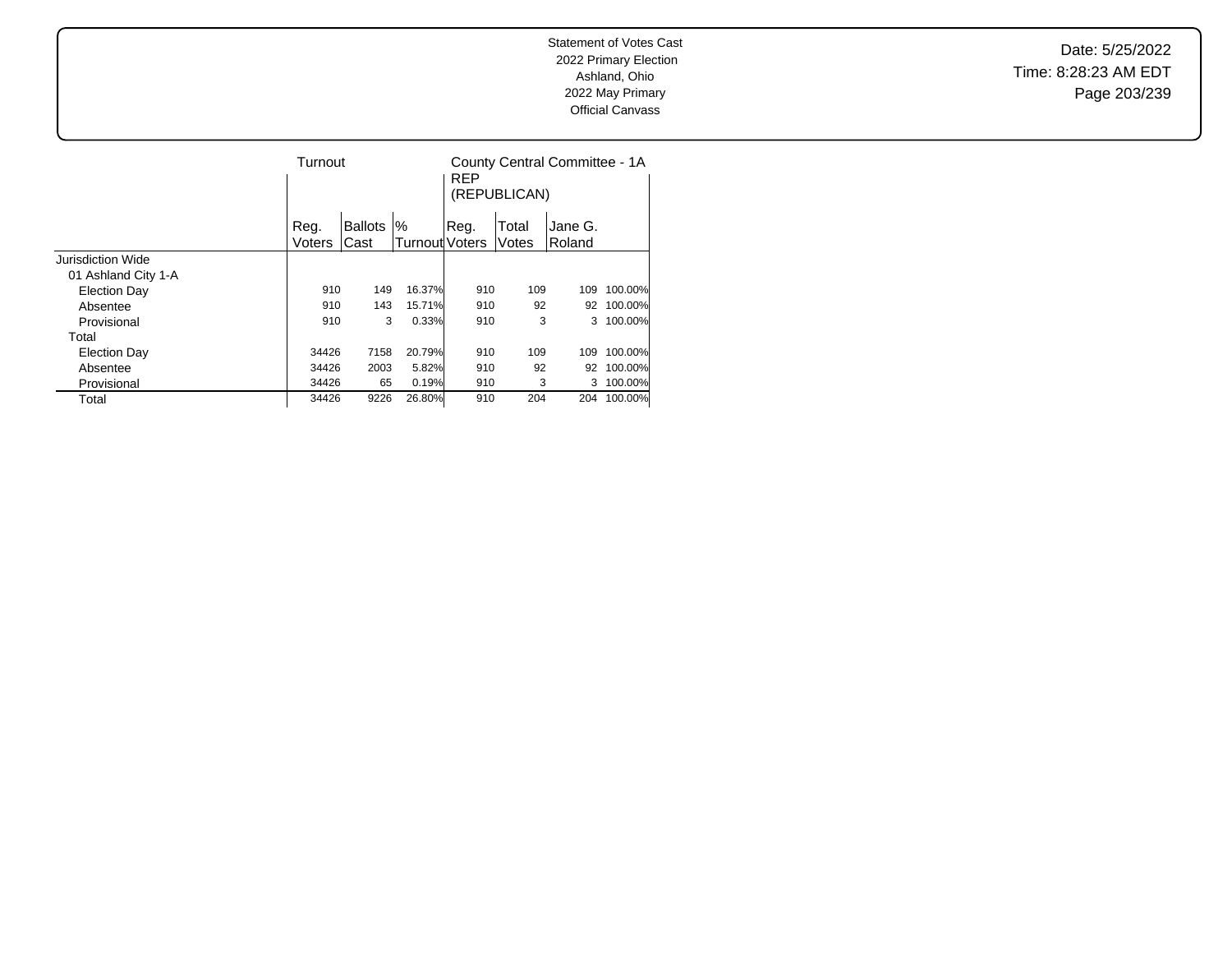Statement of Votes Cast
2022 Primary Election
Ashland, Ohio
2022 May Primary
Official Canvass

Date: 5/25/2022
Time: 8:28:23 AM EDT

| | Turnout | | | County Central Committee - 1A REP (REPUBLICAN) | | | |
|---|---|---|---|---|---|---|---|
| | Reg. Voters | Ballots Cast | % Turnout | Reg. Voters | Total Votes | Jane G. Roland | |
| Jurisdiction Wide | | | | | | | |
| 01 Ashland City 1-A | | | | | | | |
| Election Day | 910 | 149 | 16.37% | 910 | 109 | 109 | 100.00% |
| Absentee | 910 | 143 | 15.71% | 910 | 92 | 92 | 100.00% |
| Provisional | 910 | 3 | 0.33% | 910 | 3 | 3 | 100.00% |
| Total | | | | | | | |
| Election Day | 34426 | 7158 | 20.79% | 910 | 109 | 109 | 100.00% |
| Absentee | 34426 | 2003 | 5.82% | 910 | 92 | 92 | 100.00% |
| Provisional | 34426 | 65 | 0.19% | 910 | 3 | 3 | 100.00% |
| Total | 34426 | 9226 | 26.80% | 910 | 204 | 204 | 100.00% |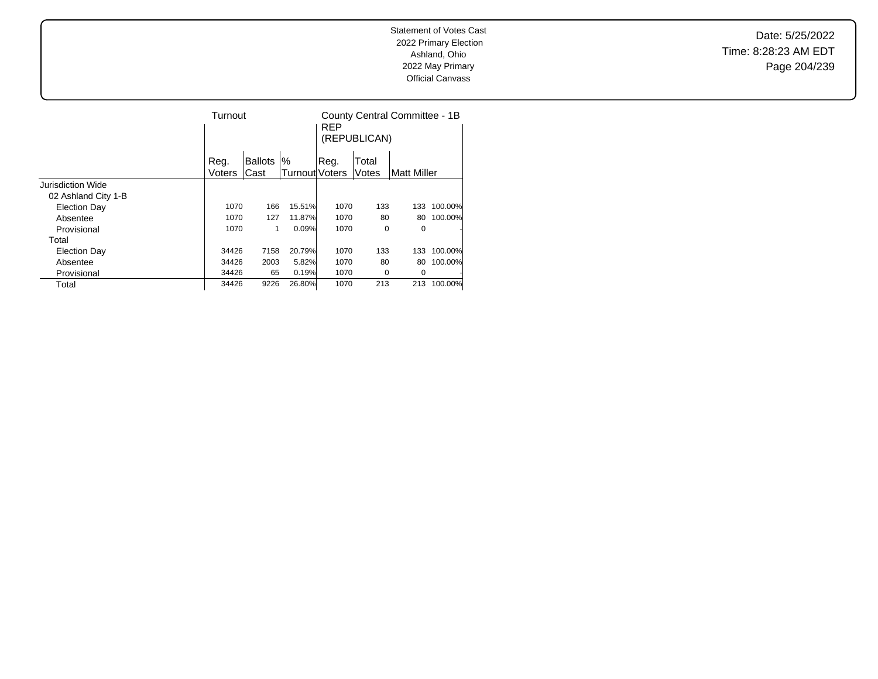Statement of Votes Cast
2022 Primary Election
Ashland, Ohio
2022 May Primary
Official Canvass

Date: 5/25/2022
Time: 8:28:23 AM EDT

| | Turnout | | | County Central Committee - 1B REP (REPUBLICAN) | | | |
|---|---|---|---|---|---|---|---|
| | Reg. Voters | Ballots Cast | % Turnout | Reg. Voters | Total Votes | Matt Miller | |
| Jurisdiction Wide | | | | | | | |
| 02 Ashland City 1-B | | | | | | | |
| Election Day | 1070 | 166 | 15.51% | 1070 | 133 | 133 | 100.00% |
| Absentee | 1070 | 127 | 11.87% | 1070 | 80 | 80 | 100.00% |
| Provisional | 1070 | 1 | 0.09% | 1070 | 0 | 0 | - |
| Total | | | | | | | |
| Election Day | 34426 | 7158 | 20.79% | 1070 | 133 | 133 | 100.00% |
| Absentee | 34426 | 2003 | 5.82% | 1070 | 80 | 80 | 100.00% |
| Provisional | 34426 | 65 | 0.19% | 1070 | 0 | 0 | - |
| Total | 34426 | 9226 | 26.80% | 1070 | 213 | 213 | 100.00% |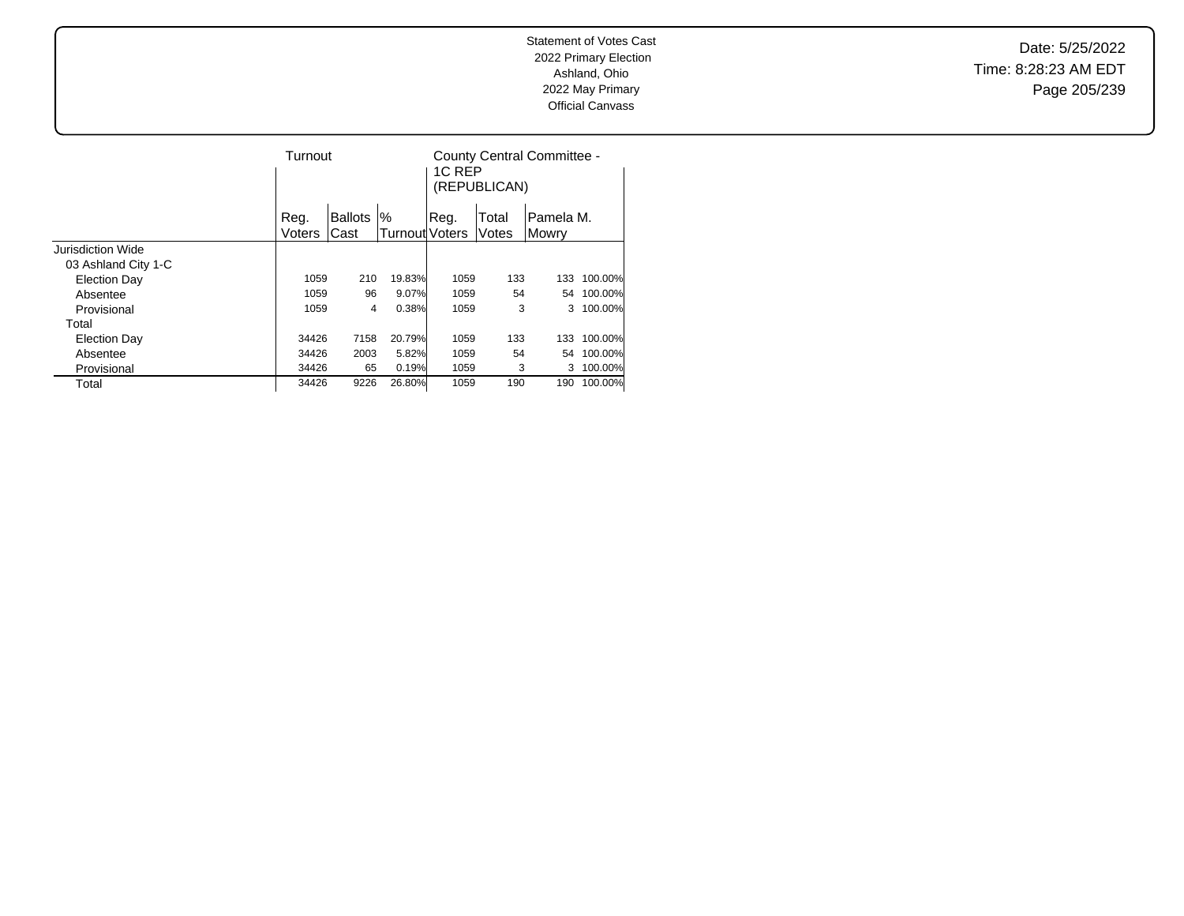Statement of Votes Cast
2022 Primary Election
Ashland, Ohio
2022 May Primary
Official Canvass

Date: 5/25/2022
Time: 8:28:23 AM EDT

| | Turnout | | | County Central Committee - 1C REP (REPUBLICAN) | | | |
|---|---|---|---|---|---|---|---|
| | Reg. Voters | Ballots Cast | % Turnout | Reg. Voters | Total Votes | Pamela M. Mowry | |
| Jurisdiction Wide | | | | | | | |
| 03 Ashland City 1-C | | | | | | | |
| Election Day | 1059 | 210 | 19.83% | 1059 | 133 | 133 | 100.00% |
| Absentee | 1059 | 96 | 9.07% | 1059 | 54 | 54 | 100.00% |
| Provisional | 1059 | 4 | 0.38% | 1059 | 3 | 3 | 100.00% |
| Total | | | | | | | |
| Election Day | 34426 | 7158 | 20.79% | 1059 | 133 | 133 | 100.00% |
| Absentee | 34426 | 2003 | 5.82% | 1059 | 54 | 54 | 100.00% |
| Provisional | 34426 | 65 | 0.19% | 1059 | 3 | 3 | 100.00% |
| Total | 34426 | 9226 | 26.80% | 1059 | 190 | 190 | 100.00% |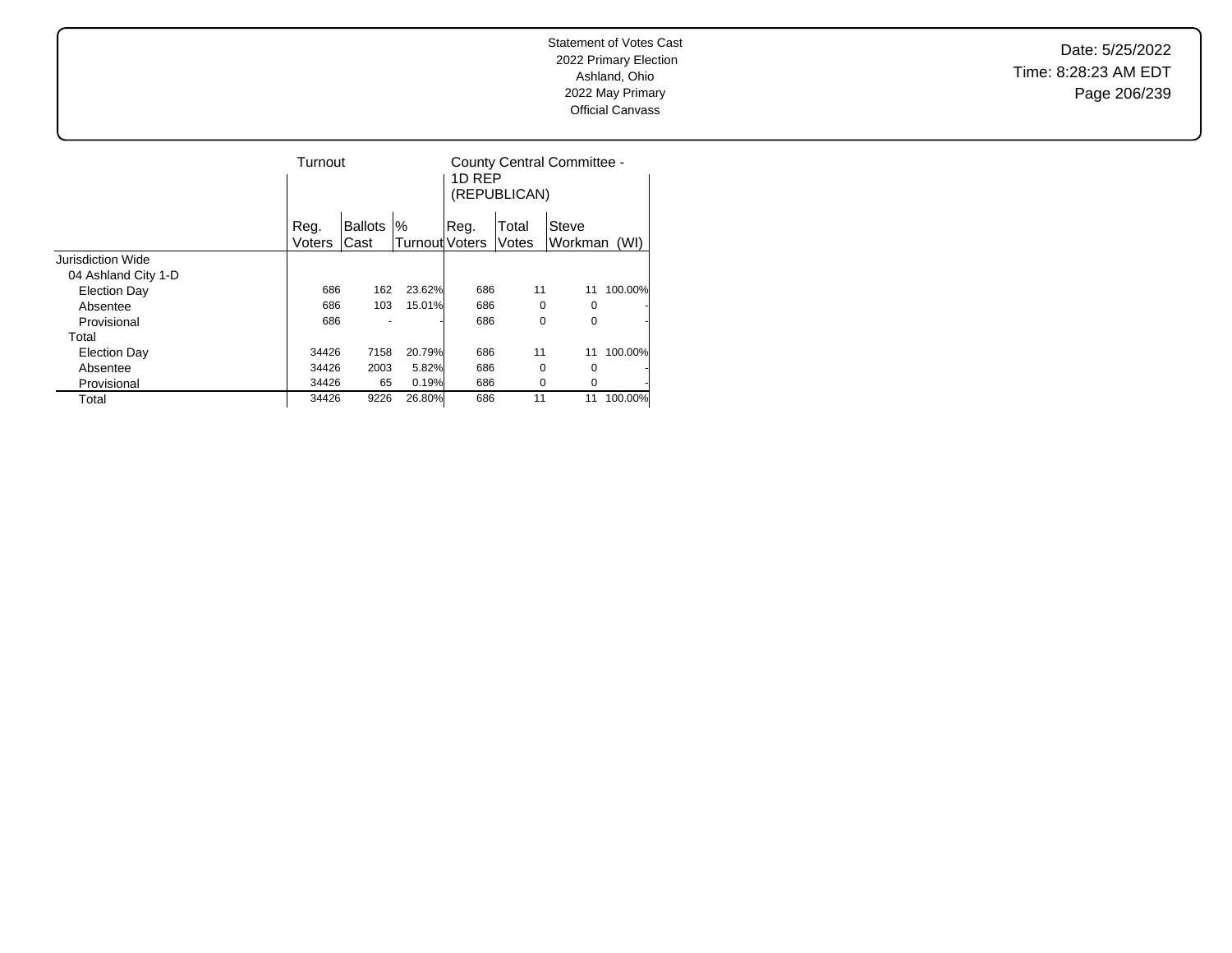Statement of Votes Cast
2022 Primary Election
Ashland, Ohio
2022 May Primary
Official Canvass

Date: 5/25/2022
Time: 8:28:23 AM EDT

| | Turnout | | | County Central Committee - 1D REP (REPUBLICAN) | | | |
|---|---|---|---|---|---|---|---|
| | Reg. Voters | Ballots Cast | % Turnout | Reg. Voters | Total Votes | Steve Workman (WI) | |
| Jurisdiction Wide | | | | | | | |
| 04 Ashland City 1-D | | | | | | | |
| Election Day | 686 | 162 | 23.62% | 686 | 11 | 11 | 100.00% |
| Absentee | 686 | 103 | 15.01% | 686 | 0 | 0 | - |
| Provisional | 686 | - | - | 686 | 0 | 0 | - |
| Total | | | | | | | |
| Election Day | 34426 | 7158 | 20.79% | 686 | 11 | 11 | 100.00% |
| Absentee | 34426 | 2003 | 5.82% | 686 | 0 | 0 | - |
| Provisional | 34426 | 65 | 0.19% | 686 | 0 | 0 | - |
| Total | 34426 | 9226 | 26.80% | 686 | 11 | 11 | 100.00% |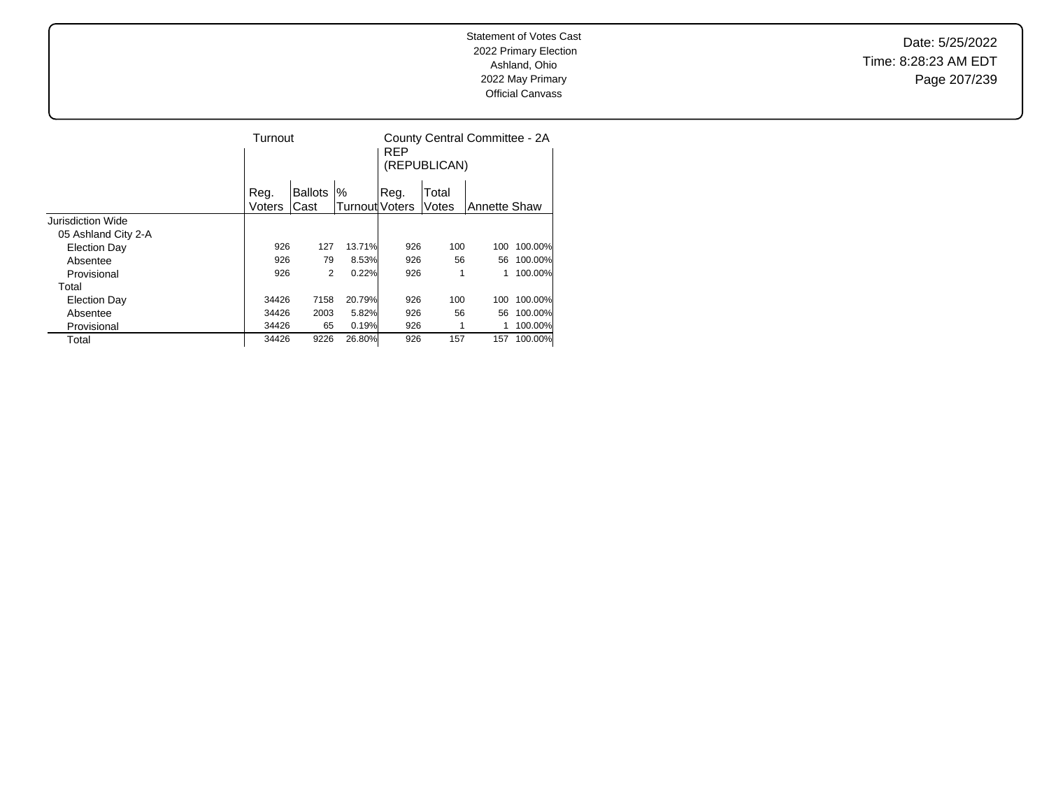Statement of Votes Cast
2022 Primary Election
Ashland, Ohio
2022 May Primary
Official Canvass

Date: 5/25/2022
Time: 8:28:23 AM EDT

| | Turnout | | | County Central Committee - 2A REP (REPUBLICAN) | | | |
|---|---|---|---|---|---|---|---|
| | Reg. Voters | Ballots Cast | % Turnout | Reg. Voters | Total Votes | Annette Shaw | |
| Jurisdiction Wide | | | | | | | |
| 05 Ashland City 2-A | | | | | | | |
| Election Day | 926 | 127 | 13.71% | 926 | 100 | 100 | 100.00% |
| Absentee | 926 | 79 | 8.53% | 926 | 56 | 56 | 100.00% |
| Provisional | 926 | 2 | 0.22% | 926 | 1 | 1 | 100.00% |
| Total | | | | | | | |
| Election Day | 34426 | 7158 | 20.79% | 926 | 100 | 100 | 100.00% |
| Absentee | 34426 | 2003 | 5.82% | 926 | 56 | 56 | 100.00% |
| Provisional | 34426 | 65 | 0.19% | 926 | 1 | 1 | 100.00% |
| Total | 34426 | 9226 | 26.80% | 926 | 157 | 157 | 100.00% |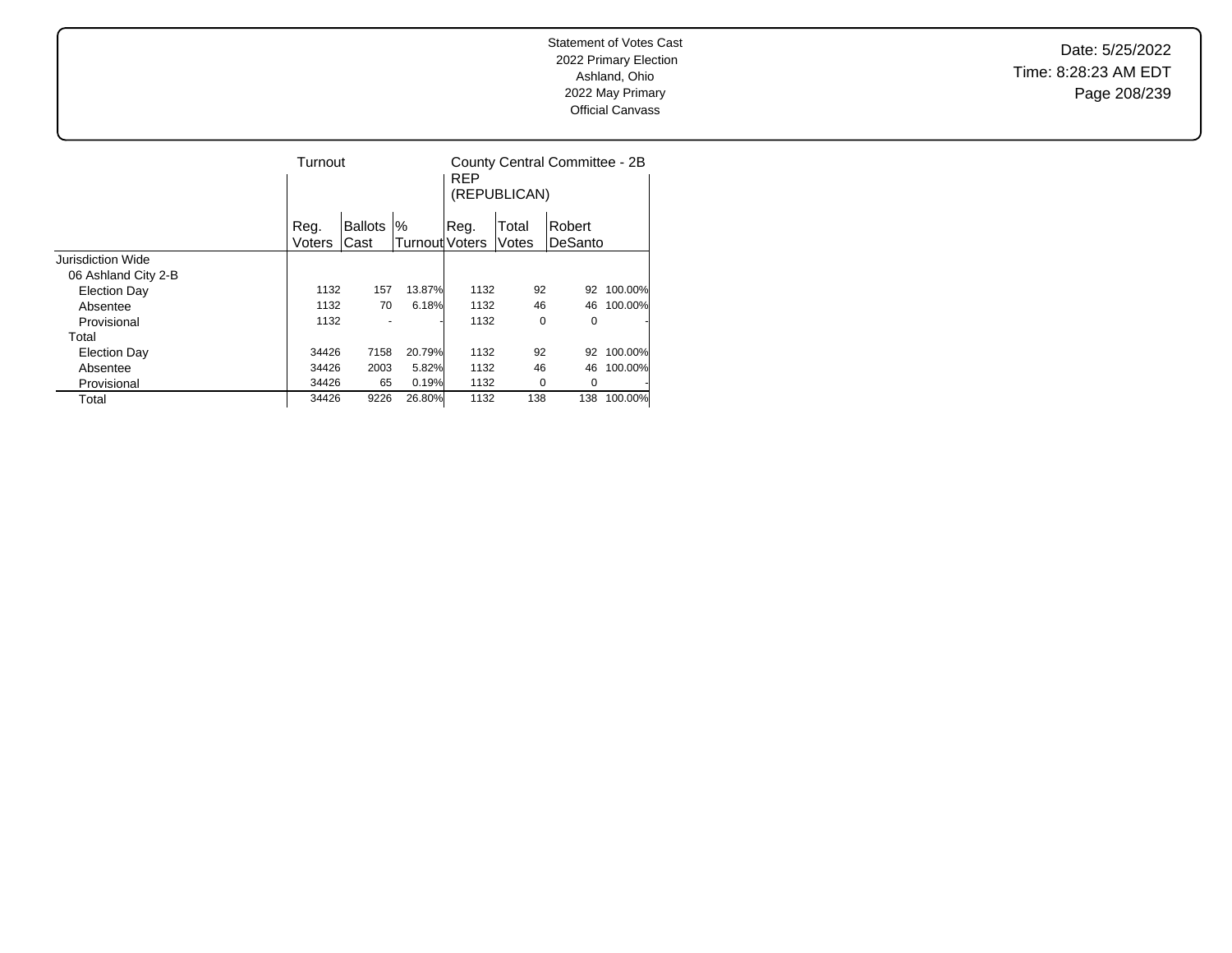Statement of Votes Cast
2022 Primary Election
Ashland, Ohio
2022 May Primary
Official Canvass

Date: 5/25/2022
Time: 8:28:23 AM EDT

| | Turnout | | | County Central Committee - 2B REP (REPUBLICAN) | | | |
|---|---|---|---|---|---|---|---|
| | Reg. Voters | Ballots Cast | % Turnout | Reg. Voters | Total Votes | Robert DeSanto | |
| Jurisdiction Wide | | | | | | | |
| 06 Ashland City 2-B | | | | | | | |
| Election Day | 1132 | 157 | 13.87% | 1132 | 92 | 92 | 100.00% |
| Absentee | 1132 | 70 | 6.18% | 1132 | 46 | 46 | 100.00% |
| Provisional | 1132 | - | - | 1132 | 0 | 0 | - |
| Total | | | | | | | |
| Election Day | 34426 | 7158 | 20.79% | 1132 | 92 | 92 | 100.00% |
| Absentee | 34426 | 2003 | 5.82% | 1132 | 46 | 46 | 100.00% |
| Provisional | 34426 | 65 | 0.19% | 1132 | 0 | 0 | - |
| Total | 34426 | 9226 | 26.80% | 1132 | 138 | 138 | 100.00% |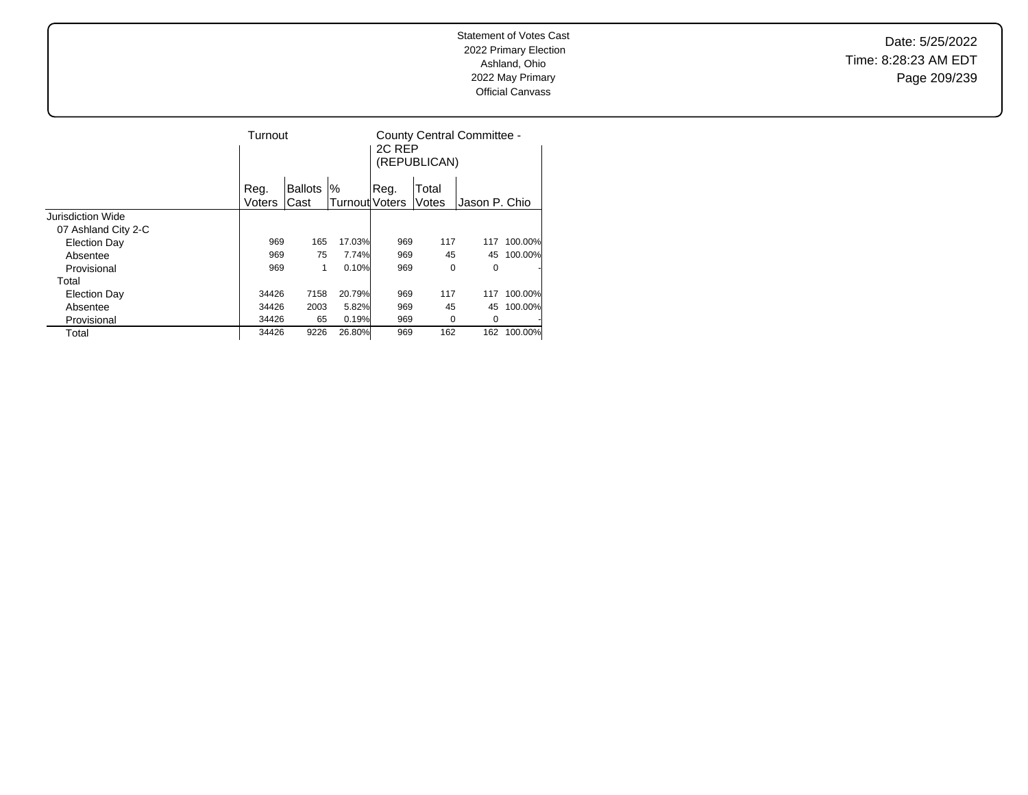Statement of Votes Cast
2022 Primary Election
Ashland, Ohio
2022 May Primary
Official Canvass

Date: 5/25/2022
Time: 8:28:23 AM EDT

| | Turnout | | | County Central Committee - 2C REP (REPUBLICAN) | | | |
|---|---|---|---|---|---|---|---|
| | Reg. Voters | Ballots Cast | % Turnout | Reg. Voters | Total Votes | Jason P. Chio | |
| Jurisdiction Wide | | | | | | | |
| 07 Ashland City 2-C | | | | | | | |
| Election Day | 969 | 165 | 17.03% | 969 | 117 | 117 | 100.00% |
| Absentee | 969 | 75 | 7.74% | 969 | 45 | 45 | 100.00% |
| Provisional | 969 | 1 | 0.10% | 969 | 0 | 0 | - |
| Total | | | | | | | |
| Election Day | 34426 | 7158 | 20.79% | 969 | 117 | 117 | 100.00% |
| Absentee | 34426 | 2003 | 5.82% | 969 | 45 | 45 | 100.00% |
| Provisional | 34426 | 65 | 0.19% | 969 | 0 | 0 | - |
| Total | 34426 | 9226 | 26.80% | 969 | 162 | 162 | 100.00% |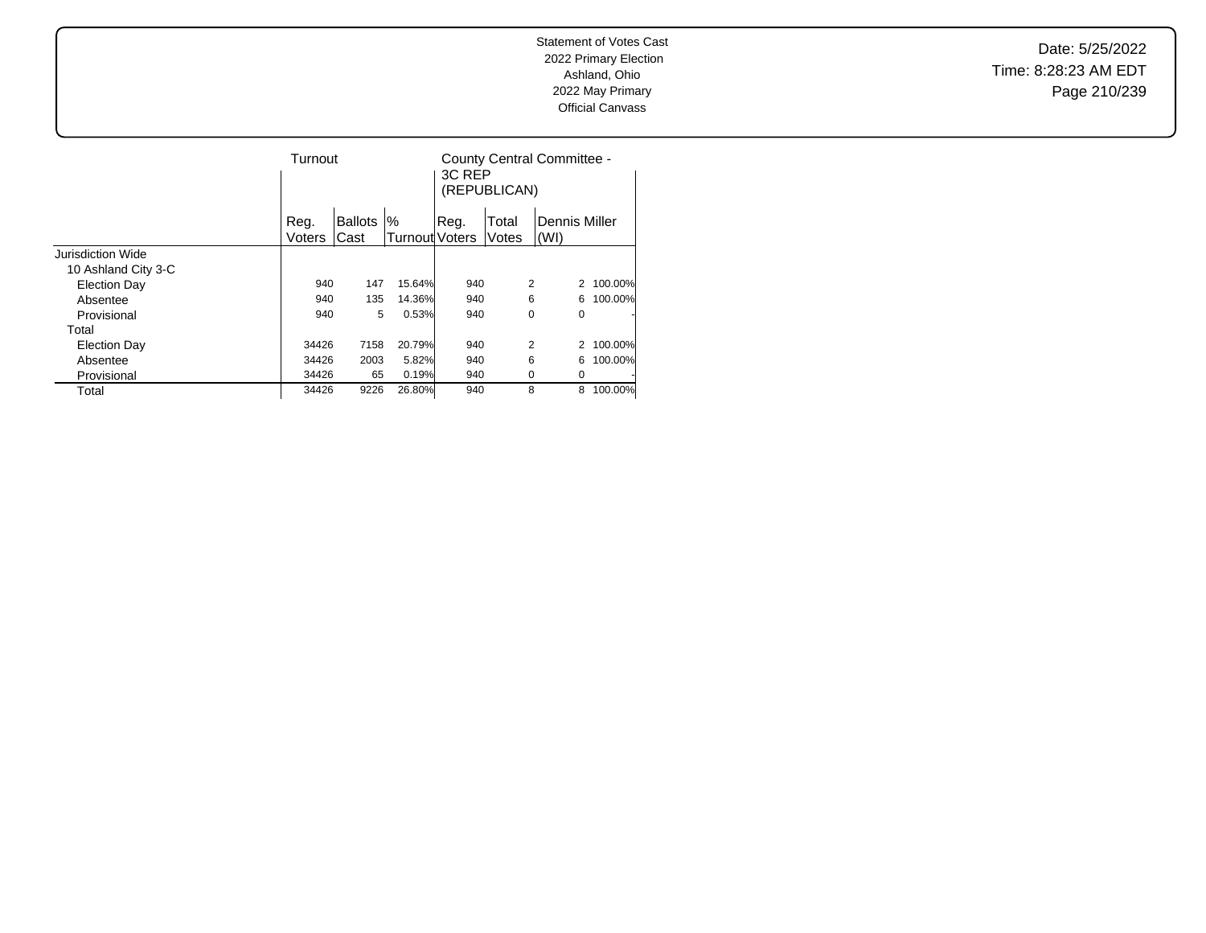Statement of Votes Cast
2022 Primary Election
Ashland, Ohio
2022 May Primary
Official Canvass

Date: 5/25/2022
Time: 8:28:23 AM EDT

| | Turnout | | | County Central Committee - 3C REP (REPUBLICAN) | | | |
|---|---|---|---|---|---|---|---|
| | Reg. Voters | Ballots Cast | % Turnout | Reg. Voters | Total Votes | Dennis Miller (WI) | |
| Jurisdiction Wide | | | | | | | |
| 10 Ashland City 3-C | | | | | | | |
| Election Day | 940 | 147 | 15.64% | 940 | 2 | 2 | 100.00% |
| Absentee | 940 | 135 | 14.36% | 940 | 6 | 6 | 100.00% |
| Provisional | 940 | 5 | 0.53% | 940 | 0 | 0 | - |
| Total | | | | | | | |
| Election Day | 34426 | 7158 | 20.79% | 940 | 2 | 2 | 100.00% |
| Absentee | 34426 | 2003 | 5.82% | 940 | 6 | 6 | 100.00% |
| Provisional | 34426 | 65 | 0.19% | 940 | 0 | 0 | - |
| Total | 34426 | 9226 | 26.80% | 940 | 8 | 8 | 100.00% |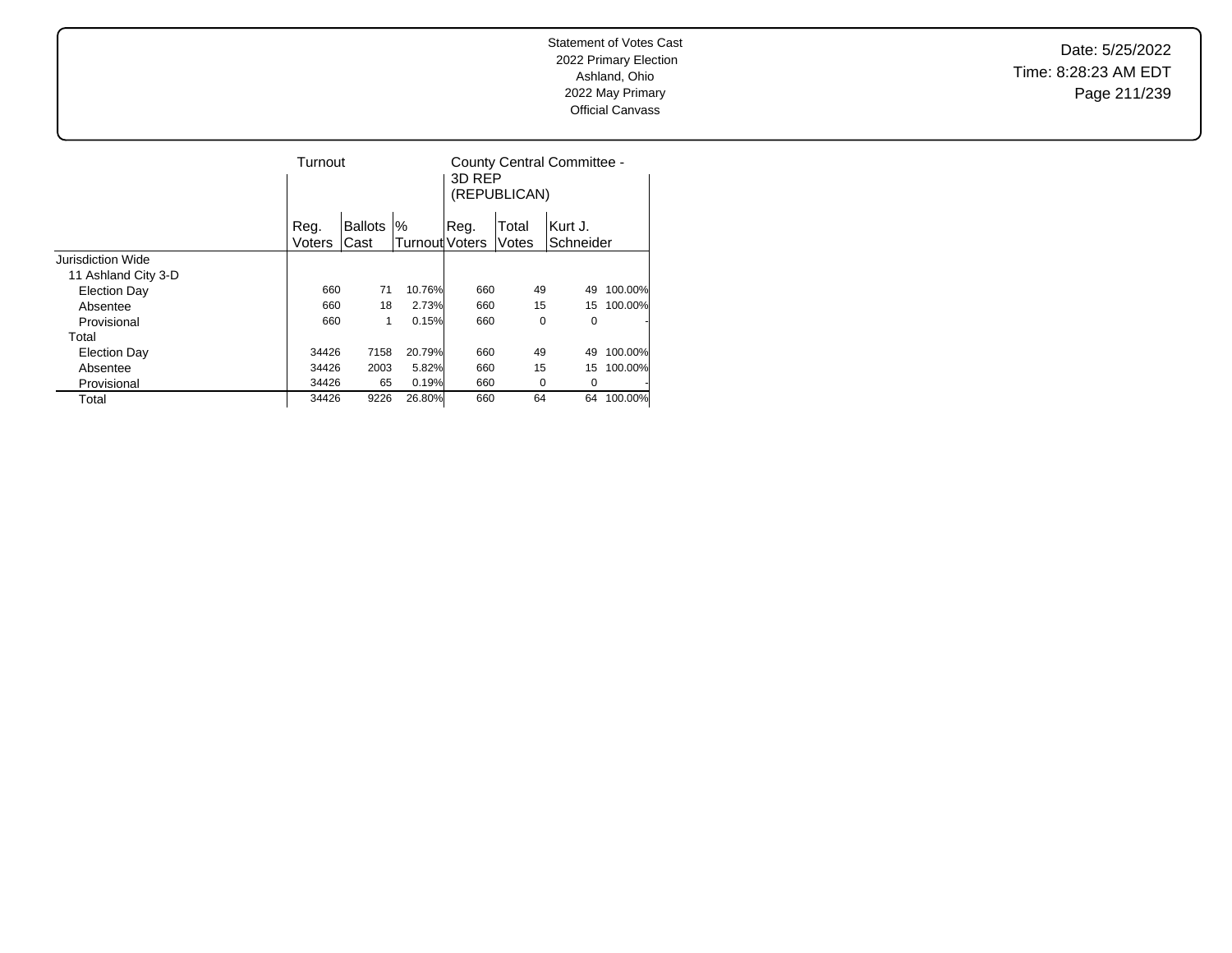Statement of Votes Cast
2022 Primary Election
Ashland, Ohio
2022 May Primary
Official Canvass

Date: 5/25/2022
Time: 8:28:23 AM EDT

| | Turnout | | | County Central Committee - 3D REP (REPUBLICAN) | | | |
|---|---|---|---|---|---|---|---|
| | Reg. Voters | Ballots Cast | % Turnout | Reg. Voters | Total Votes | Kurt J. Schneider | |
| Jurisdiction Wide | | | | | | | |
| 11 Ashland City 3-D | | | | | | | |
| Election Day | 660 | 71 | 10.76% | 660 | 49 | 49 | 100.00% |
| Absentee | 660 | 18 | 2.73% | 660 | 15 | 15 | 100.00% |
| Provisional | 660 | 1 | 0.15% | 660 | 0 | 0 | - |
| Total | | | | | | | |
| Election Day | 34426 | 7158 | 20.79% | 660 | 49 | 49 | 100.00% |
| Absentee | 34426 | 2003 | 5.82% | 660 | 15 | 15 | 100.00% |
| Provisional | 34426 | 65 | 0.19% | 660 | 0 | 0 | - |
| Total | 34426 | 9226 | 26.80% | 660 | 64 | 64 | 100.00% |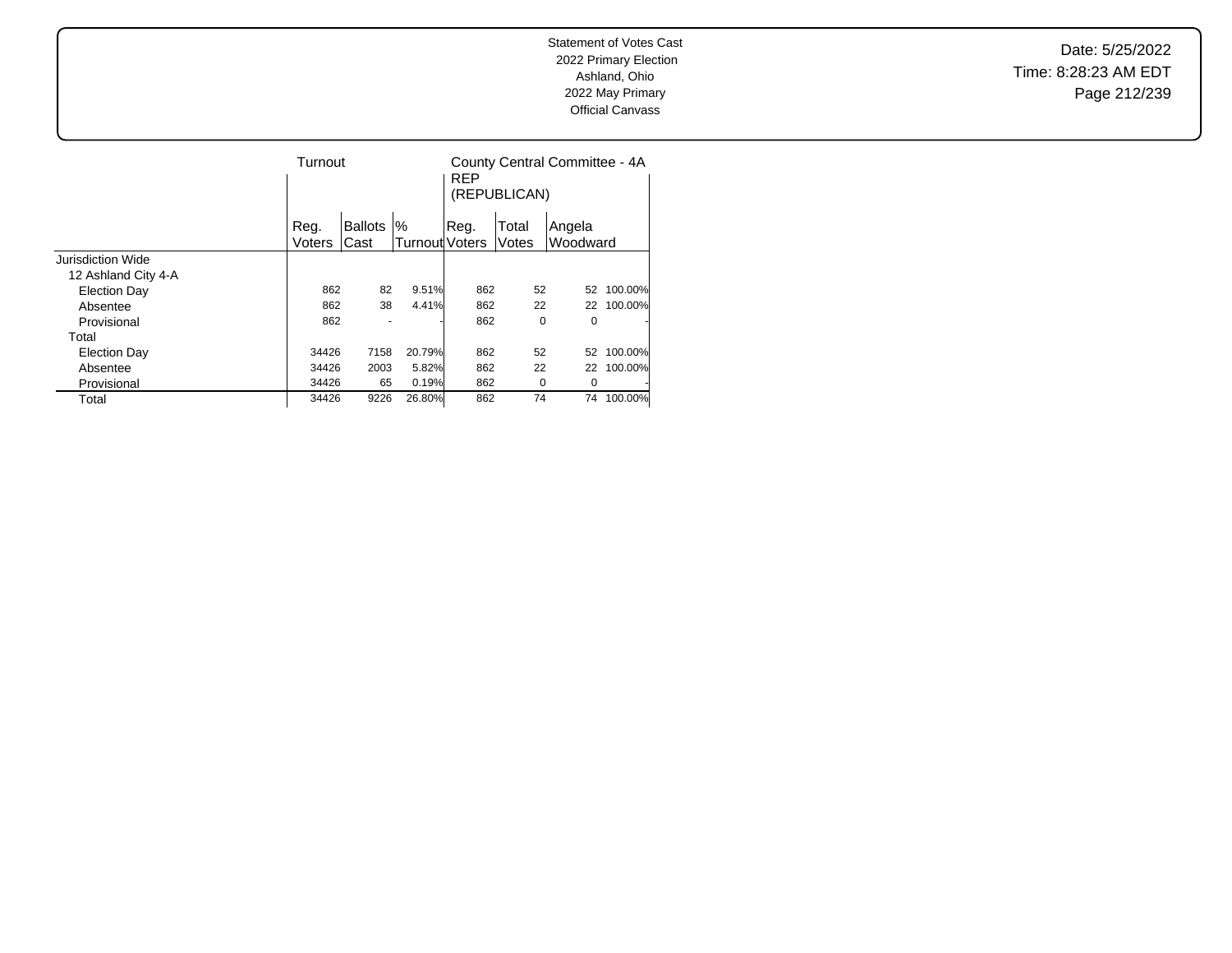Statement of Votes Cast
2022 Primary Election
Ashland, Ohio
2022 May Primary
Official Canvass

Date: 5/25/2022
Time: 8:28:23 AM EDT

| | Turnout | | | County Central Committee - 4A REP (REPUBLICAN) | | | |
|---|---|---|---|---|---|---|---|
| | Reg. Voters | Ballots Cast | % Turnout | Reg. Voters | Total Votes | Angela Woodward | |
| Jurisdiction Wide | | | | | | | |
| 12 Ashland City 4-A | | | | | | | |
| Election Day | 862 | 82 | 9.51% | 862 | 52 | 52 | 100.00% |
| Absentee | 862 | 38 | 4.41% | 862 | 22 | 22 | 100.00% |
| Provisional | 862 | - | - | 862 | 0 | 0 | - |
| Total | | | | | | | |
| Election Day | 34426 | 7158 | 20.79% | 862 | 52 | 52 | 100.00% |
| Absentee | 34426 | 2003 | 5.82% | 862 | 22 | 22 | 100.00% |
| Provisional | 34426 | 65 | 0.19% | 862 | 0 | 0 | - |
| Total | 34426 | 9226 | 26.80% | 862 | 74 | 74 | 100.00% |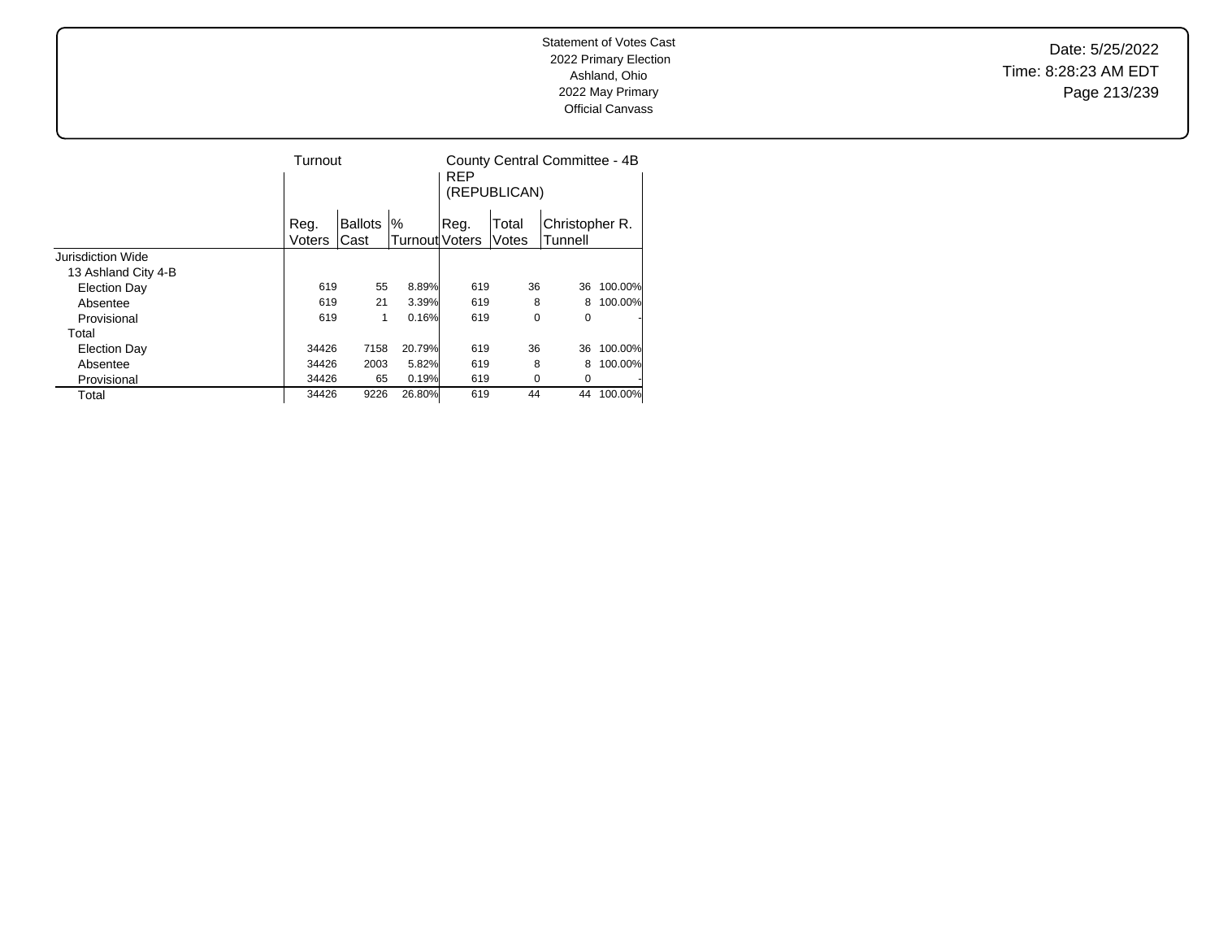Statement of Votes Cast
2022 Primary Election
Ashland, Ohio
2022 May Primary
Official Canvass

Date: 5/25/2022
Time: 8:28:23 AM EDT

| | Turnout | | | County Central Committee - 4B REP (REPUBLICAN) | | | |
|---|---|---|---|---|---|---|---|
| | Reg. Voters | Ballots Cast | % Turnout | Reg. Voters | Total Votes | Christopher R. Tunnell | |
| Jurisdiction Wide | | | | | | | |
| 13 Ashland City 4-B | | | | | | | |
| Election Day | 619 | 55 | 8.89% | 619 | 36 | 36 | 100.00% |
| Absentee | 619 | 21 | 3.39% | 619 | 8 | 8 | 100.00% |
| Provisional | 619 | 1 | 0.16% | 619 | 0 | 0 | - |
| Total | | | | | | | |
| Election Day | 34426 | 7158 | 20.79% | 619 | 36 | 36 | 100.00% |
| Absentee | 34426 | 2003 | 5.82% | 619 | 8 | 8 | 100.00% |
| Provisional | 34426 | 65 | 0.19% | 619 | 0 | 0 | - |
| Total | 34426 | 9226 | 26.80% | 619 | 44 | 44 | 100.00% |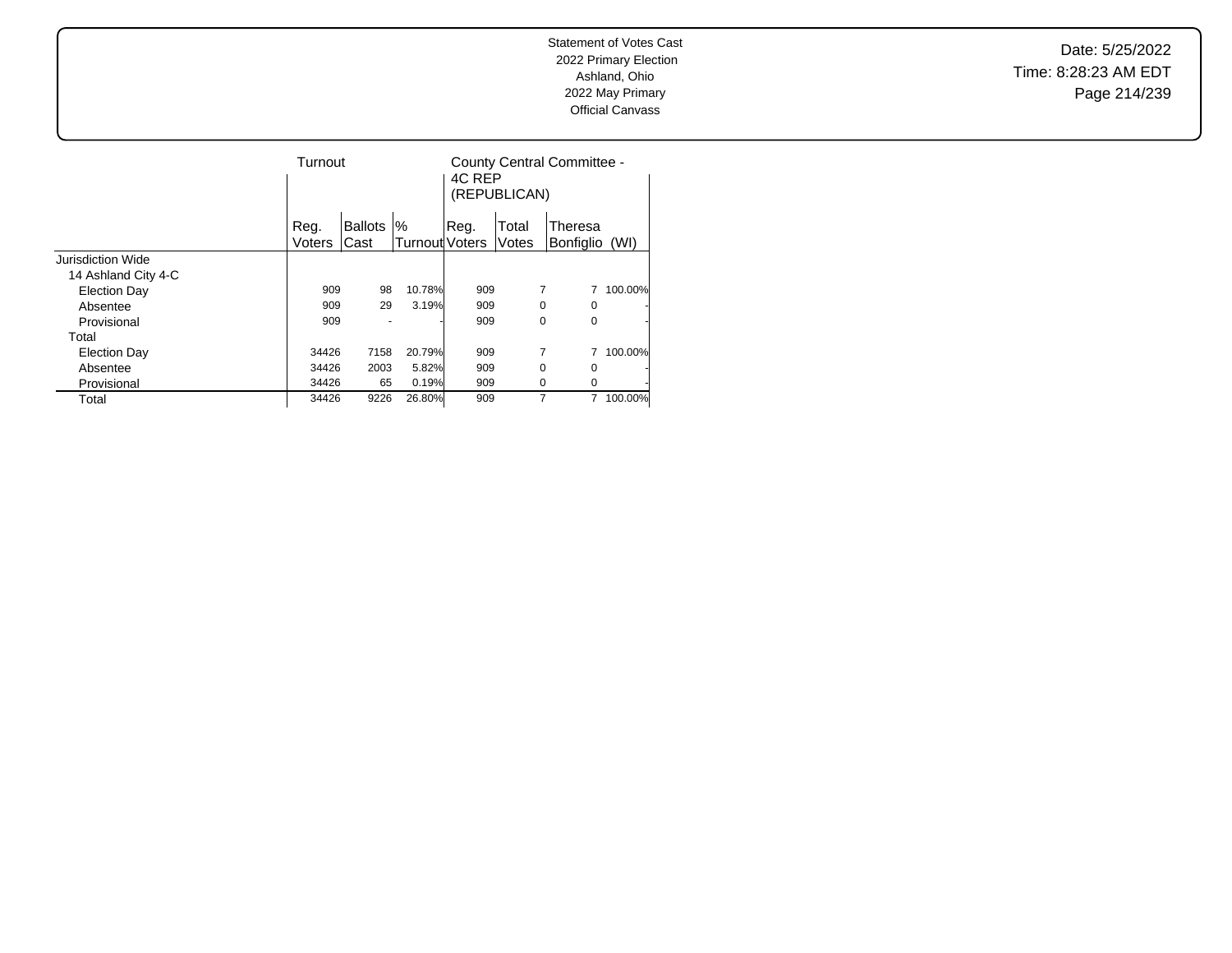Statement of Votes Cast
2022 Primary Election
Ashland, Ohio
2022 May Primary
Official Canvass

Date: 5/25/2022
Time: 8:28:23 AM EDT

| | Turnout | | | County Central Committee - 4C REP (REPUBLICAN) | | | |
|---|---|---|---|---|---|---|---|
| | Reg. Voters | Ballots Cast | % Turnout | Reg. Voters | Total Votes | Theresa Bonfiglio (WI) | |
| Jurisdiction Wide | | | | | | | |
| 14 Ashland City 4-C | | | | | | | |
| Election Day | 909 | 98 | 10.78% | 909 | 7 | 7 | 100.00% |
| Absentee | 909 | 29 | 3.19% | 909 | 0 | 0 | - |
| Provisional | 909 | - | - | 909 | 0 | 0 | - |
| Total | | | | | | | |
| Election Day | 34426 | 7158 | 20.79% | 909 | 7 | 7 | 100.00% |
| Absentee | 34426 | 2003 | 5.82% | 909 | 0 | 0 | - |
| Provisional | 34426 | 65 | 0.19% | 909 | 0 | 0 | - |
| Total | 34426 | 9226 | 26.80% | 909 | 7 | 7 | 100.00% |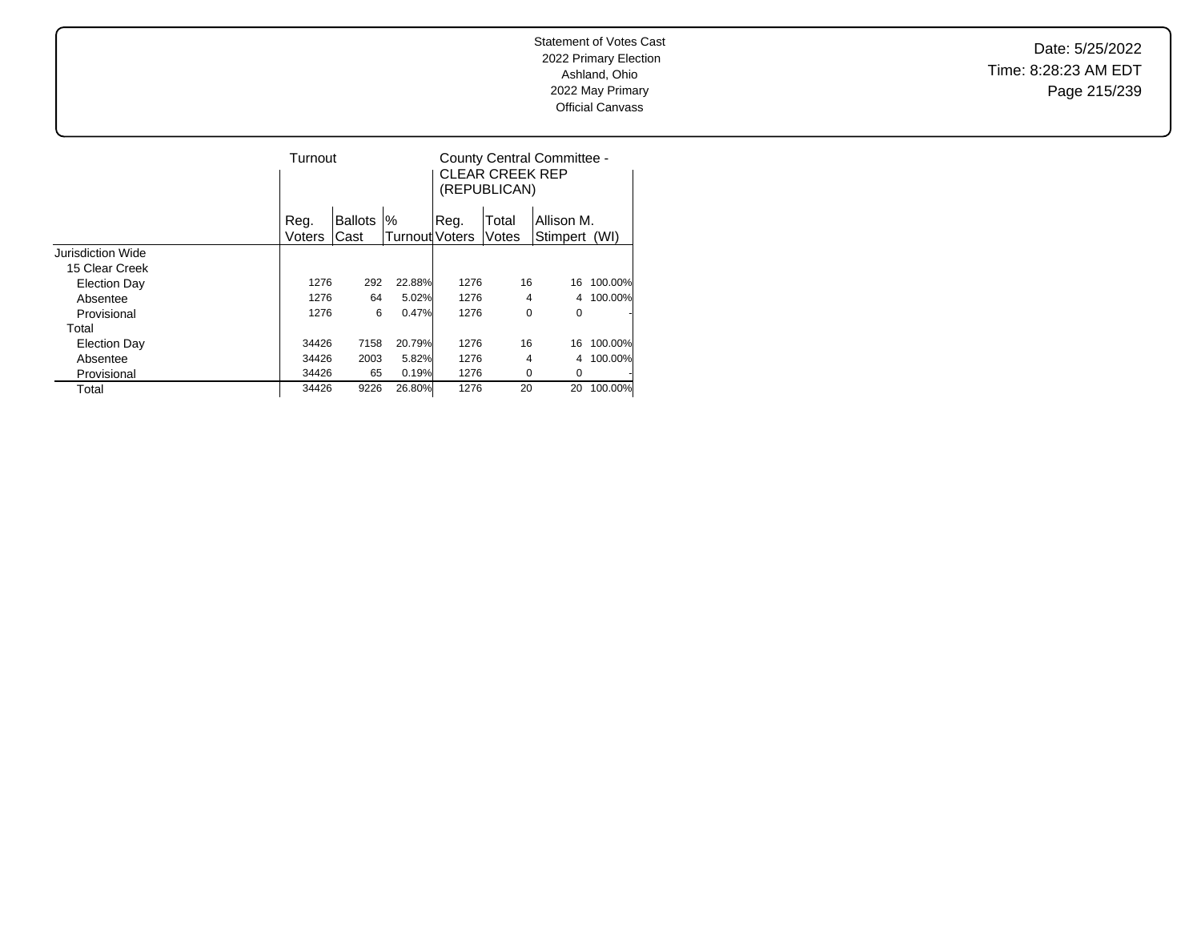Statement of Votes Cast
2022 Primary Election
Ashland, Ohio
2022 May Primary
Official Canvass

Date: 5/25/2022
Time: 8:28:23 AM EDT

| | Turnout | | | County Central Committee - CLEAR CREEK REP (REPUBLICAN) | | | |
|---|---|---|---|---|---|---|---|
| | Reg. Voters | Ballots Cast | % Turnout | Reg. Voters | Total Votes | Allison M. Stimpert (WI) | |
| Jurisdiction Wide | | | | | | | |
| 15 Clear Creek | | | | | | | |
| Election Day | 1276 | 292 | 22.88% | 1276 | 16 | 16 | 100.00% |
| Absentee | 1276 | 64 | 5.02% | 1276 | 4 | 4 | 100.00% |
| Provisional | 1276 | 6 | 0.47% | 1276 | 0 | 0 | - |
| Total | | | | | | | |
| Election Day | 34426 | 7158 | 20.79% | 1276 | 16 | 16 | 100.00% |
| Absentee | 34426 | 2003 | 5.82% | 1276 | 4 | 4 | 100.00% |
| Provisional | 34426 | 65 | 0.19% | 1276 | 0 | 0 | - |
| Total | 34426 | 9226 | 26.80% | 1276 | 20 | 20 | 100.00% |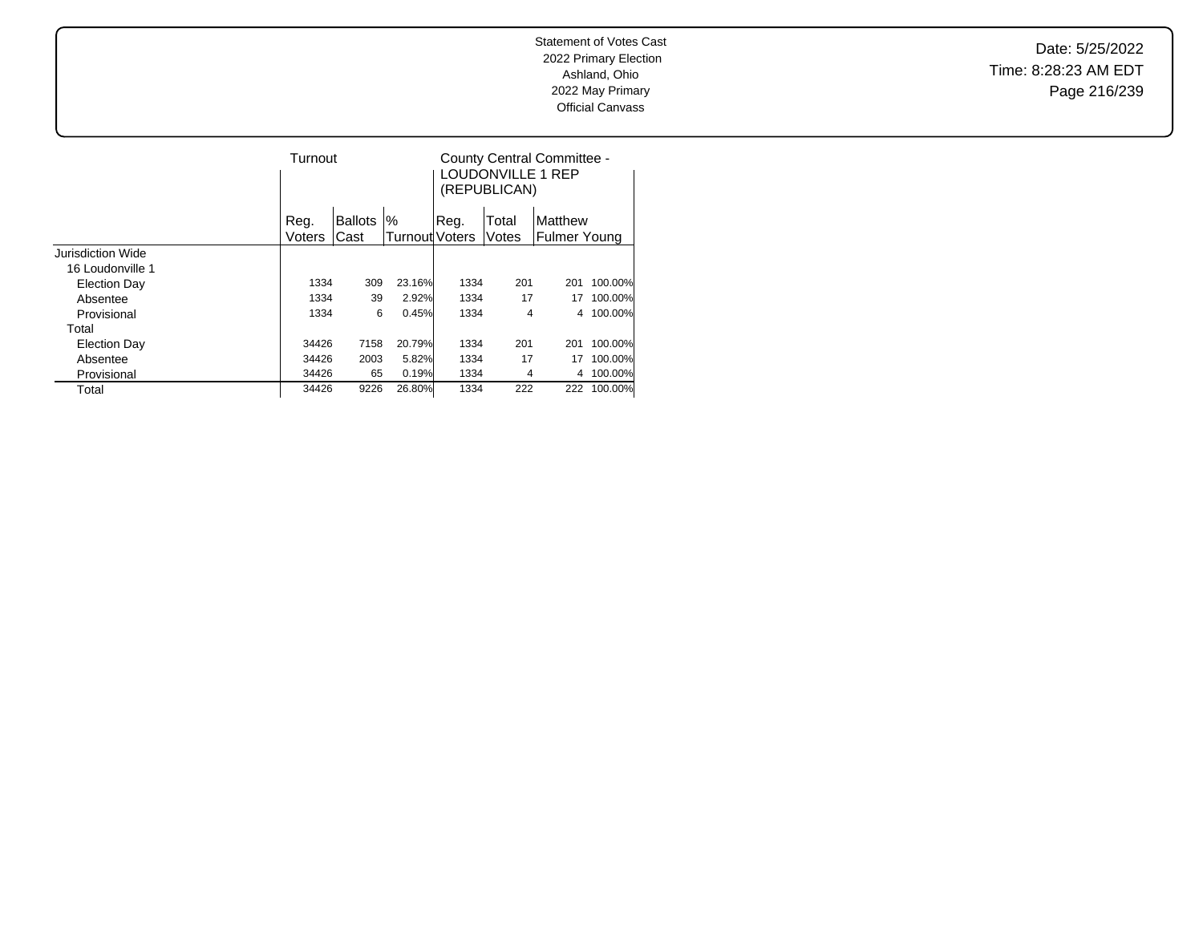Statement of Votes Cast
2022 Primary Election
Ashland, Ohio
2022 May Primary
Official Canvass

Date: 5/25/2022
Time: 8:28:23 AM EDT

| | Turnout | | | County Central Committee - LOUDONVILLE 1 REP (REPUBLICAN) | | | |
|---|---|---|---|---|---|---|---|
| | Reg. Voters | Ballots Cast | % Turnout | Reg. Voters | Total Votes | Matthew Fulmer Young | |
| Jurisdiction Wide | | | | | | | |
| 16 Loudonville 1 | | | | | | | |
| Election Day | 1334 | 309 | 23.16% | 1334 | 201 | 201 | 100.00% |
| Absentee | 1334 | 39 | 2.92% | 1334 | 17 | 17 | 100.00% |
| Provisional | 1334 | 6 | 0.45% | 1334 | 4 | 4 | 100.00% |
| Total | | | | | | | |
| Election Day | 34426 | 7158 | 20.79% | 1334 | 201 | 201 | 100.00% |
| Absentee | 34426 | 2003 | 5.82% | 1334 | 17 | 17 | 100.00% |
| Provisional | 34426 | 65 | 0.19% | 1334 | 4 | 4 | 100.00% |
| Total | 34426 | 9226 | 26.80% | 1334 | 222 | 222 | 100.00% |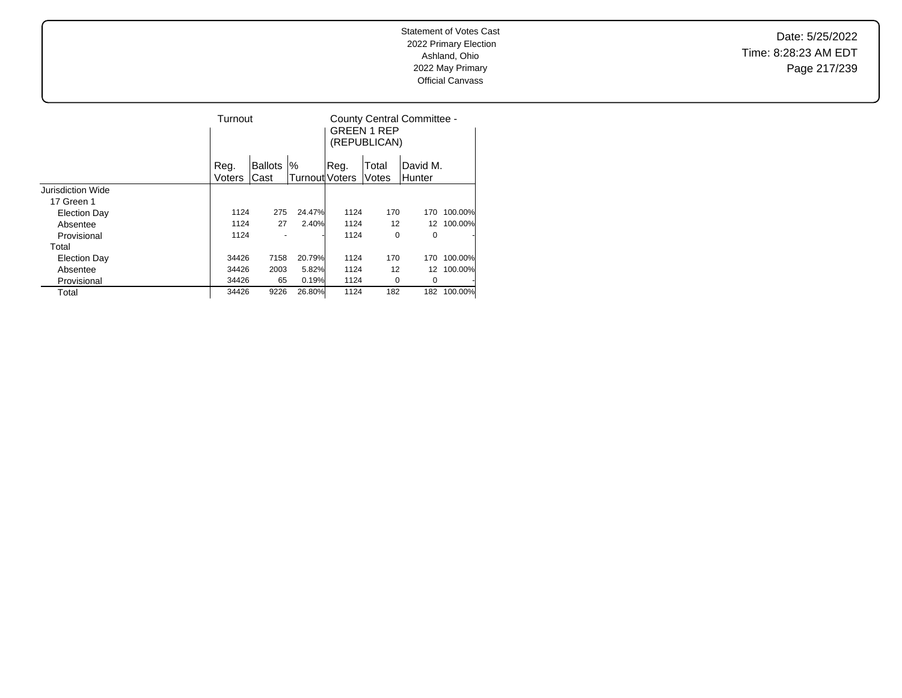Statement of Votes Cast
2022 Primary Election
Ashland, Ohio
2022 May Primary
Official Canvass

Date: 5/25/2022
Time: 8:28:23 AM EDT

| | Turnout | | | County Central Committee - GREEN 1 REP (REPUBLICAN) | | | |
|---|---|---|---|---|---|---|---|
| | Reg. Voters | Ballots Cast | % Turnout | Reg. Voters | Total Votes | David M. Hunter | |
| Jurisdiction Wide | | | | | | | |
| 17 Green 1 | | | | | | | |
| Election Day | 1124 | 275 | 24.47% | 1124 | 170 | 170 | 100.00% |
| Absentee | 1124 | 27 | 2.40% | 1124 | 12 | 12 | 100.00% |
| Provisional | 1124 | - | - | 1124 | 0 | 0 | - |
| Total | | | | | | | |
| Election Day | 34426 | 7158 | 20.79% | 1124 | 170 | 170 | 100.00% |
| Absentee | 34426 | 2003 | 5.82% | 1124 | 12 | 12 | 100.00% |
| Provisional | 34426 | 65 | 0.19% | 1124 | 0 | 0 | - |
| Total | 34426 | 9226 | 26.80% | 1124 | 182 | 182 | 100.00% |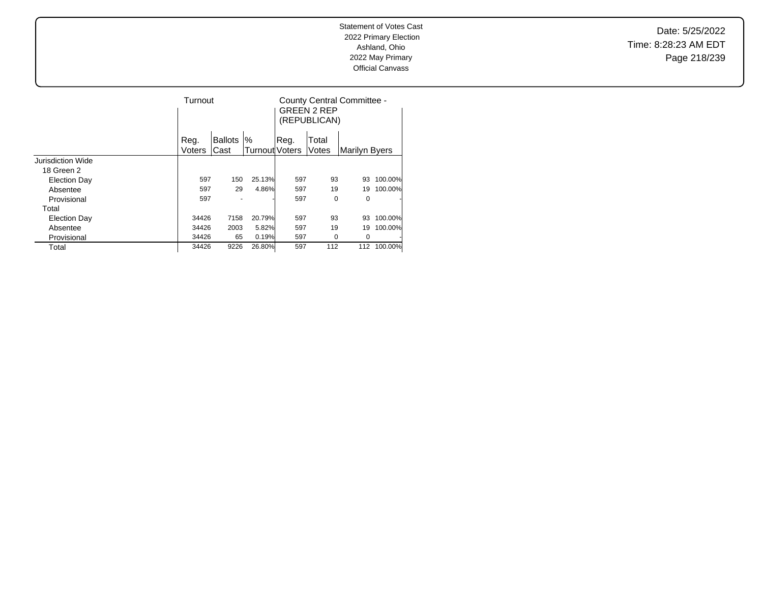Statement of Votes Cast
2022 Primary Election
Ashland, Ohio
2022 May Primary
Official Canvass

Date: 5/25/2022
Time: 8:28:23 AM EDT

| | Turnout | | | County Central Committee - GREEN 2 REP (REPUBLICAN) | | | |
|---|---|---|---|---|---|---|---|
| | Reg. Voters | Ballots Cast | % Turnout | Reg. Voters | Total Votes | Marilyn Byers | |
| Jurisdiction Wide | | | | | | | |
| 18 Green 2 | | | | | | | |
| Election Day | 597 | 150 | 25.13% | 597 | 93 | 93 | 100.00% |
| Absentee | 597 | 29 | 4.86% | 597 | 19 | 19 | 100.00% |
| Provisional | 597 | - | - | 597 | 0 | 0 | - |
| Total | | | | | | | |
| Election Day | 34426 | 7158 | 20.79% | 597 | 93 | 93 | 100.00% |
| Absentee | 34426 | 2003 | 5.82% | 597 | 19 | 19 | 100.00% |
| Provisional | 34426 | 65 | 0.19% | 597 | 0 | 0 | - |
| Total | 34426 | 9226 | 26.80% | 597 | 112 | 112 | 100.00% |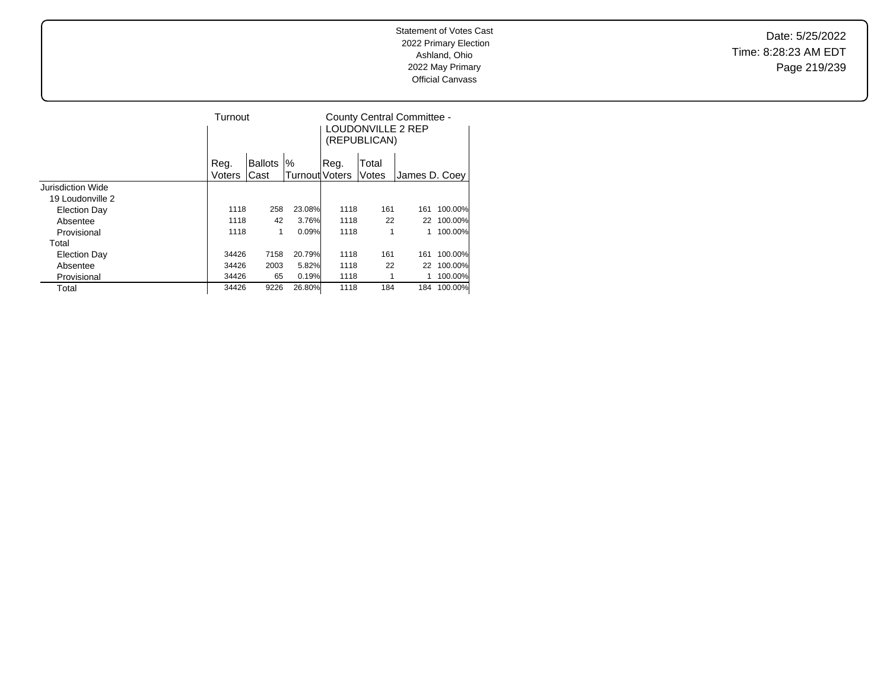Statement of Votes Cast
2022 Primary Election
Ashland, Ohio
2022 May Primary
Official Canvass

Date: 5/25/2022
Time: 8:28:23 AM EDT

| | Turnout | | | County Central Committee - LOUDONVILLE 2 REP (REPUBLICAN) | | | |
|---|---|---|---|---|---|---|---|
| | Reg. Voters | Ballots Cast | % Turnout | Reg. Voters | Total Votes | James D. Coey | |
| Jurisdiction Wide | | | | | | | |
| 19 Loudonville 2 | | | | | | | |
| Election Day | 1118 | 258 | 23.08% | 1118 | 161 | 161 | 100.00% |
| Absentee | 1118 | 42 | 3.76% | 1118 | 22 | 22 | 100.00% |
| Provisional | 1118 | 1 | 0.09% | 1118 | 1 | 1 | 100.00% |
| Total | | | | | | | |
| Election Day | 34426 | 7158 | 20.79% | 1118 | 161 | 161 | 100.00% |
| Absentee | 34426 | 2003 | 5.82% | 1118 | 22 | 22 | 100.00% |
| Provisional | 34426 | 65 | 0.19% | 1118 | 1 | 1 | 100.00% |
| Total | 34426 | 9226 | 26.80% | 1118 | 184 | 184 | 100.00% |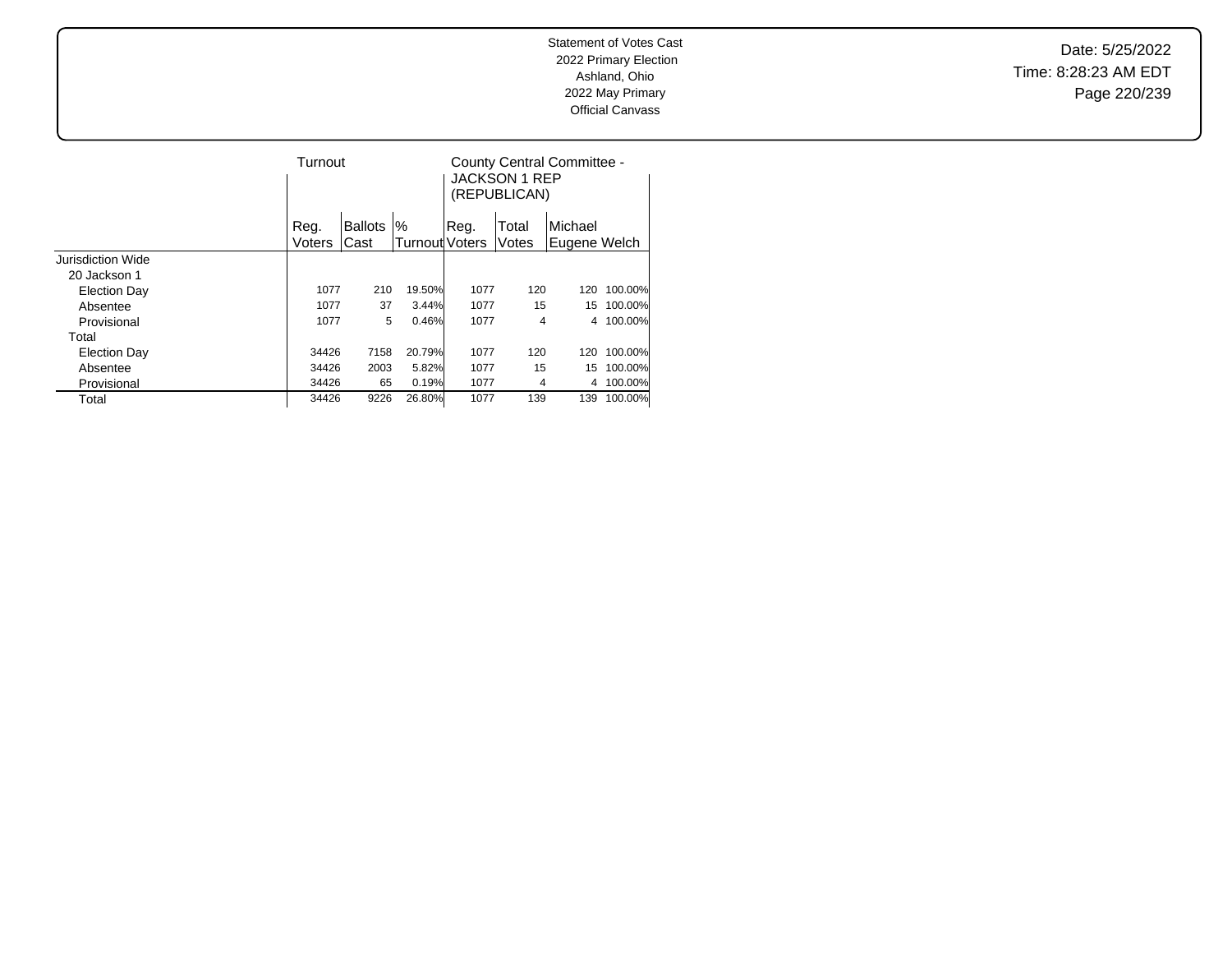Statement of Votes Cast
2022 Primary Election
Ashland, Ohio
2022 May Primary
Official Canvass

Date: 5/25/2022
Time: 8:28:23 AM EDT

| | Turnout | | | County Central Committee - JACKSON 1 REP (REPUBLICAN) | | | |
|---|---|---|---|---|---|---|---|
| | Reg. Voters | Ballots Cast | % Turnout | Reg. Voters | Total Votes | Michael Eugene Welch | |
| Jurisdiction Wide | | | | | | | |
| 20 Jackson 1 | | | | | | | |
| Election Day | 1077 | 210 | 19.50% | 1077 | 120 | 120 | 100.00% |
| Absentee | 1077 | 37 | 3.44% | 1077 | 15 | 15 | 100.00% |
| Provisional | 1077 | 5 | 0.46% | 1077 | 4 | 4 | 100.00% |
| Total | | | | | | | |
| Election Day | 34426 | 7158 | 20.79% | 1077 | 120 | 120 | 100.00% |
| Absentee | 34426 | 2003 | 5.82% | 1077 | 15 | 15 | 100.00% |
| Provisional | 34426 | 65 | 0.19% | 1077 | 4 | 4 | 100.00% |
| Total | 34426 | 9226 | 26.80% | 1077 | 139 | 139 | 100.00% |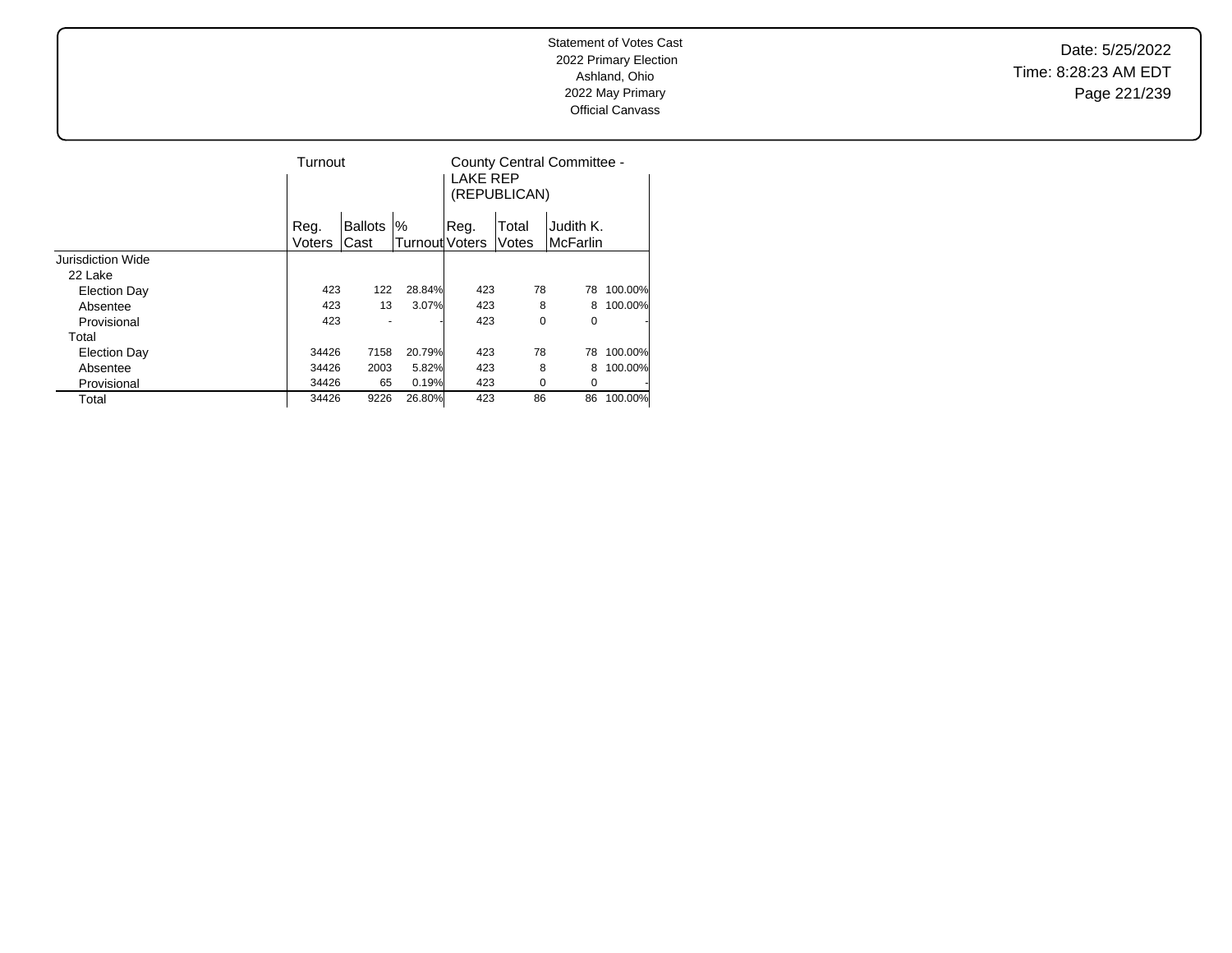Statement of Votes Cast
2022 Primary Election
Ashland, Ohio
2022 May Primary
Official Canvass

Date: 5/25/2022
Time: 8:28:23 AM EDT

| | Turnout | | | County Central Committee - LAKE REP (REPUBLICAN) | | | |
|---|---|---|---|---|---|---|---|
| | Reg. Voters | Ballots Cast | % Turnout | Reg. Voters | Total Votes | Judith K. McFarlin | |
| Jurisdiction Wide | | | | | | | |
| 22 Lake | | | | | | | |
| Election Day | 423 | 122 | 28.84% | 423 | 78 | 78 | 100.00% |
| Absentee | 423 | 13 | 3.07% | 423 | 8 | 8 | 100.00% |
| Provisional | 423 | - | - | 423 | 0 | 0 | - |
| Total | | | | | | | |
| Election Day | 34426 | 7158 | 20.79% | 423 | 78 | 78 | 100.00% |
| Absentee | 34426 | 2003 | 5.82% | 423 | 8 | 8 | 100.00% |
| Provisional | 34426 | 65 | 0.19% | 423 | 0 | 0 | - |
| Total | 34426 | 9226 | 26.80% | 423 | 86 | 86 | 100.00% |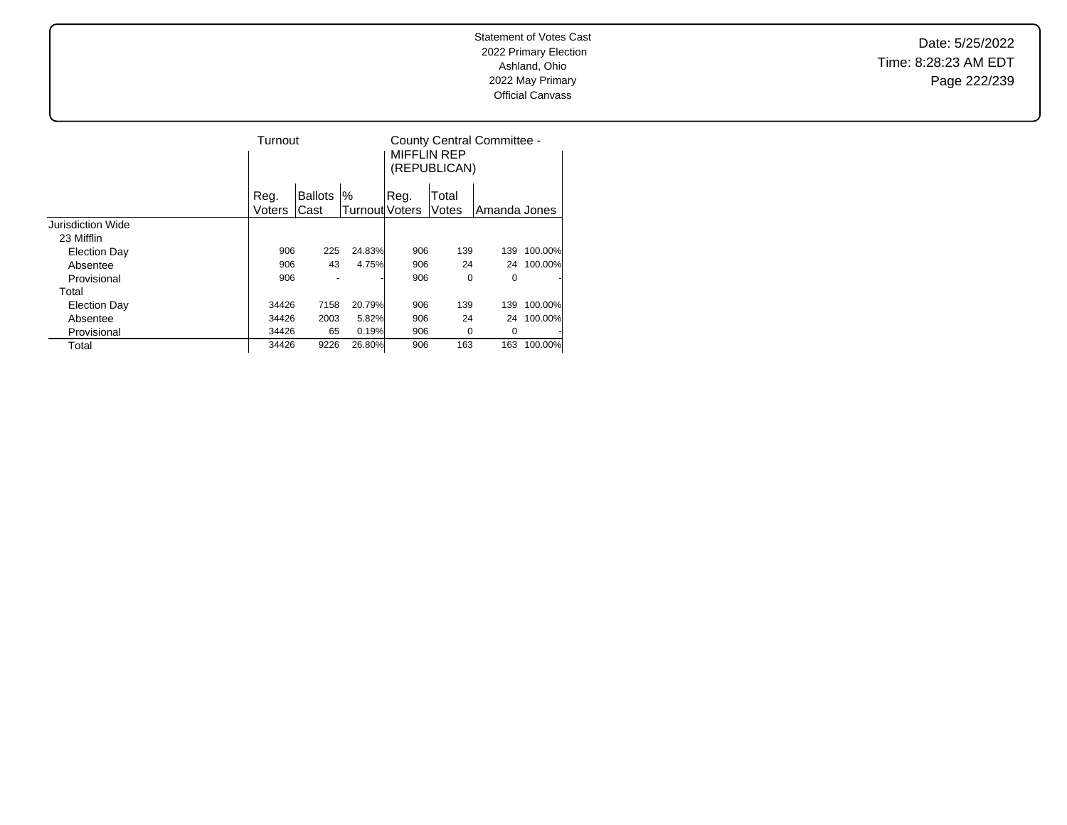Statement of Votes Cast
2022 Primary Election
Ashland, Ohio
2022 May Primary
Official Canvass

Date: 5/25/2022
Time: 8:28:23 AM EDT

| | Turnout | | | County Central Committee - MIFFLIN REP (REPUBLICAN) | | | |
|---|---|---|---|---|---|---|---|
| | Reg. Voters | Ballots Cast | % Turnout | Reg. Voters | Total Votes | Amanda Jones | |
| Jurisdiction Wide | | | | | | | |
| 23 Mifflin | | | | | | | |
| Election Day | 906 | 225 | 24.83% | 906 | 139 | 139 | 100.00% |
| Absentee | 906 | 43 | 4.75% | 906 | 24 | 24 | 100.00% |
| Provisional | 906 | - | - | 906 | 0 | 0 | - |
| Total | | | | | | | |
| Election Day | 34426 | 7158 | 20.79% | 906 | 139 | 139 | 100.00% |
| Absentee | 34426 | 2003 | 5.82% | 906 | 24 | 24 | 100.00% |
| Provisional | 34426 | 65 | 0.19% | 906 | 0 | 0 | - |
| Total | 34426 | 9226 | 26.80% | 906 | 163 | 163 | 100.00% |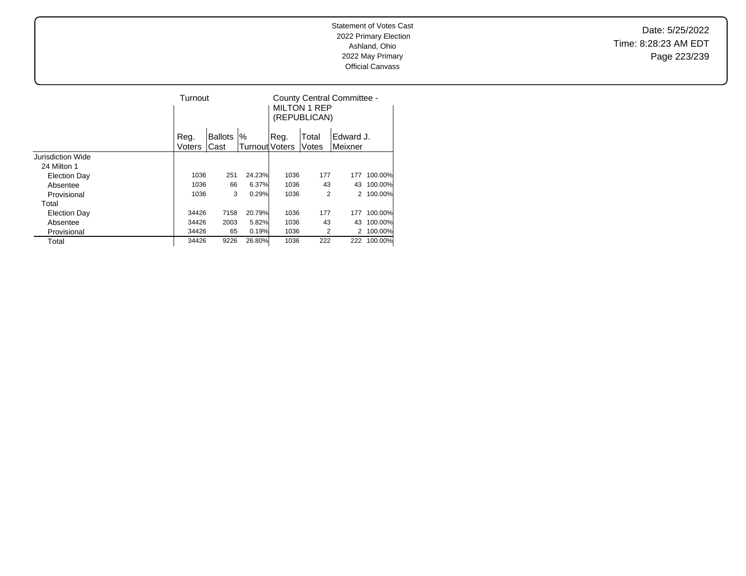Statement of Votes Cast
2022 Primary Election
Ashland, Ohio
2022 May Primary
Official Canvass

Date: 5/25/2022
Time: 8:28:23 AM EDT

| | Turnout | | | County Central Committee - MILTON 1 REP (REPUBLICAN) | | | |
|---|---|---|---|---|---|---|---|
| | Reg. Voters | Ballots Cast | % Turnout | Reg. Voters | Total Votes | Edward J. Meixner | |
| Jurisdiction Wide | | | | | | | |
| 24 Milton 1 | | | | | | | |
| Election Day | 1036 | 251 | 24.23% | 1036 | 177 | 177 | 100.00% |
| Absentee | 1036 | 66 | 6.37% | 1036 | 43 | 43 | 100.00% |
| Provisional | 1036 | 3 | 0.29% | 1036 | 2 | 2 | 100.00% |
| Total | | | | | | | |
| Election Day | 34426 | 7158 | 20.79% | 1036 | 177 | 177 | 100.00% |
| Absentee | 34426 | 2003 | 5.82% | 1036 | 43 | 43 | 100.00% |
| Provisional | 34426 | 65 | 0.19% | 1036 | 2 | 2 | 100.00% |
| Total | 34426 | 9226 | 26.80% | 1036 | 222 | 222 | 100.00% |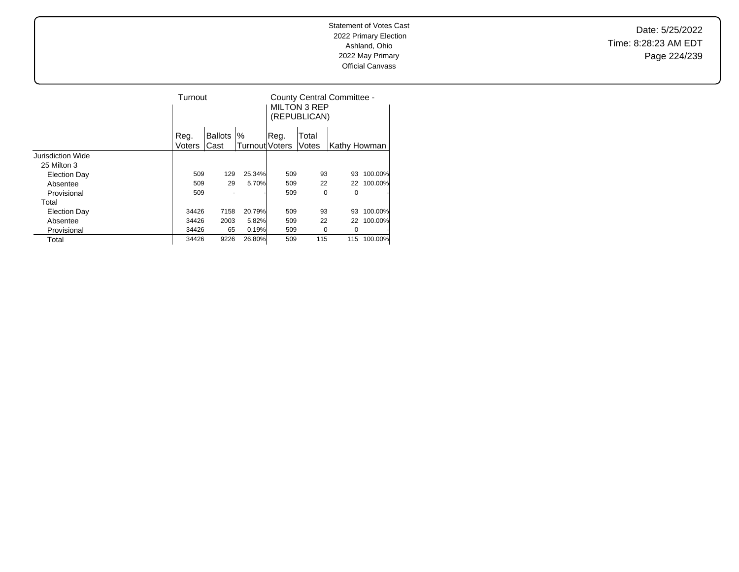Statement of Votes Cast
2022 Primary Election
Ashland, Ohio
2022 May Primary
Official Canvass

Date: 5/25/2022
Time: 8:28:23 AM EDT

| | Turnout | | | County Central Committee - MILTON 3 REP (REPUBLICAN) | | | |
|---|---|---|---|---|---|---|---|
| | Reg. Voters | Ballots Cast | % Turnout | Reg. Voters | Total Votes | Kathy Howman | |
| Jurisdiction Wide | | | | | | | |
| 25 Milton 3 | | | | | | | |
| Election Day | 509 | 129 | 25.34% | 509 | 93 | 93 | 100.00% |
| Absentee | 509 | 29 | 5.70% | 509 | 22 | 22 | 100.00% |
| Provisional | 509 | - | - | 509 | 0 | 0 | - |
| Total | | | | | | | |
| Election Day | 34426 | 7158 | 20.79% | 509 | 93 | 93 | 100.00% |
| Absentee | 34426 | 2003 | 5.82% | 509 | 22 | 22 | 100.00% |
| Provisional | 34426 | 65 | 0.19% | 509 | 0 | 0 | - |
| Total | 34426 | 9226 | 26.80% | 509 | 115 | 115 | 100.00% |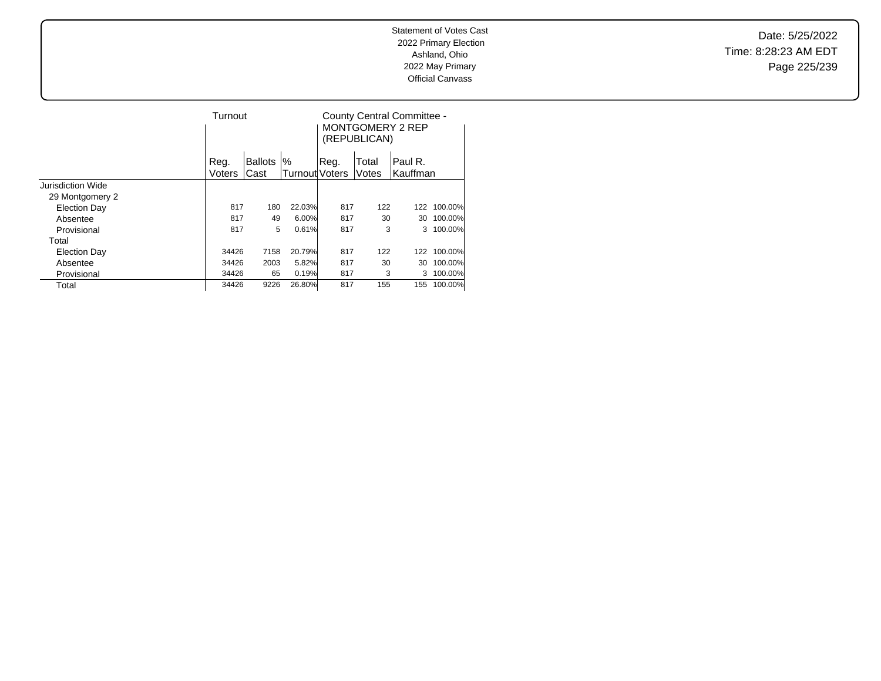Statement of Votes Cast
2022 Primary Election
Ashland, Ohio
2022 May Primary
Official Canvass

Date: 5/25/2022
Time: 8:28:23 AM EDT

| | Turnout | | | County Central Committee - MONTGOMERY 2 REP (REPUBLICAN) | | | |
|---|---|---|---|---|---|---|---|
| | Reg. Voters | Ballots Cast | % Turnout | Reg. Voters | Total Votes | Paul R. Kauffman | |
| Jurisdiction Wide | | | | | | | |
| 29 Montgomery 2 | | | | | | | |
| Election Day | 817 | 180 | 22.03% | 817 | 122 | 122 | 100.00% |
| Absentee | 817 | 49 | 6.00% | 817 | 30 | 30 | 100.00% |
| Provisional | 817 | 5 | 0.61% | 817 | 3 | 3 | 100.00% |
| Total | | | | | | | |
| Election Day | 34426 | 7158 | 20.79% | 817 | 122 | 122 | 100.00% |
| Absentee | 34426 | 2003 | 5.82% | 817 | 30 | 30 | 100.00% |
| Provisional | 34426 | 65 | 0.19% | 817 | 3 | 3 | 100.00% |
| Total | 34426 | 9226 | 26.80% | 817 | 155 | 155 | 100.00% |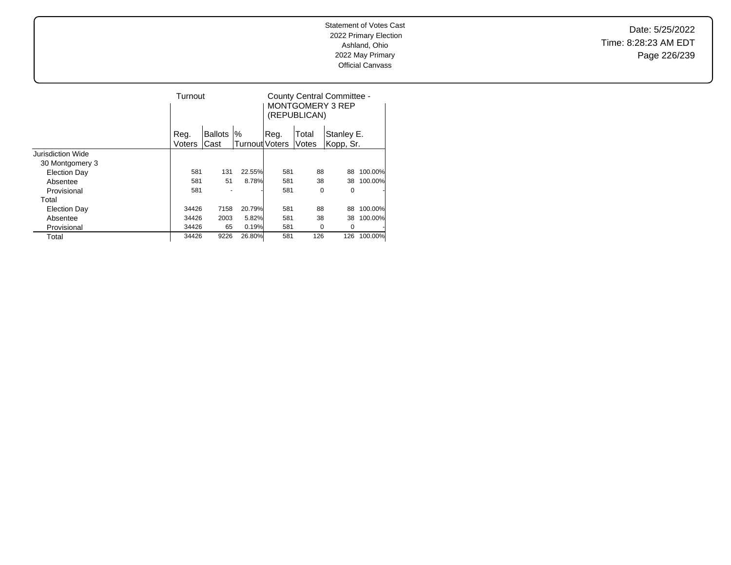Statement of Votes Cast
2022 Primary Election
Ashland, Ohio
2022 May Primary
Official Canvass

Date: 5/25/2022
Time: 8:28:23 AM EDT

| | Turnout | | | County Central Committee - MONTGOMERY 3 REP (REPUBLICAN) | | | |
|---|---|---|---|---|---|---|---|
| | Reg. Voters | Ballots Cast | % Turnout | Reg. Voters | Total Votes | Stanley E. Kopp, Sr. | |
| Jurisdiction Wide | | | | | | | |
| 30 Montgomery 3 | | | | | | | |
| Election Day | 581 | 131 | 22.55% | 581 | 88 | 88 | 100.00% |
| Absentee | 581 | 51 | 8.78% | 581 | 38 | 38 | 100.00% |
| Provisional | 581 | - | - | 581 | 0 | 0 | - |
| Total | | | | | | | |
| Election Day | 34426 | 7158 | 20.79% | 581 | 88 | 88 | 100.00% |
| Absentee | 34426 | 2003 | 5.82% | 581 | 38 | 38 | 100.00% |
| Provisional | 34426 | 65 | 0.19% | 581 | 0 | 0 | - |
| Total | 34426 | 9226 | 26.80% | 581 | 126 | 126 | 100.00% |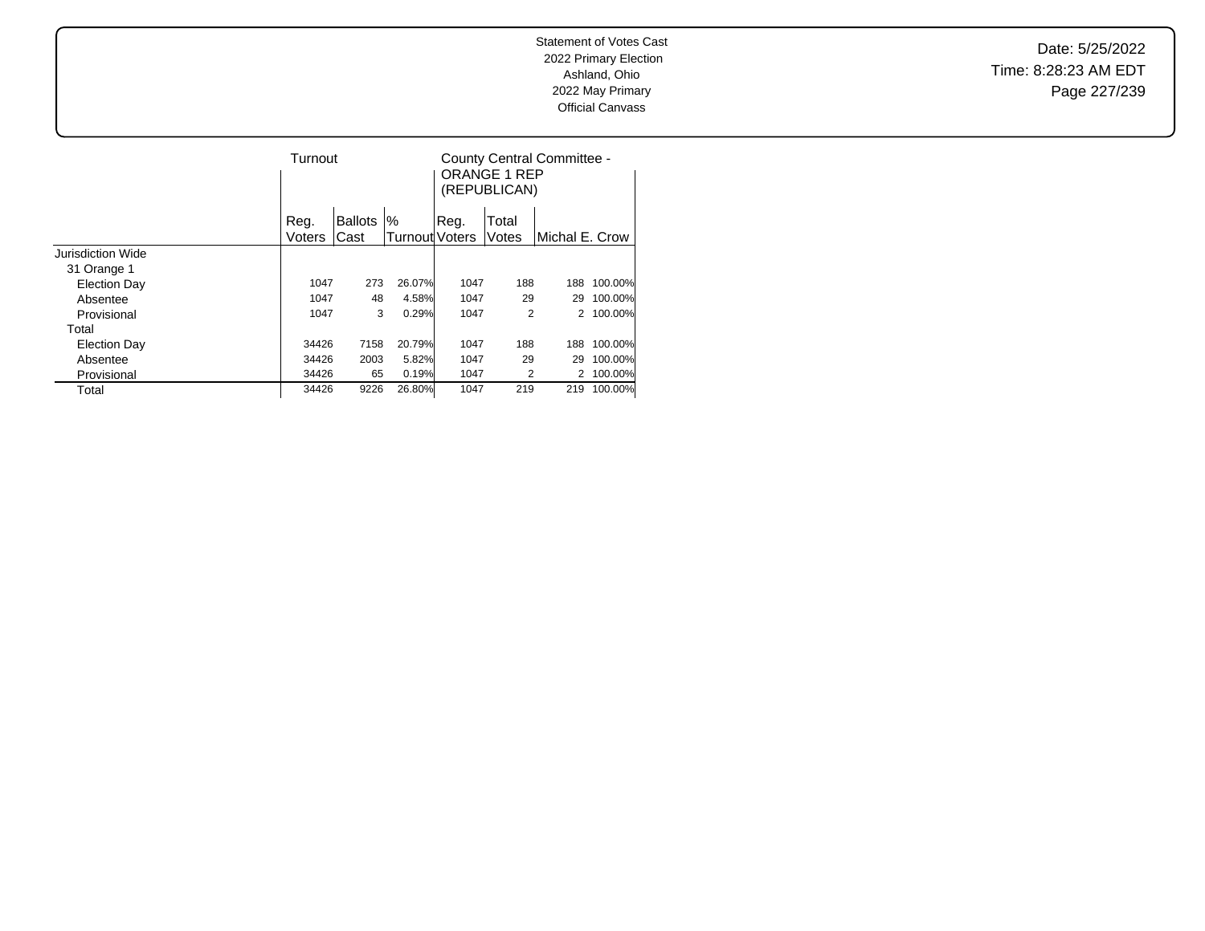Statement of Votes Cast
2022 Primary Election
Ashland, Ohio
2022 May Primary
Official Canvass

Date: 5/25/2022
Time: 8:28:23 AM EDT

| | Turnout | | | County Central Committee - ORANGE 1 REP (REPUBLICAN) | | | |
|---|---|---|---|---|---|---|---|
| | Reg. Voters | Ballots Cast | % Turnout | Reg. Voters | Total Votes | Michal E. Crow | |
| Jurisdiction Wide | | | | | | | |
| 31 Orange 1 | | | | | | | |
| Election Day | 1047 | 273 | 26.07% | 1047 | 188 | 188 | 100.00% |
| Absentee | 1047 | 48 | 4.58% | 1047 | 29 | 29 | 100.00% |
| Provisional | 1047 | 3 | 0.29% | 1047 | 2 | 2 | 100.00% |
| Total | | | | | | | |
| Election Day | 34426 | 7158 | 20.79% | 1047 | 188 | 188 | 100.00% |
| Absentee | 34426 | 2003 | 5.82% | 1047 | 29 | 29 | 100.00% |
| Provisional | 34426 | 65 | 0.19% | 1047 | 2 | 2 | 100.00% |
| Total | 34426 | 9226 | 26.80% | 1047 | 219 | 219 | 100.00% |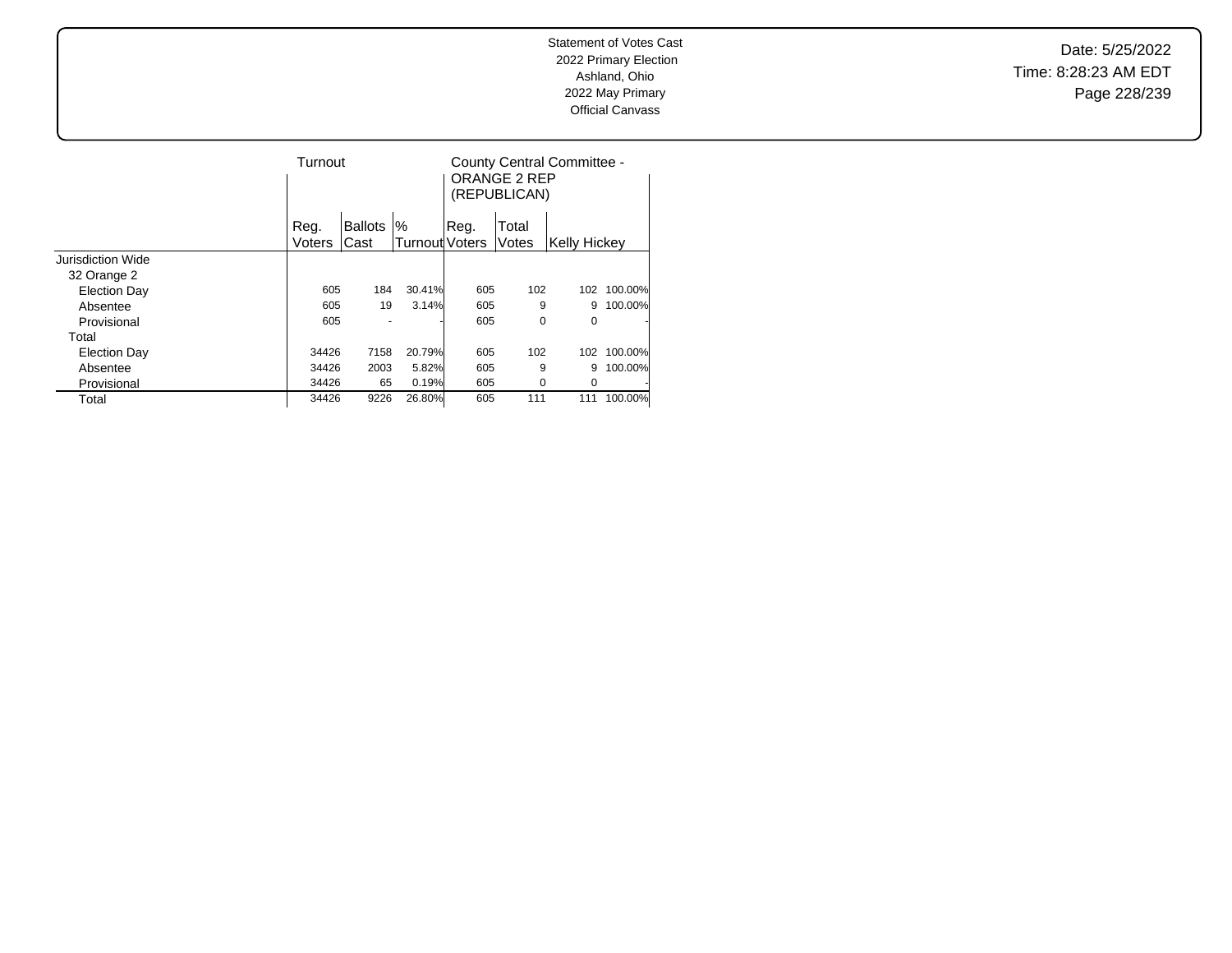Statement of Votes Cast
2022 Primary Election
Ashland, Ohio
2022 May Primary
Official Canvass

Date: 5/25/2022
Time: 8:28:23 AM EDT

| | Turnout | | | County Central Committee - ORANGE 2 REP (REPUBLICAN) | | | |
|---|---|---|---|---|---|---|---|
| | Reg. Voters | Ballots Cast | % Turnout | Reg. Voters | Total Votes | Kelly Hickey | |
| Jurisdiction Wide | | | | | | | |
| 32 Orange 2 | | | | | | | |
| Election Day | 605 | 184 | 30.41% | 605 | 102 | 102 | 100.00% |
| Absentee | 605 | 19 | 3.14% | 605 | 9 | 9 | 100.00% |
| Provisional | 605 | - | - | 605 | 0 | 0 | - |
| Total | | | | | | | |
| Election Day | 34426 | 7158 | 20.79% | 605 | 102 | 102 | 100.00% |
| Absentee | 34426 | 2003 | 5.82% | 605 | 9 | 9 | 100.00% |
| Provisional | 34426 | 65 | 0.19% | 605 | 0 | 0 | - |
| Total | 34426 | 9226 | 26.80% | 605 | 111 | 111 | 100.00% |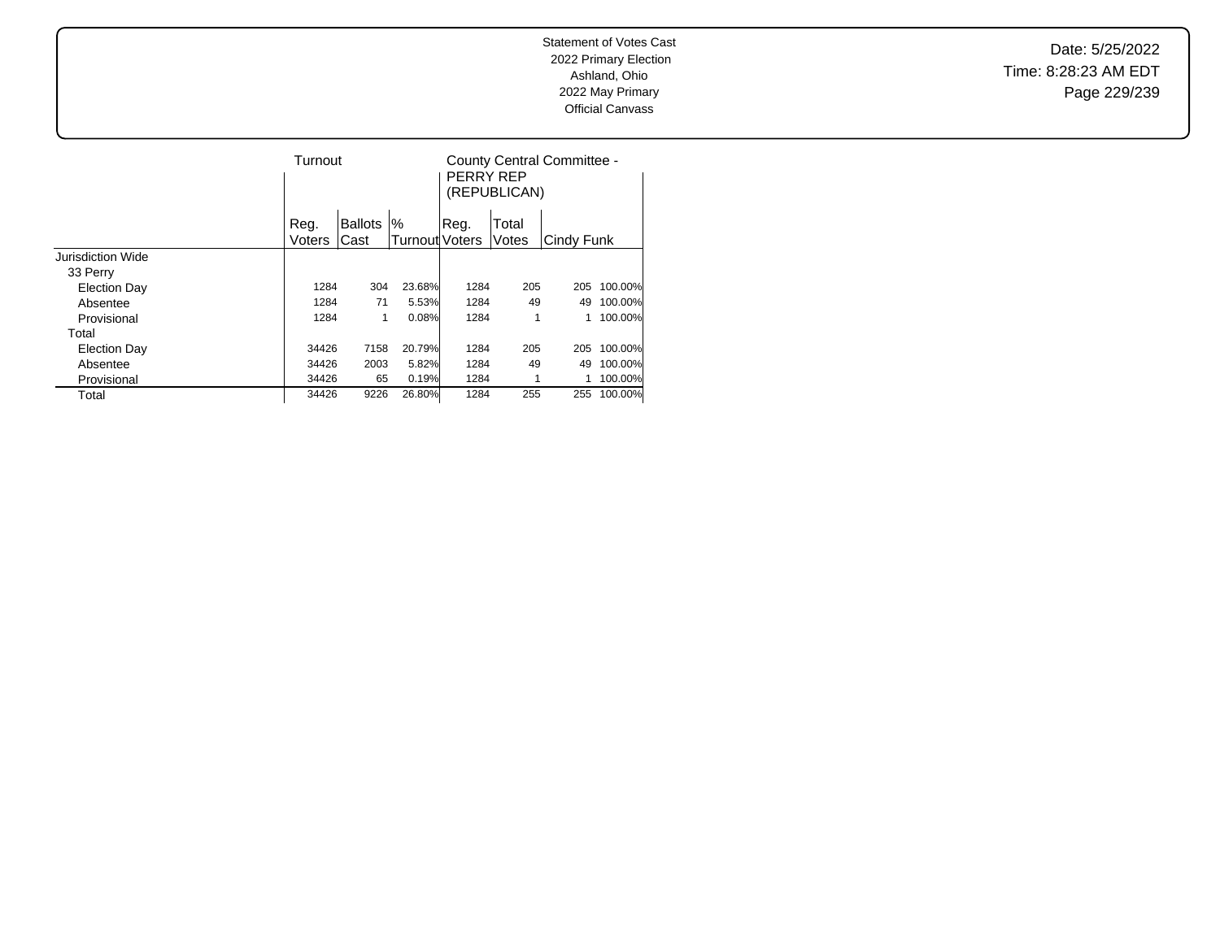Statement of Votes Cast
2022 Primary Election
Ashland, Ohio
2022 May Primary
Official Canvass

Date: 5/25/2022
Time: 8:28:23 AM EDT

| | Turnout | | | County Central Committee - PERRY REP (REPUBLICAN) | | | |
|---|---|---|---|---|---|---|---|
| | Reg. Voters | Ballots Cast | % Turnout | Reg. Voters | Total Votes | Cindy Funk | |
| Jurisdiction Wide | | | | | | | |
| 33 Perry | | | | | | | |
| Election Day | 1284 | 304 | 23.68% | 1284 | 205 | 205 | 100.00% |
| Absentee | 1284 | 71 | 5.53% | 1284 | 49 | 49 | 100.00% |
| Provisional | 1284 | 1 | 0.08% | 1284 | 1 | 1 | 100.00% |
| Total | | | | | | | |
| Election Day | 34426 | 7158 | 20.79% | 1284 | 205 | 205 | 100.00% |
| Absentee | 34426 | 2003 | 5.82% | 1284 | 49 | 49 | 100.00% |
| Provisional | 34426 | 65 | 0.19% | 1284 | 1 | 1 | 100.00% |
| Total | 34426 | 9226 | 26.80% | 1284 | 255 | 255 | 100.00% |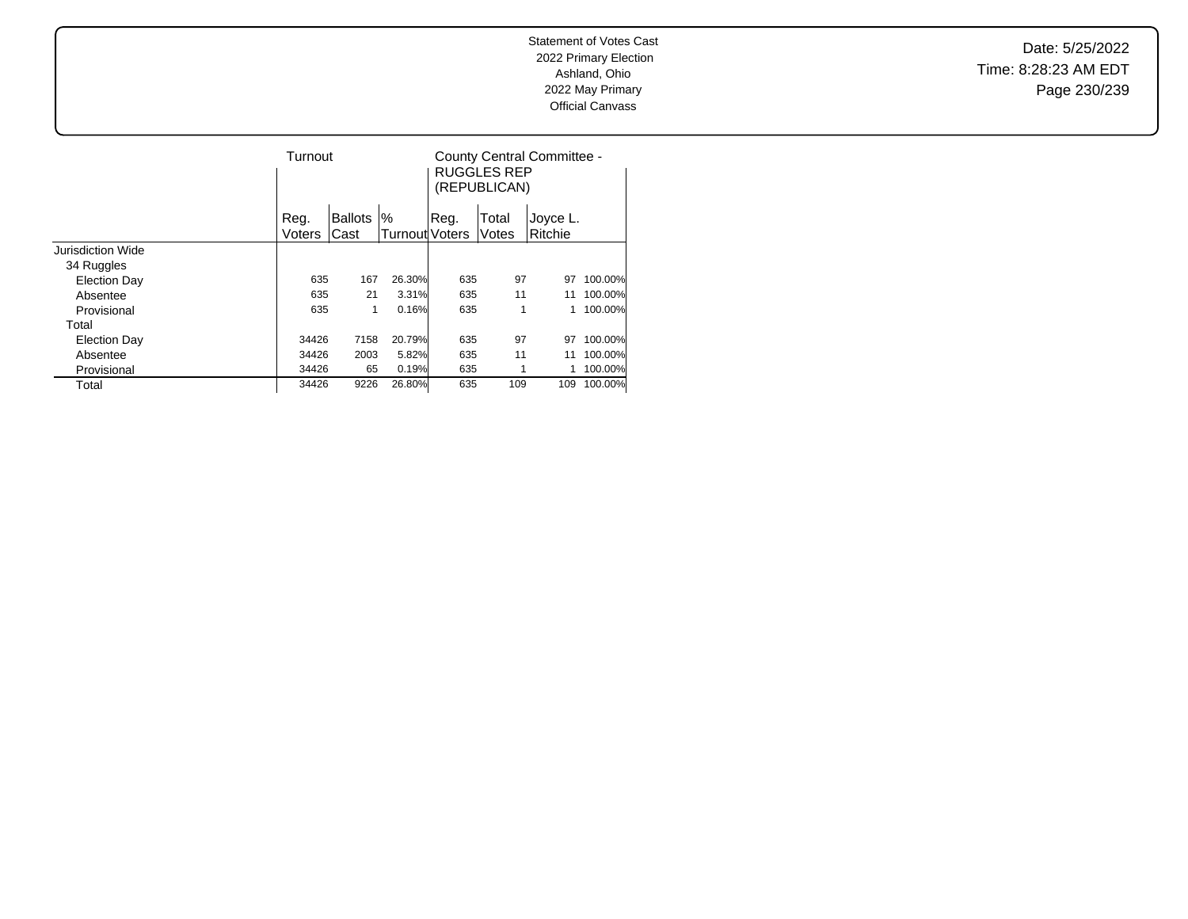Statement of Votes Cast
2022 Primary Election
Ashland, Ohio
2022 May Primary
Official Canvass

Date: 5/25/2022
Time: 8:28:23 AM EDT

| | Turnout | | | County Central Committee - RUGGLES REP (REPUBLICAN) | | | |
|---|---|---|---|---|---|---|---|
| | Reg. Voters | Ballots Cast | % Turnout | Reg. Voters | Total Votes | Joyce L. Ritchie | |
| Jurisdiction Wide | | | | | | | |
| 34 Ruggles | | | | | | | |
| Election Day | 635 | 167 | 26.30% | 635 | 97 | 97 | 100.00% |
| Absentee | 635 | 21 | 3.31% | 635 | 11 | 11 | 100.00% |
| Provisional | 635 | 1 | 0.16% | 635 | 1 | 1 | 100.00% |
| Total | | | | | | | |
| Election Day | 34426 | 7158 | 20.79% | 635 | 97 | 97 | 100.00% |
| Absentee | 34426 | 2003 | 5.82% | 635 | 11 | 11 | 100.00% |
| Provisional | 34426 | 65 | 0.19% | 635 | 1 | 1 | 100.00% |
| Total | 34426 | 9226 | 26.80% | 635 | 109 | 109 | 100.00% |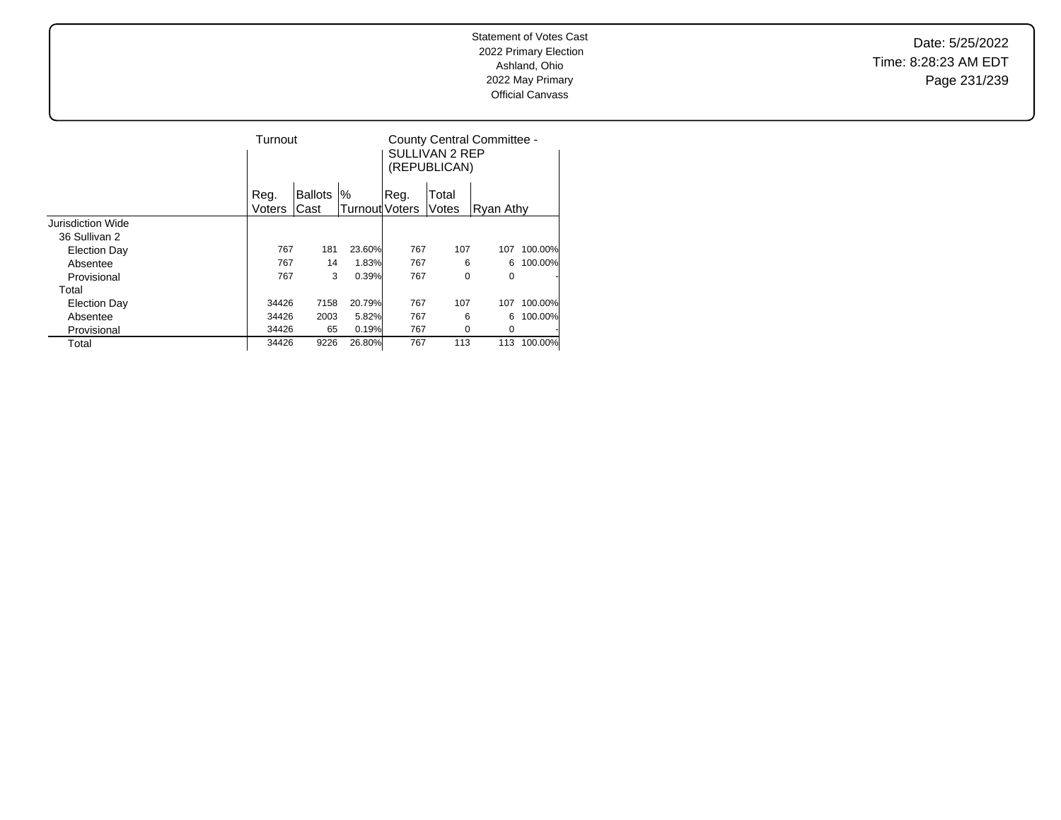Statement of Votes Cast
2022 Primary Election
Ashland, Ohio
2022 May Primary
Official Canvass

Date: 5/25/2022
Time: 8:28:23 AM EDT

| | Turnout | | | County Central Committee - SULLIVAN 2 REP (REPUBLICAN) | | | |
|---|---|---|---|---|---|---|---|
| | Reg. Voters | Ballots Cast | % Turnout | Reg. Voters | Total Votes | Ryan Athy | |
| Jurisdiction Wide | | | | | | | |
| 36 Sullivan 2 | | | | | | | |
| Election Day | 767 | 181 | 23.60% | 767 | 107 | 107 | 100.00% |
| Absentee | 767 | 14 | 1.83% | 767 | 6 | 6 | 100.00% |
| Provisional | 767 | 3 | 0.39% | 767 | 0 | 0 | - |
| Total | | | | | | | |
| Election Day | 34426 | 7158 | 20.79% | 767 | 107 | 107 | 100.00% |
| Absentee | 34426 | 2003 | 5.82% | 767 | 6 | 6 | 100.00% |
| Provisional | 34426 | 65 | 0.19% | 767 | 0 | 0 | - |
| Total | 34426 | 9226 | 26.80% | 767 | 113 | 113 | 100.00% |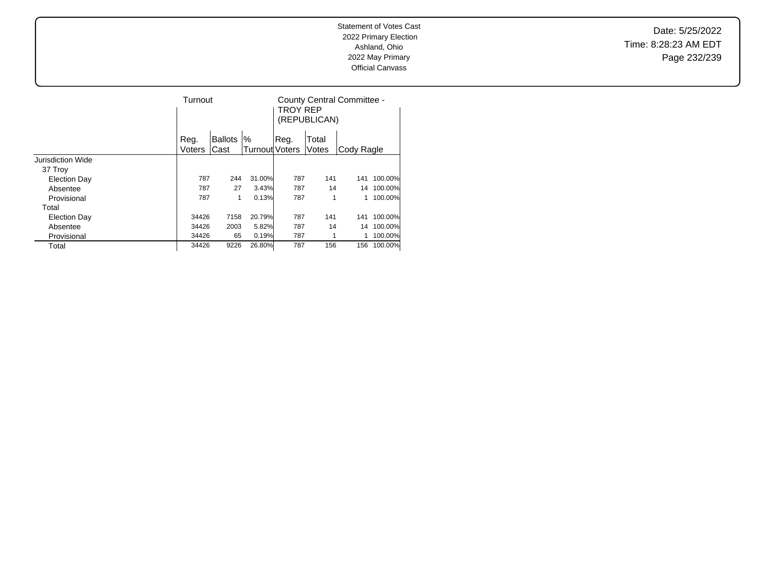Statement of Votes Cast
2022 Primary Election
Ashland, Ohio
2022 May Primary
Official Canvass

Date: 5/25/2022
Time: 8:28:23 AM EDT

| | Turnout | | | County Central Committee - TROY REP (REPUBLICAN) | | | |
|---|---|---|---|---|---|---|---|
| | Reg. Voters | Ballots Cast | % Turnout | Reg. Voters | Total Votes | Cody Ragle | |
| Jurisdiction Wide | | | | | | | |
| 37 Troy | | | | | | | |
| Election Day | 787 | 244 | 31.00% | 787 | 141 | 141 | 100.00% |
| Absentee | 787 | 27 | 3.43% | 787 | 14 | 14 | 100.00% |
| Provisional | 787 | 1 | 0.13% | 787 | 1 | 1 | 100.00% |
| Total | | | | | | | |
| Election Day | 34426 | 7158 | 20.79% | 787 | 141 | 141 | 100.00% |
| Absentee | 34426 | 2003 | 5.82% | 787 | 14 | 14 | 100.00% |
| Provisional | 34426 | 65 | 0.19% | 787 | 1 | 1 | 100.00% |
| Total | 34426 | 9226 | 26.80% | 787 | 156 | 156 | 100.00% |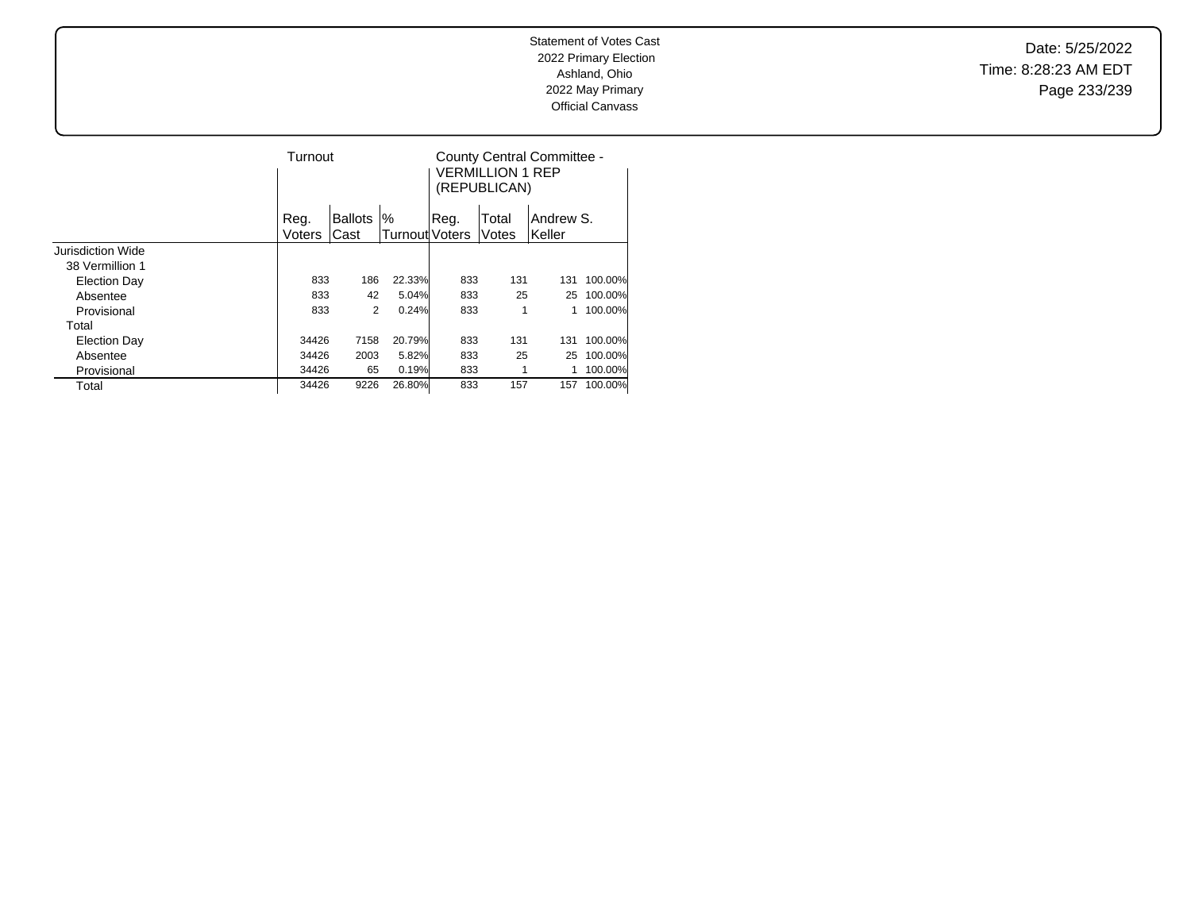Statement of Votes Cast
2022 Primary Election
Ashland, Ohio
2022 May Primary
Official Canvass

Date: 5/25/2022
Time: 8:28:23 AM EDT

| | Turnout | | | County Central Committee - VERMILLION 1 REP (REPUBLICAN) | | | |
|---|---|---|---|---|---|---|---|
| | Reg. Voters | Ballots Cast | % Turnout | Reg. Voters | Total Votes | Andrew S. Keller | |
| Jurisdiction Wide | | | | | | | |
| 38 Vermillion 1 | | | | | | | |
| Election Day | 833 | 186 | 22.33% | 833 | 131 | 131 | 100.00% |
| Absentee | 833 | 42 | 5.04% | 833 | 25 | 25 | 100.00% |
| Provisional | 833 | 2 | 0.24% | 833 | 1 | 1 | 100.00% |
| Total | | | | | | | |
| Election Day | 34426 | 7158 | 20.79% | 833 | 131 | 131 | 100.00% |
| Absentee | 34426 | 2003 | 5.82% | 833 | 25 | 25 | 100.00% |
| Provisional | 34426 | 65 | 0.19% | 833 | 1 | 1 | 100.00% |
| Total | 34426 | 9226 | 26.80% | 833 | 157 | 157 | 100.00% |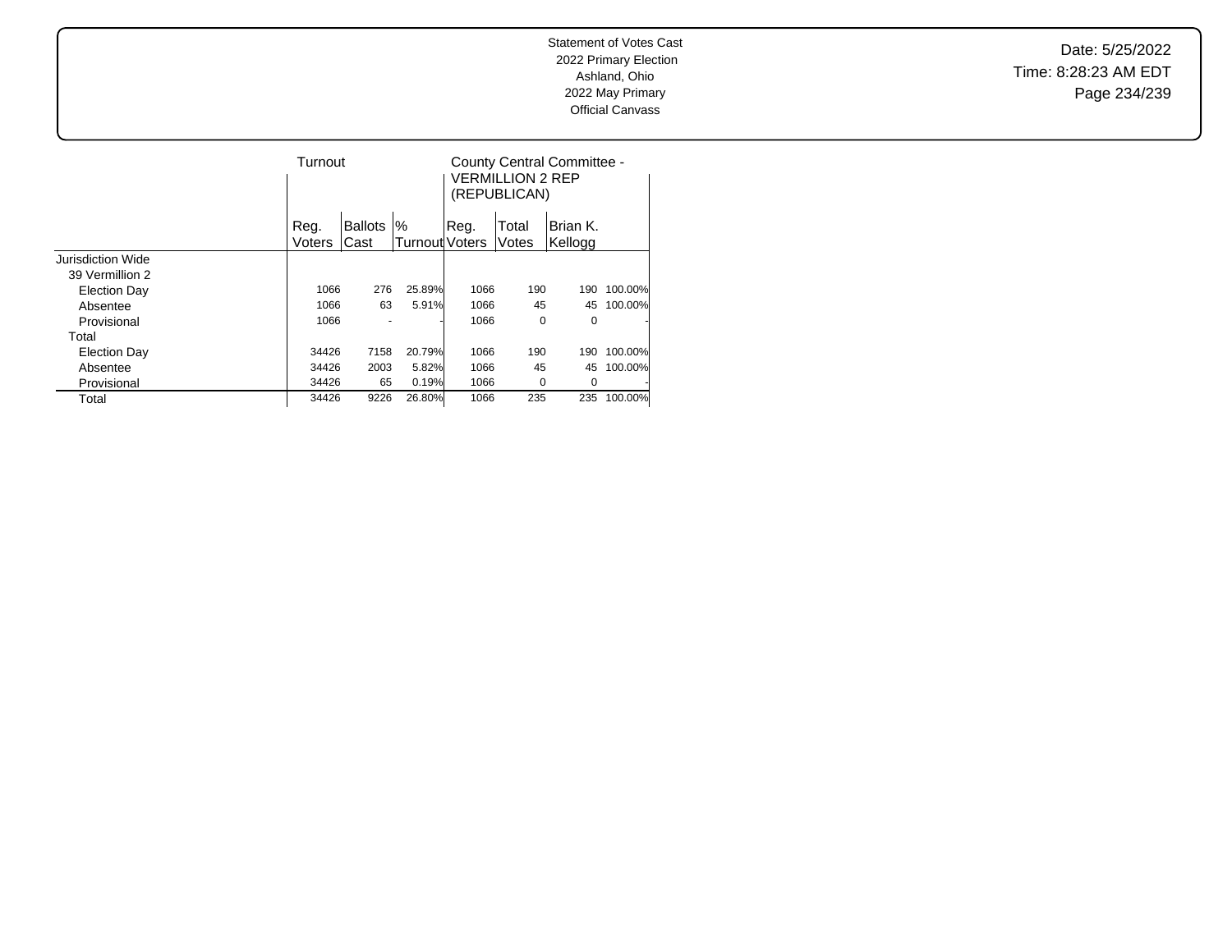Statement of Votes Cast
2022 Primary Election
Ashland, Ohio
2022 May Primary
Official Canvass

| | Turnout | | | County Central Committee - VERMILLION 2 REP (REPUBLICAN) | | | |
|---|---|---|---|---|---|---|---|
| | Reg. Voters | Ballots Cast | % Turnout | Reg. Voters | Total Votes | Brian K. Kellogg | |
| Jurisdiction Wide | | | | | | | |
| 39 Vermillion 2 | | | | | | | |
| Election Day | 1066 | 276 | 25.89% | 1066 | 190 | 190 | 100.00% |
| Absentee | 1066 | 63 | 5.91% | 1066 | 45 | 45 | 100.00% |
| Provisional | 1066 | - | - | 1066 | 0 | 0 | - |
| Total | | | | | | | |
| Election Day | 34426 | 7158 | 20.79% | 1066 | 190 | 190 | 100.00% |
| Absentee | 34426 | 2003 | 5.82% | 1066 | 45 | 45 | 100.00% |
| Provisional | 34426 | 65 | 0.19% | 1066 | 0 | 0 | - |
| Total | 34426 | 9226 | 26.80% | 1066 | 235 | 235 | 100.00% |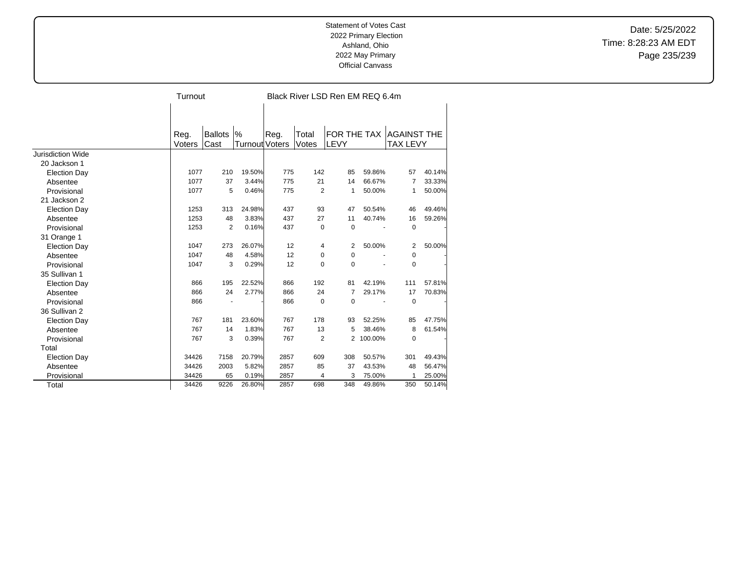Statement of Votes Cast
2022 Primary Election
Ashland, Ohio
2022 May Primary
Official Canvass

| | Turnout | | | Black River LSD Ren EM REQ 6.4m | | | | | |
|---|---|---|---|---|---|---|---|---|---|
| | Reg. Voters | Ballots Cast | % Turnout | Reg. Voters | Total Votes | FOR THE TAX LEVY | | AGAINST THE TAX LEVY | |
| Jurisdiction Wide | | | | | | | | | |
| 20 Jackson 1 | | | | | | | | | |
| Election Day | 1077 | 210 | 19.50% | 775 | 142 | 85 | 59.86% | 57 | 40.14% |
| Absentee | 1077 | 37 | 3.44% | 775 | 21 | 14 | 66.67% | 7 | 33.33% |
| Provisional | 1077 | 5 | 0.46% | 775 | 2 | 1 | 50.00% | 1 | 50.00% |
| 21 Jackson 2 | | | | | | | | | |
| Election Day | 1253 | 313 | 24.98% | 437 | 93 | 47 | 50.54% | 46 | 49.46% |
| Absentee | 1253 | 48 | 3.83% | 437 | 27 | 11 | 40.74% | 16 | 59.26% |
| Provisional | 1253 | 2 | 0.16% | 437 | 0 | 0 | - | 0 | - |
| 31 Orange 1 | | | | | | | | | |
| Election Day | 1047 | 273 | 26.07% | 12 | 4 | 2 | 50.00% | 2 | 50.00% |
| Absentee | 1047 | 48 | 4.58% | 12 | 0 | 0 | - | 0 | - |
| Provisional | 1047 | 3 | 0.29% | 12 | 0 | 0 | - | 0 | - |
| 35 Sullivan 1 | | | | | | | | | |
| Election Day | 866 | 195 | 22.52% | 866 | 192 | 81 | 42.19% | 111 | 57.81% |
| Absentee | 866 | 24 | 2.77% | 866 | 24 | 7 | 29.17% | 17 | 70.83% |
| Provisional | 866 | - | - | 866 | 0 | 0 | - | 0 | - |
| 36 Sullivan 2 | | | | | | | | | |
| Election Day | 767 | 181 | 23.60% | 767 | 178 | 93 | 52.25% | 85 | 47.75% |
| Absentee | 767 | 14 | 1.83% | 767 | 13 | 5 | 38.46% | 8 | 61.54% |
| Provisional | 767 | 3 | 0.39% | 767 | 2 | 2 | 100.00% | 0 | - |
| Total | | | | | | | | | |
| Election Day | 34426 | 7158 | 20.79% | 2857 | 609 | 308 | 50.57% | 301 | 49.43% |
| Absentee | 34426 | 2003 | 5.82% | 2857 | 85 | 37 | 43.53% | 48 | 56.47% |
| Provisional | 34426 | 65 | 0.19% | 2857 | 4 | 3 | 75.00% | 1 | 25.00% |
| Total | 34426 | 9226 | 26.80% | 2857 | 698 | 348 | 49.86% | 350 | 50.14% |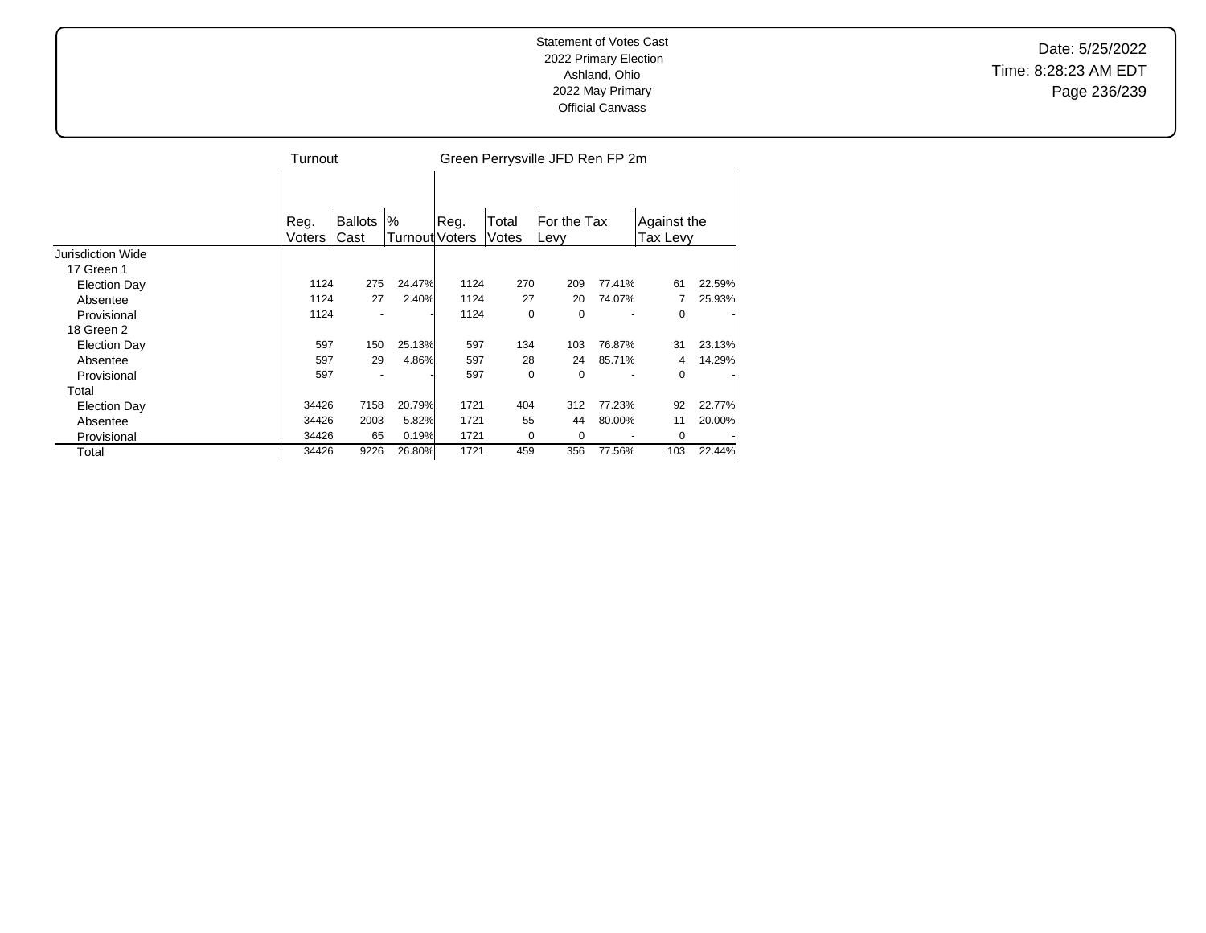Statement of Votes Cast
2022 Primary Election
Ashland, Ohio
2022 May Primary
Official Canvass

Date: 5/25/2022
Time: 8:28:23 AM EDT

| | Turnout | | | Green Perrysville JFD Ren FP 2m | | | | | |
|---|---|---|---|---|---|---|---|---|---|
| | Reg. Voters | Ballots Cast | % Turnout | Reg. Voters | Total Votes | For the Tax Levy | | Against the Tax Levy | |
| Jurisdiction Wide | | | | | | | | | |
| 17 Green 1 | | | | | | | | | |
| Election Day | 1124 | 275 | 24.47% | 1124 | 270 | 209 | 77.41% | 61 | 22.59% |
| Absentee | 1124 | 27 | 2.40% | 1124 | 27 | 20 | 74.07% | 7 | 25.93% |
| Provisional | 1124 | - | - | 1124 | 0 | 0 | - | 0 | - |
| 18 Green 2 | | | | | | | | | |
| Election Day | 597 | 150 | 25.13% | 597 | 134 | 103 | 76.87% | 31 | 23.13% |
| Absentee | 597 | 29 | 4.86% | 597 | 28 | 24 | 85.71% | 4 | 14.29% |
| Provisional | 597 | - | - | 597 | 0 | 0 | - | 0 | - |
| Total | | | | | | | | | |
| Election Day | 34426 | 7158 | 20.79% | 1721 | 404 | 312 | 77.23% | 92 | 22.77% |
| Absentee | 34426 | 2003 | 5.82% | 1721 | 55 | 44 | 80.00% | 11 | 20.00% |
| Provisional | 34426 | 65 | 0.19% | 1721 | 0 | 0 | - | 0 | - |
| Total | 34426 | 9226 | 26.80% | 1721 | 459 | 356 | 77.56% | 103 | 22.44% |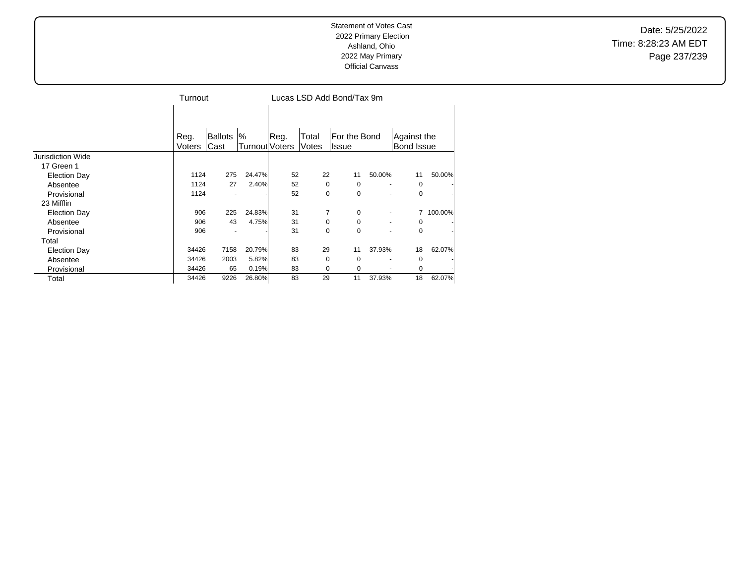Statement of Votes Cast
2022 Primary Election
Ashland, Ohio
2022 May Primary
Official Canvass

Date: 5/25/2022
Time: 8:28:23 AM EDT

| | Turnout | | | Lucas LSD Add Bond/Tax 9m | | | | | |
|---|---|---|---|---|---|---|---|---|---|
| | Reg. Voters | Ballots Cast | % Turnout | Reg. Voters | Total Votes | For the Bond Issue | | Against the Bond Issue | |
| Jurisdiction Wide | | | | | | | | | |
| 17 Green 1 | | | | | | | | | |
| Election Day | 1124 | 275 | 24.47% | 52 | 22 | 11 | 50.00% | 11 | 50.00% |
| Absentee | 1124 | 27 | 2.40% | 52 | 0 | 0 | - | 0 | - |
| Provisional | 1124 | - | - | 52 | 0 | 0 | - | 0 | - |
| 23 Mifflin | | | | | | | | | |
| Election Day | 906 | 225 | 24.83% | 31 | 7 | 0 | - | 7 | 100.00% |
| Absentee | 906 | 43 | 4.75% | 31 | 0 | 0 | - | 0 | - |
| Provisional | 906 | - | - | 31 | 0 | 0 | - | 0 | - |
| Total | | | | | | | | | |
| Election Day | 34426 | 7158 | 20.79% | 83 | 29 | 11 | 37.93% | 18 | 62.07% |
| Absentee | 34426 | 2003 | 5.82% | 83 | 0 | 0 | - | 0 | - |
| Provisional | 34426 | 65 | 0.19% | 83 | 0 | 0 | - | 0 | - |
| Total | 34426 | 9226 | 26.80% | 83 | 29 | 11 | 37.93% | 18 | 62.07% |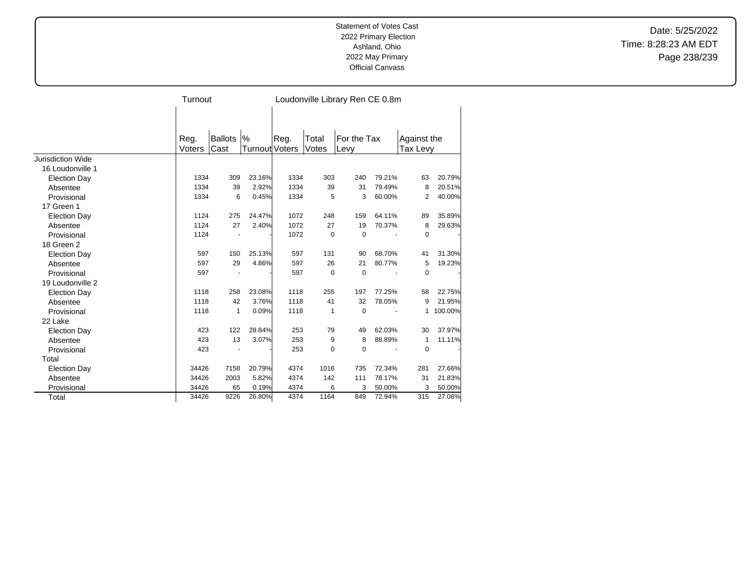Statement of Votes Cast
2022 Primary Election
Ashland, Ohio
2022 May Primary
Official Canvass

Date: 5/25/2022
Time: 8:28:23 AM EDT

| | Turnout | | | Loudonville Library Ren CE 0.8m | | | | | |
|---|---|---|---|---|---|---|---|---|---|
| | Reg. Voters | Ballots Cast | % Turnout | Reg. Voters | Total Votes | For the Tax Levy | | Against the Tax Levy | |
| Jurisdiction Wide | | | | | | | | | |
| 16 Loudonville 1 | | | | | | | | | |
| Election Day | 1334 | 309 | 23.16% | 1334 | 303 | 240 | 79.21% | 63 | 20.79% |
| Absentee | 1334 | 39 | 2.92% | 1334 | 39 | 31 | 79.49% | 8 | 20.51% |
| Provisional | 1334 | 6 | 0.45% | 1334 | 5 | 3 | 60.00% | 2 | 40.00% |
| 17 Green 1 | | | | | | | | | |
| Election Day | 1124 | 275 | 24.47% | 1072 | 248 | 159 | 64.11% | 89 | 35.89% |
| Absentee | 1124 | 27 | 2.40% | 1072 | 27 | 19 | 70.37% | 8 | 29.63% |
| Provisional | 1124 | - | - | 1072 | 0 | 0 | - | 0 | - |
| 18 Green 2 | | | | | | | | | |
| Election Day | 597 | 150 | 25.13% | 597 | 131 | 90 | 68.70% | 41 | 31.30% |
| Absentee | 597 | 29 | 4.86% | 597 | 26 | 21 | 80.77% | 5 | 19.23% |
| Provisional | 597 | - | - | 597 | 0 | 0 | - | 0 | - |
| 19 Loudonville 2 | | | | | | | | | |
| Election Day | 1118 | 258 | 23.08% | 1118 | 255 | 197 | 77.25% | 58 | 22.75% |
| Absentee | 1118 | 42 | 3.76% | 1118 | 41 | 32 | 78.05% | 9 | 21.95% |
| Provisional | 1118 | 1 | 0.09% | 1118 | 1 | 0 | - | 1 | 100.00% |
| 22 Lake | | | | | | | | | |
| Election Day | 423 | 122 | 28.84% | 253 | 79 | 49 | 62.03% | 30 | 37.97% |
| Absentee | 423 | 13 | 3.07% | 253 | 9 | 8 | 88.89% | 1 | 11.11% |
| Provisional | 423 | - | - | 253 | 0 | 0 | - | 0 | - |
| Total | | | | | | | | | |
| Election Day | 34426 | 7158 | 20.79% | 4374 | 1016 | 735 | 72.34% | 281 | 27.66% |
| Absentee | 34426 | 2003 | 5.82% | 4374 | 142 | 111 | 78.17% | 31 | 21.83% |
| Provisional | 34426 | 65 | 0.19% | 4374 | 6 | 3 | 50.00% | 3 | 50.00% |
| Total | 34426 | 9226 | 26.80% | 4374 | 1164 | 849 | 72.94% | 315 | 27.06% |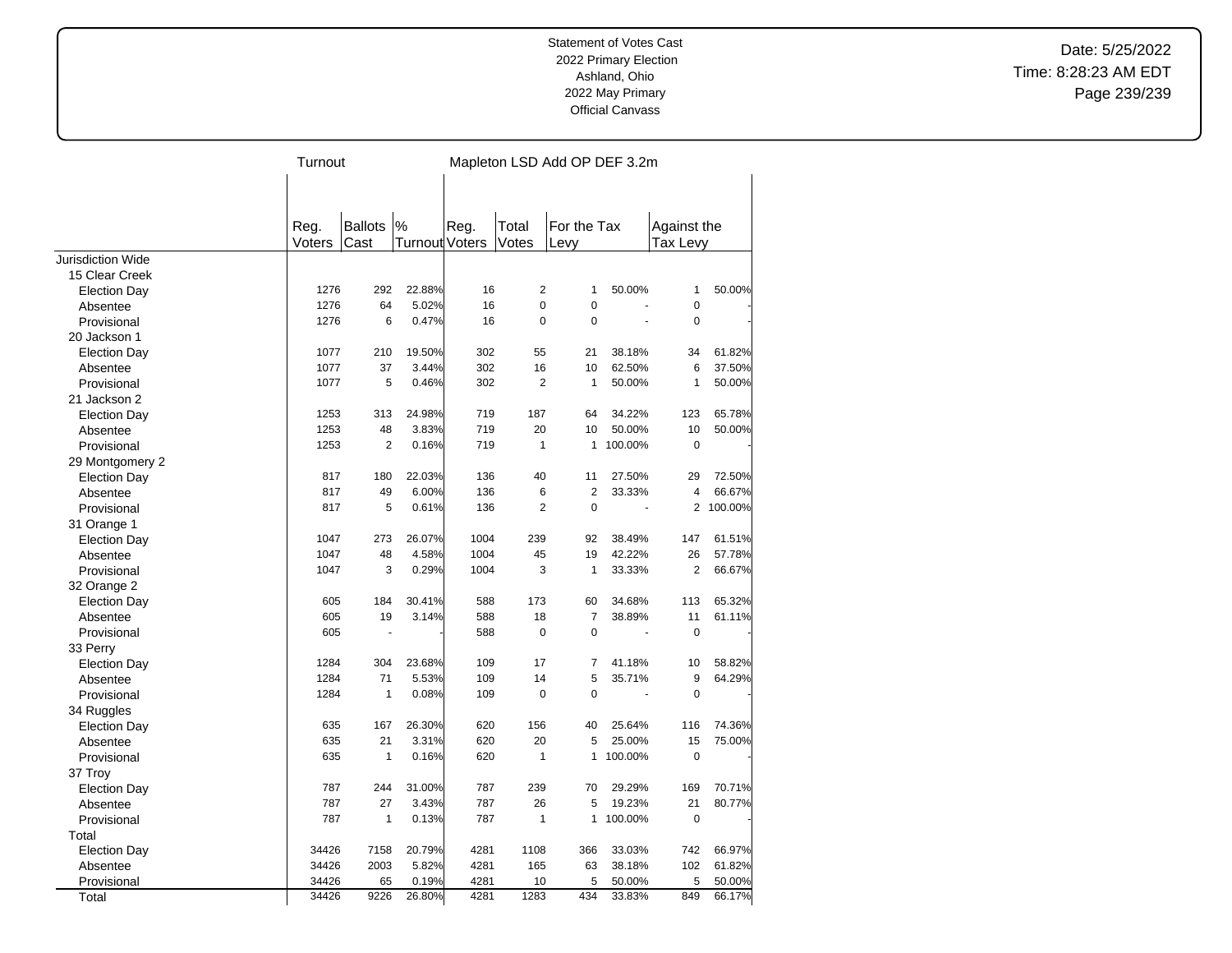Statement of Votes Cast
2022 Primary Election
Ashland, Ohio
2022 May Primary
Official Canvass

Date: 5/25/2022
Time: 8:28:23 AM EDT

| | Turnout | | | Mapleton LSD Add OP DEF 3.2m | | | | | |
|---|---|---|---|---|---|---|---|---|---|
| | Reg. Voters | Ballots Cast | % Turnout | Reg. Voters | Total Votes | For the Tax Levy | | Against the Tax Levy | |
| Jurisdiction Wide | | | | | | | | | |
| 15 Clear Creek | | | | | | | | | |
| Election Day | 1276 | 292 | 22.88% | 16 | 2 | 1 | 50.00% | 1 | 50.00% |
| Absentee | 1276 | 64 | 5.02% | 16 | 0 | 0 | - | 0 | - |
| Provisional | 1276 | 6 | 0.47% | 16 | 0 | 0 | - | 0 | - |
| 20 Jackson 1 | | | | | | | | | |
| Election Day | 1077 | 210 | 19.50% | 302 | 55 | 21 | 38.18% | 34 | 61.82% |
| Absentee | 1077 | 37 | 3.44% | 302 | 16 | 10 | 62.50% | 6 | 37.50% |
| Provisional | 1077 | 5 | 0.46% | 302 | 2 | 1 | 50.00% | 1 | 50.00% |
| 21 Jackson 2 | | | | | | | | | |
| Election Day | 1253 | 313 | 24.98% | 719 | 187 | 64 | 34.22% | 123 | 65.78% |
| Absentee | 1253 | 48 | 3.83% | 719 | 20 | 10 | 50.00% | 10 | 50.00% |
| Provisional | 1253 | 2 | 0.16% | 719 | 1 | 1 | 100.00% | 0 | - |
| 29 Montgomery 2 | | | | | | | | | |
| Election Day | 817 | 180 | 22.03% | 136 | 40 | 11 | 27.50% | 29 | 72.50% |
| Absentee | 817 | 49 | 6.00% | 136 | 6 | 2 | 33.33% | 4 | 66.67% |
| Provisional | 817 | 5 | 0.61% | 136 | 2 | 0 | - | 2 | 100.00% |
| 31 Orange 1 | | | | | | | | | |
| Election Day | 1047 | 273 | 26.07% | 1004 | 239 | 92 | 38.49% | 147 | 61.51% |
| Absentee | 1047 | 48 | 4.58% | 1004 | 45 | 19 | 42.22% | 26 | 57.78% |
| Provisional | 1047 | 3 | 0.29% | 1004 | 3 | 1 | 33.33% | 2 | 66.67% |
| 32 Orange 2 | | | | | | | | | |
| Election Day | 605 | 184 | 30.41% | 588 | 173 | 60 | 34.68% | 113 | 65.32% |
| Absentee | 605 | 19 | 3.14% | 588 | 18 | 7 | 38.89% | 11 | 61.11% |
| Provisional | 605 | - | - | 588 | 0 | 0 | - | 0 | - |
| 33 Perry | | | | | | | | | |
| Election Day | 1284 | 304 | 23.68% | 109 | 17 | 7 | 41.18% | 10 | 58.82% |
| Absentee | 1284 | 71 | 5.53% | 109 | 14 | 5 | 35.71% | 9 | 64.29% |
| Provisional | 1284 | 1 | 0.08% | 109 | 0 | 0 | - | 0 | - |
| 34 Ruggles | | | | | | | | | |
| Election Day | 635 | 167 | 26.30% | 620 | 156 | 40 | 25.64% | 116 | 74.36% |
| Absentee | 635 | 21 | 3.31% | 620 | 20 | 5 | 25.00% | 15 | 75.00% |
| Provisional | 635 | 1 | 0.16% | 620 | 1 | 1 | 100.00% | 0 | - |
| 37 Troy | | | | | | | | | |
| Election Day | 787 | 244 | 31.00% | 787 | 239 | 70 | 29.29% | 169 | 70.71% |
| Absentee | 787 | 27 | 3.43% | 787 | 26 | 5 | 19.23% | 21 | 80.77% |
| Provisional | 787 | 1 | 0.13% | 787 | 1 | 1 | 100.00% | 0 | - |
| Total | | | | | | | | | |
| Election Day | 34426 | 7158 | 20.79% | 4281 | 1108 | 366 | 33.03% | 742 | 66.97% |
| Absentee | 34426 | 2003 | 5.82% | 4281 | 165 | 63 | 38.18% | 102 | 61.82% |
| Provisional | 34426 | 65 | 0.19% | 4281 | 10 | 5 | 50.00% | 5 | 50.00% |
| Total | 34426 | 9226 | 26.80% | 4281 | 1283 | 434 | 33.83% | 849 | 66.17% |